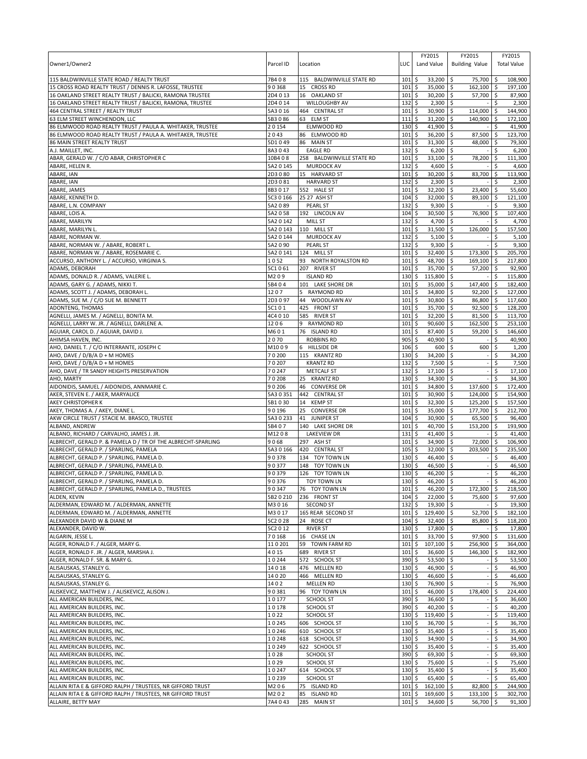| Owner1/Owner2 | Parcel ID | Location | LUC | FY2015 Land Value | FY2015 Building Value | FY2015 Total Value |
|---|---|---|---|---|---|---|
| 115 BALDWINVILLE STATE ROAD / REALTY TRUST | 7B4 0 8 | 115 BALDWINVILLE STATE RD | 101 | $ 33,200 | $ 75,700 | $ 108,900 |
| 15 CROSS ROAD REALTY TRUST / DENNIS R. LAFOSSE, TRUSTEE | 9 0 368 | 15 CROSS RD | 101 | $ 35,000 | $ 162,100 | $ 197,100 |
| 16 OAKLAND STREET REALTY TRUST / BALICKI, RAMONA TRUSTEE | 2D4 0 13 | 16 OAKLAND ST | 101 | $ 30,200 | $ 57,700 | $ 87,900 |
| 16 OAKLAND STREET REALTY TRUST / BALICKI, RAMONA, TRUSTEE | 2D4 0 14 | WILLOUGHBY AV | 132 | $ 2,300 | $ - | $ 2,300 |
| 464 CENTRAL STREET / REALTY TRUST | 5A3 0 16 | 464 CENTRAL ST | 101 | $ 30,900 | $ 114,000 | $ 144,900 |
| 63 ELM STREET WINCHENDON, LLC | 5B3 0 86 | 63 ELM ST | 111 | $ 31,200 | $ 140,900 | $ 172,100 |
| 86 ELMWOOD ROAD REALTY TRUST / PAULA A. WHITAKER, TRUSTEE | 2 0 154 | ELMWOOD RD | 130 | $ 41,900 | $ - | $ 41,900 |
| 86 ELMWOOD ROAD REALTY TRUST / PAULA A. WHITAKER, TRUSTEE | 2 0 43 | 86 ELMWOOD RD | 101 | $ 36,200 | $ 87,500 | $ 123,700 |
| 86 MAIN STREET REALTY TRUST | 5D1 0 49 | 86 MAIN ST | 101 | $ 31,300 | $ 48,000 | $ 79,300 |
| A.J. MAILLET, INC. | 8A3 0 43 | EAGLE RD | 132 | $ 6,200 | $ - | $ 6,200 |
| ABAR, GERALD W. / C/O ABAR, CHRISTOPHER C | 10B4 0 8 | 258 BALDWINVILLE STATE RD | 101 | $ 33,100 | $ 78,200 | $ 111,300 |
| ABARE, HELEN R. | 5A2 0 145 | MURDOCK AV | 132 | $ 4,600 | $ - | $ 4,600 |
| ABARE, IAN | 2D3 0 80 | 15 HARVARD ST | 101 | $ 30,200 | $ 83,700 | $ 113,900 |
| ABARE, IAN | 2D3 0 81 | HARVARD ST | 132 | $ 2,300 | $ - | $ 2,300 |
| ABARE, JAMES | 8B3 0 17 | 552 HALE ST | 101 | $ 32,200 | $ 23,400 | $ 55,600 |
| ABARE, KENNETH D. | 5C3 0 166 | 25 27 ASH ST | 104 | $ 32,000 | $ 89,100 | $ 121,100 |
| ABARE, L.N. COMPANY | 5A2 0 89 | PEARL ST | 132 | $ 9,300 | $ - | $ 9,300 |
| ABARE, LOIS A. | 5A2 0 58 | 192 LINCOLN AV | 104 | $ 30,500 | $ 76,900 | $ 107,400 |
| ABARE, MARILYN | 5A2 0 142 | MILL ST | 132 | $ 4,700 | $ - | $ 4,700 |
| ABARE, MARILYN L. | 5A2 0 143 | 110 MILL ST | 101 | $ 31,500 | $ 126,000 | $ 157,500 |
| ABARE, NORMAN W. | 5A2 0 144 | MURDOCK AV | 132 | $ 5,100 | $ - | $ 5,100 |
| ABARE, NORMAN W. / ABARE, ROBERT L. | 5A2 0 90 | PEARL ST | 132 | $ 9,300 | $ - | $ 9,300 |
| ABARE, NORMAN W. / ABARE, ROSEMARIE C. | 5A2 0 141 | 124 MILL ST | 101 | $ 32,400 | $ 173,300 | $ 205,700 |
| ACCURSO, ANTHONY L. / ACCURSO, VIRGINIA S. | 1 0 52 | 93 NORTH ROYALSTON RD | 101 | $ 48,700 | $ 169,100 | $ 217,800 |
| ADAMS, DEBORAH | 5C1 0 61 | 207 RIVER ST | 101 | $ 35,700 | $ 57,200 | $ 92,900 |
| ADAMS, DONALD R. / ADAMS, VALERIE L. | M2 0 9 | ISLAND RD | 130 | $ 115,800 | $ - | $ 115,800 |
| ADAMS, GARY G. / ADAMS, NIKKI T. | 5B4 0 4 | 101 LAKE SHORE DR | 101 | $ 35,000 | $ 147,400 | $ 182,400 |
| ADAMS, SCOTT J. / ADAMS, DEBORAH L. | 12 0 7 | 5 RAYMOND RD | 101 | $ 34,800 | $ 92,200 | $ 127,000 |
| ADAMS, SUE M. / C/O SUE M. BENNETT | 2D3 0 97 | 44 WOODLAWN AV | 101 | $ 30,800 | $ 86,800 | $ 117,600 |
| ADONTENG, THOMAS | 5C1 0 1 | 425 FRONT ST | 101 | $ 35,700 | $ 92,500 | $ 128,200 |
| AGNELLI, JAMES M. / AGNELLI, BONITA M. | 4C4 0 10 | 585 RIVER ST | 101 | $ 32,200 | $ 81,500 | $ 113,700 |
| AGNELLI, LARRY W. JR. / AGNELLI, DARLENE A. | 12 0 6 | 9 RAYMOND RD | 101 | $ 90,600 | $ 162,500 | $ 253,100 |
| AGUIAR, CAROL D. / AGUIAR, DAVID J. | M6 0 1 | 76 ISLAND RD | 101 | $ 87,400 | $ 59,200 | $ 146,600 |
| AHIMSA HAVEN, INC. | 2 0 70 | ROBBINS RD | 905 | $ 40,900 | $ - | $ 40,900 |
| AHO, DANIEL T. / C/O INTERRANTE, JOSEPH C | M10 0 9 | 6 HILLSIDE DR | 106 | $ 600 | $ 600 | $ 1,200 |
| AHO, DAVE / D/B/A D + M HOMES | 7 0 200 | 115 KRANTZ RD | 130 | $ 34,200 | $ - | $ 34,200 |
| AHO, DAVE / D/B/A D + M HOMES | 7 0 207 | KRANTZ RD | 132 | $ 7,500 | $ - | $ 7,500 |
| AHO, DAVE / TR SANDY HEIGHTS PRESERVATION | 7 0 247 | METCALF ST | 132 | $ 17,100 | $ - | $ 17,100 |
| AHO, MARTY | 7 0 208 | 25 KRANTZ RD | 130 | $ 34,300 | $ - | $ 34,300 |
| AIDONIDIS, SAMUEL / AIDONIDIS, ANNMARIE C. | 9 0 206 | 46 CONVERSE DR | 101 | $ 34,800 | $ 137,600 | $ 172,400 |
| AKER, STEVEN E. / AKER, MARYALICE | 5A3 0 351 | 442 CENTRAL ST | 101 | $ 30,900 | $ 124,000 | $ 154,900 |
| AKEY CHRISTOPHER K | 5B1 0 30 | 14 KEMP ST | 101 | $ 32,300 | $ 125,200 | $ 157,500 |
| AKEY, THOMAS A. / AKEY, DIANE L. | 9 0 196 | 25 CONVERSE DR | 101 | $ 35,000 | $ 177,700 | $ 212,700 |
| AKW CIRCLE TRUST / STACIE M. BRASCO, TRUSTEE | 5A3 0 233 | 41 JUNIPER ST | 104 | $ 30,900 | $ 65,500 | $ 96,400 |
| ALBAND, ANDREW | 5B4 0 7 | 140 LAKE SHORE DR | 101 | $ 40,700 | $ 153,200 | $ 193,900 |
| ALBANO, RICHARD / CARVALHO, JAMES J. JR. | M12 0 8 | LAKEVIEW DR | 131 | $ 41,400 | $ - | $ 41,400 |
| ALBRECHT, GERALD P. & PAMELA D / TR OF THE ALBRECHT-SPARLING | 9 0 68 | 297 ASH ST | 101 | $ 34,900 | $ 72,000 | $ 106,900 |
| ALBRECHT, GERALD P. / SPARLING, PAMELA | 5A3 0 166 | 420 CENTRAL ST | 105 | $ 32,000 | $ 203,500 | $ 235,500 |
| ALBRECHT, GERALD P. / SPARLING, PAMELA D. | 9 0 378 | 134 TOY TOWN LN | 130 | $ 46,400 | $ - | $ 46,400 |
| ALBRECHT, GERALD P. / SPARLING, PAMELA D. | 9 0 377 | 148 TOY TOWN LN | 130 | $ 46,500 | $ - | $ 46,500 |
| ALBRECHT, GERALD P. / SPARLING, PAMELA D. | 9 0 379 | 126 TOY TOWN LN | 130 | $ 46,200 | $ - | $ 46,200 |
| ALBRECHT, GERALD P. / SPARLING, PAMELA D. | 9 0 376 | TOY TOWN LN | 130 | $ 46,200 | $ - | $ 46,200 |
| ALBRECHT, GERALD P. / SPARLING, PAMELA D., TRUSTEES | 9 0 347 | 76 TOY TOWN LN | 101 | $ 46,200 | $ 172,300 | $ 218,500 |
| ALDEN, KEVIN | 5B2 0 210 | 236 FRONT ST | 104 | $ 22,000 | $ 75,600 | $ 97,600 |
| ALDERMAN, EDWARD M. / ALDERMAN, ANNETTE | M3 0 16 | SECOND ST | 132 | $ 19,300 | $ - | $ 19,300 |
| ALDERMAN, EDWARD M. / ALDERMAN, ANNETTE | M3 0 17 | 165 REAR SECOND ST | 101 | $ 129,400 | $ 52,700 | $ 182,100 |
| ALEXANDER DAVID W & DIANE M | 5C2 0 28 | 24 ROSE CT | 104 | $ 32,400 | $ 85,800 | $ 118,200 |
| ALEXANDER, DAVID W. | 5C2 0 12 | RIVER ST | 130 | $ 17,800 | $ - | $ 17,800 |
| ALGARIN, JESSE L. | 7 0 168 | 16 CHASE LN | 101 | $ 33,700 | $ 97,900 | $ 131,600 |
| ALGER, RONALD F. / ALGER, MARY G. | 11 0 201 | 59 TOWN FARM RD | 101 | $ 107,100 | $ 256,900 | $ 364,000 |
| ALGER, RONALD F. JR. / ALGER, MARSHA J. | 4 0 15 | 689 RIVER ST | 101 | $ 36,600 | $ 146,300 | $ 182,900 |
| ALGER, RONALD F. SR. & MARY G. | 1 0 244 | 572 SCHOOL ST | 390 | $ 53,500 | $ - | $ 53,500 |
| ALISAUSKAS, STANLEY G. | 14 0 18 | 476 MELLEN RD | 130 | $ 46,900 | $ - | $ 46,900 |
| ALISAUSKAS, STANLEY G. | 14 0 20 | 466 MELLEN RD | 130 | $ 46,600 | $ - | $ 46,600 |
| ALISAUSKAS, STANLEY G. | 14 0 2 | MELLEN RD | 130 | $ 76,900 | $ - | $ 76,900 |
| ALISKEVICZ, MATTHEW J. / ALISKEVICZ, ALISON J. | 9 0 381 | 96 TOY TOWN LN | 101 | $ 46,000 | $ 178,400 | $ 224,400 |
| ALL AMERICAN BUILDERS, INC. | 1 0 177 | SCHOOL ST | 390 | $ 36,600 | $ - | $ 36,600 |
| ALL AMERICAN BUILDERS, INC. | 1 0 178 | SCHOOL ST | 390 | $ 40,200 | $ - | $ 40,200 |
| ALL AMERICAN BUILDERS, INC. | 1 0 22 | SCHOOL ST | 130 | $ 119,400 | $ - | $ 119,400 |
| ALL AMERICAN BUILDERS, INC. | 1 0 245 | 606 SCHOOL ST | 130 | $ 36,700 | $ - | $ 36,700 |
| ALL AMERICAN BUILDERS, INC. | 1 0 246 | 610 SCHOOL ST | 130 | $ 35,400 | $ - | $ 35,400 |
| ALL AMERICAN BUILDERS, INC. | 1 0 248 | 618 SCHOOL ST | 130 | $ 34,900 | $ - | $ 34,900 |
| ALL AMERICAN BUILDERS, INC. | 1 0 249 | 622 SCHOOL ST | 130 | $ 35,400 | $ - | $ 35,400 |
| ALL AMERICAN BUILDERS, INC. | 1 0 28 | SCHOOL ST | 390 | $ 69,300 | $ - | $ 69,300 |
| ALL AMERICAN BUILDERS, INC. | 1 0 29 | SCHOOL ST | 130 | $ 75,600 | $ - | $ 75,600 |
| ALL AMERICAN BUILDERS, INC. | 1 0 247 | 614 SCHOOL ST | 130 | $ 35,400 | $ - | $ 35,400 |
| ALL AMERICAN BUILDERS, INC. | 1 0 239 | SCHOOL ST | 130 | $ 65,400 | $ - | $ 65,400 |
| ALLAIN RITA E & GIFFORD RALPH / TRUSTEES, NR GIFFORD TRUST | M2 0 6 | 75 ISLAND RD | 101 | $ 162,100 | $ 82,800 | $ 244,900 |
| ALLAIN RITA E & GIFFORD RALPH / TRUSTEES, NR GIFFORD TRUST | M2 0 2 | 85 ISLAND RD | 101 | $ 169,600 | $ 133,100 | $ 302,700 |
| ALLAIRE, BETTY MAY | 7A4 0 43 | 285 MAIN ST | 101 | $ 34,600 | $ 56,700 | $ 91,300 |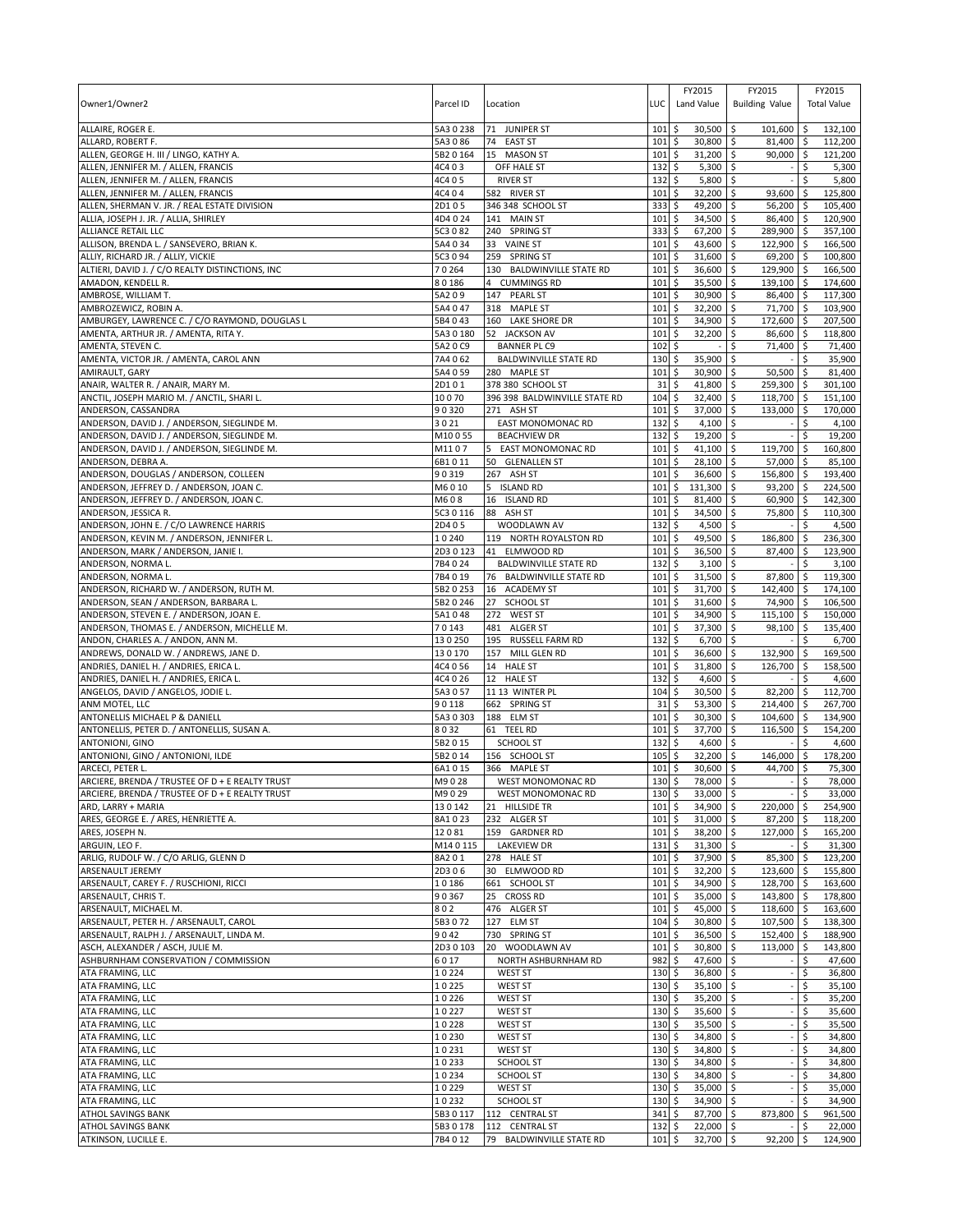| Owner1/Owner2 | Parcel ID | Location | LUC | FY2015 Land Value | FY2015 Building Value | FY2015 Total Value |
|---|---|---|---|---|---|---|
| ALLAIRE, ROGER E. | 5A3 0 238 | 71 JUNIPER ST | 101 | $ 30,500 | $ 101,600 | $ 132,100 |
| ALLARD, ROBERT F. | 5A3 0 86 | 74 EAST ST | 101 | $ 30,800 | $ 81,400 | $ 112,200 |
| ALLEN, GEORGE H. III / LINGO, KATHY A. | 5B2 0 164 | 15 MASON ST | 101 | $ 31,200 | $ 90,000 | $ 121,200 |
| ALLEN, JENNIFER M. / ALLEN, FRANCIS | 4C4 0 3 | OFF HALE ST | 132 | $ 5,300 | $ - | $ 5,300 |
| ALLEN, JENNIFER M. / ALLEN, FRANCIS | 4C4 0 5 | RIVER ST | 132 | $ 5,800 | $ - | $ 5,800 |
| ALLEN, JENNIFER M. / ALLEN, FRANCIS | 4C4 0 4 | 582 RIVER ST | 101 | $ 32,200 | $ 93,600 | $ 125,800 |
| ALLEN, SHERMAN V. JR. / REAL ESTATE DIVISION | 2D1 0 5 | 346 348 SCHOOL ST | 333 | $ 49,200 | $ 56,200 | $ 105,400 |
| ALLIA, JOSEPH J. JR. / ALLIA, SHIRLEY | 4D4 0 24 | 141 MAIN ST | 101 | $ 34,500 | $ 86,400 | $ 120,900 |
| ALLIANCE RETAIL LLC | 5C3 0 82 | 240 SPRING ST | 333 | $ 67,200 | $ 289,900 | $ 357,100 |
| ALLISON, BRENDA L. / SANSEVERO, BRIAN K. | 5A4 0 34 | 33 VAINE ST | 101 | $ 43,600 | $ 122,900 | $ 166,500 |
| ALLIY, RICHARD JR. / ALLIY, VICKIE | 5C3 0 94 | 259 SPRING ST | 101 | $ 31,600 | $ 69,200 | $ 100,800 |
| ALTIERI, DAVID J. / C/O REALTY DISTINCTIONS, INC | 7 0 264 | 130 BALDWINVILLE STATE RD | 101 | $ 36,600 | $ 129,900 | $ 166,500 |
| AMADON, KENDELL R. | 8 0 186 | 4 CUMMINGS RD | 101 | $ 35,500 | $ 139,100 | $ 174,600 |
| AMBROSE, WILLIAM T. | 5A2 0 9 | 147 PEARL ST | 101 | $ 30,900 | $ 86,400 | $ 117,300 |
| AMBROZEWICZ, ROBIN A. | 5A4 0 47 | 318 MAPLE ST | 101 | $ 32,200 | $ 71,700 | $ 103,900 |
| AMBURGEY, LAWRENCE C. / C/O RAYMOND, DOUGLAS L | 5B4 0 43 | 160 LAKE SHORE DR | 101 | $ 34,900 | $ 172,600 | $ 207,500 |
| AMENTA, ARTHUR JR. / AMENTA, RITA Y. | 5A3 0 180 | 52 JACKSON AV | 101 | $ 32,200 | $ 86,600 | $ 118,800 |
| AMENTA, STEVEN C. | 5A2 0 C9 | BANNER PL C9 | 102 | $ - | $ 71,400 | $ 71,400 |
| AMENTA, VICTOR JR. / AMENTA, CAROL ANN | 7A4 0 62 | BALDWINVILLE STATE RD | 130 | $ 35,900 | $ - | $ 35,900 |
| AMIRAULT, GARY | 5A4 0 59 | 280 MAPLE ST | 101 | $ 30,900 | $ 50,500 | $ 81,400 |
| ANAIR, WALTER R. / ANAIR, MARY M. | 2D1 0 1 | 378 380 SCHOOL ST | 31 | $ 41,800 | $ 259,300 | $ 301,100 |
| ANCTIL, JOSEPH MARIO M. / ANCTIL, SHARI L. | 10 0 70 | 396 398 BALDWINVILLE STATE RD | 104 | $ 32,400 | $ 118,700 | $ 151,100 |
| ANDERSON, CASSANDRA | 9 0 320 | 271 ASH ST | 101 | $ 37,000 | $ 133,000 | $ 170,000 |
| ANDERSON, DAVID J. / ANDERSON, SIEGLINDE M. | 3 0 21 | EAST MONOMONAC RD | 132 | $ 4,100 | $ - | $ 4,100 |
| ANDERSON, DAVID J. / ANDERSON, SIEGLINDE M. | M10 0 55 | BEACHVIEW DR | 132 | $ 19,200 | $ - | $ 19,200 |
| ANDERSON, DAVID J. / ANDERSON, SIEGLINDE M. | M11 0 7 | 5 EAST MONOMONAC RD | 101 | $ 41,100 | $ 119,700 | $ 160,800 |
| ANDERSON, DEBRA A. | 6B1 0 11 | 50 GLENALLEN ST | 101 | $ 28,100 | $ 57,000 | $ 85,100 |
| ANDERSON, DOUGLAS / ANDERSON, COLLEEN | 9 0 319 | 267 ASH ST | 101 | $ 36,600 | $ 156,800 | $ 193,400 |
| ANDERSON, JEFFREY D. / ANDERSON, JOAN C. | M6 0 10 | 5 ISLAND RD | 101 | $ 131,300 | $ 93,200 | $ 224,500 |
| ANDERSON, JEFFREY D. / ANDERSON, JOAN C. | M6 0 8 | 16 ISLAND RD | 101 | $ 81,400 | $ 60,900 | $ 142,300 |
| ANDERSON, JESSICA R. | 5C3 0 116 | 88 ASH ST | 101 | $ 34,500 | $ 75,800 | $ 110,300 |
| ANDERSON, JOHN E. / C/O LAWRENCE HARRIS | 2D4 0 5 | WOODLAWN AV | 132 | $ 4,500 | $ - | $ 4,500 |
| ANDERSON, KEVIN M. / ANDERSON, JENNIFER L. | 1 0 240 | 119 NORTH ROYALSTON RD | 101 | $ 49,500 | $ 186,800 | $ 236,300 |
| ANDERSON, MARK / ANDERSON, JANIE I. | 2D3 0 123 | 41 ELMWOOD RD | 101 | $ 36,500 | $ 87,400 | $ 123,900 |
| ANDERSON, NORMA L. | 7B4 0 24 | BALDWINVILLE STATE RD | 132 | $ 3,100 | $ - | $ 3,100 |
| ANDERSON, NORMA L. | 7B4 0 19 | 76 BALDWINVILLE STATE RD | 101 | $ 31,500 | $ 87,800 | $ 119,300 |
| ANDERSON, RICHARD W. / ANDERSON, RUTH M. | 5B2 0 253 | 16 ACADEMY ST | 101 | $ 31,700 | $ 142,400 | $ 174,100 |
| ANDERSON, SEAN / ANDERSON, BARBARA L. | 5B2 0 246 | 27 SCHOOL ST | 101 | $ 31,600 | $ 74,900 | $ 106,500 |
| ANDERSON, STEVEN E. / ANDERSON, JOAN E. | 5A1 0 48 | 272 WEST ST | 101 | $ 34,900 | $ 115,100 | $ 150,000 |
| ANDERSON, THOMAS E. / ANDERSON, MICHELLE M. | 7 0 143 | 481 ALGER ST | 101 | $ 37,300 | $ 98,100 | $ 135,400 |
| ANDON, CHARLES A. / ANDON, ANN M. | 13 0 250 | 195 RUSSELL FARM RD | 132 | $ 6,700 | $ - | $ 6,700 |
| ANDREWS, DONALD W. / ANDREWS, JANE D. | 13 0 170 | 157 MILL GLEN RD | 101 | $ 36,600 | $ 132,900 | $ 169,500 |
| ANDRIES, DANIEL H. / ANDRIES, ERICA L. | 4C4 0 56 | 14 HALE ST | 101 | $ 31,800 | $ 126,700 | $ 158,500 |
| ANDRIES, DANIEL H. / ANDRIES, ERICA L. | 4C4 0 26 | 12 HALE ST | 132 | $ 4,600 | $ - | $ 4,600 |
| ANGELOS, DAVID / ANGELOS, JODIE L. | 5A3 0 57 | 11 13 WINTER PL | 104 | $ 30,500 | $ 82,200 | $ 112,700 |
| ANM MOTEL, LLC | 9 0 118 | 662 SPRING ST | 31 | $ 53,300 | $ 214,400 | $ 267,700 |
| ANTONELLIS MICHAEL P & DANIELL | 5A3 0 303 | 188 ELM ST | 101 | $ 30,300 | $ 104,600 | $ 134,900 |
| ANTONELLIS, PETER D. / ANTONELLIS, SUSAN A. | 8 0 32 | 61 TEEL RD | 101 | $ 37,700 | $ 116,500 | $ 154,200 |
| ANTONIONI, GINO | 5B2 0 15 | SCHOOL ST | 132 | $ 4,600 | $ - | $ 4,600 |
| ANTONIONI, GINO / ANTONIONI, ILDE | 5B2 0 14 | 156 SCHOOL ST | 105 | $ 32,200 | $ 146,000 | $ 178,200 |
| ARCECI, PETER L. | 6A1 0 15 | 366 MAPLE ST | 101 | $ 30,600 | $ 44,700 | $ 75,300 |
| ARCIERE, BRENDA / TRUSTEE OF D + E REALTY TRUST | M9 0 28 | WEST MONOMONAC RD | 130 | $ 78,000 | $ - | $ 78,000 |
| ARCIERE, BRENDA / TRUSTEE OF D + E REALTY TRUST | M9 0 29 | WEST MONOMONAC RD | 130 | $ 33,000 | $ - | $ 33,000 |
| ARD, LARRY + MARIA | 13 0 142 | 21 HILLSIDE TR | 101 | $ 34,900 | $ 220,000 | $ 254,900 |
| ARES, GEORGE E. / ARES, HENRIETTE A. | 8A1 0 23 | 232 ALGER ST | 101 | $ 31,000 | $ 87,200 | $ 118,200 |
| ARES, JOSEPH N. | 12 0 81 | 159 GARDNER RD | 101 | $ 38,200 | $ 127,000 | $ 165,200 |
| ARGUIN, LEO F. | M14 0 115 | LAKEVIEW DR | 131 | $ 31,300 | $ - | $ 31,300 |
| ARLIG, RUDOLF W. / C/O ARLIG, GLENN D | 8A2 0 1 | 278 HALE ST | 101 | $ 37,900 | $ 85,300 | $ 123,200 |
| ARSENAULT JEREMY | 2D3 0 6 | 30 ELMWOOD RD | 101 | $ 32,200 | $ 123,600 | $ 155,800 |
| ARSENAULT, CAREY F. / RUSCHIONI, RICCI | 1 0 186 | 661 SCHOOL ST | 101 | $ 34,900 | $ 128,700 | $ 163,600 |
| ARSENAULT, CHRIS T. | 9 0 367 | 25 CROSS RD | 101 | $ 35,000 | $ 143,800 | $ 178,800 |
| ARSENAULT, MICHAEL M. | 8 0 2 | 476 ALGER ST | 101 | $ 45,000 | $ 118,600 | $ 163,600 |
| ARSENAULT, PETER H. / ARSENAULT, CAROL | 5B3 0 72 | 127 ELM ST | 104 | $ 30,800 | $ 107,500 | $ 138,300 |
| ARSENAULT, RALPH J. / ARSENAULT, LINDA M. | 9 0 42 | 730 SPRING ST | 101 | $ 36,500 | $ 152,400 | $ 188,900 |
| ASCH, ALEXANDER / ASCH, JULIE M. | 2D3 0 103 | 20 WOODLAWN AV | 101 | $ 30,800 | $ 113,000 | $ 143,800 |
| ASHBURNHAM CONSERVATION / COMMISSION | 6 0 17 | NORTH ASHBURNHAM RD | 982 | $ 47,600 | $ - | $ 47,600 |
| ATA FRAMING, LLC | 1 0 224 | WEST ST | 130 | $ 36,800 | $ - | $ 36,800 |
| ATA FRAMING, LLC | 1 0 225 | WEST ST | 130 | $ 35,100 | $ - | $ 35,100 |
| ATA FRAMING, LLC | 1 0 226 | WEST ST | 130 | $ 35,200 | $ - | $ 35,200 |
| ATA FRAMING, LLC | 1 0 227 | WEST ST | 130 | $ 35,600 | $ - | $ 35,600 |
| ATA FRAMING, LLC | 1 0 228 | WEST ST | 130 | $ 35,500 | $ - | $ 35,500 |
| ATA FRAMING, LLC | 1 0 230 | WEST ST | 130 | $ 34,800 | $ - | $ 34,800 |
| ATA FRAMING, LLC | 1 0 231 | WEST ST | 130 | $ 34,800 | $ - | $ 34,800 |
| ATA FRAMING, LLC | 1 0 233 | SCHOOL ST | 130 | $ 34,800 | $ - | $ 34,800 |
| ATA FRAMING, LLC | 1 0 234 | SCHOOL ST | 130 | $ 34,800 | $ - | $ 34,800 |
| ATA FRAMING, LLC | 1 0 229 | WEST ST | 130 | $ 35,000 | $ - | $ 35,000 |
| ATA FRAMING, LLC | 1 0 232 | SCHOOL ST | 130 | $ 34,900 | $ - | $ 34,900 |
| ATHOL SAVINGS BANK | 5B3 0 117 | 112 CENTRAL ST | 341 | $ 87,700 | $ 873,800 | $ 961,500 |
| ATHOL SAVINGS BANK | 5B3 0 178 | 112 CENTRAL ST | 132 | $ 22,000 | $ - | $ 22,000 |
| ATKINSON, LUCILLE E. | 7B4 0 12 | 79 BALDWINVILLE STATE RD | 101 | $ 32,700 | $ 92,200 | $ 124,900 |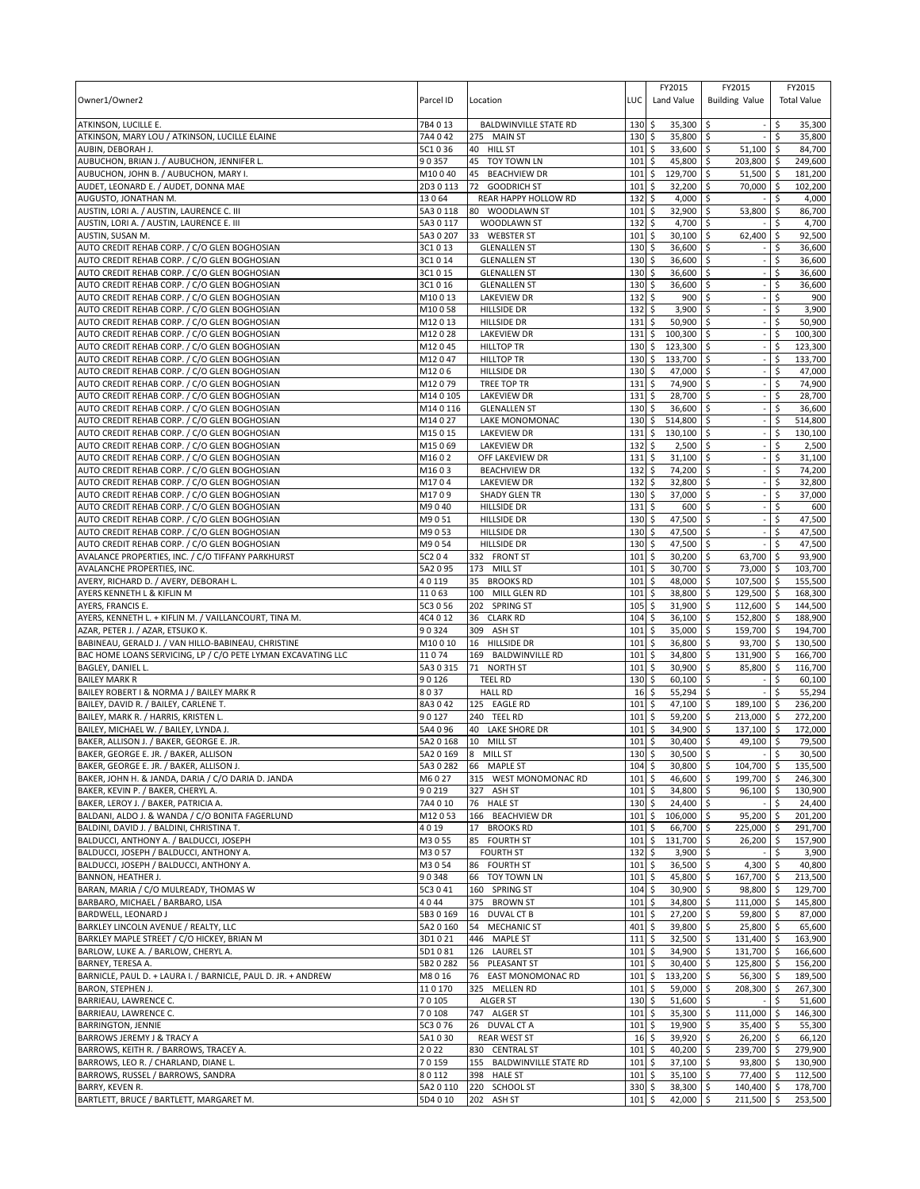| Owner1/Owner2 | Parcel ID | Location | LUC | FY2015 Land Value | FY2015 Building Value | FY2015 Total Value |
|---|---|---|---|---|---|---|
| ATKINSON, LUCILLE E. | 7B4 0 13 | BALDWINVILLE STATE RD | 130 | $ 35,300 | $ - | $ 35,300 |
| ATKINSON, MARY LOU / ATKINSON, LUCILLE ELAINE | 7A4 0 42 | 275 MAIN ST | 130 | $ 35,800 | $ - | $ 35,800 |
| AUBIN, DEBORAH J. | 5C1 0 36 | 40 HILL ST | 101 | $ 33,600 | $ 51,100 | $ 84,700 |
| AUBUCHON, BRIAN J. / AUBUCHON, JENNIFER L. | 9 0 357 | 45 TOY TOWN LN | 101 | $ 45,800 | $ 203,800 | $ 249,600 |
| AUBUCHON, JOHN B. / AUBUCHON, MARY I. | M10 0 40 | 45 BEACHVIEW DR | 101 | $ 129,700 | $ 51,500 | $ 181,200 |
| AUDET, LEONARD E. / AUDET, DONNA MAE | 2D3 0 113 | 72 GOODRICH ST | 101 | $ 32,200 | $ 70,000 | $ 102,200 |
| AUGUSTO, JONATHAN M. | 13 0 64 | REAR HAPPY HOLLOW RD | 132 | $ 4,000 | $ - | $ 4,000 |
| AUSTIN, LORI A. / AUSTIN, LAURENCE C. III | 5A3 0 118 | 80 WOODLAWN ST | 101 | $ 32,900 | $ 53,800 | $ 86,700 |
| AUSTIN, LORI A. / AUSTIN, LAURENCE E. III | 5A3 0 117 | WOODLAWN ST | 132 | $ 4,700 | $ - | $ 4,700 |
| AUSTIN, SUSAN M. | 5A3 0 207 | 33 WEBSTER ST | 101 | $ 30,100 | $ 62,400 | $ 92,500 |
| AUTO CREDIT REHAB CORP. / C/O GLEN BOGHOSIAN | 3C1 0 13 | GLENALLEN ST | 130 | $ 36,600 | $ - | $ 36,600 |
| AUTO CREDIT REHAB CORP. / C/O GLEN BOGHOSIAN | 3C1 0 14 | GLENALLEN ST | 130 | $ 36,600 | $ - | $ 36,600 |
| AUTO CREDIT REHAB CORP. / C/O GLEN BOGHOSIAN | 3C1 0 15 | GLENALLEN ST | 130 | $ 36,600 | $ - | $ 36,600 |
| AUTO CREDIT REHAB CORP. / C/O GLEN BOGHOSIAN | 3C1 0 16 | GLENALLEN ST | 130 | $ 36,600 | $ - | $ 36,600 |
| AUTO CREDIT REHAB CORP. / C/O GLEN BOGHOSIAN | M10 0 13 | LAKEVIEW DR | 132 | $ 900 | $ - | $ 900 |
| AUTO CREDIT REHAB CORP. / C/O GLEN BOGHOSIAN | M10 0 58 | HILLSIDE DR | 132 | $ 3,900 | $ - | $ 3,900 |
| AUTO CREDIT REHAB CORP. / C/O GLEN BOGHOSIAN | M12 0 13 | HILLSIDE DR | 131 | $ 50,900 | $ - | $ 50,900 |
| AUTO CREDIT REHAB CORP. / C/O GLEN BOGHOSIAN | M12 0 28 | LAKEVIEW DR | 131 | $ 100,300 | $ - | $ 100,300 |
| AUTO CREDIT REHAB CORP. / C/O GLEN BOGHOSIAN | M12 0 45 | HILLTOP TR | 130 | $ 123,300 | $ - | $ 123,300 |
| AUTO CREDIT REHAB CORP. / C/O GLEN BOGHOSIAN | M12 0 47 | HILLTOP TR | 130 | $ 133,700 | $ - | $ 133,700 |
| AUTO CREDIT REHAB CORP. / C/O GLEN BOGHOSIAN | M12 0 6 | HILLSIDE DR | 130 | $ 47,000 | $ - | $ 47,000 |
| AUTO CREDIT REHAB CORP. / C/O GLEN BOGHOSIAN | M12 0 79 | TREE TOP TR | 131 | $ 74,900 | $ - | $ 74,900 |
| AUTO CREDIT REHAB CORP. / C/O GLEN BOGHOSIAN | M14 0 105 | LAKEVIEW DR | 131 | $ 28,700 | $ - | $ 28,700 |
| AUTO CREDIT REHAB CORP. / C/O GLEN BOGHOSIAN | M14 0 116 | GLENALLEN ST | 130 | $ 36,600 | $ - | $ 36,600 |
| AUTO CREDIT REHAB CORP. / C/O GLEN BOGHOSIAN | M14 0 27 | LAKE MONOMONAC | 130 | $ 514,800 | $ - | $ 514,800 |
| AUTO CREDIT REHAB CORP. / C/O GLEN BOGHOSIAN | M15 0 15 | LAKEVIEW DR | 131 | $ 130,100 | $ - | $ 130,100 |
| AUTO CREDIT REHAB CORP. / C/O GLEN BOGHOSIAN | M15 0 69 | LAKEVIEW DR | 132 | $ 2,500 | $ - | $ 2,500 |
| AUTO CREDIT REHAB CORP. / C/O GLEN BOGHOSIAN | M16 0 2 | OFF LAKEVIEW DR | 131 | $ 31,100 | $ - | $ 31,100 |
| AUTO CREDIT REHAB CORP. / C/O GLEN BOGHOSIAN | M16 0 3 | BEACHVIEW DR | 132 | $ 74,200 | $ - | $ 74,200 |
| AUTO CREDIT REHAB CORP. / C/O GLEN BOGHOSIAN | M17 0 4 | LAKEVIEW DR | 132 | $ 32,800 | $ - | $ 32,800 |
| AUTO CREDIT REHAB CORP. / C/O GLEN BOGHOSIAN | M17 0 9 | SHADY GLEN TR | 130 | $ 37,000 | $ - | $ 37,000 |
| AUTO CREDIT REHAB CORP. / C/O GLEN BOGHOSIAN | M9 0 40 | HILLSIDE DR | 131 | $ 600 | $ - | $ 600 |
| AUTO CREDIT REHAB CORP. / C/O GLEN BOGHOSIAN | M9 0 51 | HILLSIDE DR | 130 | $ 47,500 | $ - | $ 47,500 |
| AUTO CREDIT REHAB CORP. / C/O GLEN BOGHOSIAN | M9 0 53 | HILLSIDE DR | 130 | $ 47,500 | $ - | $ 47,500 |
| AUTO CREDIT REHAB CORP. / C/O GLEN BOGHOSIAN | M9 0 54 | HILLSIDE DR | 130 | $ 47,500 | $ - | $ 47,500 |
| AVALANCE PROPERTIES, INC. / C/O TIFFANY PARKHURST | 5C2 0 4 | 332 FRONT ST | 101 | $ 30,200 | $ 63,700 | $ 93,900 |
| AVALANCHE PROPERTIES, INC. | 5A2 0 95 | 173 MILL ST | 101 | $ 30,700 | $ 73,000 | $ 103,700 |
| AVERY, RICHARD D. / AVERY, DEBORAH L. | 4 0 119 | 35 BROOKS RD | 101 | $ 48,000 | $ 107,500 | $ 155,500 |
| AYERS KENNETH L & KIFLIN M | 11 0 63 | 100 MILL GLEN RD | 101 | $ 38,800 | $ 129,500 | $ 168,300 |
| AYERS, FRANCIS E. | 5C3 0 56 | 202 SPRING ST | 105 | $ 31,900 | $ 112,600 | $ 144,500 |
| AYERS, KENNETH L. + KIFLIN M. / VAILLANCOURT, TINA M. | 4C4 0 12 | 36 CLARK RD | 104 | $ 36,100 | $ 152,800 | $ 188,900 |
| AZAR, PETER J. / AZAR, ETSUKO K. | 9 0 324 | 309 ASH ST | 101 | $ 35,000 | $ 159,700 | $ 194,700 |
| BABINEAU, GERALD J. / VAN HILLO-BABINEAU, CHRISTINE | M10 0 10 | 16 HILLSIDE DR | 101 | $ 36,800 | $ 93,700 | $ 130,500 |
| BAC HOME LOANS SERVICING, LP / C/O PETE LYMAN EXCAVATING LLC | 11 0 74 | 169 BALDWINVILLE RD | 101 | $ 34,800 | $ 131,900 | $ 166,700 |
| BAGLEY, DANIEL L. | 5A3 0 315 | 71 NORTH ST | 101 | $ 30,900 | $ 85,800 | $ 116,700 |
| BAILEY MARK R | 9 0 126 | TEEL RD | 130 | $ 60,100 | $ - | $ 60,100 |
| BAILEY ROBERT I & NORMA J / BAILEY MARK R | 8 0 37 | HALL RD | 16 | $ 55,294 | $ - | $ 55,294 |
| BAILEY, DAVID R. / BAILEY, CARLENE T. | 8A3 0 42 | 125 EAGLE RD | 101 | $ 47,100 | $ 189,100 | $ 236,200 |
| BAILEY, MARK R. / HARRIS, KRISTEN L. | 9 0 127 | 240 TEEL RD | 101 | $ 59,200 | $ 213,000 | $ 272,200 |
| BAILEY, MICHAEL W. / BAILEY, LYNDA J. | 5A4 0 96 | 40 LAKE SHORE DR | 101 | $ 34,900 | $ 137,100 | $ 172,000 |
| BAKER, ALLISON J. / BAKER, GEORGE E. JR. | 5A2 0 168 | 10 MILL ST | 101 | $ 30,400 | $ 49,100 | $ 79,500 |
| BAKER, GEORGE E. JR. / BAKER, ALLISON | 5A2 0 169 | 8 MILL ST | 130 | $ 30,500 | $ - | $ 30,500 |
| BAKER, GEORGE E. JR. / BAKER, ALLISON J. | 5A3 0 282 | 66 MAPLE ST | 104 | $ 30,800 | $ 104,700 | $ 135,500 |
| BAKER, JOHN H. & JANDA, DARIA / C/O DARIA D. JANDA | M6 0 27 | 315 WEST MONOMONAC RD | 101 | $ 46,600 | $ 199,700 | $ 246,300 |
| BAKER, KEVIN P. / BAKER, CHERYL A. | 9 0 219 | 327 ASH ST | 101 | $ 34,800 | $ 96,100 | $ 130,900 |
| BAKER, LEROY J. / BAKER, PATRICIA A. | 7A4 0 10 | 76 HALE ST | 130 | $ 24,400 | $ - | $ 24,400 |
| BALDANI, ALDO J. & WANDA / C/O BONITA FAGERLUND | M12 0 53 | 166 BEACHVIEW DR | 101 | $ 106,000 | $ 95,200 | $ 201,200 |
| BALDINI, DAVID J. / BALDINI, CHRISTINA T. | 4 0 19 | 17 BROOKS RD | 101 | $ 66,700 | $ 225,000 | $ 291,700 |
| BALDUCCI, ANTHONY A. / BALDUCCI, JOSEPH | M3 0 55 | 85 FOURTH ST | 101 | $ 131,700 | $ 26,200 | $ 157,900 |
| BALDUCCI, JOSEPH / BALDUCCI, ANTHONY A. | M3 0 57 | FOURTH ST | 132 | $ 3,900 | $ - | $ 3,900 |
| BALDUCCI, JOSEPH / BALDUCCI, ANTHONY A. | M3 0 54 | 86 FOURTH ST | 101 | $ 36,500 | $ 4,300 | $ 40,800 |
| BANNON, HEATHER J. | 9 0 348 | 66 TOY TOWN LN | 101 | $ 45,800 | $ 167,700 | $ 213,500 |
| BARAN, MARIA / C/O MULREADY, THOMAS W | 5C3 0 41 | 160 SPRING ST | 104 | $ 30,900 | $ 98,800 | $ 129,700 |
| BARBARO, MICHAEL / BARBARO, LISA | 4 0 44 | 375 BROWN ST | 101 | $ 34,800 | $ 111,000 | $ 145,800 |
| BARDWELL, LEONARD J | 5B3 0 169 | 16 DUVAL CT B | 101 | $ 27,200 | $ 59,800 | $ 87,000 |
| BARKLEY LINCOLN AVENUE / REALTY, LLC | 5A2 0 160 | 54 MECHANIC ST | 401 | $ 39,800 | $ 25,800 | $ 65,600 |
| BARKLEY MAPLE STREET / C/O HICKEY, BRIAN M | 3D1 0 21 | 446 MAPLE ST | 111 | $ 32,500 | $ 131,400 | $ 163,900 |
| BARLOW, LUKE A. / BARLOW, CHERYL A. | 5D1 0 81 | 126 LAUREL ST | 101 | $ 34,900 | $ 131,700 | $ 166,600 |
| BARNEY, TERESA A. | 5B2 0 282 | 56 PLEASANT ST | 101 | $ 30,400 | $ 125,800 | $ 156,200 |
| BARNICLE, PAUL D. + LAURA I. / BARNICLE, PAUL D. JR. + ANDREW | M8 0 16 | 76 EAST MONOMONAC RD | 101 | $ 133,200 | $ 56,300 | $ 189,500 |
| BARON, STEPHEN J. | 11 0 170 | 325 MELLEN RD | 101 | $ 59,000 | $ 208,300 | $ 267,300 |
| BARRIEAU, LAWRENCE C. | 7 0 105 | ALGER ST | 130 | $ 51,600 | $ - | $ 51,600 |
| BARRIEAU, LAWRENCE C. | 7 0 108 | 747 ALGER ST | 101 | $ 35,300 | $ 111,000 | $ 146,300 |
| BARRINGTON, JENNIE | 5C3 0 76 | 26 DUVAL CT A | 101 | $ 19,900 | $ 35,400 | $ 55,300 |
| BARROWS JEREMY J & TRACY A | 5A1 0 30 | REAR WEST ST | 16 | $ 39,920 | $ 26,200 | $ 66,120 |
| BARROWS, KEITH R. / BARROWS, TRACEY A. | 2 0 22 | 830 CENTRAL ST | 101 | $ 40,200 | $ 239,700 | $ 279,900 |
| BARROWS, LEO R. / CHARLAND, DIANE L. | 7 0 159 | 155 BALDWINVILLE STATE RD | 101 | $ 37,100 | $ 93,800 | $ 130,900 |
| BARROWS, RUSSEL / BARROWS, SANDRA | 8 0 112 | 398 HALE ST | 101 | $ 35,100 | $ 77,400 | $ 112,500 |
| BARRY, KEVEN R. | 5A2 0 110 | 220 SCHOOL ST | 330 | $ 38,300 | $ 140,400 | $ 178,700 |
| BARTLETT, BRUCE / BARTLETT, MARGARET M. | 5D4 0 10 | 202 ASH ST | 101 | $ 42,000 | $ 211,500 | $ 253,500 |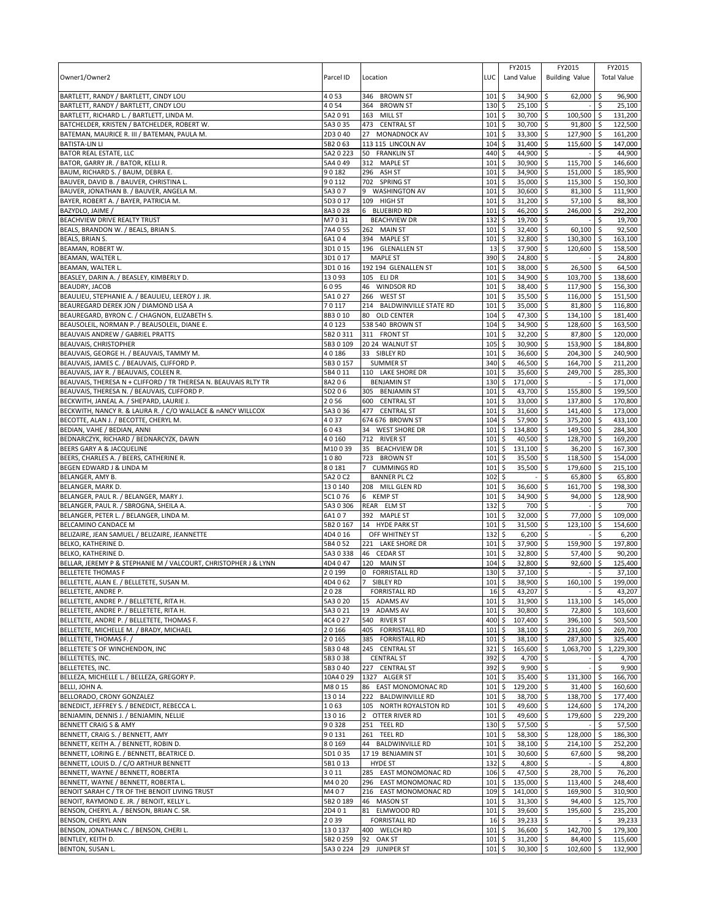| Owner1/Owner2 | Parcel ID | Location | LUC | FY2015 Land Value | FY2015 Building Value | FY2015 Total Value |
|---|---|---|---|---|---|---|
| BARTLETT, RANDY / BARTLETT, CINDY LOU | 4 0 53 | 346 BROWN ST | 101 | $ 34,900 | $ 62,000 | $ 96,900 |
| BARTLETT, RANDY / BARTLETT, CINDY LOU | 4 0 54 | 364 BROWN ST | 130 | $ 25,100 | $ - | $ 25,100 |
| BARTLETT, RICHARD L. / BARTLETT, LINDA M. | 5A2 0 91 | 163 MILL ST | 101 | $ 30,700 | $ 100,500 | $ 131,200 |
| BATCHELDER, KRISTEN / BATCHELDER, ROBERT W. | 5A3 0 35 | 473 CENTRAL ST | 101 | $ 30,700 | $ 91,800 | $ 122,500 |
| BATEMAN, MAURICE R. III / BATEMAN, PAULA M. | 2D3 0 40 | 27 MONADNOCK AV | 101 | $ 33,300 | $ 127,900 | $ 161,200 |
| BATISTA-LIN LI | 5B2 0 63 | 113 115 LINCOLN AV | 104 | $ 31,400 | $ 115,600 | $ 147,000 |
| BATOR REAL ESTATE, LLC | 5A2 0 223 | 50 FRANKLIN ST | 440 | $ 44,900 | $ - | $ 44,900 |
| BATOR, GARRY JR. / BATOR, KELLI R. | 5A4 0 49 | 312 MAPLE ST | 101 | $ 30,900 | $ 115,700 | $ 146,600 |
| BAUM, RICHARD S. / BAUM, DEBRA E. | 9 0 182 | 296 ASH ST | 101 | $ 34,900 | $ 151,000 | $ 185,900 |
| BAUVER, DAVID B. / BAUVER, CHRISTINA L. | 9 0 112 | 702 SPRING ST | 101 | $ 35,000 | $ 115,300 | $ 150,300 |
| BAUVER, JONATHAN B. / BAUVER, ANGELA M. | 5A3 0 7 | 9 WASHINGTON AV | 101 | $ 30,600 | $ 81,300 | $ 111,900 |
| BAYER, ROBERT A. / BAYER, PATRICIA M. | 5D3 0 17 | 109 HIGH ST | 101 | $ 31,200 | $ 57,100 | $ 88,300 |
| BAZYDLO, JAIME / | 8A3 0 28 | 6 BLUEBIRD RD | 101 | $ 46,200 | $ 246,000 | $ 292,200 |
| BEACHVIEW DRIVE REALTY TRUST | M7 0 31 | BEACHVIEW DR | 132 | $ 19,700 | $ - | $ 19,700 |
| BEALS, BRANDON W. / BEALS, BRIAN S. | 7A4 0 55 | 262 MAIN ST | 101 | $ 32,400 | $ 60,100 | $ 92,500 |
| BEALS, BRIAN S. | 6A1 0 4 | 394 MAPLE ST | 101 | $ 32,800 | $ 130,300 | $ 163,100 |
| BEAMAN, ROBERT W. | 3D1 0 15 | 196 GLENALLEN ST | 13 | $ 37,900 | $ 120,600 | $ 158,500 |
| BEAMAN, WALTER L. | 3D1 0 17 | MAPLE ST | 390 | $ 24,800 | $ - | $ 24,800 |
| BEAMAN, WALTER L. | 3D1 0 16 | 192 194 GLENALLEN ST | 101 | $ 38,000 | $ 26,500 | $ 64,500 |
| BEASLEY, DARIN A. / BEASLEY, KIMBERLY D. | 13 0 93 | 105 ELI DR | 101 | $ 34,900 | $ 103,700 | $ 138,600 |
| BEAUDRY, JACOB | 6 0 95 | 46 WINDSOR RD | 101 | $ 38,400 | $ 117,900 | $ 156,300 |
| BEAULIEU, STEPHANIE A. / BEAULIEU, LEEROY J. JR. | 5A1 0 27 | 266 WEST ST | 101 | $ 35,500 | $ 116,000 | $ 151,500 |
| BEAUREGARD DEREK JON / DIAMOND LISA A | 7 0 117 | 214 BALDWINVILLE STATE RD | 101 | $ 35,000 | $ 81,800 | $ 116,800 |
| BEAUREGARD, BYRON C. / CHAGNON, ELIZABETH S. | 8B3 0 10 | 80 OLD CENTER | 104 | $ 47,300 | $ 134,100 | $ 181,400 |
| BEAUSOLEIL, NORMAN P. / BEAUSOLEIL, DIANE E. | 4 0 123 | 538 540 BROWN ST | 104 | $ 34,900 | $ 128,600 | $ 163,500 |
| BEAUVAIS ANDREW / GABRIEL PRATTS | 5B2 0 311 | 311 FRONT ST | 101 | $ 32,200 | $ 87,800 | $ 120,000 |
| BEAUVAIS, CHRISTOPHER | 5B3 0 109 | 20 24 WALNUT ST | 105 | $ 30,900 | $ 153,900 | $ 184,800 |
| BEAUVAIS, GEORGE H. / BEAUVAIS, TAMMY M. | 4 0 186 | 33 SIBLEY RD | 101 | $ 36,600 | $ 204,300 | $ 240,900 |
| BEAUVAIS, JAMES C. / BEAUVAIS, CLIFFORD P. | 5B3 0 157 | SUMMER ST | 340 | $ 46,500 | $ 164,700 | $ 211,200 |
| BEAUVAIS, JAY R. / BEAUVAIS, COLEEN R. | 5B4 0 11 | 110 LAKE SHORE DR | 101 | $ 35,600 | $ 249,700 | $ 285,300 |
| BEAUVAIS, THERESA N + CLIFFORD / TR THERESA N. BEAUVAIS RLTY TR | 8A2 0 6 | BENJAMIN ST | 130 | $ 171,000 | $ - | $ 171,000 |
| BEAUVAIS, THERESA N. / BEAUVAIS, CLIFFORD P. | 5D2 0 6 | 305 BENJAMIN ST | 101 | $ 43,700 | $ 155,800 | $ 199,500 |
| BECKWITH, JANEAL A. / SHEPARD, LAURIE J. | 2 0 56 | 600 CENTRAL ST | 101 | $ 33,000 | $ 137,800 | $ 170,800 |
| BECKWITH, NANCY R. & LAURA R. / C/O WALLACE & nANCY WILLCOX | 5A3 0 36 | 477 CENTRAL ST | 101 | $ 31,600 | $ 141,400 | $ 173,000 |
| BECOTTE, ALAN J. / BECOTTE, CHERYL M. | 4 0 37 | 674 676 BROWN ST | 104 | $ 57,900 | $ 375,200 | $ 433,100 |
| BEDIAN, VAHE / BEDIAN, ANNI | 6 0 43 | 34 WEST SHORE DR | 101 | $ 134,800 | $ 149,500 | $ 284,300 |
| BEDNARCZYK, RICHARD / BEDNARCYZK, DAWN | 4 0 160 | 712 RIVER ST | 101 | $ 40,500 | $ 128,700 | $ 169,200 |
| BEERS GARY A & JACQUELINE | M10 0 39 | 35 BEACHVIEW DR | 101 | $ 131,100 | $ 36,200 | $ 167,300 |
| BEERS, CHARLES A. / BEERS, CATHERINE R. | 1 0 80 | 723 BROWN ST | 101 | $ 35,500 | $ 118,500 | $ 154,000 |
| BEGEN EDWARD J & LINDA M | 8 0 181 | 7 CUMMINGS RD | 101 | $ 35,500 | $ 179,600 | $ 215,100 |
| BELANGER, AMY B. | 5A2 0 C2 | BANNER PL C2 | 102 | $ - | $ 65,800 | $ 65,800 |
| BELANGER, MARK D. | 13 0 140 | 208 MILL GLEN RD | 101 | $ 36,600 | $ 161,700 | $ 198,300 |
| BELANGER, PAUL R. / BELANGER, MARY J. | 5C1 0 76 | 6 KEMP ST | 101 | $ 34,900 | $ 94,000 | $ 128,900 |
| BELANGER, PAUL R. / SBROGNA, SHEILA A. | 5A3 0 306 | REAR ELM ST | 132 | $ 700 | $ - | $ 700 |
| BELANGER, PETER L. / BELANGER, LINDA M. | 6A1 0 7 | 392 MAPLE ST | 101 | $ 32,000 | $ 77,000 | $ 109,000 |
| BELCAMINO CANDACE M | 5B2 0 167 | 14 HYDE PARK ST | 101 | $ 31,500 | $ 123,100 | $ 154,600 |
| BELIZAIRE, JEAN SAMUEL / BELIZAIRE, JEANNETTE | 4D4 0 16 | OFF WHITNEY ST | 132 | $ 6,200 | $ - | $ 6,200 |
| BELKO, KATHERINE D. | 5B4 0 52 | 221 LAKE SHORE DR | 101 | $ 37,900 | $ 159,900 | $ 197,800 |
| BELKO, KATHERINE D. | 5A3 0 338 | 46 CEDAR ST | 101 | $ 32,800 | $ 57,400 | $ 90,200 |
| BELLAR, JEREMY P & STEPHANIE M / VALCOURT, CHRISTOPHER J & LYNN | 4D4 0 47 | 120 MAIN ST | 104 | $ 32,800 | $ 92,600 | $ 125,400 |
| BELLETETE THOMAS F | 2 0 199 | 0 FORRISTALL RD | 130 | $ 37,100 | $ - | $ 37,100 |
| BELLETETE, ALAN E. / BELLETETE, SUSAN M. | 4D4 0 62 | 7 SIBLEY RD | 101 | $ 38,900 | $ 160,100 | $ 199,000 |
| BELLETETE, ANDRE P. | 2 0 28 | FORRISTALL RD | 16 | $ 43,207 | $ - | $ 43,207 |
| BELLETETE, ANDRE P. / BELLETETE, RITA H. | 5A3 0 20 | 15 ADAMS AV | 101 | $ 31,900 | $ 113,100 | $ 145,000 |
| BELLETETE, ANDRE P. / BELLETETE, RITA H. | 5A3 0 21 | 19 ADAMS AV | 101 | $ 30,800 | $ 72,800 | $ 103,600 |
| BELLETETE, ANDRE P. / BELLETETE, THOMAS F. | 4C4 0 27 | 540 RIVER ST | 400 | $ 107,400 | $ 396,100 | $ 503,500 |
| BELLETETE, MICHELLE M. / BRADY, MICHAEL | 2 0 166 | 405 FORRISTALL RD | 101 | $ 38,100 | $ 231,600 | $ 269,700 |
| BELLETETE, THOMAS F. / | 2 0 165 | 385 FORRISTALL RD | 101 | $ 38,100 | $ 287,300 | $ 325,400 |
| BELLETETE`S OF WINCHENDON, INC | 5B3 0 48 | 245 CENTRAL ST | 321 | $ 165,600 | $ 1,063,700 | $ 1,229,300 |
| BELLETETES, INC. | 5B3 0 38 | CENTRAL ST | 392 | $ 4,700 | $ - | $ 4,700 |
| BELLETETES, INC. | 5B3 0 40 | 227 CENTRAL ST | 392 | $ 9,900 | $ - | $ 9,900 |
| BELLEZA, MICHELLE L. / BELLEZA, GREGORY P. | 10A4 0 29 | 1327 ALGER ST | 101 | $ 35,400 | $ 131,300 | $ 166,700 |
| BELLI, JOHN A. | M8 0 15 | 86 EAST MONOMONAC RD | 101 | $ 129,200 | $ 31,400 | $ 160,600 |
| BELLORADO, CRONY GONZALEZ | 13 0 14 | 222 BALDWINVILLE RD | 101 | $ 38,700 | $ 138,700 | $ 177,400 |
| BENEDICT, JEFFREY S. / BENEDICT, REBECCA L. | 1 0 63 | 105 NORTH ROYALSTON RD | 101 | $ 49,600 | $ 124,600 | $ 174,200 |
| BENJAMIN, DENNIS J. / BENJAMIN, NELLIE | 13 0 16 | 2 OTTER RIVER RD | 101 | $ 49,600 | $ 179,600 | $ 229,200 |
| BENNETT CRAIG S & AMY | 9 0 328 | 251 TEEL RD | 130 | $ 57,500 | $ - | $ 57,500 |
| BENNETT, CRAIG S. / BENNETT, AMY | 9 0 131 | 261 TEEL RD | 101 | $ 58,300 | $ 128,000 | $ 186,300 |
| BENNETT, KEITH A. / BENNETT, ROBIN D. | 8 0 169 | 44 BALDWINVILLE RD | 101 | $ 38,100 | $ 214,100 | $ 252,200 |
| BENNETT, LORING E. / BENNETT, BEATRICE D. | 5D1 0 35 | 17 19 BENJAMIN ST | 101 | $ 30,600 | $ 67,600 | $ 98,200 |
| BENNETT, LOUIS D. / C/O ARTHUR BENNETT | 5B1 0 13 | HYDE ST | 132 | $ 4,800 | $ - | $ 4,800 |
| BENNETT, WAYNE / BENNETT, ROBERTA | 3 0 11 | 285 EAST MONOMONAC RD | 106 | $ 47,500 | $ 28,700 | $ 76,200 |
| BENNETT, WAYNE / BENNETT, ROBERTA L. | M4 0 20 | 296 EAST MONOMONAC RD | 101 | $ 135,000 | $ 113,400 | $ 248,400 |
| BENOIT SARAH C / TR OF THE BENOIT LIVING TRUST | M4 0 7 | 216 EAST MONOMONAC RD | 109 | $ 141,000 | $ 169,900 | $ 310,900 |
| BENOIT, RAYMOND E. JR. / BENOIT, KELLY L. | 5B2 0 189 | 46 MASON ST | 101 | $ 31,300 | $ 94,400 | $ 125,700 |
| BENSON, CHERYL A. / BENSON, BRIAN C. SR. | 2D4 0 1 | 81 ELMWOOD RD | 101 | $ 39,600 | $ 195,600 | $ 235,200 |
| BENSON, CHERYL ANN | 2 0 39 | FORRISTALL RD | 16 | $ 39,233 | $ - | $ 39,233 |
| BENSON, JONATHAN C. / BENSON, CHERI L. | 13 0 137 | 400 WELCH RD | 101 | $ 36,600 | $ 142,700 | $ 179,300 |
| BENTLEY, KEITH D. | 5B2 0 259 | 92 OAK ST | 101 | $ 31,200 | $ 84,400 | $ 115,600 |
| BENTON, SUSAN L. | 5A3 0 224 | 29 JUNIPER ST | 101 | $ 30,300 | $ 102,600 | $ 132,900 |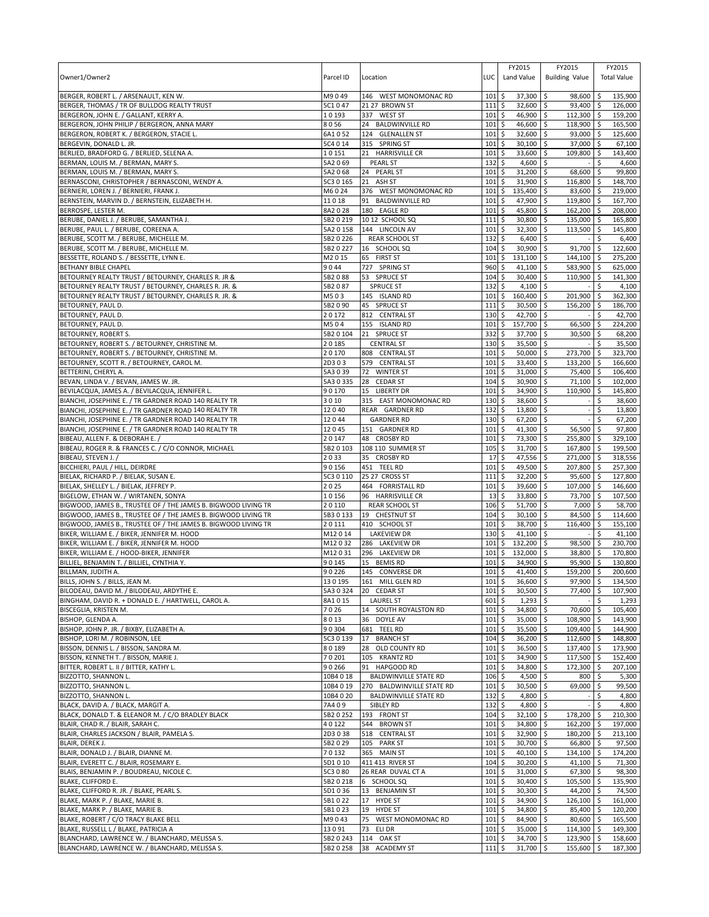| Owner1/Owner2 | Parcel ID | Location | LUC | FY2015 Land Value | FY2015 Building Value | FY2015 Total Value |
|---|---|---|---|---|---|---|
| BERGER, ROBERT L. / ARSENAULT, KEN W. | M9 0 49 | 146 WEST MONOMONAC RD | 101 | $ 37,300 | $ 98,600 | $ 135,900 |
| BERGER, THOMAS / TR OF BULLDOG REALTY TRUST | 5C1 0 47 | 21 27 BROWN ST | 111 | $ 32,600 | $ 93,400 | $ 126,000 |
| BERGERON, JOHN E. / GALLANT, KERRY A. | 1 0 193 | 337 WEST ST | 101 | $ 46,900 | $ 112,300 | $ 159,200 |
| BERGERON, JOHN PHILIP / BERGERON, ANNA MARY | 8 0 56 | 24 BALDWINVILLE RD | 101 | $ 46,600 | $ 118,900 | $ 165,500 |
| BERGERON, ROBERT K. / BERGERON, STACIE L. | 6A1 0 52 | 124 GLENALLEN ST | 101 | $ 32,600 | $ 93,000 | $ 125,600 |
| BERGEVIN, DONALD L. JR. | 5C4 0 14 | 315 SPRING ST | 101 | $ 30,100 | $ 37,000 | $ 67,100 |
| BERLIED, BRADFORD G. / BERLIED, SELENA A. | 1 0 151 | 21 HARRISVILLE CR | 101 | $ 33,600 | $ 109,800 | $ 143,400 |
| BERMAN, LOUIS M. / BERMAN, MARY S. | 5A2 0 69 | PEARL ST | 132 | $ 4,600 | $ - | $ 4,600 |
| BERMAN, LOUIS M. / BERMAN, MARY S. | 5A2 0 68 | 24 PEARL ST | 101 | $ 31,200 | $ 68,600 | $ 99,800 |
| BERNASCONI, CHRISTOPHER / BERNASCONI, WENDY A. | 5C3 0 165 | 21 ASH ST | 101 | $ 31,900 | $ 116,800 | $ 148,700 |
| BERNIERI, LOREN J. / BERNIERI, FRANK J. | M6 0 24 | 376 WEST MONOMONAC RD | 101 | $ 135,400 | $ 83,600 | $ 219,000 |
| BERNSTEIN, MARVIN D. / BERNSTEIN, ELIZABETH H. | 11 0 18 | 91 BALDWINVILLE RD | 101 | $ 47,900 | $ 119,800 | $ 167,700 |
| BERROSPE, LESTER M. | 8A2 0 28 | 180 EAGLE RD | 101 | $ 45,800 | $ 162,200 | $ 208,000 |
| BERUBE, DANIEL J. / BERUBE, SAMANTHA J. | 5B2 0 219 | 10 12 SCHOOL SQ | 111 | $ 30,800 | $ 135,000 | $ 165,800 |
| BERUBE, PAUL L. / BERUBE, COREENA A. | 5A2 0 158 | 144 LINCOLN AV | 101 | $ 32,300 | $ 113,500 | $ 145,800 |
| BERUBE, SCOTT M. / BERUBE, MICHELLE M. | 5B2 0 226 | REAR SCHOOL ST | 132 | $ 6,400 | $ - | $ 6,400 |
| BERUBE, SCOTT M. / BERUBE, MICHELLE M. | 5B2 0 227 | 16 SCHOOL SQ | 104 | $ 30,900 | $ 91,700 | $ 122,600 |
| BESSETTE, ROLAND S. / BESSETTE, LYNN E. | M2 0 15 | 65 FIRST ST | 101 | $ 131,100 | $ 144,100 | $ 275,200 |
| BETHANY BIBLE CHAPEL | 9 0 44 | 727 SPRING ST | 960 | $ 41,100 | $ 583,900 | $ 625,000 |
| BETOURNEY REALTY TRUST / BETOURNEY, CHARLES R. JR & | 5B2 0 88 | 53 SPRUCE ST | 104 | $ 30,400 | $ 110,900 | $ 141,300 |
| BETOURNEY REALTY TRUST / BETOURNEY, CHARLES R. JR. & | 5B2 0 87 | SPRUCE ST | 132 | $ 4,100 | $ - | $ 4,100 |
| BETOURNEY REALTY TRUST / BETOURNEY, CHARLES R. JR. & | M5 0 3 | 145 ISLAND RD | 101 | $ 160,400 | $ 201,900 | $ 362,300 |
| BETOURNEY, PAUL D. | 5B2 0 90 | 45 SPRUCE ST | 111 | $ 30,500 | $ 156,200 | $ 186,700 |
| BETOURNEY, PAUL D. | 2 0 172 | 812 CENTRAL ST | 130 | $ 42,700 | $ - | $ 42,700 |
| BETOURNEY, PAUL D. | M5 0 4 | 155 ISLAND RD | 101 | $ 157,700 | $ 66,500 | $ 224,200 |
| BETOURNEY, ROBERT S. | 5B2 0 104 | 21 SPRUCE ST | 332 | $ 37,700 | $ 30,500 | $ 68,200 |
| BETOURNEY, ROBERT S. / BETOURNEY, CHRISTINE M. | 2 0 185 | CENTRAL ST | 130 | $ 35,500 | $ - | $ 35,500 |
| BETOURNEY, ROBERT S. / BETOURNEY, CHRISTINE M. | 2 0 170 | 808 CENTRAL ST | 101 | $ 50,000 | $ 273,700 | $ 323,700 |
| BETOURNEY, SCOTT R. / BETOURNEY, CAROL M. | 2D3 0 3 | 579 CENTRAL ST | 101 | $ 33,400 | $ 133,200 | $ 166,600 |
| BETTERINI, CHERYL A. | 5A3 0 39 | 72 WINTER ST | 101 | $ 31,000 | $ 75,400 | $ 106,400 |
| BEVAN, LINDA V. / BEVAN, JAMES W. JR. | 5A3 0 335 | 28 CEDAR ST | 104 | $ 30,900 | $ 71,100 | $ 102,000 |
| BEVILACQUA, JAMES A. / BEVILACQUA, JENNIFER L. | 9 0 170 | 15 LIBERTY DR | 101 | $ 34,900 | $ 110,900 | $ 145,800 |
| BIANCHI, JOSEPHINE E. / TR GARDNER ROAD 140 REALTY TR | 3 0 10 | 315 EAST MONOMONAC RD | 130 | $ 38,600 | $ - | $ 38,600 |
| BIANCHI, JOSEPHINE E. / TR GARDNER ROAD 140 REALTY TR | 12 0 40 | REAR GARDNER RD | 132 | $ 13,800 | $ - | $ 13,800 |
| BIANCHI, JOSEPHINE E. / TR GARDNER ROAD 140 REALTY TR | 12 0 44 | GARDNER RD | 130 | $ 67,200 | $ - | $ 67,200 |
| BIANCHI, JOSEPHINE E. / TR GARDNER ROAD 140 REALTY TR | 12 0 45 | 151 GARDNER RD | 101 | $ 41,300 | $ 56,500 | $ 97,800 |
| BIBEAU, ALLEN F. & DEBORAH E. / | 2 0 147 | 48 CROSBY RD | 101 | $ 73,300 | $ 255,800 | $ 329,100 |
| BIBEAU, ROGER R. & FRANCES C. / C/O CONNOR, MICHAEL | 5B2 0 103 | 108 110 SUMMER ST | 105 | $ 31,700 | $ 167,800 | $ 199,500 |
| BIBEAU, STEVEN J. / | 2 0 33 | 35 CROSBY RD | 17 | $ 47,556 | $ 271,000 | $ 318,556 |
| BICCHIERI, PAUL / HILL, DEIRDRE | 9 0 156 | 451 TEEL RD | 101 | $ 49,500 | $ 207,800 | $ 257,300 |
| BIELAK, RICHARD P. / BIELAK, SUSAN E. | 5C3 0 110 | 25 27 CROSS ST | 111 | $ 32,200 | $ 95,600 | $ 127,800 |
| BIELAK, SHELLEY L. / BIELAK, JEFFREY P. | 2 0 25 | 464 FORRISTALL RD | 101 | $ 39,600 | $ 107,000 | $ 146,600 |
| BIGELOW, ETHAN W. / WIRTANEN, SONYA | 1 0 156 | 96 HARRISVILLE CR | 13 | $ 33,800 | $ 73,700 | $ 107,500 |
| BIGWOOD, JAMES B., TRUSTEE OF / THE JAMES B. BIGWOOD LIVING TR | 2 0 110 | REAR SCHOOL ST | 106 | $ 51,700 | $ 7,000 | $ 58,700 |
| BIGWOOD, JAMES B., TRUSTEE OF / THE JAMES B. BIGWOOD LIVING TR | 5B3 0 133 | 19 CHESTNUT ST | 104 | $ 30,100 | $ 84,500 | $ 114,600 |
| BIGWOOD, JAMES B., TRUSTEE OF / THE JAMES B. BIGWOOD LIVING TR | 2 0 111 | 410 SCHOOL ST | 101 | $ 38,700 | $ 116,400 | $ 155,100 |
| BIKER, WILLIAM E. / BIKER, JENNIFER M. HOOD | M12 0 14 | LAKEVIEW DR | 130 | $ 41,100 | $ - | $ 41,100 |
| BIKER, WILLIAM E. / BIKER, JENNIFER M. HOOD | M12 0 32 | 286 LAKEVIEW DR | 101 | $ 132,200 | $ 98,500 | $ 230,700 |
| BIKER, WILLIAM E. / HOOD-BIKER, JENNIFER | M12 0 31 | 296 LAKEVIEW DR | 101 | $ 132,000 | $ 38,800 | $ 170,800 |
| BILLIEL, BENJAMIN T. / BILLIEL, CYNTHIA Y. | 9 0 145 | 15 BEMIS RD | 101 | $ 34,900 | $ 95,900 | $ 130,800 |
| BILLMAN, JUDITH A. | 9 0 226 | 145 CONVERSE DR | 101 | $ 41,400 | $ 159,200 | $ 200,600 |
| BILLS, JOHN S. / BILLS, JEAN M. | 13 0 195 | 161 MILL GLEN RD | 101 | $ 36,600 | $ 97,900 | $ 134,500 |
| BILODEAU, DAVID M. / BILODEAU, ARDYTHE E. | 5A3 0 324 | 20 CEDAR ST | 101 | $ 30,500 | $ 77,400 | $ 107,900 |
| BINGHAM, DAVID R. + DONALD E. / HARTWELL, CAROL A. | 8A1 0 15 | LAUREL ST | 601 | $ 1,293 | $ - | $ 1,293 |
| BISCEGLIA, KRISTEN M. | 7 0 26 | 14 SOUTH ROYALSTON RD | 101 | $ 34,800 | $ 70,600 | $ 105,400 |
| BISHOP, GLENDA A. | 8 0 13 | 36 DOYLE AV | 101 | $ 35,000 | $ 108,900 | $ 143,900 |
| BISHOP, JOHN P. JR. / BIXBY, ELIZABETH A. | 9 0 304 | 681 TEEL RD | 101 | $ 35,500 | $ 109,400 | $ 144,900 |
| BISHOP, LORI M. / ROBINSON, LEE | 5C3 0 139 | 17 BRANCH ST | 104 | $ 36,200 | $ 112,600 | $ 148,800 |
| BISSON, DENNIS L. / BISSON, SANDRA M. | 8 0 189 | 28 OLD COUNTY RD | 101 | $ 36,500 | $ 137,400 | $ 173,900 |
| BISSON, KENNETH T. / BISSON, MARIE J. | 7 0 201 | 105 KRANTZ RD | 101 | $ 34,900 | $ 117,500 | $ 152,400 |
| BITTER, ROBERT L. II / BITTER, KATHY L. | 9 0 266 | 91 HAPGOOD RD | 101 | $ 34,800 | $ 172,300 | $ 207,100 |
| BIZZOTTO, SHANNON L. | 10B4 0 18 | BALDWINVILLE STATE RD | 106 | $ 4,500 | $ 800 | $ 5,300 |
| BIZZOTTO, SHANNON L. | 10B4 0 19 | 270 BALDWINVILLE STATE RD | 101 | $ 30,500 | $ 69,000 | $ 99,500 |
| BIZZOTTO, SHANNON L. | 10B4 0 20 | BALDWINVILLE STATE RD | 132 | $ 4,800 | $ - | $ 4,800 |
| BLACK, DAVID A. / BLACK, MARGIT A. | 7A4 0 9 | SIBLEY RD | 132 | $ 4,800 | $ - | $ 4,800 |
| BLACK, DONALD T. & ELEANOR M. / C/O BRADLEY BLACK | 5B2 0 252 | 193 FRONT ST | 104 | $ 32,100 | $ 178,200 | $ 210,300 |
| BLAIR, CHAD R. / BLAIR, SARAH C. | 4 0 122 | 544 BROWN ST | 101 | $ 34,800 | $ 162,200 | $ 197,000 |
| BLAIR, CHARLES JACKSON / BLAIR, PAMELA S. | 2D3 0 38 | 518 CENTRAL ST | 101 | $ 32,900 | $ 180,200 | $ 213,100 |
| BLAIR, DEREK J. | 5B2 0 29 | 105 PARK ST | 101 | $ 30,700 | $ 66,800 | $ 97,500 |
| BLAIR, DONALD J. / BLAIR, DIANNE M. | 7 0 132 | 365 MAIN ST | 101 | $ 40,100 | $ 134,100 | $ 174,200 |
| BLAIR, EVERETT C. / BLAIR, ROSEMARY E. | 5D1 0 10 | 411 413 RIVER ST | 104 | $ 30,200 | $ 41,100 | $ 71,300 |
| BLAIS, BENJAMIN P. / BOUDREAU, NICOLE C. | 5C3 0 80 | 26 REAR DUVAL CT A | 101 | $ 31,000 | $ 67,300 | $ 98,300 |
| BLAKE, CLIFFORD E. | 5B2 0 218 | 6 SCHOOL SQ | 101 | $ 30,400 | $ 105,500 | $ 135,900 |
| BLAKE, CLIFFORD R. JR. / BLAKE, PEARL S. | 5D1 0 36 | 13 BENJAMIN ST | 101 | $ 30,300 | $ 44,200 | $ 74,500 |
| BLAKE, MARK P. / BLAKE, MARIE B. | 5B1 0 22 | 17 HYDE ST | 101 | $ 34,900 | $ 126,100 | $ 161,000 |
| BLAKE, MARK P. / BLAKE, MARIE B. | 5B1 0 23 | 19 HYDE ST | 101 | $ 34,800 | $ 85,400 | $ 120,200 |
| BLAKE, ROBERT / C/O TRACY BLAKE BELL | M9 0 43 | 75 WEST MONOMONAC RD | 101 | $ 84,900 | $ 80,600 | $ 165,500 |
| BLAKE, RUSSELL L / BLAKE, PATRICIA A | 13 0 91 | 73 ELI DR | 101 | $ 35,000 | $ 114,300 | $ 149,300 |
| BLANCHARD, LAWRENCE W. / BLANCHARD, MELISSA S. | 5B2 0 243 | 114 OAK ST | 101 | $ 34,700 | $ 123,900 | $ 158,600 |
| BLANCHARD, LAWRENCE W. / BLANCHARD, MELISSA S. | 5B2 0 258 | 38 ACADEMY ST | 111 | $ 31,700 | $ 155,600 | $ 187,300 |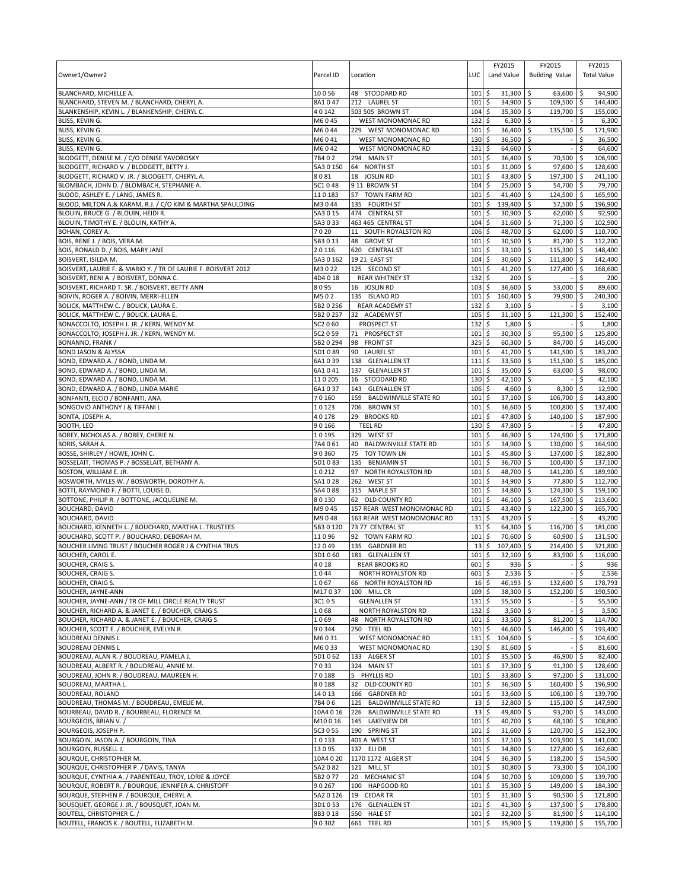| Owner1/Owner2 | Parcel ID | Location | LUC | FY2015 Land Value | FY2015 Building Value | FY2015 Total Value |
|---|---|---|---|---|---|---|
| BLANCHARD, MICHELLE A. | 10 0 56 | 48 STODDARD RD | 101 | $ 31,300 | $ 63,600 | $ 94,900 |
| BLANCHARD, STEVEN M. / BLANCHARD, CHERYL A. | 8A1 0 47 | 212 LAUREL ST | 101 | $ 34,900 | $ 109,500 | $ 144,400 |
| BLANKENSHIP, KEVIN L. / BLANKENSHIP, CHERYL C. | 4 0 142 | 503 505 BROWN ST | 104 | $ 35,300 | $ 119,700 | $ 155,000 |
| BLISS, KEVIN G. | M6 0 45 | WEST MONOMONAC RD | 132 | $ 6,300 | $ - | $ 6,300 |
| BLISS, KEVIN G. | M6 0 44 | 229 WEST MONOMONAC RD | 101 | $ 36,400 | $ 135,500 | $ 171,900 |
| BLISS, KEVIN G. | M6 0 41 | WEST MONOMONAC RD | 130 | $ 36,500 | $ - | $ 36,500 |
| BLISS, KEVIN G. | M6 0 42 | WEST MONOMONAC RD | 131 | $ 64,600 | $ - | $ 64,600 |
| BLODGETT, DENISE M. / C/O DENISE YAVOROSKY | 7B4 0 2 | 294 MAIN ST | 101 | $ 36,400 | $ 70,500 | $ 106,900 |
| BLODGETT, RICHARD V. / BLODGETT, BETTY J. | 5A3 0 150 | 64 NORTH ST | 101 | $ 31,000 | $ 97,600 | $ 128,600 |
| BLODGETT, RICHARD V. JR. / BLODGETT, CHERYL A. | 8 0 81 | 18 JOSLIN RD | 101 | $ 43,800 | $ 197,300 | $ 241,100 |
| BLOMBACH, JOHN D. / BLOMBACH, STEPHANIE A. | 5C1 0 48 | 9 11 BROWN ST | 104 | $ 25,000 | $ 54,700 | $ 79,700 |
| BLOOD, ASHLEY E. / LANG, JAMES R. | 11 0 183 | 57 TOWN FARM RD | 101 | $ 41,400 | $ 124,500 | $ 165,900 |
| BLOOD, MILTON A.& KARAM, R.J. / C/O KIM & MARTHA SPAULDING | M3 0 44 | 135 FOURTH ST | 101 | $ 139,400 | $ 57,500 | $ 196,900 |
| BLOUIN, BRUCE G. / BLOUIN, HEIDI R. | 5A3 0 15 | 474 CENTRAL ST | 101 | $ 30,900 | $ 62,000 | $ 92,900 |
| BLOUIN, TIMOTHY E. / BLOUIN, KATHY A. | 5A3 0 33 | 463 465 CENTRAL ST | 104 | $ 31,600 | $ 71,300 | $ 102,900 |
| BOHAN, COREY A. | 7 0 20 | 11 SOUTH ROYALSTON RD | 106 | $ 48,700 | $ 62,000 | $ 110,700 |
| BOIS, RENE J. / BOIS, VERA M. | 5B3 0 13 | 48 GROVE ST | 101 | $ 30,500 | $ 81,700 | $ 112,200 |
| BOIS, RONALD D. / BOIS, MARY JANE | 2 0 116 | 620 CENTRAL ST | 101 | $ 33,100 | $ 115,300 | $ 148,400 |
| BOISVERT, ISILDA M. | 5A3 0 162 | 19 21 EAST ST | 104 | $ 30,600 | $ 111,800 | $ 142,400 |
| BOISVERT, LAURIE F. & MARIO Y. / TR OF LAURIE F. BOISVERT 2012 | M3 0 22 | 125 SECOND ST | 101 | $ 41,200 | $ 127,400 | $ 168,600 |
| BOISVERT, RENI A. / BOISVERT, DONNA C. | 4D4 0 18 | REAR WHITNEY ST | 132 | $ 200 | $ - | $ 200 |
| BOISVERT, RICHARD T. SR. / BOISVERT, BETTY ANN | 8 0 95 | 16 JOSLIN RD | 103 | $ 36,600 | $ 53,000 | $ 89,600 |
| BOIVIN, ROGER A. / BOIVIN, MERRI-ELLEN | M5 0 2 | 135 ISLAND RD | 101 | $ 160,400 | $ 79,900 | $ 240,300 |
| BOLICK, MATTHEW C. / BOLICK, LAURA E. | 5B2 0 256 | REAR ACADEMY ST | 132 | $ 3,100 | $ - | $ 3,100 |
| BOLICK, MATTHEW C. / BOLICK, LAURA E. | 5B2 0 257 | 32 ACADEMY ST | 105 | $ 31,100 | $ 121,300 | $ 152,400 |
| BONACCOLTO, JOSEPH J. JR. / KERN, WENDY M. | 5C2 0 60 | PROSPECT ST | 132 | $ 1,800 | $ - | $ 1,800 |
| BONACCOLTO, JOSEPH J. JR. / KERN, WENDY M. | 5C2 0 59 | 71 PROSPECT ST | 101 | $ 30,300 | $ 95,500 | $ 125,800 |
| BONANNO, FRANK / | 5B2 0 294 | 98 FRONT ST | 325 | $ 60,300 | $ 84,700 | $ 145,000 |
| BOND JASON & ALYSSA | 5D1 0 89 | 90 LAUREL ST | 101 | $ 41,700 | $ 141,500 | $ 183,200 |
| BOND, EDWARD A. / BOND, LINDA M. | 6A1 0 39 | 138 GLENALLEN ST | 111 | $ 33,500 | $ 151,500 | $ 185,000 |
| BOND, EDWARD A. / BOND, LINDA M. | 6A1 0 41 | 137 GLENALLEN ST | 101 | $ 35,000 | $ 63,000 | $ 98,000 |
| BOND, EDWARD A. / BOND, LINDA M. | 11 0 205 | 16 STODDARD RD | 130 | $ 42,100 | $ - | $ 42,100 |
| BOND, EDWARD A. / BOND, LINDA MARIE | 6A1 0 37 | 143 GLENALLEN ST | 106 | $ 4,600 | $ 8,300 | $ 12,900 |
| BONFANTI, ELCIO / BONFANTI, ANA | 7 0 160 | 159 BALDWINVILLE STATE RD | 101 | $ 37,100 | $ 106,700 | $ 143,800 |
| BONGOVIO ANTHONY J & TIFFANI L | 1 0 123 | 706 BROWN ST | 101 | $ 36,600 | $ 100,800 | $ 137,400 |
| BONTA, JOSEPH A. | 4 0 178 | 29 BROOKS RD | 101 | $ 47,800 | $ 140,100 | $ 187,900 |
| BOOTH, LEO | 9 0 166 | TEEL RD | 130 | $ 47,800 | $ - | $ 47,800 |
| BOREY, NICHOLAS A. / BOREY, CHERIE N. | 1 0 195 | 329 WEST ST | 101 | $ 46,900 | $ 124,900 | $ 171,800 |
| BORIS, SARAH A. | 7A4 0 61 | 40 BALDWINVILLE STATE RD | 101 | $ 34,900 | $ 130,000 | $ 164,900 |
| BOSSE, SHIRLEY / HOWE, JOHN C. | 9 0 360 | 75 TOY TOWN LN | 101 | $ 45,800 | $ 137,000 | $ 182,800 |
| BOSSELAIT, THOMAS P. / BOSSELAIT, BETHANY A. | 5D1 0 83 | 135 BENJAMIN ST | 101 | $ 36,700 | $ 100,400 | $ 137,100 |
| BOSTON, WILLIAM E. JR. | 1 0 212 | 97 NORTH ROYALSTON RD | 101 | $ 48,700 | $ 141,200 | $ 189,900 |
| BOSWORTH, MYLES W. / BOSWORTH, DOROTHY A. | 5A1 0 28 | 262 WEST ST | 101 | $ 34,900 | $ 77,800 | $ 112,700 |
| BOTTI, RAYMOND F. / BOTTI, LOUISE D. | 5A4 0 88 | 315 MAPLE ST | 101 | $ 34,800 | $ 124,300 | $ 159,100 |
| BOTTONE, PHILIP R. / BOTTONE, JACQUELINE M. | 8 0 130 | 62 OLD COUNTY RD | 101 | $ 46,100 | $ 167,500 | $ 213,600 |
| BOUCHARD, DAVID | M9 0 45 | 157 REAR WEST MONOMONAC RD | 101 | $ 43,400 | $ 122,300 | $ 165,700 |
| BOUCHARD, DAVID | M9 0 48 | 163 REAR WEST MONOMONAC RD | 131 | $ 43,200 | $ - | $ 43,200 |
| BOUCHARD, KENNETH L. / BOUCHARD, MARTHA L. TRUSTEES | 5B3 0 120 | 73 77 CENTRAL ST | 31 | $ 64,300 | $ 116,700 | $ 181,000 |
| BOUCHARD, SCOTT P. / BOUCHARD, DEBORAH M. | 11 0 96 | 92 TOWN FARM RD | 101 | $ 70,600 | $ 60,900 | $ 131,500 |
| BOUCHER LIVING TRUST / BOUCHER ROGER J & CYNTHIA TRUS | 12 0 49 | 135 GARDNER RD | 13 | $ 107,400 | $ 214,400 | $ 321,800 |
| BOUCHER, CAROL E. | 3D1 0 60 | 181 GLENALLEN ST | 101 | $ 32,100 | $ 83,900 | $ 116,000 |
| BOUCHER, CRAIG S. | 4 0 18 | REAR BROOKS RD | 601 | $ 936 | $ - | $ 936 |
| BOUCHER, CRAIG S. | 1 0 44 | NORTH ROYALSTON RD | 601 | $ 2,536 | $ - | $ 2,536 |
| BOUCHER, CRAIG S. | 1 0 67 | 66 NORTH ROYALSTON RD | 16 | $ 46,193 | $ 132,600 | $ 178,793 |
| BOUCHER, JAYNE-ANN | M17 0 37 | 100 MILL CR | 109 | $ 38,300 | $ 152,200 | $ 190,500 |
| BOUCHER, JAYNE-ANN / TR OF MILL CIRCLE REALTY TRUST | 3C1 0 5 | GLENALLEN ST | 131 | $ 55,500 | $ - | $ 55,500 |
| BOUCHER, RICHARD A. & JANET E. / BOUCHER, CRAIG S. | 1 0 68 | NORTH ROYALSTON RD | 132 | $ 3,500 | $ - | $ 3,500 |
| BOUCHER, RICHARD A. & JANET E. / BOUCHER, CRAIG S. | 1 0 69 | 48 NORTH ROYALSTON RD | 101 | $ 33,500 | $ 81,200 | $ 114,700 |
| BOUCHER, SCOTT E. / BOUCHER, EVELYN R. | 9 0 344 | 250 TEEL RD | 101 | $ 46,600 | $ 146,800 | $ 193,400 |
| BOUDREAU DENNIS L | M6 0 31 | WEST MONOMONAC RD | 131 | $ 104,600 | $ - | $ 104,600 |
| BOUDREAU DENNIS L | M6 0 33 | WEST MONOMONAC RD | 130 | $ 81,600 | $ - | $ 81,600 |
| BOUDREAU, ALAN R. / BOUDREAU, PAMELA J. | 5D1 0 62 | 133 ALGER ST | 101 | $ 35,500 | $ 46,900 | $ 82,400 |
| BOUDREAU, ALBERT R. / BOUDREAU, ANNIE M. | 7 0 33 | 324 MAIN ST | 101 | $ 37,300 | $ 91,300 | $ 128,600 |
| BOUDREAU, JOHN R. / BOUDREAU, MAUREEN H. | 7 0 188 | 5 PHYLLIS RD | 101 | $ 33,800 | $ 97,200 | $ 131,000 |
| BOUDREAU, MARTHA L. | 8 0 188 | 32 OLD COUNTY RD | 101 | $ 36,500 | $ 160,400 | $ 196,900 |
| BOUDREAU, ROLAND | 14 0 13 | 166 GARDNER RD | 101 | $ 33,600 | $ 106,100 | $ 139,700 |
| BOUDREAU, THOMAS M. / BOUDREAU, EMELIE M. | 7B4 0 6 | 125 BALDWINVILLE STATE RD | 13 | $ 32,800 | $ 115,100 | $ 147,900 |
| BOURBEAU, DAVID R. / BOURBEAU, FLORENCE M. | 10A4 0 16 | 226 BALDWINVILLE STATE RD | 13 | $ 49,800 | $ 93,200 | $ 143,000 |
| BOURGEOIS, BRIAN V. / | M10 0 16 | 145 LAKEVIEW DR | 101 | $ 40,700 | $ 68,100 | $ 108,800 |
| BOURGEOIS, JOSEPH P. | 5C3 0 55 | 190 SPRING ST | 101 | $ 31,600 | $ 120,700 | $ 152,300 |
| BOURGOIN, JASON A. / BOURGOIN, TINA | 1 0 133 | 401 A WEST ST | 101 | $ 37,100 | $ 103,900 | $ 141,000 |
| BOURGOIN, RUSSELL J. | 13 0 95 | 137 ELI DR | 101 | $ 34,800 | $ 127,800 | $ 162,600 |
| BOURQUE, CHRISTOPHER M. | 10A4 0 20 | 1170 1172 ALGER ST | 104 | $ 36,300 | $ 118,200 | $ 154,500 |
| BOURQUE, CHRISTOPHER P. / DAVIS, TANYA | 5A2 0 82 | 121 MILL ST | 101 | $ 30,800 | $ 73,300 | $ 104,100 |
| BOURQUE, CYNTHIA A. / PARENTEAU, TROY, LORIE & JOYCE | 5B2 0 77 | 20 MECHANIC ST | 104 | $ 30,700 | $ 109,000 | $ 139,700 |
| BOURQUE, ROBERT R. / BOURQUE, JENNIFER A. CHRISTOFF | 9 0 267 | 100 HAPGOOD RD | 101 | $ 35,300 | $ 149,000 | $ 184,300 |
| BOURQUE, STEPHEN P. / BOURQUE, CHERYL A. | 5A2 0 126 | 19 CEDAR TR | 101 | $ 31,300 | $ 90,500 | $ 121,800 |
| BOUSQUET, GEORGE J. JR. / BOUSQUET, JOAN M. | 3D1 0 53 | 176 GLENALLEN ST | 101 | $ 41,300 | $ 137,500 | $ 178,800 |
| BOUTELL, CHRISTOPHER C. / | 8B3 0 18 | 550 HALE ST | 101 | $ 32,200 | $ 81,900 | $ 114,100 |
| BOUTELL, FRANCIS K. / BOUTELL, ELIZABETH M. | 9 0 302 | 661 TEEL RD | 101 | $ 35,900 | $ 119,800 | $ 155,700 |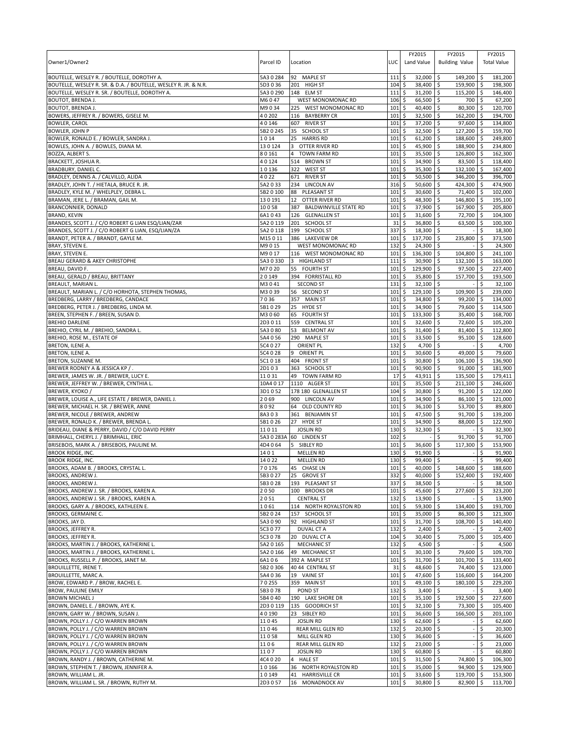| Owner1/Owner2 | Parcel ID | Location | LUC | FY2015 Land Value | FY2015 Building Value | FY2015 Total Value |
|---|---|---|---|---|---|---|
| BOUTELLE, WESLEY R. / BOUTELLE, DOROTHY A. | 5A3 0 284 | 92 MAPLE ST | 111 | $ 32,000 | $ 149,200 | $ 181,200 |
| BOUTELLE, WESLEY R. SR. & D.A. / BOUTELLE, WESLEY R. JR. & N.R. | 5D3 0 36 | 201 HIGH ST | 104 | $ 38,400 | $ 159,900 | $ 198,300 |
| BOUTELLE, WESLEY R. SR. / BOUTELLE, DOROTHY A. | 5A3 0 290 | 148 ELM ST | 111 | $ 31,200 | $ 115,200 | $ 146,400 |
| BOUTOT, BRENDA J. | M6 0 47 | WEST MONOMONAC RD | 106 | $ 66,500 | $ 700 | $ 67,200 |
| BOUTOT, BRENDA J. | M9 0 34 | 225 WEST MONOMONAC RD | 101 | $ 40,400 | $ 80,300 | $ 120,700 |
| BOWERS, JEFFREY R. / BOWERS, GISELE M. | 4 0 202 | 116 BAYBERRY CR | 101 | $ 32,500 | $ 162,200 | $ 194,700 |
| BOWLER, CAROL | 4 0 146 | 607 RIVER ST | 101 | $ 37,200 | $ 97,600 | $ 134,800 |
| BOWLER, JOHN P | 5B2 0 245 | 35 SCHOOL ST | 101 | $ 32,500 | $ 127,200 | $ 159,700 |
| BOWLER, RONALD E. / BOWLER, SANDRA J. | 1 0 14 | 25 HARRIS RD | 101 | $ 61,200 | $ 188,600 | $ 249,800 |
| BOWLES, JOHN A. / BOWLES, DIANA M. | 13 0 124 | 3 OTTER RIVER RD | 101 | $ 45,900 | $ 188,900 | $ 234,800 |
| BOZZA, ALBERT S. | 8 0 161 | 4 TOWN FARM RD | 101 | $ 35,500 | $ 126,800 | $ 162,300 |
| BRACKETT, JOSHUA R. | 4 0 124 | 514 BROWN ST | 101 | $ 34,900 | $ 83,500 | $ 118,400 |
| BRADBURY, DANIEL C. | 1 0 136 | 322 WEST ST | 101 | $ 35,300 | $ 132,100 | $ 167,400 |
| BRADLEY, DENNIS A. / CALVILLO, ALIDA | 4 0 22 | 671 RIVER ST | 101 | $ 50,500 | $ 346,200 | $ 396,700 |
| BRADLEY, JOHN T. / HIETALA, BRUCE R. JR. | 5A2 0 33 | 234 LINCOLN AV | 316 | $ 50,600 | $ 424,300 | $ 474,900 |
| BRADLEY, KYLE M. / WHELPLEY, DEBRA L. | 5B2 0 100 | 88 PLEASANT ST | 101 | $ 30,600 | $ 71,400 | $ 102,000 |
| BRAMAN, JERE L. / BRAMAN, GAIL M. | 13 0 191 | 12 OTTER RIVER RD | 101 | $ 48,300 | $ 146,800 | $ 195,100 |
| BRANCONNIER, DONALD | 10 0 58 | 387 BALDWINVILLE STATE RD | 101 | $ 37,900 | $ 167,900 | $ 205,800 |
| BRAND, KEVIN | 6A1 0 43 | 126 GLENALLEN ST | 101 | $ 31,600 | $ 72,700 | $ 104,300 |
| BRANDES, SCOTT J. / C/O ROBERT G LIAN ESQ/LIAN/ZAR | 5A2 0 119 | 201 SCHOOL ST | 31 | $ 36,800 | $ 63,500 | $ 100,300 |
| BRANDES, SCOTT J. / C/O ROBERT G LIAN, ESQ/LIAN/ZA | 5A2 0 118 | 199 SCHOOL ST | 337 | $ 18,300 | $ - | $ 18,300 |
| BRANDT, PETER A. / BRANDT, GAYLE M. | M15 0 11 | 386 LAKEVIEW DR | 101 | $ 137,700 | $ 235,800 | $ 373,500 |
| BRAY, STEVEN E. | M9 0 15 | WEST MONOMONAC RD | 132 | $ 24,300 | $ - | $ 24,300 |
| BRAY, STEVEN E. | M9 0 17 | 116 WEST MONOMONAC RD | 101 | $ 136,300 | $ 104,800 | $ 241,100 |
| BREAU GERARD & AKEY CHRISTOPHE | 5A3 0 330 | 3 HIGHLAND ST | 111 | $ 30,900 | $ 132,100 | $ 163,000 |
| BREAU, DAVID F. | M7 0 20 | 55 FOURTH ST | 101 | $ 129,900 | $ 97,500 | $ 227,400 |
| BREAU, GERALD / BREAU, BRITTANY | 2 0 149 | 394 FORRISTALL RD | 101 | $ 35,800 | $ 157,700 | $ 193,500 |
| BREAULT, MARIAN L. | M3 0 41 | SECOND ST | 131 | $ 32,100 | $ - | $ 32,100 |
| BREAULT, MARIAN L. / C/O HORHOTA, STEPHEN THOMAS, | M3 0 39 | 56 SECOND ST | 101 | $ 129,100 | $ 109,900 | $ 239,000 |
| BREDBERG, LARRY / BREDBERG, CANDACE | 7 0 36 | 357 MAIN ST | 101 | $ 34,800 | $ 99,200 | $ 134,000 |
| BREDBERG, PETER J. / BREDBERG, LINDA M. | 5B1 0 29 | 25 HYDE ST | 101 | $ 34,900 | $ 79,600 | $ 114,500 |
| BREEN, STEPHEN F. / BREEN, SUSAN D. | M3 0 60 | 65 FOURTH ST | 101 | $ 133,300 | $ 35,400 | $ 168,700 |
| BREHIO DARLENE | 2D3 0 11 | 559 CENTRAL ST | 101 | $ 32,600 | $ 72,600 | $ 105,200 |
| BREHIO, CYRIL M. / BREHIO, SANDRA L. | 5A3 0 80 | 53 BELMONT AV | 101 | $ 31,400 | $ 81,400 | $ 112,800 |
| BREHIO, ROSE M., ESTATE OF | 5A4 0 56 | 290 MAPLE ST | 101 | $ 33,500 | $ 95,100 | $ 128,600 |
| BRETON, ILENE A. | 5C4 0 27 | ORIENT PL | 132 | $ 4,700 | $ - | $ 4,700 |
| BRETON, ILENE A. | 5C4 0 28 | 9 ORIENT PL | 101 | $ 30,600 | $ 49,000 | $ 79,600 |
| BRETON, SUZANNE M. | 5C1 0 18 | 404 FRONT ST | 101 | $ 30,800 | $ 106,100 | $ 136,900 |
| BREWER RODNEY A & JESSICA KP / . | 2D1 0 3 | 363 SCHOOL ST | 101 | $ 90,900 | $ 91,000 | $ 181,900 |
| BREWER, JAMES W. JR. / BREWER, LUCY E. | 11 0 31 | 49 TOWN FARM RD | 17 | $ 43,911 | $ 135,500 | $ 179,411 |
| BREWER, JEFFREY W. / BREWER, CYNTHIA L. | 10A4 0 17 | 1110 ALGER ST | 101 | $ 35,500 | $ 211,100 | $ 246,600 |
| BREWER, KYOKO / | 3D1 0 52 | 178 180 GLENALLEN ST | 104 | $ 30,800 | $ 91,200 | $ 122,000 |
| BREWER, LOUISE A., LIFE ESTATE / BREWER, DANIEL J. | 2 0 69 | 900 LINCOLN AV | 101 | $ 34,900 | $ 86,100 | $ 121,000 |
| BREWER, MICHAEL H. SR. / BREWER, ANNE | 8 0 92 | 64 OLD COUNTY RD | 101 | $ 36,100 | $ 53,700 | $ 89,800 |
| BREWER, NICOLE / BREWER, ANDREW | 8A3 0 3 | 361 BENJAMIN ST | 101 | $ 47,500 | $ 91,700 | $ 139,200 |
| BREWER, RONALD K. / BREWER, BRENDA L. | 5B1 0 26 | 27 HYDE ST | 101 | $ 34,900 | $ 88,000 | $ 122,900 |
| BRIDEAU, DIANE & PERRY, DAVID / C/O DAVID PERRY | 11 0 11 | JOSLIN RD | 130 | $ 32,300 | $ - | $ 32,300 |
| BRIMHALL, CHERYL J. / BRIMHALL, ERIC | 5A3 0 283A | 60 LINDEN ST | 102 | $ - | $ 91,700 | $ 91,700 |
| BRISEBOIS, MARK A. / BRISEBOIS, PAULINE M. | 4D4 0 64 | 5 SIBLEY RD | 101 | $ 36,600 | $ 117,300 | $ 153,900 |
| BROOK RIDGE, INC. | 14 0 1 | MELLEN RD | 130 | $ 91,900 | $ - | $ 91,900 |
| BROOK RIDGE, INC. | 14 0 22 | MELLEN RD | 130 | $ 99,400 | $ - | $ 99,400 |
| BROOKS, ADAM B. / BROOKS, CRYSTAL L. | 7 0 176 | 45 CHASE LN | 101 | $ 40,000 | $ 148,600 | $ 188,600 |
| BROOKS, ANDREW J. | 5B3 0 27 | 25 GROVE ST | 332 | $ 40,000 | $ 152,400 | $ 192,400 |
| BROOKS, ANDREW J. | 5B3 0 28 | 193 PLEASANT ST | 337 | $ 38,500 | $ - | $ 38,500 |
| BROOKS, ANDREW J. SR. / BROOKS, KAREN A. | 2 0 50 | 100 BROOKS DR | 101 | $ 45,600 | $ 277,600 | $ 323,200 |
| BROOKS, ANDREW J. SR. / BROOKS, KAREN A. | 2 0 51 | CENTRAL ST | 132 | $ 13,900 | $ - | $ 13,900 |
| BROOKS, GARY A. / BROOKS, KATHLEEN E. | 1 0 61 | 114 NORTH ROYALSTON RD | 101 | $ 59,300 | $ 134,400 | $ 193,700 |
| BROOKS, GERMAINE C. | 5B2 0 24 | 157 SCHOOL ST | 101 | $ 35,000 | $ 86,300 | $ 121,300 |
| BROOKS, JAY D. | 5A3 0 90 | 92 HIGHLAND ST | 101 | $ 31,700 | $ 108,700 | $ 140,400 |
| BROOKS, JEFFREY R. | 5C3 0 77 | DUVAL CT A | 132 | $ 2,400 | $ - | $ 2,400 |
| BROOKS, JEFFREY R. | 5C3 0 78 | 20 DUVAL CT A | 104 | $ 30,400 | $ 75,000 | $ 105,400 |
| BROOKS, MARTIN J. / BROOKS, KATHERINE L. | 5A2 0 165 | MECHANIC ST | 132 | $ 4,500 | $ - | $ 4,500 |
| BROOKS, MARTIN J. / BROOKS, KATHERINE L. | 5A2 0 166 | 49 MECHANIC ST | 101 | $ 30,100 | $ 79,600 | $ 109,700 |
| BROOKS, RUSSELL P. / BROOKS, JANET M. | 6A1 0 6 | 392 A MAPLE ST | 101 | $ 31,700 | $ 101,700 | $ 133,400 |
| BROUILLETTE, IRENE T. | 5B2 0 306 | 40 44 CENTRAL ST | 31 | $ 48,600 | $ 74,400 | $ 123,000 |
| BROUILLETTE, MARC A. | 5A4 0 36 | 19 VAINE ST | 101 | $ 47,600 | $ 116,600 | $ 164,200 |
| BROW, EDWARD P. / BROW, RACHEL E. | 7 0 255 | 359 MAIN ST | 101 | $ 49,100 | $ 180,100 | $ 229,200 |
| BROW, PAULINE EMILY | 5B3 0 78 | POND ST | 132 | $ 3,400 | $ - | $ 3,400 |
| BROWN MICHAEL J | 5B4 0 40 | 190 LAKE SHORE DR | 101 | $ 35,100 | $ 192,500 | $ 227,600 |
| BROWN, DANIEL E. / BROWN, AYE K. | 2D3 0 119 | 135 GOODRICH ST | 101 | $ 32,100 | $ 73,300 | $ 105,400 |
| BROWN, GARY W. / BROWN, SUSAN J. | 4 0 190 | 23 SIBLEY RD | 101 | $ 36,600 | $ 166,500 | $ 203,100 |
| BROWN, POLLY J. / C/O WARREN BROWN | 11 0 45 | JOSLIN RD | 130 | $ 62,600 | $ - | $ 62,600 |
| BROWN, POLLY J. / C/O WARREN BROWN | 11 0 46 | REAR MILL GLEN RD | 132 | $ 20,300 | $ - | $ 20,300 |
| BROWN, POLLY J. / C/O WARREN BROWN | 11 0 58 | MILL GLEN RD | 130 | $ 36,600 | $ - | $ 36,600 |
| BROWN, POLLY J. / C/O WARREN BROWN | 11 0 6 | REAR MILL GLEN RD | 132 | $ 23,000 | $ - | $ 23,000 |
| BROWN, POLLY J. / C/O WARREN BROWN | 11 0 7 | JOSLIN RD | 130 | $ 60,800 | $ - | $ 60,800 |
| BROWN, RANDY J. / BROWN, CATHERINE M. | 4C4 0 20 | 4 HALE ST | 101 | $ 31,500 | $ 74,800 | $ 106,300 |
| BROWN, STEPHEN T. / BROWN, JENNIFER A. | 1 0 166 | 36 NORTH ROYALSTON RD | 101 | $ 35,000 | $ 94,900 | $ 129,900 |
| BROWN, WILLIAM L. JR. | 1 0 149 | 41 HARRISVILLE CR | 101 | $ 33,600 | $ 119,700 | $ 153,300 |
| BROWN, WILLIAM L. SR. / BROWN, RUTHY M. | 2D3 0 57 | 16 MONADNOCK AV | 101 | $ 30,800 | $ 82,900 | $ 113,700 |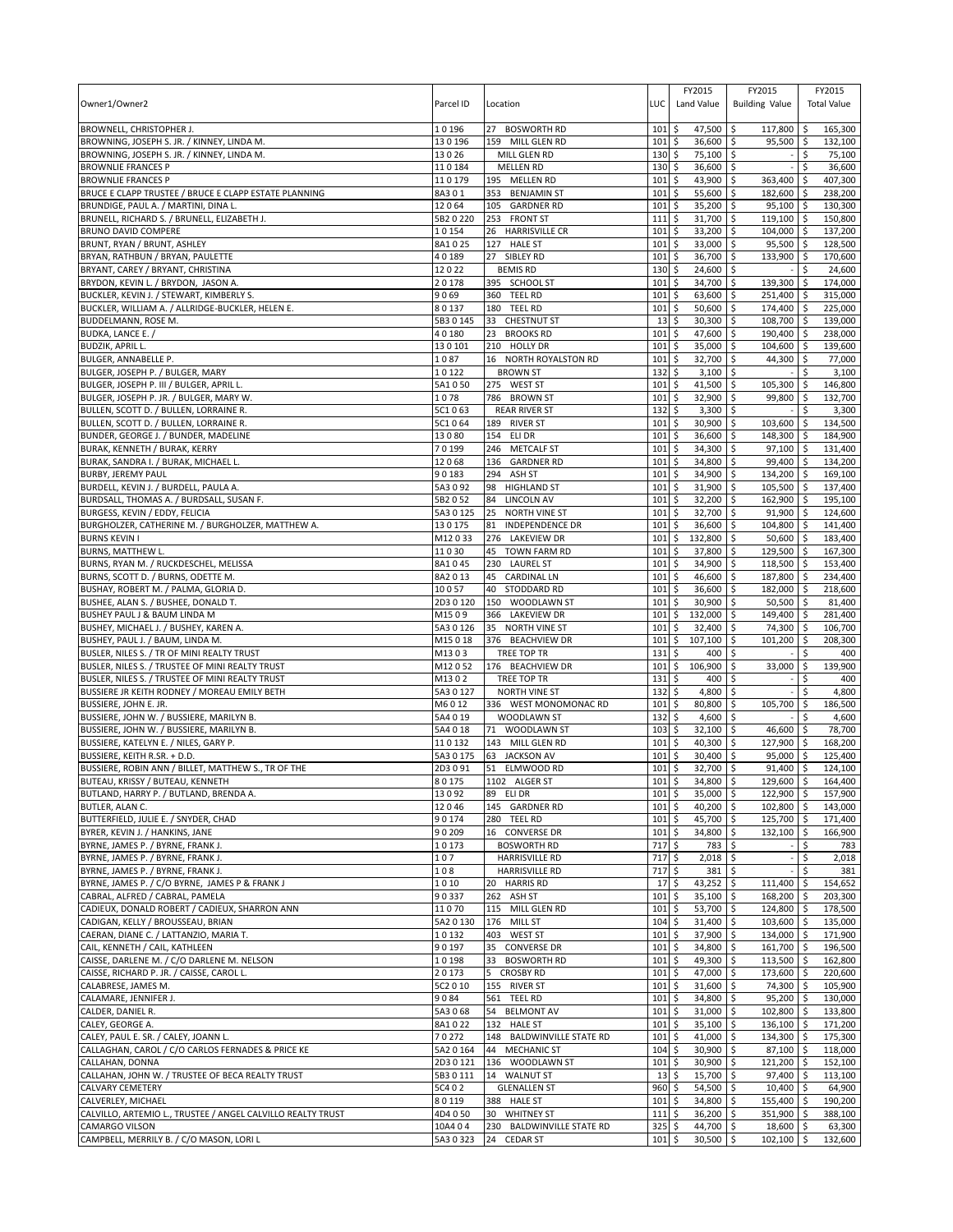| Owner1/Owner2 | Parcel ID | Location | LUC | FY2015 Land Value | FY2015 Building Value | FY2015 Total Value |
|---|---|---|---|---|---|---|
| BROWNELL, CHRISTOPHER J. | 1 0 196 | 27 BOSWORTH RD | 101 | $ 47,500 | $ 117,800 | $ 165,300 |
| BROWNING, JOSEPH S. JR. / KINNEY, LINDA M. | 13 0 196 | 159 MILL GLEN RD | 101 | $ 36,600 | $ 95,500 | $ 132,100 |
| BROWNING, JOSEPH S. JR. / KINNEY, LINDA M. | 13 0 26 | MILL GLEN RD | 130 | $ 75,100 | $ - | $ 75,100 |
| BROWNLIE FRANCES P | 11 0 184 | MELLEN RD | 130 | $ 36,600 | $ - | $ 36,600 |
| BROWNLIE FRANCES P | 11 0 179 | 195 MELLEN RD | 101 | $ 43,900 | $ 363,400 | $ 407,300 |
| BRUCE E CLAPP TRUSTEE / BRUCE E CLAPP ESTATE PLANNING | 8A3 0 1 | 353 BENJAMIN ST | 101 | $ 55,600 | $ 182,600 | $ 238,200 |
| BRUNDIGE, PAUL A. / MARTINI, DINA L. | 12 0 64 | 105 GARDNER RD | 101 | $ 35,200 | $ 95,100 | $ 130,300 |
| BRUNELL, RICHARD S. / BRUNELL, ELIZABETH J. | 5B2 0 220 | 253 FRONT ST | 111 | $ 31,700 | $ 119,100 | $ 150,800 |
| BRUNO DAVID COMPERE | 1 0 154 | 26 HARRISVILLE CR | 101 | $ 33,200 | $ 104,000 | $ 137,200 |
| BRUNT, RYAN / BRUNT, ASHLEY | 8A1 0 25 | 127 HALE ST | 101 | $ 33,000 | $ 95,500 | $ 128,500 |
| BRYAN, RATHBUN / BRYAN, PAULETTE | 4 0 189 | 27 SIBLEY RD | 101 | $ 36,700 | $ 133,900 | $ 170,600 |
| BRYANT, CAREY / BRYANT, CHRISTINA | 12 0 22 | BEMIS RD | 130 | $ 24,600 | $ - | $ 24,600 |
| BRYDON, KEVIN L. / BRYDON, JASON A. | 2 0 178 | 395 SCHOOL ST | 101 | $ 34,700 | $ 139,300 | $ 174,000 |
| BUCKLER, KEVIN J. / STEWART, KIMBERLY S. | 9 0 69 | 360 TEEL RD | 101 | $ 63,600 | $ 251,400 | $ 315,000 |
| BUCKLER, WILLIAM A. / ALLRIDGE-BUCKLER, HELEN E. | 8 0 137 | 180 TEEL RD | 101 | $ 50,600 | $ 174,400 | $ 225,000 |
| BUDDELMANN, ROSE M. | 5B3 0 145 | 33 CHESTNUT ST | 13 | $ 30,300 | $ 108,700 | $ 139,000 |
| BUDKA, LANCE E. / | 4 0 180 | 23 BROOKS RD | 101 | $ 47,600 | $ 190,400 | $ 238,000 |
| BUDZIK, APRIL L. | 13 0 101 | 210 HOLLY DR | 101 | $ 35,000 | $ 104,600 | $ 139,600 |
| BULGER, ANNABELLE P. | 1 0 87 | 16 NORTH ROYALSTON RD | 101 | $ 32,700 | $ 44,300 | $ 77,000 |
| BULGER, JOSEPH P. / BULGER, MARY | 1 0 122 | BROWN ST | 132 | $ 3,100 | $ - | $ 3,100 |
| BULGER, JOSEPH P. III / BULGER, APRIL L. | 5A1 0 50 | 275 WEST ST | 101 | $ 41,500 | $ 105,300 | $ 146,800 |
| BULGER, JOSEPH P. JR. / BULGER, MARY W. | 1 0 78 | 786 BROWN ST | 101 | $ 32,900 | $ 99,800 | $ 132,700 |
| BULLEN, SCOTT D. / BULLEN, LORRAINE R. | 5C1 0 63 | REAR RIVER ST | 132 | $ 3,300 | $ - | $ 3,300 |
| BULLEN, SCOTT D. / BULLEN, LORRAINE R. | 5C1 0 64 | 189 RIVER ST | 101 | $ 30,900 | $ 103,600 | $ 134,500 |
| BUNDER, GEORGE J. / BUNDER, MADELINE | 13 0 80 | 154 ELI DR | 101 | $ 36,600 | $ 148,300 | $ 184,900 |
| BURAK, KENNETH / BURAK, KERRY | 7 0 199 | 246 METCALF ST | 101 | $ 34,300 | $ 97,100 | $ 131,400 |
| BURAK, SANDRA I. / BURAK, MICHAEL L. | 12 0 68 | 136 GARDNER RD | 101 | $ 34,800 | $ 99,400 | $ 134,200 |
| BURBY, JEREMY PAUL | 9 0 183 | 294 ASH ST | 101 | $ 34,900 | $ 134,200 | $ 169,100 |
| BURDELL, KEVIN J. / BURDELL, PAULA A. | 5A3 0 92 | 98 HIGHLAND ST | 101 | $ 31,900 | $ 105,500 | $ 137,400 |
| BURDSALL, THOMAS A. / BURDSALL, SUSAN F. | 5B2 0 52 | 84 LINCOLN AV | 101 | $ 32,200 | $ 162,900 | $ 195,100 |
| BURGESS, KEVIN / EDDY, FELICIA | 5A3 0 125 | 25 NORTH VINE ST | 101 | $ 32,700 | $ 91,900 | $ 124,600 |
| BURGHOLZER, CATHERINE M. / BURGHOLZER, MATTHEW A. | 13 0 175 | 81 INDEPENDENCE DR | 101 | $ 36,600 | $ 104,800 | $ 141,400 |
| BURNS KEVIN I | M12 0 33 | 276 LAKEVIEW DR | 101 | $ 132,800 | $ 50,600 | $ 183,400 |
| BURNS, MATTHEW L. | 11 0 30 | 45 TOWN FARM RD | 101 | $ 37,800 | $ 129,500 | $ 167,300 |
| BURNS, RYAN M. / RUCKDESCHEL, MELISSA | 8A1 0 45 | 230 LAUREL ST | 101 | $ 34,900 | $ 118,500 | $ 153,400 |
| BURNS, SCOTT D. / BURNS, ODETTE M. | 8A2 0 13 | 45 CARDINAL LN | 101 | $ 46,600 | $ 187,800 | $ 234,400 |
| BUSHAY, ROBERT M. / PALMA, GLORIA D. | 10 0 57 | 40 STODDARD RD | 101 | $ 36,600 | $ 182,000 | $ 218,600 |
| BUSHEE, ALAN S. / BUSHEE, DONALD T. | 2D3 0 120 | 150 WOODLAWN ST | 101 | $ 30,900 | $ 50,500 | $ 81,400 |
| BUSHEY PAUL J & BAUM LINDA M | M15 0 9 | 366 LAKEVIEW DR | 101 | $ 132,000 | $ 149,400 | $ 281,400 |
| BUSHEY, MICHAEL J. / BUSHEY, KAREN A. | 5A3 0 126 | 35 NORTH VINE ST | 101 | $ 32,400 | $ 74,300 | $ 106,700 |
| BUSHEY, PAUL J. / BAUM, LINDA M. | M15 0 18 | 376 BEACHVIEW DR | 101 | $ 107,100 | $ 101,200 | $ 208,300 |
| BUSLER, NILES S. / TR OF MINI REALTY TRUST | M13 0 3 | TREE TOP TR | 131 | $ 400 | $ - | $ 400 |
| BUSLER, NILES S. / TRUSTEE OF MINI REALTY TRUST | M12 0 52 | 176 BEACHVIEW DR | 101 | $ 106,900 | $ 33,000 | $ 139,900 |
| BUSLER, NILES S. / TRUSTEE OF MINI REALTY TRUST | M13 0 2 | TREE TOP TR | 131 | $ 400 | $ - | $ 400 |
| BUSSIERE JR KEITH RODNEY / MOREAU EMILY BETH | 5A3 0 127 | NORTH VINE ST | 132 | $ 4,800 | $ - | $ 4,800 |
| BUSSIERE, JOHN E. JR. | M6 0 12 | 336 WEST MONOMONAC RD | 101 | $ 80,800 | $ 105,700 | $ 186,500 |
| BUSSIERE, JOHN W. / BUSSIERE, MARILYN B. | 5A4 0 19 | WOODLAWN ST | 132 | $ 4,600 | $ - | $ 4,600 |
| BUSSIERE, JOHN W. / BUSSIERE, MARILYN B. | 5A4 0 18 | 71 WOODLAWN ST | 103 | $ 32,100 | $ 46,600 | $ 78,700 |
| BUSSIERE, KATELYN E. / NILES, GARY P. | 11 0 132 | 143 MILL GLEN RD | 101 | $ 40,300 | $ 127,900 | $ 168,200 |
| BUSSIERE, KEITH R.SR. + D.D. | 5A3 0 175 | 63 JACKSON AV | 101 | $ 30,400 | $ 95,000 | $ 125,400 |
| BUSSIERE, ROBIN ANN / BILLET, MATTHEW S., TR OF THE | 2D3 0 91 | 51 ELMWOOD RD | 101 | $ 32,700 | $ 91,400 | $ 124,100 |
| BUTEAU, KRISSY / BUTEAU, KENNETH | 8 0 175 | 1102 ALGER ST | 101 | $ 34,800 | $ 129,600 | $ 164,400 |
| BUTLAND, HARRY P. / BUTLAND, BRENDA A. | 13 0 92 | 89 ELI DR | 101 | $ 35,000 | $ 122,900 | $ 157,900 |
| BUTLER, ALAN C. | 12 0 46 | 145 GARDNER RD | 101 | $ 40,200 | $ 102,800 | $ 143,000 |
| BUTTERFIELD, JULIE E. / SNYDER, CHAD | 9 0 174 | 280 TEEL RD | 101 | $ 45,700 | $ 125,700 | $ 171,400 |
| BYRER, KEVIN J. / HANKINS, JANE | 9 0 209 | 16 CONVERSE DR | 101 | $ 34,800 | $ 132,100 | $ 166,900 |
| BYRNE, JAMES P. / BYRNE, FRANK J. | 1 0 173 | BOSWORTH RD | 717 | $ 783 | $ - | $ 783 |
| BYRNE, JAMES P. / BYRNE, FRANK J. | 1 0 7 | HARRISVILLE RD | 717 | $ 2,018 | $ - | $ 2,018 |
| BYRNE, JAMES P. / BYRNE, FRANK J. | 1 0 8 | HARRISVILLE RD | 717 | $ 381 | $ - | $ 381 |
| BYRNE, JAMES P. / C/O BYRNE, JAMES P & FRANK J | 1 0 10 | 20 HARRIS RD | 17 | $ 43,252 | $ 111,400 | $ 154,652 |
| CABRAL, ALFRED / CABRAL, PAMELA | 9 0 337 | 262 ASH ST | 101 | $ 35,100 | $ 168,200 | $ 203,300 |
| CADIEUX, DONALD ROBERT / CADIEUX, SHARRON ANN | 11 0 70 | 115 MILL GLEN RD | 101 | $ 53,700 | $ 124,800 | $ 178,500 |
| CADIGAN, KELLY / BROUSSEAU, BRIAN | 5A2 0 130 | 176 MILL ST | 104 | $ 31,400 | $ 103,600 | $ 135,000 |
| CAERAN, DIANE C. / LATTANZIO, MARIA T. | 1 0 132 | 403 WEST ST | 101 | $ 37,900 | $ 134,000 | $ 171,900 |
| CAIL, KENNETH / CAIL, KATHLEEN | 9 0 197 | 35 CONVERSE DR | 101 | $ 34,800 | $ 161,700 | $ 196,500 |
| CAISSE, DARLENE M. / C/O DARLENE M. NELSON | 1 0 198 | 33 BOSWORTH RD | 101 | $ 49,300 | $ 113,500 | $ 162,800 |
| CAISSE, RICHARD P. JR. / CAISSE, CAROL L. | 2 0 173 | 5 CROSBY RD | 101 | $ 47,000 | $ 173,600 | $ 220,600 |
| CALABRESE, JAMES M. | 5C2 0 10 | 155 RIVER ST | 101 | $ 31,600 | $ 74,300 | $ 105,900 |
| CALAMARE, JENNIFER J. | 9 0 84 | 561 TEEL RD | 101 | $ 34,800 | $ 95,200 | $ 130,000 |
| CALDER, DANIEL R. | 5A3 0 68 | 54 BELMONT AV | 101 | $ 31,000 | $ 102,800 | $ 133,800 |
| CALEY, GEORGE A. | 8A1 0 22 | 132 HALE ST | 101 | $ 35,100 | $ 136,100 | $ 171,200 |
| CALEY, PAUL E. SR. / CALEY, JOANN L. | 7 0 272 | 148 BALDWINVILLE STATE RD | 101 | $ 41,000 | $ 134,300 | $ 175,300 |
| CALLAGHAN, CAROL / C/O CARLOS FERNADES & PRICE KE | 5A2 0 164 | 44 MECHANIC ST | 104 | $ 30,900 | $ 87,100 | $ 118,000 |
| CALLAHAN, DONNA | 2D3 0 121 | 136 WOODLAWN ST | 101 | $ 30,900 | $ 121,200 | $ 152,100 |
| CALLAHAN, JOHN W. / TRUSTEE OF BECA REALTY TRUST | 5B3 0 111 | 14 WALNUT ST | 13 | $ 15,700 | $ 97,400 | $ 113,100 |
| CALVARY CEMETERY | 5C4 0 2 | GLENALLEN ST | 960 | $ 54,500 | $ 10,400 | $ 64,900 |
| CALVERLEY, MICHAEL | 8 0 119 | 388 HALE ST | 101 | $ 34,800 | $ 155,400 | $ 190,200 |
| CALVILLO, ARTEMIO L., TRUSTEE / ANGEL CALVILLO REALTY TRUST | 4D4 0 50 | 30 WHITNEY ST | 111 | $ 36,200 | $ 351,900 | $ 388,100 |
| CAMARGO VILSON | 10A4 0 4 | 230 BALDWINVILLE STATE RD | 325 | $ 44,700 | $ 18,600 | $ 63,300 |
| CAMPBELL, MERRILY B. / C/O MASON, LORI L | 5A3 0 323 | 24 CEDAR ST | 101 | $ 30,500 | $ 102,100 | $ 132,600 |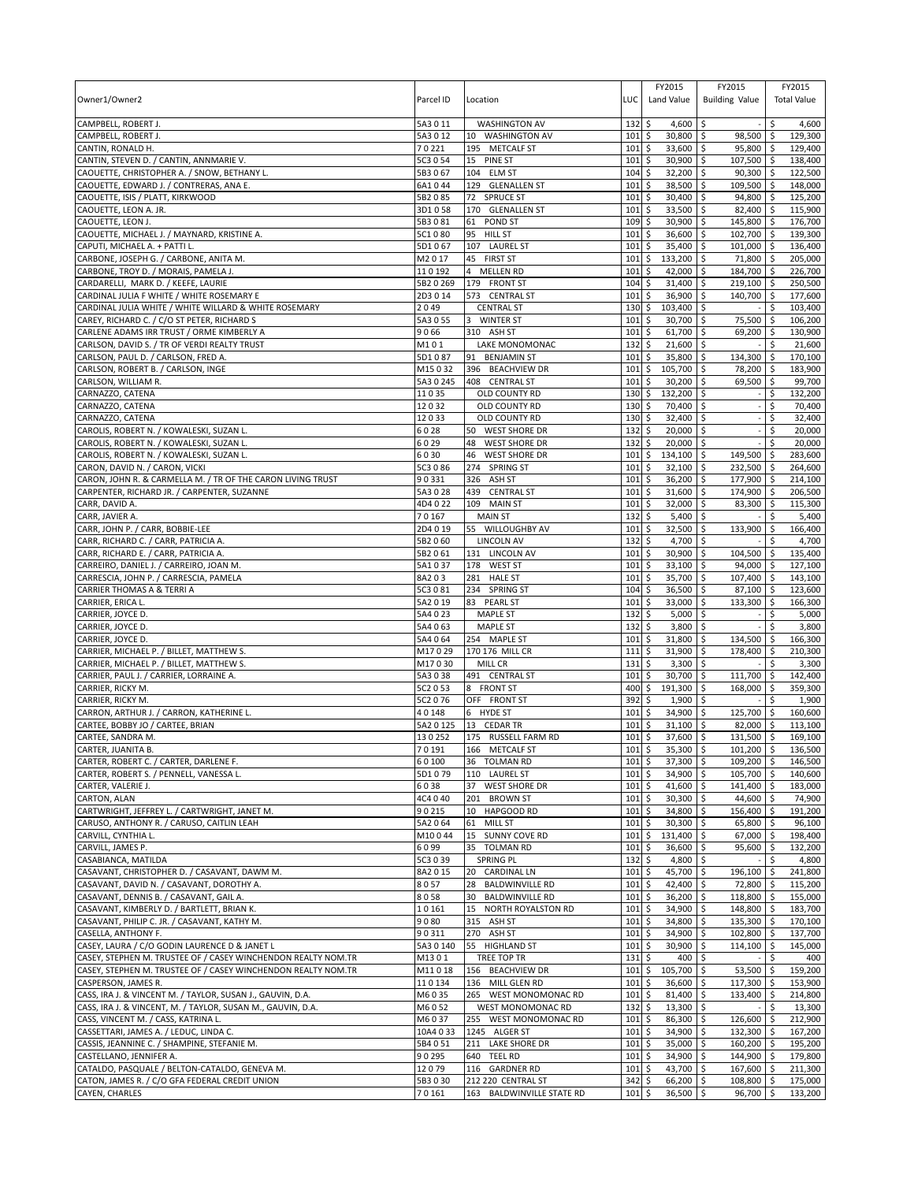| Owner1/Owner2 | Parcel ID | Location | LUC | FY2015 Land Value | FY2015 Building Value | FY2015 Total Value |
|---|---|---|---|---|---|---|
| CAMPBELL, ROBERT J. | 5A3 0 11 | WASHINGTON AV | 132 | $ 4,600 | $ - | $ 4,600 |
| CAMPBELL, ROBERT J. | 5A3 0 12 | 10 WASHINGTON AV | 101 | $ 30,800 | $ 98,500 | $ 129,300 |
| CANTIN, RONALD H. | 7 0 221 | 195 METCALF ST | 101 | $ 33,600 | $ 95,800 | $ 129,400 |
| CANTIN, STEVEN D. / CANTIN, ANNMARIE V. | 5C3 0 54 | 15 PINE ST | 101 | $ 30,900 | $ 107,500 | $ 138,400 |
| CAOUETTE, CHRISTOPHER A. / SNOW, BETHANY L. | 5B3 0 67 | 104 ELM ST | 104 | $ 32,200 | $ 90,300 | $ 122,500 |
| CAOUETTE, EDWARD J. / CONTRERAS, ANA E. | 6A1 0 44 | 129 GLENALLEN ST | 101 | $ 38,500 | $ 109,500 | $ 148,000 |
| CAOUETTE, ISIS / PLATT, KIRKWOOD | 5B2 0 85 | 72 SPRUCE ST | 101 | $ 30,400 | $ 94,800 | $ 125,200 |
| CAOUETTE, LEON A. JR. | 3D1 0 58 | 170 GLENALLEN ST | 101 | $ 33,500 | $ 82,400 | $ 115,900 |
| CAOUETTE, LEON J. | 5B3 0 81 | 61 POND ST | 109 | $ 30,900 | $ 145,800 | $ 176,700 |
| CAOUETTE, MICHAEL J. / MAYNARD, KRISTINE A. | 5C1 0 80 | 95 HILL ST | 101 | $ 36,600 | $ 102,700 | $ 139,300 |
| CAPUTI, MICHAEL A. + PATTI L. | 5D1 0 67 | 107 LAUREL ST | 101 | $ 35,400 | $ 101,000 | $ 136,400 |
| CARBONE, JOSEPH G. / CARBONE, ANITA M. | M2 0 17 | 45 FIRST ST | 101 | $ 133,200 | $ 71,800 | $ 205,000 |
| CARBONE, TROY D. / MORAIS, PAMELA J. | 11 0 192 | 4 MELLEN RD | 101 | $ 42,000 | $ 184,700 | $ 226,700 |
| CARDARELLI, MARK D. / KEEFE, LAURIE | 5B2 0 269 | 179 FRONT ST | 104 | $ 31,400 | $ 219,100 | $ 250,500 |
| CARDINAL JULIA F WHITE / WHITE ROSEMARY E | 2D3 0 14 | 573 CENTRAL ST | 101 | $ 36,900 | $ 140,700 | $ 177,600 |
| CARDINAL JULIA WHITE / WHITE WILLARD & WHITE ROSEMARY | 2 0 49 | CENTRAL ST | 130 | $ 103,400 | $ - | $ 103,400 |
| CAREY, RICHARD C. / C/O ST PETER, RICHARD S | 5A3 0 55 | 3 WINTER ST | 101 | $ 30,700 | $ 75,500 | $ 106,200 |
| CARLENE ADAMS IRR TRUST / ORME KIMBERLY A | 9 0 66 | 310 ASH ST | 101 | $ 61,700 | $ 69,200 | $ 130,900 |
| CARLSON, DAVID S. / TR OF VERDI REALTY TRUST | M1 0 1 | LAKE MONOMONAC | 132 | $ 21,600 | $ - | $ 21,600 |
| CARLSON, PAUL D. / CARLSON, FRED A. | 5D1 0 87 | 91 BENJAMIN ST | 101 | $ 35,800 | $ 134,300 | $ 170,100 |
| CARLSON, ROBERT B. / CARLSON, INGE | M15 0 32 | 396 BEACHVIEW DR | 101 | $ 105,700 | $ 78,200 | $ 183,900 |
| CARLSON, WILLIAM R. | 5A3 0 245 | 408 CENTRAL ST | 101 | $ 30,200 | $ 69,500 | $ 99,700 |
| CARNAZZO, CATENA | 11 0 35 | OLD COUNTY RD | 130 | $ 132,200 | $ - | $ 132,200 |
| CARNAZZO, CATENA | 12 0 32 | OLD COUNTY RD | 130 | $ 70,400 | $ - | $ 70,400 |
| CARNAZZO, CATENA | 12 0 33 | OLD COUNTY RD | 130 | $ 32,400 | $ - | $ 32,400 |
| CAROLIS, ROBERT N. / KOWALESKI, SUZAN L. | 6 0 28 | 50 WEST SHORE DR | 132 | $ 20,000 | $ - | $ 20,000 |
| CAROLIS, ROBERT N. / KOWALESKI, SUZAN L. | 6 0 29 | 48 WEST SHORE DR | 132 | $ 20,000 | $ - | $ 20,000 |
| CAROLIS, ROBERT N. / KOWALESKI, SUZAN L. | 6 0 30 | 46 WEST SHORE DR | 101 | $ 134,100 | $ 149,500 | $ 283,600 |
| CARON, DAVID N. / CARON, VICKI | 5C3 0 86 | 274 SPRING ST | 101 | $ 32,100 | $ 232,500 | $ 264,600 |
| CARON, JOHN R. & CARMELLA M. / TR OF THE CARON LIVING TRUST | 9 0 331 | 326 ASH ST | 101 | $ 36,200 | $ 177,900 | $ 214,100 |
| CARPENTER, RICHARD JR. / CARPENTER, SUZANNE | 5A3 0 28 | 439 CENTRAL ST | 101 | $ 31,600 | $ 174,900 | $ 206,500 |
| CARR, DAVID A. | 4D4 0 22 | 109 MAIN ST | 101 | $ 32,000 | $ 83,300 | $ 115,300 |
| CARR, JAVIER A. | 7 0 167 | MAIN ST | 132 | $ 5,400 | $ - | $ 5,400 |
| CARR, JOHN P. / CARR, BOBBIE-LEE | 2D4 0 19 | 55 WILLOUGHBY AV | 101 | $ 32,500 | $ 133,900 | $ 166,400 |
| CARR, RICHARD C. / CARR, PATRICIA A. | 5B2 0 60 | LINCOLN AV | 132 | $ 4,700 | $ - | $ 4,700 |
| CARR, RICHARD E. / CARR, PATRICIA A. | 5B2 0 61 | 131 LINCOLN AV | 101 | $ 30,900 | $ 104,500 | $ 135,400 |
| CARREIRO, DANIEL J. / CARREIRO, JOAN M. | 5A1 0 37 | 178 WEST ST | 101 | $ 33,100 | $ 94,000 | $ 127,100 |
| CARRESCIA, JOHN P. / CARRESCIA, PAMELA | 8A2 0 3 | 281 HALE ST | 101 | $ 35,700 | $ 107,400 | $ 143,100 |
| CARRIER THOMAS A & TERRI A | 5C3 0 81 | 234 SPRING ST | 104 | $ 36,500 | $ 87,100 | $ 123,600 |
| CARRIER, ERICA L. | 5A2 0 19 | 83 PEARL ST | 101 | $ 33,000 | $ 133,300 | $ 166,300 |
| CARRIER, JOYCE D. | 5A4 0 23 | MAPLE ST | 132 | $ 5,000 | $ - | $ 5,000 |
| CARRIER, JOYCE D. | 5A4 0 63 | MAPLE ST | 132 | $ 3,800 | $ - | $ 3,800 |
| CARRIER, JOYCE D. | 5A4 0 64 | 254 MAPLE ST | 101 | $ 31,800 | $ 134,500 | $ 166,300 |
| CARRIER, MICHAEL P. / BILLET, MATTHEW S. | M17 0 29 | 170 176 MILL CR | 111 | $ 31,900 | $ 178,400 | $ 210,300 |
| CARRIER, MICHAEL P. / BILLET, MATTHEW S. | M17 0 30 | MILL CR | 131 | $ 3,300 | $ - | $ 3,300 |
| CARRIER, PAUL J. / CARRIER, LORRAINE A. | 5A3 0 38 | 491 CENTRAL ST | 101 | $ 30,700 | $ 111,700 | $ 142,400 |
| CARRIER, RICKY M. | 5C2 0 53 | 8 FRONT ST | 400 | $ 191,300 | $ 168,000 | $ 359,300 |
| CARRIER, RICKY M. | 5C2 0 76 | OFF FRONT ST | 392 | $ 1,900 | $ - | $ 1,900 |
| CARRON, ARTHUR J. / CARRON, KATHERINE L. | 4 0 148 | 6 HYDE ST | 101 | $ 34,900 | $ 125,700 | $ 160,600 |
| CARTEE, BOBBY JO / CARTEE, BRIAN | 5A2 0 125 | 13 CEDAR TR | 101 | $ 31,100 | $ 82,000 | $ 113,100 |
| CARTEE, SANDRA M. | 13 0 252 | 175 RUSSELL FARM RD | 101 | $ 37,600 | $ 131,500 | $ 169,100 |
| CARTER, JUANITA B. | 7 0 191 | 166 METCALF ST | 101 | $ 35,300 | $ 101,200 | $ 136,500 |
| CARTER, ROBERT C. / CARTER, DARLENE F. | 6 0 100 | 36 TOLMAN RD | 101 | $ 37,300 | $ 109,200 | $ 146,500 |
| CARTER, ROBERT S. / PENNELL, VANESSA L. | 5D1 0 79 | 110 LAUREL ST | 101 | $ 34,900 | $ 105,700 | $ 140,600 |
| CARTER, VALERIE J. | 6 0 38 | 37 WEST SHORE DR | 101 | $ 41,600 | $ 141,400 | $ 183,000 |
| CARTON, ALAN | 4C4 0 40 | 201 BROWN ST | 101 | $ 30,300 | $ 44,600 | $ 74,900 |
| CARTWRIGHT, JEFFREY L. / CARTWRIGHT, JANET M. | 9 0 215 | 10 HAPGOOD RD | 101 | $ 34,800 | $ 156,400 | $ 191,200 |
| CARUSO, ANTHONY R. / CARUSO, CAITLIN LEAH | 5A2 0 64 | 61 MILL ST | 101 | $ 30,300 | $ 65,800 | $ 96,100 |
| CARVILL, CYNTHIA L. | M10 0 44 | 15 SUNNY COVE RD | 101 | $ 131,400 | $ 67,000 | $ 198,400 |
| CARVILL, JAMES P. | 6 0 99 | 35 TOLMAN RD | 101 | $ 36,600 | $ 95,600 | $ 132,200 |
| CASABIANCA, MATILDA | 5C3 0 39 | SPRING PL | 132 | $ 4,800 | $ - | $ 4,800 |
| CASAVANT, CHRISTOPHER D. / CASAVANT, DAWM M. | 8A2 0 15 | 20 CARDINAL LN | 101 | $ 45,700 | $ 196,100 | $ 241,800 |
| CASAVANT, DAVID N. / CASAVANT, DOROTHY A. | 8 0 57 | 28 BALDWINVILLE RD | 101 | $ 42,400 | $ 72,800 | $ 115,200 |
| CASAVANT, DENNIS B. / CASAVANT, GAIL A. | 8 0 58 | 30 BALDWINVILLE RD | 101 | $ 36,200 | $ 118,800 | $ 155,000 |
| CASAVANT, KIMBERLY D. / BARTLETT, BRIAN K. | 1 0 161 | 15 NORTH ROYALSTON RD | 101 | $ 34,900 | $ 148,800 | $ 183,700 |
| CASAVANT, PHILIP C. JR. / CASAVANT, KATHY M. | 9 0 80 | 315 ASH ST | 101 | $ 34,800 | $ 135,300 | $ 170,100 |
| CASELLA, ANTHONY F. | 9 0 311 | 270 ASH ST | 101 | $ 34,900 | $ 102,800 | $ 137,700 |
| CASEY, LAURA / C/O GODIN LAURENCE D & JANET L | 5A3 0 140 | 55 HIGHLAND ST | 101 | $ 30,900 | $ 114,100 | $ 145,000 |
| CASEY, STEPHEN M. TRUSTEE OF / CASEY WINCHENDON REALTY NOM.TR | M13 0 1 | TREE TOP TR | 131 | $ 400 | $ - | $ 400 |
| CASEY, STEPHEN M. TRUSTEE OF / CASEY WINCHENDON REALTY NOM.TR | M11 0 18 | 156 BEACHVIEW DR | 101 | $ 105,700 | $ 53,500 | $ 159,200 |
| CASPERSON, JAMES R. | 11 0 134 | 136 MILL GLEN RD | 101 | $ 36,600 | $ 117,300 | $ 153,900 |
| CASS, IRA J. & VINCENT M. / TAYLOR, SUSAN J., GAUVIN, D.A. | M6 0 35 | 265 WEST MONOMONAC RD | 101 | $ 81,400 | $ 133,400 | $ 214,800 |
| CASS, IRA J. & VINCENT M. / TAYLOR, SUSAN M., GAUVIN, D.A. | M6 0 52 | WEST MONOMONAC RD | 132 | $ 13,300 | $ - | $ 13,300 |
| CASS, VINCENT M. / CASS, KATRINA L. | M6 0 37 | 255 WEST MONOMONAC RD | 101 | $ 86,300 | $ 126,600 | $ 212,900 |
| CASSETTARI, JAMES A. / LEDUC, LINDA C. | 10A4 0 33 | 1245 ALGER ST | 101 | $ 34,900 | $ 132,300 | $ 167,200 |
| CASSIS, JEANNINE C. / SHAMPINE, STEFANIE M. | 5B4 0 51 | 211 LAKE SHORE DR | 101 | $ 35,000 | $ 160,200 | $ 195,200 |
| CASTELLANO, JENNIFER A. | 9 0 295 | 640 TEEL RD | 101 | $ 34,900 | $ 144,900 | $ 179,800 |
| CATALDO, PASQUALE / BELTON-CATALDO, GENEVA M. | 12 0 79 | 116 GARDNER RD | 101 | $ 43,700 | $ 167,600 | $ 211,300 |
| CATON, JAMES R. / C/O GFA FEDERAL CREDIT UNION | 5B3 0 30 | 212 220 CENTRAL ST | 342 | $ 66,200 | $ 108,800 | $ 175,000 |
| CAYEN, CHARLES | 7 0 161 | 163 BALDWINVILLE STATE RD | 101 | $ 36,500 | $ 96,700 | $ 133,200 |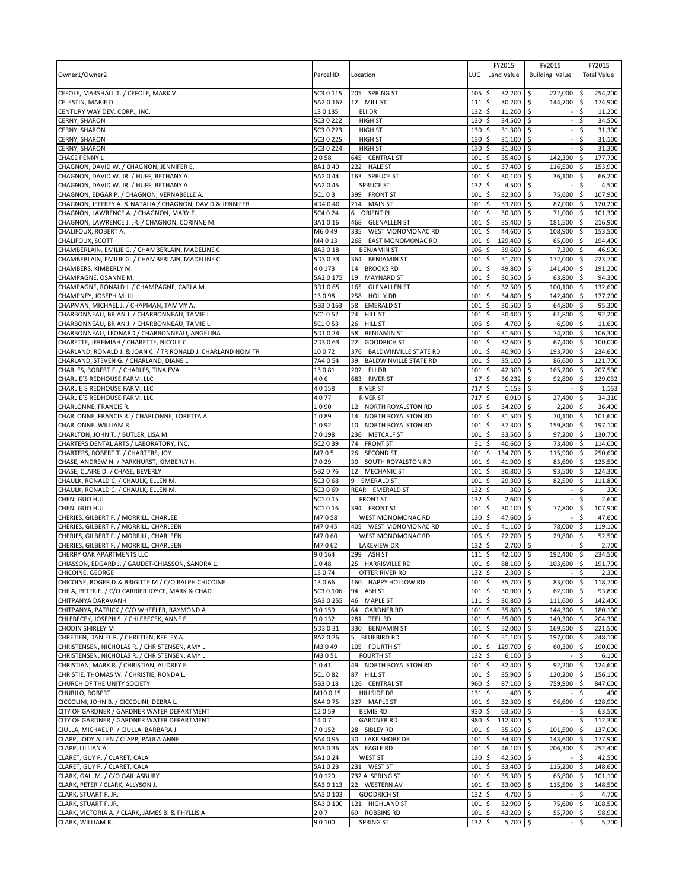| Owner1/Owner2 | Parcel ID | Location | LUC | FY2015 Land Value | FY2015 Building Value | FY2015 Total Value |
|---|---|---|---|---|---|---|
| CEFOLE, MARSHALL T. / CEFOLE, MARK V. | 5C3 0 115 | 205 SPRING ST | 105 | $ 32,200 | $ 222,000 | $ 254,200 |
| CELESTIN, MARIE D. | 5A2 0 167 | 12 MILL ST | 111 | $ 30,200 | $ 144,700 | $ 174,900 |
| CENTURY WAY DEV. CORP., INC. | 13 0 135 | ELI DR | 132 | $ 11,200 | $ - | $ 11,200 |
| CERNY, SHARON | 5C3 0 222 | HIGH ST | 130 | $ 34,500 | $ - | $ 34,500 |
| CERNY, SHARON | 5C3 0 223 | HIGH ST | 130 | $ 31,300 | $ - | $ 31,300 |
| CERNY, SHARON | 5C3 0 225 | HIGH ST | 130 | $ 31,100 | $ - | $ 31,100 |
| CERNY, SHARON | 5C3 0 224 | HIGH ST | 130 | $ 31,300 | $ - | $ 31,300 |
| CHACE PENNY L | 2 0 58 | 645 CENTRAL ST | 101 | $ 35,400 | $ 142,300 | $ 177,700 |
| CHAGNON, DAVID W. / CHAGNON, JENNIFER E. | 8A1 0 40 | 222 HALE ST | 101 | $ 37,400 | $ 116,500 | $ 153,900 |
| CHAGNON, DAVID W. JR. / HUFF, BETHANY A. | 5A2 0 44 | 163 SPRUCE ST | 101 | $ 30,100 | $ 36,100 | $ 66,200 |
| CHAGNON, DAVID W. JR. / HUFF, BETHANY A. | 5A2 0 45 | SPRUCE ST | 132 | $ 4,500 | $ - | $ 4,500 |
| CHAGNON, EDGAR P. / CHAGNON, VERNABELLE A. | 5C1 0 3 | 399 FRONT ST | 101 | $ 32,300 | $ 75,600 | $ 107,900 |
| CHAGNON, JEFFREY A. & NATALIA / CHAGNON, DAVID & JENNIFER | 4D4 0 40 | 214 MAIN ST | 101 | $ 33,200 | $ 87,000 | $ 120,200 |
| CHAGNON, LAWRENCE A. / CHAGNON, MARY E. | 5C4 0 24 | 6 ORIENT PL | 101 | $ 30,300 | $ 71,000 | $ 101,300 |
| CHAGNON, LAWRENCE J. JR. / CHAGNON, CORINNE M. | 3A1 0 16 | 468 GLENALLEN ST | 101 | $ 35,400 | $ 181,500 | $ 216,900 |
| CHALIFOUX, ROBERT A. | M6 0 49 | 335 WEST MONOMONAC RD | 101 | $ 44,600 | $ 108,900 | $ 153,500 |
| CHALIFOUX, SCOTT | M4 0 13 | 268 EAST MONOMONAC RD | 101 | $ 129,400 | $ 65,000 | $ 194,400 |
| CHAMBERLAIN, EMILIE G. / CHAMBERLAIN, MADELINE C. | 8A3 0 18 | BENJAMIN ST | 106 | $ 39,600 | $ 7,300 | $ 46,900 |
| CHAMBERLAIN, EMILIE G. / CHAMBERLAIN, MADELINE C. | 5D3 0 33 | 364 BENJAMIN ST | 101 | $ 51,700 | $ 172,000 | $ 223,700 |
| CHAMBERS, KIMBERLY M. | 4 0 173 | 14 BROOKS RD | 101 | $ 49,800 | $ 141,400 | $ 191,200 |
| CHAMPAGNE, OSANNE M. | 5A2 0 175 | 19 MAYNARD ST | 101 | $ 30,500 | $ 63,800 | $ 94,300 |
| CHAMPAGNE, RONALD J. / CHAMPAGNE, CARLA M. | 3D1 0 65 | 165 GLENALLEN ST | 101 | $ 32,500 | $ 100,100 | $ 132,600 |
| CHAMPNEY, JOSEPH M. III | 13 0 98 | 258 HOLLY DR | 101 | $ 34,800 | $ 142,400 | $ 177,200 |
| CHAPMAN, MICHAEL J. / CHAPMAN, TAMMY A. | 5B3 0 163 | 58 EMERALD ST | 101 | $ 30,500 | $ 64,800 | $ 95,300 |
| CHARBONNEAU, BRIAN J. / CHARBONNEAU, TAMIE L. | 5C1 0 52 | 24 HILL ST | 101 | $ 30,400 | $ 61,800 | $ 92,200 |
| CHARBONNEAU, BRIAN J. / CHARBONNEAU, TAMIE L. | 5C1 0 53 | 26 HILL ST | 106 | $ 4,700 | $ 6,900 | $ 11,600 |
| CHARBONNEAU, LEONARD / CHARBONNEAU, ANGELINA | 5D1 0 24 | 58 BENJAMIN ST | 101 | $ 31,600 | $ 74,700 | $ 106,300 |
| CHARETTE, JEREMIAH / CHARETTE, NICOLE C. | 2D3 0 63 | 22 GOODRICH ST | 101 | $ 32,600 | $ 67,400 | $ 100,000 |
| CHARLAND, RONALD J. & JOAN C. / TR RONALD J. CHARLAND NOM TR | 10 0 72 | 376 BALDWINVILLE STATE RD | 101 | $ 40,900 | $ 193,700 | $ 234,600 |
| CHARLAND, STEVEN G. / CHARLAND, DIANE L. | 7A4 0 54 | 39 BALDWINVILLE STATE RD | 101 | $ 35,100 | $ 86,600 | $ 121,700 |
| CHARLES, ROBERT E. / CHARLES, TINA EVA | 13 0 81 | 202 ELI DR | 101 | $ 42,300 | $ 165,200 | $ 207,500 |
| CHARLIE`S REDHOUSE FARM, LLC | 4 0 6 | 683 RIVER ST | 17 | $ 36,232 | $ 92,800 | $ 129,032 |
| CHARLIE`S REDHOUSE FARM, LLC | 4 0 158 | RIVER ST | 717 | $ 1,153 | $ - | $ 1,153 |
| CHARLIE`S REDHOUSE FARM, LLC | 4 0 77 | RIVER ST | 717 | $ 6,910 | $ 27,400 | $ 34,310 |
| CHARLONNE, FRANCIS R. | 1 0 90 | 12 NORTH ROYALSTON RD | 106 | $ 34,200 | $ 2,200 | $ 36,400 |
| CHARLONNE, FRANCIS R. / CHARLONNE, LORETTA A. | 1 0 89 | 14 NORTH ROYALSTON RD | 101 | $ 31,500 | $ 70,100 | $ 101,600 |
| CHARLONNE, WILLIAM R. | 1 0 92 | 10 NORTH ROYALSTON RD | 101 | $ 37,300 | $ 159,800 | $ 197,100 |
| CHARLTON, JOHN T. / BUTLER, LISA M. | 7 0 198 | 236 METCALF ST | 101 | $ 33,500 | $ 97,200 | $ 130,700 |
| CHARTERS DENTAL ARTS / LABORATORY, INC. | 5C2 0 39 | 74 FRONT ST | 31 | $ 40,600 | $ 73,400 | $ 114,000 |
| CHARTERS, ROBERT T. / CHARTERS, JOY | M7 0 5 | 26 SECOND ST | 101 | $ 134,700 | $ 115,900 | $ 250,600 |
| CHASE, ANDREW N. / PARKHURST, KIMBERLY H. | 7 0 29 | 30 SOUTH ROYALSTON RD | 101 | $ 41,900 | $ 83,600 | $ 125,500 |
| CHASE, CLAIRE D. / CHASE, BEVERLY | 5B2 0 76 | 12 MECHANIC ST | 101 | $ 30,800 | $ 93,500 | $ 124,300 |
| CHAULK, RONALD C. / CHAULK, ELLEN M. | 5C3 0 68 | 9 EMERALD ST | 101 | $ 29,300 | $ 82,500 | $ 111,800 |
| CHAULK, RONALD C. / CHAULK, ELLEN M. | 5C3 0 69 | REAR EMERALD ST | 132 | $ 300 | $ - | $ 300 |
| CHEN, GUO HUI | 5C1 0 15 | FRONT ST | 132 | $ 2,600 | $ - | $ 2,600 |
| CHEN, GUO HUI | 5C1 0 16 | 394 FRONT ST | 101 | $ 30,100 | $ 77,800 | $ 107,900 |
| CHERIES, GILBERT F. / MORRILL, CHARLEE | M7 0 58 | WEST MONOMONAC RD | 130 | $ 47,600 | $ - | $ 47,600 |
| CHERIES, GILBERT F. / MORRILL, CHARLEEN | M7 0 45 | 405 WEST MONOMONAC RD | 101 | $ 41,100 | $ 78,000 | $ 119,100 |
| CHERIES, GILBERT F. / MORRILL, CHARLEEN | M7 0 60 | WEST MONOMONAC RD | 106 | $ 22,700 | $ 29,800 | $ 52,500 |
| CHERIES, GILBERT F. / MORRILL, CHARLEEN | M7 0 62 | LAKEVIEW DR | 132 | $ 2,700 | $ - | $ 2,700 |
| CHERRY OAK APARTMENTS LLC | 9 0 164 | 299 ASH ST | 111 | $ 42,100 | $ 192,400 | $ 234,500 |
| CHIASSON, EDGARD J. / GAUDET-CHIASSON, SANDRA L. | 1 0 48 | 25 HARRISVILLE RD | 101 | $ 88,100 | $ 103,600 | $ 191,700 |
| CHICOINE, GEORGE | 13 0 74 | OTTER RIVER RD | 132 | $ 2,300 | $ - | $ 2,300 |
| CHICOINE, ROGER D.& BRIGITTE M / C/O RALPH CHICOINE | 13 0 66 | 160 HAPPY HOLLOW RD | 101 | $ 35,700 | $ 83,000 | $ 118,700 |
| CHILA, PETER E. / C/O CARRIER JOYCE, MARK & CHAD | 5C3 0 106 | 94 ASH ST | 101 | $ 30,900 | $ 62,900 | $ 93,800 |
| CHITPANYA DARAVANH | 5A3 0 255 | 46 MAPLE ST | 111 | $ 30,800 | $ 111,600 | $ 142,400 |
| CHITPANYA, PATRICK / C/O WHEELER, RAYMOND A | 9 0 159 | 64 GARDNER RD | 101 | $ 35,800 | $ 144,300 | $ 180,100 |
| CHLEBECEK, JOSEPH S. / CHLEBECEK, ANNE E. | 9 0 132 | 281 TEEL RD | 101 | $ 55,000 | $ 149,300 | $ 204,300 |
| CHODIN SHIRLEY M | 5D3 0 31 | 330 BENJAMIN ST | 101 | $ 52,000 | $ 169,500 | $ 221,500 |
| CHRETIEN, DANIEL R. / CHRETIEN, KEELEY A. | 8A2 0 26 | 5 BLUEBIRD RD | 101 | $ 51,100 | $ 197,000 | $ 248,100 |
| CHRISTENSEN, NICHOLAS R. / CHRISTENSEN, AMY L. | M3 0 49 | 105 FOURTH ST | 101 | $ 129,700 | $ 60,300 | $ 190,000 |
| CHRISTENSEN, NICHOLAS R. / CHRISTENSEN, AMY L. | M3 0 51 | FOURTH ST | 132 | $ 6,100 | $ - | $ 6,100 |
| CHRISTIAN, MARK R. / CHRISTIAN, AUDREY E. | 1 0 41 | 49 NORTH ROYALSTON RD | 101 | $ 32,400 | $ 92,200 | $ 124,600 |
| CHRISTIE, THOMAS W. / CHRISTIE, RONDA L. | 5C1 0 82 | 87 HILL ST | 101 | $ 35,900 | $ 120,200 | $ 156,100 |
| CHURCH OF THE UNITY SOCIETY | 5B3 0 18 | 126 CENTRAL ST | 960 | $ 87,100 | $ 759,900 | $ 847,000 |
| CHURILO, ROBERT | M10 0 15 | HILLSIDE DR | 131 | $ 400 | $ - | $ 400 |
| CICCOLINI, JOHN B. / CICCOLINI, DEBRA L. | 5A4 0 75 | 327 MAPLE ST | 101 | $ 32,300 | $ 96,600 | $ 128,900 |
| CITY OF GARDNER / GARDNER WATER DEPARTMENT | 12 0 59 | BEMIS RD | 930 | $ 63,500 | $ - | $ 63,500 |
| CITY OF GARDNER / GARDNER WATER DEPARTMENT | 14 0 7 | GARDNER RD | 980 | $ 112,300 | $ - | $ 112,300 |
| CIULLA, MICHAEL P. / CIULLA, BARBARA J. | 7 0 152 | 28 SIBLEY RD | 101 | $ 35,500 | $ 101,500 | $ 137,000 |
| CLAPP, JODY ALLEN / CLAPP, PAULA ANNE | 5A4 0 95 | 30 LAKE SHORE DR | 101 | $ 34,300 | $ 143,600 | $ 177,900 |
| CLAPP, LILLIAN A. | 8A3 0 36 | 85 EAGLE RD | 101 | $ 46,100 | $ 206,300 | $ 252,400 |
| CLARET, GUY P. / CLARET, CALA | 5A1 0 24 | WEST ST | 130 | $ 42,500 | $ - | $ 42,500 |
| CLARET, GUY P. / CLARET, CALA | 5A1 0 23 | 231 WEST ST | 101 | $ 33,400 | $ 115,200 | $ 148,600 |
| CLARK, GAIL M. / C/O GAIL ASBURY | 9 0 120 | 732 A SPRING ST | 101 | $ 35,300 | $ 65,800 | $ 101,100 |
| CLARK, PETER / CLARK, ALLYSON J. | 5A3 0 113 | 22 WESTERN AV | 101 | $ 33,000 | $ 115,500 | $ 148,500 |
| CLARK, STUART F. JR. | 5A3 0 103 | GOODRICH ST | 132 | $ 4,700 | $ - | $ 4,700 |
| CLARK, STUART F. JR. | 5A3 0 100 | 121 HIGHLAND ST | 101 | $ 32,900 | $ 75,600 | $ 108,500 |
| CLARK, VICTORIA A. / CLARK, JAMES B. & PHYLLIS A. | 2 0 7 | 69 ROBBINS RD | 101 | $ 43,200 | $ 55,700 | $ 98,900 |
| CLARK, WILLIAM R. | 9 0 100 | SPRING ST | 132 | $ 5,700 | $ - | $ 5,700 |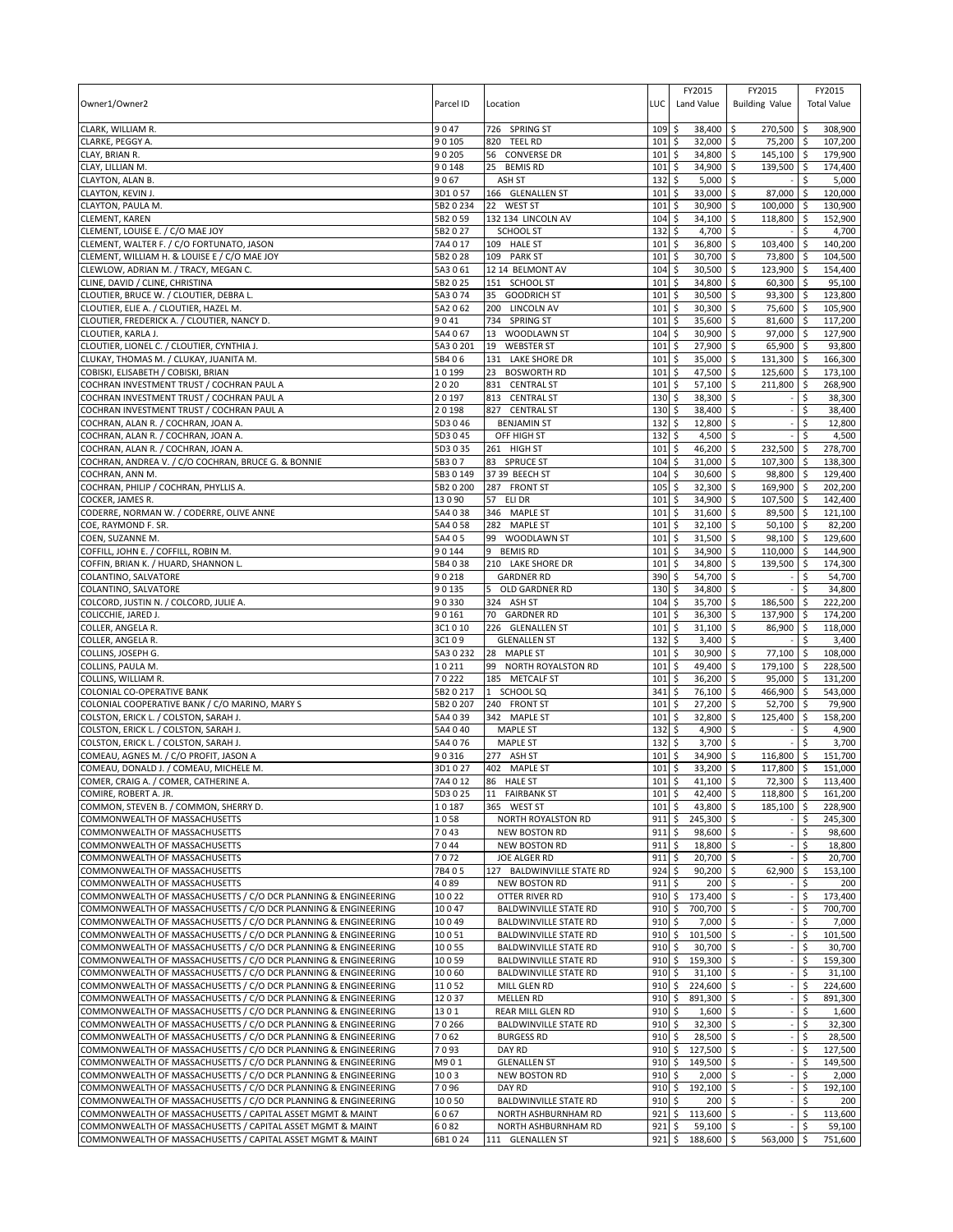| Owner1/Owner2 | Parcel ID | Location | LUC | FY2015 Land Value | FY2015 Building Value | FY2015 Total Value |
|---|---|---|---|---|---|---|
| CLARK, WILLIAM R. | 9 0 47 | 726 SPRING ST | 109 | $ 38,400 | $ 270,500 | $ 308,900 |
| CLARKE, PEGGY A. | 9 0 105 | 820 TEEL RD | 101 | $ 32,000 | $ 75,200 | $ 107,200 |
| CLAY, BRIAN R. | 9 0 205 | 56 CONVERSE DR | 101 | $ 34,800 | $ 145,100 | $ 179,900 |
| CLAY, LILLIAN M. | 9 0 148 | 25 BEMIS RD | 101 | $ 34,900 | $ 139,500 | $ 174,400 |
| CLAYTON, ALAN B. | 9 0 67 | ASH ST | 132 | $ 5,000 | $ - | $ 5,000 |
| CLAYTON, KEVIN J. | 3D1 0 57 | 166 GLENALLEN ST | 101 | $ 33,000 | $ 87,000 | $ 120,000 |
| CLAYTON, PAULA M. | 5B2 0 234 | 22 WEST ST | 101 | $ 30,900 | $ 100,000 | $ 130,900 |
| CLEMENT, KAREN | 5B2 0 59 | 132 134 LINCOLN AV | 104 | $ 34,100 | $ 118,800 | $ 152,900 |
| CLEMENT, LOUISE E. / C/O MAE JOY | 5B2 0 27 | SCHOOL ST | 132 | $ 4,700 | $ - | $ 4,700 |
| CLEMENT, WALTER F. / C/O FORTUNATO, JASON | 7A4 0 17 | 109 HALE ST | 101 | $ 36,800 | $ 103,400 | $ 140,200 |
| CLEMENT, WILLIAM H. & LOUISE E / C/O MAE JOY | 5B2 0 28 | 109 PARK ST | 101 | $ 30,700 | $ 73,800 | $ 104,500 |
| CLEWLOW, ADRIAN M. / TRACY, MEGAN C. | 5A3 0 61 | 12 14 BELMONT AV | 104 | $ 30,500 | $ 123,900 | $ 154,400 |
| CLINE, DAVID / CLINE, CHRISTINA | 5B2 0 25 | 151 SCHOOL ST | 101 | $ 34,800 | $ 60,300 | $ 95,100 |
| CLOUTIER, BRUCE W. / CLOUTIER, DEBRA L. | 5A3 0 74 | 35 GOODRICH ST | 101 | $ 30,500 | $ 93,300 | $ 123,800 |
| CLOUTIER, ELIE A. / CLOUTIER, HAZEL M. | 5A2 0 62 | 200 LINCOLN AV | 101 | $ 30,300 | $ 75,600 | $ 105,900 |
| CLOUTIER, FREDERICK A. / CLOUTIER, NANCY D. | 9 0 41 | 734 SPRING ST | 101 | $ 35,600 | $ 81,600 | $ 117,200 |
| CLOUTIER, KARLA J. | 5A4 0 67 | 13 WOODLAWN ST | 104 | $ 30,900 | $ 97,000 | $ 127,900 |
| CLOUTIER, LIONEL C. / CLOUTIER, CYNTHIA J. | 5A3 0 201 | 19 WEBSTER ST | 101 | $ 27,900 | $ 65,900 | $ 93,800 |
| CLUKAY, THOMAS M. / CLUKAY, JUANITA M. | 5B4 0 6 | 131 LAKE SHORE DR | 101 | $ 35,000 | $ 131,300 | $ 166,300 |
| COBISKI, ELISABETH / COBISKI, BRIAN | 1 0 199 | 23 BOSWORTH RD | 101 | $ 47,500 | $ 125,600 | $ 173,100 |
| COCHRAN INVESTMENT TRUST / COCHRAN PAUL A | 2 0 20 | 831 CENTRAL ST | 101 | $ 57,100 | $ 211,800 | $ 268,900 |
| COCHRAN INVESTMENT TRUST / COCHRAN PAUL A | 2 0 197 | 813 CENTRAL ST | 130 | $ 38,300 | $ - | $ 38,300 |
| COCHRAN INVESTMENT TRUST / COCHRAN PAUL A | 2 0 198 | 827 CENTRAL ST | 130 | $ 38,400 | $ - | $ 38,400 |
| COCHRAN, ALAN R. / COCHRAN, JOAN A. | 5D3 0 46 | BENJAMIN ST | 132 | $ 12,800 | $ - | $ 12,800 |
| COCHRAN, ALAN R. / COCHRAN, JOAN A. | 5D3 0 45 | OFF HIGH ST | 132 | $ 4,500 | $ - | $ 4,500 |
| COCHRAN, ALAN R. / COCHRAN, JOAN A. | 5D3 0 35 | 261 HIGH ST | 101 | $ 46,200 | $ 232,500 | $ 278,700 |
| COCHRAN, ANDREA V. / C/O COCHRAN, BRUCE G. & BONNIE | 5B3 0 7 | 83 SPRUCE ST | 104 | $ 31,000 | $ 107,300 | $ 138,300 |
| COCHRAN, ANN M. | 5B3 0 149 | 37 39 BEECH ST | 104 | $ 30,600 | $ 98,800 | $ 129,400 |
| COCHRAN, PHILIP / COCHRAN, PHYLLIS A. | 5B2 0 200 | 287 FRONT ST | 105 | $ 32,300 | $ 169,900 | $ 202,200 |
| COCKER, JAMES R. | 13 0 90 | 57 ELI DR | 101 | $ 34,900 | $ 107,500 | $ 142,400 |
| CODERRE, NORMAN W. / CODERRE, OLIVE ANNE | 5A4 0 38 | 346 MAPLE ST | 101 | $ 31,600 | $ 89,500 | $ 121,100 |
| COE, RAYMOND F. SR. | 5A4 0 58 | 282 MAPLE ST | 101 | $ 32,100 | $ 50,100 | $ 82,200 |
| COEN, SUZANNE M. | 5A4 0 5 | 99 WOODLAWN ST | 101 | $ 31,500 | $ 98,100 | $ 129,600 |
| COFFILL, JOHN E. / COFFILL, ROBIN M. | 9 0 144 | 9 BEMIS RD | 101 | $ 34,900 | $ 110,000 | $ 144,900 |
| COFFIN, BRIAN K. / HUARD, SHANNON L. | 5B4 0 38 | 210 LAKE SHORE DR | 101 | $ 34,800 | $ 139,500 | $ 174,300 |
| COLANTINO, SALVATORE | 9 0 218 | GARDNER RD | 390 | $ 54,700 | $ - | $ 54,700 |
| COLANTINO, SALVATORE | 9 0 135 | 5 OLD GARDNER RD | 130 | $ 34,800 | $ - | $ 34,800 |
| COLCORD, JUSTIN N. / COLCORD, JULIE A. | 9 0 330 | 324 ASH ST | 104 | $ 35,700 | $ 186,500 | $ 222,200 |
| COLICCHIE, JARED J. | 9 0 161 | 70 GARDNER RD | 101 | $ 36,300 | $ 137,900 | $ 174,200 |
| COLLER, ANGELA R. | 3C1 0 10 | 226 GLENALLEN ST | 101 | $ 31,100 | $ 86,900 | $ 118,000 |
| COLLER, ANGELA R. | 3C1 0 9 | GLENALLEN ST | 132 | $ 3,400 | $ - | $ 3,400 |
| COLLINS, JOSEPH G. | 5A3 0 232 | 28 MAPLE ST | 101 | $ 30,900 | $ 77,100 | $ 108,000 |
| COLLINS, PAULA M. | 1 0 211 | 99 NORTH ROYALSTON RD | 101 | $ 49,400 | $ 179,100 | $ 228,500 |
| COLLINS, WILLIAM R. | 7 0 222 | 185 METCALF ST | 101 | $ 36,200 | $ 95,000 | $ 131,200 |
| COLONIAL CO-OPERATIVE BANK | 5B2 0 217 | 1 SCHOOL SQ | 341 | $ 76,100 | $ 466,900 | $ 543,000 |
| COLONIAL COOPERATIVE BANK / C/O MARINO, MARY S | 5B2 0 207 | 240 FRONT ST | 101 | $ 27,200 | $ 52,700 | $ 79,900 |
| COLSTON, ERICK L. / COLSTON, SARAH J. | 5A4 0 39 | 342 MAPLE ST | 101 | $ 32,800 | $ 125,400 | $ 158,200 |
| COLSTON, ERICK L. / COLSTON, SARAH J. | 5A4 0 40 | MAPLE ST | 132 | $ 4,900 | $ - | $ 4,900 |
| COLSTON, ERICK L. / COLSTON, SARAH J. | 5A4 0 76 | MAPLE ST | 132 | $ 3,700 | $ - | $ 3,700 |
| COMEAU, AGNES M. / C/O PROFIT, JASON A | 9 0 316 | 277 ASH ST | 101 | $ 34,900 | $ 116,800 | $ 151,700 |
| COMEAU, DONALD J. / COMEAU, MICHELE M. | 3D1 0 27 | 402 MAPLE ST | 101 | $ 33,200 | $ 117,800 | $ 151,000 |
| COMER, CRAIG A. / COMER, CATHERINE A. | 7A4 0 12 | 86 HALE ST | 101 | $ 41,100 | $ 72,300 | $ 113,400 |
| COMIRE, ROBERT A. JR. | 5D3 0 25 | 11 FAIRBANK ST | 101 | $ 42,400 | $ 118,800 | $ 161,200 |
| COMMON, STEVEN B. / COMMON, SHERRY D. | 1 0 187 | 365 WEST ST | 101 | $ 43,800 | $ 185,100 | $ 228,900 |
| COMMONWEALTH OF MASSACHUSETTS | 1 0 58 | NORTH ROYALSTON RD | 911 | $ 245,300 | $ - | $ 245,300 |
| COMMONWEALTH OF MASSACHUSETTS | 7 0 43 | NEW BOSTON RD | 911 | $ 98,600 | $ - | $ 98,600 |
| COMMONWEALTH OF MASSACHUSETTS | 7 0 44 | NEW BOSTON RD | 911 | $ 18,800 | $ - | $ 18,800 |
| COMMONWEALTH OF MASSACHUSETTS | 7 0 72 | JOE ALGER RD | 911 | $ 20,700 | $ - | $ 20,700 |
| COMMONWEALTH OF MASSACHUSETTS | 7B4 0 5 | 127 BALDWINVILLE STATE RD | 924 | $ 90,200 | $ 62,900 | $ 153,100 |
| COMMONWEALTH OF MASSACHUSETTS | 4 0 89 | NEW BOSTON RD | 911 | $ 200 | $ - | $ 200 |
| COMMONWEALTH OF MASSACHUSETTS / C/O DCR PLANNING & ENGINEERING | 10 0 22 | OTTER RIVER RD | 910 | $ 173,400 | $ - | $ 173,400 |
| COMMONWEALTH OF MASSACHUSETTS / C/O DCR PLANNING & ENGINEERING | 10 0 47 | BALDWINVILLE STATE RD | 910 | $ 700,700 | $ - | $ 700,700 |
| COMMONWEALTH OF MASSACHUSETTS / C/O DCR PLANNING & ENGINEERING | 10 0 49 | BALDWINVILLE STATE RD | 910 | $ 7,000 | $ - | $ 7,000 |
| COMMONWEALTH OF MASSACHUSETTS / C/O DCR PLANNING & ENGINEERING | 10 0 51 | BALDWINVILLE STATE RD | 910 | $ 101,500 | $ - | $ 101,500 |
| COMMONWEALTH OF MASSACHUSETTS / C/O DCR PLANNING & ENGINEERING | 10 0 55 | BALDWINVILLE STATE RD | 910 | $ 30,700 | $ - | $ 30,700 |
| COMMONWEALTH OF MASSACHUSETTS / C/O DCR PLANNING & ENGINEERING | 10 0 59 | BALDWINVILLE STATE RD | 910 | $ 159,300 | $ - | $ 159,300 |
| COMMONWEALTH OF MASSACHUSETTS / C/O DCR PLANNING & ENGINEERING | 10 0 60 | BALDWINVILLE STATE RD | 910 | $ 31,100 | $ - | $ 31,100 |
| COMMONWEALTH OF MASSACHUSETTS / C/O DCR PLANNING & ENGINEERING | 11 0 52 | MILL GLEN RD | 910 | $ 224,600 | $ - | $ 224,600 |
| COMMONWEALTH OF MASSACHUSETTS / C/O DCR PLANNING & ENGINEERING | 12 0 37 | MELLEN RD | 910 | $ 891,300 | $ - | $ 891,300 |
| COMMONWEALTH OF MASSACHUSETTS / C/O DCR PLANNING & ENGINEERING | 13 0 1 | REAR MILL GLEN RD | 910 | $ 1,600 | $ - | $ 1,600 |
| COMMONWEALTH OF MASSACHUSETTS / C/O DCR PLANNING & ENGINEERING | 7 0 266 | BALDWINVILLE STATE RD | 910 | $ 32,300 | $ - | $ 32,300 |
| COMMONWEALTH OF MASSACHUSETTS / C/O DCR PLANNING & ENGINEERING | 7 0 62 | BURGESS RD | 910 | $ 28,500 | $ - | $ 28,500 |
| COMMONWEALTH OF MASSACHUSETTS / C/O DCR PLANNING & ENGINEERING | 7 0 93 | DAY RD | 910 | $ 127,500 | $ - | $ 127,500 |
| COMMONWEALTH OF MASSACHUSETTS / C/O DCR PLANNING & ENGINEERING | M9 0 1 | GLENALLEN ST | 910 | $ 149,500 | $ - | $ 149,500 |
| COMMONWEALTH OF MASSACHUSETTS / C/O DCR PLANNING & ENGINEERING | 10 0 3 | NEW BOSTON RD | 910 | $ 2,000 | $ - | $ 2,000 |
| COMMONWEALTH OF MASSACHUSETTS / C/O DCR PLANNING & ENGINEERING | 7 0 96 | DAY RD | 910 | $ 192,100 | $ - | $ 192,100 |
| COMMONWEALTH OF MASSACHUSETTS / C/O DCR PLANNING & ENGINEERING | 10 0 50 | BALDWINVILLE STATE RD | 910 | $ 200 | $ - | $ 200 |
| COMMONWEALTH OF MASSACHUSETTS / CAPITAL ASSET MGMT & MAINT | 6 0 67 | NORTH ASHBURNHAM RD | 921 | $ 113,600 | $ - | $ 113,600 |
| COMMONWEALTH OF MASSACHUSETTS / CAPITAL ASSET MGMT & MAINT | 6 0 82 | NORTH ASHBURNHAM RD | 921 | $ 59,100 | $ - | $ 59,100 |
| COMMONWEALTH OF MASSACHUSETTS / CAPITAL ASSET MGMT & MAINT | 6B1 0 24 | 111 GLENALLEN ST | 921 | $ 188,600 | $ 563,000 | $ 751,600 |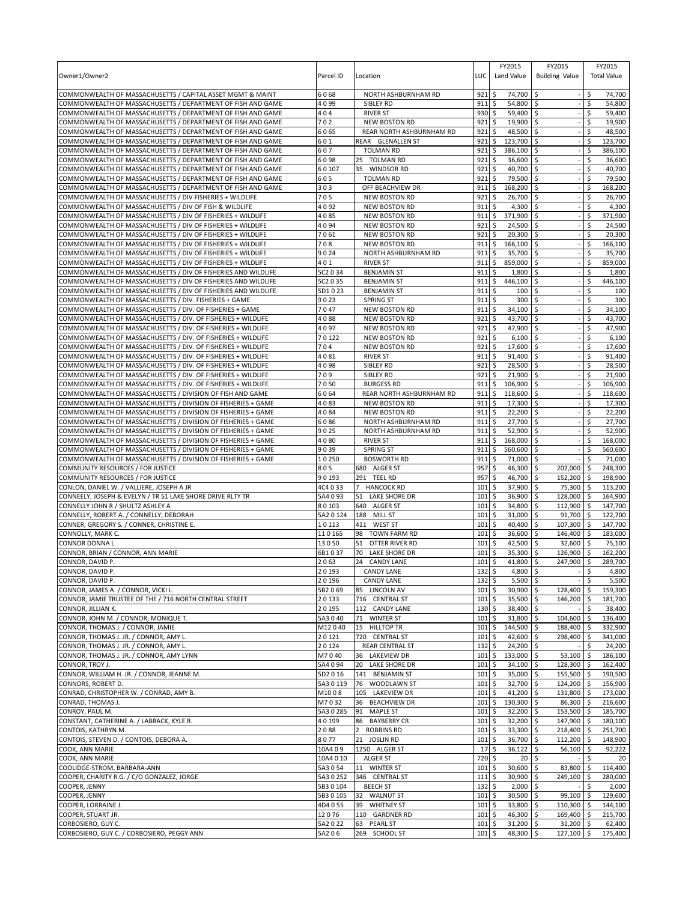| Owner1/Owner2 | Parcel ID | Location | LUC | FY2015 Land Value | FY2015 Building Value | FY2015 Total Value |
|---|---|---|---|---|---|---|
| COMMONWEALTH OF MASSACHUSETTS / CAPITAL ASSET MGMT & MAINT | 6 0 68 | NORTH ASHBURNHAM RD | 921 | $ 74,700 | $ - | $ 74,700 |
| COMMONWEALTH OF MASSACHUSETTS / DEPARTMENT OF FISH AND GAME | 4 0 99 | SIBLEY RD | 911 | $ 54,800 | $ - | $ 54,800 |
| COMMONWEALTH OF MASSACHUSETTS / DEPARTMENT OF FISH AND GAME | 4 0 4 | RIVER ST | 930 | $ 59,400 | $ - | $ 59,400 |
| COMMONWEALTH OF MASSACHUSETTS / DEPARTMENT OF FISH AND GAME | 7 0 2 | NEW BOSTON RD | 921 | $ 19,900 | $ - | $ 19,900 |
| COMMONWEALTH OF MASSACHUSETTS / DEPARTMENT OF FISH AND GAME | 6 0 65 | REAR NORTH ASHBURNHAM RD | 921 | $ 48,500 | $ - | $ 48,500 |
| COMMONWEALTH OF MASSACHUSETTS / DEPARTMENT OF FISH AND GAME | 6 0 1 | REAR GLENALLEN ST | 921 | $ 123,700 | $ - | $ 123,700 |
| COMMONWEALTH OF MASSACHUSETTS / DEPARTMENT OF FISH AND GAME | 6 0 7 | TOLMAN RD | 921 | $ 386,100 | $ - | $ 386,100 |
| COMMONWEALTH OF MASSACHUSETTS / DEPARTMENT OF FISH AND GAME | 6 0 98 | 25 TOLMAN RD | 921 | $ 36,600 | $ - | $ 36,600 |
| COMMONWEALTH OF MASSACHUSETTS / DEPARTMENT OF FISH AND GAME | 6 0 107 | 35 WINDSOR RD | 921 | $ 40,700 | $ - | $ 40,700 |
| COMMONWEALTH OF MASSACHUSETTS / DEPARTMENT OF FISH AND GAME | 6 0 5 | TOLMAN RD | 921 | $ 79,500 | $ - | $ 79,500 |
| COMMONWEALTH OF MASSACHUSETTS / DEPARTMENT OF FISH AND GAME | 3 0 3 | OFF BEACHVIEW DR | 911 | $ 168,200 | $ - | $ 168,200 |
| COMMONWEALTH OF MASSACHUSETTS / DIV FISHERIES + WILDLIFE | 7 0 5 | NEW BOSTON RD | 921 | $ 26,700 | $ - | $ 26,700 |
| COMMONWEALTH OF MASSACHUSETTS / DIV OF FISH & WILDLIFE | 4 0 92 | NEW BOSTON RD | 911 | $ 4,300 | $ - | $ 4,300 |
| COMMONWEALTH OF MASSACHUSETTS / DIV OF FISHERIES + WILDLIFE | 4 0 85 | NEW BOSTON RD | 911 | $ 371,900 | $ - | $ 371,900 |
| COMMONWEALTH OF MASSACHUSETTS / DIV OF FISHERIES + WILDLIFE | 4 0 94 | NEW BOSTON RD | 921 | $ 24,500 | $ - | $ 24,500 |
| COMMONWEALTH OF MASSACHUSETTS / DIV OF FISHERIES + WILDLIFE | 7 0 61 | NEW BOSTON RD | 921 | $ 20,300 | $ - | $ 20,300 |
| COMMONWEALTH OF MASSACHUSETTS / DIV OF FISHERIES + WILDLIFE | 7 0 8 | NEW BOSTON RD | 911 | $ 166,100 | $ - | $ 166,100 |
| COMMONWEALTH OF MASSACHUSETTS / DIV OF FISHERIES + WILDLIFE | 9 0 24 | NORTH ASHBURNHAM RD | 911 | $ 35,700 | $ - | $ 35,700 |
| COMMONWEALTH OF MASSACHUSETTS / DIV OF FISHERIES + WILDLIFE | 4 0 1 | RIVER ST | 911 | $ 859,000 | $ - | $ 859,000 |
| COMMONWEALTH OF MASSACHUSETTS / DIV OF FISHERIES AND WILDLIFE | 5C2 0 34 | BENJAMIN ST | 911 | $ 1,800 | $ - | $ 1,800 |
| COMMONWEALTH OF MASSACHUSETTS / DIV OF FISHERIES AND WILDLIFE | 5C2 0 35 | BENJAMIN ST | 911 | $ 446,100 | $ - | $ 446,100 |
| COMMONWEALTH OF MASSACHUSETTS / DIV OF FISHERIES AND WILDLIFE | 5D1 0 23 | BENJAMIN ST | 911 | $ 100 | $ - | $ 100 |
| COMMONWEALTH OF MASSACHUSETTS / DIV. FISHERIES + GAME | 9 0 23 | SPRING ST | 911 | $ 300 | $ - | $ 300 |
| COMMONWEALTH OF MASSACHUSETTS / DIV. OF FISHERIES + GAME | 7 0 47 | NEW BOSTON RD | 911 | $ 34,100 | $ - | $ 34,100 |
| COMMONWEALTH OF MASSACHUSETTS / DIV. OF FISHERIES + WILDLIFE | 4 0 88 | NEW BOSTON RD | 921 | $ 43,700 | $ - | $ 43,700 |
| COMMONWEALTH OF MASSACHUSETTS / DIV. OF FISHERIES + WILDLIFE | 4 0 97 | NEW BOSTON RD | 921 | $ 47,900 | $ - | $ 47,900 |
| COMMONWEALTH OF MASSACHUSETTS / DIV. OF FISHERIES + WILDLIFE | 7 0 122 | NEW BOSTON RD | 921 | $ 6,100 | $ - | $ 6,100 |
| COMMONWEALTH OF MASSACHUSETTS / DIV. OF FISHERIES + WILDLIFE | 7 0 4 | NEW BOSTON RD | 921 | $ 17,600 | $ - | $ 17,600 |
| COMMONWEALTH OF MASSACHUSETTS / DIV. OF FISHERIES + WILDLIFE | 4 0 81 | RIVER ST | 911 | $ 91,400 | $ - | $ 91,400 |
| COMMONWEALTH OF MASSACHUSETTS / DIV. OF FISHERIES + WILDLIFE | 4 0 98 | SIBLEY RD | 921 | $ 28,500 | $ - | $ 28,500 |
| COMMONWEALTH OF MASSACHUSETTS / DIV. OF FISHERIES + WILDLIFE | 7 0 9 | SIBLEY RD | 921 | $ 21,900 | $ - | $ 21,900 |
| COMMONWEALTH OF MASSACHUSETTS / DIV. OF FISHERIES + WILDLIFE | 7 0 50 | BURGESS RD | 911 | $ 106,900 | $ - | $ 106,900 |
| COMMONWEALTH OF MASSACHUSETTS / DIVISION OF FISH AND GAME | 6 0 64 | REAR NORTH ASHBURNHAM RD | 911 | $ 118,600 | $ - | $ 118,600 |
| COMMONWEALTH OF MASSACHUSETTS / DIVISION OF FISHERIES + GAME | 4 0 83 | NEW BOSTON RD | 911 | $ 17,300 | $ - | $ 17,300 |
| COMMONWEALTH OF MASSACHUSETTS / DIVISION OF FISHERIES + GAME | 4 0 84 | NEW BOSTON RD | 911 | $ 22,200 | $ - | $ 22,200 |
| COMMONWEALTH OF MASSACHUSETTS / DIVISION OF FISHERIES + GAME | 6 0 86 | NORTH ASHBURNHAM RD | 911 | $ 27,700 | $ - | $ 27,700 |
| COMMONWEALTH OF MASSACHUSETTS / DIVISION OF FISHERIES + GAME | 9 0 25 | NORTH ASHBURNHAM RD | 911 | $ 52,900 | $ - | $ 52,900 |
| COMMONWEALTH OF MASSACHUSETTS / DIVISION OF FISHERIES + GAME | 4 0 80 | RIVER ST | 911 | $ 168,000 | $ - | $ 168,000 |
| COMMONWEALTH OF MASSACHUSETTS / DIVISION OF FISHERIES + GAME | 9 0 39 | SPRING ST | 911 | $ 560,600 | $ - | $ 560,600 |
| COMMONWEALTH OF MASSACHUSETTS / DIVISION OF FISHERIES + GAME | 1 0 250 | BOSWORTH RD | 911 | $ 71,000 | $ - | $ 71,000 |
| COMMUNITY RESOURCES / FOR JUSTICE | 8 0 5 | 680 ALGER ST | 957 | $ 46,300 | $ 202,000 | $ 248,300 |
| COMMUNITY RESOURCES / FOR JUSTICE | 9 0 193 | 291 TEEL RD | 957 | $ 46,700 | $ 152,200 | $ 198,900 |
| CONLON, DANIEL W. / VALLIERE, JOSEPH A JR | 4C4 0 33 | 7 HANCOCK RD | 101 | $ 37,900 | $ 75,300 | $ 113,200 |
| CONNEELY, JOSEPH & EVELYN / TR 51 LAKE SHORE DRIVE RLTY TR | 5A4 0 93 | 51 LAKE SHORE DR | 101 | $ 36,900 | $ 128,000 | $ 164,900 |
| CONNELLY JOHN R / SHULTZ ASHLEY A | 8 0 103 | 640 ALGER ST | 101 | $ 34,800 | $ 112,900 | $ 147,700 |
| CONNELLY, ROBERT A. / CONNELLY, DEBORAH | 5A2 0 124 | 188 MILL ST | 101 | $ 31,000 | $ 91,700 | $ 122,700 |
| CONNER, GREGORY S. / CONNER, CHRISTINE E. | 1 0 113 | 411 WEST ST | 101 | $ 40,400 | $ 107,300 | $ 147,700 |
| CONNOLLY, MARK C. | 11 0 165 | 98 TOWN FARM RD | 101 | $ 36,600 | $ 146,400 | $ 183,000 |
| CONNOR DONNA L | 13 0 50 | 51 OTTER RIVER RD | 101 | $ 42,500 | $ 32,600 | $ 75,100 |
| CONNOR, BRIAN / CONNOR, ANN MARIE | 6B1 0 37 | 70 LAKE SHORE DR | 101 | $ 35,300 | $ 126,900 | $ 162,200 |
| CONNOR, DAVID P. | 2 0 63 | 24 CANDY LANE | 101 | $ 41,800 | $ 247,900 | $ 289,700 |
| CONNOR, DAVID P. | 2 0 193 | CANDY LANE | 132 | $ 4,800 | $ - | $ 4,800 |
| CONNOR, DAVID P. | 2 0 196 | CANDY LANE | 132 | $ 5,500 | $ - | $ 5,500 |
| CONNOR, JAMES A. / CONNOR, VICKI L. | 5B2 0 69 | 85 LINCOLN AV | 101 | $ 30,900 | $ 128,400 | $ 159,300 |
| CONNOR, JAMIE TRUSTEE OF THE / 716 NORTH CENTRAL STREET | 2 0 133 | 716 CENTRAL ST | 101 | $ 35,500 | $ 146,200 | $ 181,700 |
| CONNOR, JILLIAN K. | 2 0 195 | 112 CANDY LANE | 130 | $ 38,400 | $ - | $ 38,400 |
| CONNOR, JOHN M. / CONNOR, MONIQUE T. | 5A3 0 40 | 71 WINTER ST | 101 | $ 31,800 | $ 104,600 | $ 136,400 |
| CONNOR, THOMAS J. / CONNOR, JAMIE | M12 0 40 | 15 HILLTOP TR | 101 | $ 144,500 | $ 188,400 | $ 332,900 |
| CONNOR, THOMAS J. JR. / CONNOR, AMY L. | 2 0 121 | 720 CENTRAL ST | 101 | $ 42,600 | $ 298,400 | $ 341,000 |
| CONNOR, THOMAS J. JR. / CONNOR, AMY L. | 2 0 124 | REAR CENTRAL ST | 132 | $ 24,200 | $ - | $ 24,200 |
| CONNOR, THOMAS J. JR. / CONNOR, AMY LYNN | M7 0 40 | 36 LAKEVIEW DR | 101 | $ 133,000 | $ 53,100 | $ 186,100 |
| CONNOR, TROY J. | 5A4 0 94 | 20 LAKE SHORE DR | 101 | $ 34,100 | $ 128,300 | $ 162,400 |
| CONNOR, WILLIAM H. JR. / CONNOR, JEANNE M. | 5D2 0 16 | 141 BENJAMIN ST | 101 | $ 35,000 | $ 155,500 | $ 190,500 |
| CONNORS, ROBERT D. | 5A3 0 119 | 76 WOODLAWN ST | 101 | $ 32,700 | $ 124,200 | $ 156,900 |
| CONRAD, CHRISTOPHER W. / CONRAD, AMY B. | M10 0 8 | 105 LAKEVIEW DR | 101 | $ 41,200 | $ 131,800 | $ 173,000 |
| CONRAD, THOMAS J. | M7 0 32 | 36 BEACHVIEW DR | 101 | $ 130,300 | $ 86,300 | $ 216,600 |
| CONROY, PAUL M. | 5A3 0 285 | 91 MAPLE ST | 101 | $ 32,200 | $ 153,500 | $ 185,700 |
| CONSTANT, CATHERINE A. / LABRACK, KYLE R. | 4 0 199 | 86 BAYBERRY CR | 101 | $ 32,200 | $ 147,900 | $ 180,100 |
| CONTOIS, KATHRYN M. | 2 0 88 | 2 ROBBINS RD | 101 | $ 33,300 | $ 218,400 | $ 251,700 |
| CONTOIS, STEVEN D. / CONTOIS, DEBORA A. | 8 0 77 | 21 JOSLIN RD | 101 | $ 36,700 | $ 112,200 | $ 148,900 |
| COOK, ANN MARIE | 10A4 0 9 | 1250 ALGER ST | 17 | $ 36,122 | $ 56,100 | $ 92,222 |
| COOK, ANN MARIE | 10A4 0 10 | ALGER ST | 720 | $ 20 | $ - | $ 20 |
| COOLIDGE-STROM, BARBARA-ANN | 5A3 0 54 | 11 WINTER ST | 101 | $ 30,600 | $ 83,800 | $ 114,400 |
| COOPER, CHARITY R.G. / C/O GONZALEZ, JORGE | 5A3 0 252 | 346 CENTRAL ST | 111 | $ 30,900 | $ 249,100 | $ 280,000 |
| COOPER, JENNY | 5B3 0 104 | BEECH ST | 132 | $ 2,000 | $ - | $ 2,000 |
| COOPER, JENNY | 5B3 0 105 | 32 WALNUT ST | 101 | $ 30,500 | $ 99,100 | $ 129,600 |
| COOPER, LORRAINE J. | 4D4 0 55 | 39 WHITNEY ST | 101 | $ 33,800 | $ 110,300 | $ 144,100 |
| COOPER, STUART JR. | 12 0 76 | 110 GARDNER RD | 101 | $ 46,300 | $ 169,400 | $ 215,700 |
| CORBOSIERO, GUY C. | 5A2 0 22 | 63 PEARL ST | 101 | $ 31,200 | $ 31,200 | $ 62,400 |
| CORBOSIERO, GUY C. / CORBOSIERO, PEGGY ANN | 5A2 0 6 | 269 SCHOOL ST | 101 | $ 48,300 | $ 127,100 | $ 175,400 |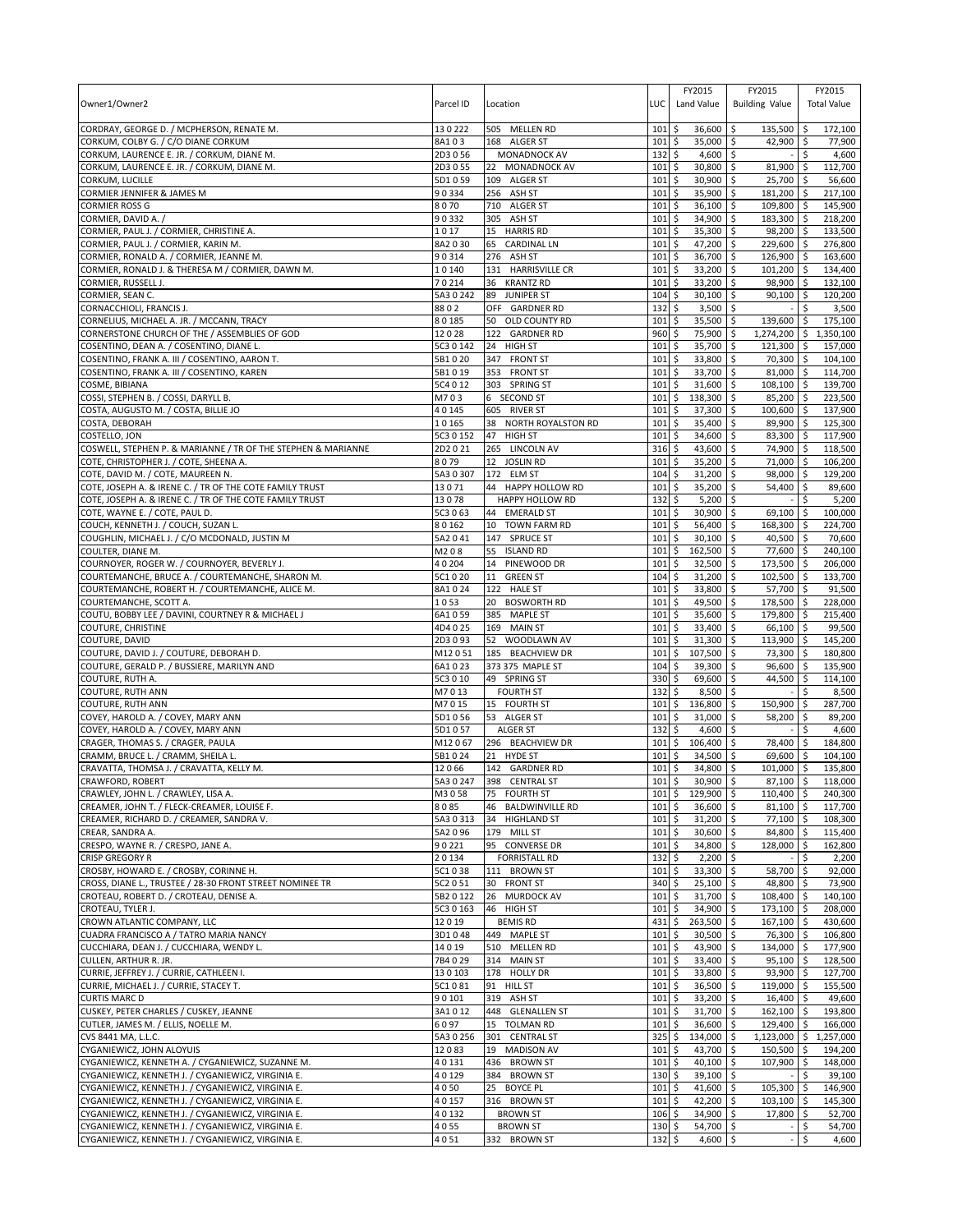| Owner1/Owner2 | Parcel ID | Location | LUC | FY2015 Land Value | FY2015 Building Value | FY2015 Total Value |
|---|---|---|---|---|---|---|
| CORDRAY, GEORGE D. / MCPHERSON, RENATE M. | 13 0 222 | 505 MELLEN RD | 101 | $ 36,600 | $ 135,500 | $ 172,100 |
| CORKUM, COLBY G. / C/O DIANE CORKUM | 8A1 0 3 | 168 ALGER ST | 101 | $ 35,000 | $ 42,900 | $ 77,900 |
| CORKUM, LAURENCE E. JR. / CORKUM, DIANE M. | 2D3 0 56 | MONADNOCK AV | 132 | $ 4,600 | $ - | $ 4,600 |
| CORKUM, LAURENCE E. JR. / CORKUM, DIANE M. | 2D3 0 55 | 22 MONADNOCK AV | 101 | $ 30,800 | $ 81,900 | $ 112,700 |
| CORKUM, LUCILLE | 5D1 0 59 | 109 ALGER ST | 101 | $ 30,900 | $ 25,700 | $ 56,600 |
| CORMIER JENNIFER & JAMES M | 9 0 334 | 256 ASH ST | 101 | $ 35,900 | $ 181,200 | $ 217,100 |
| CORMIER ROSS G | 8 0 70 | 710 ALGER ST | 101 | $ 36,100 | $ 109,800 | $ 145,900 |
| CORMIER, DAVID A. / | 9 0 332 | 305 ASH ST | 101 | $ 34,900 | $ 183,300 | $ 218,200 |
| CORMIER, PAUL J. / CORMIER, CHRISTINE A. | 1 0 17 | 15 HARRIS RD | 101 | $ 35,300 | $ 98,200 | $ 133,500 |
| CORMIER, PAUL J. / CORMIER, KARIN M. | 8A2 0 30 | 65 CARDINAL LN | 101 | $ 47,200 | $ 229,600 | $ 276,800 |
| CORMIER, RONALD A. / CORMIER, JEANNE M. | 9 0 314 | 276 ASH ST | 101 | $ 36,700 | $ 126,900 | $ 163,600 |
| CORMIER, RONALD J. & THERESA M / CORMIER, DAWN M. | 1 0 140 | 131 HARRISVILLE CR | 101 | $ 33,200 | $ 101,200 | $ 134,400 |
| CORMIER, RUSSELL J. | 7 0 214 | 36 KRANTZ RD | 101 | $ 33,200 | $ 98,900 | $ 132,100 |
| CORMIER, SEAN C. | 5A3 0 242 | 89 JUNIPER ST | 104 | $ 30,100 | $ 90,100 | $ 120,200 |
| CORNACCHIOLI, FRANCIS J. | 88 0 2 | OFF GARDNER RD | 132 | $ 3,500 | $ - | $ 3,500 |
| CORNELIUS, MICHAEL A. JR. / MCCANN, TRACY | 8 0 185 | 50 OLD COUNTY RD | 101 | $ 35,500 | $ 139,600 | $ 175,100 |
| CORNERSTONE CHURCH OF THE / ASSEMBLIES OF GOD | 12 0 28 | 122 GARDNER RD | 960 | $ 75,900 | $ 1,274,200 | $ 1,350,100 |
| COSENTINO, DEAN A. / COSENTINO, DIANE L. | 5C3 0 142 | 24 HIGH ST | 101 | $ 35,700 | $ 121,300 | $ 157,000 |
| COSENTINO, FRANK A. III / COSENTINO, AARON T. | 5B1 0 20 | 347 FRONT ST | 101 | $ 33,800 | $ 70,300 | $ 104,100 |
| COSENTINO, FRANK A. III / COSENTINO, KAREN | 5B1 0 19 | 353 FRONT ST | 101 | $ 33,700 | $ 81,000 | $ 114,700 |
| COSME, BIBIANA | 5C4 0 12 | 303 SPRING ST | 101 | $ 31,600 | $ 108,100 | $ 139,700 |
| COSSI, STEPHEN B. / COSSI, DARYLL B. | M7 0 3 | 6 SECOND ST | 101 | $ 138,300 | $ 85,200 | $ 223,500 |
| COSTA, AUGUSTO M. / COSTA, BILLIE JO | 4 0 145 | 605 RIVER ST | 101 | $ 37,300 | $ 100,600 | $ 137,900 |
| COSTA, DEBORAH | 1 0 165 | 38 NORTH ROYALSTON RD | 101 | $ 35,400 | $ 89,900 | $ 125,300 |
| COSTELLO, JON | 5C3 0 152 | 47 HIGH ST | 101 | $ 34,600 | $ 83,300 | $ 117,900 |
| COSWELL, STEPHEN P. & MARIANNE / TR OF THE STEPHEN & MARIANNE | 2D2 0 21 | 265 LINCOLN AV | 316 | $ 43,600 | $ 74,900 | $ 118,500 |
| COTE, CHRISTOPHER J. / COTE, SHEENA A. | 8 0 79 | 12 JOSLIN RD | 101 | $ 35,200 | $ 71,000 | $ 106,200 |
| COTE, DAVID M. / COTE, MAUREEN N. | 5A3 0 307 | 172 ELM ST | 104 | $ 31,200 | $ 98,000 | $ 129,200 |
| COTE, JOSEPH A. & IRENE C. / TR OF THE COTE FAMILY TRUST | 13 0 71 | 44 HAPPY HOLLOW RD | 101 | $ 35,200 | $ 54,400 | $ 89,600 |
| COTE, JOSEPH A. & IRENE C. / TR OF THE COTE FAMILY TRUST | 13 0 78 | HAPPY HOLLOW RD | 132 | $ 5,200 | $ - | $ 5,200 |
| COTE, WAYNE E. / COTE, PAUL D. | 5C3 0 63 | 44 EMERALD ST | 101 | $ 30,900 | $ 69,100 | $ 100,000 |
| COUCH, KENNETH J. / COUCH, SUZAN L. | 8 0 162 | 10 TOWN FARM RD | 101 | $ 56,400 | $ 168,300 | $ 224,700 |
| COUGHLIN, MICHAEL J. / C/O MCDONALD, JUSTIN M | 5A2 0 41 | 147 SPRUCE ST | 101 | $ 30,100 | $ 40,500 | $ 70,600 |
| COULTER, DIANE M. | M2 0 8 | 55 ISLAND RD | 101 | $ 162,500 | $ 77,600 | $ 240,100 |
| COURNOYER, ROGER W. / COURNOYER, BEVERLY J. | 4 0 204 | 14 PINEWOOD DR | 101 | $ 32,500 | $ 173,500 | $ 206,000 |
| COURTEMANCHE, BRUCE A. / COURTEMANCHE, SHARON M. | 5C1 0 20 | 11 GREEN ST | 104 | $ 31,200 | $ 102,500 | $ 133,700 |
| COURTEMANCHE, ROBERT H. / COURTEMANCHE, ALICE M. | 8A1 0 24 | 122 HALE ST | 101 | $ 33,800 | $ 57,700 | $ 91,500 |
| COURTEMANCHE, SCOTT A. | 1 0 53 | 20 BOSWORTH RD | 101 | $ 49,500 | $ 178,500 | $ 228,000 |
| COUTU, BOBBY LEE / DAVINI, COURTNEY R & MICHAEL J | 6A1 0 59 | 385 MAPLE ST | 101 | $ 35,600 | $ 179,800 | $ 215,400 |
| COUTURE, CHRISTINE | 4D4 0 25 | 169 MAIN ST | 101 | $ 33,400 | $ 66,100 | $ 99,500 |
| COUTURE, DAVID | 2D3 0 93 | 52 WOODLAWN AV | 101 | $ 31,300 | $ 113,900 | $ 145,200 |
| COUTURE, DAVID J. / COUTURE, DEBORAH D. | M12 0 51 | 185 BEACHVIEW DR | 101 | $ 107,500 | $ 73,300 | $ 180,800 |
| COUTURE, GERALD P. / BUSSIERE, MARILYN AND | 6A1 0 23 | 373 375 MAPLE ST | 104 | $ 39,300 | $ 96,600 | $ 135,900 |
| COUTURE, RUTH A. | 5C3 0 10 | 49 SPRING ST | 330 | $ 69,600 | $ 44,500 | $ 114,100 |
| COUTURE, RUTH ANN | M7 0 13 | FOURTH ST | 132 | $ 8,500 | $ - | $ 8,500 |
| COUTURE, RUTH ANN | M7 0 15 | 15 FOURTH ST | 101 | $ 136,800 | $ 150,900 | $ 287,700 |
| COVEY, HAROLD A. / COVEY, MARY ANN | 5D1 0 56 | 53 ALGER ST | 101 | $ 31,000 | $ 58,200 | $ 89,200 |
| COVEY, HAROLD A. / COVEY, MARY ANN | 5D1 0 57 | ALGER ST | 132 | $ 4,600 | $ - | $ 4,600 |
| CRAGER, THOMAS S. / CRAGER, PAULA | M12 0 67 | 296 BEACHVIEW DR | 101 | $ 106,400 | $ 78,400 | $ 184,800 |
| CRAMM, BRUCE L. / CRAMM, SHEILA L. | 5B1 0 24 | 21 HYDE ST | 101 | $ 34,500 | $ 69,600 | $ 104,100 |
| CRAVATTA, THOMSA J. / CRAVATTA, KELLY M. | 12 0 66 | 142 GARDNER RD | 101 | $ 34,800 | $ 101,000 | $ 135,800 |
| CRAWFORD, ROBERT | 5A3 0 247 | 398 CENTRAL ST | 101 | $ 30,900 | $ 87,100 | $ 118,000 |
| CRAWLEY, JOHN L. / CRAWLEY, LISA A. | M3 0 58 | 75 FOURTH ST | 101 | $ 129,900 | $ 110,400 | $ 240,300 |
| CREAMER, JOHN T. / FLECK-CREAMER, LOUISE F. | 8 0 85 | 46 BALDWINVILLE RD | 101 | $ 36,600 | $ 81,100 | $ 117,700 |
| CREAMER, RICHARD D. / CREAMER, SANDRA V. | 5A3 0 313 | 34 HIGHLAND ST | 101 | $ 31,200 | $ 77,100 | $ 108,300 |
| CREAR, SANDRA A. | 5A2 0 96 | 179 MILL ST | 101 | $ 30,600 | $ 84,800 | $ 115,400 |
| CRESPO, WAYNE R. / CRESPO, JANE A. | 9 0 221 | 95 CONVERSE DR | 101 | $ 34,800 | $ 128,000 | $ 162,800 |
| CRISP GREGORY R | 2 0 134 | FORRISTALL RD | 132 | $ 2,200 | $ - | $ 2,200 |
| CROSBY, HOWARD E. / CROSBY, CORINNE H. | 5C1 0 38 | 111 BROWN ST | 101 | $ 33,300 | $ 58,700 | $ 92,000 |
| CROSS, DIANE L., TRUSTEE / 28-30 FRONT STREET NOMINEE TR | 5C2 0 51 | 30 FRONT ST | 340 | $ 25,100 | $ 48,800 | $ 73,900 |
| CROTEAU, ROBERT D. / CROTEAU, DENISE A. | 5B2 0 122 | 26 MURDOCK AV | 101 | $ 31,700 | $ 108,400 | $ 140,100 |
| CROTEAU, TYLER J. | 5C3 0 163 | 46 HIGH ST | 101 | $ 34,900 | $ 173,100 | $ 208,000 |
| CROWN ATLANTIC COMPANY, LLC | 12 0 19 | BEMIS RD | 431 | $ 263,500 | $ 167,100 | $ 430,600 |
| CUADRA FRANCISCO A / TATRO MARIA NANCY | 3D1 0 48 | 449 MAPLE ST | 101 | $ 30,500 | $ 76,300 | $ 106,800 |
| CUCCHIARA, DEAN J. / CUCCHIARA, WENDY L. | 14 0 19 | 510 MELLEN RD | 101 | $ 43,900 | $ 134,000 | $ 177,900 |
| CULLEN, ARTHUR R. JR. | 7B4 0 29 | 314 MAIN ST | 101 | $ 33,400 | $ 95,100 | $ 128,500 |
| CURRIE, JEFFREY J. / CURRIE, CATHLEEN I. | 13 0 103 | 178 HOLLY DR | 101 | $ 33,800 | $ 93,900 | $ 127,700 |
| CURRIE, MICHAEL J. / CURRIE, STACEY T. | 5C1 0 81 | 91 HILL ST | 101 | $ 36,500 | $ 119,000 | $ 155,500 |
| CURTIS MARC D | 9 0 101 | 319 ASH ST | 101 | $ 33,200 | $ 16,400 | $ 49,600 |
| CUSKEY, PETER CHARLES / CUSKEY, JEANNE | 3A1 0 12 | 448 GLENALLEN ST | 101 | $ 31,700 | $ 162,100 | $ 193,800 |
| CUTLER, JAMES M. / ELLIS, NOELLE M. | 6 0 97 | 15 TOLMAN RD | 101 | $ 36,600 | $ 129,400 | $ 166,000 |
| CVS 8441 MA, L.L.C. | 5A3 0 256 | 301 CENTRAL ST | 325 | $ 134,000 | $ 1,123,000 | $ 1,257,000 |
| CYGANIEWICZ, JOHN ALOYUIS | 12 0 83 | 19 MADISON AV | 101 | $ 43,700 | $ 150,500 | $ 194,200 |
| CYGANIEWICZ, KENNETH A. / CYGANIEWICZ, SUZANNE M. | 4 0 131 | 436 BROWN ST | 101 | $ 40,100 | $ 107,900 | $ 148,000 |
| CYGANIEWICZ, KENNETH J. / CYGANIEWICZ, VIRGINIA E. | 4 0 129 | 384 BROWN ST | 130 | $ 39,100 | $ - | $ 39,100 |
| CYGANIEWICZ, KENNETH J. / CYGANIEWICZ, VIRGINIA E. | 4 0 50 | 25 BOYCE PL | 101 | $ 41,600 | $ 105,300 | $ 146,900 |
| CYGANIEWICZ, KENNETH J. / CYGANIEWICZ, VIRGINIA E. | 4 0 157 | 316 BROWN ST | 101 | $ 42,200 | $ 103,100 | $ 145,300 |
| CYGANIEWICZ, KENNETH J. / CYGANIEWICZ, VIRGINIA E. | 4 0 132 | BROWN ST | 106 | $ 34,900 | $ 17,800 | $ 52,700 |
| CYGANIEWICZ, KENNETH J. / CYGANIEWICZ, VIRGINIA E. | 4 0 55 | BROWN ST | 130 | $ 54,700 | $ - | $ 54,700 |
| CYGANIEWICZ, KENNETH J. / CYGANIEWICZ, VIRGINIA E. | 4 0 51 | 332 BROWN ST | 132 | $ 4,600 | $ - | $ 4,600 |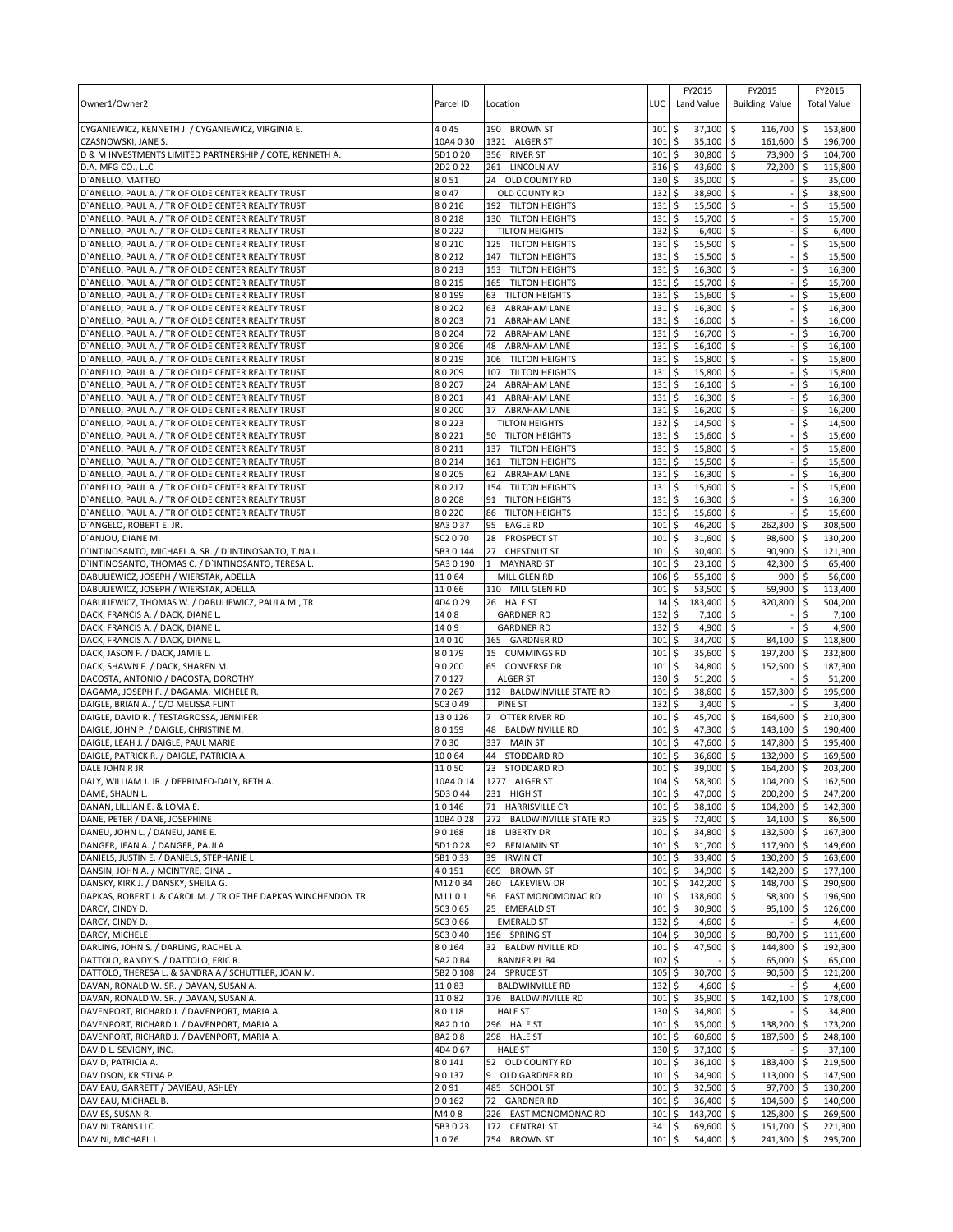| Owner1/Owner2 | Parcel ID | Location | LUC | FY2015 Land Value | FY2015 Building Value | FY2015 Total Value |
|---|---|---|---|---|---|---|
| CYGANIEWICZ, KENNETH J. / CYGANIEWICZ, VIRGINIA E. | 4 0 45 | 190 BROWN ST | 101 | $ 37,100 | $ 116,700 | $ 153,800 |
| CZASNOWSKI, JANE S. | 10A4 0 30 | 1321 ALGER ST | 101 | $ 35,100 | $ 161,600 | $ 196,700 |
| D & M INVESTMENTS LIMITED PARTNERSHIP / COTE, KENNETH A. | 5D1 0 20 | 356 RIVER ST | 101 | $ 30,800 | $ 73,900 | $ 104,700 |
| D.A. MFG CO., LLC | 2D2 0 22 | 261 LINCOLN AV | 316 | $ 43,600 | $ 72,200 | $ 115,800 |
| D`ANELLO, MATTEO | 8 0 51 | 24 OLD COUNTY RD | 130 | $ 35,000 | $ - | $ 35,000 |
| D`ANELLO, PAUL A. / TR OF OLDE CENTER REALTY TRUST | 8 0 47 | OLD COUNTY RD | 132 | $ 38,900 | $ - | $ 38,900 |
| D`ANELLO, PAUL A. / TR OF OLDE CENTER REALTY TRUST | 8 0 216 | 192 TILTON HEIGHTS | 131 | $ 15,500 | $ - | $ 15,500 |
| D`ANELLO, PAUL A. / TR OF OLDE CENTER REALTY TRUST | 8 0 218 | 130 TILTON HEIGHTS | 131 | $ 15,700 | $ - | $ 15,700 |
| D`ANELLO, PAUL A. / TR OF OLDE CENTER REALTY TRUST | 8 0 222 | TILTON HEIGHTS | 132 | $ 6,400 | $ - | $ 6,400 |
| D`ANELLO, PAUL A. / TR OF OLDE CENTER REALTY TRUST | 8 0 210 | 125 TILTON HEIGHTS | 131 | $ 15,500 | $ - | $ 15,500 |
| D`ANELLO, PAUL A. / TR OF OLDE CENTER REALTY TRUST | 8 0 212 | 147 TILTON HEIGHTS | 131 | $ 15,500 | $ - | $ 15,500 |
| D`ANELLO, PAUL A. / TR OF OLDE CENTER REALTY TRUST | 8 0 213 | 153 TILTON HEIGHTS | 131 | $ 16,300 | $ - | $ 16,300 |
| D`ANELLO, PAUL A. / TR OF OLDE CENTER REALTY TRUST | 8 0 215 | 165 TILTON HEIGHTS | 131 | $ 15,700 | $ - | $ 15,700 |
| D`ANELLO, PAUL A. / TR OF OLDE CENTER REALTY TRUST | 8 0 199 | 63 TILTON HEIGHTS | 131 | $ 15,600 | $ - | $ 15,600 |
| D`ANELLO, PAUL A. / TR OF OLDE CENTER REALTY TRUST | 8 0 202 | 63 ABRAHAM LANE | 131 | $ 16,300 | $ - | $ 16,300 |
| D`ANELLO, PAUL A. / TR OF OLDE CENTER REALTY TRUST | 8 0 203 | 71 ABRAHAM LANE | 131 | $ 16,000 | $ - | $ 16,000 |
| D`ANELLO, PAUL A. / TR OF OLDE CENTER REALTY TRUST | 8 0 204 | 72 ABRAHAM LANE | 131 | $ 16,700 | $ - | $ 16,700 |
| D`ANELLO, PAUL A. / TR OF OLDE CENTER REALTY TRUST | 8 0 206 | 48 ABRAHAM LANE | 131 | $ 16,100 | $ - | $ 16,100 |
| D`ANELLO, PAUL A. / TR OF OLDE CENTER REALTY TRUST | 8 0 219 | 106 TILTON HEIGHTS | 131 | $ 15,800 | $ - | $ 15,800 |
| D`ANELLO, PAUL A. / TR OF OLDE CENTER REALTY TRUST | 8 0 209 | 107 TILTON HEIGHTS | 131 | $ 15,800 | $ - | $ 15,800 |
| D`ANELLO, PAUL A. / TR OF OLDE CENTER REALTY TRUST | 8 0 207 | 24 ABRAHAM LANE | 131 | $ 16,100 | $ - | $ 16,100 |
| D`ANELLO, PAUL A. / TR OF OLDE CENTER REALTY TRUST | 8 0 201 | 41 ABRAHAM LANE | 131 | $ 16,300 | $ - | $ 16,300 |
| D`ANELLO, PAUL A. / TR OF OLDE CENTER REALTY TRUST | 8 0 200 | 17 ABRAHAM LANE | 131 | $ 16,200 | $ - | $ 16,200 |
| D`ANELLO, PAUL A. / TR OF OLDE CENTER REALTY TRUST | 8 0 223 | TILTON HEIGHTS | 132 | $ 14,500 | $ - | $ 14,500 |
| D`ANELLO, PAUL A. / TR OF OLDE CENTER REALTY TRUST | 8 0 221 | 50 TILTON HEIGHTS | 131 | $ 15,600 | $ - | $ 15,600 |
| D`ANELLO, PAUL A. / TR OF OLDE CENTER REALTY TRUST | 8 0 211 | 137 TILTON HEIGHTS | 131 | $ 15,800 | $ - | $ 15,800 |
| D`ANELLO, PAUL A. / TR OF OLDE CENTER REALTY TRUST | 8 0 214 | 161 TILTON HEIGHTS | 131 | $ 15,500 | $ - | $ 15,500 |
| D`ANELLO, PAUL A. / TR OF OLDE CENTER REALTY TRUST | 8 0 205 | 62 ABRAHAM LANE | 131 | $ 16,300 | $ - | $ 16,300 |
| D`ANELLO, PAUL A. / TR OF OLDE CENTER REALTY TRUST | 8 0 217 | 154 TILTON HEIGHTS | 131 | $ 15,600 | $ - | $ 15,600 |
| D`ANELLO, PAUL A. / TR OF OLDE CENTER REALTY TRUST | 8 0 208 | 91 TILTON HEIGHTS | 131 | $ 16,300 | $ - | $ 16,300 |
| D`ANELLO, PAUL A. / TR OF OLDE CENTER REALTY TRUST | 8 0 220 | 86 TILTON HEIGHTS | 131 | $ 15,600 | $ - | $ 15,600 |
| D`ANGELO, ROBERT E. JR. | 8A3 0 37 | 95 EAGLE RD | 101 | $ 46,200 | $ 262,300 | $ 308,500 |
| D`ANJOU, DIANE M. | 5C2 0 70 | 28 PROSPECT ST | 101 | $ 31,600 | $ 98,600 | $ 130,200 |
| D`INTINOSANTO, MICHAEL A. SR. / D`INTINOSANTO, TINA L. | 5B3 0 144 | 27 CHESTNUT ST | 101 | $ 30,400 | $ 90,900 | $ 121,300 |
| D`INTINOSANTO, THOMAS C. / D`INTINOSANTO, TERESA L. | 5A3 0 190 | 1 MAYNARD ST | 101 | $ 23,100 | $ 42,300 | $ 65,400 |
| DABULIEWICZ, JOSEPH / WIERSTAK, ADELLA | 11 0 64 | MILL GLEN RD | 106 | $ 55,100 | $ 900 | $ 56,000 |
| DABULIEWICZ, JOSEPH / WIERSTAK, ADELLA | 11 0 66 | 110 MILL GLEN RD | 101 | $ 53,500 | $ 59,900 | $ 113,400 |
| DABULIEWICZ, THOMAS W. / DABULIEWICZ, PAULA M., TR | 4D4 0 29 | 26 HALE ST | 14 | $ 183,400 | $ 320,800 | $ 504,200 |
| DACK, FRANCIS A. / DACK, DIANE L. | 14 0 8 | GARDNER RD | 132 | $ 7,100 | $ - | $ 7,100 |
| DACK, FRANCIS A. / DACK, DIANE L. | 14 0 9 | GARDNER RD | 132 | $ 4,900 | $ - | $ 4,900 |
| DACK, FRANCIS A. / DACK, DIANE L. | 14 0 10 | 165 GARDNER RD | 101 | $ 34,700 | $ 84,100 | $ 118,800 |
| DACK, JASON F. / DACK, JAMIE L. | 8 0 179 | 15 CUMMINGS RD | 101 | $ 35,600 | $ 197,200 | $ 232,800 |
| DACK, SHAWN F. / DACK, SHAREN M. | 9 0 200 | 65 CONVERSE DR | 101 | $ 34,800 | $ 152,500 | $ 187,300 |
| DACOSTA, ANTONIO / DACOSTA, DOROTHY | 7 0 127 | ALGER ST | 130 | $ 51,200 | $ - | $ 51,200 |
| DAGAMA, JOSEPH F. / DAGAMA, MICHELE R. | 7 0 267 | 112 BALDWINVILLE STATE RD | 101 | $ 38,600 | $ 157,300 | $ 195,900 |
| DAIGLE, BRIAN A. / C/O MELISSA FLINT | 5C3 0 49 | PINE ST | 132 | $ 3,400 | $ - | $ 3,400 |
| DAIGLE, DAVID R. / TESTAGROSSA, JENNIFER | 13 0 126 | 7 OTTER RIVER RD | 101 | $ 45,700 | $ 164,600 | $ 210,300 |
| DAIGLE, JOHN P. / DAIGLE, CHRISTINE M. | 8 0 159 | 48 BALDWINVILLE RD | 101 | $ 47,300 | $ 143,100 | $ 190,400 |
| DAIGLE, LEAH J. / DAIGLE, PAUL MARIE | 7 0 30 | 337 MAIN ST | 101 | $ 47,600 | $ 147,800 | $ 195,400 |
| DAIGLE, PATRICK R. / DAIGLE, PATRICIA A. | 10 0 64 | 44 STODDARD RD | 101 | $ 36,600 | $ 132,900 | $ 169,500 |
| DALE JOHN R JR | 11 0 50 | 23 STODDARD RD | 101 | $ 39,000 | $ 164,200 | $ 203,200 |
| DALY, WILLIAM J. JR. / DEPRIMEO-DALY, BETH A. | 10A4 0 14 | 1277 ALGER ST | 104 | $ 58,300 | $ 104,200 | $ 162,500 |
| DAME, SHAUN L. | 5D3 0 44 | 231 HIGH ST | 101 | $ 47,000 | $ 200,200 | $ 247,200 |
| DANAN, LILLIAN E. & LOMA E. | 1 0 146 | 71 HARRISVILLE CR | 101 | $ 38,100 | $ 104,200 | $ 142,300 |
| DANE, PETER / DANE, JOSEPHINE | 10B4 0 28 | 272 BALDWINVILLE STATE RD | 325 | $ 72,400 | $ 14,100 | $ 86,500 |
| DANEU, JOHN L. / DANEU, JANE E. | 9 0 168 | 18 LIBERTY DR | 101 | $ 34,800 | $ 132,500 | $ 167,300 |
| DANGER, JEAN A. / DANGER, PAULA | 5D1 0 28 | 92 BENJAMIN ST | 101 | $ 31,700 | $ 117,900 | $ 149,600 |
| DANIELS, JUSTIN E. / DANIELS, STEPHANIE L | 5B1 0 33 | 39 IRWIN CT | 101 | $ 33,400 | $ 130,200 | $ 163,600 |
| DANSIN, JOHN A. / MCINTYRE, GINA L. | 4 0 151 | 609 BROWN ST | 101 | $ 34,900 | $ 142,200 | $ 177,100 |
| DANSKY, KIRK J. / DANSKY, SHEILA G. | M12 0 34 | 260 LAKEVIEW DR | 101 | $ 142,200 | $ 148,700 | $ 290,900 |
| DAPKAS, ROBERT J. & CAROL M. / TR OF THE DAPKAS WINCHENDON TR | M11 0 1 | 56 EAST MONOMONAC RD | 101 | $ 138,600 | $ 58,300 | $ 196,900 |
| DARCY, CINDY D. | 5C3 0 65 | 25 EMERALD ST | 101 | $ 30,900 | $ 95,100 | $ 126,000 |
| DARCY, CINDY D. | 5C3 0 66 | EMERALD ST | 132 | $ 4,600 | $ - | $ 4,600 |
| DARCY, MICHELE | 5C3 0 40 | 156 SPRING ST | 104 | $ 30,900 | $ 80,700 | $ 111,600 |
| DARLING, JOHN S. / DARLING, RACHEL A. | 8 0 164 | 32 BALDWINVILLE RD | 101 | $ 47,500 | $ 144,800 | $ 192,300 |
| DATTOLO, RANDY S. / DATTOLO, ERIC R. | 5A2 0 B4 | BANNER PL B4 | 102 | $ - | $ 65,000 | $ 65,000 |
| DATTOLO, THERESA L. & SANDRA A / SCHUTTLER, JOAN M. | 5B2 0 108 | 24 SPRUCE ST | 105 | $ 30,700 | $ 90,500 | $ 121,200 |
| DAVAN, RONALD W. SR. / DAVAN, SUSAN A. | 11 0 83 | BALDWINVILLE RD | 132 | $ 4,600 | $ - | $ 4,600 |
| DAVAN, RONALD W. SR. / DAVAN, SUSAN A. | 11 0 82 | 176 BALDWINVILLE RD | 101 | $ 35,900 | $ 142,100 | $ 178,000 |
| DAVENPORT, RICHARD J. / DAVENPORT, MARIA A. | 8 0 118 | HALE ST | 130 | $ 34,800 | $ - | $ 34,800 |
| DAVENPORT, RICHARD J. / DAVENPORT, MARIA A. | 8A2 0 10 | 296 HALE ST | 101 | $ 35,000 | $ 138,200 | $ 173,200 |
| DAVENPORT, RICHARD J. / DAVENPORT, MARIA A. | 8A2 0 8 | 298 HALE ST | 101 | $ 60,600 | $ 187,500 | $ 248,100 |
| DAVID L. SEVIGNY, INC. | 4D4 0 67 | HALE ST | 130 | $ 37,100 | $ - | $ 37,100 |
| DAVID, PATRICIA A. | 8 0 141 | 52 OLD COUNTY RD | 101 | $ 36,100 | $ 183,400 | $ 219,500 |
| DAVIDSON, KRISTINA P. | 9 0 137 | 9 OLD GARDNER RD | 101 | $ 34,900 | $ 113,000 | $ 147,900 |
| DAVIEAU, GARRETT / DAVIEAU, ASHLEY | 2 0 91 | 485 SCHOOL ST | 101 | $ 32,500 | $ 97,700 | $ 130,200 |
| DAVIEAU, MICHAEL B. | 9 0 162 | 72 GARDNER RD | 101 | $ 36,400 | $ 104,500 | $ 140,900 |
| DAVIES, SUSAN R. | M4 0 8 | 226 EAST MONOMONAC RD | 101 | $ 143,700 | $ 125,800 | $ 269,500 |
| DAVINI TRANS LLC | 5B3 0 23 | 172 CENTRAL ST | 341 | $ 69,600 | $ 151,700 | $ 221,300 |
| DAVINI, MICHAEL J. | 1 0 76 | 754 BROWN ST | 101 | $ 54,400 | $ 241,300 | $ 295,700 |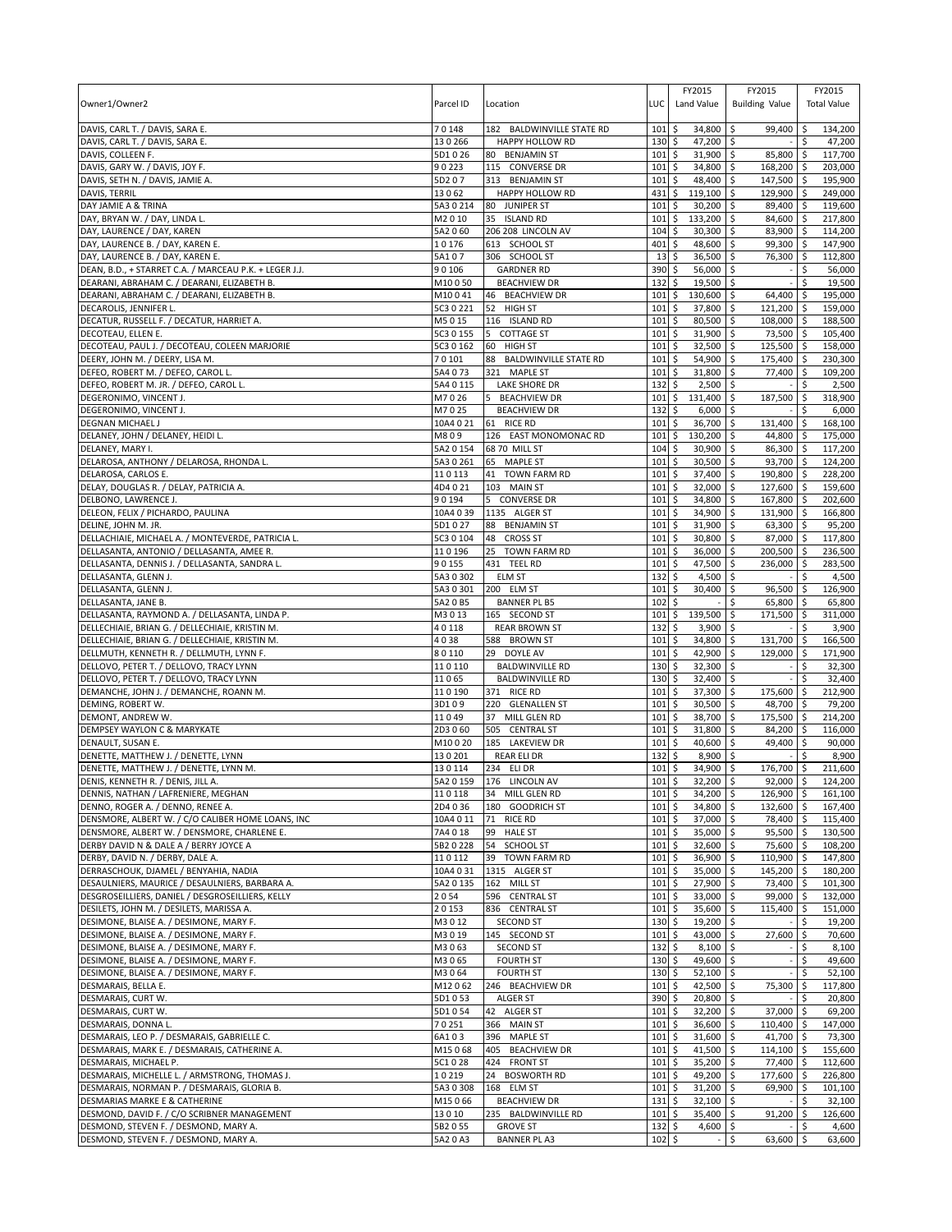| Owner1/Owner2 | Parcel ID | Location | LUC | FY2015 Land Value | FY2015 Building Value | FY2015 Total Value |
|---|---|---|---|---|---|---|
| DAVIS, CARL T. / DAVIS, SARA E. | 7 0 148 | 182 BALDWINVILLE STATE RD | 101 | $ 34,800 | $ 99,400 | $ 134,200 |
| DAVIS, CARL T. / DAVIS, SARA E. | 13 0 266 | HAPPY HOLLOW RD | 130 | $ 47,200 | $ - | $ 47,200 |
| DAVIS, COLLEEN F. | 5D1 0 26 | 80 BENJAMIN ST | 101 | $ 31,900 | $ 85,800 | $ 117,700 |
| DAVIS, GARY W. / DAVIS, JOY F. | 9 0 223 | 115 CONVERSE DR | 101 | $ 34,800 | $ 168,200 | $ 203,000 |
| DAVIS, SETH N. / DAVIS, JAMIE A. | 5D2 0 7 | 313 BENJAMIN ST | 101 | $ 48,400 | $ 147,500 | $ 195,900 |
| DAVIS, TERRIL | 13 0 62 | HAPPY HOLLOW RD | 431 | $ 119,100 | $ 129,900 | $ 249,000 |
| DAY JAMIE A & TRINA | 5A3 0 214 | 80 JUNIPER ST | 101 | $ 30,200 | $ 89,400 | $ 119,600 |
| DAY, BRYAN W. / DAY, LINDA L. | M2 0 10 | 35 ISLAND RD | 101 | $ 133,200 | $ 84,600 | $ 217,800 |
| DAY, LAURENCE / DAY, KAREN | 5A2 0 60 | 206 208 LINCOLN AV | 104 | $ 30,300 | $ 83,900 | $ 114,200 |
| DAY, LAURENCE B. / DAY, KAREN E. | 1 0 176 | 613 SCHOOL ST | 401 | $ 48,600 | $ 99,300 | $ 147,900 |
| DAY, LAURENCE B. / DAY, KAREN E. | 5A1 0 7 | 306 SCHOOL ST | 13 | $ 36,500 | $ 76,300 | $ 112,800 |
| DEAN, B.D., + STARRET C.A. / MARCEAU P.K. + LEGER J.J. | 9 0 106 | GARDNER RD | 390 | $ 56,000 | $ - | $ 56,000 |
| DEARANI, ABRAHAM C. / DEARANI, ELIZABETH B. | M10 0 50 | BEACHVIEW DR | 132 | $ 19,500 | $ - | $ 19,500 |
| DEARANI, ABRAHAM C. / DEARANI, ELIZABETH B. | M10 0 41 | 46 BEACHVIEW DR | 101 | $ 130,600 | $ 64,400 | $ 195,000 |
| DECAROLIS, JENNIFER L. | 5C3 0 221 | 52 HIGH ST | 101 | $ 37,800 | $ 121,200 | $ 159,000 |
| DECATUR, RUSSELL F. / DECATUR, HARRIET A. | M5 0 15 | 116 ISLAND RD | 101 | $ 80,500 | $ 108,000 | $ 188,500 |
| DECOTEAU, ELLEN E. | 5C3 0 155 | 5 COTTAGE ST | 101 | $ 31,900 | $ 73,500 | $ 105,400 |
| DECOTEAU, PAUL J. / DECOTEAU, COLEEN MARJORIE | 5C3 0 162 | 60 HIGH ST | 101 | $ 32,500 | $ 125,500 | $ 158,000 |
| DEERY, JOHN M. / DEERY, LISA M. | 7 0 101 | 88 BALDWINVILLE STATE RD | 101 | $ 54,900 | $ 175,400 | $ 230,300 |
| DEFEO, ROBERT M. / DEFEO, CAROL L. | 5A4 0 73 | 321 MAPLE ST | 101 | $ 31,800 | $ 77,400 | $ 109,200 |
| DEFEO, ROBERT M. JR. / DEFEO, CAROL L. | 5A4 0 115 | LAKE SHORE DR | 132 | $ 2,500 | $ - | $ 2,500 |
| DEGERONIMO, VINCENT J. | M7 0 26 | 5 BEACHVIEW DR | 101 | $ 131,400 | $ 187,500 | $ 318,900 |
| DEGERONIMO, VINCENT J. | M7 0 25 | BEACHVIEW DR | 132 | $ 6,000 | $ - | $ 6,000 |
| DEGNAN MICHAEL J | 10A4 0 21 | 61 RICE RD | 101 | $ 36,700 | $ 131,400 | $ 168,100 |
| DELANEY, JOHN / DELANEY, HEIDI L. | M8 0 9 | 126 EAST MONOMONAC RD | 101 | $ 130,200 | $ 44,800 | $ 175,000 |
| DELANEY, MARY I. | 5A2 0 154 | 68 70 MILL ST | 104 | $ 30,900 | $ 86,300 | $ 117,200 |
| DELAROSA, ANTHONY / DELAROSA, RHONDA L. | 5A3 0 261 | 65 MAPLE ST | 101 | $ 30,500 | $ 93,700 | $ 124,200 |
| DELAROSA, CARLOS E. | 11 0 113 | 41 TOWN FARM RD | 101 | $ 37,400 | $ 190,800 | $ 228,200 |
| DELAY, DOUGLAS R. / DELAY, PATRICIA A. | 4D4 0 21 | 103 MAIN ST | 101 | $ 32,000 | $ 127,600 | $ 159,600 |
| DELBONO, LAWRENCE J. | 9 0 194 | 5 CONVERSE DR | 101 | $ 34,800 | $ 167,800 | $ 202,600 |
| DELEON, FELIX / PICHARDO, PAULINA | 10A4 0 39 | 1135 ALGER ST | 101 | $ 34,900 | $ 131,900 | $ 166,800 |
| DELINE, JOHN M. JR. | 5D1 0 27 | 88 BENJAMIN ST | 101 | $ 31,900 | $ 63,300 | $ 95,200 |
| DELLACHIAIE, MICHAEL A. / MONTEVERDE, PATRICIA L. | 5C3 0 104 | 48 CROSS ST | 101 | $ 30,800 | $ 87,000 | $ 117,800 |
| DELLASANTA, ANTONIO / DELLASANTA, AMEE R. | 11 0 196 | 25 TOWN FARM RD | 101 | $ 36,000 | $ 200,500 | $ 236,500 |
| DELLASANTA, DENNIS J. / DELLASANTA, SANDRA L. | 9 0 155 | 431 TEEL RD | 101 | $ 47,500 | $ 236,000 | $ 283,500 |
| DELLASANTA, GLENN J. | 5A3 0 302 | ELM ST | 132 | $ 4,500 | $ - | $ 4,500 |
| DELLASANTA, GLENN J. | 5A3 0 301 | 200 ELM ST | 101 | $ 30,400 | $ 96,500 | $ 126,900 |
| DELLASANTA, JANE B. | 5A2 0 B5 | BANNER PL B5 | 102 | $ - | $ 65,800 | $ 65,800 |
| DELLASANTA, RAYMOND A. / DELLASANTA, LINDA P. | M3 0 13 | 165 SECOND ST | 101 | $ 139,500 | $ 171,500 | $ 311,000 |
| DELLECHIAIE, BRIAN G. / DELLECHIAIE, KRISTIN M. | 4 0 118 | REAR BROWN ST | 132 | $ 3,900 | $ - | $ 3,900 |
| DELLECHIAIE, BRIAN G. / DELLECHIAIE, KRISTIN M. | 4 0 38 | 588 BROWN ST | 101 | $ 34,800 | $ 131,700 | $ 166,500 |
| DELLMUTH, KENNETH R. / DELLMUTH, LYNN F. | 8 0 110 | 29 DOYLE AV | 101 | $ 42,900 | $ 129,000 | $ 171,900 |
| DELLOVO, PETER T. / DELLOVO, TRACY LYNN | 11 0 110 | BALDWINVILLE RD | 130 | $ 32,300 | $ - | $ 32,300 |
| DELLOVO, PETER T. / DELLOVO, TRACY LYNN | 11 0 65 | BALDWINVILLE RD | 130 | $ 32,400 | $ - | $ 32,400 |
| DEMANCHE, JOHN J. / DEMANCHE, ROANN M. | 11 0 190 | 371 RICE RD | 101 | $ 37,300 | $ 175,600 | $ 212,900 |
| DEMING, ROBERT W. | 3D1 0 9 | 220 GLENALLEN ST | 101 | $ 30,500 | $ 48,700 | $ 79,200 |
| DEMONT, ANDREW W. | 11 0 49 | 37 MILL GLEN RD | 101 | $ 38,700 | $ 175,500 | $ 214,200 |
| DEMPSEY WAYLON C & MARYKATE | 2D3 0 60 | 505 CENTRAL ST | 101 | $ 31,800 | $ 84,200 | $ 116,000 |
| DENAULT, SUSAN E. | M10 0 20 | 185 LAKEVIEW DR | 101 | $ 40,600 | $ 49,400 | $ 90,000 |
| DENETTE, MATTHEW J. / DENETTE, LYNN | 13 0 201 | REAR ELI DR | 132 | $ 8,900 | $ - | $ 8,900 |
| DENETTE, MATTHEW J. / DENETTE, LYNN M. | 13 0 114 | 234 ELI DR | 101 | $ 34,900 | $ 176,700 | $ 211,600 |
| DENIS, KENNETH R. / DENIS, JILL A. | 5A2 0 159 | 176 LINCOLN AV | 101 | $ 32,200 | $ 92,000 | $ 124,200 |
| DENNIS, NATHAN / LAFRENIERE, MEGHAN | 11 0 118 | 34 MILL GLEN RD | 101 | $ 34,200 | $ 126,900 | $ 161,100 |
| DENNO, ROGER A. / DENNO, RENEE A. | 2D4 0 36 | 180 GOODRICH ST | 101 | $ 34,800 | $ 132,600 | $ 167,400 |
| DENSMORE, ALBERT W. / C/O CALIBER HOME LOANS, INC | 10A4 0 11 | 71 RICE RD | 101 | $ 37,000 | $ 78,400 | $ 115,400 |
| DENSMORE, ALBERT W. / DENSMORE, CHARLENE E. | 7A4 0 18 | 99 HALE ST | 101 | $ 35,000 | $ 95,500 | $ 130,500 |
| DERBY DAVID N & DALE A / BERRY JOYCE A | 5B2 0 228 | 54 SCHOOL ST | 101 | $ 32,600 | $ 75,600 | $ 108,200 |
| DERBY, DAVID N. / DERBY, DALE A. | 11 0 112 | 39 TOWN FARM RD | 101 | $ 36,900 | $ 110,900 | $ 147,800 |
| DERRASCHOUK, DJAMEL / BENYAHIA, NADIA | 10A4 0 31 | 1315 ALGER ST | 101 | $ 35,000 | $ 145,200 | $ 180,200 |
| DESAULNIERS, MAURICE / DESAULNIERS, BARBARA A. | 5A2 0 135 | 162 MILL ST | 101 | $ 27,900 | $ 73,400 | $ 101,300 |
| DESGROSEILLIERS, DANIEL / DESGROSEILLIERS, KELLY | 2 0 54 | 596 CENTRAL ST | 101 | $ 33,000 | $ 99,000 | $ 132,000 |
| DESILETS, JOHN M. / DESILETS, MARISSA A. | 2 0 153 | 836 CENTRAL ST | 101 | $ 35,600 | $ 115,400 | $ 151,000 |
| DESIMONE, BLAISE A. / DESIMONE, MARY F. | M3 0 12 | SECOND ST | 130 | $ 19,200 | $ - | $ 19,200 |
| DESIMONE, BLAISE A. / DESIMONE, MARY F. | M3 0 19 | 145 SECOND ST | 101 | $ 43,000 | $ 27,600 | $ 70,600 |
| DESIMONE, BLAISE A. / DESIMONE, MARY F. | M3 0 63 | SECOND ST | 132 | $ 8,100 | $ - | $ 8,100 |
| DESIMONE, BLAISE A. / DESIMONE, MARY F. | M3 0 65 | FOURTH ST | 130 | $ 49,600 | $ - | $ 49,600 |
| DESIMONE, BLAISE A. / DESIMONE, MARY F. | M3 0 64 | FOURTH ST | 130 | $ 52,100 | $ - | $ 52,100 |
| DESMARAIS, BELLA E. | M12 0 62 | 246 BEACHVIEW DR | 101 | $ 42,500 | $ 75,300 | $ 117,800 |
| DESMARAIS, CURT W. | 5D1 0 53 | ALGER ST | 390 | $ 20,800 | $ - | $ 20,800 |
| DESMARAIS, CURT W. | 5D1 0 54 | 42 ALGER ST | 101 | $ 32,200 | $ 37,000 | $ 69,200 |
| DESMARAIS, DONNA L. | 7 0 251 | 366 MAIN ST | 101 | $ 36,600 | $ 110,400 | $ 147,000 |
| DESMARAIS, LEO P. / DESMARAIS, GABRIELLE C. | 6A1 0 3 | 396 MAPLE ST | 101 | $ 31,600 | $ 41,700 | $ 73,300 |
| DESMARAIS, MARK E. / DESMARAIS, CATHERINE A. | M15 0 68 | 405 BEACHVIEW DR | 101 | $ 41,500 | $ 114,100 | $ 155,600 |
| DESMARAIS, MICHAEL P. | 5C1 0 28 | 424 FRONT ST | 101 | $ 35,200 | $ 77,400 | $ 112,600 |
| DESMARAIS, MICHELLE L. / ARMSTRONG, THOMAS J. | 1 0 219 | 24 BOSWORTH RD | 101 | $ 49,200 | $ 177,600 | $ 226,800 |
| DESMARAIS, NORMAN P. / DESMARAIS, GLORIA B. | 5A3 0 308 | 168 ELM ST | 101 | $ 31,200 | $ 69,900 | $ 101,100 |
| DESMARIAS MARKE E & CATHERINE | M15 0 66 | BEACHVIEW DR | 131 | $ 32,100 | $ - | $ 32,100 |
| DESMOND, DAVID F. / C/O SCRIBNER MANAGEMENT | 13 0 10 | 235 BALDWINVILLE RD | 101 | $ 35,400 | $ 91,200 | $ 126,600 |
| DESMOND, STEVEN F. / DESMOND, MARY A. | 5B2 0 55 | GROVE ST | 132 | $ 4,600 | $ - | $ 4,600 |
| DESMOND, STEVEN F. / DESMOND, MARY A. | 5A2 0 A3 | BANNER PL A3 | 102 | $ - | $ 63,600 | $ 63,600 |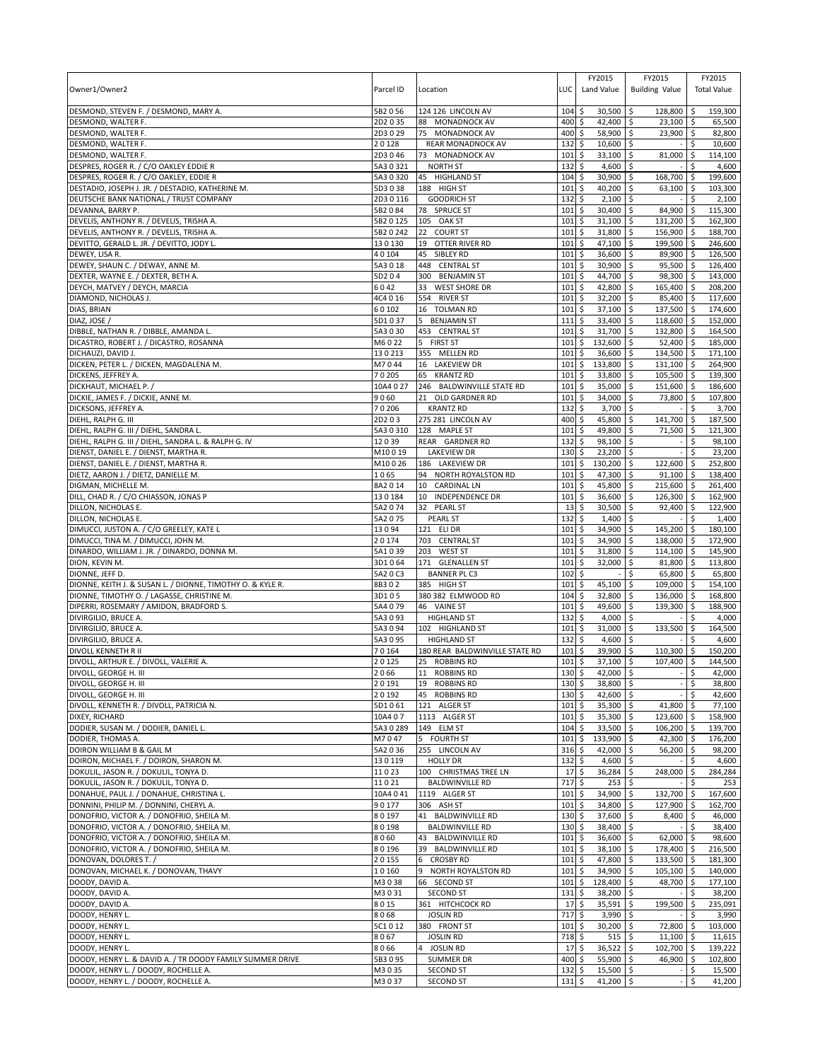| Owner1/Owner2 | Parcel ID | Location | LUC | FY2015 Land Value | FY2015 Building Value | FY2015 Total Value |
|---|---|---|---|---|---|---|
| DESMOND, STEVEN F. / DESMOND, MARY A. | 5B2 0 56 | 124 126 LINCOLN AV | 104 | $ 30,500 | $ 128,800 | $ 159,300 |
| DESMOND, WALTER F. | 2D2 0 35 | 88 MONADNOCK AV | 400 | $ 42,400 | $ 23,100 | $ 65,500 |
| DESMOND, WALTER F. | 2D3 0 29 | 75 MONADNOCK AV | 400 | $ 58,900 | $ 23,900 | $ 82,800 |
| DESMOND, WALTER F. | 2 0 128 | REAR MONADNOCK AV | 132 | $ 10,600 | $ - | $ 10,600 |
| DESMOND, WALTER F. | 2D3 0 46 | 73 MONADNOCK AV | 101 | $ 33,100 | $ 81,000 | $ 114,100 |
| DESPRES, ROGER R. / C/O OAKLEY EDDIE R | 5A3 0 321 | NORTH ST | 132 | $ 4,600 | $ - | $ 4,600 |
| DESPRES, ROGER R. / C/O OAKLEY, EDDIE R | 5A3 0 320 | 45 HIGHLAND ST | 104 | $ 30,900 | $ 168,700 | $ 199,600 |
| DESTADIO, JOSEPH J. JR. / DESTADIO, KATHERINE M. | 5D3 0 38 | 188 HIGH ST | 101 | $ 40,200 | $ 63,100 | $ 103,300 |
| DEUTSCHE BANK NATIONAL / TRUST COMPANY | 2D3 0 116 | GOODRICH ST | 132 | $ 2,100 | $ - | $ 2,100 |
| DEVANNA, BARRY P. | 5B2 0 84 | 78 SPRUCE ST | 101 | $ 30,400 | $ 84,900 | $ 115,300 |
| DEVELIS, ANTHONY R. / DEVELIS, TRISHA A. | 5B2 0 125 | 105 OAK ST | 101 | $ 31,100 | $ 131,200 | $ 162,300 |
| DEVELIS, ANTHONY R. / DEVELIS, TRISHA A. | 5B2 0 242 | 22 COURT ST | 101 | $ 31,800 | $ 156,900 | $ 188,700 |
| DEVITTO, GERALD L. JR. / DEVITTO, JODY L. | 13 0 130 | 19 OTTER RIVER RD | 101 | $ 47,100 | $ 199,500 | $ 246,600 |
| DEWEY, LISA R. | 4 0 104 | 45 SIBLEY RD | 101 | $ 36,600 | $ 89,900 | $ 126,500 |
| DEWEY, SHAUN C. / DEWAY, ANNE M. | 5A3 0 18 | 448 CENTRAL ST | 101 | $ 30,900 | $ 95,500 | $ 126,400 |
| DEXTER, WAYNE E. / DEXTER, BETH A. | 5D2 0 4 | 300 BENJAMIN ST | 101 | $ 44,700 | $ 98,300 | $ 143,000 |
| DEYCH, MATVEY / DEYCH, MARCIA | 6 0 42 | 33 WEST SHORE DR | 101 | $ 42,800 | $ 165,400 | $ 208,200 |
| DIAMOND, NICHOLAS J. | 4C4 0 16 | 554 RIVER ST | 101 | $ 32,200 | $ 85,400 | $ 117,600 |
| DIAS, BRIAN | 6 0 102 | 16 TOLMAN RD | 101 | $ 37,100 | $ 137,500 | $ 174,600 |
| DIAZ, JOSE / | 5D1 0 37 | 5 BENJAMIN ST | 111 | $ 33,400 | $ 118,600 | $ 152,000 |
| DIBBLE, NATHAN R. / DIBBLE, AMANDA L. | 5A3 0 30 | 453 CENTRAL ST | 101 | $ 31,700 | $ 132,800 | $ 164,500 |
| DICASTRO, ROBERT J. / DICASTRO, ROSANNA | M6 0 22 | 5 FIRST ST | 101 | $ 132,600 | $ 52,400 | $ 185,000 |
| DICHAUZI, DAVID J. | 13 0 213 | 355 MELLEN RD | 101 | $ 36,600 | $ 134,500 | $ 171,100 |
| DICKEN, PETER L. / DICKEN, MAGDALENA M. | M7 0 44 | 16 LAKEVIEW DR | 101 | $ 133,800 | $ 131,100 | $ 264,900 |
| DICKENS, JEFFREY A. | 7 0 205 | 65 KRANTZ RD | 101 | $ 33,800 | $ 105,500 | $ 139,300 |
| DICKHAUT, MICHAEL P. / | 10A4 0 27 | 246 BALDWINVILLE STATE RD | 101 | $ 35,000 | $ 151,600 | $ 186,600 |
| DICKIE, JAMES F. / DICKIE, ANNE M. | 9 0 60 | 21 OLD GARDNER RD | 101 | $ 34,000 | $ 73,800 | $ 107,800 |
| DICKSONS, JEFFREY A. | 7 0 206 | KRANTZ RD | 132 | $ 3,700 | $ - | $ 3,700 |
| DIEHL, RALPH G. III | 2D2 0 3 | 275 281 LINCOLN AV | 400 | $ 45,800 | $ 141,700 | $ 187,500 |
| DIEHL, RALPH G. III / DIEHL, SANDRA L. | 5A3 0 310 | 128 MAPLE ST | 101 | $ 49,800 | $ 71,500 | $ 121,300 |
| DIEHL, RALPH G. III / DIEHL, SANDRA L. & RALPH G. IV | 12 0 39 | REAR GARDNER RD | 132 | $ 98,100 | $ - | $ 98,100 |
| DIENST, DANIEL E. / DIENST, MARTHA R. | M10 0 19 | LAKEVIEW DR | 130 | $ 23,200 | $ - | $ 23,200 |
| DIENST, DANIEL E. / DIENST, MARTHA R. | M10 0 26 | 186 LAKEVIEW DR | 101 | $ 130,200 | $ 122,600 | $ 252,800 |
| DIETZ, AARON J. / DIETZ, DANIELLE M. | 1 0 65 | 94 NORTH ROYALSTON RD | 101 | $ 47,300 | $ 91,100 | $ 138,400 |
| DIGMAN, MICHELLE M. | 8A2 0 14 | 10 CARDINAL LN | 101 | $ 45,800 | $ 215,600 | $ 261,400 |
| DILL, CHAD R. / C/O CHIASSON, JONAS P | 13 0 184 | 10 INDEPENDENCE DR | 101 | $ 36,600 | $ 126,300 | $ 162,900 |
| DILLON, NICHOLAS E. | 5A2 0 74 | 32 PEARL ST | 13 | $ 30,500 | $ 92,400 | $ 122,900 |
| DILLON, NICHOLAS E. | 5A2 0 75 | PEARL ST | 132 | $ 1,400 | $ - | $ 1,400 |
| DIMUCCI, JUSTON A. / C/O GREELEY, KATE L | 13 0 94 | 121 ELI DR | 101 | $ 34,900 | $ 145,200 | $ 180,100 |
| DIMUCCI, TINA M. / DIMUCCI, JOHN M. | 2 0 174 | 703 CENTRAL ST | 101 | $ 34,900 | $ 138,000 | $ 172,900 |
| DINARDO, WILLIAM J. JR. / DINARDO, DONNA M. | 5A1 0 39 | 203 WEST ST | 101 | $ 31,800 | $ 114,100 | $ 145,900 |
| DION, KEVIN M. | 3D1 0 64 | 171 GLENALLEN ST | 101 | $ 32,000 | $ 81,800 | $ 113,800 |
| DIONNE, JEFF D. | 5A2 0 C3 | BANNER PL C3 | 102 | $ - | $ 65,800 | $ 65,800 |
| DIONNE, KEITH J. & SUSAN L. / DIONNE, TIMOTHY O. & KYLE R. | 8B3 0 2 | 385 HIGH ST | 101 | $ 45,100 | $ 109,000 | $ 154,100 |
| DIONNE, TIMOTHY O. / LAGASSE, CHRISTINE M. | 3D1 0 5 | 380 382 ELMWOOD RD | 104 | $ 32,800 | $ 136,000 | $ 168,800 |
| DIPERRI, ROSEMARY / AMIDON, BRADFORD S. | 5A4 0 79 | 46 VAINE ST | 101 | $ 49,600 | $ 139,300 | $ 188,900 |
| DIVIRGILIO, BRUCE A. | 5A3 0 93 | HIGHLAND ST | 132 | $ 4,000 | $ - | $ 4,000 |
| DIVIRGILIO, BRUCE A. | 5A3 0 94 | 102 HIGHLAND ST | 101 | $ 31,000 | $ 133,500 | $ 164,500 |
| DIVIRGILIO, BRUCE A. | 5A3 0 95 | HIGHLAND ST | 132 | $ 4,600 | $ - | $ 4,600 |
| DIVOLL KENNETH R II | 7 0 164 | 180 REAR BALDWINVILLE STATE RD | 101 | $ 39,900 | $ 110,300 | $ 150,200 |
| DIVOLL, ARTHUR E. / DIVOLL, VALERIE A. | 2 0 125 | 25 ROBBINS RD | 101 | $ 37,100 | $ 107,400 | $ 144,500 |
| DIVOLL, GEORGE H. III | 2 0 66 | 11 ROBBINS RD | 130 | $ 42,000 | $ - | $ 42,000 |
| DIVOLL, GEORGE H. III | 2 0 191 | 19 ROBBINS RD | 130 | $ 38,800 | $ - | $ 38,800 |
| DIVOLL, GEORGE H. III | 2 0 192 | 45 ROBBINS RD | 130 | $ 42,600 | $ - | $ 42,600 |
| DIVOLL, KENNETH R. / DIVOLL, PATRICIA N. | 5D1 0 61 | 121 ALGER ST | 101 | $ 35,300 | $ 41,800 | $ 77,100 |
| DIXEY, RICHARD | 10A4 0 7 | 1113 ALGER ST | 101 | $ 35,300 | $ 123,600 | $ 158,900 |
| DODIER, SUSAN M. / DODIER, DANIEL L. | 5A3 0 289 | 149 ELM ST | 104 | $ 33,500 | $ 106,200 | $ 139,700 |
| DODIER, THOMAS A. | M7 0 47 | 5 FOURTH ST | 101 | $ 133,900 | $ 42,300 | $ 176,200 |
| DOIRON WILLIAM B & GAIL M | 5A2 0 36 | 255 LINCOLN AV | 316 | $ 42,000 | $ 56,200 | $ 98,200 |
| DOIRON, MICHAEL F. / DOIRON, SHARON M. | 13 0 119 | HOLLY DR | 132 | $ 4,600 | $ - | $ 4,600 |
| DOKULIL, JASON R. / DOKULIL, TONYA D. | 11 0 23 | 100 CHRISTMAS TREE LN | 17 | $ 36,284 | $ 248,000 | $ 284,284 |
| DOKULIL, JASON R. / DOKULIL, TONYA D. | 11 0 21 | BALDWINVILLE RD | 717 | $ 253 | $ - | $ 253 |
| DONAHUE, PAUL J. / DONAHUE, CHRISTINA L. | 10A4 0 41 | 1119 ALGER ST | 101 | $ 34,900 | $ 132,700 | $ 167,600 |
| DONNINI, PHILIP M. / DONNINI, CHERYL A. | 9 0 177 | 306 ASH ST | 101 | $ 34,800 | $ 127,900 | $ 162,700 |
| DONOFRIO, VICTOR A. / DONOFRIO, SHEILA M. | 8 0 197 | 41 BALDWINVILLE RD | 130 | $ 37,600 | $ 8,400 | $ 46,000 |
| DONOFRIO, VICTOR A. / DONOFRIO, SHEILA M. | 8 0 198 | BALDWINVILLE RD | 130 | $ 38,400 | $ - | $ 38,400 |
| DONOFRIO, VICTOR A. / DONOFRIO, SHEILA M. | 8 0 60 | 43 BALDWINVILLE RD | 101 | $ 36,600 | $ 62,000 | $ 98,600 |
| DONOFRIO, VICTOR A. / DONOFRIO, SHEILA M. | 8 0 196 | 39 BALDWINVILLE RD | 101 | $ 38,100 | $ 178,400 | $ 216,500 |
| DONOVAN, DOLORES T. / | 2 0 155 | 6 CROSBY RD | 101 | $ 47,800 | $ 133,500 | $ 181,300 |
| DONOVAN, MICHAEL K. / DONOVAN, THAVY | 1 0 160 | 9 NORTH ROYALSTON RD | 101 | $ 34,900 | $ 105,100 | $ 140,000 |
| DOODY, DAVID A. | M3 0 38 | 66 SECOND ST | 101 | $ 128,400 | $ 48,700 | $ 177,100 |
| DOODY, DAVID A. | M3 0 31 | SECOND ST | 131 | $ 38,200 | $ - | $ 38,200 |
| DOODY, DAVID A. | 8 0 15 | 361 HITCHCOCK RD | 17 | $ 35,591 | $ 199,500 | $ 235,091 |
| DOODY, HENRY L. | 8 0 68 | JOSLIN RD | 717 | $ 3,990 | $ - | $ 3,990 |
| DOODY, HENRY L. | 5C1 0 12 | 380 FRONT ST | 101 | $ 30,200 | $ 72,800 | $ 103,000 |
| DOODY, HENRY L. | 8 0 67 | JOSLIN RD | 718 | $ 515 | $ 11,100 | $ 11,615 |
| DOODY, HENRY L. | 8 0 66 | 4 JOSLIN RD | 17 | $ 36,522 | $ 102,700 | $ 139,222 |
| DOODY, HENRY L. & DAVID A. / TR DOODY FAMILY SUMMER DRIVE | 5B3 0 95 | SUMMER DR | 400 | $ 55,900 | $ 46,900 | $ 102,800 |
| DOODY, HENRY L. / DOODY, ROCHELLE A. | M3 0 35 | SECOND ST | 132 | $ 15,500 | $ - | $ 15,500 |
| DOODY, HENRY L. / DOODY, ROCHELLE A. | M3 0 37 | SECOND ST | 131 | $ 41,200 | $ - | $ 41,200 |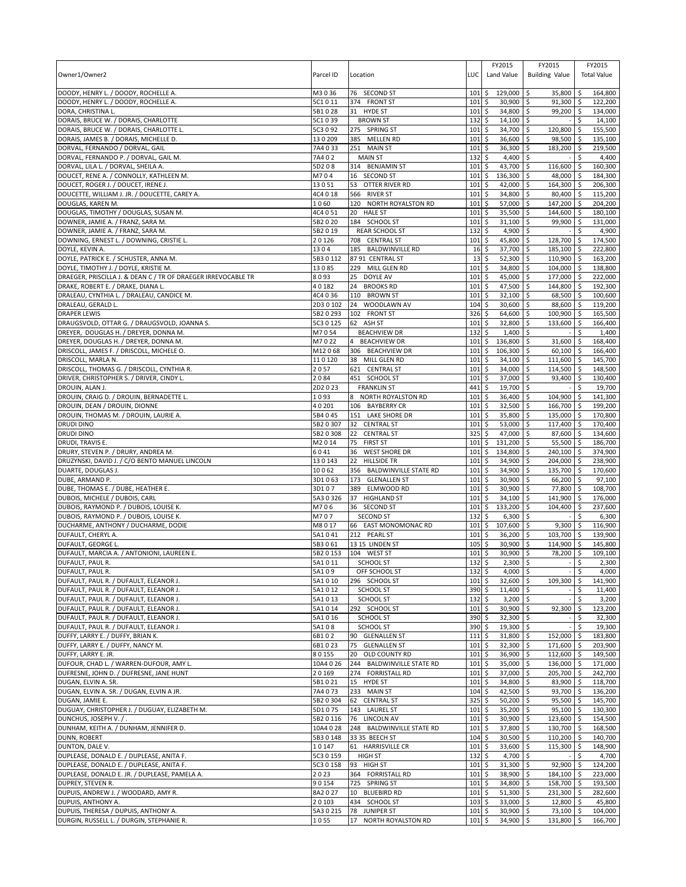| Owner1/Owner2 | Parcel ID | Location | LUC | FY2015 Land Value | FY2015 Building Value | FY2015 Total Value |
|---|---|---|---|---|---|---|
| DOODY, HENRY L. / DOODY, ROCHELLE A. | M3 0 36 | 76 SECOND ST | 101 | $ 129,000 | $ 35,800 | $ 164,800 |
| DOODY, HENRY L. / DOODY, ROCHELLE A. | 5C1 0 11 | 374 FRONT ST | 101 | $ 30,900 | $ 91,300 | $ 122,200 |
| DORA, CHRISTINA L. | 5B1 0 28 | 31 HYDE ST | 101 | $ 34,800 | $ 99,200 | $ 134,000 |
| DORAIS, BRUCE W. / DORAIS, CHARLOTTE | 5C1 0 39 | BROWN ST | 132 | $ 14,100 | $ - | $ 14,100 |
| DORAIS, BRUCE W. / DORAIS, CHARLOTTE L. | 5C3 0 92 | 275 SPRING ST | 101 | $ 34,700 | $ 120,800 | $ 155,500 |
| DORAIS, JAMES B. / DORAIS, MICHELLE D. | 13 0 209 | 385 MELLEN RD | 101 | $ 36,600 | $ 98,500 | $ 135,100 |
| DORVAL, FERNANDO / DORVAL, GAIL | 7A4 0 33 | 251 MAIN ST | 101 | $ 36,300 | $ 183,200 | $ 219,500 |
| DORVAL, FERNANDO P. / DORVAL, GAIL M. | 7A4 0 2 | MAIN ST | 132 | $ 4,400 | $ - | $ 4,400 |
| DORVAL, LILA L. / DORVAL, SHEILA A. | 5D2 0 8 | 314 BENJAMIN ST | 101 | $ 43,700 | $ 116,600 | $ 160,300 |
| DOUCET, RENE A. / CONNOLLY, KATHLEEN M. | M7 0 4 | 16 SECOND ST | 101 | $ 136,300 | $ 48,000 | $ 184,300 |
| DOUCET, ROGER J. / DOUCET, IRENE J. | 13 0 51 | 53 OTTER RIVER RD | 101 | $ 42,000 | $ 164,300 | $ 206,300 |
| DOUCETTE, WILLIAM J. JR. / DOUCETTE, CAREY A. | 4C4 0 18 | 566 RIVER ST | 101 | $ 34,800 | $ 80,400 | $ 115,200 |
| DOUGLAS, KAREN M. | 1 0 60 | 120 NORTH ROYALSTON RD | 101 | $ 57,000 | $ 147,200 | $ 204,200 |
| DOUGLAS, TIMOTHY / DOUGLAS, SUSAN M. | 4C4 0 51 | 20 HALE ST | 101 | $ 35,500 | $ 144,600 | $ 180,100 |
| DOWNER, JAMIE A. / FRANZ, SARA M. | 5B2 0 20 | 184 SCHOOL ST | 101 | $ 31,100 | $ 99,900 | $ 131,000 |
| DOWNER, JAMIE A. / FRANZ, SARA M. | 5B2 0 19 | REAR SCHOOL ST | 132 | $ 4,900 | $ - | $ 4,900 |
| DOWNING, ERNEST L. / DOWNING, CRISTIE L. | 2 0 126 | 708 CENTRAL ST | 101 | $ 45,800 | $ 128,700 | $ 174,500 |
| DOYLE, KEVIN A. | 13 0 4 | 185 BALDWINVILLE RD | 16 | $ 37,700 | $ 185,100 | $ 222,800 |
| DOYLE, PATRICK E. / SCHUSTER, ANNA M. | 5B3 0 112 | 87 91 CENTRAL ST | 13 | $ 52,300 | $ 110,900 | $ 163,200 |
| DOYLE, TIMOTHY J. / DOYLE, KRISTIE M. | 13 0 85 | 229 MILL GLEN RD | 101 | $ 34,800 | $ 104,000 | $ 138,800 |
| DRAEGER, PRISCILLA J. & DEAN C / TR OF DRAEGER IRREVOCABLE TR | 8 0 93 | 25 DOYLE AV | 101 | $ 45,000 | $ 177,000 | $ 222,000 |
| DRAKE, ROBERT E. / DRAKE, DIANA L. | 4 0 182 | 24 BROOKS RD | 101 | $ 47,500 | $ 144,800 | $ 192,300 |
| DRALEAU, CYNTHIA L. / DRALEAU, CANDICE M. | 4C4 0 36 | 110 BROWN ST | 101 | $ 32,100 | $ 68,500 | $ 100,600 |
| DRALEAU, GERALD L. | 2D3 0 102 | 24 WOODLAWN AV | 104 | $ 30,600 | $ 88,600 | $ 119,200 |
| DRAPER LEWIS | 5B2 0 293 | 102 FRONT ST | 326 | $ 64,600 | $ 100,900 | $ 165,500 |
| DRAUGSVOLD, OTTAR G. / DRAUGSVOLD, JOANNA S. | 5C3 0 125 | 62 ASH ST | 101 | $ 32,800 | $ 133,600 | $ 166,400 |
| DREYER, DOUGLAS H. / DREYER, DONNA M. | M7 0 54 | BEACHVIEW DR | 132 | $ 1,400 | $ - | $ 1,400 |
| DREYER, DOUGLAS H. / DREYER, DONNA M. | M7 0 22 | 4 BEACHVIEW DR | 101 | $ 136,800 | $ 31,600 | $ 168,400 |
| DRISCOLL, JAMES F. / DRISCOLL, MICHELE O. | M12 0 68 | 306 BEACHVIEW DR | 101 | $ 106,300 | $ 60,100 | $ 166,400 |
| DRISCOLL, MARLA N. | 11 0 120 | 38 MILL GLEN RD | 101 | $ 34,100 | $ 111,600 | $ 145,700 |
| DRISCOLL, THOMAS G. / DRISCOLL, CYNTHIA R. | 2 0 57 | 621 CENTRAL ST | 101 | $ 34,000 | $ 114,500 | $ 148,500 |
| DRIVER, CHRISTOPHER S. / DRIVER, CINDY L. | 2 0 84 | 451 SCHOOL ST | 101 | $ 37,000 | $ 93,400 | $ 130,400 |
| DROUIN, ALAN J. | 2D2 0 23 | FRANKLIN ST | 441 | $ 19,700 | $ - | $ 19,700 |
| DROUIN, CRAIG D. / DROUIN, BERNADETTE L. | 1 0 93 | 8 NORTH ROYALSTON RD | 101 | $ 36,400 | $ 104,900 | $ 141,300 |
| DROUIN, DEAN / DROUIN, DIONNE | 4 0 201 | 106 BAYBERRY CR | 101 | $ 32,500 | $ 166,700 | $ 199,200 |
| DROUIN, THOMAS M. / DROUIN, LAURIE A. | 5B4 0 45 | 151 LAKE SHORE DR | 101 | $ 35,800 | $ 135,000 | $ 170,800 |
| DRUDI DINO | 5B2 0 307 | 32 CENTRAL ST | 101 | $ 53,000 | $ 117,400 | $ 170,400 |
| DRUDI DINO | 5B2 0 308 | 22 CENTRAL ST | 325 | $ 47,000 | $ 87,600 | $ 134,600 |
| DRUDI, TRAVIS E. | M2 0 14 | 75 FIRST ST | 101 | $ 131,200 | $ 55,500 | $ 186,700 |
| DRURY, STEVEN P. / DRURY, ANDREA M. | 6 0 41 | 36 WEST SHORE DR | 101 | $ 134,800 | $ 240,100 | $ 374,900 |
| DRUZYNSKI, DAVID J. / C/O BENTO MANUEL LINCOLN | 13 0 143 | 22 HILLSIDE TR | 101 | $ 34,900 | $ 204,000 | $ 238,900 |
| DUARTE, DOUGLAS J. | 10 0 62 | 356 BALDWINVILLE STATE RD | 101 | $ 34,900 | $ 135,700 | $ 170,600 |
| DUBE, ARMAND P. | 3D1 0 63 | 173 GLENALLEN ST | 101 | $ 30,900 | $ 66,200 | $ 97,100 |
| DUBE, THOMAS E. / DUBE, HEATHER E. | 3D1 0 7 | 389 ELMWOOD RD | 101 | $ 30,900 | $ 77,800 | $ 108,700 |
| DUBOIS, MICHELE / DUBOIS, CARL | 5A3 0 326 | 37 HIGHLAND ST | 101 | $ 34,100 | $ 141,900 | $ 176,000 |
| DUBOIS, RAYMOND P. / DUBOIS, LOUISE K. | M7 0 6 | 36 SECOND ST | 101 | $ 133,200 | $ 104,400 | $ 237,600 |
| DUBOIS, RAYMOND P. / DUBOIS, LOUISE K. | M7 0 7 | SECOND ST | 132 | $ 6,300 | $ - | $ 6,300 |
| DUCHARME, ANTHONY / DUCHARME, DODIE | M8 0 17 | 66 EAST MONOMONAC RD | 101 | $ 107,600 | $ 9,300 | $ 116,900 |
| DUFAULT, CHERYL A. | 5A1 0 41 | 212 PEARL ST | 101 | $ 36,200 | $ 103,700 | $ 139,900 |
| DUFAULT, GEORGE L. | 5B3 0 61 | 13 15 LINDEN ST | 105 | $ 30,900 | $ 114,900 | $ 145,800 |
| DUFAULT, MARCIA A. / ANTONIONI, LAUREEN E. | 5B2 0 153 | 104 WEST ST | 101 | $ 30,900 | $ 78,200 | $ 109,100 |
| DUFAULT, PAUL R. | 5A1 0 11 | SCHOOL ST | 132 | $ 2,300 | $ - | $ 2,300 |
| DUFAULT, PAUL R. | 5A1 0 9 | OFF SCHOOL ST | 132 | $ 4,000 | $ - | $ 4,000 |
| DUFAULT, PAUL R. / DUFAULT, ELEANOR J. | 5A1 0 10 | 296 SCHOOL ST | 101 | $ 32,600 | $ 109,300 | $ 141,900 |
| DUFAULT, PAUL R. / DUFAULT, ELEANOR J. | 5A1 0 12 | SCHOOL ST | 390 | $ 11,400 | $ - | $ 11,400 |
| DUFAULT, PAUL R. / DUFAULT, ELEANOR J. | 5A1 0 13 | SCHOOL ST | 132 | $ 3,200 | $ - | $ 3,200 |
| DUFAULT, PAUL R. / DUFAULT, ELEANOR J. | 5A1 0 14 | 292 SCHOOL ST | 101 | $ 30,900 | $ 92,300 | $ 123,200 |
| DUFAULT, PAUL R. / DUFAULT, ELEANOR J. | 5A1 0 16 | SCHOOL ST | 390 | $ 32,300 | $ - | $ 32,300 |
| DUFAULT, PAUL R. / DUFAULT, ELEANOR J. | 5A1 0 8 | SCHOOL ST | 390 | $ 19,300 | $ - | $ 19,300 |
| DUFFY, LARRY E. / DUFFY, BRIAN K. | 6B1 0 2 | 90 GLENALLEN ST | 111 | $ 31,800 | $ 152,000 | $ 183,800 |
| DUFFY, LARRY E. / DUFFY, NANCY M. | 6B1 0 23 | 75 GLENALLEN ST | 101 | $ 32,300 | $ 171,600 | $ 203,900 |
| DUFFY, LARRY E. JR. | 8 0 155 | 20 OLD COUNTY RD | 101 | $ 36,900 | $ 112,600 | $ 149,500 |
| DUFOUR, CHAD L. / WARREN-DUFOUR, AMY L. | 10A4 0 26 | 244 BALDWINVILLE STATE RD | 101 | $ 35,000 | $ 136,000 | $ 171,000 |
| DUFRESNE, JOHN D. / DUFRESNE, JANE HUNT | 2 0 169 | 274 FORRISTALL RD | 101 | $ 37,000 | $ 205,700 | $ 242,700 |
| DUGAN, ELVIN A. SR. | 5B1 0 21 | 15 HYDE ST | 101 | $ 34,800 | $ 83,900 | $ 118,700 |
| DUGAN, ELVIN A. SR. / DUGAN, ELVIN A JR. | 7A4 0 73 | 233 MAIN ST | 104 | $ 42,500 | $ 93,700 | $ 136,200 |
| DUGAN, JAMIE E. | 5B2 0 304 | 62 CENTRAL ST | 325 | $ 50,200 | $ 95,500 | $ 145,700 |
| DUGUAY, CHRISTOPHER J. / DUGUAY, ELIZABETH M. | 5D1 0 75 | 143 LAUREL ST | 101 | $ 35,200 | $ 95,100 | $ 130,300 |
| DUNCHUS, JOSEPH V. / . | 5B2 0 116 | 76 LINCOLN AV | 101 | $ 30,900 | $ 123,600 | $ 154,500 |
| DUNHAM, KEITH A. / DUNHAM, JENNIFER D. | 10A4 0 28 | 248 BALDWINVILLE STATE RD | 101 | $ 37,800 | $ 130,700 | $ 168,500 |
| DUNN, ROBERT | 5B3 0 148 | 33 35 BEECH ST | 104 | $ 30,500 | $ 110,200 | $ 140,700 |
| DUNTON, DALE V. | 1 0 147 | 61 HARRISVILLE CR | 101 | $ 33,600 | $ 115,300 | $ 148,900 |
| DUPLEASE, DONALD E. / DUPLEASE, ANITA F. | 5C3 0 159 | HIGH ST | 132 | $ 4,700 | $ - | $ 4,700 |
| DUPLEASE, DONALD E. / DUPLEASE, ANITA F. | 5C3 0 158 | 93 HIGH ST | 101 | $ 31,300 | $ 92,900 | $ 124,200 |
| DUPLEASE, DONALD E. JR. / DUPLEASE, PAMELA A. | 2 0 23 | 364 FORRISTALL RD | 101 | $ 38,900 | $ 184,100 | $ 223,000 |
| DUPREY, STEVEN R. | 9 0 154 | 725 SPRING ST | 101 | $ 34,800 | $ 158,700 | $ 193,500 |
| DUPUIS, ANDREW J. / WOODARD, AMY R. | 8A2 0 27 | 10 BLUEBIRD RD | 101 | $ 51,300 | $ 231,300 | $ 282,600 |
| DUPUIS, ANTHONY A. | 2 0 103 | 434 SCHOOL ST | 103 | $ 33,000 | $ 12,800 | $ 45,800 |
| DUPUIS, THERESA / DUPUIS, ANTHONY A. | 5A3 0 215 | 78 JUNIPER ST | 101 | $ 30,900 | $ 73,100 | $ 104,000 |
| DURGIN, RUSSELL L. / DURGIN, STEPHANIE R. | 1 0 55 | 17 NORTH ROYALSTON RD | 101 | $ 34,900 | $ 131,800 | $ 166,700 |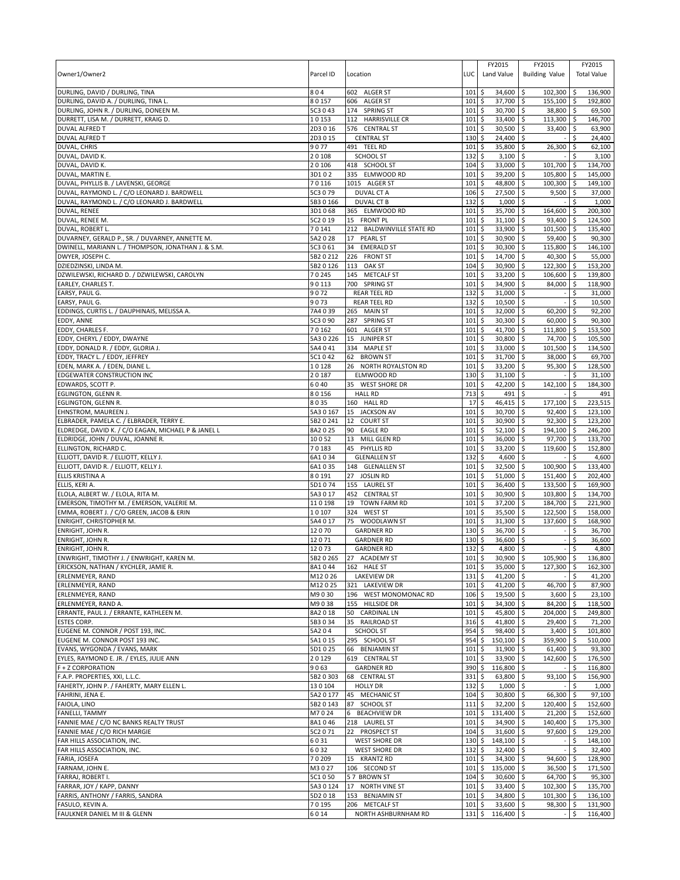| Owner1/Owner2 | Parcel ID | Location | LUC | FY2015 Land Value | FY2015 Building Value | FY2015 Total Value |
|---|---|---|---|---|---|---|
| DURLING, DAVID / DURLING, TINA | 8 0 4 | 602 ALGER ST | 101 | $ 34,600 | $ 102,300 | $ 136,900 |
| DURLING, DAVID A. / DURLING, TINA L. | 8 0 157 | 606 ALGER ST | 101 | $ 37,700 | $ 155,100 | $ 192,800 |
| DURLING, JOHN R. / DURLING, DONEEN M. | 5C3 0 43 | 174 SPRING ST | 101 | $ 30,700 | $ 38,800 | $ 69,500 |
| DURRETT, LISA M. / DURRETT, KRAIG D. | 1 0 153 | 112 HARRISVILLE CR | 101 | $ 33,400 | $ 113,300 | $ 146,700 |
| DUVAL ALFRED T | 2D3 0 16 | 576 CENTRAL ST | 101 | $ 30,500 | $ 33,400 | $ 63,900 |
| DUVAL ALFRED T | 2D3 0 15 | CENTRAL ST | 130 | $ 24,400 | $ - | $ 24,400 |
| DUVAL, CHRIS | 9 0 77 | 491 TEEL RD | 101 | $ 35,800 | $ 26,300 | $ 62,100 |
| DUVAL, DAVID K. | 2 0 108 | SCHOOL ST | 132 | $ 3,100 | $ - | $ 3,100 |
| DUVAL, DAVID K. | 2 0 106 | 418 SCHOOL ST | 104 | $ 33,000 | $ 101,700 | $ 134,700 |
| DUVAL, MARTIN E. | 3D1 0 2 | 335 ELMWOOD RD | 101 | $ 39,200 | $ 105,800 | $ 145,000 |
| DUVAL, PHYLLIS B. / LAVENSKI, GEORGE | 7 0 116 | 1015 ALGER ST | 101 | $ 48,800 | $ 100,300 | $ 149,100 |
| DUVAL, RAYMOND L. / C/O LEONARD J. BARDWELL | 5C3 0 79 | DUVAL CT A | 106 | $ 27,500 | $ 9,500 | $ 37,000 |
| DUVAL, RAYMOND L. / C/O LEONARD J. BARDWELL | 5B3 0 166 | DUVAL CT B | 132 | $ 1,000 | $ - | $ 1,000 |
| DUVAL, RENEE | 3D1 0 68 | 365 ELMWOOD RD | 101 | $ 35,700 | $ 164,600 | $ 200,300 |
| DUVAL, RENEE M. | 5C2 0 19 | 15 FRONT PL | 101 | $ 31,100 | $ 93,400 | $ 124,500 |
| DUVAL, ROBERT L. | 7 0 141 | 212 BALDWINVILLE STATE RD | 101 | $ 33,900 | $ 101,500 | $ 135,400 |
| DUVARNEY, GERALD P., SR. / DUVARNEY, ANNETTE M. | 5A2 0 28 | 17 PEARL ST | 101 | $ 30,900 | $ 59,400 | $ 90,300 |
| DWINELL, MARIANN L. / THOMPSON, JONATHAN J. & S.M. | 5C3 0 61 | 34 EMERALD ST | 101 | $ 30,300 | $ 115,800 | $ 146,100 |
| DWYER, JOSEPH C. | 5B2 0 212 | 226 FRONT ST | 101 | $ 14,700 | $ 40,300 | $ 55,000 |
| DZIEDZINSKI, LINDA M. | 5B2 0 126 | 113 OAK ST | 104 | $ 30,900 | $ 122,300 | $ 153,200 |
| DZWILEWSKI, RICHARD D. / DZWILEWSKI, CAROLYN | 7 0 245 | 145 METCALF ST | 101 | $ 33,200 | $ 106,600 | $ 139,800 |
| EARLEY, CHARLES T. | 9 0 113 | 700 SPRING ST | 101 | $ 34,900 | $ 84,000 | $ 118,900 |
| EARSY, PAUL G. | 9 0 72 | REAR TEEL RD | 132 | $ 31,000 | $ - | $ 31,000 |
| EARSY, PAUL G. | 9 0 73 | REAR TEEL RD | 132 | $ 10,500 | $ - | $ 10,500 |
| EDDINGS, CURTIS L. / DAUPHINAIS, MELISSA A. | 7A4 0 39 | 265 MAIN ST | 101 | $ 32,000 | $ 60,200 | $ 92,200 |
| EDDY, ANNE | 5C3 0 90 | 287 SPRING ST | 101 | $ 30,300 | $ 60,000 | $ 90,300 |
| EDDY, CHARLES F. | 7 0 162 | 601 ALGER ST | 101 | $ 41,700 | $ 111,800 | $ 153,500 |
| EDDY, CHERYL / EDDY, DWAYNE | 5A3 0 226 | 15 JUNIPER ST | 101 | $ 30,800 | $ 74,700 | $ 105,500 |
| EDDY, DONALD R. / EDDY, GLORIA J. | 5A4 0 41 | 334 MAPLE ST | 101 | $ 33,000 | $ 101,500 | $ 134,500 |
| EDDY, TRACY L. / EDDY, JEFFREY | 5C1 0 42 | 62 BROWN ST | 101 | $ 31,700 | $ 38,000 | $ 69,700 |
| EDEN, MARK A. / EDEN, DIANE L. | 1 0 128 | 26 NORTH ROYALSTON RD | 101 | $ 33,200 | $ 95,300 | $ 128,500 |
| EDGEWATER CONSTRUCTION INC | 2 0 187 | ELMWOOD RD | 130 | $ 31,100 | $ - | $ 31,100 |
| EDWARDS, SCOTT P. | 6 0 40 | 35 WEST SHORE DR | 101 | $ 42,200 | $ 142,100 | $ 184,300 |
| EGLINGTON, GLENN R. | 8 0 156 | HALL RD | 713 | $ 491 | $ - | $ 491 |
| EGLINGTON, GLENN R. | 8 0 35 | 160 HALL RD | 17 | $ 46,415 | $ 177,100 | $ 223,515 |
| EHNSTROM, MAUREEN J. | 5A3 0 167 | 15 JACKSON AV | 101 | $ 30,700 | $ 92,400 | $ 123,100 |
| ELBRADER, PAMELA C. / ELBRADER, TERRY E. | 5B2 0 241 | 12 COURT ST | 101 | $ 30,900 | $ 92,300 | $ 123,200 |
| ELDREDGE, DAVID K. / C/O EAGAN, MICHAEL P & JANEL L | 8A2 0 25 | 90 EAGLE RD | 101 | $ 52,100 | $ 194,100 | $ 246,200 |
| ELDRIDGE, JOHN / DUVAL, JOANNE R. | 10 0 52 | 13 MILL GLEN RD | 101 | $ 36,000 | $ 97,700 | $ 133,700 |
| ELLINGTON, RICHARD C. | 7 0 183 | 45 PHYLLIS RD | 101 | $ 33,200 | $ 119,600 | $ 152,800 |
| ELLIOTT, DAVID R. / ELLIOTT, KELLY J. | 6A1 0 34 | GLENALLEN ST | 132 | $ 4,600 | $ - | $ 4,600 |
| ELLIOTT, DAVID R. / ELLIOTT, KELLY J. | 6A1 0 35 | 148 GLENALLEN ST | 101 | $ 32,500 | $ 100,900 | $ 133,400 |
| ELLIS KRISTINA A | 8 0 191 | 27 JOSLIN RD | 101 | $ 51,000 | $ 151,400 | $ 202,400 |
| ELLIS, KERI A. | 5D1 0 74 | 155 LAUREL ST | 101 | $ 36,400 | $ 133,500 | $ 169,900 |
| ELOLA, ALBERT W. / ELOLA, RITA M. | 5A3 0 17 | 452 CENTRAL ST | 101 | $ 30,900 | $ 103,800 | $ 134,700 |
| EMERSON, TIMOTHY M. / EMERSON, VALERIE M. | 11 0 198 | 19 TOWN FARM RD | 101 | $ 37,200 | $ 184,700 | $ 221,900 |
| EMMA, ROBERT J. / C/O GREEN, JACOB & ERIN | 1 0 107 | 324 WEST ST | 101 | $ 35,500 | $ 122,500 | $ 158,000 |
| ENRIGHT, CHRISTOPHER M. | 5A4 0 17 | 75 WOODLAWN ST | 101 | $ 31,300 | $ 137,600 | $ 168,900 |
| ENRIGHT, JOHN R. | 12 0 70 | GARDNER RD | 130 | $ 36,700 | $ - | $ 36,700 |
| ENRIGHT, JOHN R. | 12 0 71 | GARDNER RD | 130 | $ 36,600 | $ - | $ 36,600 |
| ENRIGHT, JOHN R. | 12 0 73 | GARDNER RD | 132 | $ 4,800 | $ - | $ 4,800 |
| ENWRIGHT, TIMOTHY J. / ENWRIGHT, KAREN M. | 5B2 0 265 | 27 ACADEMY ST | 101 | $ 30,900 | $ 105,900 | $ 136,800 |
| ERICKSON, NATHAN / KYCHLER, JAMIE R. | 8A1 0 44 | 162 HALE ST | 101 | $ 35,000 | $ 127,300 | $ 162,300 |
| ERLENMEYER, RAND | M12 0 26 | LAKEVIEW DR | 131 | $ 41,200 | $ - | $ 41,200 |
| ERLENMEYER, RAND | M12 0 25 | 321 LAKEVIEW DR | 101 | $ 41,200 | $ 46,700 | $ 87,900 |
| ERLENMEYER, RAND | M9 0 30 | 196 WEST MONOMONAC RD | 106 | $ 19,500 | $ 3,600 | $ 23,100 |
| ERLENMEYER, RAND A. | M9 0 38 | 155 HILLSIDE DR | 101 | $ 34,300 | $ 84,200 | $ 118,500 |
| ERRANTE, PAUL J. / ERRANTE, KATHLEEN M. | 8A2 0 18 | 50 CARDINAL LN | 101 | $ 45,800 | $ 204,000 | $ 249,800 |
| ESTES CORP. | 5B3 0 34 | 35 RAILROAD ST | 316 | $ 41,800 | $ 29,400 | $ 71,200 |
| EUGENE M. CONNOR / POST 193, INC. | 5A2 0 4 | SCHOOL ST | 954 | $ 98,400 | $ 3,400 | $ 101,800 |
| EUGENE M. CONNOR POST 193 INC. | 5A1 0 15 | 295 SCHOOL ST | 954 | $ 150,100 | $ 359,900 | $ 510,000 |
| EVANS, WYGONDA / EVANS, MARK | 5D1 0 25 | 66 BENJAMIN ST | 101 | $ 31,900 | $ 61,400 | $ 93,300 |
| EYLES, RAYMOND E. JR. / EYLES, JULIE ANN | 2 0 129 | 619 CENTRAL ST | 101 | $ 33,900 | $ 142,600 | $ 176,500 |
| F + Z CORPORATION | 9 0 63 | GARDNER RD | 390 | $ 116,800 | $ - | $ 116,800 |
| F.A.P. PROPERTIES, XXI, L.L.C. | 5B2 0 303 | 68 CENTRAL ST | 331 | $ 63,800 | $ 93,100 | $ 156,900 |
| FAHERTY, JOHN P. / FAHERTY, MARY ELLEN L. | 13 0 104 | HOLLY DR | 132 | $ 1,000 | $ - | $ 1,000 |
| FAHRINI, JENA E. | 5A2 0 177 | 45 MECHANIC ST | 104 | $ 30,800 | $ 66,300 | $ 97,100 |
| FAIOLA, LINO | 5B2 0 143 | 87 SCHOOL ST | 111 | $ 32,200 | $ 120,400 | $ 152,600 |
| FANELLI, TAMMY | M7 0 24 | 6 BEACHVIEW DR | 101 | $ 131,400 | $ 21,200 | $ 152,600 |
| FANNIE MAE / C/O NC BANKS REALTY TRUST | 8A1 0 46 | 218 LAUREL ST | 101 | $ 34,900 | $ 140,400 | $ 175,300 |
| FANNIE MAE / C/O RICH MARGIE | 5C2 0 71 | 22 PROSPECT ST | 104 | $ 31,600 | $ 97,600 | $ 129,200 |
| FAR HILLS ASSOCIATION, INC. | 6 0 31 | WEST SHORE DR | 130 | $ 148,100 | $ - | $ 148,100 |
| FAR HILLS ASSOCIATION, INC. | 6 0 32 | WEST SHORE DR | 132 | $ 32,400 | $ - | $ 32,400 |
| FARIA, JOSEFA | 7 0 209 | 15 KRANTZ RD | 101 | $ 34,300 | $ 94,600 | $ 128,900 |
| FARNAM, JOHN E. | M3 0 27 | 106 SECOND ST | 101 | $ 135,000 | $ 36,500 | $ 171,500 |
| FARRAJ, ROBERT I. | 5C1 0 50 | 5 7 BROWN ST | 104 | $ 30,600 | $ 64,700 | $ 95,300 |
| FARRAR, JOY / KAPP, DANNY | 5A3 0 124 | 17 NORTH VINE ST | 101 | $ 33,400 | $ 102,300 | $ 135,700 |
| FARRIS, ANTHONY / FARRIS, SANDRA | 5D2 0 18 | 153 BENJAMIN ST | 101 | $ 34,800 | $ 101,300 | $ 136,100 |
| FASULO, KEVIN A. | 7 0 195 | 206 METCALF ST | 101 | $ 33,600 | $ 98,300 | $ 131,900 |
| FAULKNER DANIEL M III & GLENN | 6 0 14 | NORTH ASHBURNHAM RD | 131 | $ 116,400 | $ - | $ 116,400 |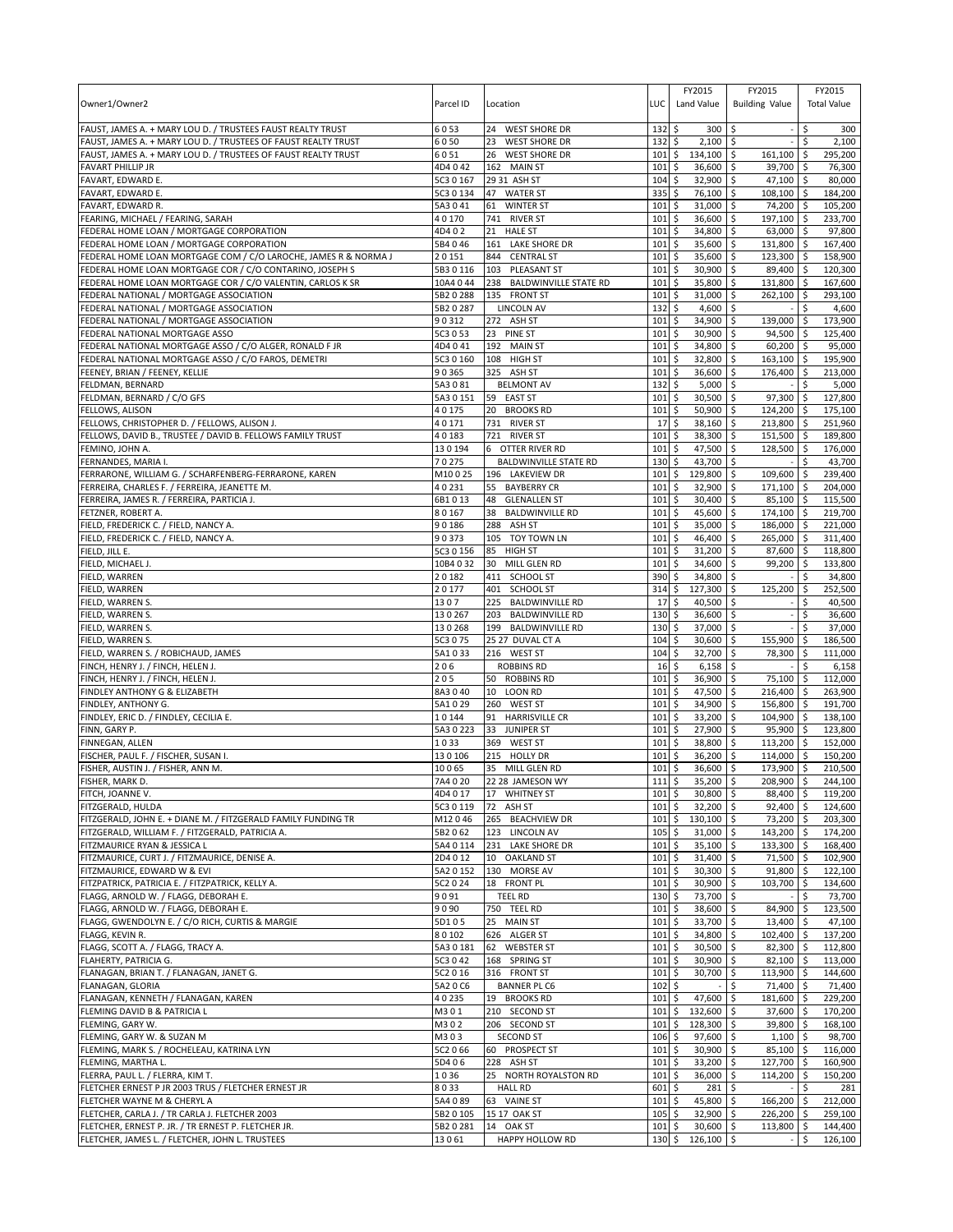| Owner1/Owner2 | Parcel ID | Location | LUC | FY2015 Land Value | FY2015 Building Value | FY2015 Total Value |
|---|---|---|---|---|---|---|
| FAUST, JAMES A. + MARY LOU D. / TRUSTEES FAUST REALTY TRUST | 6 0 53 | 24 WEST SHORE DR | 132 | $ 300 | $ - | $ 300 |
| FAUST, JAMES A. + MARY LOU D. / TRUSTEES OF FAUST REALTY TRUST | 6 0 50 | 23 WEST SHORE DR | 132 | $ 2,100 | $ - | $ 2,100 |
| FAUST, JAMES A. + MARY LOU D. / TRUSTEES OF FAUST REALTY TRUST | 6 0 51 | 26 WEST SHORE DR | 101 | $ 134,100 | $ 161,100 | $ 295,200 |
| FAVART PHILLIP JR | 4D4 0 42 | 162 MAIN ST | 101 | $ 36,600 | $ 39,700 | $ 76,300 |
| FAVART, EDWARD E. | 5C3 0 167 | 29 31 ASH ST | 104 | $ 32,900 | $ 47,100 | $ 80,000 |
| FAVART, EDWARD E. | 5C3 0 134 | 47 WATER ST | 335 | $ 76,100 | $ 108,100 | $ 184,200 |
| FAVART, EDWARD R. | 5A3 0 41 | 61 WINTER ST | 101 | $ 31,000 | $ 74,200 | $ 105,200 |
| FEARING, MICHAEL / FEARING, SARAH | 4 0 170 | 741 RIVER ST | 101 | $ 36,600 | $ 197,100 | $ 233,700 |
| FEDERAL HOME LOAN / MORTGAGE CORPORATION | 4D4 0 2 | 21 HALE ST | 101 | $ 34,800 | $ 63,000 | $ 97,800 |
| FEDERAL HOME LOAN / MORTGAGE CORPORATION | 5B4 0 46 | 161 LAKE SHORE DR | 101 | $ 35,600 | $ 131,800 | $ 167,400 |
| FEDERAL HOME LOAN MORTGAGE COM / C/O LAROCHE, JAMES R & NORMA J | 2 0 151 | 844 CENTRAL ST | 101 | $ 35,600 | $ 123,300 | $ 158,900 |
| FEDERAL HOME LOAN MORTGAGE COR / C/O CONTARINO, JOSEPH S | 5B3 0 116 | 103 PLEASANT ST | 101 | $ 30,900 | $ 89,400 | $ 120,300 |
| FEDERAL HOME LOAN MORTGAGE COR / C/O VALENTIN, CARLOS K SR | 10A4 0 44 | 238 BALDWINVILLE STATE RD | 101 | $ 35,800 | $ 131,800 | $ 167,600 |
| FEDERAL NATIONAL / MORTGAGE ASSOCIATION | 5B2 0 288 | 135 FRONT ST | 101 | $ 31,000 | $ 262,100 | $ 293,100 |
| FEDERAL NATIONAL / MORTGAGE ASSOCIATION | 5B2 0 287 | LINCOLN AV | 132 | $ 4,600 | $ - | $ 4,600 |
| FEDERAL NATIONAL / MORTGAGE ASSOCIATION | 9 0 312 | 272 ASH ST | 101 | $ 34,900 | $ 139,000 | $ 173,900 |
| FEDERAL NATIONAL MORTGAGE ASSO | 5C3 0 53 | 23 PINE ST | 101 | $ 30,900 | $ 94,500 | $ 125,400 |
| FEDERAL NATIONAL MORTGAGE ASSO / C/O ALGER, RONALD F JR | 4D4 0 41 | 192 MAIN ST | 101 | $ 34,800 | $ 60,200 | $ 95,000 |
| FEDERAL NATIONAL MORTGAGE ASSO / C/O FAROS, DEMETRI | 5C3 0 160 | 108 HIGH ST | 101 | $ 32,800 | $ 163,100 | $ 195,900 |
| FEENEY, BRIAN / FEENEY, KELLIE | 9 0 365 | 325 ASH ST | 101 | $ 36,600 | $ 176,400 | $ 213,000 |
| FELDMAN, BERNARD | 5A3 0 81 | BELMONT AV | 132 | $ 5,000 | $ - | $ 5,000 |
| FELDMAN, BERNARD / C/O GFS | 5A3 0 151 | 59 EAST ST | 101 | $ 30,500 | $ 97,300 | $ 127,800 |
| FELLOWS, ALISON | 4 0 175 | 20 BROOKS RD | 101 | $ 50,900 | $ 124,200 | $ 175,100 |
| FELLOWS, CHRISTOPHER D. / FELLOWS, ALISON J. | 4 0 171 | 731 RIVER ST | 17 | $ 38,160 | $ 213,800 | $ 251,960 |
| FELLOWS, DAVID B., TRUSTEE / DAVID B. FELLOWS FAMILY TRUST | 4 0 183 | 721 RIVER ST | 101 | $ 38,300 | $ 151,500 | $ 189,800 |
| FEMINO, JOHN A. | 13 0 194 | 6 OTTER RIVER RD | 101 | $ 47,500 | $ 128,500 | $ 176,000 |
| FERNANDES, MARIA I. | 7 0 275 | BALDWINVILLE STATE RD | 130 | $ 43,700 | $ - | $ 43,700 |
| FERRARONE, WILLIAM G. / SCHARFENBERG-FERRARONE, KAREN | M10 0 25 | 196 LAKEVIEW DR | 101 | $ 129,800 | $ 109,600 | $ 239,400 |
| FERREIRA, CHARLES F. / FERREIRA, JEANETTE M. | 4 0 231 | 55 BAYBERRY CR | 101 | $ 32,900 | $ 171,100 | $ 204,000 |
| FERREIRA, JAMES R. / FERREIRA, PARTICIA J. | 6B1 0 13 | 48 GLENALLEN ST | 101 | $ 30,400 | $ 85,100 | $ 115,500 |
| FETZNER, ROBERT A. | 8 0 167 | 38 BALDWINVILLE RD | 101 | $ 45,600 | $ 174,100 | $ 219,700 |
| FIELD, FREDERICK C. / FIELD, NANCY A. | 9 0 186 | 288 ASH ST | 101 | $ 35,000 | $ 186,000 | $ 221,000 |
| FIELD, FREDERICK C. / FIELD, NANCY A. | 9 0 373 | 105 TOY TOWN LN | 101 | $ 46,400 | $ 265,000 | $ 311,400 |
| FIELD, JILL E. | 5C3 0 156 | 85 HIGH ST | 101 | $ 31,200 | $ 87,600 | $ 118,800 |
| FIELD, MICHAEL J. | 10B4 0 32 | 30 MILL GLEN RD | 101 | $ 34,600 | $ 99,200 | $ 133,800 |
| FIELD, WARREN | 2 0 182 | 411 SCHOOL ST | 390 | $ 34,800 | $ - | $ 34,800 |
| FIELD, WARREN | 2 0 177 | 401 SCHOOL ST | 314 | $ 127,300 | $ 125,200 | $ 252,500 |
| FIELD, WARREN S. | 13 0 7 | 225 BALDWINVILLE RD | 17 | $ 40,500 | $ - | $ 40,500 |
| FIELD, WARREN S. | 13 0 267 | 203 BALDWINVILLE RD | 130 | $ 36,600 | $ - | $ 36,600 |
| FIELD, WARREN S. | 13 0 268 | 199 BALDWINVILLE RD | 130 | $ 37,000 | $ - | $ 37,000 |
| FIELD, WARREN S. | 5C3 0 75 | 25 27 DUVAL CT A | 104 | $ 30,600 | $ 155,900 | $ 186,500 |
| FIELD, WARREN S. / ROBICHAUD, JAMES | 5A1 0 33 | 216 WEST ST | 104 | $ 32,700 | $ 78,300 | $ 111,000 |
| FINCH, HENRY J. / FINCH, HELEN J. | 2 0 6 | ROBBINS RD | 16 | $ 6,158 | $ - | $ 6,158 |
| FINCH, HENRY J. / FINCH, HELEN J. | 2 0 5 | 50 ROBBINS RD | 101 | $ 36,900 | $ 75,100 | $ 112,000 |
| FINDLEY ANTHONY G & ELIZABETH | 8A3 0 40 | 10 LOON RD | 101 | $ 47,500 | $ 216,400 | $ 263,900 |
| FINDLEY, ANTHONY G. | 5A1 0 29 | 260 WEST ST | 101 | $ 34,900 | $ 156,800 | $ 191,700 |
| FINDLEY, ERIC D. / FINDLEY, CECILIA E. | 1 0 144 | 91 HARRISVILLE CR | 101 | $ 33,200 | $ 104,900 | $ 138,100 |
| FINN, GARY P. | 5A3 0 223 | 33 JUNIPER ST | 101 | $ 27,900 | $ 95,900 | $ 123,800 |
| FINNEGAN, ALLEN | 1 0 33 | 369 WEST ST | 101 | $ 38,800 | $ 113,200 | $ 152,000 |
| FISCHER, PAUL F. / FISCHER, SUSAN I. | 13 0 106 | 215 HOLLY DR | 101 | $ 36,200 | $ 114,000 | $ 150,200 |
| FISHER, AUSTIN J. / FISHER, ANN M. | 10 0 65 | 35 MILL GLEN RD | 101 | $ 36,600 | $ 173,900 | $ 210,500 |
| FISHER, MARK D. | 7A4 0 20 | 22 28 JAMESON WY | 111 | $ 35,200 | $ 208,900 | $ 244,100 |
| FITCH, JOANNE V. | 4D4 0 17 | 17 WHITNEY ST | 101 | $ 30,800 | $ 88,400 | $ 119,200 |
| FITZGERALD, HULDA | 5C3 0 119 | 72 ASH ST | 101 | $ 32,200 | $ 92,400 | $ 124,600 |
| FITZGERALD, JOHN E. + DIANE M. / FITZGERALD FAMILY FUNDING TR | M12 0 46 | 265 BEACHVIEW DR | 101 | $ 130,100 | $ 73,200 | $ 203,300 |
| FITZGERALD, WILLIAM F. / FITZGERALD, PATRICIA A. | 5B2 0 62 | 123 LINCOLN AV | 105 | $ 31,000 | $ 143,200 | $ 174,200 |
| FITZMAURICE RYAN & JESSICA L | 5A4 0 114 | 231 LAKE SHORE DR | 101 | $ 35,100 | $ 133,300 | $ 168,400 |
| FITZMAURICE, CURT J. / FITZMAURICE, DENISE A. | 2D4 0 12 | 10 OAKLAND ST | 101 | $ 31,400 | $ 71,500 | $ 102,900 |
| FITZMAURICE, EDWARD W & EVI | 5A2 0 152 | 130 MORSE AV | 101 | $ 30,300 | $ 91,800 | $ 122,100 |
| FITZPATRICK, PATRICIA E. / FITZPATRICK, KELLY A. | 5C2 0 24 | 18 FRONT PL | 101 | $ 30,900 | $ 103,700 | $ 134,600 |
| FLAGG, ARNOLD W. / FLAGG, DEBORAH E. | 9 0 91 | TEEL RD | 130 | $ 73,700 | $ - | $ 73,700 |
| FLAGG, ARNOLD W. / FLAGG, DEBORAH E. | 9 0 90 | 750 TEEL RD | 101 | $ 38,600 | $ 84,900 | $ 123,500 |
| FLAGG, GWENDOLYN E. / C/O RICH, CURTIS & MARGIE | 5D1 0 5 | 25 MAIN ST | 101 | $ 33,700 | $ 13,400 | $ 47,100 |
| FLAGG, KEVIN R. | 8 0 102 | 626 ALGER ST | 101 | $ 34,800 | $ 102,400 | $ 137,200 |
| FLAGG, SCOTT A. / FLAGG, TRACY A. | 5A3 0 181 | 62 WEBSTER ST | 101 | $ 30,500 | $ 82,300 | $ 112,800 |
| FLAHERTY, PATRICIA G. | 5C3 0 42 | 168 SPRING ST | 101 | $ 30,900 | $ 82,100 | $ 113,000 |
| FLANAGAN, BRIAN T. / FLANAGAN, JANET G. | 5C2 0 16 | 316 FRONT ST | 101 | $ 30,700 | $ 113,900 | $ 144,600 |
| FLANAGAN, GLORIA | 5A2 0 C6 | BANNER PL C6 | 102 | $ - | $ 71,400 | $ 71,400 |
| FLANAGAN, KENNETH / FLANAGAN, KAREN | 4 0 235 | 19 BROOKS RD | 101 | $ 47,600 | $ 181,600 | $ 229,200 |
| FLEMING DAVID B & PATRICIA L | M3 0 1 | 210 SECOND ST | 101 | $ 132,600 | $ 37,600 | $ 170,200 |
| FLEMING, GARY W. | M3 0 2 | 206 SECOND ST | 101 | $ 128,300 | $ 39,800 | $ 168,100 |
| FLEMING, GARY W. & SUZAN M | M3 0 3 | SECOND ST | 106 | $ 97,600 | $ 1,100 | $ 98,700 |
| FLEMING, MARK S. / ROCHELEAU, KATRINA LYN | 5C2 0 66 | 60 PROSPECT ST | 101 | $ 30,900 | $ 85,100 | $ 116,000 |
| FLEMING, MARTHA L. | 5D4 0 6 | 228 ASH ST | 101 | $ 33,200 | $ 127,700 | $ 160,900 |
| FLERRA, PAUL L. / FLERRA, KIM T. | 1 0 36 | 25 NORTH ROYALSTON RD | 101 | $ 36,000 | $ 114,200 | $ 150,200 |
| FLETCHER ERNEST P JR 2003 TRUS / FLETCHER ERNEST JR | 8 0 33 | HALL RD | 601 | $ 281 | $ - | $ 281 |
| FLETCHER WAYNE M & CHERYL A | 5A4 0 89 | 63 VAINE ST | 101 | $ 45,800 | $ 166,200 | $ 212,000 |
| FLETCHER, CARLA J. / TR CARLA J. FLETCHER 2003 | 5B2 0 105 | 15 17 OAK ST | 105 | $ 32,900 | $ 226,200 | $ 259,100 |
| FLETCHER, ERNEST P. JR. / TR ERNEST P. FLETCHER JR. | 5B2 0 281 | 14 OAK ST | 101 | $ 30,600 | $ 113,800 | $ 144,400 |
| FLETCHER, JAMES L. / FLETCHER, JOHN L. TRUSTEES | 13 0 61 | HAPPY HOLLOW RD | 130 | $ 126,100 | $ - | $ 126,100 |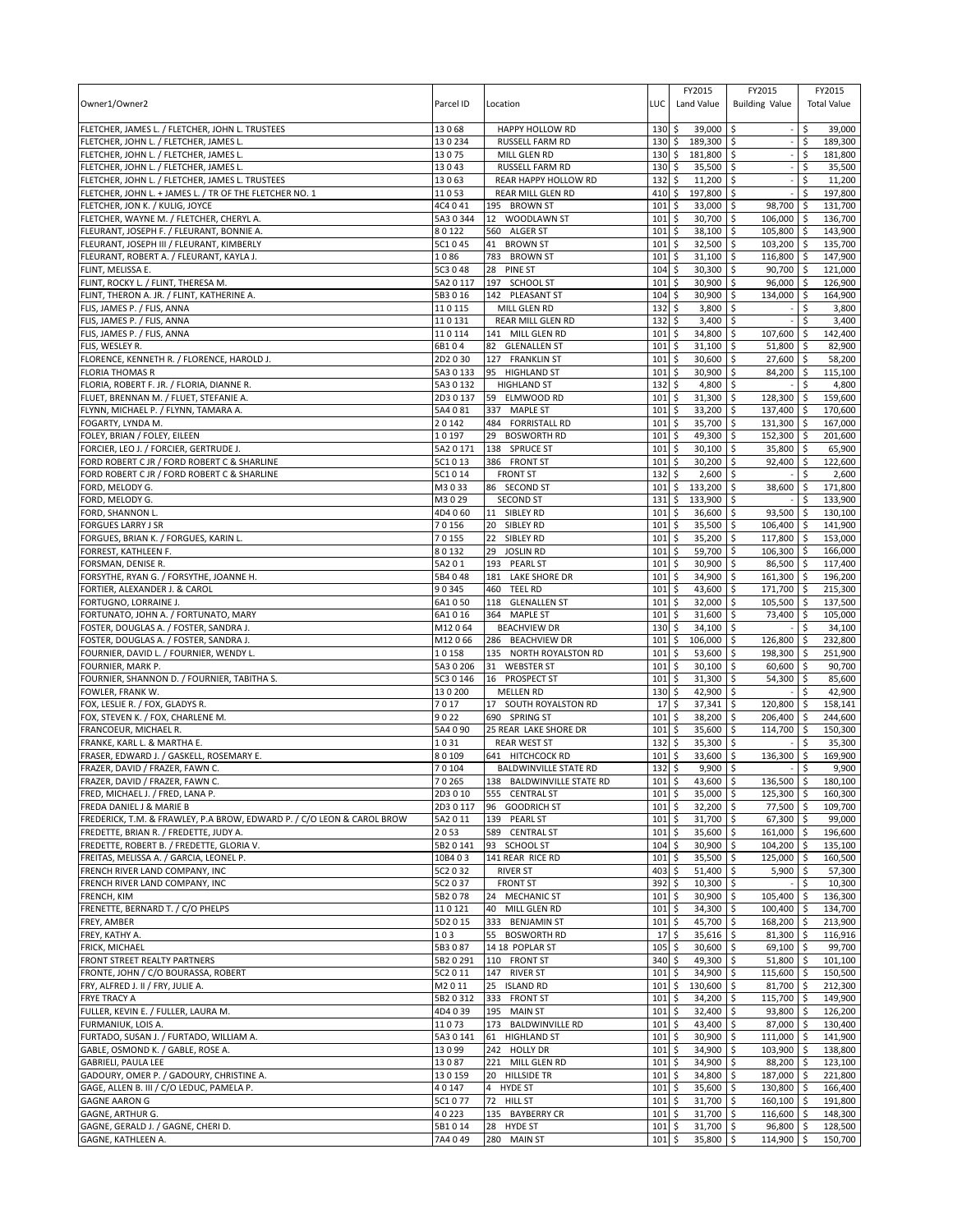| Owner1/Owner2 | Parcel ID | Location | LUC | FY2015 Land Value | FY2015 Building Value | FY2015 Total Value |
|---|---|---|---|---|---|---|
| FLETCHER, JAMES L. / FLETCHER, JOHN L. TRUSTEES | 13 0 68 | HAPPY HOLLOW RD | 130 | $ 39,000 | $ - | $ 39,000 |
| FLETCHER, JOHN L. / FLETCHER, JAMES L. | 13 0 234 | RUSSELL FARM RD | 130 | $ 189,300 | $ - | $ 189,300 |
| FLETCHER, JOHN L. / FLETCHER, JAMES L. | 13 0 75 | MILL GLEN RD | 130 | $ 181,800 | $ - | $ 181,800 |
| FLETCHER, JOHN L. / FLETCHER, JAMES L. | 13 0 43 | RUSSELL FARM RD | 130 | $ 35,500 | $ - | $ 35,500 |
| FLETCHER, JOHN L. / FLETCHER, JAMES L. TRUSTEES | 13 0 63 | REAR HAPPY HOLLOW RD | 132 | $ 11,200 | $ - | $ 11,200 |
| FLETCHER, JOHN L. + JAMES L. / TR OF THE FLETCHER NO. 1 | 11 0 53 | REAR MILL GLEN RD | 410 | $ 197,800 | $ - | $ 197,800 |
| FLETCHER, JON K. / KULIG, JOYCE | 4C4 0 41 | 195 BROWN ST | 101 | $ 33,000 | $ 98,700 | $ 131,700 |
| FLETCHER, WAYNE M. / FLETCHER, CHERYL A. | 5A3 0 344 | 12 WOODLAWN ST | 101 | $ 30,700 | $ 106,000 | $ 136,700 |
| FLEURANT, JOSEPH F. / FLEURANT, BONNIE A. | 8 0 122 | 560 ALGER ST | 101 | $ 38,100 | $ 105,800 | $ 143,900 |
| FLEURANT, JOSEPH III / FLEURANT, KIMBERLY | 5C1 0 45 | 41 BROWN ST | 101 | $ 32,500 | $ 103,200 | $ 135,700 |
| FLEURANT, ROBERT A. / FLEURANT, KAYLA J. | 1 0 86 | 783 BROWN ST | 101 | $ 31,100 | $ 116,800 | $ 147,900 |
| FLINT, MELISSA E. | 5C3 0 48 | 28 PINE ST | 104 | $ 30,300 | $ 90,700 | $ 121,000 |
| FLINT, ROCKY L. / FLINT, THERESA M. | 5A2 0 117 | 197 SCHOOL ST | 101 | $ 30,900 | $ 96,000 | $ 126,900 |
| FLINT, THERON A. JR. / FLINT, KATHERINE A. | 5B3 0 16 | 142 PLEASANT ST | 104 | $ 30,900 | $ 134,000 | $ 164,900 |
| FLIS, JAMES P. / FLIS, ANNA | 11 0 115 | MILL GLEN RD | 132 | $ 3,800 | $ - | $ 3,800 |
| FLIS, JAMES P. / FLIS, ANNA | 11 0 131 | REAR MILL GLEN RD | 132 | $ 3,400 | $ - | $ 3,400 |
| FLIS, JAMES P. / FLIS, ANNA | 11 0 114 | 141 MILL GLEN RD | 101 | $ 34,800 | $ 107,600 | $ 142,400 |
| FLIS, WESLEY R. | 6B1 0 4 | 82 GLENALLEN ST | 101 | $ 31,100 | $ 51,800 | $ 82,900 |
| FLORENCE, KENNETH R. / FLORENCE, HAROLD J. | 2D2 0 30 | 127 FRANKLIN ST | 101 | $ 30,600 | $ 27,600 | $ 58,200 |
| FLORIA THOMAS R | 5A3 0 133 | 95 HIGHLAND ST | 101 | $ 30,900 | $ 84,200 | $ 115,100 |
| FLORIA, ROBERT F. JR. / FLORIA, DIANNE R. | 5A3 0 132 | HIGHLAND ST | 132 | $ 4,800 | $ - | $ 4,800 |
| FLUET, BRENNAN M. / FLUET, STEFANIE A. | 2D3 0 137 | 59 ELMWOOD RD | 101 | $ 31,300 | $ 128,300 | $ 159,600 |
| FLYNN, MICHAEL P. / FLYNN, TAMARA A. | 5A4 0 81 | 337 MAPLE ST | 101 | $ 33,200 | $ 137,400 | $ 170,600 |
| FOGARTY, LYNDA M. | 2 0 142 | 484 FORRISTALL RD | 101 | $ 35,700 | $ 131,300 | $ 167,000 |
| FOLEY, BRIAN / FOLEY, EILEEN | 1 0 197 | 29 BOSWORTH RD | 101 | $ 49,300 | $ 152,300 | $ 201,600 |
| FORCIER, LEO J. / FORCIER, GERTRUDE J. | 5A2 0 171 | 138 SPRUCE ST | 101 | $ 30,100 | $ 35,800 | $ 65,900 |
| FORD ROBERT C JR / FORD ROBERT C & SHARLINE | 5C1 0 13 | 386 FRONT ST | 101 | $ 30,200 | $ 92,400 | $ 122,600 |
| FORD ROBERT C JR / FORD ROBERT C & SHARLINE | 5C1 0 14 | FRONT ST | 132 | $ 2,600 | $ - | $ 2,600 |
| FORD, MELODY G. | M3 0 33 | 86 SECOND ST | 101 | $ 133,200 | $ 38,600 | $ 171,800 |
| FORD, MELODY G. | M3 0 29 | SECOND ST | 131 | $ 133,900 | $ - | $ 133,900 |
| FORD, SHANNON L. | 4D4 0 60 | 11 SIBLEY RD | 101 | $ 36,600 | $ 93,500 | $ 130,100 |
| FORGUES LARRY J SR | 7 0 156 | 20 SIBLEY RD | 101 | $ 35,500 | $ 106,400 | $ 141,900 |
| FORGUES, BRIAN K. / FORGUES, KARIN L. | 7 0 155 | 22 SIBLEY RD | 101 | $ 35,200 | $ 117,800 | $ 153,000 |
| FORREST, KATHLEEN F. | 8 0 132 | 29 JOSLIN RD | 101 | $ 59,700 | $ 106,300 | $ 166,000 |
| FORSMAN, DENISE R. | 5A2 0 1 | 193 PEARL ST | 101 | $ 30,900 | $ 86,500 | $ 117,400 |
| FORSYTHE, RYAN G. / FORSYTHE, JOANNE H. | 5B4 0 48 | 181 LAKE SHORE DR | 101 | $ 34,900 | $ 161,300 | $ 196,200 |
| FORTIER, ALEXANDER J. & CAROL | 9 0 345 | 460 TEEL RD | 101 | $ 43,600 | $ 171,700 | $ 215,300 |
| FORTUGNO, LORRAINE J. | 6A1 0 50 | 118 GLENALLEN ST | 101 | $ 32,000 | $ 105,500 | $ 137,500 |
| FORTUNATO, JOHN A. / FORTUNATO, MARY | 6A1 0 16 | 364 MAPLE ST | 101 | $ 31,600 | $ 73,400 | $ 105,000 |
| FOSTER, DOUGLAS A. / FOSTER, SANDRA J. | M12 0 64 | BEACHVIEW DR | 130 | $ 34,100 | $ - | $ 34,100 |
| FOSTER, DOUGLAS A. / FOSTER, SANDRA J. | M12 0 66 | 286 BEACHVIEW DR | 101 | $ 106,000 | $ 126,800 | $ 232,800 |
| FOURNIER, DAVID L. / FOURNIER, WENDY L. | 1 0 158 | 135 NORTH ROYALSTON RD | 101 | $ 53,600 | $ 198,300 | $ 251,900 |
| FOURNIER, MARK P. | 5A3 0 206 | 31 WEBSTER ST | 101 | $ 30,100 | $ 60,600 | $ 90,700 |
| FOURNIER, SHANNON D. / FOURNIER, TABITHA S. | 5C3 0 146 | 16 PROSPECT ST | 101 | $ 31,300 | $ 54,300 | $ 85,600 |
| FOWLER, FRANK W. | 13 0 200 | MELLEN RD | 130 | $ 42,900 | $ - | $ 42,900 |
| FOX, LESLIE R. / FOX, GLADYS R. | 7 0 17 | 17 SOUTH ROYALSTON RD | 17 | $ 37,341 | $ 120,800 | $ 158,141 |
| FOX, STEVEN K. / FOX, CHARLENE M. | 9 0 22 | 690 SPRING ST | 101 | $ 38,200 | $ 206,400 | $ 244,600 |
| FRANCOEUR, MICHAEL R. | 5A4 0 90 | 25 REAR LAKE SHORE DR | 101 | $ 35,600 | $ 114,700 | $ 150,300 |
| FRANKE, KARL L. & MARTHA E. | 1 0 31 | REAR WEST ST | 132 | $ 35,300 | $ - | $ 35,300 |
| FRASER, EDWARD J. / GASKELL, ROSEMARY E. | 8 0 109 | 641 HITCHCOCK RD | 101 | $ 33,600 | $ 136,300 | $ 169,900 |
| FRAZER, DAVID / FRAZER, FAWN C. | 7 0 104 | BALDWINVILLE STATE RD | 132 | $ 9,900 | $ - | $ 9,900 |
| FRAZER, DAVID / FRAZER, FAWN C. | 7 0 265 | 138 BALDWINVILLE STATE RD | 101 | $ 43,600 | $ 136,500 | $ 180,100 |
| FRED, MICHAEL J. / FRED, LANA P. | 2D3 0 10 | 555 CENTRAL ST | 101 | $ 35,000 | $ 125,300 | $ 160,300 |
| FREDA DANIEL J & MARIE B | 2D3 0 117 | 96 GOODRICH ST | 101 | $ 32,200 | $ 77,500 | $ 109,700 |
| FREDERICK, T.M. & FRAWLEY, P.A BROW, EDWARD P. / C/O LEON & CAROL BROW | 5A2 0 11 | 139 PEARL ST | 101 | $ 31,700 | $ 67,300 | $ 99,000 |
| FREDETTE, BRIAN R. / FREDETTE, JUDY A. | 2 0 53 | 589 CENTRAL ST | 101 | $ 35,600 | $ 161,000 | $ 196,600 |
| FREDETTE, ROBERT B. / FREDETTE, GLORIA V. | 5B2 0 141 | 93 SCHOOL ST | 104 | $ 30,900 | $ 104,200 | $ 135,100 |
| FREITAS, MELISSA A. / GARCIA, LEONEL P. | 10B4 0 3 | 141 REAR RICE RD | 101 | $ 35,500 | $ 125,000 | $ 160,500 |
| FRENCH RIVER LAND COMPANY, INC | 5C2 0 32 | RIVER ST | 403 | $ 51,400 | $ 5,900 | $ 57,300 |
| FRENCH RIVER LAND COMPANY, INC | 5C2 0 37 | FRONT ST | 392 | $ 10,300 | $ - | $ 10,300 |
| FRENCH, KIM | 5B2 0 78 | 24 MECHANIC ST | 101 | $ 30,900 | $ 105,400 | $ 136,300 |
| FRENETTE, BERNARD T. / C/O PHELPS | 11 0 121 | 40 MILL GLEN RD | 101 | $ 34,300 | $ 100,400 | $ 134,700 |
| FREY, AMBER | 5D2 0 15 | 333 BENJAMIN ST | 101 | $ 45,700 | $ 168,200 | $ 213,900 |
| FREY, KATHY A. | 1 0 3 | 55 BOSWORTH RD | 17 | $ 35,616 | $ 81,300 | $ 116,916 |
| FRICK, MICHAEL | 5B3 0 87 | 14 18 POPLAR ST | 105 | $ 30,600 | $ 69,100 | $ 99,700 |
| FRONT STREET REALTY PARTNERS | 5B2 0 291 | 110 FRONT ST | 340 | $ 49,300 | $ 51,800 | $ 101,100 |
| FRONTE, JOHN / C/O BOURASSA, ROBERT | 5C2 0 11 | 147 RIVER ST | 101 | $ 34,900 | $ 115,600 | $ 150,500 |
| FRY, ALFRED J. II / FRY, JULIE A. | M2 0 11 | 25 ISLAND RD | 101 | $ 130,600 | $ 81,700 | $ 212,300 |
| FRYE TRACY A | 5B2 0 312 | 333 FRONT ST | 101 | $ 34,200 | $ 115,700 | $ 149,900 |
| FULLER, KEVIN E. / FULLER, LAURA M. | 4D4 0 39 | 195 MAIN ST | 101 | $ 32,400 | $ 93,800 | $ 126,200 |
| FURMANIUK, LOIS A. | 11 0 73 | 173 BALDWINVILLE RD | 101 | $ 43,400 | $ 87,000 | $ 130,400 |
| FURTADO, SUSAN J. / FURTADO, WILLIAM A. | 5A3 0 141 | 61 HIGHLAND ST | 101 | $ 30,900 | $ 111,000 | $ 141,900 |
| GABLE, OSMOND K. / GABLE, ROSE A. | 13 0 99 | 242 HOLLY DR | 101 | $ 34,900 | $ 103,900 | $ 138,800 |
| GABRIELI, PAULA LEE | 13 0 87 | 221 MILL GLEN RD | 101 | $ 34,900 | $ 88,200 | $ 123,100 |
| GADOURY, OMER P. / GADOURY, CHRISTINE A. | 13 0 159 | 20 HILLSIDE TR | 101 | $ 34,800 | $ 187,000 | $ 221,800 |
| GAGE, ALLEN B. III / C/O LEDUC, PAMELA P. | 4 0 147 | 4 HYDE ST | 101 | $ 35,600 | $ 130,800 | $ 166,400 |
| GAGNE AARON G | 5C1 0 77 | 72 HILL ST | 101 | $ 31,700 | $ 160,100 | $ 191,800 |
| GAGNE, ARTHUR G. | 4 0 223 | 135 BAYBERRY CR | 101 | $ 31,700 | $ 116,600 | $ 148,300 |
| GAGNE, GERALD J. / GAGNE, CHERI D. | 5B1 0 14 | 28 HYDE ST | 101 | $ 31,700 | $ 96,800 | $ 128,500 |
| GAGNE, KATHLEEN A. | 7A4 0 49 | 280 MAIN ST | 101 | $ 35,800 | $ 114,900 | $ 150,700 |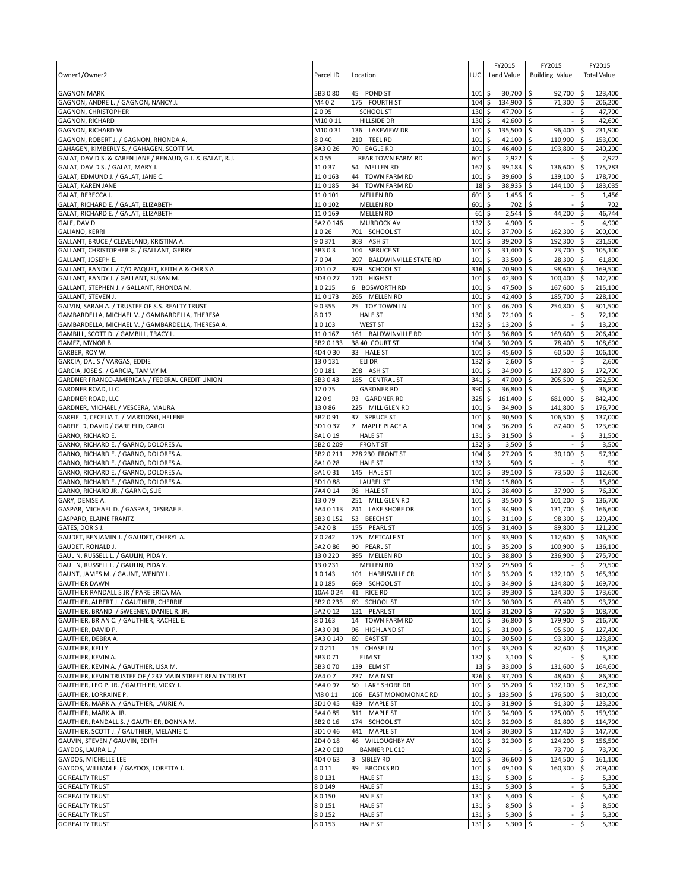| Owner1/Owner2 | Parcel ID | Location | LUC | FY2015 Land Value | FY2015 Building Value | FY2015 Total Value |
|---|---|---|---|---|---|---|
| GAGNON MARK | 5B3 0 80 | 45 POND ST | 101 | $ 30,700 | $ 92,700 | $ 123,400 |
| GAGNON, ANDRE L. / GAGNON, NANCY J. | M4 0 2 | 175 FOURTH ST | 104 | $ 134,900 | $ 71,300 | $ 206,200 |
| GAGNON, CHRISTOPHER | 2 0 95 | SCHOOL ST | 130 | $ 47,700 | $ - | $ 47,700 |
| GAGNON, RICHARD | M10 0 11 | HILLSIDE DR | 130 | $ 42,600 | $ - | $ 42,600 |
| GAGNON, RICHARD W | M10 0 31 | 136 LAKEVIEW DR | 101 | $ 135,500 | $ 96,400 | $ 231,900 |
| GAGNON, ROBERT J. / GAGNON, RHONDA A. | 8 0 40 | 210 TEEL RD | 101 | $ 42,100 | $ 110,900 | $ 153,000 |
| GAHAGEN, KIMBERLY S. / GAHAGEN, SCOTT M. | 8A3 0 26 | 70 EAGLE RD | 101 | $ 46,400 | $ 193,800 | $ 240,200 |
| GALAT, DAVID S. & KAREN JANE / RENAUD, G.J. & GALAT, R.J. | 8 0 55 | REAR TOWN FARM RD | 601 | $ 2,922 | $ - | $ 2,922 |
| GALAT, DAVID S. / GALAT, MARY J. | 11 0 37 | 54 MELLEN RD | 167 | $ 39,183 | $ 136,600 | $ 175,783 |
| GALAT, EDMUND J. / GALAT, JANE C. | 11 0 163 | 44 TOWN FARM RD | 101 | $ 39,600 | $ 139,100 | $ 178,700 |
| GALAT, KAREN JANE | 11 0 185 | 34 TOWN FARM RD | 18 | $ 38,935 | $ 144,100 | $ 183,035 |
| GALAT, REBECCA J. | 11 0 101 | MELLEN RD | 601 | $ 1,456 | $ - | $ 1,456 |
| GALAT, RICHARD E. / GALAT, ELIZABETH | 11 0 102 | MELLEN RD | 601 | $ 702 | $ - | $ 702 |
| GALAT, RICHARD E. / GALAT, ELIZABETH | 11 0 169 | MELLEN RD | 61 | $ 2,544 | $ 44,200 | $ 46,744 |
| GALE, DAVID | 5A2 0 146 | MURDOCK AV | 132 | $ 4,900 | $ - | $ 4,900 |
| GALIANO, KERRI | 1 0 26 | 701 SCHOOL ST | 101 | $ 37,700 | $ 162,300 | $ 200,000 |
| GALLANT, BRUCE / CLEVELAND, KRISTINA A. | 9 0 371 | 303 ASH ST | 101 | $ 39,200 | $ 192,300 | $ 231,500 |
| GALLANT, CHRISTOPHER G. / GALLANT, GERRY | 5B3 0 3 | 104 SPRUCE ST | 101 | $ 31,400 | $ 73,700 | $ 105,100 |
| GALLANT, JOSEPH E. | 7 0 94 | 207 BALDWINVILLE STATE RD | 101 | $ 33,500 | $ 28,300 | $ 61,800 |
| GALLANT, RANDY J. / C/O PAQUET, KEITH A & CHRIS A | 2D1 0 2 | 379 SCHOOL ST | 316 | $ 70,900 | $ 98,600 | $ 169,500 |
| GALLANT, RANDY J. / GALLANT, SUSAN M. | 5D3 0 27 | 170 HIGH ST | 101 | $ 42,300 | $ 100,400 | $ 142,700 |
| GALLANT, STEPHEN J. / GALLANT, RHONDA M. | 1 0 215 | 6 BOSWORTH RD | 101 | $ 47,500 | $ 167,600 | $ 215,100 |
| GALLANT, STEVEN J. | 11 0 173 | 265 MELLEN RD | 101 | $ 42,400 | $ 185,700 | $ 228,100 |
| GALVIN, SARAH A. / TRUSTEE OF S.S. REALTY TRUST | 9 0 355 | 25 TOY TOWN LN | 101 | $ 46,700 | $ 254,800 | $ 301,500 |
| GAMBARDELLA, MICHAEL V. / GAMBARDELLA, THERESA | 8 0 17 | HALE ST | 130 | $ 72,100 | $ - | $ 72,100 |
| GAMBARDELLA, MICHAEL V. / GAMBARDELLA, THERESA A. | 1 0 103 | WEST ST | 132 | $ 13,200 | $ - | $ 13,200 |
| GAMBILL, SCOTT D. / GAMBILL, TRACY L. | 11 0 167 | 161 BALDWINVILLE RD | 101 | $ 36,800 | $ 169,600 | $ 206,400 |
| GAMEZ, MYNOR B. | 5B2 0 133 | 38 40 COURT ST | 104 | $ 30,200 | $ 78,400 | $ 108,600 |
| GARBER, ROY W. | 4D4 0 30 | 33 HALE ST | 101 | $ 45,600 | $ 60,500 | $ 106,100 |
| GARCIA, DALIS / VARGAS, EDDIE | 13 0 131 | ELI DR | 132 | $ 2,600 | $ - | $ 2,600 |
| GARCIA, JOSE S. / GARCIA, TAMMY M. | 9 0 181 | 298 ASH ST | 101 | $ 34,900 | $ 137,800 | $ 172,700 |
| GARDNER FRANCO-AMERICAN / FEDERAL CREDIT UNION | 5B3 0 43 | 185 CENTRAL ST | 341 | $ 47,000 | $ 205,500 | $ 252,500 |
| GARDNER ROAD, LLC | 12 0 75 | GARDNER RD | 390 | $ 36,800 | $ - | $ 36,800 |
| GARDNER ROAD, LLC | 12 0 9 | 93 GARDNER RD | 325 | $ 161,400 | $ 681,000 | $ 842,400 |
| GARDNER, MICHAEL / VESCERA, MAURA | 13 0 86 | 225 MILL GLEN RD | 101 | $ 34,900 | $ 141,800 | $ 176,700 |
| GARFIELD, CECELIA T. / MARTIOSKI, HELENE | 5B2 0 91 | 37 SPRUCE ST | 101 | $ 30,500 | $ 106,500 | $ 137,000 |
| GARFIELD, DAVID / GARFIELD, CAROL | 3D1 0 37 | 7 MAPLE PLACE A | 104 | $ 36,200 | $ 87,400 | $ 123,600 |
| GARNO, RICHARD E. | 8A1 0 19 | HALE ST | 131 | $ 31,500 | $ - | $ 31,500 |
| GARNO, RICHARD E. / GARNO, DOLORES A. | 5B2 0 209 | FRONT ST | 132 | $ 3,500 | $ - | $ 3,500 |
| GARNO, RICHARD E. / GARNO, DOLORES A. | 5B2 0 211 | 228 230 FRONT ST | 104 | $ 27,200 | $ 30,100 | $ 57,300 |
| GARNO, RICHARD E. / GARNO, DOLORES A. | 8A1 0 28 | HALE ST | 132 | $ 500 | $ - | $ 500 |
| GARNO, RICHARD E. / GARNO, DOLORES A. | 8A1 0 31 | 145 HALE ST | 101 | $ 39,100 | $ 73,500 | $ 112,600 |
| GARNO, RICHARD E. / GARNO, DOLORES A. | 5D1 0 88 | LAUREL ST | 130 | $ 15,800 | $ - | $ 15,800 |
| GARNO, RICHARD JR. / GARNO, SUE | 7A4 0 14 | 98 HALE ST | 101 | $ 38,400 | $ 37,900 | $ 76,300 |
| GARY, DENISE A. | 13 0 79 | 251 MILL GLEN RD | 101 | $ 35,500 | $ 101,200 | $ 136,700 |
| GASPAR, MICHAEL D. / GASPAR, DESIRAE E. | 5A4 0 113 | 241 LAKE SHORE DR | 101 | $ 34,900 | $ 131,700 | $ 166,600 |
| GASPARD, ELAINE FRANTZ | 5B3 0 152 | 53 BEECH ST | 101 | $ 31,100 | $ 98,300 | $ 129,400 |
| GATES, DORIS J. | 5A2 0 8 | 155 PEARL ST | 105 | $ 31,400 | $ 89,800 | $ 121,200 |
| GAUDET, BENJAMIN J. / GAUDET, CHERYL A. | 7 0 242 | 175 METCALF ST | 101 | $ 33,900 | $ 112,600 | $ 146,500 |
| GAUDET, RONALD J. | 5A2 0 86 | 90 PEARL ST | 101 | $ 35,200 | $ 100,900 | $ 136,100 |
| GAULIN, RUSSELL L. / GAULIN, PIDA Y. | 13 0 220 | 395 MELLEN RD | 101 | $ 38,800 | $ 236,900 | $ 275,700 |
| GAULIN, RUSSELL L. / GAULIN, PIDA Y. | 13 0 231 | MELLEN RD | 132 | $ 29,500 | $ - | $ 29,500 |
| GAUNT, JAMES M. / GAUNT, WENDY L. | 1 0 143 | 101 HARRISVILLE CR | 101 | $ 33,200 | $ 132,100 | $ 165,300 |
| GAUTHIER DAWN | 1 0 185 | 669 SCHOOL ST | 101 | $ 34,900 | $ 134,800 | $ 169,700 |
| GAUTHIER RANDALL S JR / PARE ERICA MA | 10A4 0 24 | 41 RICE RD | 101 | $ 39,300 | $ 134,300 | $ 173,600 |
| GAUTHIER, ALBERT J. / GAUTHIER, CHERRIE | 5B2 0 235 | 69 SCHOOL ST | 101 | $ 30,300 | $ 63,400 | $ 93,700 |
| GAUTHIER, BRANDI / SWEENEY, DANIEL R. JR. | 5A2 0 12 | 131 PEARL ST | 101 | $ 31,200 | $ 77,500 | $ 108,700 |
| GAUTHIER, BRIAN C. / GAUTHIER, RACHEL E. | 8 0 163 | 14 TOWN FARM RD | 101 | $ 36,800 | $ 179,900 | $ 216,700 |
| GAUTHIER, DAVID P. | 5A3 0 91 | 96 HIGHLAND ST | 101 | $ 31,900 | $ 95,500 | $ 127,400 |
| GAUTHIER, DEBRA A. | 5A3 0 149 | 69 EAST ST | 101 | $ 30,500 | $ 93,300 | $ 123,800 |
| GAUTHIER, KELLY | 7 0 211 | 15 CHASE LN | 101 | $ 33,200 | $ 82,600 | $ 115,800 |
| GAUTHIER, KEVIN A. | 5B3 0 71 | ELM ST | 132 | $ 3,100 | $ - | $ 3,100 |
| GAUTHIER, KEVIN A. / GAUTHIER, LISA M. | 5B3 0 70 | 139 ELM ST | 13 | $ 33,000 | $ 131,600 | $ 164,600 |
| GAUTHIER, KEVIN TRUSTEE OF / 237 MAIN STREET REALTY TRUST | 7A4 0 7 | 237 MAIN ST | 326 | $ 37,700 | $ 48,600 | $ 86,300 |
| GAUTHIER, LEO P. JR. / GAUTHIER, VICKY J. | 5A4 0 97 | 50 LAKE SHORE DR | 101 | $ 35,200 | $ 132,100 | $ 167,300 |
| GAUTHIER, LORRAINE P. | M8 0 11 | 106 EAST MONOMONAC RD | 101 | $ 133,500 | $ 176,500 | $ 310,000 |
| GAUTHIER, MARK A. / GAUTHIER, LAURIE A. | 3D1 0 45 | 439 MAPLE ST | 101 | $ 31,900 | $ 91,300 | $ 123,200 |
| GAUTHIER, MARK A. JR. | 5A4 0 85 | 311 MAPLE ST | 101 | $ 34,900 | $ 125,000 | $ 159,900 |
| GAUTHIER, RANDALL S. / GAUTHIER, DONNA M. | 5B2 0 16 | 174 SCHOOL ST | 101 | $ 32,900 | $ 81,800 | $ 114,700 |
| GAUTHIER, SCOTT J. / GAUTHIER, MELANIE C. | 3D1 0 46 | 441 MAPLE ST | 104 | $ 30,300 | $ 117,400 | $ 147,700 |
| GAUVIN, STEVEN / GAUVIN, EDITH | 2D4 0 18 | 46 WILLOUGHBY AV | 101 | $ 32,300 | $ 124,200 | $ 156,500 |
| GAYDOS, LAURA L. / | 5A2 0 C10 | BANNER PL C10 | 102 | $ - | $ 73,700 | $ 73,700 |
| GAYDOS, MICHELLE LEE | 4D4 0 63 | 3 SIBLEY RD | 101 | $ 36,600 | $ 124,500 | $ 161,100 |
| GAYDOS, WILLIAM E. / GAYDOS, LORETTA J. | 4 0 11 | 39 BROOKS RD | 101 | $ 49,100 | $ 160,300 | $ 209,400 |
| GC REALTY TRUST | 8 0 131 | HALE ST | 131 | $ 5,300 | $ - | $ 5,300 |
| GC REALTY TRUST | 8 0 149 | HALE ST | 131 | $ 5,300 | $ - | $ 5,300 |
| GC REALTY TRUST | 8 0 150 | HALE ST | 131 | $ 5,400 | $ - | $ 5,400 |
| GC REALTY TRUST | 8 0 151 | HALE ST | 131 | $ 8,500 | $ - | $ 8,500 |
| GC REALTY TRUST | 8 0 152 | HALE ST | 131 | $ 5,300 | $ - | $ 5,300 |
| GC REALTY TRUST | 8 0 153 | HALE ST | 131 | $ 5,300 | $ - | $ 5,300 |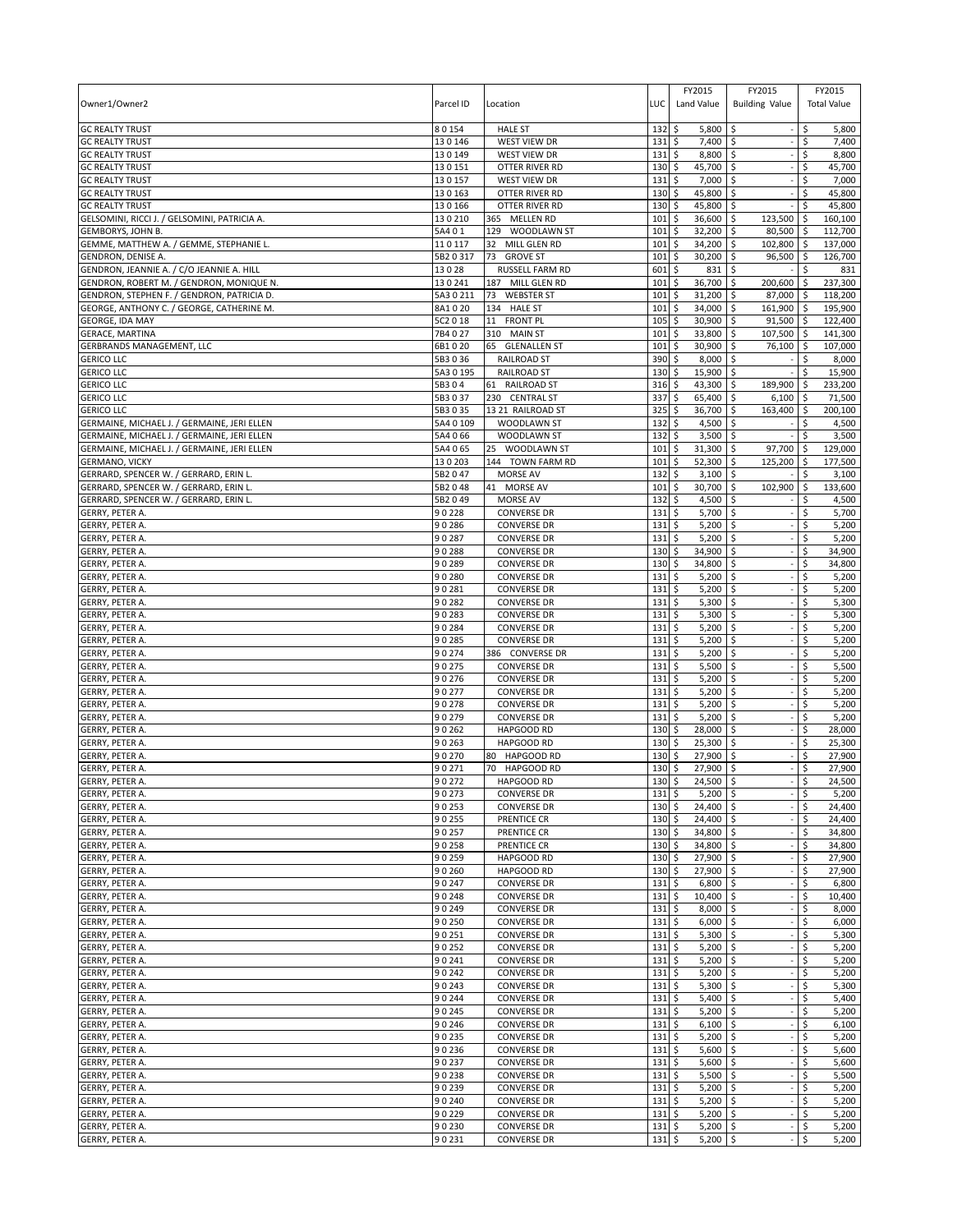| Owner1/Owner2 | Parcel ID | Location | LUC | FY2015 Land Value | FY2015 Building Value | FY2015 Total Value |
|---|---|---|---|---|---|---|
| GC REALTY TRUST | 8 0 154 | HALE ST | 132 | $ 5,800 | $ - | $ 5,800 |
| GC REALTY TRUST | 13 0 146 | WEST VIEW DR | 131 | $ 7,400 | $ - | $ 7,400 |
| GC REALTY TRUST | 13 0 149 | WEST VIEW DR | 131 | $ 8,800 | $ - | $ 8,800 |
| GC REALTY TRUST | 13 0 151 | OTTER RIVER RD | 130 | $ 45,700 | $ - | $ 45,700 |
| GC REALTY TRUST | 13 0 157 | WEST VIEW DR | 131 | $ 7,000 | $ - | $ 7,000 |
| GC REALTY TRUST | 13 0 163 | OTTER RIVER RD | 130 | $ 45,800 | $ - | $ 45,800 |
| GC REALTY TRUST | 13 0 166 | OTTER RIVER RD | 130 | $ 45,800 | $ - | $ 45,800 |
| GELSOMINI, RICCI J. / GELSOMINI, PATRICIA A. | 13 0 210 | 365 MELLEN RD | 101 | $ 36,600 | $ 123,500 | $ 160,100 |
| GEMBORYS, JOHN B. | 5A4 0 1 | 129 WOODLAWN ST | 101 | $ 32,200 | $ 80,500 | $ 112,700 |
| GEMME, MATTHEW A. / GEMME, STEPHANIE L. | 11 0 117 | 32 MILL GLEN RD | 101 | $ 34,200 | $ 102,800 | $ 137,000 |
| GENDRON, DENISE A. | 5B2 0 317 | 73 GROVE ST | 101 | $ 30,200 | $ 96,500 | $ 126,700 |
| GENDRON, JEANNIE A. / C/O JEANNIE A. HILL | 13 0 28 | RUSSELL FARM RD | 601 | $ 831 | $ - | $ 831 |
| GENDRON, ROBERT M. / GENDRON, MONIQUE N. | 13 0 241 | 187 MILL GLEN RD | 101 | $ 36,700 | $ 200,600 | $ 237,300 |
| GENDRON, STEPHEN F. / GENDRON, PATRICIA D. | 5A3 0 211 | 73 WEBSTER ST | 101 | $ 31,200 | $ 87,000 | $ 118,200 |
| GEORGE, ANTHONY C. / GEORGE, CATHERINE M. | 8A1 0 20 | 134 HALE ST | 101 | $ 34,000 | $ 161,900 | $ 195,900 |
| GEORGE, IDA MAY | 5C2 0 18 | 11 FRONT PL | 105 | $ 30,900 | $ 91,500 | $ 122,400 |
| GERACE, MARTINA | 7B4 0 27 | 310 MAIN ST | 101 | $ 33,800 | $ 107,500 | $ 141,300 |
| GERBRANDS MANAGEMENT, LLC | 6B1 0 20 | 65 GLENALLEN ST | 101 | $ 30,900 | $ 76,100 | $ 107,000 |
| GERICO LLC | 5B3 0 36 | RAILROAD ST | 390 | $ 8,000 | $ - | $ 8,000 |
| GERICO LLC | 5A3 0 195 | RAILROAD ST | 130 | $ 15,900 | $ - | $ 15,900 |
| GERICO LLC | 5B3 0 4 | 61 RAILROAD ST | 316 | $ 43,300 | $ 189,900 | $ 233,200 |
| GERICO LLC | 5B3 0 37 | 230 CENTRAL ST | 337 | $ 65,400 | $ 6,100 | $ 71,500 |
| GERICO LLC | 5B3 0 35 | 13 21 RAILROAD ST | 325 | $ 36,700 | $ 163,400 | $ 200,100 |
| GERMAINE, MICHAEL J. / GERMAINE, JERI ELLEN | 5A4 0 109 | WOODLAWN ST | 132 | $ 4,500 | $ - | $ 4,500 |
| GERMAINE, MICHAEL J. / GERMAINE, JERI ELLEN | 5A4 0 66 | WOODLAWN ST | 132 | $ 3,500 | $ - | $ 3,500 |
| GERMAINE, MICHAEL J. / GERMAINE, JERI ELLEN | 5A4 0 65 | 25 WOODLAWN ST | 101 | $ 31,300 | $ 97,700 | $ 129,000 |
| GERMANO, VICKY | 13 0 203 | 144 TOWN FARM RD | 101 | $ 52,300 | $ 125,200 | $ 177,500 |
| GERRARD, SPENCER W. / GERRARD, ERIN L. | 5B2 0 47 | MORSE AV | 132 | $ 3,100 | $ - | $ 3,100 |
| GERRARD, SPENCER W. / GERRARD, ERIN L. | 5B2 0 48 | 41 MORSE AV | 101 | $ 30,700 | $ 102,900 | $ 133,600 |
| GERRARD, SPENCER W. / GERRARD, ERIN L. | 5B2 0 49 | MORSE AV | 132 | $ 4,500 | $ - | $ 4,500 |
| GERRY, PETER A. | 9 0 228 | CONVERSE DR | 131 | $ 5,700 | $ - | $ 5,700 |
| GERRY, PETER A. | 9 0 286 | CONVERSE DR | 131 | $ 5,200 | $ - | $ 5,200 |
| GERRY, PETER A. | 9 0 287 | CONVERSE DR | 131 | $ 5,200 | $ - | $ 5,200 |
| GERRY, PETER A. | 9 0 288 | CONVERSE DR | 130 | $ 34,900 | $ - | $ 34,900 |
| GERRY, PETER A. | 9 0 289 | CONVERSE DR | 130 | $ 34,800 | $ - | $ 34,800 |
| GERRY, PETER A. | 9 0 280 | CONVERSE DR | 131 | $ 5,200 | $ - | $ 5,200 |
| GERRY, PETER A. | 9 0 281 | CONVERSE DR | 131 | $ 5,200 | $ - | $ 5,200 |
| GERRY, PETER A. | 9 0 282 | CONVERSE DR | 131 | $ 5,300 | $ - | $ 5,300 |
| GERRY, PETER A. | 9 0 283 | CONVERSE DR | 131 | $ 5,300 | $ - | $ 5,300 |
| GERRY, PETER A. | 9 0 284 | CONVERSE DR | 131 | $ 5,200 | $ - | $ 5,200 |
| GERRY, PETER A. | 9 0 285 | CONVERSE DR | 131 | $ 5,200 | $ - | $ 5,200 |
| GERRY, PETER A. | 9 0 274 | 386 CONVERSE DR | 131 | $ 5,200 | $ - | $ 5,200 |
| GERRY, PETER A. | 9 0 275 | CONVERSE DR | 131 | $ 5,500 | $ - | $ 5,500 |
| GERRY, PETER A. | 9 0 276 | CONVERSE DR | 131 | $ 5,200 | $ - | $ 5,200 |
| GERRY, PETER A. | 9 0 277 | CONVERSE DR | 131 | $ 5,200 | $ - | $ 5,200 |
| GERRY, PETER A. | 9 0 278 | CONVERSE DR | 131 | $ 5,200 | $ - | $ 5,200 |
| GERRY, PETER A. | 9 0 279 | CONVERSE DR | 131 | $ 5,200 | $ - | $ 5,200 |
| GERRY, PETER A. | 9 0 262 | HAPGOOD RD | 130 | $ 28,000 | $ - | $ 28,000 |
| GERRY, PETER A. | 9 0 263 | HAPGOOD RD | 130 | $ 25,300 | $ - | $ 25,300 |
| GERRY, PETER A. | 9 0 270 | 80 HAPGOOD RD | 130 | $ 27,900 | $ - | $ 27,900 |
| GERRY, PETER A. | 9 0 271 | 70 HAPGOOD RD | 130 | $ 27,900 | $ - | $ 27,900 |
| GERRY, PETER A. | 9 0 272 | HAPGOOD RD | 130 | $ 24,500 | $ - | $ 24,500 |
| GERRY, PETER A. | 9 0 273 | CONVERSE DR | 131 | $ 5,200 | $ - | $ 5,200 |
| GERRY, PETER A. | 9 0 253 | CONVERSE DR | 130 | $ 24,400 | $ - | $ 24,400 |
| GERRY, PETER A. | 9 0 255 | PRENTICE CR | 130 | $ 24,400 | $ - | $ 24,400 |
| GERRY, PETER A. | 9 0 257 | PRENTICE CR | 130 | $ 34,800 | $ - | $ 34,800 |
| GERRY, PETER A. | 9 0 258 | PRENTICE CR | 130 | $ 34,800 | $ - | $ 34,800 |
| GERRY, PETER A. | 9 0 259 | HAPGOOD RD | 130 | $ 27,900 | $ - | $ 27,900 |
| GERRY, PETER A. | 9 0 260 | HAPGOOD RD | 130 | $ 27,900 | $ - | $ 27,900 |
| GERRY, PETER A. | 9 0 247 | CONVERSE DR | 131 | $ 6,800 | $ - | $ 6,800 |
| GERRY, PETER A. | 9 0 248 | CONVERSE DR | 131 | $ 10,400 | $ - | $ 10,400 |
| GERRY, PETER A. | 9 0 249 | CONVERSE DR | 131 | $ 8,000 | $ - | $ 8,000 |
| GERRY, PETER A. | 9 0 250 | CONVERSE DR | 131 | $ 6,000 | $ - | $ 6,000 |
| GERRY, PETER A. | 9 0 251 | CONVERSE DR | 131 | $ 5,300 | $ - | $ 5,300 |
| GERRY, PETER A. | 9 0 252 | CONVERSE DR | 131 | $ 5,200 | $ - | $ 5,200 |
| GERRY, PETER A. | 9 0 241 | CONVERSE DR | 131 | $ 5,200 | $ - | $ 5,200 |
| GERRY, PETER A. | 9 0 242 | CONVERSE DR | 131 | $ 5,200 | $ - | $ 5,200 |
| GERRY, PETER A. | 9 0 243 | CONVERSE DR | 131 | $ 5,300 | $ - | $ 5,300 |
| GERRY, PETER A. | 9 0 244 | CONVERSE DR | 131 | $ 5,400 | $ - | $ 5,400 |
| GERRY, PETER A. | 9 0 245 | CONVERSE DR | 131 | $ 5,200 | $ - | $ 5,200 |
| GERRY, PETER A. | 9 0 246 | CONVERSE DR | 131 | $ 6,100 | $ - | $ 6,100 |
| GERRY, PETER A. | 9 0 235 | CONVERSE DR | 131 | $ 5,200 | $ - | $ 5,200 |
| GERRY, PETER A. | 9 0 236 | CONVERSE DR | 131 | $ 5,600 | $ - | $ 5,600 |
| GERRY, PETER A. | 9 0 237 | CONVERSE DR | 131 | $ 5,600 | $ - | $ 5,600 |
| GERRY, PETER A. | 9 0 238 | CONVERSE DR | 131 | $ 5,500 | $ - | $ 5,500 |
| GERRY, PETER A. | 9 0 239 | CONVERSE DR | 131 | $ 5,200 | $ - | $ 5,200 |
| GERRY, PETER A. | 9 0 240 | CONVERSE DR | 131 | $ 5,200 | $ - | $ 5,200 |
| GERRY, PETER A. | 9 0 229 | CONVERSE DR | 131 | $ 5,200 | $ - | $ 5,200 |
| GERRY, PETER A. | 9 0 230 | CONVERSE DR | 131 | $ 5,200 | $ - | $ 5,200 |
| GERRY, PETER A. | 9 0 231 | CONVERSE DR | 131 | $ 5,200 | $ - | $ 5,200 |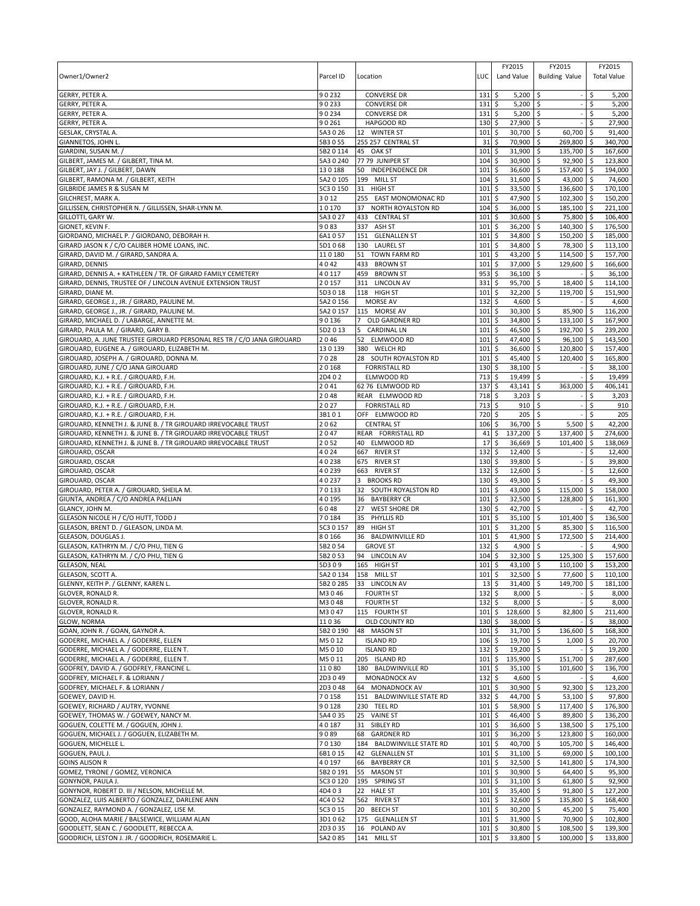| Owner1/Owner2 | Parcel ID | Location | LUC | FY2015 Land Value | FY2015 Building Value | FY2015 Total Value |
|---|---|---|---|---|---|---|
| GERRY, PETER A. | 9 0 232 | CONVERSE DR | 131 | $ 5,200 | $ - | $ 5,200 |
| GERRY, PETER A. | 9 0 233 | CONVERSE DR | 131 | $ 5,200 | $ - | $ 5,200 |
| GERRY, PETER A. | 9 0 234 | CONVERSE DR | 131 | $ 5,200 | $ - | $ 5,200 |
| GERRY, PETER A. | 9 0 261 | HAPGOOD RD | 130 | $ 27,900 | $ - | $ 27,900 |
| GESLAK, CRYSTAL A. | 5A3 0 26 | 12 WINTER ST | 101 | $ 30,700 | $ 60,700 | $ 91,400 |
| GIANNETOS, JOHN L. | 5B3 0 55 | 255 257 CENTRAL ST | 31 | $ 70,900 | $ 269,800 | $ 340,700 |
| GIARDINI, SUSAN M. / | 5B2 0 114 | 45 OAK ST | 101 | $ 31,900 | $ 135,700 | $ 167,600 |
| GILBERT, JAMES M. / GILBERT, TINA M. | 5A3 0 240 | 77 79 JUNIPER ST | 104 | $ 30,900 | $ 92,900 | $ 123,800 |
| GILBERT, JAY J. / GILBERT, DAWN | 13 0 188 | 50 INDEPENDENCE DR | 101 | $ 36,600 | $ 157,400 | $ 194,000 |
| GILBERT, RAMONA M. / GILBERT, KEITH | 5A2 0 105 | 199 MILL ST | 104 | $ 31,600 | $ 43,000 | $ 74,600 |
| GILBRIDE JAMES R & SUSAN M | 5C3 0 150 | 31 HIGH ST | 101 | $ 33,500 | $ 136,600 | $ 170,100 |
| GILCHREST, MARK A. | 3 0 12 | 255 EAST MONOMONAC RD | 101 | $ 47,900 | $ 102,300 | $ 150,200 |
| GILLISSEN, CHRISTOPHER N. / GILLISSEN, SHAR-LYNN M. | 1 0 170 | 37 NORTH ROYALSTON RD | 104 | $ 36,000 | $ 185,100 | $ 221,100 |
| GILLOTTI, GARY W. | 5A3 0 27 | 433 CENTRAL ST | 101 | $ 30,600 | $ 75,800 | $ 106,400 |
| GIONET, KEVIN F. | 9 0 83 | 337 ASH ST | 101 | $ 36,200 | $ 140,300 | $ 176,500 |
| GIORDANO, MICHAEL P. / GIORDANO, DEBORAH H. | 6A1 0 57 | 151 GLENALLEN ST | 101 | $ 34,800 | $ 150,200 | $ 185,000 |
| GIRARD JASON K / C/O CALIBER HOME LOANS, INC. | 5D1 0 68 | 130 LAUREL ST | 101 | $ 34,800 | $ 78,300 | $ 113,100 |
| GIRARD, DAVID M. / GIRARD, SANDRA A. | 11 0 180 | 51 TOWN FARM RD | 101 | $ 43,200 | $ 114,500 | $ 157,700 |
| GIRARD, DENNIS | 4 0 42 | 433 BROWN ST | 101 | $ 37,000 | $ 129,600 | $ 166,600 |
| GIRARD, DENNIS A. + KATHLEEN / TR. OF GIRARD FAMILY CEMETERY | 4 0 117 | 459 BROWN ST | 953 | $ 36,100 | $ - | $ 36,100 |
| GIRARD, DENNIS, TRUSTEE OF / LINCOLN AVENUE EXTENSION TRUST | 2 0 157 | 311 LINCOLN AV | 331 | $ 95,700 | $ 18,400 | $ 114,100 |
| GIRARD, DIANE M. | 5D3 0 18 | 118 HIGH ST | 101 | $ 32,200 | $ 119,700 | $ 151,900 |
| GIRARD, GEORGE J., JR. / GIRARD, PAULINE M. | 5A2 0 156 | MORSE AV | 132 | $ 4,600 | $ - | $ 4,600 |
| GIRARD, GEORGE J., JR. / GIRARD, PAULINE M. | 5A2 0 157 | 115 MORSE AV | 101 | $ 30,300 | $ 85,900 | $ 116,200 |
| GIRARD, MICHAEL D. / LABARGE, ANNETTE M. | 9 0 136 | 7 OLD GARDNER RD | 101 | $ 34,800 | $ 133,100 | $ 167,900 |
| GIRARD, PAULA M. / GIRARD, GARY B. | 5D2 0 13 | 5 CARDINAL LN | 101 | $ 46,500 | $ 192,700 | $ 239,200 |
| GIROUARD, A. JUNE TRUSTEE GIROUARD PERSONAL RES TR / C/O JANA GIROUARD | 2 0 46 | 52 ELMWOOD RD | 101 | $ 47,400 | $ 96,100 | $ 143,500 |
| GIROUARD, EUGENE A. / GIROUARD, ELIZABETH M. | 13 0 139 | 380 WELCH RD | 101 | $ 36,600 | $ 120,800 | $ 157,400 |
| GIROUARD, JOSEPH A. / GIROUARD, DONNA M. | 7 0 28 | 28 SOUTH ROYALSTON RD | 101 | $ 45,400 | $ 120,400 | $ 165,800 |
| GIROUARD, JUNE / C/O JANA GIROUARD | 2 0 168 | FORRISTALL RD | 130 | $ 38,100 | $ - | $ 38,100 |
| GIROUARD, K.J. + R.E. / GIROUARD, F.H. | 2D4 0 2 | ELMWOOD RD | 713 | $ 19,499 | $ - | $ 19,499 |
| GIROUARD, K.J. + R.E. / GIROUARD, F.H. | 2 0 41 | 62 76 ELMWOOD RD | 137 | $ 43,141 | $ 363,000 | $ 406,141 |
| GIROUARD, K.J. + R.E. / GIROUARD, F.H. | 2 0 48 | REAR ELMWOOD RD | 718 | $ 3,203 | $ - | $ 3,203 |
| GIROUARD, K.J. + R.E. / GIROUARD, F.H. | 2 0 27 | FORRISTALL RD | 713 | $ 910 | $ - | $ 910 |
| GIROUARD, K.J. + R.E. / GIROUARD, F.H. | 3B1 0 1 | OFF ELMWOOD RD | 720 | $ 205 | $ - | $ 205 |
| GIROUARD, KENNETH J. & JUNE B. / TR GIROUARD IRREVOCABLE TRUST | 2 0 62 | CENTRAL ST | 106 | $ 36,700 | $ 5,500 | $ 42,200 |
| GIROUARD, KENNETH J. & JUNE B. / TR GIROUARD IRREVOCABLE TRUST | 2 0 47 | REAR FORRISTALL RD | 41 | $ 137,200 | $ 137,400 | $ 274,600 |
| GIROUARD, KENNETH J. & JUNE B. / TR GIROUARD IRREVOCABLE TRUST | 2 0 52 | 40 ELMWOOD RD | 17 | $ 36,669 | $ 101,400 | $ 138,069 |
| GIROUARD, OSCAR | 4 0 24 | 667 RIVER ST | 132 | $ 12,400 | $ - | $ 12,400 |
| GIROUARD, OSCAR | 4 0 238 | 675 RIVER ST | 130 | $ 39,800 | $ - | $ 39,800 |
| GIROUARD, OSCAR | 4 0 239 | 663 RIVER ST | 132 | $ 12,600 | $ - | $ 12,600 |
| GIROUARD, OSCAR | 4 0 237 | 3 BROOKS RD | 130 | $ 49,300 | $ - | $ 49,300 |
| GIROUARD, PETER A. / GIROUARD, SHEILA M. | 7 0 133 | 32 SOUTH ROYALSTON RD | 101 | $ 43,000 | $ 115,000 | $ 158,000 |
| GIUNTA, ANDREA / C/O ANDREA PAELIAN | 4 0 195 | 36 BAYBERRY CR | 101 | $ 32,500 | $ 128,800 | $ 161,300 |
| GLANCY, JOHN M. | 6 0 48 | 27 WEST SHORE DR | 130 | $ 42,700 | $ - | $ 42,700 |
| GLEASON NICOLE H / C/O HUTT, TODD J | 7 0 184 | 35 PHYLLIS RD | 101 | $ 35,100 | $ 101,400 | $ 136,500 |
| GLEASON, BRENT D. / GLEASON, LINDA M. | 5C3 0 157 | 89 HIGH ST | 101 | $ 31,200 | $ 85,300 | $ 116,500 |
| GLEASON, DOUGLAS J. | 8 0 166 | 36 BALDWINVILLE RD | 101 | $ 41,900 | $ 172,500 | $ 214,400 |
| GLEASON, KATHRYN M. / C/O PHU, TIEN G | 5B2 0 54 | GROVE ST | 132 | $ 4,900 | $ - | $ 4,900 |
| GLEASON, KATHRYN M. / C/O PHU, TIEN G | 5B2 0 53 | 94 LINCOLN AV | 104 | $ 32,300 | $ 125,300 | $ 157,600 |
| GLEASON, NEAL | 5D3 0 9 | 165 HIGH ST | 101 | $ 43,100 | $ 110,100 | $ 153,200 |
| GLEASON, SCOTT A. | 5A2 0 134 | 158 MILL ST | 101 | $ 32,500 | $ 77,600 | $ 110,100 |
| GLENNY, KEITH P. / GLENNY, KAREN L. | 5B2 0 285 | 33 LINCOLN AV | 13 | $ 31,400 | $ 149,700 | $ 181,100 |
| GLOVER, RONALD R. | M3 0 46 | FOURTH ST | 132 | $ 8,000 | $ - | $ 8,000 |
| GLOVER, RONALD R. | M3 0 48 | FOURTH ST | 132 | $ 8,000 | $ - | $ 8,000 |
| GLOVER, RONALD R. | M3 0 47 | 115 FOURTH ST | 101 | $ 128,600 | $ 82,800 | $ 211,400 |
| GLOW, NORMA | 11 0 36 | OLD COUNTY RD | 130 | $ 38,000 | $ - | $ 38,000 |
| GOAN, JOHN R. / GOAN, GAYNOR A. | 5B2 0 190 | 48 MASON ST | 101 | $ 31,700 | $ 136,600 | $ 168,300 |
| GODERRE, MICHAEL A. / GODERRE, ELLEN | M5 0 12 | ISLAND RD | 106 | $ 19,700 | $ 1,000 | $ 20,700 |
| GODERRE, MICHAEL A. / GODERRE, ELLEN T. | M5 0 10 | ISLAND RD | 132 | $ 19,200 | $ - | $ 19,200 |
| GODERRE, MICHAEL A. / GODERRE, ELLEN T. | M5 0 11 | 205 ISLAND RD | 101 | $ 135,900 | $ 151,700 | $ 287,600 |
| GODFREY, DAVID A. / GODFREY, FRANCINE L. | 11 0 80 | 180 BALDWINVILLE RD | 101 | $ 35,100 | $ 101,600 | $ 136,700 |
| GODFREY, MICHAEL F. & LORIANN / | 2D3 0 49 | MONADNOCK AV | 132 | $ 4,600 | $ - | $ 4,600 |
| GODFREY, MICHAEL F. & LORIANN / | 2D3 0 48 | 64 MONADNOCK AV | 101 | $ 30,900 | $ 92,300 | $ 123,200 |
| GOEWEY, DAVID H. | 7 0 158 | 151 BALDWINVILLE STATE RD | 332 | $ 44,700 | $ 53,100 | $ 97,800 |
| GOEWEY, RICHARD / AUTRY, YVONNE | 9 0 128 | 230 TEEL RD | 101 | $ 58,900 | $ 117,400 | $ 176,300 |
| GOEWEY, THOMAS W. / GOEWEY, NANCY M. | 5A4 0 35 | 25 VAINE ST | 101 | $ 46,400 | $ 89,800 | $ 136,200 |
| GOGUEN, COLETTE M. / GOGUEN, JOHN J. | 4 0 187 | 31 SIBLEY RD | 101 | $ 36,600 | $ 138,500 | $ 175,100 |
| GOGUEN, MICHAEL J. / GOGUEN, ELIZABETH M. | 9 0 89 | 68 GARDNER RD | 101 | $ 36,200 | $ 123,800 | $ 160,000 |
| GOGUEN, MICHELLE L. | 7 0 130 | 184 BALDWINVILLE STATE RD | 101 | $ 40,700 | $ 105,700 | $ 146,400 |
| GOGUEN, PAUL J. | 6B1 0 15 | 42 GLENALLEN ST | 101 | $ 31,100 | $ 69,000 | $ 100,100 |
| GOINS ALISON R | 4 0 197 | 66 BAYBERRY CR | 101 | $ 32,500 | $ 141,800 | $ 174,300 |
| GOMEZ, TYRONE / GOMEZ, VERONICA | 5B2 0 191 | 55 MASON ST | 101 | $ 30,900 | $ 64,400 | $ 95,300 |
| GONYNOR, PAULA J. | 5C3 0 120 | 195 SPRING ST | 101 | $ 31,100 | $ 61,800 | $ 92,900 |
| GONYNOR, ROBERT D. III / NELSON, MICHELLE M. | 4D4 0 3 | 22 HALE ST | 101 | $ 35,400 | $ 91,800 | $ 127,200 |
| GONZALEZ, LUIS ALBERTO / GONZALEZ, DARLENE ANN | 4C4 0 52 | 562 RIVER ST | 101 | $ 32,600 | $ 135,800 | $ 168,400 |
| GONZALEZ, RAYMOND A. / GONZALEZ, LISE M. | 5C3 0 15 | 20 BEECH ST | 101 | $ 30,200 | $ 45,200 | $ 75,400 |
| GOOD, ALOHA MARIE / BALSEWICE, WILLIAM ALAN | 3D1 0 62 | 175 GLENALLEN ST | 101 | $ 31,900 | $ 70,900 | $ 102,800 |
| GOODLETT, SEAN C. / GOODLETT, REBECCA A. | 2D3 0 35 | 16 POLAND AV | 101 | $ 30,800 | $ 108,500 | $ 139,300 |
| GOODRICH, LESTON J. JR. / GOODRICH, ROSEMARIE L. | 5A2 0 85 | 141 MILL ST | 101 | $ 33,800 | $ 100,000 | $ 133,800 |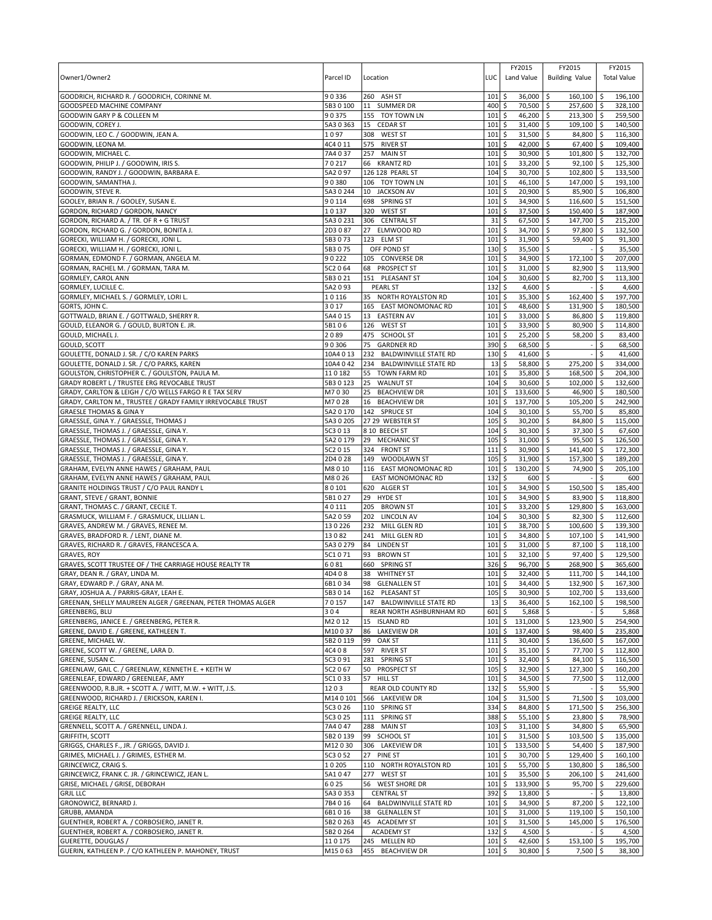| Owner1/Owner2 | Parcel ID | Location | LUC | FY2015 Land Value | FY2015 Building Value | FY2015 Total Value |
|---|---|---|---|---|---|---|
| GOODRICH, RICHARD R. / GOODRICH, CORINNE M. | 9 0 336 | 260 ASH ST | 101 | $ 36,000 | $ 160,100 | $ 196,100 |
| GOODSPEED MACHINE COMPANY | 5B3 0 100 | 11 SUMMER DR | 400 | $ 70,500 | $ 257,600 | $ 328,100 |
| GOODWIN GARY P & COLLEEN M | 9 0 375 | 155 TOY TOWN LN | 101 | $ 46,200 | $ 213,300 | $ 259,500 |
| GOODWIN, COREY J. | 5A3 0 363 | 15 CEDAR ST | 101 | $ 31,400 | $ 109,100 | $ 140,500 |
| GOODWIN, LEO C. / GOODWIN, JEAN A. | 1 0 97 | 308 WEST ST | 101 | $ 31,500 | $ 84,800 | $ 116,300 |
| GOODWIN, LEONA M. | 4C4 0 11 | 575 RIVER ST | 101 | $ 42,000 | $ 67,400 | $ 109,400 |
| GOODWIN, MICHAEL C. | 7A4 0 37 | 257 MAIN ST | 101 | $ 30,900 | $ 101,800 | $ 132,700 |
| GOODWIN, PHILIP J. / GOODWIN, IRIS S. | 7 0 217 | 66 KRANTZ RD | 101 | $ 33,200 | $ 92,100 | $ 125,300 |
| GOODWIN, RANDY J. / GOODWIN, BARBARA E. | 5A2 0 97 | 126 128 PEARL ST | 104 | $ 30,700 | $ 102,800 | $ 133,500 |
| GOODWIN, SAMANTHA J. | 9 0 380 | 106 TOY TOWN LN | 101 | $ 46,100 | $ 147,000 | $ 193,100 |
| GOODWIN, STEVE R. | 5A3 0 244 | 10 JACKSON AV | 101 | $ 20,900 | $ 85,900 | $ 106,800 |
| GOOLEY, BRIAN R. / GOOLEY, SUSAN E. | 9 0 114 | 698 SPRING ST | 101 | $ 34,900 | $ 116,600 | $ 151,500 |
| GORDON, RICHARD / GORDON, NANCY | 1 0 137 | 320 WEST ST | 101 | $ 37,500 | $ 150,400 | $ 187,900 |
| GORDON, RICHARD A. / TR. OF R + G TRUST | 5A3 0 231 | 306 CENTRAL ST | 31 | $ 67,500 | $ 147,700 | $ 215,200 |
| GORDON, RICHARD G. / GORDON, BONITA J. | 2D3 0 87 | 27 ELMWOOD RD | 101 | $ 34,700 | $ 97,800 | $ 132,500 |
| GORECKI, WILLIAM H. / GORECKI, JONI L. | 5B3 0 73 | 123 ELM ST | 101 | $ 31,900 | $ 59,400 | $ 91,300 |
| GORECKI, WILLIAM H. / GORECKI, JONI L. | 5B3 0 75 | OFF POND ST | 130 | $ 35,500 | $ - | $ 35,500 |
| GORMAN, EDMOND F. / GORMAN, ANGELA M. | 9 0 222 | 105 CONVERSE DR | 101 | $ 34,900 | $ 172,100 | $ 207,000 |
| GORMAN, RACHEL M. / GORMAN, TARA M. | 5C2 0 64 | 68 PROSPECT ST | 101 | $ 31,000 | $ 82,900 | $ 113,900 |
| GORMLEY, CAROL ANN | 5B3 0 21 | 151 PLEASANT ST | 104 | $ 30,600 | $ 82,700 | $ 113,300 |
| GORMLEY, LUCILLE C. | 5A2 0 93 | PEARL ST | 132 | $ 4,600 | $ - | $ 4,600 |
| GORMLEY, MICHAEL S. / GORMLEY, LORI L. | 1 0 116 | 35 NORTH ROYALSTON RD | 101 | $ 35,300 | $ 162,400 | $ 197,700 |
| GORTS, JOHN C. | 3 0 17 | 165 EAST MONOMONAC RD | 101 | $ 48,600 | $ 131,900 | $ 180,500 |
| GOTTWALD, BRIAN E. / GOTTWALD, SHERRY R. | 5A4 0 15 | 13 EASTERN AV | 101 | $ 33,000 | $ 86,800 | $ 119,800 |
| GOULD, ELEANOR G. / GOULD, BURTON E. JR. | 5B1 0 6 | 126 WEST ST | 101 | $ 33,900 | $ 80,900 | $ 114,800 |
| GOULD, MICHAEL J. | 2 0 89 | 475 SCHOOL ST | 101 | $ 25,200 | $ 58,200 | $ 83,400 |
| GOULD, SCOTT | 9 0 306 | 75 GARDNER RD | 390 | $ 68,500 | $ - | $ 68,500 |
| GOULETTE, DONALD J. SR. / C/O KAREN PARKS | 10A4 0 13 | 232 BALDWINVILLE STATE RD | 130 | $ 41,600 | $ - | $ 41,600 |
| GOULETTE, DONALD J. SR. / C/O PARKS, KAREN | 10A4 0 42 | 234 BALDWINVILLE STATE RD | 13 | $ 58,800 | $ 275,200 | $ 334,000 |
| GOULSTON, CHRISTOPHER C. / GOULSTON, PAULA M. | 11 0 182 | 55 TOWN FARM RD | 101 | $ 35,800 | $ 168,500 | $ 204,300 |
| GRADY ROBERT L / TRUSTEE ERG REVOCABLE TRUST | 5B3 0 123 | 25 WALNUT ST | 104 | $ 30,600 | $ 102,000 | $ 132,600 |
| GRADY, CARLTON & LEIGH / C/O WELLS FARGO R E TAX SERV | M7 0 30 | 25 BEACHVIEW DR | 101 | $ 133,600 | $ 46,900 | $ 180,500 |
| GRADY, CARLTON M., TRUSTEE / GRADY FAMILY IRREVOCABLE TRUST | M7 0 28 | 16 BEACHVIEW DR | 101 | $ 137,700 | $ 105,200 | $ 242,900 |
| GRAESLE THOMAS & GINA Y | 5A2 0 170 | 142 SPRUCE ST | 104 | $ 30,100 | $ 55,700 | $ 85,800 |
| GRAESSLE, GINA Y. / GRAESSLE, THOMAS J | 5A3 0 205 | 27 29 WEBSTER ST | 105 | $ 30,200 | $ 84,800 | $ 115,000 |
| GRAESSLE, THOMAS J. / GRAESSLE, GINA Y. | 5C3 0 13 | 8 10 BEECH ST | 104 | $ 30,300 | $ 37,300 | $ 67,600 |
| GRAESSLE, THOMAS J. / GRAESSLE, GINA Y. | 5A2 0 179 | 29 MECHANIC ST | 105 | $ 31,000 | $ 95,500 | $ 126,500 |
| GRAESSLE, THOMAS J. / GRAESSLE, GINA Y. | 5C2 0 15 | 324 FRONT ST | 111 | $ 30,900 | $ 141,400 | $ 172,300 |
| GRAESSLE, THOMAS J. / GRAESSLE, GINA Y. | 2D4 0 28 | 149 WOODLAWN ST | 105 | $ 31,900 | $ 157,300 | $ 189,200 |
| GRAHAM, EVELYN ANNE HAWES / GRAHAM, PAUL | M8 0 10 | 116 EAST MONOMONAC RD | 101 | $ 130,200 | $ 74,900 | $ 205,100 |
| GRAHAM, EVELYN ANNE HAWES / GRAHAM, PAUL | M8 0 26 | EAST MONOMONAC RD | 132 | $ 600 | $ - | $ 600 |
| GRANITE HOLDINGS TRUST / C/O PAUL RANDY L | 8 0 101 | 620 ALGER ST | 101 | $ 34,900 | $ 150,500 | $ 185,400 |
| GRANT, STEVE / GRANT, BONNIE | 5B1 0 27 | 29 HYDE ST | 101 | $ 34,900 | $ 83,900 | $ 118,800 |
| GRANT, THOMAS C. / GRANT, CECILE T. | 4 0 111 | 205 BROWN ST | 101 | $ 33,200 | $ 129,800 | $ 163,000 |
| GRASMUCK, WILLIAM F. / GRASMUCK, LILLIAN L. | 5A2 0 59 | 202 LINCOLN AV | 104 | $ 30,300 | $ 82,300 | $ 112,600 |
| GRAVES, ANDREW M. / GRAVES, RENEE M. | 13 0 226 | 232 MILL GLEN RD | 101 | $ 38,700 | $ 100,600 | $ 139,300 |
| GRAVES, BRADFORD R. / LENT, DIANE M. | 13 0 82 | 241 MILL GLEN RD | 101 | $ 34,800 | $ 107,100 | $ 141,900 |
| GRAVES, RICHARD R. / GRAVES, FRANCESCA A. | 5A3 0 279 | 84 LINDEN ST | 101 | $ 31,000 | $ 87,100 | $ 118,100 |
| GRAVES, ROY | 5C1 0 71 | 93 BROWN ST | 101 | $ 32,100 | $ 97,400 | $ 129,500 |
| GRAVES, SCOTT TRUSTEE OF / THE CARRIAGE HOUSE REALTY TR | 6 0 81 | 660 SPRING ST | 326 | $ 96,700 | $ 268,900 | $ 365,600 |
| GRAY, DEAN R. / GRAY, LINDA M. | 4D4 0 8 | 38 WHITNEY ST | 101 | $ 32,400 | $ 111,700 | $ 144,100 |
| GRAY, EDWARD P. / GRAY, ANA M. | 6B1 0 34 | 98 GLENALLEN ST | 101 | $ 34,400 | $ 132,900 | $ 167,300 |
| GRAY, JOSHUA A. / PARRIS-GRAY, LEAH E. | 5B3 0 14 | 162 PLEASANT ST | 105 | $ 30,900 | $ 102,700 | $ 133,600 |
| GREENAN, SHELLY MAUREEN ALGER / GREENAN, PETER THOMAS ALGER | 7 0 157 | 147 BALDWINVILLE STATE RD | 13 | $ 36,400 | $ 162,100 | $ 198,500 |
| GREENBERG, BLU | 3 0 4 | REAR NORTH ASHBURNHAM RD | 601 | $ 5,868 | $ - | $ 5,868 |
| GREENBERG, JANICE E. / GREENBERG, PETER R. | M2 0 12 | 15 ISLAND RD | 101 | $ 131,000 | $ 123,900 | $ 254,900 |
| GREENE, DAVID E. / GREENE, KATHLEEN T. | M10 0 37 | 86 LAKEVIEW DR | 101 | $ 137,400 | $ 98,400 | $ 235,800 |
| GREENE, MICHAEL W. | 5B2 0 119 | 99 OAK ST | 111 | $ 30,400 | $ 136,600 | $ 167,000 |
| GREENE, SCOTT W. / GREENE, LARA D. | 4C4 0 8 | 597 RIVER ST | 101 | $ 35,100 | $ 77,700 | $ 112,800 |
| GREENE, SUSAN C. | 5C3 0 91 | 281 SPRING ST | 101 | $ 32,400 | $ 84,100 | $ 116,500 |
| GREENLAW, GAIL C. / GREENLAW, KENNETH E. + KEITH W | 5C2 0 67 | 50 PROSPECT ST | 105 | $ 32,900 | $ 127,300 | $ 160,200 |
| GREENLEAF, EDWARD / GREENLEAF, AMY | 5C1 0 33 | 57 HILL ST | 101 | $ 34,500 | $ 77,500 | $ 112,000 |
| GREENWOOD, R.B.JR. + SCOTT A. / WITT, M.W. + WITT, J.S. | 12 0 3 | REAR OLD COUNTY RD | 132 | $ 55,900 | $ - | $ 55,900 |
| GREENWOOD, RICHARD J. / ERICKSON, KAREN I. | M14 0 101 | 566 LAKEVIEW DR | 104 | $ 31,500 | $ 71,500 | $ 103,000 |
| GREIGE REALTY, LLC | 5C3 0 26 | 110 SPRING ST | 334 | $ 84,800 | $ 171,500 | $ 256,300 |
| GREIGE REALTY, LLC | 5C3 0 25 | 111 SPRING ST | 388 | $ 55,100 | $ 23,800 | $ 78,900 |
| GRENNELL, SCOTT A. / GRENNELL, LINDA J. | 7A4 0 47 | 288 MAIN ST | 103 | $ 31,100 | $ 34,800 | $ 65,900 |
| GRIFFITH, SCOTT | 5B2 0 139 | 99 SCHOOL ST | 101 | $ 31,500 | $ 103,500 | $ 135,000 |
| GRIGGS, CHARLES F., JR. / GRIGGS, DAVID J. | M12 0 30 | 306 LAKEVIEW DR | 101 | $ 133,500 | $ 54,400 | $ 187,900 |
| GRIMES, MICHAEL J. / GRIMES, ESTHER M. | 5C3 0 52 | 27 PINE ST | 101 | $ 30,700 | $ 129,400 | $ 160,100 |
| GRINCEWICZ, CRAIG S. | 1 0 205 | 110 NORTH ROYALSTON RD | 101 | $ 55,700 | $ 130,800 | $ 186,500 |
| GRINCEWICZ, FRANK C. JR. / GRINCEWICZ, JEAN L. | 5A1 0 47 | 277 WEST ST | 101 | $ 35,500 | $ 206,100 | $ 241,600 |
| GRISE, MICHAEL / GRISE, DEBORAH | 6 0 25 | 56 WEST SHORE DR | 101 | $ 133,900 | $ 95,700 | $ 229,600 |
| GRJL LLC | 5A3 0 353 | CENTRAL ST | 392 | $ 13,800 | $ - | $ 13,800 |
| GRONOWICZ, BERNARD J. | 7B4 0 16 | 64 BALDWINVILLE STATE RD | 101 | $ 34,900 | $ 87,200 | $ 122,100 |
| GRUBB, AMANDA | 6B1 0 16 | 38 GLENALLEN ST | 101 | $ 31,000 | $ 119,100 | $ 150,100 |
| GUENTHER, ROBERT A. / CORBOSIERO, JANET R. | 5B2 0 263 | 45 ACADEMY ST | 101 | $ 31,500 | $ 145,000 | $ 176,500 |
| GUENTHER, ROBERT A. / CORBOSIERO, JANET R. | 5B2 0 264 | ACADEMY ST | 132 | $ 4,500 | $ - | $ 4,500 |
| GUERETTE, DOUGLAS / | 11 0 175 | 245 MELLEN RD | 101 | $ 42,600 | $ 153,100 | $ 195,700 |
| GUERIN, KATHLEEN P. / C/O KATHLEEN P. MAHONEY, TRUST | M15 0 63 | 455 BEACHVIEW DR | 101 | $ 30,800 | $ 7,500 | $ 38,300 |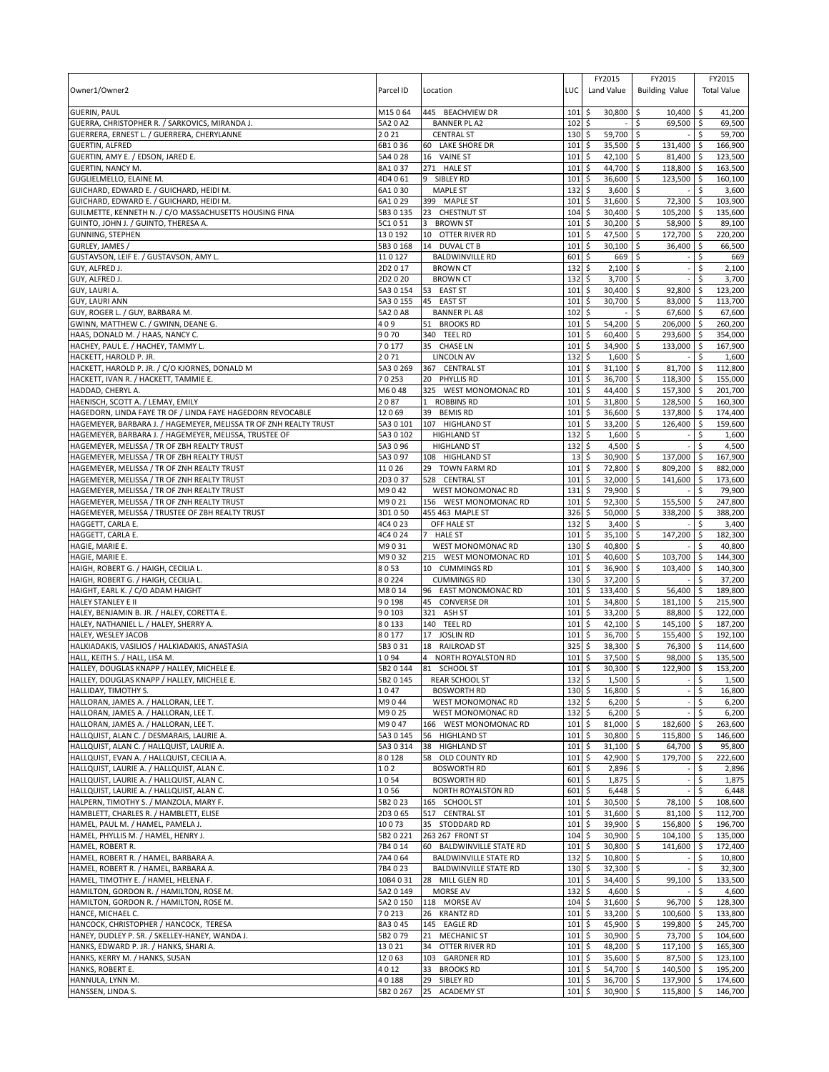| Owner1/Owner2 | Parcel ID | Location | LUC | FY2015 Land Value | FY2015 Building Value | FY2015 Total Value |
|---|---|---|---|---|---|---|
| GUERIN, PAUL | M15 0 64 | 445 BEACHVIEW DR | 101 | $ 30,800 | $ 10,400 | $ 41,200 |
| GUERRA, CHRISTOPHER R. / SARKOVICS, MIRANDA J. | 5A2 0 A2 | BANNER PL A2 | 102 | $ - | $ 69,500 | $ 69,500 |
| GUERRERA, ERNEST L. / GUERRERA, CHERYLANNE | 2 0 21 | CENTRAL ST | 130 | $ 59,700 | $ - | $ 59,700 |
| GUERTIN, ALFRED | 6B1 0 36 | 60 LAKE SHORE DR | 101 | $ 35,500 | $ 131,400 | $ 166,900 |
| GUERTIN, AMY E. / EDSON, JARED E. | 5A4 0 28 | 16 VAINE ST | 101 | $ 42,100 | $ 81,400 | $ 123,500 |
| GUERTIN, NANCY M. | 8A1 0 37 | 271 HALE ST | 101 | $ 44,700 | $ 118,800 | $ 163,500 |
| GUGLIELMELLO, ELAINE M. | 4D4 0 61 | 9 SIBLEY RD | 101 | $ 36,600 | $ 123,500 | $ 160,100 |
| GUICHARD, EDWARD E. / GUICHARD, HEIDI M. | 6A1 0 30 | MAPLE ST | 132 | $ 3,600 | $ - | $ 3,600 |
| GUICHARD, EDWARD E. / GUICHARD, HEIDI M. | 6A1 0 29 | 399 MAPLE ST | 101 | $ 31,600 | $ 72,300 | $ 103,900 |
| GUILMETTE, KENNETH N. / C/O MASSACHUSETTS HOUSING FINA | 5B3 0 135 | 23 CHESTNUT ST | 104 | $ 30,400 | $ 105,200 | $ 135,600 |
| GUINTO, JOHN J. / GUINTO, THERESA A. | 5C1 0 51 | 3 BROWN ST | 101 | $ 30,200 | $ 58,900 | $ 89,100 |
| GUNNING, STEPHEN | 13 0 192 | 10 OTTER RIVER RD | 101 | $ 47,500 | $ 172,700 | $ 220,200 |
| GURLEY, JAMES / | 5B3 0 168 | 14 DUVAL CT B | 101 | $ 30,100 | $ 36,400 | $ 66,500 |
| GUSTAVSON, LEIF E. / GUSTAVSON, AMY L. | 11 0 127 | BALDWINVILLE RD | 601 | $ 669 | $ - | $ 669 |
| GUY, ALFRED J. | 2D2 0 17 | BROWN CT | 132 | $ 2,100 | $ - | $ 2,100 |
| GUY, ALFRED J. | 2D2 0 20 | BROWN CT | 132 | $ 3,700 | $ - | $ 3,700 |
| GUY, LAURI A. | 5A3 0 154 | 53 EAST ST | 101 | $ 30,400 | $ 92,800 | $ 123,200 |
| GUY, LAURI ANN | 5A3 0 155 | 45 EAST ST | 101 | $ 30,700 | $ 83,000 | $ 113,700 |
| GUY, ROGER L. / GUY, BARBARA M. | 5A2 0 A8 | BANNER PL A8 | 102 | $ - | $ 67,600 | $ 67,600 |
| GWINN, MATTHEW C. / GWINN, DEANE G. | 4 0 9 | 51 BROOKS RD | 101 | $ 54,200 | $ 206,000 | $ 260,200 |
| HAAS, DONALD M. / HAAS, NANCY C. | 9 0 70 | 340 TEEL RD | 101 | $ 60,400 | $ 293,600 | $ 354,000 |
| HACHEY, PAUL E. / HACHEY, TAMMY L. | 7 0 177 | 35 CHASE LN | 101 | $ 34,900 | $ 133,000 | $ 167,900 |
| HACKETT, HAROLD P. JR. | 2 0 71 | LINCOLN AV | 132 | $ 1,600 | $ - | $ 1,600 |
| HACKETT, HAROLD P. JR. / C/O KJORNES, DONALD M | 5A3 0 269 | 367 CENTRAL ST | 101 | $ 31,100 | $ 81,700 | $ 112,800 |
| HACKETT, IVAN R. / HACKETT, TAMMIE E. | 7 0 253 | 20 PHYLLIS RD | 101 | $ 36,700 | $ 118,300 | $ 155,000 |
| HADDAD, CHERYL A. | M6 0 48 | 325 WEST MONOMONAC RD | 101 | $ 44,400 | $ 157,300 | $ 201,700 |
| HAENISCH, SCOTT A. / LEMAY, EMILY | 2 0 87 | 1 ROBBINS RD | 101 | $ 31,800 | $ 128,500 | $ 160,300 |
| HAGEDORN, LINDA FAYE TR OF / LINDA FAYE HAGEDORN REVOCABLE | 12 0 69 | 39 BEMIS RD | 101 | $ 36,600 | $ 137,800 | $ 174,400 |
| HAGEMEYER, BARBARA J. / HAGEMEYER, MELISSA TR OF ZNH REALTY TRUST | 5A3 0 101 | 107 HIGHLAND ST | 101 | $ 33,200 | $ 126,400 | $ 159,600 |
| HAGEMEYER, BARBARA J. / HAGEMEYER, MELISSA, TRUSTEE OF | 5A3 0 102 | HIGHLAND ST | 132 | $ 1,600 | $ - | $ 1,600 |
| HAGEMEYER, MELISSA / TR OF ZBH REALTY TRUST | 5A3 0 96 | HIGHLAND ST | 132 | $ 4,500 | $ - | $ 4,500 |
| HAGEMEYER, MELISSA / TR OF ZBH REALTY TRUST | 5A3 0 97 | 108 HIGHLAND ST | 13 | $ 30,900 | $ 137,000 | $ 167,900 |
| HAGEMEYER, MELISSA / TR OF ZNH REALTY TRUST | 11 0 26 | 29 TOWN FARM RD | 101 | $ 72,800 | $ 809,200 | $ 882,000 |
| HAGEMEYER, MELISSA / TR OF ZNH REALTY TRUST | 2D3 0 37 | 528 CENTRAL ST | 101 | $ 32,000 | $ 141,600 | $ 173,600 |
| HAGEMEYER, MELISSA / TR OF ZNH REALTY TRUST | M9 0 42 | WEST MONOMONAC RD | 131 | $ 79,900 | $ - | $ 79,900 |
| HAGEMEYER, MELISSA / TR OF ZNH REALTY TRUST | M9 0 21 | 156 WEST MONOMONAC RD | 101 | $ 92,300 | $ 155,500 | $ 247,800 |
| HAGEMEYER, MELISSA / TRUSTEE OF ZBH REALTY TRUST | 3D1 0 50 | 455 463 MAPLE ST | 326 | $ 50,000 | $ 338,200 | $ 388,200 |
| HAGGETT, CARLA E. | 4C4 0 23 | OFF HALE ST | 132 | $ 3,400 | $ - | $ 3,400 |
| HAGGETT, CARLA E. | 4C4 0 24 | 7 HALE ST | 101 | $ 35,100 | $ 147,200 | $ 182,300 |
| HAGIE, MARIE E. | M9 0 31 | WEST MONOMONAC RD | 130 | $ 40,800 | $ - | $ 40,800 |
| HAGIE, MARIE E. | M9 0 32 | 215 WEST MONOMONAC RD | 101 | $ 40,600 | $ 103,700 | $ 144,300 |
| HAIGH, ROBERT G. / HAIGH, CECILIA L. | 8 0 53 | 10 CUMMINGS RD | 101 | $ 36,900 | $ 103,400 | $ 140,300 |
| HAIGH, ROBERT G. / HAIGH, CECILIA L. | 8 0 224 | CUMMINGS RD | 130 | $ 37,200 | $ - | $ 37,200 |
| HAIGHT, EARL K. / C/O ADAM HAIGHT | M8 0 14 | 96 EAST MONOMONAC RD | 101 | $ 133,400 | $ 56,400 | $ 189,800 |
| HALEY STANLEY E II | 9 0 198 | 45 CONVERSE DR | 101 | $ 34,800 | $ 181,100 | $ 215,900 |
| HALEY, BENJAMIN B. JR. / HALEY, CORETTA E. | 9 0 103 | 321 ASH ST | 101 | $ 33,200 | $ 88,800 | $ 122,000 |
| HALEY, NATHANIEL L. / HALEY, SHERRY A. | 8 0 133 | 140 TEEL RD | 101 | $ 42,100 | $ 145,100 | $ 187,200 |
| HALEY, WESLEY JACOB | 8 0 177 | 17 JOSLIN RD | 101 | $ 36,700 | $ 155,400 | $ 192,100 |
| HALKIADAKIS, VASILIOS / HALKIADAKIS, ANASTASIA | 5B3 0 31 | 18 RAILROAD ST | 325 | $ 38,300 | $ 76,300 | $ 114,600 |
| HALL, KEITH S. / HALL, LISA M. | 1 0 94 | 4 NORTH ROYALSTON RD | 101 | $ 37,500 | $ 98,000 | $ 135,500 |
| HALLEY, DOUGLAS KNAPP / HALLEY, MICHELE E. | 5B2 0 144 | 81 SCHOOL ST | 101 | $ 30,300 | $ 122,900 | $ 153,200 |
| HALLEY, DOUGLAS KNAPP / HALLEY, MICHELE E. | 5B2 0 145 | REAR SCHOOL ST | 132 | $ 1,500 | $ - | $ 1,500 |
| HALLIDAY, TIMOTHY S. | 1 0 47 | BOSWORTH RD | 130 | $ 16,800 | $ - | $ 16,800 |
| HALLORAN, JAMES A. / HALLORAN, LEE T. | M9 0 44 | WEST MONOMONAC RD | 132 | $ 6,200 | $ - | $ 6,200 |
| HALLORAN, JAMES A. / HALLORAN, LEE T. | M9 0 25 | WEST MONOMONAC RD | 132 | $ 6,200 | $ - | $ 6,200 |
| HALLORAN, JAMES A. / HALLORAN, LEE T. | M9 0 47 | 166 WEST MONOMONAC RD | 101 | $ 81,000 | $ 182,600 | $ 263,600 |
| HALLQUIST, ALAN C. / DESMARAIS, LAURIE A. | 5A3 0 145 | 56 HIGHLAND ST | 101 | $ 30,800 | $ 115,800 | $ 146,600 |
| HALLQUIST, ALAN C. / HALLQUIST, LAURIE A. | 5A3 0 314 | 38 HIGHLAND ST | 101 | $ 31,100 | $ 64,700 | $ 95,800 |
| HALLQUIST, EVAN A. / HALLQUIST, CECILIA A. | 8 0 128 | 58 OLD COUNTY RD | 101 | $ 42,900 | $ 179,700 | $ 222,600 |
| HALLQUIST, LAURIE A. / HALLQUIST, ALAN C. | 1 0 2 | BOSWORTH RD | 601 | $ 2,896 | $ - | $ 2,896 |
| HALLQUIST, LAURIE A. / HALLQUIST, ALAN C. | 1 0 54 | BOSWORTH RD | 601 | $ 1,875 | $ - | $ 1,875 |
| HALLQUIST, LAURIE A. / HALLQUIST, ALAN C. | 1 0 56 | NORTH ROYALSTON RD | 601 | $ 6,448 | $ - | $ 6,448 |
| HALPERN, TIMOTHY S. / MANZOLA, MARY F. | 5B2 0 23 | 165 SCHOOL ST | 101 | $ 30,500 | $ 78,100 | $ 108,600 |
| HAMBLETT, CHARLES R. / HAMBLETT, ELISE | 2D3 0 65 | 517 CENTRAL ST | 101 | $ 31,600 | $ 81,100 | $ 112,700 |
| HAMEL, PAUL M. / HAMEL, PAMELA J. | 10 0 73 | 35 STODDARD RD | 101 | $ 39,900 | $ 156,800 | $ 196,700 |
| HAMEL, PHYLLIS M. / HAMEL, HENRY J. | 5B2 0 221 | 263 267 FRONT ST | 104 | $ 30,900 | $ 104,100 | $ 135,000 |
| HAMEL, ROBERT R. | 7B4 0 14 | 60 BALDWINVILLE STATE RD | 101 | $ 30,800 | $ 141,600 | $ 172,400 |
| HAMEL, ROBERT R. / HAMEL, BARBARA A. | 7A4 0 64 | BALDWINVILLE STATE RD | 132 | $ 10,800 | $ - | $ 10,800 |
| HAMEL, ROBERT R. / HAMEL, BARBARA A. | 7B4 0 23 | BALDWINVILLE STATE RD | 130 | $ 32,300 | $ - | $ 32,300 |
| HAMEL, TIMOTHY E. / HAMEL, HELENA F. | 10B4 0 31 | 28 MILL GLEN RD | 101 | $ 34,400 | $ 99,100 | $ 133,500 |
| HAMILTON, GORDON R. / HAMILTON, ROSE M. | 5A2 0 149 | MORSE AV | 132 | $ 4,600 | $ - | $ 4,600 |
| HAMILTON, GORDON R. / HAMILTON, ROSE M. | 5A2 0 150 | 118 MORSE AV | 104 | $ 31,600 | $ 96,700 | $ 128,300 |
| HANCE, MICHAEL C. | 7 0 213 | 26 KRANTZ RD | 101 | $ 33,200 | $ 100,600 | $ 133,800 |
| HANCOCK, CHRISTOPHER / HANCOCK, TERESA | 8A3 0 45 | 145 EAGLE RD | 101 | $ 45,900 | $ 199,800 | $ 245,700 |
| HANEY, DUDLEY P. SR. / SKELLEY-HANEY, WANDA J. | 5B2 0 79 | 21 MECHANIC ST | 101 | $ 30,900 | $ 73,700 | $ 104,600 |
| HANKS, EDWARD P. JR. / HANKS, SHARI A. | 13 0 21 | 34 OTTER RIVER RD | 101 | $ 48,200 | $ 117,100 | $ 165,300 |
| HANKS, KERRY M. / HANKS, SUSAN | 12 0 63 | 103 GARDNER RD | 101 | $ 35,600 | $ 87,500 | $ 123,100 |
| HANKS, ROBERT E. | 4 0 12 | 33 BROOKS RD | 101 | $ 54,700 | $ 140,500 | $ 195,200 |
| HANNULA, LYNN M. | 4 0 188 | 29 SIBLEY RD | 101 | $ 36,700 | $ 137,900 | $ 174,600 |
| HANSSEN, LINDA S. | 5B2 0 267 | 25 ACADEMY ST | 101 | $ 30,900 | $ 115,800 | $ 146,700 |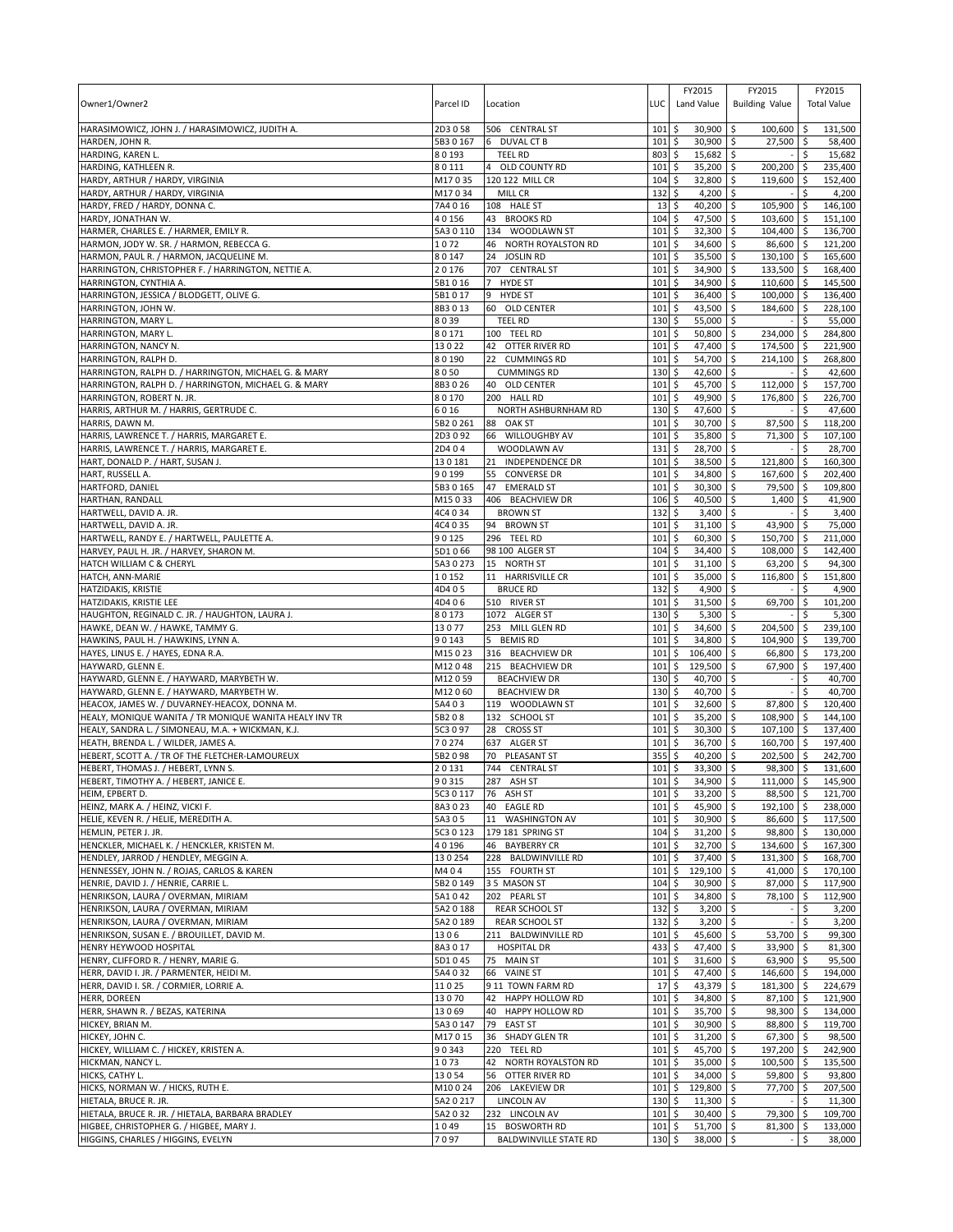| Owner1/Owner2 | Parcel ID | Location | LUC | FY2015 Land Value | FY2015 Building Value | FY2015 Total Value |
|---|---|---|---|---|---|---|
| HARASIMOWICZ, JOHN J. / HARASIMOWICZ, JUDITH A. | 2D3 0 58 | 506 CENTRAL ST | 101 | $ 30,900 | $ 100,600 | $ 131,500 |
| HARDEN, JOHN R. | 5B3 0 167 | 6 DUVAL CT B | 101 | $ 30,900 | $ 27,500 | $ 58,400 |
| HARDING, KAREN L. | 8 0 193 | TEEL RD | 803 | $ 15,682 | $ - | $ 15,682 |
| HARDING, KATHLEEN R. | 8 0 111 | 4 OLD COUNTY RD | 101 | $ 35,200 | $ 200,200 | $ 235,400 |
| HARDY, ARTHUR / HARDY, VIRGINIA | M17 0 35 | 120 122 MILL CR | 104 | $ 32,800 | $ 119,600 | $ 152,400 |
| HARDY, ARTHUR / HARDY, VIRGINIA | M17 0 34 | MILL CR | 132 | $ 4,200 | $ - | $ 4,200 |
| HARDY, FRED / HARDY, DONNA C. | 7A4 0 16 | 108 HALE ST | 13 | $ 40,200 | $ 105,900 | $ 146,100 |
| HARDY, JONATHAN W. | 4 0 156 | 43 BROOKS RD | 104 | $ 47,500 | $ 103,600 | $ 151,100 |
| HARMER, CHARLES E. / HARMER, EMILY R. | 5A3 0 110 | 134 WOODLAWN ST | 101 | $ 32,300 | $ 104,400 | $ 136,700 |
| HARMON, JODY W. SR. / HARMON, REBECCA G. | 1 0 72 | 46 NORTH ROYALSTON RD | 101 | $ 34,600 | $ 86,600 | $ 121,200 |
| HARMON, PAUL R. / HARMON, JACQUELINE M. | 8 0 147 | 24 JOSLIN RD | 101 | $ 35,500 | $ 130,100 | $ 165,600 |
| HARRINGTON, CHRISTOPHER F. / HARRINGTON, NETTIE A. | 2 0 176 | 707 CENTRAL ST | 101 | $ 34,900 | $ 133,500 | $ 168,400 |
| HARRINGTON, CYNTHIA A. | 5B1 0 16 | 7 HYDE ST | 101 | $ 34,900 | $ 110,600 | $ 145,500 |
| HARRINGTON, JESSICA / BLODGETT, OLIVE G. | 5B1 0 17 | 9 HYDE ST | 101 | $ 36,400 | $ 100,000 | $ 136,400 |
| HARRINGTON, JOHN W. | 8B3 0 13 | 60 OLD CENTER | 101 | $ 43,500 | $ 184,600 | $ 228,100 |
| HARRINGTON, MARY L. | 8 0 39 | TEEL RD | 130 | $ 55,000 | $ - | $ 55,000 |
| HARRINGTON, MARY L. | 8 0 171 | 100 TEEL RD | 101 | $ 50,800 | $ 234,000 | $ 284,800 |
| HARRINGTON, NANCY N. | 13 0 22 | 42 OTTER RIVER RD | 101 | $ 47,400 | $ 174,500 | $ 221,900 |
| HARRINGTON, RALPH D. | 8 0 190 | 22 CUMMINGS RD | 101 | $ 54,700 | $ 214,100 | $ 268,800 |
| HARRINGTON, RALPH D. / HARRINGTON, MICHAEL G. & MARY | 8 0 50 | CUMMINGS RD | 130 | $ 42,600 | $ - | $ 42,600 |
| HARRINGTON, RALPH D. / HARRINGTON, MICHAEL G. & MARY | 8B3 0 26 | 40 OLD CENTER | 101 | $ 45,700 | $ 112,000 | $ 157,700 |
| HARRINGTON, ROBERT N. JR. | 8 0 170 | 200 HALL RD | 101 | $ 49,900 | $ 176,800 | $ 226,700 |
| HARRIS, ARTHUR M. / HARRIS, GERTRUDE C. | 6 0 16 | NORTH ASHBURNHAM RD | 130 | $ 47,600 | $ - | $ 47,600 |
| HARRIS, DAWN M. | 5B2 0 261 | 88 OAK ST | 101 | $ 30,700 | $ 87,500 | $ 118,200 |
| HARRIS, LAWRENCE T. / HARRIS, MARGARET E. | 2D3 0 92 | 66 WILLOUGHBY AV | 101 | $ 35,800 | $ 71,300 | $ 107,100 |
| HARRIS, LAWRENCE T. / HARRIS, MARGARET E. | 2D4 0 4 | WOODLAWN AV | 131 | $ 28,700 | $ - | $ 28,700 |
| HART, DONALD P. / HART, SUSAN J. | 13 0 181 | 21 INDEPENDENCE DR | 101 | $ 38,500 | $ 121,800 | $ 160,300 |
| HART, RUSSELL A. | 9 0 199 | 55 CONVERSE DR | 101 | $ 34,800 | $ 167,600 | $ 202,400 |
| HARTFORD, DANIEL | 5B3 0 165 | 47 EMERALD ST | 101 | $ 30,300 | $ 79,500 | $ 109,800 |
| HARTHAN, RANDALL | M15 0 33 | 406 BEACHVIEW DR | 106 | $ 40,500 | $ 1,400 | $ 41,900 |
| HARTWELL, DAVID A. JR. | 4C4 0 34 | BROWN ST | 132 | $ 3,400 | $ - | $ 3,400 |
| HARTWELL, DAVID A. JR. | 4C4 0 35 | 94 BROWN ST | 101 | $ 31,100 | $ 43,900 | $ 75,000 |
| HARTWELL, RANDY E. / HARTWELL, PAULETTE A. | 9 0 125 | 296 TEEL RD | 101 | $ 60,300 | $ 150,700 | $ 211,000 |
| HARVEY, PAUL H. JR. / HARVEY, SHARON M. | 5D1 0 66 | 98 100 ALGER ST | 104 | $ 34,400 | $ 108,000 | $ 142,400 |
| HATCH WILLIAM C & CHERYL | 5A3 0 273 | 15 NORTH ST | 101 | $ 31,100 | $ 63,200 | $ 94,300 |
| HATCH, ANN-MARIE | 1 0 152 | 11 HARRISVILLE CR | 101 | $ 35,000 | $ 116,800 | $ 151,800 |
| HATZIDAKIS, KRISTIE | 4D4 0 5 | BRUCE RD | 132 | $ 4,900 | $ - | $ 4,900 |
| HATZIDAKIS, KRISTIE LEE | 4D4 0 6 | 510 RIVER ST | 101 | $ 31,500 | $ 69,700 | $ 101,200 |
| HAUGHTON, REGINALD C. JR. / HAUGHTON, LAURA J. | 8 0 173 | 1072 ALGER ST | 130 | $ 5,300 | $ - | $ 5,300 |
| HAWKE, DEAN W. / HAWKE, TAMMY G. | 13 0 77 | 253 MILL GLEN RD | 101 | $ 34,600 | $ 204,500 | $ 239,100 |
| HAWKINS, PAUL H. / HAWKINS, LYNN A. | 9 0 143 | 5 BEMIS RD | 101 | $ 34,800 | $ 104,900 | $ 139,700 |
| HAYES, LINUS E. / HAYES, EDNA R.A. | M15 0 23 | 316 BEACHVIEW DR | 101 | $ 106,400 | $ 66,800 | $ 173,200 |
| HAYWARD, GLENN E. | M12 0 48 | 215 BEACHVIEW DR | 101 | $ 129,500 | $ 67,900 | $ 197,400 |
| HAYWARD, GLENN E. / HAYWARD, MARYBETH W. | M12 0 59 | BEACHVIEW DR | 130 | $ 40,700 | $ - | $ 40,700 |
| HAYWARD, GLENN E. / HAYWARD, MARYBETH W. | M12 0 60 | BEACHVIEW DR | 130 | $ 40,700 | $ - | $ 40,700 |
| HEACOX, JAMES W. / DUVARNEY-HEACOX, DONNA M. | 5A4 0 3 | 119 WOODLAWN ST | 101 | $ 32,600 | $ 87,800 | $ 120,400 |
| HEALY, MONIQUE WANITA / TR MONIQUE WANITA HEALY INV TR | 5B2 0 8 | 132 SCHOOL ST | 101 | $ 35,200 | $ 108,900 | $ 144,100 |
| HEALY, SANDRA L. / SIMONEAU, M.A. + WICKMAN, K.J. | 5C3 0 97 | 28 CROSS ST | 101 | $ 30,300 | $ 107,100 | $ 137,400 |
| HEATH, BRENDA L. / WILDER, JAMES A. | 7 0 274 | 637 ALGER ST | 101 | $ 36,700 | $ 160,700 | $ 197,400 |
| HEBERT, SCOTT A. / TR OF THE FLETCHER-LAMOUREUX | 5B2 0 98 | 70 PLEASANT ST | 355 | $ 40,200 | $ 202,500 | $ 242,700 |
| HEBERT, THOMAS J. / HEBERT, LYNN S. | 2 0 131 | 744 CENTRAL ST | 101 | $ 33,300 | $ 98,300 | $ 131,600 |
| HEBERT, TIMOTHY A. / HEBERT, JANICE E. | 9 0 315 | 287 ASH ST | 101 | $ 34,900 | $ 111,000 | $ 145,900 |
| HEIM, EPBERT D. | 5C3 0 117 | 76 ASH ST | 101 | $ 33,200 | $ 88,500 | $ 121,700 |
| HEINZ, MARK A. / HEINZ, VICKI F. | 8A3 0 23 | 40 EAGLE RD | 101 | $ 45,900 | $ 192,100 | $ 238,000 |
| HELIE, KEVEN R. / HELIE, MEREDITH A. | 5A3 0 5 | 11 WASHINGTON AV | 101 | $ 30,900 | $ 86,600 | $ 117,500 |
| HEMLIN, PETER J. JR. | 5C3 0 123 | 179 181 SPRING ST | 104 | $ 31,200 | $ 98,800 | $ 130,000 |
| HENCKLER, MICHAEL K. / HENCKLER, KRISTEN M. | 4 0 196 | 46 BAYBERRY CR | 101 | $ 32,700 | $ 134,600 | $ 167,300 |
| HENDLEY, JARROD / HENDLEY, MEGGIN A. | 13 0 254 | 228 BALDWINVILLE RD | 101 | $ 37,400 | $ 131,300 | $ 168,700 |
| HENNESSEY, JOHN N. / ROJAS, CARLOS & KAREN | M4 0 4 | 155 FOURTH ST | 101 | $ 129,100 | $ 41,000 | $ 170,100 |
| HENRIE, DAVID J. / HENRIE, CARRIE L. | 5B2 0 149 | 3 5 MASON ST | 104 | $ 30,900 | $ 87,000 | $ 117,900 |
| HENRIKSON, LAURA / OVERMAN, MIRIAM | 5A1 0 42 | 202 PEARL ST | 101 | $ 34,800 | $ 78,100 | $ 112,900 |
| HENRIKSON, LAURA / OVERMAN, MIRIAM | 5A2 0 188 | REAR SCHOOL ST | 132 | $ 3,200 | $ - | $ 3,200 |
| HENRIKSON, LAURA / OVERMAN, MIRIAM | 5A2 0 189 | REAR SCHOOL ST | 132 | $ 3,200 | $ - | $ 3,200 |
| HENRIKSON, SUSAN E. / BROUILLET, DAVID M. | 13 0 6 | 211 BALDWINVILLE RD | 101 | $ 45,600 | $ 53,700 | $ 99,300 |
| HENRY HEYWOOD HOSPITAL | 8A3 0 17 | HOSPITAL DR | 433 | $ 47,400 | $ 33,900 | $ 81,300 |
| HENRY, CLIFFORD R. / HENRY, MARIE G. | 5D1 0 45 | 75 MAIN ST | 101 | $ 31,600 | $ 63,900 | $ 95,500 |
| HERR, DAVID I. JR. / PARMENTER, HEIDI M. | 5A4 0 32 | 66 VAINE ST | 101 | $ 47,400 | $ 146,600 | $ 194,000 |
| HERR, DAVID I. SR. / CORMIER, LORRIE A. | 11 0 25 | 9 11 TOWN FARM RD | 17 | $ 43,379 | $ 181,300 | $ 224,679 |
| HERR, DOREEN | 13 0 70 | 42 HAPPY HOLLOW RD | 101 | $ 34,800 | $ 87,100 | $ 121,900 |
| HERR, SHAWN R. / BEZAS, KATERINA | 13 0 69 | 40 HAPPY HOLLOW RD | 101 | $ 35,700 | $ 98,300 | $ 134,000 |
| HICKEY, BRIAN M. | 5A3 0 147 | 79 EAST ST | 101 | $ 30,900 | $ 88,800 | $ 119,700 |
| HICKEY, JOHN C. | M17 0 15 | 36 SHADY GLEN TR | 101 | $ 31,200 | $ 67,300 | $ 98,500 |
| HICKEY, WILLIAM C. / HICKEY, KRISTEN A. | 9 0 343 | 220 TEEL RD | 101 | $ 45,700 | $ 197,200 | $ 242,900 |
| HICKMAN, NANCY L. | 1 0 73 | 42 NORTH ROYALSTON RD | 101 | $ 35,000 | $ 100,500 | $ 135,500 |
| HICKS, CATHY L. | 13 0 54 | 56 OTTER RIVER RD | 101 | $ 34,000 | $ 59,800 | $ 93,800 |
| HICKS, NORMAN W. / HICKS, RUTH E. | M10 0 24 | 206 LAKEVIEW DR | 101 | $ 129,800 | $ 77,700 | $ 207,500 |
| HIETALA, BRUCE R. JR. | 5A2 0 217 | LINCOLN AV | 130 | $ 11,300 | $ - | $ 11,300 |
| HIETALA, BRUCE R. JR. / HIETALA, BARBARA BRADLEY | 5A2 0 32 | 232 LINCOLN AV | 101 | $ 30,400 | $ 79,300 | $ 109,700 |
| HIGBEE, CHRISTOPHER G. / HIGBEE, MARY J. | 1 0 49 | 15 BOSWORTH RD | 101 | $ 51,700 | $ 81,300 | $ 133,000 |
| HIGGINS, CHARLES / HIGGINS, EVELYN | 7 0 97 | BALDWINVILLE STATE RD | 130 | $ 38,000 | $ - | $ 38,000 |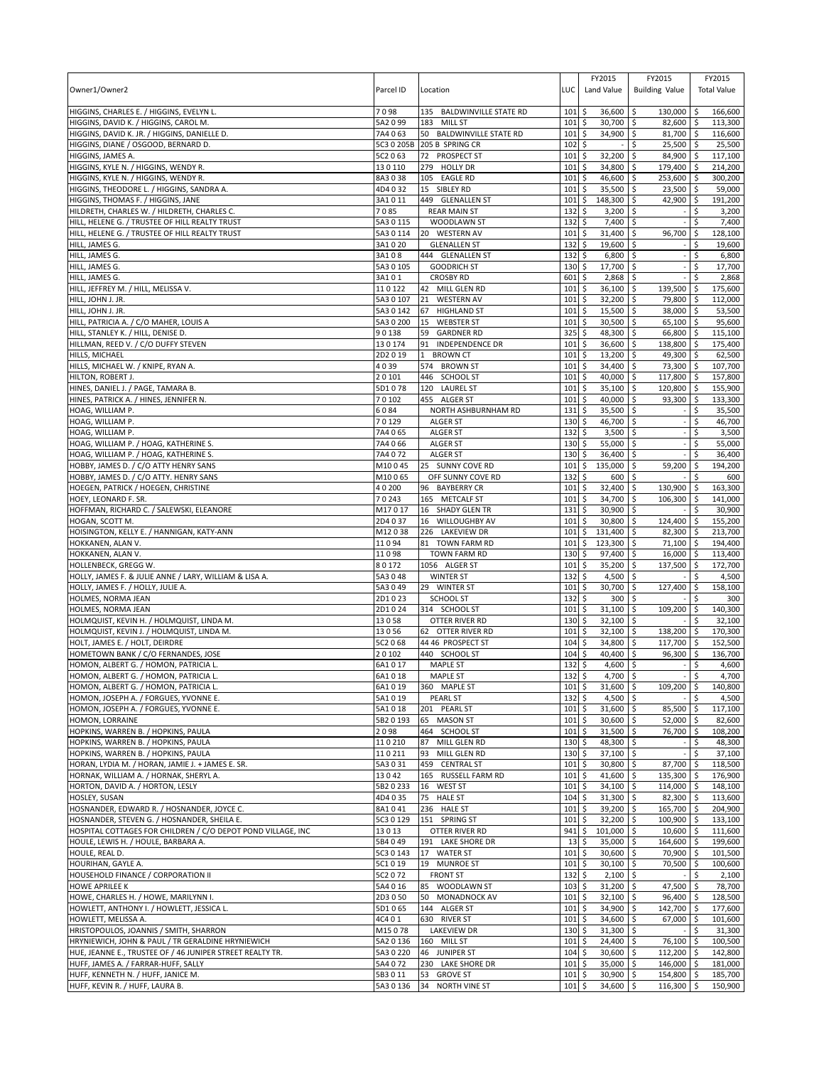| Owner1/Owner2 | Parcel ID | Location | LUC | FY2015 Land Value | FY2015 Building Value | FY2015 Total Value |
|---|---|---|---|---|---|---|
| HIGGINS, CHARLES E. / HIGGINS, EVELYN L. | 7 0 98 | 135 BALDWINVILLE STATE RD | 101 | $ 36,600 | $ 130,000 | $ 166,600 |
| HIGGINS, DAVID K. / HIGGINS, CAROL M. | 5A2 0 99 | 183 MILL ST | 101 | $ 30,700 | $ 82,600 | $ 113,300 |
| HIGGINS, DAVID K. JR. / HIGGINS, DANIELLE D. | 7A4 0 63 | 50 BALDWINVILLE STATE RD | 101 | $ 34,900 | $ 81,700 | $ 116,600 |
| HIGGINS, DIANE / OSGOOD, BERNARD D. | 5C3 0 205B | 205 B SPRING CR | 102 | $ - | $ 25,500 | $ 25,500 |
| HIGGINS, JAMES A. | 5C2 0 63 | 72 PROSPECT ST | 101 | $ 32,200 | $ 84,900 | $ 117,100 |
| HIGGINS, KYLE N. / HIGGINS, WENDY R. | 13 0 110 | 279 HOLLY DR | 101 | $ 34,800 | $ 179,400 | $ 214,200 |
| HIGGINS, KYLE N. / HIGGINS, WENDY R. | 8A3 0 38 | 105 EAGLE RD | 101 | $ 46,600 | $ 253,600 | $ 300,200 |
| HIGGINS, THEODORE L. / HIGGINS, SANDRA A. | 4D4 0 32 | 15 SIBLEY RD | 101 | $ 35,500 | $ 23,500 | $ 59,000 |
| HIGGINS, THOMAS F. / HIGGINS, JANE | 3A1 0 11 | 449 GLENALLEN ST | 101 | $ 148,300 | $ 42,900 | $ 191,200 |
| HILDRETH, CHARLES W. / HILDRETH, CHARLES C. | 7 0 85 | REAR MAIN ST | 132 | $ 3,200 | $ - | $ 3,200 |
| HILL, HELENE G. / TRUSTEE OF HILL REALTY TRUST | 5A3 0 115 | WOODLAWN ST | 132 | $ 7,400 | $ - | $ 7,400 |
| HILL, HELENE G. / TRUSTEE OF HILL REALTY TRUST | 5A3 0 114 | 20 WESTERN AV | 101 | $ 31,400 | $ 96,700 | $ 128,100 |
| HILL, JAMES G. | 3A1 0 20 | GLENALLEN ST | 132 | $ 19,600 | $ - | $ 19,600 |
| HILL, JAMES G. | 3A1 0 8 | 444 GLENALLEN ST | 132 | $ 6,800 | $ - | $ 6,800 |
| HILL, JAMES G. | 5A3 0 105 | GOODRICH ST | 130 | $ 17,700 | $ - | $ 17,700 |
| HILL, JAMES G. | 3A1 0 1 | CROSBY RD | 601 | $ 2,868 | $ - | $ 2,868 |
| HILL, JEFFREY M. / HILL, MELISSA V. | 11 0 122 | 42 MILL GLEN RD | 101 | $ 36,100 | $ 139,500 | $ 175,600 |
| HILL, JOHN J. JR. | 5A3 0 107 | 21 WESTERN AV | 101 | $ 32,200 | $ 79,800 | $ 112,000 |
| HILL, JOHN J. JR. | 5A3 0 142 | 67 HIGHLAND ST | 101 | $ 15,500 | $ 38,000 | $ 53,500 |
| HILL, PATRICIA A. / C/O MAHER, LOUIS A | 5A3 0 200 | 15 WEBSTER ST | 101 | $ 30,500 | $ 65,100 | $ 95,600 |
| HILL, STANLEY K. / HILL, DENISE D. | 9 0 138 | 59 GARDNER RD | 325 | $ 48,300 | $ 66,800 | $ 115,100 |
| HILLMAN, REED V. / C/O DUFFY STEVEN | 13 0 174 | 91 INDEPENDENCE DR | 101 | $ 36,600 | $ 138,800 | $ 175,400 |
| HILLS, MICHAEL | 2D2 0 19 | 1 BROWN CT | 101 | $ 13,200 | $ 49,300 | $ 62,500 |
| HILLS, MICHAEL W. / KNIPE, RYAN A. | 4 0 39 | 574 BROWN ST | 101 | $ 34,400 | $ 73,300 | $ 107,700 |
| HILTON, ROBERT J. | 2 0 101 | 446 SCHOOL ST | 101 | $ 40,000 | $ 117,800 | $ 157,800 |
| HINES, DANIEL J. / PAGE, TAMARA B. | 5D1 0 78 | 120 LAUREL ST | 101 | $ 35,100 | $ 120,800 | $ 155,900 |
| HINES, PATRICK A. / HINES, JENNIFER N. | 7 0 102 | 455 ALGER ST | 101 | $ 40,000 | $ 93,300 | $ 133,300 |
| HOAG, WILLIAM P. | 6 0 84 | NORTH ASHBURNHAM RD | 131 | $ 35,500 | $ - | $ 35,500 |
| HOAG, WILLIAM P. | 7 0 129 | ALGER ST | 130 | $ 46,700 | $ - | $ 46,700 |
| HOAG, WILLIAM P. | 7A4 0 65 | ALGER ST | 132 | $ 3,500 | $ - | $ 3,500 |
| HOAG, WILLIAM P. / HOAG, KATHERINE S. | 7A4 0 66 | ALGER ST | 130 | $ 55,000 | $ - | $ 55,000 |
| HOAG, WILLIAM P. / HOAG, KATHERINE S. | 7A4 0 72 | ALGER ST | 130 | $ 36,400 | $ - | $ 36,400 |
| HOBBY, JAMES D. / C/O ATTY HENRY SANS | M10 0 45 | 25 SUNNY COVE RD | 101 | $ 135,000 | $ 59,200 | $ 194,200 |
| HOBBY, JAMES D. / C/O ATTY. HENRY SANS | M10 0 65 | OFF SUNNY COVE RD | 132 | $ 600 | $ - | $ 600 |
| HOEGEN, PATRICK / HOEGEN, CHRISTINE | 4 0 200 | 96 BAYBERRY CR | 101 | $ 32,400 | $ 130,900 | $ 163,300 |
| HOEY, LEONARD F. SR. | 7 0 243 | 165 METCALF ST | 101 | $ 34,700 | $ 106,300 | $ 141,000 |
| HOFFMAN, RICHARD C. / SALEWSKI, ELEANORE | M17 0 17 | 16 SHADY GLEN TR | 131 | $ 30,900 | $ - | $ 30,900 |
| HOGAN, SCOTT M. | 2D4 0 37 | 16 WILLOUGHBY AV | 101 | $ 30,800 | $ 124,400 | $ 155,200 |
| HOISINGTON, KELLY E. / HANNIGAN, KATY-ANN | M12 0 38 | 226 LAKEVIEW DR | 101 | $ 131,400 | $ 82,300 | $ 213,700 |
| HOKKANEN, ALAN V. | 11 0 94 | 81 TOWN FARM RD | 101 | $ 123,300 | $ 71,100 | $ 194,400 |
| HOKKANEN, ALAN V. | 11 0 98 | TOWN FARM RD | 130 | $ 97,400 | $ 16,000 | $ 113,400 |
| HOLLENBECK, GREGG W. | 8 0 172 | 1056 ALGER ST | 101 | $ 35,200 | $ 137,500 | $ 172,700 |
| HOLLY, JAMES F. & JULIE ANNE / LARY, WILLIAM & LISA A. | 5A3 0 48 | WINTER ST | 132 | $ 4,500 | $ - | $ 4,500 |
| HOLLY, JAMES F. / HOLLY, JULIE A. | 5A3 0 49 | 29 WINTER ST | 101 | $ 30,700 | $ 127,400 | $ 158,100 |
| HOLMES, NORMA JEAN | 2D1 0 23 | SCHOOL ST | 132 | $ 300 | $ - | $ 300 |
| HOLMES, NORMA JEAN | 2D1 0 24 | 314 SCHOOL ST | 101 | $ 31,100 | $ 109,200 | $ 140,300 |
| HOLMQUIST, KEVIN H. / HOLMQUIST, LINDA M. | 13 0 58 | OTTER RIVER RD | 130 | $ 32,100 | $ - | $ 32,100 |
| HOLMQUIST, KEVIN J. / HOLMQUIST, LINDA M. | 13 0 56 | 62 OTTER RIVER RD | 101 | $ 32,100 | $ 138,200 | $ 170,300 |
| HOLT, JAMES E. / HOLT, DEIRDRE | 5C2 0 68 | 44 46 PROSPECT ST | 104 | $ 34,800 | $ 117,700 | $ 152,500 |
| HOMETOWN BANK / C/O FERNANDES, JOSE | 2 0 102 | 440 SCHOOL ST | 104 | $ 40,400 | $ 96,300 | $ 136,700 |
| HOMON, ALBERT G. / HOMON, PATRICIA L. | 6A1 0 17 | MAPLE ST | 132 | $ 4,600 | $ - | $ 4,600 |
| HOMON, ALBERT G. / HOMON, PATRICIA L. | 6A1 0 18 | MAPLE ST | 132 | $ 4,700 | $ - | $ 4,700 |
| HOMON, ALBERT G. / HOMON, PATRICIA L. | 6A1 0 19 | 360 MAPLE ST | 101 | $ 31,600 | $ 109,200 | $ 140,800 |
| HOMON, JOSEPH A. / FORGUES, YVONNE E. | 5A1 0 19 | PEARL ST | 132 | $ 4,500 | $ - | $ 4,500 |
| HOMON, JOSEPH A. / FORGUES, YVONNE E. | 5A1 0 18 | 201 PEARL ST | 101 | $ 31,600 | $ 85,500 | $ 117,100 |
| HOMON, LORRAINE | 5B2 0 193 | 65 MASON ST | 101 | $ 30,600 | $ 52,000 | $ 82,600 |
| HOPKINS, WARREN B. / HOPKINS, PAULA | 2 0 98 | 464 SCHOOL ST | 101 | $ 31,500 | $ 76,700 | $ 108,200 |
| HOPKINS, WARREN B. / HOPKINS, PAULA | 11 0 210 | 87 MILL GLEN RD | 130 | $ 48,300 | $ - | $ 48,300 |
| HOPKINS, WARREN B. / HOPKINS, PAULA | 11 0 211 | 93 MILL GLEN RD | 130 | $ 37,100 | $ - | $ 37,100 |
| HORAN, LYDIA M. / HORAN, JAMIE J. + JAMES E. SR. | 5A3 0 31 | 459 CENTRAL ST | 101 | $ 30,800 | $ 87,700 | $ 118,500 |
| HORNAK, WILLIAM A. / HORNAK, SHERYL A. | 13 0 42 | 165 RUSSELL FARM RD | 101 | $ 41,600 | $ 135,300 | $ 176,900 |
| HORTON, DAVID A. / HORTON, LESLY | 5B2 0 233 | 16 WEST ST | 101 | $ 34,100 | $ 114,000 | $ 148,100 |
| HOSLEY, SUSAN | 4D4 0 35 | 75 HALE ST | 104 | $ 31,300 | $ 82,300 | $ 113,600 |
| HOSNANDER, EDWARD R. / HOSNANDER, JOYCE C. | 8A1 0 41 | 236 HALE ST | 101 | $ 39,200 | $ 165,700 | $ 204,900 |
| HOSNANDER, STEVEN G. / HOSNANDER, SHEILA E. | 5C3 0 129 | 151 SPRING ST | 101 | $ 32,200 | $ 100,900 | $ 133,100 |
| HOSPITAL COTTAGES FOR CHILDREN / C/O DEPOT POND VILLAGE, INC | 13 0 13 | OTTER RIVER RD | 941 | $ 101,000 | $ 10,600 | $ 111,600 |
| HOULE, LEWIS H. / HOULE, BARBARA A. | 5B4 0 49 | 191 LAKE SHORE DR | 13 | $ 35,000 | $ 164,600 | $ 199,600 |
| HOULE, REAL D. | 5C3 0 143 | 17 WATER ST | 101 | $ 30,600 | $ 70,900 | $ 101,500 |
| HOURIHAN, GAYLE A. | 5C1 0 19 | 19 MUNROE ST | 101 | $ 30,100 | $ 70,500 | $ 100,600 |
| HOUSEHOLD FINANCE / CORPORATION II | 5C2 0 72 | FRONT ST | 132 | $ 2,100 | $ - | $ 2,100 |
| HOWE APRILEE K | 5A4 0 16 | 85 WOODLAWN ST | 103 | $ 31,200 | $ 47,500 | $ 78,700 |
| HOWE, CHARLES H. / HOWE, MARILYNN I. | 2D3 0 50 | 50 MONADNOCK AV | 101 | $ 32,100 | $ 96,400 | $ 128,500 |
| HOWLETT, ANTHONY I. / HOWLETT, JESSICA L. | 5D1 0 65 | 144 ALGER ST | 101 | $ 34,900 | $ 142,700 | $ 177,600 |
| HOWLETT, MELISSA A. | 4C4 0 1 | 630 RIVER ST | 101 | $ 34,600 | $ 67,000 | $ 101,600 |
| HRISTOPOULOS, JOANNIS / SMITH, SHARRON | M15 0 78 | LAKEVIEW DR | 130 | $ 31,300 | $ - | $ 31,300 |
| HRYNIEWICH, JOHN & PAUL / TR GERALDINE HRYNIEWICH | 5A2 0 136 | 160 MILL ST | 101 | $ 24,400 | $ 76,100 | $ 100,500 |
| HUE, JEANNE E., TRUSTEE OF / 46 JUNIPER STREET REALTY TR. | 5A3 0 220 | 46 JUNIPER ST | 104 | $ 30,600 | $ 112,200 | $ 142,800 |
| HUFF, JAMES A. / FARRAR-HUFF, SALLY | 5A4 0 72 | 230 LAKE SHORE DR | 101 | $ 35,000 | $ 146,000 | $ 181,000 |
| HUFF, KENNETH N. / HUFF, JANICE M. | 5B3 0 11 | 53 GROVE ST | 101 | $ 30,900 | $ 154,800 | $ 185,700 |
| HUFF, KEVIN R. / HUFF, LAURA B. | 5A3 0 136 | 34 NORTH VINE ST | 101 | $ 34,600 | $ 116,300 | $ 150,900 |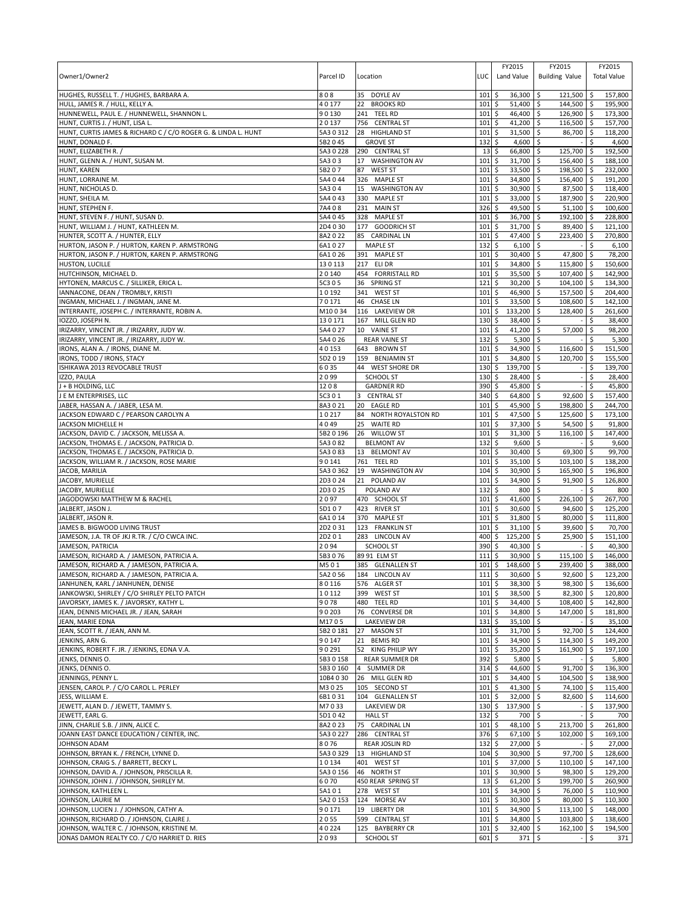| Owner1/Owner2 | Parcel ID | Location | LUC | FY2015 Land Value | FY2015 Building Value | FY2015 Total Value |
|---|---|---|---|---|---|---|
| HUGHES, RUSSELL T. / HUGHES, BARBARA A. | 8 0 8 | 35 DOYLE AV | 101 | $ 36,300 | $ 121,500 | $ 157,800 |
| HULL, JAMES R. / HULL, KELLY A. | 4 0 177 | 22 BROOKS RD | 101 | $ 51,400 | $ 144,500 | $ 195,900 |
| HUNNEWELL, PAUL E. / HUNNEWELL, SHANNON L. | 9 0 130 | 241 TEEL RD | 101 | $ 46,400 | $ 126,900 | $ 173,300 |
| HUNT, CURTIS J. / HUNT, LISA L. | 2 0 137 | 756 CENTRAL ST | 101 | $ 41,200 | $ 116,500 | $ 157,700 |
| HUNT, CURTIS JAMES & RICHARD C / C/O ROGER G. & LINDA L. HUNT | 5A3 0 312 | 28 HIGHLAND ST | 101 | $ 31,500 | $ 86,700 | $ 118,200 |
| HUNT, DONALD F. | 5B2 0 45 | GROVE ST | 132 | $ 4,600 | $ - | $ 4,600 |
| HUNT, ELIZABETH R. / | 5A3 0 228 | 290 CENTRAL ST | 13 | $ 66,800 | $ 125,700 | $ 192,500 |
| HUNT, GLENN A. / HUNT, SUSAN M. | 5A3 0 3 | 17 WASHINGTON AV | 101 | $ 31,700 | $ 156,400 | $ 188,100 |
| HUNT, KAREN | 5B2 0 7 | 87 WEST ST | 101 | $ 33,500 | $ 198,500 | $ 232,000 |
| HUNT, LORRAINE M. | 5A4 0 44 | 326 MAPLE ST | 101 | $ 34,800 | $ 156,400 | $ 191,200 |
| HUNT, NICHOLAS D. | 5A3 0 4 | 15 WASHINGTON AV | 101 | $ 30,900 | $ 87,500 | $ 118,400 |
| HUNT, SHEILA M. | 5A4 0 43 | 330 MAPLE ST | 101 | $ 33,000 | $ 187,900 | $ 220,900 |
| HUNT, STEPHEN F. | 7A4 0 8 | 231 MAIN ST | 326 | $ 49,500 | $ 51,100 | $ 100,600 |
| HUNT, STEVEN F. / HUNT, SUSAN D. | 5A4 0 45 | 328 MAPLE ST | 101 | $ 36,700 | $ 192,100 | $ 228,800 |
| HUNT, WILLIAM J. / HUNT, KATHLEEN M. | 2D4 0 30 | 177 GOODRICH ST | 101 | $ 31,700 | $ 89,400 | $ 121,100 |
| HUNTER, SCOTT A. / HUNTER, ELLY | 8A2 0 22 | 85 CARDINAL LN | 101 | $ 47,400 | $ 223,400 | $ 270,800 |
| HURTON, JASON P. / HURTON, KAREN P. ARMSTRONG | 6A1 0 27 | MAPLE ST | 132 | $ 6,100 | $ - | $ 6,100 |
| HURTON, JASON P. / HURTON, KAREN P. ARMSTRONG | 6A1 0 26 | 391 MAPLE ST | 101 | $ 30,400 | $ 47,800 | $ 78,200 |
| HUSTON, LUCILLE | 13 0 113 | 217 ELI DR | 101 | $ 34,800 | $ 115,800 | $ 150,600 |
| HUTCHINSON, MICHAEL D. | 2 0 140 | 454 FORRISTALL RD | 101 | $ 35,500 | $ 107,400 | $ 142,900 |
| HYTONEN, MARCUS C. / SILLIKER, ERICA L. | 5C3 0 5 | 36 SPRING ST | 121 | $ 30,200 | $ 104,100 | $ 134,300 |
| IANNACONE, DEAN / TROMBLY, KRISTI | 1 0 192 | 341 WEST ST | 101 | $ 46,900 | $ 157,500 | $ 204,400 |
| INGMAN, MICHAEL J. / INGMAN, JANE M. | 7 0 171 | 46 CHASE LN | 101 | $ 33,500 | $ 108,600 | $ 142,100 |
| INTERRANTE, JOSEPH C. / INTERRANTE, ROBIN A. | M10 0 34 | 116 LAKEVIEW DR | 101 | $ 133,200 | $ 128,400 | $ 261,600 |
| IOZZO, JOSEPH N. | 13 0 171 | 167 MILL GLEN RD | 130 | $ 38,400 | $ - | $ 38,400 |
| IRIZARRY, VINCENT JR. / IRIZARRY, JUDY W. | 5A4 0 27 | 10 VAINE ST | 101 | $ 41,200 | $ 57,000 | $ 98,200 |
| IRIZARRY, VINCENT JR. / IRIZARRY, JUDY W. | 5A4 0 26 | REAR VAINE ST | 132 | $ 5,300 | $ - | $ 5,300 |
| IRONS, ALAN A. / IRONS, DIANE M. | 4 0 153 | 643 BROWN ST | 101 | $ 34,900 | $ 116,600 | $ 151,500 |
| IRONS, TODD / IRONS, STACY | 5D2 0 19 | 159 BENJAMIN ST | 101 | $ 34,800 | $ 120,700 | $ 155,500 |
| ISHIKAWA 2013 REVOCABLE TRUST | 6 0 35 | 44 WEST SHORE DR | 130 | $ 139,700 | $ - | $ 139,700 |
| IZZO, PAULA | 2 0 99 | SCHOOL ST | 130 | $ 28,400 | $ - | $ 28,400 |
| J + B HOLDING, LLC | 12 0 8 | GARDNER RD | 390 | $ 45,800 | $ - | $ 45,800 |
| J E M ENTERPRISES, LLC | 5C3 0 1 | 3 CENTRAL ST | 340 | $ 64,800 | $ 92,600 | $ 157,400 |
| JABER, HASSAN A. / JABER, LESA M. | 8A3 0 21 | 20 EAGLE RD | 101 | $ 45,900 | $ 198,800 | $ 244,700 |
| JACKSON EDWARD C / PEARSON CAROLYN A | 1 0 217 | 84 NORTH ROYALSTON RD | 101 | $ 47,500 | $ 125,600 | $ 173,100 |
| JACKSON MICHELLE H | 4 0 49 | 25 WAITE RD | 101 | $ 37,300 | $ 54,500 | $ 91,800 |
| JACKSON, DAVID C. / JACKSON, MELISSA A. | 5B2 0 196 | 26 WILLOW ST | 101 | $ 31,300 | $ 116,100 | $ 147,400 |
| JACKSON, THOMAS E. / JACKSON, PATRICIA D. | 5A3 0 82 | BELMONT AV | 132 | $ 9,600 | $ - | $ 9,600 |
| JACKSON, THOMAS E. / JACKSON, PATRICIA D. | 5A3 0 83 | 13 BELMONT AV | 101 | $ 30,400 | $ 69,300 | $ 99,700 |
| JACKSON, WILLIAM R. / JACKSON, ROSE MARIE | 9 0 141 | 761 TEEL RD | 101 | $ 35,100 | $ 103,100 | $ 138,200 |
| JACOB, MARILIA | 5A3 0 362 | 19 WASHINGTON AV | 104 | $ 30,900 | $ 165,900 | $ 196,800 |
| JACOBY, MURIELLE | 2D3 0 24 | 21 POLAND AV | 101 | $ 34,900 | $ 91,900 | $ 126,800 |
| JACOBY, MURIELLE | 2D3 0 25 | POLAND AV | 132 | $ 800 | $ - | $ 800 |
| JAGODOWSKI MATTHEW M & RACHEL | 2 0 97 | 470 SCHOOL ST | 101 | $ 41,600 | $ 226,100 | $ 267,700 |
| JALBERT, JASON J. | 5D1 0 7 | 423 RIVER ST | 101 | $ 30,600 | $ 94,600 | $ 125,200 |
| JALBERT, JASON R. | 6A1 0 14 | 370 MAPLE ST | 101 | $ 31,800 | $ 80,000 | $ 111,800 |
| JAMES B. BIGWOOD LIVING TRUST | 2D2 0 31 | 123 FRANKLIN ST | 101 | $ 31,100 | $ 39,600 | $ 70,700 |
| JAMESON, J.A. TR OF JKJ R.TR. / C/O CWCA INC. | 2D2 0 1 | 283 LINCOLN AV | 400 | $ 125,200 | $ 25,900 | $ 151,100 |
| JAMESON, PATRICIA | 2 0 94 | SCHOOL ST | 390 | $ 40,300 | $ - | $ 40,300 |
| JAMESON, RICHARD A. / JAMESON, PATRICIA A. | 5B3 0 76 | 89 91 ELM ST | 111 | $ 30,900 | $ 115,100 | $ 146,000 |
| JAMESON, RICHARD A. / JAMESON, PATRICIA A. | M5 0 1 | 385 GLENALLEN ST | 101 | $ 148,600 | $ 239,400 | $ 388,000 |
| JAMESON, RICHARD A. / JAMESON, PATRICIA A. | 5A2 0 56 | 184 LINCOLN AV | 111 | $ 30,600 | $ 92,600 | $ 123,200 |
| JANHUNEN, KARL / JANHUNEN, DENISE | 8 0 116 | 576 ALGER ST | 101 | $ 38,300 | $ 98,300 | $ 136,600 |
| JANKOWSKI, SHIRLEY / C/O SHIRLEY PELTO PATCH | 1 0 112 | 399 WEST ST | 101 | $ 38,500 | $ 82,300 | $ 120,800 |
| JAVORSKY, JAMES K. / JAVORSKY, KATHY L. | 9 0 78 | 480 TEEL RD | 101 | $ 34,400 | $ 108,400 | $ 142,800 |
| JEAN, DENNIS MICHAEL JR. / JEAN, SARAH | 9 0 203 | 76 CONVERSE RD | 101 | $ 34,800 | $ 147,000 | $ 181,800 |
| JEAN, MARIE EDNA | M17 0 5 | LAKEVIEW DR | 131 | $ 35,100 | $ - | $ 35,100 |
| JEAN, SCOTT R. / JEAN, ANN M. | 5B2 0 181 | 27 MASON ST | 101 | $ 31,700 | $ 92,700 | $ 124,400 |
| JENKINS, ARN G. | 9 0 147 | 21 BEMIS RD | 101 | $ 34,900 | $ 114,300 | $ 149,200 |
| JENKINS, ROBERT F. JR. / JENKINS, EDNA V.A. | 9 0 291 | 52 KING PHILIP WY | 101 | $ 35,200 | $ 161,900 | $ 197,100 |
| JENKS, DENNIS O. | 5B3 0 158 | REAR SUMMER DR | 392 | $ 5,800 | $ - | $ 5,800 |
| JENKS, DENNIS O. | 5B3 0 160 | 4 SUMMER DR | 314 | $ 44,600 | $ 91,700 | $ 136,300 |
| JENNINGS, PENNY L. | 10B4 0 30 | 26 MILL GLEN RD | 101 | $ 34,400 | $ 104,500 | $ 138,900 |
| JENSEN, CAROL P. / C/O CAROL L. PERLEY | M3 0 25 | 105 SECOND ST | 101 | $ 41,300 | $ 74,100 | $ 115,400 |
| JESS, WILLIAM E. | 6B1 0 31 | 104 GLENALLEN ST | 101 | $ 32,000 | $ 82,600 | $ 114,600 |
| JEWETT, ALAN D. / JEWETT, TAMMY S. | M7 0 33 | LAKEVIEW DR | 130 | $ 137,900 | $ - | $ 137,900 |
| JEWETT, EARL G. | 5D1 0 42 | HALL ST | 132 | $ 700 | $ - | $ 700 |
| JINN, CHARLIE S.B. / JINN, ALICE C. | 8A2 0 23 | 75 CARDINAL LN | 101 | $ 48,100 | $ 213,700 | $ 261,800 |
| JOANN EAST DANCE EDUCATION / CENTER, INC. | 5A3 0 227 | 286 CENTRAL ST | 376 | $ 67,100 | $ 102,000 | $ 169,100 |
| JOHNSON ADAM | 8 0 76 | REAR JOSLIN RD | 132 | $ 27,000 | $ - | $ 27,000 |
| JOHNSON, BRYAN K. / FRENCH, LYNNE D. | 5A3 0 329 | 13 HIGHLAND ST | 104 | $ 30,900 | $ 97,700 | $ 128,600 |
| JOHNSON, CRAIG S. / BARRETT, BECKY L. | 1 0 134 | 401 WEST ST | 101 | $ 37,000 | $ 110,100 | $ 147,100 |
| JOHNSON, DAVID A. / JOHNSON, PRISCILLA R. | 5A3 0 156 | 46 NORTH ST | 101 | $ 30,900 | $ 98,300 | $ 129,200 |
| JOHNSON, JOHN J. / JOHNSON, SHIRLEY M. | 6 0 70 | 450 REAR SPRING ST | 13 | $ 61,200 | $ 199,700 | $ 260,900 |
| JOHNSON, KATHLEEN L. | 5A1 0 1 | 278 WEST ST | 101 | $ 34,900 | $ 76,000 | $ 110,900 |
| JOHNSON, LAURIE M | 5A2 0 153 | 124 MORSE AV | 101 | $ 30,300 | $ 80,000 | $ 110,300 |
| JOHNSON, LUCIEN J. / JOHNSON, CATHY A. | 9 0 171 | 19 LIBERTY DR | 101 | $ 34,900 | $ 113,100 | $ 148,000 |
| JOHNSON, RICHARD O. / JOHNSON, CLAIRE J. | 2 0 55 | 599 CENTRAL ST | 101 | $ 34,800 | $ 103,800 | $ 138,600 |
| JOHNSON, WALTER C. / JOHNSON, KRISTINE M. | 4 0 224 | 125 BAYBERRY CR | 101 | $ 32,400 | $ 162,100 | $ 194,500 |
| JONAS DAMON REALTY CO. / C/O HARRIET D. RIES | 2 0 93 | SCHOOL ST | 601 | $ 371 | $ - | $ 371 |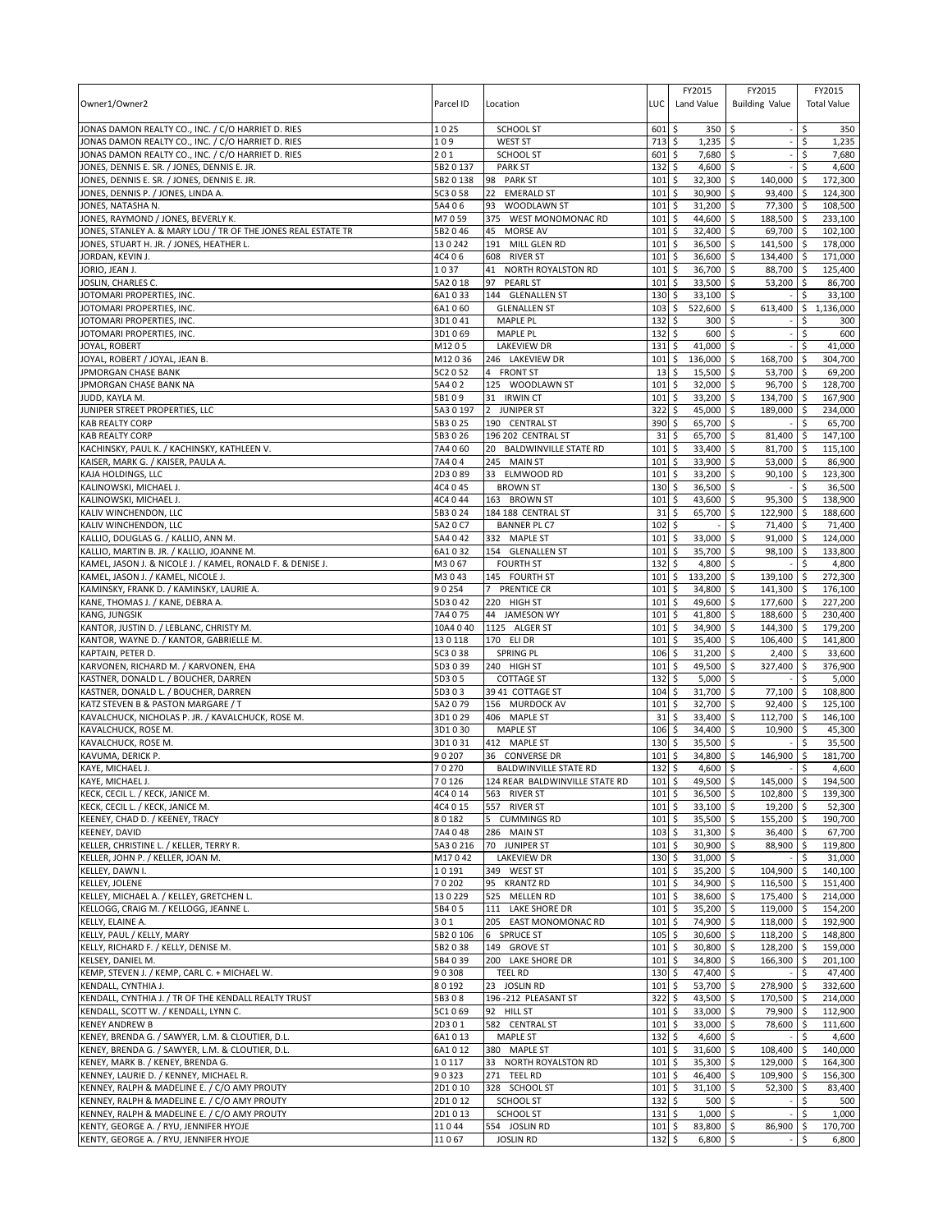| Owner1/Owner2 | Parcel ID | Location | LUC | FY2015 Land Value | FY2015 Building Value | FY2015 Total Value |
|---|---|---|---|---|---|---|
| JONAS DAMON REALTY CO., INC. / C/O HARRIET D. RIES | 1 0 25 | SCHOOL ST | 601 | $ 350 | $ - | $ 350 |
| JONAS DAMON REALTY CO., INC. / C/O HARRIET D. RIES | 1 0 9 | WEST ST | 713 | $ 1,235 | $ - | $ 1,235 |
| JONAS DAMON REALTY CO., INC. / C/O HARRIET D. RIES | 2 0 1 | SCHOOL ST | 601 | $ 7,680 | $ - | $ 7,680 |
| JONES, DENNIS E. SR. / JONES, DENNIS E. JR. | 5B2 0 137 | PARK ST | 132 | $ 4,600 | $ - | $ 4,600 |
| JONES, DENNIS E. SR. / JONES, DENNIS E. JR. | 5B2 0 138 | 98 PARK ST | 101 | $ 32,300 | $ 140,000 | $ 172,300 |
| JONES, DENNIS P. / JONES, LINDA A. | 5C3 0 58 | 22 EMERALD ST | 101 | $ 30,900 | $ 93,400 | $ 124,300 |
| JONES, NATASHA N. | 5A4 0 6 | 93 WOODLAWN ST | 101 | $ 31,200 | $ 77,300 | $ 108,500 |
| JONES, RAYMOND / JONES, BEVERLY K. | M7 0 59 | 375 WEST MONOMONAC RD | 101 | $ 44,600 | $ 188,500 | $ 233,100 |
| JONES, STANLEY A. & MARY LOU / TR OF THE JONES REAL ESTATE TR | 5B2 0 46 | 45 MORSE AV | 101 | $ 32,400 | $ 69,700 | $ 102,100 |
| JONES, STUART H. JR. / JONES, HEATHER L. | 13 0 242 | 191 MILL GLEN RD | 101 | $ 36,500 | $ 141,500 | $ 178,000 |
| JORDAN, KEVIN J. | 4C4 0 6 | 608 RIVER ST | 101 | $ 36,600 | $ 134,400 | $ 171,000 |
| JORIO, JEAN J. | 1 0 37 | 41 NORTH ROYALSTON RD | 101 | $ 36,700 | $ 88,700 | $ 125,400 |
| JOSLIN, CHARLES C. | 5A2 0 18 | 97 PEARL ST | 101 | $ 33,500 | $ 53,200 | $ 86,700 |
| JOTOMARI PROPERTIES, INC. | 6A1 0 33 | 144 GLENALLEN ST | 130 | $ 33,100 | $ - | $ 33,100 |
| JOTOMARI PROPERTIES, INC. | 6A1 0 60 | GLENALLEN ST | 103 | $ 522,600 | $ 613,400 | $ 1,136,000 |
| JOTOMARI PROPERTIES, INC. | 3D1 0 41 | MAPLE PL | 132 | $ 300 | $ - | $ 300 |
| JOTOMARI PROPERTIES, INC. | 3D1 0 69 | MAPLE PL | 132 | $ 600 | $ - | $ 600 |
| JOYAL, ROBERT | M12 0 5 | LAKEVIEW DR | 131 | $ 41,000 | $ - | $ 41,000 |
| JOYAL, ROBERT / JOYAL, JEAN B. | M12 0 36 | 246 LAKEVIEW DR | 101 | $ 136,000 | $ 168,700 | $ 304,700 |
| JPMORGAN CHASE BANK | 5C2 0 52 | 4 FRONT ST | 13 | $ 15,500 | $ 53,700 | $ 69,200 |
| JPMORGAN CHASE BANK NA | 5A4 0 2 | 125 WOODLAWN ST | 101 | $ 32,000 | $ 96,700 | $ 128,700 |
| JUDD, KAYLA M. | 5B1 0 9 | 31 IRWIN CT | 101 | $ 33,200 | $ 134,700 | $ 167,900 |
| JUNIPER STREET PROPERTIES, LLC | 5A3 0 197 | 2 JUNIPER ST | 322 | $ 45,000 | $ 189,000 | $ 234,000 |
| KAB REALTY CORP | 5B3 0 25 | 190 CENTRAL ST | 390 | $ 65,700 | $ - | $ 65,700 |
| KAB REALTY CORP | 5B3 0 26 | 196 202 CENTRAL ST | 31 | $ 65,700 | $ 81,400 | $ 147,100 |
| KACHINSKY, PAUL K. / KACHINSKY, KATHLEEN V. | 7A4 0 60 | 20 BALDWINVILLE STATE RD | 101 | $ 33,400 | $ 81,700 | $ 115,100 |
| KAISER, MARK G. / KAISER, PAULA A. | 7A4 0 4 | 245 MAIN ST | 101 | $ 33,900 | $ 53,000 | $ 86,900 |
| KAJA HOLDINGS, LLC | 2D3 0 89 | 33 ELMWOOD RD | 101 | $ 33,200 | $ 90,100 | $ 123,300 |
| KALINOWSKI, MICHAEL J. | 4C4 0 45 | BROWN ST | 130 | $ 36,500 | $ - | $ 36,500 |
| KALINOWSKI, MICHAEL J. | 4C4 0 44 | 163 BROWN ST | 101 | $ 43,600 | $ 95,300 | $ 138,900 |
| KALIV WINCHENDON, LLC | 5B3 0 24 | 184 188 CENTRAL ST | 31 | $ 65,700 | $ 122,900 | $ 188,600 |
| KALIV WINCHENDON, LLC | 5A2 0 C7 | BANNER PL C7 | 102 | $ - | $ 71,400 | $ 71,400 |
| KALLIO, DOUGLAS G. / KALLIO, ANN M. | 5A4 0 42 | 332 MAPLE ST | 101 | $ 33,000 | $ 91,000 | $ 124,000 |
| KALLIO, MARTIN B. JR. / KALLIO, JOANNE M. | 6A1 0 32 | 154 GLENALLEN ST | 101 | $ 35,700 | $ 98,100 | $ 133,800 |
| KAMEL, JASON J. & NICOLE J. / KAMEL, RONALD F. & DENISE J. | M3 0 67 | FOURTH ST | 132 | $ 4,800 | $ - | $ 4,800 |
| KAMEL, JASON J. / KAMEL, NICOLE J. | M3 0 43 | 145 FOURTH ST | 101 | $ 133,200 | $ 139,100 | $ 272,300 |
| KAMINSKY, FRANK D. / KAMINSKY, LAURIE A. | 9 0 254 | 7 PRENTICE CR | 101 | $ 34,800 | $ 141,300 | $ 176,100 |
| KANE, THOMAS J. / KANE, DEBRA A. | 5D3 0 42 | 220 HIGH ST | 101 | $ 49,600 | $ 177,600 | $ 227,200 |
| KANG, JUNGSIK | 7A4 0 75 | 44 JAMESON WY | 101 | $ 41,800 | $ 188,600 | $ 230,400 |
| KANTOR, JUSTIN D. / LEBLANC, CHRISTY M. | 10A4 0 40 | 1125 ALGER ST | 101 | $ 34,900 | $ 144,300 | $ 179,200 |
| KANTOR, WAYNE D. / KANTOR, GABRIELLE M. | 13 0 118 | 170 ELI DR | 101 | $ 35,400 | $ 106,400 | $ 141,800 |
| KAPTAIN, PETER D. | 5C3 0 38 | SPRING PL | 106 | $ 31,200 | $ 2,400 | $ 33,600 |
| KARVONEN, RICHARD M. / KARVONEN, EHA | 5D3 0 39 | 240 HIGH ST | 101 | $ 49,500 | $ 327,400 | $ 376,900 |
| KASTNER, DONALD L. / BOUCHER, DARREN | 5D3 0 5 | COTTAGE ST | 132 | $ 5,000 | $ - | $ 5,000 |
| KASTNER, DONALD L. / BOUCHER, DARREN | 5D3 0 3 | 39 41 COTTAGE ST | 104 | $ 31,700 | $ 77,100 | $ 108,800 |
| KATZ STEVEN B & PASTON MARGARE / T | 5A2 0 79 | 156 MURDOCK AV | 101 | $ 32,700 | $ 92,400 | $ 125,100 |
| KAVALCHUCK, NICHOLAS P. JR. / KAVALCHUCK, ROSE M. | 3D1 0 29 | 406 MAPLE ST | 31 | $ 33,400 | $ 112,700 | $ 146,100 |
| KAVALCHUCK, ROSE M. | 3D1 0 30 | MAPLE ST | 106 | $ 34,400 | $ 10,900 | $ 45,300 |
| KAVALCHUCK, ROSE M. | 3D1 0 31 | 412 MAPLE ST | 130 | $ 35,500 | $ - | $ 35,500 |
| KAVUMA, DERICK P. | 9 0 207 | 36 CONVERSE DR | 101 | $ 34,800 | $ 146,900 | $ 181,700 |
| KAYE, MICHAEL J. | 7 0 270 | BALDWINVILLE STATE RD | 132 | $ 4,600 | $ - | $ 4,600 |
| KAYE, MICHAEL J. | 7 0 126 | 124 REAR BALDWINVILLE STATE RD | 101 | $ 49,500 | $ 145,000 | $ 194,500 |
| KECK, CECIL L. / KECK, JANICE M. | 4C4 0 14 | 563 RIVER ST | 101 | $ 36,500 | $ 102,800 | $ 139,300 |
| KECK, CECIL L. / KECK, JANICE M. | 4C4 0 15 | 557 RIVER ST | 101 | $ 33,100 | $ 19,200 | $ 52,300 |
| KEENEY, CHAD D. / KEENEY, TRACY | 8 0 182 | 5 CUMMINGS RD | 101 | $ 35,500 | $ 155,200 | $ 190,700 |
| KEENEY, DAVID | 7A4 0 48 | 286 MAIN ST | 103 | $ 31,300 | $ 36,400 | $ 67,700 |
| KELLER, CHRISTINE L. / KELLER, TERRY R. | 5A3 0 216 | 70 JUNIPER ST | 101 | $ 30,900 | $ 88,900 | $ 119,800 |
| KELLER, JOHN P. / KELLER, JOAN M. | M17 0 42 | LAKEVIEW DR | 130 | $ 31,000 | $ - | $ 31,000 |
| KELLEY, DAWN I. | 1 0 191 | 349 WEST ST | 101 | $ 35,200 | $ 104,900 | $ 140,100 |
| KELLEY, JOLENE | 7 0 202 | 95 KRANTZ RD | 101 | $ 34,900 | $ 116,500 | $ 151,400 |
| KELLEY, MICHAEL A. / KELLEY, GRETCHEN L. | 13 0 229 | 525 MELLEN RD | 101 | $ 38,600 | $ 175,400 | $ 214,000 |
| KELLOGG, CRAIG M. / KELLOGG, JEANNE L. | 5B4 0 5 | 111 LAKE SHORE DR | 101 | $ 35,200 | $ 119,000 | $ 154,200 |
| KELLY, ELAINE A. | 3 0 1 | 205 EAST MONOMONAC RD | 101 | $ 74,900 | $ 118,000 | $ 192,900 |
| KELLY, PAUL / KELLY, MARY | 5B2 0 106 | 6 SPRUCE ST | 105 | $ 30,600 | $ 118,200 | $ 148,800 |
| KELLY, RICHARD F. / KELLY, DENISE M. | 5B2 0 38 | 149 GROVE ST | 101 | $ 30,800 | $ 128,200 | $ 159,000 |
| KELSEY, DANIEL M. | 5B4 0 39 | 200 LAKE SHORE DR | 101 | $ 34,800 | $ 166,300 | $ 201,100 |
| KEMP, STEVEN J. / KEMP, CARL C. + MICHAEL W. | 9 0 308 | TEEL RD | 130 | $ 47,400 | $ - | $ 47,400 |
| KENDALL, CYNTHIA J. | 8 0 192 | 23 JOSLIN RD | 101 | $ 53,700 | $ 278,900 | $ 332,600 |
| KENDALL, CYNTHIA J. / TR OF THE KENDALL REALTY TRUST | 5B3 0 8 | 196 -212 PLEASANT ST | 322 | $ 43,500 | $ 170,500 | $ 214,000 |
| KENDALL, SCOTT W. / KENDALL, LYNN C. | 5C1 0 69 | 92 HILL ST | 101 | $ 33,000 | $ 79,900 | $ 112,900 |
| KENEY ANDREW B | 2D3 0 1 | 582 CENTRAL ST | 101 | $ 33,000 | $ 78,600 | $ 111,600 |
| KENEY, BRENDA G. / SAWYER, L.M. & CLOUTIER, D.L. | 6A1 0 13 | MAPLE ST | 132 | $ 4,600 | $ - | $ 4,600 |
| KENEY, BRENDA G. / SAWYER, L.M. & CLOUTIER, D.L. | 6A1 0 12 | 380 MAPLE ST | 101 | $ 31,600 | $ 108,400 | $ 140,000 |
| KENEY, MARK B. / KENEY, BRENDA G. | 1 0 117 | 33 NORTH ROYALSTON RD | 101 | $ 35,300 | $ 129,000 | $ 164,300 |
| KENNEY, LAURIE D. / KENNEY, MICHAEL R. | 9 0 323 | 271 TEEL RD | 101 | $ 46,400 | $ 109,900 | $ 156,300 |
| KENNEY, RALPH & MADELINE E. / C/O AMY PROUTY | 2D1 0 10 | 328 SCHOOL ST | 101 | $ 31,100 | $ 52,300 | $ 83,400 |
| KENNEY, RALPH & MADELINE E. / C/O AMY PROUTY | 2D1 0 12 | SCHOOL ST | 132 | $ 500 | $ - | $ 500 |
| KENNEY, RALPH & MADELINE E. / C/O AMY PROUTY | 2D1 0 13 | SCHOOL ST | 131 | $ 1,000 | $ - | $ 1,000 |
| KENTY, GEORGE A. / RYU, JENNIFER HYOJE | 11 0 44 | 554 JOSLIN RD | 101 | $ 83,800 | $ 86,900 | $ 170,700 |
| KENTY, GEORGE A. / RYU, JENNIFER HYOJE | 11 0 67 | JOSLIN RD | 132 | $ 6,800 | $ - | $ 6,800 |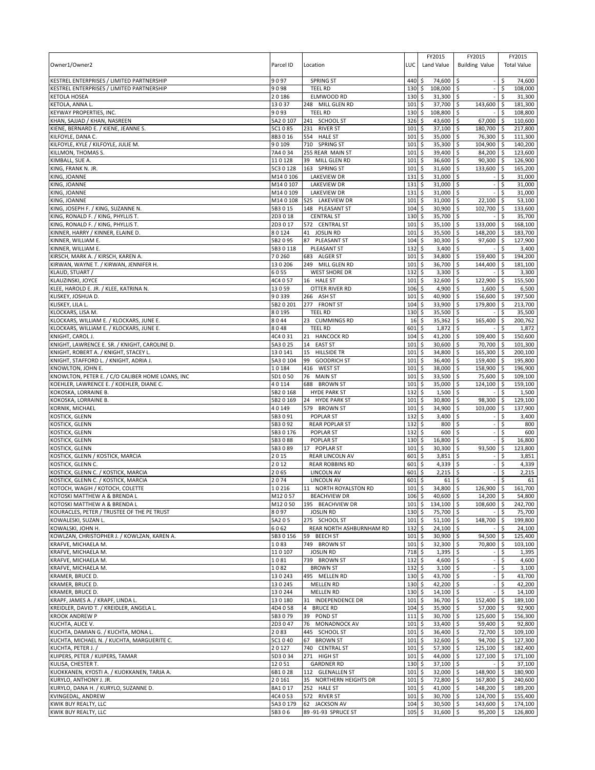| Owner1/Owner2 | Parcel ID | Location | LUC | FY2015 Land Value | FY2015 Building Value | FY2015 Total Value |
|---|---|---|---|---|---|---|
| KESTREL ENTERPRISES / LIMITED PARTNERSHIP | 9 0 97 | SPRING ST | 440 | $ 74,600 | $ - | $ 74,600 |
| KESTREL ENTERPRISES / LIMITED PARTNERSHIP | 9 0 98 | TEEL RD | 130 | $ 108,000 | $ - | $ 108,000 |
| KETOLA HOSEA | 2 0 186 | ELMWOOD RD | 130 | $ 31,300 | $ - | $ 31,300 |
| KETOLA, ANNA L. | 13 0 37 | 248 MILL GLEN RD | 101 | $ 37,700 | $ 143,600 | $ 181,300 |
| KEYWAY PROPERTIES, INC. | 9 0 93 | TEEL RD | 130 | $ 108,800 | $ - | $ 108,800 |
| KHAN, SAJJAD / KHAN, NASREEN | 5A2 0 107 | 241 SCHOOL ST | 326 | $ 43,600 | $ 67,000 | $ 110,600 |
| KIENE, BERNARD E. / KIENE, JEANNE S. | 5C1 0 85 | 231 RIVER ST | 101 | $ 37,100 | $ 180,700 | $ 217,800 |
| KILFOYLE, DANA C. | 8B3 0 16 | 554 HALE ST | 101 | $ 35,000 | $ 76,300 | $ 111,300 |
| KILFOYLE, KYLE / KILFOYLE, JULIE M. | 9 0 109 | 710 SPRING ST | 101 | $ 35,300 | $ 104,900 | $ 140,200 |
| KILLMON, THOMAS S. | 7A4 0 34 | 255 REAR MAIN ST | 101 | $ 39,400 | $ 84,200 | $ 123,600 |
| KIMBALL, SUE A. | 11 0 128 | 39 MILL GLEN RD | 101 | $ 36,600 | $ 90,300 | $ 126,900 |
| KING, FRANK N. JR. | 5C3 0 128 | 163 SPRING ST | 101 | $ 31,600 | $ 133,600 | $ 165,200 |
| KING, JOANNE | M14 0 106 | LAKEVIEW DR | 131 | $ 31,000 | $ - | $ 31,000 |
| KING, JOANNE | M14 0 107 | LAKEVIEW DR | 131 | $ 31,000 | $ - | $ 31,000 |
| KING, JOANNE | M14 0 109 | LAKEVIEW DR | 131 | $ 31,000 | $ - | $ 31,000 |
| KING, JOANNE | M14 0 108 | 525 LAKEVIEW DR | 101 | $ 31,000 | $ 22,100 | $ 53,100 |
| KING, JOSEPH F. / KING, SUZANNE N. | 5B3 0 15 | 148 PLEASANT ST | 104 | $ 30,900 | $ 102,700 | $ 133,600 |
| KING, RONALD F. / KING, PHYLLIS T. | 2D3 0 18 | CENTRAL ST | 130 | $ 35,700 | $ - | $ 35,700 |
| KING, RONALD F. / KING, PHYLLIS T. | 2D3 0 17 | 572 CENTRAL ST | 101 | $ 35,100 | $ 133,000 | $ 168,100 |
| KINNER, HARRY / KINNER, ELAINE D. | 8 0 124 | 41 JOSLIN RD | 101 | $ 35,500 | $ 148,200 | $ 183,700 |
| KINNER, WILLIAM E. | 5B2 0 95 | 87 PLEASANT ST | 104 | $ 30,300 | $ 97,600 | $ 127,900 |
| KINNER, WILLIAM E. | 5B3 0 118 | PLEASANT ST | 132 | $ 3,400 | $ - | $ 3,400 |
| KIRSCH, MARK A. / KIRSCH, KAREN A. | 7 0 260 | 683 ALGER ST | 101 | $ 34,800 | $ 159,400 | $ 194,200 |
| KIRWAN, WAYNE T. / KIRWAN, JENNIFER H. | 13 0 206 | 249 MILL GLEN RD | 101 | $ 36,700 | $ 144,400 | $ 181,100 |
| KLAUD, STUART / | 6 0 55 | WEST SHORE DR | 132 | $ 3,300 | $ - | $ 3,300 |
| KLAUZINSKI, JOYCE | 4C4 0 57 | 16 HALE ST | 101 | $ 32,600 | $ 122,900 | $ 155,500 |
| KLEE, HAROLD E. JR. / KLEE, KATRINA N. | 13 0 59 | OTTER RIVER RD | 106 | $ 4,900 | $ 1,600 | $ 6,500 |
| KLISKEY, JOSHUA D. | 9 0 339 | 266 ASH ST | 101 | $ 40,900 | $ 156,600 | $ 197,500 |
| KLISKEY, LILA L. | 5B2 0 201 | 277 FRONT ST | 104 | $ 33,900 | $ 179,800 | $ 213,700 |
| KLOCKARS, LISA M. | 8 0 195 | TEEL RD | 130 | $ 35,500 | $ - | $ 35,500 |
| KLOCKARS, WILLIAM E. / KLOCKARS, JUNE E. | 8 0 44 | 23 CUMMINGS RD | 16 | $ 35,362 | $ 165,400 | $ 200,762 |
| KLOCKARS, WILLIAM E. / KLOCKARS, JUNE E. | 8 0 48 | TEEL RD | 601 | $ 1,872 | $ - | $ 1,872 |
| KNIGHT, CAROL J. | 4C4 0 31 | 21 HANCOCK RD | 104 | $ 41,200 | $ 109,400 | $ 150,600 |
| KNIGHT, LAWRENCE E. SR. / KNIGHT, CAROLINE D. | 5A3 0 25 | 14 EAST ST | 101 | $ 30,600 | $ 70,700 | $ 101,300 |
| KNIGHT, ROBERT A. / KNIGHT, STACEY L. | 13 0 141 | 15 HILLSIDE TR | 101 | $ 34,800 | $ 165,300 | $ 200,100 |
| KNIGHT, STAFFORD L. / KNIGHT, ADRIA J. | 5A3 0 104 | 99 GOODRICH ST | 101 | $ 36,400 | $ 159,400 | $ 195,800 |
| KNOWLTON, JOHN E. | 1 0 184 | 416 WEST ST | 101 | $ 38,000 | $ 158,900 | $ 196,900 |
| KNOWLTON, PETER E. / C/O CALIBER HOME LOANS, INC | 5D1 0 50 | 76 MAIN ST | 101 | $ 33,500 | $ 75,600 | $ 109,100 |
| KOEHLER, LAWRENCE E. / KOEHLER, DIANE C. | 4 0 114 | 688 BROWN ST | 101 | $ 35,000 | $ 124,100 | $ 159,100 |
| KOKOSKA, LORRAINE B. | 5B2 0 168 | HYDE PARK ST | 132 | $ 1,500 | $ - | $ 1,500 |
| KOKOSKA, LORRAINE B. | 5B2 0 169 | 24 HYDE PARK ST | 101 | $ 30,800 | $ 98,300 | $ 129,100 |
| KORNIK, MICHAEL | 4 0 149 | 579 BROWN ST | 101 | $ 34,900 | $ 103,000 | $ 137,900 |
| KOSTICK, GLENN | 5B3 0 91 | POPLAR ST | 132 | $ 3,400 | $ - | $ 3,400 |
| KOSTICK, GLENN | 5B3 0 92 | REAR POPLAR ST | 132 | $ 800 | $ - | $ 800 |
| KOSTICK, GLENN | 5B3 0 176 | POPLAR ST | 132 | $ 600 | $ - | $ 600 |
| KOSTICK, GLENN | 5B3 0 88 | POPLAR ST | 130 | $ 16,800 | $ - | $ 16,800 |
| KOSTICK, GLENN | 5B3 0 89 | 17 POPLAR ST | 101 | $ 30,300 | $ 93,500 | $ 123,800 |
| KOSTICK, GLENN / KOSTICK, MARCIA | 2 0 15 | REAR LINCOLN AV | 601 | $ 3,851 | $ - | $ 3,851 |
| KOSTICK, GLENN C. | 2 0 12 | REAR ROBBINS RD | 601 | $ 4,339 | $ - | $ 4,339 |
| KOSTICK, GLENN C. / KOSTICK, MARCIA | 2 0 65 | LINCOLN AV | 601 | $ 2,215 | $ - | $ 2,215 |
| KOSTICK, GLENN C. / KOSTICK, MARCIA | 2 0 74 | LINCOLN AV | 601 | $ 61 | $ - | $ 61 |
| KOTOCH, WAGIH / KOTOCH, COLETTE | 1 0 216 | 11 NORTH ROYALSTON RD | 101 | $ 34,800 | $ 126,900 | $ 161,700 |
| KOTOSKI MATTHEW A & BRENDA L | M12 0 57 | BEACHVIEW DR | 106 | $ 40,600 | $ 14,200 | $ 54,800 |
| KOTOSKI MATTHEW A & BRENDA L | M12 0 50 | 195 BEACHVIEW DR | 101 | $ 134,100 | $ 108,600 | $ 242,700 |
| KOURACLES, PETER / TRUSTEE OF THE PE TRUST | 8 0 97 | JOSLIN RD | 130 | $ 75,700 | $ - | $ 75,700 |
| KOWALESKI, SUZAN L. | 5A2 0 5 | 275 SCHOOL ST | 101 | $ 51,100 | $ 148,700 | $ 199,800 |
| KOWALSKI, JOHN H. | 6 0 62 | REAR NORTH ASHBURNHAM RD | 132 | $ 24,100 | $ - | $ 24,100 |
| KOWLZAN, CHRISTOPHER J. / KOWLZAN, KAREN A. | 5B3 0 156 | 59 BEECH ST | 101 | $ 30,900 | $ 94,500 | $ 125,400 |
| KRAFVE, MICHAELA M. | 1 0 83 | 749 BROWN ST | 101 | $ 32,300 | $ 70,800 | $ 103,100 |
| KRAFVE, MICHAELA M. | 11 0 107 | JOSLIN RD | 718 | $ 1,395 | $ - | $ 1,395 |
| KRAFVE, MICHAELA M. | 1 0 81 | 739 BROWN ST | 132 | $ 4,600 | $ - | $ 4,600 |
| KRAFVE, MICHAELA M. | 1 0 82 | BROWN ST | 132 | $ 3,100 | $ - | $ 3,100 |
| KRAMER, BRUCE D. | 13 0 243 | 495 MELLEN RD | 130 | $ 43,700 | $ - | $ 43,700 |
| KRAMER, BRUCE D. | 13 0 245 | MELLEN RD | 130 | $ 42,200 | $ - | $ 42,200 |
| KRAMER, BRUCE D. | 13 0 244 | MELLEN RD | 130 | $ 14,100 | $ - | $ 14,100 |
| KRAPF, JAMES A. / KRAPF, LINDA L. | 13 0 180 | 31 INDEPENDENCE DR | 101 | $ 36,700 | $ 152,400 | $ 189,100 |
| KREIDLER, DAVID T. / KREIDLER, ANGELA L. | 4D4 0 58 | 4 BRUCE RD | 104 | $ 35,900 | $ 57,000 | $ 92,900 |
| KROOK ANDREW P | 5B3 0 79 | 39 POND ST | 111 | $ 30,700 | $ 125,600 | $ 156,300 |
| KUCHTA, ALICE V. | 2D3 0 47 | 76 MONADNOCK AV | 101 | $ 33,400 | $ 59,400 | $ 92,800 |
| KUCHTA, DAMIAN G. / KUCHTA, MONA L. | 2 0 83 | 445 SCHOOL ST | 101 | $ 36,400 | $ 72,700 | $ 109,100 |
| KUCHTA, MICHAEL N. / KUCHTA, MARGUERITE C. | 5C1 0 40 | 67 BROWN ST | 101 | $ 32,600 | $ 94,700 | $ 127,300 |
| KUCHTA, PETER J. / | 2 0 127 | 740 CENTRAL ST | 101 | $ 57,300 | $ 125,100 | $ 182,400 |
| KUIPERS, PETER / KUIPERS, TAMAR | 5D3 0 34 | 271 HIGH ST | 101 | $ 44,000 | $ 127,100 | $ 171,100 |
| KULISA, CHESTER T. | 12 0 51 | GARDNER RD | 130 | $ 37,100 | $ - | $ 37,100 |
| KUOKKANEN, KYOSTI A. / KUOKKANEN, TARJA A. | 6B1 0 28 | 112 GLENALLEN ST | 101 | $ 32,000 | $ 148,900 | $ 180,900 |
| KURYLO, ANTHONY J. JR. | 2 0 161 | 35 NORTHERN HEIGHTS DR | 101 | $ 72,800 | $ 167,800 | $ 240,600 |
| KURYLO, DANA H. / KURYLO, SUZANNE D. | 8A1 0 17 | 252 HALE ST | 101 | $ 41,000 | $ 148,200 | $ 189,200 |
| KVINGEDAL, ANDREW | 4C4 0 53 | 572 RIVER ST | 101 | $ 30,700 | $ 124,700 | $ 155,400 |
| KWIK BUY REALTY, LLC | 5A3 0 179 | 62 JACKSON AV | 104 | $ 30,500 | $ 143,600 | $ 174,100 |
| KWIK BUY REALTY, LLC | 5B3 0 6 | 89 -91-93 SPRUCE ST | 105 | $ 31,600 | $ 95,200 | $ 126,800 |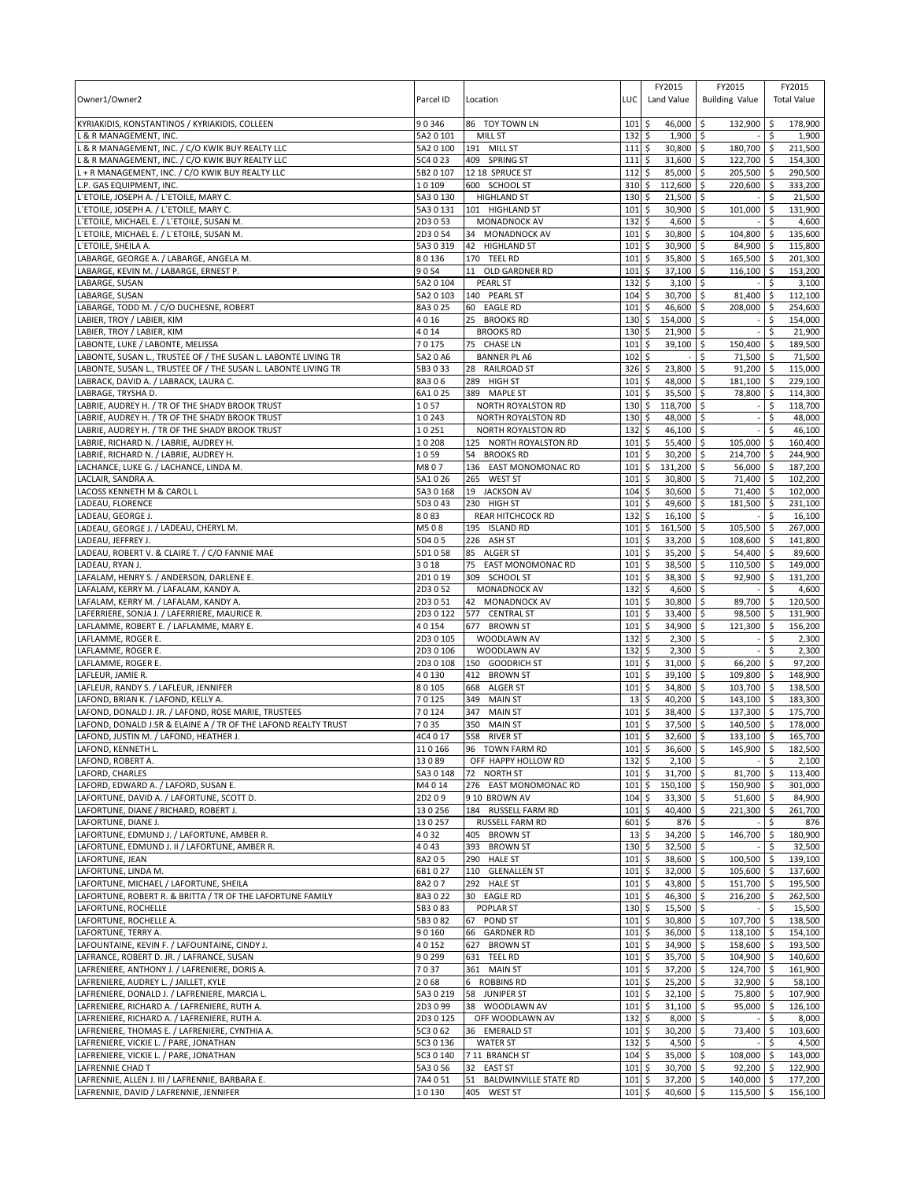| Owner1/Owner2 | Parcel ID | Location | LUC | FY2015 Land Value | FY2015 Building Value | FY2015 Total Value |
|---|---|---|---|---|---|---|
| KYRIAKIDIS, KONSTANTINOS / KYRIAKIDIS, COLLEEN | 9 0 346 | 86 TOY TOWN LN | 101 | $ 46,000 | $ 132,900 | $ 178,900 |
| L & R MANAGEMENT, INC. | 5A2 0 101 | MILL ST | 132 | $ 1,900 | $ - | $ 1,900 |
| L & R MANAGEMENT, INC. / C/O KWIK BUY REALTY LLC | 5A2 0 100 | 191 MILL ST | 111 | $ 30,800 | $ 180,700 | $ 211,500 |
| L & R MANAGEMENT, INC. / C/O KWIK BUY REALTY LLC | 5C4 0 23 | 409 SPRING ST | 111 | $ 31,600 | $ 122,700 | $ 154,300 |
| L + R MANAGEMENT, INC. / C/O KWIK BUY REALTY LLC | 5B2 0 107 | 12 18 SPRUCE ST | 112 | $ 85,000 | $ 205,500 | $ 290,500 |
| L.P. GAS EQUIPMENT, INC. | 1 0 109 | 600 SCHOOL ST | 310 | $ 112,600 | $ 220,600 | $ 333,200 |
| L`ETOILE, JOSEPH A. / L`ETOILE, MARY C. | 5A3 0 130 | HIGHLAND ST | 130 | $ 21,500 | $ - | $ 21,500 |
| L`ETOILE, JOSEPH A. / L`ETOILE, MARY C. | 5A3 0 131 | 101 HIGHLAND ST | 101 | $ 30,900 | $ 101,000 | $ 131,900 |
| L`ETOILE, MICHAEL E. / L`ETOILE, SUSAN M. | 2D3 0 53 | MONADNOCK AV | 132 | $ 4,600 | $ - | $ 4,600 |
| L`ETOILE, MICHAEL E. / L`ETOILE, SUSAN M. | 2D3 0 54 | 34 MONADNOCK AV | 101 | $ 30,800 | $ 104,800 | $ 135,600 |
| L`ETOILE, SHEILA A. | 5A3 0 319 | 42 HIGHLAND ST | 101 | $ 30,900 | $ 84,900 | $ 115,800 |
| LABARGE, GEORGE A. / LABARGE, ANGELA M. | 8 0 136 | 170 TEEL RD | 101 | $ 35,800 | $ 165,500 | $ 201,300 |
| LABARGE, KEVIN M. / LABARGE, ERNEST P. | 9 0 54 | 11 OLD GARDNER RD | 101 | $ 37,100 | $ 116,100 | $ 153,200 |
| LABARGE, SUSAN | 5A2 0 104 | PEARL ST | 132 | $ 3,100 | $ - | $ 3,100 |
| LABARGE, SUSAN | 5A2 0 103 | 140 PEARL ST | 104 | $ 30,700 | $ 81,400 | $ 112,100 |
| LABARGE, TODD M. / C/O DUCHESNE, ROBERT | 8A3 0 25 | 60 EAGLE RD | 101 | $ 46,600 | $ 208,000 | $ 254,600 |
| LABIER, TROY / LABIER, KIM | 4 0 16 | 25 BROOKS RD | 130 | $ 154,000 | $ - | $ 154,000 |
| LABIER, TROY / LABIER, KIM | 4 0 14 | BROOKS RD | 130 | $ 21,900 | $ - | $ 21,900 |
| LABONTE, LUKE / LABONTE, MELISSA | 7 0 175 | 75 CHASE LN | 101 | $ 39,100 | $ 150,400 | $ 189,500 |
| LABONTE, SUSAN L., TRUSTEE OF / THE SUSAN L. LABONTE LIVING TR | 5A2 0 A6 | BANNER PL A6 | 102 | $ - | $ 71,500 | $ 71,500 |
| LABONTE, SUSAN L., TRUSTEE OF / THE SUSAN L. LABONTE LIVING TR | 5B3 0 33 | 28 RAILROAD ST | 326 | $ 23,800 | $ 91,200 | $ 115,000 |
| LABRACK, DAVID A. / LABRACK, LAURA C. | 8A3 0 6 | 289 HIGH ST | 101 | $ 48,000 | $ 181,100 | $ 229,100 |
| LABRAGE, TRYSHA D. | 6A1 0 25 | 389 MAPLE ST | 101 | $ 35,500 | $ 78,800 | $ 114,300 |
| LABRIE, AUDREY H. / TR OF THE SHADY BROOK TRUST | 1 0 57 | NORTH ROYALSTON RD | 130 | $ 118,700 | $ - | $ 118,700 |
| LABRIE, AUDREY H. / TR OF THE SHADY BROOK TRUST | 1 0 243 | NORTH ROYALSTON RD | 130 | $ 48,000 | $ - | $ 48,000 |
| LABRIE, AUDREY H. / TR OF THE SHADY BROOK TRUST | 1 0 251 | NORTH ROYALSTON RD | 132 | $ 46,100 | $ - | $ 46,100 |
| LABRIE, RICHARD N. / LABRIE, AUDREY H. | 1 0 208 | 125 NORTH ROYALSTON RD | 101 | $ 55,400 | $ 105,000 | $ 160,400 |
| LABRIE, RICHARD N. / LABRIE, AUDREY H. | 1 0 59 | 54 BROOKS RD | 101 | $ 30,200 | $ 214,700 | $ 244,900 |
| LACHANCE, LUKE G. / LACHANCE, LINDA M. | M8 0 7 | 136 EAST MONOMONAC RD | 101 | $ 131,200 | $ 56,000 | $ 187,200 |
| LACLAIR, SANDRA A. | 5A1 0 26 | 265 WEST ST | 101 | $ 30,800 | $ 71,400 | $ 102,200 |
| LACOSS KENNETH M & CAROL L | 5A3 0 168 | 19 JACKSON AV | 104 | $ 30,600 | $ 71,400 | $ 102,000 |
| LADEAU, FLORENCE | 5D3 0 43 | 230 HIGH ST | 101 | $ 49,600 | $ 181,500 | $ 231,100 |
| LADEAU, GEORGE J. | 8 0 83 | REAR HITCHCOCK RD | 132 | $ 16,100 | $ - | $ 16,100 |
| LADEAU, GEORGE J. / LADEAU, CHERYL M. | M5 0 8 | 195 ISLAND RD | 101 | $ 161,500 | $ 105,500 | $ 267,000 |
| LADEAU, JEFFREY J. | 5D4 0 5 | 226 ASH ST | 101 | $ 33,200 | $ 108,600 | $ 141,800 |
| LADEAU, ROBERT V. & CLAIRE T. / C/O FANNIE MAE | 5D1 0 58 | 85 ALGER ST | 101 | $ 35,200 | $ 54,400 | $ 89,600 |
| LADEAU, RYAN J. | 3 0 18 | 75 EAST MONOMONAC RD | 101 | $ 38,500 | $ 110,500 | $ 149,000 |
| LAFALAM, HENRY S. / ANDERSON, DARLENE E. | 2D1 0 19 | 309 SCHOOL ST | 101 | $ 38,300 | $ 92,900 | $ 131,200 |
| LAFALAM, KERRY M. / LAFALAM, KANDY A. | 2D3 0 52 | MONADNOCK AV | 132 | $ 4,600 | $ - | $ 4,600 |
| LAFALAM, KERRY M. / LAFALAM, KANDY A. | 2D3 0 51 | 42 MONADNOCK AV | 101 | $ 30,800 | $ 89,700 | $ 120,500 |
| LAFERRIERE, SONJA J. / LAFERRIERE, MAURICE R. | 2D3 0 122 | 577 CENTRAL ST | 101 | $ 33,400 | $ 98,500 | $ 131,900 |
| LAFLAMME, ROBERT E. / LAFLAMME, MARY E. | 4 0 154 | 677 BROWN ST | 101 | $ 34,900 | $ 121,300 | $ 156,200 |
| LAFLAMME, ROGER E. | 2D3 0 105 | WOODLAWN AV | 132 | $ 2,300 | $ - | $ 2,300 |
| LAFLAMME, ROGER E. | 2D3 0 106 | WOODLAWN AV | 132 | $ 2,300 | $ - | $ 2,300 |
| LAFLAMME, ROGER E. | 2D3 0 108 | 150 GOODRICH ST | 101 | $ 31,000 | $ 66,200 | $ 97,200 |
| LAFLEUR, JAMIE R. | 4 0 130 | 412 BROWN ST | 101 | $ 39,100 | $ 109,800 | $ 148,900 |
| LAFLEUR, RANDY S. / LAFLEUR, JENNIFER | 8 0 105 | 668 ALGER ST | 101 | $ 34,800 | $ 103,700 | $ 138,500 |
| LAFOND, BRIAN K. / LAFOND, KELLY A. | 7 0 125 | 349 MAIN ST | 13 | $ 40,200 | $ 143,100 | $ 183,300 |
| LAFOND, DONALD J. JR. / LAFOND, ROSE MARIE, TRUSTEES | 7 0 124 | 347 MAIN ST | 101 | $ 38,400 | $ 137,300 | $ 175,700 |
| LAFOND, DONALD J.SR & ELAINE A / TR OF THE LAFOND REALTY TRUST | 7 0 35 | 350 MAIN ST | 101 | $ 37,500 | $ 140,500 | $ 178,000 |
| LAFOND, JUSTIN M. / LAFOND, HEATHER J. | 4C4 0 17 | 558 RIVER ST | 101 | $ 32,600 | $ 133,100 | $ 165,700 |
| LAFOND, KENNETH L. | 11 0 166 | 96 TOWN FARM RD | 101 | $ 36,600 | $ 145,900 | $ 182,500 |
| LAFOND, ROBERT A. | 13 0 89 | OFF HAPPY HOLLOW RD | 132 | $ 2,100 | $ - | $ 2,100 |
| LAFORD, CHARLES | 5A3 0 148 | 72 NORTH ST | 101 | $ 31,700 | $ 81,700 | $ 113,400 |
| LAFORD, EDWARD A. / LAFORD, SUSAN E. | M4 0 14 | 276 EAST MONOMONAC RD | 101 | $ 150,100 | $ 150,900 | $ 301,000 |
| LAFORTUNE, DAVID A. / LAFORTUNE, SCOTT D. | 2D2 0 9 | 9 10 BROWN AV | 104 | $ 33,300 | $ 51,600 | $ 84,900 |
| LAFORTUNE, DIANE / RICHARD, ROBERT J. | 13 0 256 | 184 RUSSELL FARM RD | 101 | $ 40,400 | $ 221,300 | $ 261,700 |
| LAFORTUNE, DIANE J. | 13 0 257 | RUSSELL FARM RD | 601 | $ 876 | $ - | $ 876 |
| LAFORTUNE, EDMUND J. / LAFORTUNE, AMBER R. | 4 0 32 | 405 BROWN ST | 13 | $ 34,200 | $ 146,700 | $ 180,900 |
| LAFORTUNE, EDMUND J. II / LAFORTUNE, AMBER R. | 4 0 43 | 393 BROWN ST | 130 | $ 32,500 | $ - | $ 32,500 |
| LAFORTUNE, JEAN | 8A2 0 5 | 290 HALE ST | 101 | $ 38,600 | $ 100,500 | $ 139,100 |
| LAFORTUNE, LINDA M. | 6B1 0 27 | 110 GLENALLEN ST | 101 | $ 32,000 | $ 105,600 | $ 137,600 |
| LAFORTUNE, MICHAEL / LAFORTUNE, SHEILA | 8A2 0 7 | 292 HALE ST | 101 | $ 43,800 | $ 151,700 | $ 195,500 |
| LAFORTUNE, ROBERT R. & BRITTA / TR OF THE LAFORTUNE FAMILY | 8A3 0 22 | 30 EAGLE RD | 101 | $ 46,300 | $ 216,200 | $ 262,500 |
| LAFORTUNE, ROCHELLE | 5B3 0 83 | POPLAR ST | 130 | $ 15,500 | $ - | $ 15,500 |
| LAFORTUNE, ROCHELLE A. | 5B3 0 82 | 67 POND ST | 101 | $ 30,800 | $ 107,700 | $ 138,500 |
| LAFORTUNE, TERRY A. | 9 0 160 | 66 GARDNER RD | 101 | $ 36,000 | $ 118,100 | $ 154,100 |
| LAFOUNTAINE, KEVIN F. / LAFOUNTAINE, CINDY J. | 4 0 152 | 627 BROWN ST | 101 | $ 34,900 | $ 158,600 | $ 193,500 |
| LAFRANCE, ROBERT D. JR. / LAFRANCE, SUSAN | 9 0 299 | 631 TEEL RD | 101 | $ 35,700 | $ 104,900 | $ 140,600 |
| LAFRENIERE, ANTHONY J. / LAFRENIERE, DORIS A. | 7 0 37 | 361 MAIN ST | 101 | $ 37,200 | $ 124,700 | $ 161,900 |
| LAFRENIERE, AUDREY L. / JAILLET, KYLE | 2 0 68 | 6 ROBBINS RD | 101 | $ 25,200 | $ 32,900 | $ 58,100 |
| LAFRENIERE, DONALD J. / LAFRENIERE, MARCIA L. | 5A3 0 219 | 58 JUNIPER ST | 101 | $ 32,100 | $ 75,800 | $ 107,900 |
| LAFRENIERE, RICHARD A. / LAFRENIERE, RUTH A. | 2D3 0 99 | 38 WOODLAWN AV | 101 | $ 31,100 | $ 95,000 | $ 126,100 |
| LAFRENIERE, RICHARD A. / LAFRENIERE, RUTH A. | 2D3 0 125 | OFF WOODLAWN AV | 132 | $ 8,000 | $ - | $ 8,000 |
| LAFRENIERE, THOMAS E. / LAFRENIERE, CYNTHIA A. | 5C3 0 62 | 36 EMERALD ST | 101 | $ 30,200 | $ 73,400 | $ 103,600 |
| LAFRENIERE, VICKIE L. / PARE, JONATHAN | 5C3 0 136 | WATER ST | 132 | $ 4,500 | $ - | $ 4,500 |
| LAFRENIERE, VICKIE L. / PARE, JONATHAN | 5C3 0 140 | 7 11 BRANCH ST | 104 | $ 35,000 | $ 108,000 | $ 143,000 |
| LAFRENNIE CHAD T | 5A3 0 56 | 32 EAST ST | 101 | $ 30,700 | $ 92,200 | $ 122,900 |
| LAFRENNIE, ALLEN J. III / LAFRENNIE, BARBARA E. | 7A4 0 51 | 51 BALDWINVILLE STATE RD | 101 | $ 37,200 | $ 140,000 | $ 177,200 |
| LAFRENNIE, DAVID / LAFRENNIE, JENNIFER | 1 0 130 | 405 WEST ST | 101 | $ 40,600 | $ 115,500 | $ 156,100 |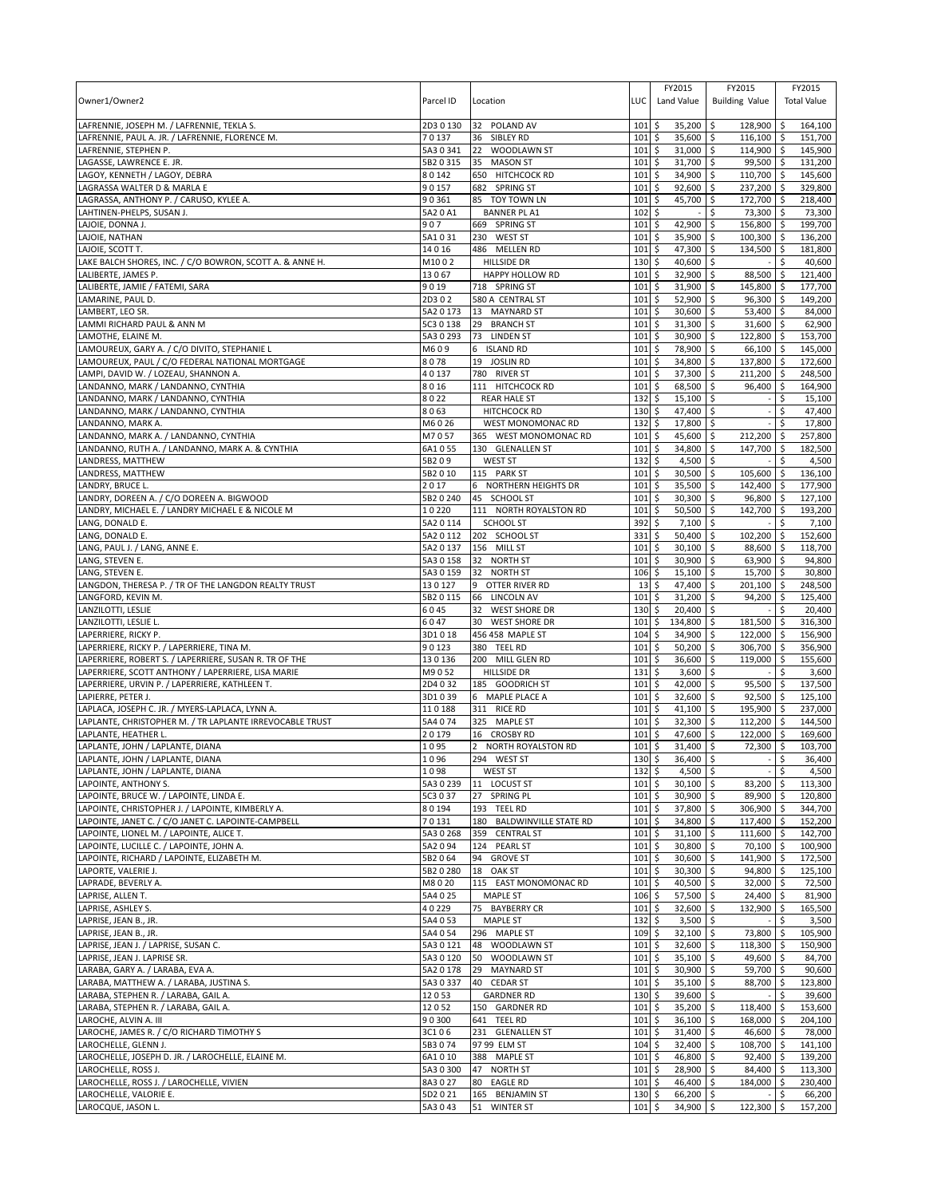| Owner1/Owner2 | Parcel ID | Location | LUC | FY2015 Land Value | FY2015 Building Value | FY2015 Total Value |
|---|---|---|---|---|---|---|
| LAFRENNIE, JOSEPH M. / LAFRENNIE, TEKLA S. | 2D3 0 130 | 32 POLAND AV | 101 | $ 35,200 | $ 128,900 | $ 164,100 |
| LAFRENNIE, PAUL A. JR. / LAFRENNIE, FLORENCE M. | 7 0 137 | 36 SIBLEY RD | 101 | $ 35,600 | $ 116,100 | $ 151,700 |
| LAFRENNIE, STEPHEN P. | 5A3 0 341 | 22 WOODLAWN ST | 101 | $ 31,000 | $ 114,900 | $ 145,900 |
| LAGASSE, LAWRENCE E. JR. | 5B2 0 315 | 35 MASON ST | 101 | $ 31,700 | $ 99,500 | $ 131,200 |
| LAGOY, KENNETH / LAGOY, DEBRA | 8 0 142 | 650 HITCHCOCK RD | 101 | $ 34,900 | $ 110,700 | $ 145,600 |
| LAGRASSA WALTER D & MARLA E | 9 0 157 | 682 SPRING ST | 101 | $ 92,600 | $ 237,200 | $ 329,800 |
| LAGRASSA, ANTHONY P. / CARUSO, KYLEE A. | 9 0 361 | 85 TOY TOWN LN | 101 | $ 45,700 | $ 172,700 | $ 218,400 |
| LAHTINEN-PHELPS, SUSAN J. | 5A2 0 A1 | BANNER PL A1 | 102 | $ - | $ 73,300 | $ 73,300 |
| LAJOIE, DONNA J. | 9 0 7 | 669 SPRING ST | 101 | $ 42,900 | $ 156,800 | $ 199,700 |
| LAJOIE, NATHAN | 5A1 0 31 | 230 WEST ST | 101 | $ 35,900 | $ 100,300 | $ 136,200 |
| LAJOIE, SCOTT T. | 14 0 16 | 486 MELLEN RD | 101 | $ 47,300 | $ 134,500 | $ 181,800 |
| LAKE BALCH SHORES, INC. / C/O BOWRON, SCOTT A. & ANNE H. | M10 0 2 | HILLSIDE DR | 130 | $ 40,600 | $ - | $ 40,600 |
| LALIBERTE, JAMES P. | 13 0 67 | HAPPY HOLLOW RD | 101 | $ 32,900 | $ 88,500 | $ 121,400 |
| LALIBERTE, JAMIE / FATEMI, SARA | 9 0 19 | 718 SPRING ST | 101 | $ 31,900 | $ 145,800 | $ 177,700 |
| LAMARINE, PAUL D. | 2D3 0 2 | 580 A CENTRAL ST | 101 | $ 52,900 | $ 96,300 | $ 149,200 |
| LAMBERT, LEO SR. | 5A2 0 173 | 13 MAYNARD ST | 101 | $ 30,600 | $ 53,400 | $ 84,000 |
| LAMMI RICHARD PAUL & ANN M | 5C3 0 138 | 29 BRANCH ST | 101 | $ 31,300 | $ 31,600 | $ 62,900 |
| LAMOTHE, ELAINE M. | 5A3 0 293 | 73 LINDEN ST | 101 | $ 30,900 | $ 122,800 | $ 153,700 |
| LAMOUREUX, GARY A. / C/O DIVITO, STEPHANIE L | M6 0 9 | 6 ISLAND RD | 101 | $ 78,900 | $ 66,100 | $ 145,000 |
| LAMOUREUX, PAUL / C/O FEDERAL NATIONAL MORTGAGE | 8 0 78 | 19 JOSLIN RD | 101 | $ 34,800 | $ 137,800 | $ 172,600 |
| LAMPI, DAVID W. / LOZEAU, SHANNON A. | 4 0 137 | 780 RIVER ST | 101 | $ 37,300 | $ 211,200 | $ 248,500 |
| LANDANNO, MARK / LANDANNO, CYNTHIA | 8 0 16 | 111 HITCHCOCK RD | 101 | $ 68,500 | $ 96,400 | $ 164,900 |
| LANDANNO, MARK / LANDANNO, CYNTHIA | 8 0 22 | REAR HALE ST | 132 | $ 15,100 | $ - | $ 15,100 |
| LANDANNO, MARK / LANDANNO, CYNTHIA | 8 0 63 | HITCHCOCK RD | 130 | $ 47,400 | $ - | $ 47,400 |
| LANDANNO, MARK A. | M6 0 26 | WEST MONOMONAC RD | 132 | $ 17,800 | $ - | $ 17,800 |
| LANDANNO, MARK A. / LANDANNO, CYNTHIA | M7 0 57 | 365 WEST MONOMONAC RD | 101 | $ 45,600 | $ 212,200 | $ 257,800 |
| LANDANNO, RUTH A. / LANDANNO, MARK A. & CYNTHIA | 6A1 0 55 | 130 GLENALLEN ST | 101 | $ 34,800 | $ 147,700 | $ 182,500 |
| LANDRESS, MATTHEW | 5B2 0 9 | WEST ST | 132 | $ 4,500 | $ - | $ 4,500 |
| LANDRESS, MATTHEW | 5B2 0 10 | 115 PARK ST | 101 | $ 30,500 | $ 105,600 | $ 136,100 |
| LANDRY, BRUCE L. | 2 0 17 | 6 NORTHERN HEIGHTS DR | 101 | $ 35,500 | $ 142,400 | $ 177,900 |
| LANDRY, DOREEN A. / C/O DOREEN A. BIGWOOD | 5B2 0 240 | 45 SCHOOL ST | 101 | $ 30,300 | $ 96,800 | $ 127,100 |
| LANDRY, MICHAEL E. / LANDRY MICHAEL E & NICOLE M | 1 0 220 | 111 NORTH ROYALSTON RD | 101 | $ 50,500 | $ 142,700 | $ 193,200 |
| LANG, DONALD E. | 5A2 0 114 | SCHOOL ST | 392 | $ 7,100 | $ - | $ 7,100 |
| LANG, DONALD E. | 5A2 0 112 | 202 SCHOOL ST | 331 | $ 50,400 | $ 102,200 | $ 152,600 |
| LANG, PAUL J. / LANG, ANNE E. | 5A2 0 137 | 156 MILL ST | 101 | $ 30,100 | $ 88,600 | $ 118,700 |
| LANG, STEVEN E. | 5A3 0 158 | 32 NORTH ST | 101 | $ 30,900 | $ 63,900 | $ 94,800 |
| LANG, STEVEN E. | 5A3 0 159 | 32 NORTH ST | 106 | $ 15,100 | $ 15,700 | $ 30,800 |
| LANGDON, THERESA P. / TR OF THE LANGDON REALTY TRUST | 13 0 127 | 9 OTTER RIVER RD | 13 | $ 47,400 | $ 201,100 | $ 248,500 |
| LANGFORD, KEVIN M. | 5B2 0 115 | 66 LINCOLN AV | 101 | $ 31,200 | $ 94,200 | $ 125,400 |
| LANZILOTTI, LESLIE | 6 0 45 | 32 WEST SHORE DR | 130 | $ 20,400 | $ - | $ 20,400 |
| LANZILOTTI, LESLIE L. | 6 0 47 | 30 WEST SHORE DR | 101 | $ 134,800 | $ 181,500 | $ 316,300 |
| LAPERRIERE, RICKY P. | 3D1 0 18 | 456 458 MAPLE ST | 104 | $ 34,900 | $ 122,000 | $ 156,900 |
| LAPERRIERE, RICKY P. / LAPERRIERE, TINA M. | 9 0 123 | 380 TEEL RD | 101 | $ 50,200 | $ 306,700 | $ 356,900 |
| LAPERRIERE, ROBERT S. / LAPERRIERE, SUSAN R. TR OF THE | 13 0 136 | 200 MILL GLEN RD | 101 | $ 36,600 | $ 119,000 | $ 155,600 |
| LAPERRIERE, SCOTT ANTHONY / LAPERRIERE, LISA MARIE | M9 0 52 | HILLSIDE DR | 131 | $ 3,600 | $ - | $ 3,600 |
| LAPERRIERE, URVIN P. / LAPERRIERE, KATHLEEN T. | 2D4 0 32 | 185 GOODRICH ST | 101 | $ 42,000 | $ 95,500 | $ 137,500 |
| LAPIERRE, PETER J. | 3D1 0 39 | 6 MAPLE PLACE A | 101 | $ 32,600 | $ 92,500 | $ 125,100 |
| LAPLACA, JOSEPH C. JR. / MYERS-LAPLACA, LYNN A. | 11 0 188 | 311 RICE RD | 101 | $ 41,100 | $ 195,900 | $ 237,000 |
| LAPLANTE, CHRISTOPHER M. / TR LAPLANTE IRREVOCABLE TRUST | 5A4 0 74 | 325 MAPLE ST | 101 | $ 32,300 | $ 112,200 | $ 144,500 |
| LAPLANTE, HEATHER L. | 2 0 179 | 16 CROSBY RD | 101 | $ 47,600 | $ 122,000 | $ 169,600 |
| LAPLANTE, JOHN / LAPLANTE, DIANA | 1 0 95 | 2 NORTH ROYALSTON RD | 101 | $ 31,400 | $ 72,300 | $ 103,700 |
| LAPLANTE, JOHN / LAPLANTE, DIANA | 1 0 96 | 294 WEST ST | 130 | $ 36,400 | $ - | $ 36,400 |
| LAPLANTE, JOHN / LAPLANTE, DIANA | 1 0 98 | WEST ST | 132 | $ 4,500 | $ - | $ 4,500 |
| LAPOINTE, ANTHONY S. | 5A3 0 239 | 11 LOCUST ST | 101 | $ 30,100 | $ 83,200 | $ 113,300 |
| LAPOINTE, BRUCE W. / LAPOINTE, LINDA E. | 5C3 0 37 | 27 SPRING PL | 101 | $ 30,900 | $ 89,900 | $ 120,800 |
| LAPOINTE, CHRISTOPHER J. / LAPOINTE, KIMBERLY A. | 8 0 194 | 193 TEEL RD | 101 | $ 37,800 | $ 306,900 | $ 344,700 |
| LAPOINTE, JANET C. / C/O JANET C. LAPOINTE-CAMPBELL | 7 0 131 | 180 BALDWINVILLE STATE RD | 101 | $ 34,800 | $ 117,400 | $ 152,200 |
| LAPOINTE, LIONEL M. / LAPOINTE, ALICE T. | 5A3 0 268 | 359 CENTRAL ST | 101 | $ 31,100 | $ 111,600 | $ 142,700 |
| LAPOINTE, LUCILLE C. / LAPOINTE, JOHN A. | 5A2 0 94 | 124 PEARL ST | 101 | $ 30,800 | $ 70,100 | $ 100,900 |
| LAPOINTE, RICHARD / LAPOINTE, ELIZABETH M. | 5B2 0 64 | 94 GROVE ST | 101 | $ 30,600 | $ 141,900 | $ 172,500 |
| LAPORTE, VALERIE J. | 5B2 0 280 | 18 OAK ST | 101 | $ 30,300 | $ 94,800 | $ 125,100 |
| LAPRADE, BEVERLY A. | M8 0 20 | 115 EAST MONOMONAC RD | 101 | $ 40,500 | $ 32,000 | $ 72,500 |
| LAPRISE, ALLEN T. | 5A4 0 25 | MAPLE ST | 106 | $ 57,500 | $ 24,400 | $ 81,900 |
| LAPRISE, ASHLEY S. | 4 0 229 | 75 BAYBERRY CR | 101 | $ 32,600 | $ 132,900 | $ 165,500 |
| LAPRISE, JEAN B., JR. | 5A4 0 53 | MAPLE ST | 132 | $ 3,500 | $ - | $ 3,500 |
| LAPRISE, JEAN B., JR. | 5A4 0 54 | 296 MAPLE ST | 109 | $ 32,100 | $ 73,800 | $ 105,900 |
| LAPRISE, JEAN J. / LAPRISE, SUSAN C. | 5A3 0 121 | 48 WOODLAWN ST | 101 | $ 32,600 | $ 118,300 | $ 150,900 |
| LAPRISE, JEAN J. LAPRISE SR. | 5A3 0 120 | 50 WOODLAWN ST | 101 | $ 35,100 | $ 49,600 | $ 84,700 |
| LARABA, GARY A. / LARABA, EVA A. | 5A2 0 178 | 29 MAYNARD ST | 101 | $ 30,900 | $ 59,700 | $ 90,600 |
| LARABA, MATTHEW A. / LARABA, JUSTINA S. | 5A3 0 337 | 40 CEDAR ST | 101 | $ 35,100 | $ 88,700 | $ 123,800 |
| LARABA, STEPHEN R. / LARABA, GAIL A. | 12 0 53 | GARDNER RD | 130 | $ 39,600 | $ - | $ 39,600 |
| LARABA, STEPHEN R. / LARABA, GAIL A. | 12 0 52 | 150 GARDNER RD | 101 | $ 35,200 | $ 118,400 | $ 153,600 |
| LAROCHE, ALVIN A. III | 9 0 300 | 641 TEEL RD | 101 | $ 36,100 | $ 168,000 | $ 204,100 |
| LAROCHE, JAMES R. / C/O RICHARD TIMOTHY S | 3C1 0 6 | 231 GLENALLEN ST | 101 | $ 31,400 | $ 46,600 | $ 78,000 |
| LAROCHELLE, GLENN J. | 5B3 0 74 | 97 99 ELM ST | 104 | $ 32,400 | $ 108,700 | $ 141,100 |
| LAROCHELLE, JOSEPH D. JR. / LAROCHELLE, ELAINE M. | 6A1 0 10 | 388 MAPLE ST | 101 | $ 46,800 | $ 92,400 | $ 139,200 |
| LAROCHELLE, ROSS J. | 5A3 0 300 | 47 NORTH ST | 101 | $ 28,900 | $ 84,400 | $ 113,300 |
| LAROCHELLE, ROSS J. / LAROCHELLE, VIVIEN | 8A3 0 27 | 80 EAGLE RD | 101 | $ 46,400 | $ 184,000 | $ 230,400 |
| LAROCHELLE, VALORIE E. | 5D2 0 21 | 165 BENJAMIN ST | 130 | $ 66,200 | $ - | $ 66,200 |
| LAROCQUE, JASON L. | 5A3 0 43 | 51 WINTER ST | 101 | $ 34,900 | $ 122,300 | $ 157,200 |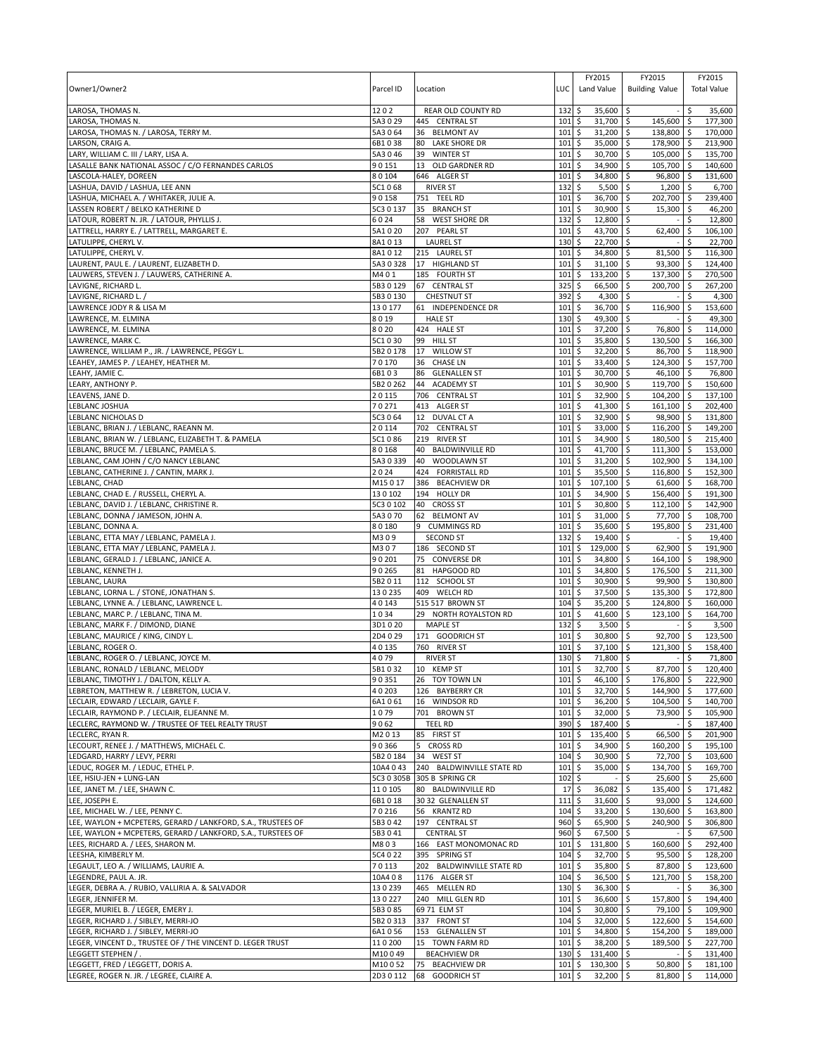| Owner1/Owner2 | Parcel ID | Location | LUC | FY2015 Land Value | FY2015 Building Value | FY2015 Total Value |
|---|---|---|---|---|---|---|
| LAROSA, THOMAS N. | 12 0 2 | REAR OLD COUNTY RD | 132 | $ 35,600 | $ - | $ 35,600 |
| LAROSA, THOMAS N. | 5A3 0 29 | 445 CENTRAL ST | 101 | $ 31,700 | $ 145,600 | $ 177,300 |
| LAROSA, THOMAS N. / LAROSA, TERRY M. | 5A3 0 64 | 36 BELMONT AV | 101 | $ 31,200 | $ 138,800 | $ 170,000 |
| LARSON, CRAIG A. | 6B1 0 38 | 80 LAKE SHORE DR | 101 | $ 35,000 | $ 178,900 | $ 213,900 |
| LARY, WILLIAM C. III / LARY, LISA A. | 5A3 0 46 | 39 WINTER ST | 101 | $ 30,700 | $ 105,000 | $ 135,700 |
| LASALLE BANK NATIONAL ASSOC / C/O FERNANDES CARLOS | 9 0 151 | 13 OLD GARDNER RD | 101 | $ 34,900 | $ 105,700 | $ 140,600 |
| LASCOLA-HALEY, DOREEN | 8 0 104 | 646 ALGER ST | 101 | $ 34,800 | $ 96,800 | $ 131,600 |
| LASHUA, DAVID / LASHUA, LEE ANN | 5C1 0 68 | RIVER ST | 132 | $ 5,500 | $ 1,200 | $ 6,700 |
| LASHUA, MICHAEL A. / WHITAKER, JULIE A. | 9 0 158 | 751 TEEL RD | 101 | $ 36,700 | $ 202,700 | $ 239,400 |
| LASSEN ROBERT / BELKO KATHERINE D | 5C3 0 137 | 35 BRANCH ST | 101 | $ 30,900 | $ 15,300 | $ 46,200 |
| LATOUR, ROBERT N. JR. / LATOUR, PHYLLIS J. | 6 0 24 | 58 WEST SHORE DR | 132 | $ 12,800 | $ - | $ 12,800 |
| LATTRELL, HARRY E. / LATTRELL, MARGARET E. | 5A1 0 20 | 207 PEARL ST | 101 | $ 43,700 | $ 62,400 | $ 106,100 |
| LATULIPPE, CHERYL V. | 8A1 0 13 | LAUREL ST | 130 | $ 22,700 | $ - | $ 22,700 |
| LATULIPPE, CHERYL V. | 8A1 0 12 | 215 LAUREL ST | 101 | $ 34,800 | $ 81,500 | $ 116,300 |
| LAURENT, PAUL E. / LAURENT, ELIZABETH D. | 5A3 0 328 | 17 HIGHLAND ST | 101 | $ 31,100 | $ 93,300 | $ 124,400 |
| LAUWERS, STEVEN J. / LAUWERS, CATHERINE A. | M4 0 1 | 185 FOURTH ST | 101 | $ 133,200 | $ 137,300 | $ 270,500 |
| LAVIGNE, RICHARD L. | 5B3 0 129 | 67 CENTRAL ST | 325 | $ 66,500 | $ 200,700 | $ 267,200 |
| LAVIGNE, RICHARD L. / | 5B3 0 130 | CHESTNUT ST | 392 | $ 4,300 | $ - | $ 4,300 |
| LAWRENCE JODY R & LISA M | 13 0 177 | 61 INDEPENDENCE DR | 101 | $ 36,700 | $ 116,900 | $ 153,600 |
| LAWRENCE, M. ELMINA | 8 0 19 | HALE ST | 130 | $ 49,300 | $ - | $ 49,300 |
| LAWRENCE, M. ELMINA | 8 0 20 | 424 HALE ST | 101 | $ 37,200 | $ 76,800 | $ 114,000 |
| LAWRENCE, MARK C. | 5C1 0 30 | 99 HILL ST | 101 | $ 35,800 | $ 130,500 | $ 166,300 |
| LAWRENCE, WILLIAM P., JR. / LAWRENCE, PEGGY L. | 5B2 0 178 | 17 WILLOW ST | 101 | $ 32,200 | $ 86,700 | $ 118,900 |
| LEAHEY, JAMES P. / LEAHEY, HEATHER M. | 7 0 170 | 36 CHASE LN | 101 | $ 33,400 | $ 124,300 | $ 157,700 |
| LEAHY, JAMIE C. | 6B1 0 3 | 86 GLENALLEN ST | 101 | $ 30,700 | $ 46,100 | $ 76,800 |
| LEARY, ANTHONY P. | 5B2 0 262 | 44 ACADEMY ST | 101 | $ 30,900 | $ 119,700 | $ 150,600 |
| LEAVENS, JANE D. | 2 0 115 | 706 CENTRAL ST | 101 | $ 32,900 | $ 104,200 | $ 137,100 |
| LEBLANC JOSHUA | 7 0 271 | 413 ALGER ST | 101 | $ 41,300 | $ 161,100 | $ 202,400 |
| LEBLANC NICHOLAS D | 5C3 0 64 | 12 DUVAL CT A | 101 | $ 32,900 | $ 98,900 | $ 131,800 |
| LEBLANC, BRIAN J. / LEBLANC, RAEANN M. | 2 0 114 | 702 CENTRAL ST | 101 | $ 33,000 | $ 116,200 | $ 149,200 |
| LEBLANC, BRIAN W. / LEBLANC, ELIZABETH T. & PAMELA | 5C1 0 86 | 219 RIVER ST | 101 | $ 34,900 | $ 180,500 | $ 215,400 |
| LEBLANC, BRUCE M. / LEBLANC, PAMELA S. | 8 0 168 | 40 BALDWINVILLE RD | 101 | $ 41,700 | $ 111,300 | $ 153,000 |
| LEBLANC, CAM JOHN / C/O NANCY LEBLANC | 5A3 0 339 | 40 WOODLAWN ST | 101 | $ 31,200 | $ 102,900 | $ 134,100 |
| LEBLANC, CATHERINE J. / CANTIN, MARK J. | 2 0 24 | 424 FORRISTALL RD | 101 | $ 35,500 | $ 116,800 | $ 152,300 |
| LEBLANC, CHAD | M15 0 17 | 386 BEACHVIEW DR | 101 | $ 107,100 | $ 61,600 | $ 168,700 |
| LEBLANC, CHAD E. / RUSSELL, CHERYL A. | 13 0 102 | 194 HOLLY DR | 101 | $ 34,900 | $ 156,400 | $ 191,300 |
| LEBLANC, DAVID J. / LEBLANC, CHRISTINE R. | 5C3 0 102 | 40 CROSS ST | 101 | $ 30,800 | $ 112,100 | $ 142,900 |
| LEBLANC, DONNA / JAMESON, JOHN A. | 5A3 0 70 | 62 BELMONT AV | 101 | $ 31,000 | $ 77,700 | $ 108,700 |
| LEBLANC, DONNA A. | 8 0 180 | 9 CUMMINGS RD | 101 | $ 35,600 | $ 195,800 | $ 231,400 |
| LEBLANC, ETTA MAY / LEBLANC, PAMELA J. | M3 0 9 | SECOND ST | 132 | $ 19,400 | $ - | $ 19,400 |
| LEBLANC, ETTA MAY / LEBLANC, PAMELA J. | M3 0 7 | 186 SECOND ST | 101 | $ 129,000 | $ 62,900 | $ 191,900 |
| LEBLANC, GERALD J. / LEBLANC, JANICE A. | 9 0 201 | 75 CONVERSE DR | 101 | $ 34,800 | $ 164,100 | $ 198,900 |
| LEBLANC, KENNETH J. | 9 0 265 | 81 HAPGOOD RD | 101 | $ 34,800 | $ 176,500 | $ 211,300 |
| LEBLANC, LAURA | 5B2 0 11 | 112 SCHOOL ST | 101 | $ 30,900 | $ 99,900 | $ 130,800 |
| LEBLANC, LORNA L. / STONE, JONATHAN S. | 13 0 235 | 409 WELCH RD | 101 | $ 37,500 | $ 135,300 | $ 172,800 |
| LEBLANC, LYNNE A. / LEBLANC, LAWRENCE L. | 4 0 143 | 515 517 BROWN ST | 104 | $ 35,200 | $ 124,800 | $ 160,000 |
| LEBLANC, MARC P. / LEBLANC, TINA M. | 1 0 34 | 29 NORTH ROYALSTON RD | 101 | $ 41,600 | $ 123,100 | $ 164,700 |
| LEBLANC, MARK F. / DIMOND, DIANE | 3D1 0 20 | MAPLE ST | 132 | $ 3,500 | $ - | $ 3,500 |
| LEBLANC, MAURICE / KING, CINDY L. | 2D4 0 29 | 171 GOODRICH ST | 101 | $ 30,800 | $ 92,700 | $ 123,500 |
| LEBLANC, ROGER O. | 4 0 135 | 760 RIVER ST | 101 | $ 37,100 | $ 121,300 | $ 158,400 |
| LEBLANC, ROGER O. / LEBLANC, JOYCE M. | 4 0 79 | RIVER ST | 130 | $ 71,800 | $ - | $ 71,800 |
| LEBLANC, RONALD / LEBLANC, MELODY | 5B1 0 32 | 10 KEMP ST | 101 | $ 32,700 | $ 87,700 | $ 120,400 |
| LEBLANC, TIMOTHY J. / DALTON, KELLY A. | 9 0 351 | 26 TOY TOWN LN | 101 | $ 46,100 | $ 176,800 | $ 222,900 |
| LEBRETON, MATTHEW R. / LEBRETON, LUCIA V. | 4 0 203 | 126 BAYBERRY CR | 101 | $ 32,700 | $ 144,900 | $ 177,600 |
| LECLAIR, EDWARD / LECLAIR, GAYLE F. | 6A1 0 61 | 16 WINDSOR RD | 101 | $ 36,200 | $ 104,500 | $ 140,700 |
| LECLAIR, RAYMOND P. / LECLAIR, ELJEANNE M. | 1 0 79 | 701 BROWN ST | 101 | $ 32,000 | $ 73,900 | $ 105,900 |
| LECLERC, RAYMOND W. / TRUSTEE OF TEEL REALTY TRUST | 9 0 62 | TEEL RD | 390 | $ 187,400 | $ - | $ 187,400 |
| LECLERC, RYAN R. | M2 0 13 | 85 FIRST ST | 101 | $ 135,400 | $ 66,500 | $ 201,900 |
| LECOURT, RENEE J. / MATTHEWS, MICHAEL C. | 9 0 366 | 5 CROSS RD | 101 | $ 34,900 | $ 160,200 | $ 195,100 |
| LEDGARD, HARRY / LEVY, PERRI | 5B2 0 184 | 34 WEST ST | 104 | $ 30,900 | $ 72,700 | $ 103,600 |
| LEDUC, ROGER M. / LEDUC, ETHEL P. | 10A4 0 43 | 240 BALDWINVILLE STATE RD | 101 | $ 35,000 | $ 134,700 | $ 169,700 |
| LEE, HSIU-JEN + LUNG-LAN | 5C3 0 305B | 305 B SPRING CR | 102 | $ - | $ 25,600 | $ 25,600 |
| LEE, JANET M. / LEE, SHAWN C. | 11 0 105 | 80 BALDWINVILLE RD | 17 | $ 36,082 | $ 135,400 | $ 171,482 |
| LEE, JOSEPH E. | 6B1 0 18 | 30 32 GLENALLEN ST | 111 | $ 31,600 | $ 93,000 | $ 124,600 |
| LEE, MICHAEL W. / LEE, PENNY C. | 7 0 216 | 56 KRANTZ RD | 104 | $ 33,200 | $ 130,600 | $ 163,800 |
| LEE, WAYLON + MCPETERS, GERARD / LANKFORD, S.A., TRUSTEES OF | 5B3 0 42 | 197 CENTRAL ST | 960 | $ 65,900 | $ 240,900 | $ 306,800 |
| LEE, WAYLON + MCPETERS, GERARD / LANKFORD, S.A., TURSTEES OF | 5B3 0 41 | CENTRAL ST | 960 | $ 67,500 | $ - | $ 67,500 |
| LEES, RICHARD A. / LEES, SHARON M. | M8 0 3 | 166 EAST MONOMONAC RD | 101 | $ 131,800 | $ 160,600 | $ 292,400 |
| LEESHA, KIMBERLY M. | 5C4 0 22 | 395 SPRING ST | 104 | $ 32,700 | $ 95,500 | $ 128,200 |
| LEGAULT, LEO A. / WILLIAMS, LAURIE A. | 7 0 113 | 202 BALDWINVILLE STATE RD | 101 | $ 35,800 | $ 87,800 | $ 123,600 |
| LEGENDRE, PAUL A. JR. | 10A4 0 8 | 1176 ALGER ST | 104 | $ 36,500 | $ 121,700 | $ 158,200 |
| LEGER, DEBRA A. / RUBIO, VALLIRIA A. & SALVADOR | 13 0 239 | 465 MELLEN RD | 130 | $ 36,300 | $ - | $ 36,300 |
| LEGER, JENNIFER M. | 13 0 227 | 240 MILL GLEN RD | 101 | $ 36,600 | $ 157,800 | $ 194,400 |
| LEGER, MURIEL B. / LEGER, EMERY J. | 5B3 0 85 | 69 71 ELM ST | 104 | $ 30,800 | $ 79,100 | $ 109,900 |
| LEGER, RICHARD J. / SIBLEY, MERRI-JO | 5B2 0 313 | 337 FRONT ST | 104 | $ 32,000 | $ 122,600 | $ 154,600 |
| LEGER, RICHARD J. / SIBLEY, MERRI-JO | 6A1 0 56 | 153 GLENALLEN ST | 101 | $ 34,800 | $ 154,200 | $ 189,000 |
| LEGER, VINCENT D., TRUSTEE OF / THE VINCENT D. LEGER TRUST | 11 0 200 | 15 TOWN FARM RD | 101 | $ 38,200 | $ 189,500 | $ 227,700 |
| LEGGETT STEPHEN / . | M10 0 49 | BEACHVIEW DR | 130 | $ 131,400 | $ - | $ 131,400 |
| LEGGETT, FRED / LEGGETT, DORIS A. | M10 0 52 | 75 BEACHVIEW DR | 101 | $ 130,300 | $ 50,800 | $ 181,100 |
| LEGREE, ROGER N. JR. / LEGREE, CLAIRE A. | 2D3 0 112 | 68 GOODRICH ST | 101 | $ 32,200 | $ 81,800 | $ 114,000 |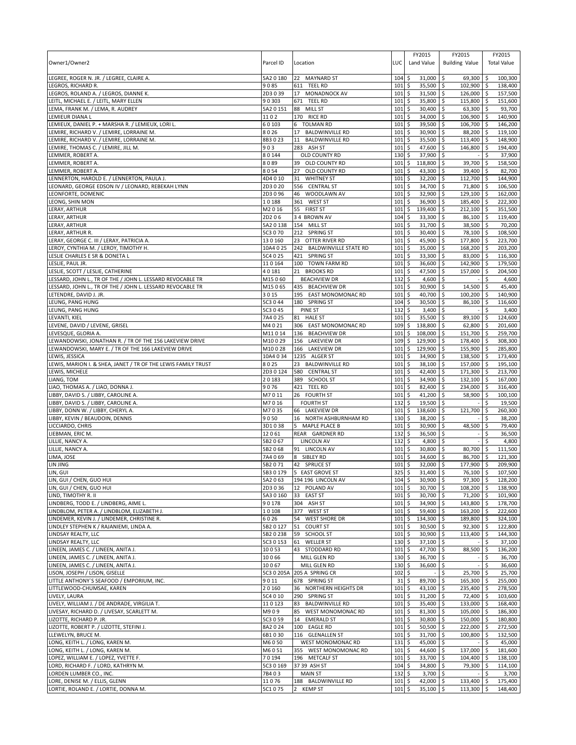| Owner1/Owner2 | Parcel ID | Location | LUC | FY2015 Land Value | FY2015 Building Value | FY2015 Total Value |
|---|---|---|---|---|---|---|
| LEGREE, ROGER N. JR. / LEGREE, CLAIRE A. | 5A2 0 180 | 22 MAYNARD ST | 104 | $ 31,000 | $ 69,300 | $ 100,300 |
| LEGROS, RICHARD R. | 9 0 85 | 611 TEEL RD | 101 | $ 35,500 | $ 102,900 | $ 138,400 |
| LEGROS, ROLAND A. / LEGROS, DIANNE K. | 2D3 0 39 | 17 MONADNOCK AV | 101 | $ 31,500 | $ 126,000 | $ 157,500 |
| LEITL, MICHAEL E. / LEITL, MARY ELLEN | 9 0 303 | 671 TEEL RD | 101 | $ 35,800 | $ 115,800 | $ 151,600 |
| LEMA, FRANK M. / LEMA, R. AUDREY | 5A2 0 151 | 88 MILL ST | 101 | $ 30,400 | $ 63,300 | $ 93,700 |
| LEMIEUR DIANA L | 11 0 2 | 170 RICE RD | 101 | $ 34,000 | $ 106,900 | $ 140,900 |
| LEMIEUX, DANIEL P. + MARSHA R. / LEMIEUX, LORI L. | 6 0 103 | 6 TOLMAN RD | 101 | $ 39,500 | $ 106,700 | $ 146,200 |
| LEMIRE, RICHARD V. / LEMIRE, LORRAINE M. | 8 0 26 | 17 BALDWINVILLE RD | 101 | $ 30,900 | $ 88,200 | $ 119,100 |
| LEMIRE, RICHARD V. / LEMIRE, LORRAINE M. | 8B3 0 23 | 11 BALDWINVILLE RD | 101 | $ 35,500 | $ 113,400 | $ 148,900 |
| LEMIRE, THOMAS C. / LEMIRE, JILL M. | 9 0 3 | 283 ASH ST | 101 | $ 47,600 | $ 146,800 | $ 194,400 |
| LEMMER, ROBERT A. | 8 0 144 | OLD COUNTY RD | 130 | $ 37,900 | $ - | $ 37,900 |
| LEMMER, ROBERT A. | 8 0 89 | 39 OLD COUNTY RD | 101 | $ 118,800 | $ 39,700 | $ 158,500 |
| LEMMER, ROBERT A. | 8 0 54 | 27 OLD COUNTY RD | 101 | $ 43,300 | $ 39,400 | $ 82,700 |
| LENNERTON, HAROLD E. / LENNERTON, PAULA J. | 4D4 0 10 | 31 WHITNEY ST | 101 | $ 32,200 | $ 112,700 | $ 144,900 |
| LEONARD, GEORGE EDSON IV / LEONARD, REBEKAH LYNN | 2D3 0 20 | 556 CENTRAL ST | 101 | $ 34,700 | $ 71,800 | $ 106,500 |
| LEONFORTE, DOMENIC | 2D3 0 96 | 46 WOODLAWN AV | 101 | $ 32,900 | $ 129,100 | $ 162,000 |
| LEONG, SHIN MON | 1 0 188 | 361 WEST ST | 101 | $ 36,900 | $ 185,400 | $ 222,300 |
| LERAY, ARTHUR | M2 0 16 | 55 FIRST ST | 101 | $ 139,400 | $ 212,100 | $ 351,500 |
| LERAY, ARTHUR | 2D2 0 6 | 3 4 BROWN AV | 104 | $ 33,300 | $ 86,100 | $ 119,400 |
| LERAY, ARTHUR | 5A2 0 138 | 154 MILL ST | 101 | $ 31,700 | $ 38,500 | $ 70,200 |
| LERAY, ARTHUR R. | 5C3 0 70 | 212 SPRING ST | 101 | $ 30,400 | $ 78,100 | $ 108,500 |
| LERAY, GEORGE C. III / LERAY, PATRICIA A. | 13 0 160 | 23 OTTER RIVER RD | 101 | $ 45,900 | $ 177,800 | $ 223,700 |
| LEROY, CYNTHIA M. / LEROY, TIMOTHY H. | 10A4 0 25 | 242 BALDWINVILLE STATE RD | 101 | $ 35,000 | $ 168,200 | $ 203,200 |
| LESLIE CHARLES E SR & DONETA L | 5C4 0 25 | 421 SPRING ST | 101 | $ 33,300 | $ 83,000 | $ 116,300 |
| LESLIE, PAUL JR. | 11 0 164 | 100 TOWN FARM RD | 101 | $ 36,600 | $ 142,900 | $ 179,500 |
| LESLIE, SCOTT / LESLIE, CATHERINE | 4 0 181 | 21 BROOKS RD | 101 | $ 47,500 | $ 157,000 | $ 204,500 |
| LESSARD, JOHN L., TR OF THE / JOHN L. LESSARD REVOCABLE TR | M15 0 60 | BEACHVIEW DR | 132 | $ 4,600 | $ - | $ 4,600 |
| LESSARD, JOHN L., TR OF THE / JOHN L. LESSARD REVOCABLE TR | M15 0 65 | 435 BEACHVIEW DR | 101 | $ 30,900 | $ 14,500 | $ 45,400 |
| LETENDRE, DAVID J. JR. | 3 0 15 | 195 EAST MONOMONAC RD | 101 | $ 40,700 | $ 100,200 | $ 140,900 |
| LEUNG, PANG HUNG | 5C3 0 44 | 180 SPRING ST | 104 | $ 30,500 | $ 86,100 | $ 116,600 |
| LEUNG, PANG HUNG | 5C3 0 45 | PINE ST | 132 | $ 3,400 | $ - | $ 3,400 |
| LEVANTI, KIEL | 7A4 0 25 | 81 HALE ST | 101 | $ 35,500 | $ 89,100 | $ 124,600 |
| LEVENE, DAVID / LEVENE, GRISEL | M4 0 21 | 306 EAST MONOMONAC RD | 109 | $ 138,800 | $ 62,800 | $ 201,600 |
| LEVESQUE, GLORIA A. | M11 0 14 | 136 BEACHVIEW DR | 101 | $ 108,000 | $ 151,700 | $ 259,700 |
| LEWANDOWSKI, JONATHAN R. / TR OF THE 156 LAKEVIEW DRIVE | M10 0 29 | 156 LAKEVIEW DR | 109 | $ 129,900 | $ 178,400 | $ 308,300 |
| LEWANDOWSKI, MARY E. / TR OF THE 166 LAKEVIEW DRIVE | M10 0 28 | 166 LAKEVIEW DR | 101 | $ 129,900 | $ 155,900 | $ 285,800 |
| LEWIS, JESSICA | 10A4 0 34 | 1235 ALGER ST | 101 | $ 34,900 | $ 138,500 | $ 173,400 |
| LEWIS, MARION I. & SHEA, JANET / TR OF THE LEWIS FAMILY TRUST | 8 0 25 | 23 BALDWINVILLE RD | 101 | $ 38,100 | $ 157,000 | $ 195,100 |
| LEWIS, MICHELE | 2D3 0 124 | 580 CENTRAL ST | 101 | $ 42,400 | $ 171,300 | $ 213,700 |
| LIANG, TOM | 2 0 183 | 389 SCHOOL ST | 101 | $ 34,900 | $ 132,100 | $ 167,000 |
| LIAO, THOMAS A. / LIAO, DONNA J. | 9 0 76 | 421 TEEL RD | 101 | $ 82,400 | $ 234,000 | $ 316,400 |
| LIBBY, DAVID S. / LIBBY, CAROLINE A. | M7 0 11 | 26 FOURTH ST | 101 | $ 41,200 | $ 58,900 | $ 100,100 |
| LIBBY, DAVID S. / LIBBY, CAROLINE A. | M7 0 16 | FOURTH ST | 132 | $ 19,500 | $ - | $ 19,500 |
| LIBBY, DONN W. / LIBBY, CHERYL A. | M7 0 35 | 66 LAKEVIEW DR | 101 | $ 138,600 | $ 121,700 | $ 260,300 |
| LIBBY, KEVIN / BEAUDOIN, DENNIS | 9 0 50 | 16 NORTH ASHBURNHAM RD | 130 | $ 38,200 | $ - | $ 38,200 |
| LICCIARDO, CHRIS | 3D1 0 38 | 5 MAPLE PLACE B | 101 | $ 30,900 | $ 48,500 | $ 79,400 |
| LIEBMAN, ERIC M. | 12 0 61 | REAR GARDNER RD | 132 | $ 36,500 | $ - | $ 36,500 |
| LILLIE, NANCY A. | 5B2 0 67 | LINCOLN AV | 132 | $ 4,800 | $ - | $ 4,800 |
| LILLIE, NANCY A. | 5B2 0 68 | 91 LINCOLN AV | 101 | $ 30,800 | $ 80,700 | $ 111,500 |
| LIMA, JOSE | 7A4 0 69 | 8 SIBLEY RD | 101 | $ 34,600 | $ 86,700 | $ 121,300 |
| LIN JING | 5B2 0 71 | 42 SPRUCE ST | 101 | $ 32,000 | $ 177,900 | $ 209,900 |
| LIN, GUI | 5B3 0 179 | 5 EAST GROVE ST | 325 | $ 31,400 | $ 76,100 | $ 107,500 |
| LIN, GUI / CHEN, GUO HUI | 5A2 0 63 | 194 196 LINCOLN AV | 104 | $ 30,900 | $ 97,300 | $ 128,200 |
| LIN, GUI / CHEN, GUO HUI | 2D3 0 36 | 12 POLAND AV | 101 | $ 30,700 | $ 108,200 | $ 138,900 |
| LIND, TIMOTHY R. II | 5A3 0 160 | 33 EAST ST | 101 | $ 30,700 | $ 71,200 | $ 101,900 |
| LINDBERG, TODD E. / LINDBERG, AIME L. | 9 0 178 | 304 ASH ST | 101 | $ 34,900 | $ 143,800 | $ 178,700 |
| LINDBLOM, PETER A. / LINDBLOM, ELIZABETH J. | 1 0 108 | 377 WEST ST | 101 | $ 59,400 | $ 163,200 | $ 222,600 |
| LINDEMER, KEVIN J. / LINDEMER, CHRISTINE R. | 6 0 26 | 54 WEST SHORE DR | 101 | $ 134,300 | $ 189,800 | $ 324,100 |
| LINDLEY STEPHEN K / RAJANIEMI, LINDA A. | 5B2 0 127 | 51 COURT ST | 101 | $ 30,500 | $ 92,300 | $ 122,800 |
| LINDSAY REALTY, LLC | 5B2 0 238 | 59 SCHOOL ST | 101 | $ 30,900 | $ 113,400 | $ 144,300 |
| LINDSAY REALTY, LLC | 5C3 0 153 | 61 WELLER ST | 130 | $ 37,100 | $ - | $ 37,100 |
| LINEEN, JAMES C. / LINEEN, ANITA J. | 10 0 53 | 43 STODDARD RD | 101 | $ 47,700 | $ 88,500 | $ 136,200 |
| LINEEN, JAMES C. / LINEEN, ANITA J. | 10 0 66 | MILL GLEN RD | 130 | $ 36,700 | $ - | $ 36,700 |
| LINEEN, JAMES C. / LINEEN, ANITA J. | 10 0 67 | MILL GLEN RD | 130 | $ 36,600 | $ - | $ 36,600 |
| LISON, JOSEPH / LISON, GISELLE | 5C3 0 205A | 205 A SPRING CR | 102 | $ - | $ 25,700 | $ 25,700 |
| LITTLE ANTHONY`S SEAFOOD / EMPORIUM, INC. | 9 0 11 | 678 SPRING ST | 31 | $ 89,700 | $ 165,300 | $ 255,000 |
| LITTLEWOOD-CHUMSAE, KAREN | 2 0 160 | 36 NORTHERN HEIGHTS DR | 101 | $ 43,100 | $ 235,400 | $ 278,500 |
| LIVELY, LAURA | 5C4 0 10 | 290 SPRING ST | 101 | $ 31,200 | $ 72,400 | $ 103,600 |
| LIVELY, WILLIAM J. / DE ANDRADE, VIRGILIA T. | 11 0 123 | 83 BALDWINVILLE RD | 101 | $ 35,400 | $ 133,000 | $ 168,400 |
| LIVESAY, RICHARD D. / LIVESAY, SCARLETT M. | M9 0 9 | 85 WEST MONOMONAC RD | 101 | $ 81,300 | $ 105,000 | $ 186,300 |
| LIZOTTE, RICHARD P. JR. | 5C3 0 59 | 14 EMERALD ST | 101 | $ 30,800 | $ 150,000 | $ 180,800 |
| LIZOTTE, ROBERT P. / LIZOTTE, STEFINI J. | 8A2 0 24 | 100 EAGLE RD | 101 | $ 50,500 | $ 222,000 | $ 272,500 |
| LLEWELYN, BRUCE M. | 6B1 0 30 | 116 GLENALLEN ST | 101 | $ 31,700 | $ 100,800 | $ 132,500 |
| LONG, KEITH L. / LONG, KAREN M. | M6 0 50 | WEST MONOMONAC RD | 131 | $ 45,000 | $ - | $ 45,000 |
| LONG, KEITH L. / LONG, KAREN M. | M6 0 51 | 355 WEST MONOMONAC RD | 101 | $ 44,600 | $ 137,000 | $ 181,600 |
| LOPEZ, WILLIAM E. / LOPEZ, YVETTE F. | 7 0 194 | 196 METCALF ST | 101 | $ 33,700 | $ 104,400 | $ 138,100 |
| LORD, RICHARD F. / LORD, KATHRYN M. | 5C3 0 169 | 37 39 ASH ST | 104 | $ 34,800 | $ 79,300 | $ 114,100 |
| LORDEN LUMBER CO., INC. | 7B4 0 3 | MAIN ST | 132 | $ 3,700 | $ - | $ 3,700 |
| LORE, DENISE M. / ELLIS, GLENN | 11 0 76 | 188 BALDWINVILLE RD | 101 | $ 42,000 | $ 133,400 | $ 175,400 |
| LORTIE, ROLAND E. / LORTIE, DONNA M. | 5C1 0 75 | 2 KEMP ST | 101 | $ 35,100 | $ 113,300 | $ 148,400 |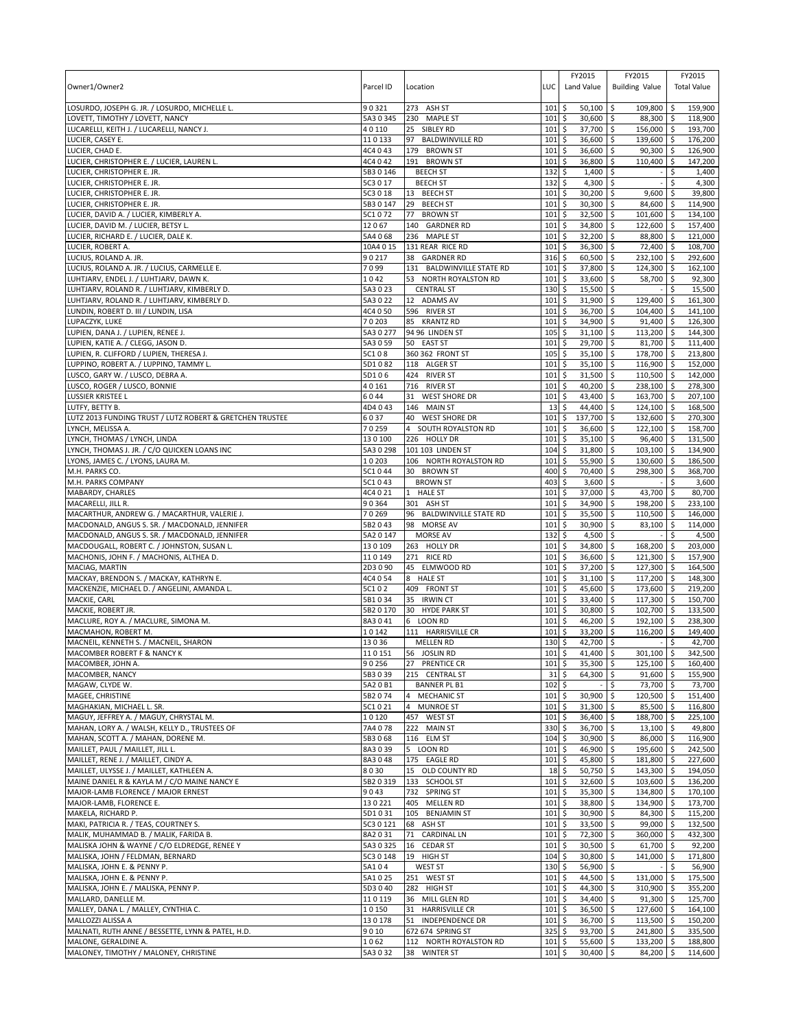| Owner1/Owner2 | Parcel ID | Location | LUC | FY2015 Land Value | FY2015 Building Value | FY2015 Total Value |
|---|---|---|---|---|---|---|
| LOSURDO, JOSEPH G. JR. / LOSURDO, MICHELLE L. | 9 0 321 | 273 ASH ST | 101 | $ 50,100 | $ 109,800 | $ 159,900 |
| LOVETT, TIMOTHY / LOVETT, NANCY | 5A3 0 345 | 230 MAPLE ST | 101 | $ 30,600 | $ 88,300 | $ 118,900 |
| LUCARELLI, KEITH J. / LUCARELLI, NANCY J. | 4 0 110 | 25 SIBLEY RD | 101 | $ 37,700 | $ 156,000 | $ 193,700 |
| LUCIER, CASEY E. | 11 0 133 | 97 BALDWINVILLE RD | 101 | $ 36,600 | $ 139,600 | $ 176,200 |
| LUCIER, CHAD E. | 4C4 0 43 | 179 BROWN ST | 101 | $ 36,600 | $ 90,300 | $ 126,900 |
| LUCIER, CHRISTOPHER E. / LUCIER, LAUREN L. | 4C4 0 42 | 191 BROWN ST | 101 | $ 36,800 | $ 110,400 | $ 147,200 |
| LUCIER, CHRISTOPHER E. JR. | 5B3 0 146 | BEECH ST | 132 | $ 1,400 | $ - | $ 1,400 |
| LUCIER, CHRISTOPHER E. JR. | 5C3 0 17 | BEECH ST | 132 | $ 4,300 | $ - | $ 4,300 |
| LUCIER, CHRISTOPHER E. JR. | 5C3 0 18 | 13 BEECH ST | 101 | $ 30,200 | $ 9,600 | $ 39,800 |
| LUCIER, CHRISTOPHER E. JR. | 5B3 0 147 | 29 BEECH ST | 101 | $ 30,300 | $ 84,600 | $ 114,900 |
| LUCIER, DAVID A. / LUCIER, KIMBERLY A. | 5C1 0 72 | 77 BROWN ST | 101 | $ 32,500 | $ 101,600 | $ 134,100 |
| LUCIER, DAVID M. / LUCIER, BETSY L. | 12 0 67 | 140 GARDNER RD | 101 | $ 34,800 | $ 122,600 | $ 157,400 |
| LUCIER, RICHARD E. / LUCIER, DALE K. | 5A4 0 68 | 236 MAPLE ST | 101 | $ 32,200 | $ 88,800 | $ 121,000 |
| LUCIER, ROBERT A. | 10A4 0 15 | 131 REAR RICE RD | 101 | $ 36,300 | $ 72,400 | $ 108,700 |
| LUCIUS, ROLAND A. JR. | 9 0 217 | 38 GARDNER RD | 316 | $ 60,500 | $ 232,100 | $ 292,600 |
| LUCIUS, ROLAND A. JR. / LUCIUS, CARMELLE E. | 7 0 99 | 131 BALDWINVILLE STATE RD | 101 | $ 37,800 | $ 124,300 | $ 162,100 |
| LUHTJARV, ENDEL J. / LUHTJARV, DAWN K. | 1 0 42 | 53 NORTH ROYALSTON RD | 101 | $ 33,600 | $ 58,700 | $ 92,300 |
| LUHTJARV, ROLAND R. / LUHTJARV, KIMBERLY D. | 5A3 0 23 | CENTRAL ST | 130 | $ 15,500 | $ - | $ 15,500 |
| LUHTJARV, ROLAND R. / LUHTJARV, KIMBERLY D. | 5A3 0 22 | 12 ADAMS AV | 101 | $ 31,900 | $ 129,400 | $ 161,300 |
| LUNDIN, ROBERT D. III / LUNDIN, LISA | 4C4 0 50 | 596 RIVER ST | 101 | $ 36,700 | $ 104,400 | $ 141,100 |
| LUPACZYK, LUKE | 7 0 203 | 85 KRANTZ RD | 101 | $ 34,900 | $ 91,400 | $ 126,300 |
| LUPIEN, DANA J. / LUPIEN, RENEE J. | 5A3 0 277 | 94 96 LINDEN ST | 105 | $ 31,100 | $ 113,200 | $ 144,300 |
| LUPIEN, KATIE A. / CLEGG, JASON D. | 5A3 0 59 | 50 EAST ST | 101 | $ 29,700 | $ 81,700 | $ 111,400 |
| LUPIEN, R. CLIFFORD / LUPIEN, THERESA J. | 5C1 0 8 | 360 362 FRONT ST | 105 | $ 35,100 | $ 178,700 | $ 213,800 |
| LUPPINO, ROBERT A. / LUPPINO, TAMMY L. | 5D1 0 82 | 118 ALGER ST | 101 | $ 35,100 | $ 116,900 | $ 152,000 |
| LUSCO, GARY W. / LUSCO, DEBRA A. | 5D1 0 6 | 424 RIVER ST | 101 | $ 31,500 | $ 110,500 | $ 142,000 |
| LUSCO, ROGER / LUSCO, BONNIE | 4 0 161 | 716 RIVER ST | 101 | $ 40,200 | $ 238,100 | $ 278,300 |
| LUSSIER KRISTEE L | 6 0 44 | 31 WEST SHORE DR | 101 | $ 43,400 | $ 163,700 | $ 207,100 |
| LUTFY, BETTY B. | 4D4 0 43 | 146 MAIN ST | 13 | $ 44,400 | $ 124,100 | $ 168,500 |
| LUTZ 2013 FUNDING TRUST / LUTZ ROBERT & GRETCHEN TRUSTEE | 6 0 37 | 40 WEST SHORE DR | 101 | $ 137,700 | $ 132,600 | $ 270,300 |
| LYNCH, MELISSA A. | 7 0 259 | 4 SOUTH ROYALSTON RD | 101 | $ 36,600 | $ 122,100 | $ 158,700 |
| LYNCH, THOMAS / LYNCH, LINDA | 13 0 100 | 226 HOLLY DR | 101 | $ 35,100 | $ 96,400 | $ 131,500 |
| LYNCH, THOMAS J. JR. / C/O QUICKEN LOANS INC | 5A3 0 298 | 101 103 LINDEN ST | 104 | $ 31,800 | $ 103,100 | $ 134,900 |
| LYONS, JAMES C. / LYONS, LAURA M. | 1 0 203 | 106 NORTH ROYALSTON RD | 101 | $ 55,900 | $ 130,600 | $ 186,500 |
| M.H. PARKS CO. | 5C1 0 44 | 30 BROWN ST | 400 | $ 70,400 | $ 298,300 | $ 368,700 |
| M.H. PARKS COMPANY | 5C1 0 43 | BROWN ST | 403 | $ 3,600 | $ - | $ 3,600 |
| MABARDY, CHARLES | 4C4 0 21 | 1 HALE ST | 101 | $ 37,000 | $ 43,700 | $ 80,700 |
| MACARELLI, JILL R. | 9 0 364 | 301 ASH ST | 101 | $ 34,900 | $ 198,200 | $ 233,100 |
| MACARTHUR, ANDREW G. / MACARTHUR, VALERIE J. | 7 0 269 | 96 BALDWINVILLE STATE RD | 101 | $ 35,500 | $ 110,500 | $ 146,000 |
| MACDONALD, ANGUS S. SR. / MACDONALD, JENNIFER | 5B2 0 43 | 98 MORSE AV | 101 | $ 30,900 | $ 83,100 | $ 114,000 |
| MACDONALD, ANGUS S. SR. / MACDONALD, JENNIFER | 5A2 0 147 | MORSE AV | 132 | $ 4,500 | $ - | $ 4,500 |
| MACDOUGALL, ROBERT C. / JOHNSTON, SUSAN L. | 13 0 109 | 263 HOLLY DR | 101 | $ 34,800 | $ 168,200 | $ 203,000 |
| MACHONIS, JOHN F. / MACHONIS, ALTHEA D. | 11 0 149 | 271 RICE RD | 101 | $ 36,600 | $ 121,300 | $ 157,900 |
| MACIAG, MARTIN | 2D3 0 90 | 45 ELMWOOD RD | 101 | $ 37,200 | $ 127,300 | $ 164,500 |
| MACKAY, BRENDON S. / MACKAY, KATHRYN E. | 4C4 0 54 | 8 HALE ST | 101 | $ 31,100 | $ 117,200 | $ 148,300 |
| MACKENZIE, MICHAEL D. / ANGELINI, AMANDA L. | 5C1 0 2 | 409 FRONT ST | 101 | $ 45,600 | $ 173,600 | $ 219,200 |
| MACKIE, CARL | 5B1 0 34 | 35 IRWIN CT | 101 | $ 33,400 | $ 117,300 | $ 150,700 |
| MACKIE, ROBERT JR. | 5B2 0 170 | 30 HYDE PARK ST | 101 | $ 30,800 | $ 102,700 | $ 133,500 |
| MACLURE, ROY A. / MACLURE, SIMONA M. | 8A3 0 41 | 6 LOON RD | 101 | $ 46,200 | $ 192,100 | $ 238,300 |
| MACMAHON, ROBERT M. | 1 0 142 | 111 HARRISVILLE CR | 101 | $ 33,200 | $ 116,200 | $ 149,400 |
| MACNEIL, KENNETH S. / MACNEIL, SHARON | 13 0 36 | MELLEN RD | 130 | $ 42,700 | $ - | $ 42,700 |
| MACOMBER ROBERT F & NANCY K | 11 0 151 | 56 JOSLIN RD | 101 | $ 41,400 | $ 301,100 | $ 342,500 |
| MACOMBER, JOHN A. | 9 0 256 | 27 PRENTICE CR | 101 | $ 35,300 | $ 125,100 | $ 160,400 |
| MACOMBER, NANCY | 5B3 0 39 | 215 CENTRAL ST | 31 | $ 64,300 | $ 91,600 | $ 155,900 |
| MAGAW, CLYDE W. | 5A2 0 B1 | BANNER PL B1 | 102 | $ - | $ 73,700 | $ 73,700 |
| MAGEE, CHRISTINE | 5B2 0 74 | 4 MECHANIC ST | 101 | $ 30,900 | $ 120,500 | $ 151,400 |
| MAGHAKIAN, MICHAEL L. SR. | 5C1 0 21 | 4 MUNROE ST | 101 | $ 31,300 | $ 85,500 | $ 116,800 |
| MAGUY, JEFFREY A. / MAGUY, CHRYSTAL M. | 1 0 120 | 457 WEST ST | 101 | $ 36,400 | $ 188,700 | $ 225,100 |
| MAHAN, LORY A. / WALSH, KELLY D., TRUSTEES OF | 7A4 0 78 | 222 MAIN ST | 330 | $ 36,700 | $ 13,100 | $ 49,800 |
| MAHAN, SCOTT A. / MAHAN, DORENE M. | 5B3 0 68 | 116 ELM ST | 104 | $ 30,900 | $ 86,000 | $ 116,900 |
| MAILLET, PAUL / MAILLET, JILL L. | 8A3 0 39 | 5 LOON RD | 101 | $ 46,900 | $ 195,600 | $ 242,500 |
| MAILLET, RENE J. / MAILLET, CINDY A. | 8A3 0 48 | 175 EAGLE RD | 101 | $ 45,800 | $ 181,800 | $ 227,600 |
| MAILLET, ULYSSE J. / MAILLET, KATHLEEN A. | 8 0 30 | 15 OLD COUNTY RD | 18 | $ 50,750 | $ 143,300 | $ 194,050 |
| MAINE DANIEL R & KAYLA M / C/O MAINE NANCY E | 5B2 0 319 | 133 SCHOOL ST | 101 | $ 32,600 | $ 103,600 | $ 136,200 |
| MAJOR-LAMB FLORENCE / MAJOR ERNEST | 9 0 43 | 732 SPRING ST | 101 | $ 35,300 | $ 134,800 | $ 170,100 |
| MAJOR-LAMB, FLORENCE E. | 13 0 221 | 405 MELLEN RD | 101 | $ 38,800 | $ 134,900 | $ 173,700 |
| MAKELA, RICHARD P. | 5D1 0 31 | 105 BENJAMIN ST | 101 | $ 30,900 | $ 84,300 | $ 115,200 |
| MAKI, PATRICIA R. / TEAS, COURTNEY S. | 5C3 0 121 | 68 ASH ST | 101 | $ 33,500 | $ 99,000 | $ 132,500 |
| MALIK, MUHAMMAD B. / MALIK, FARIDA B. | 8A2 0 31 | 71 CARDINAL LN | 101 | $ 72,300 | $ 360,000 | $ 432,300 |
| MALISKA JOHN & WAYNE / C/O ELDREDGE, RENEE Y | 5A3 0 325 | 16 CEDAR ST | 101 | $ 30,500 | $ 61,700 | $ 92,200 |
| MALISKA, JOHN / FELDMAN, BERNARD | 5C3 0 148 | 19 HIGH ST | 104 | $ 30,800 | $ 141,000 | $ 171,800 |
| MALISKA, JOHN E. & PENNY P. | 5A1 0 4 | WEST ST | 130 | $ 56,900 | $ - | $ 56,900 |
| MALISKA, JOHN E. & PENNY P. | 5A1 0 25 | 251 WEST ST | 101 | $ 44,500 | $ 131,000 | $ 175,500 |
| MALISKA, JOHN E. / MALISKA, PENNY P. | 5D3 0 40 | 282 HIGH ST | 101 | $ 44,300 | $ 310,900 | $ 355,200 |
| MALLARD, DANELLE M. | 11 0 119 | 36 MILL GLEN RD | 101 | $ 34,400 | $ 91,300 | $ 125,700 |
| MALLEY, DANA L. / MALLEY, CYNTHIA C. | 1 0 150 | 31 HARRISVILLE CR | 101 | $ 36,500 | $ 127,600 | $ 164,100 |
| MALLOZZI ALISSA A | 13 0 178 | 51 INDEPENDENCE DR | 101 | $ 36,700 | $ 113,500 | $ 150,200 |
| MALNATI, RUTH ANNE / BESSETTE, LYNN & PATEL, H.D. | 9 0 10 | 672 674 SPRING ST | 325 | $ 93,700 | $ 241,800 | $ 335,500 |
| MALONE, GERALDINE A. | 1 0 62 | 112 NORTH ROYALSTON RD | 101 | $ 55,600 | $ 133,200 | $ 188,800 |
| MALONEY, TIMOTHY / MALONEY, CHRISTINE | 5A3 0 32 | 38 WINTER ST | 101 | $ 30,400 | $ 84,200 | $ 114,600 |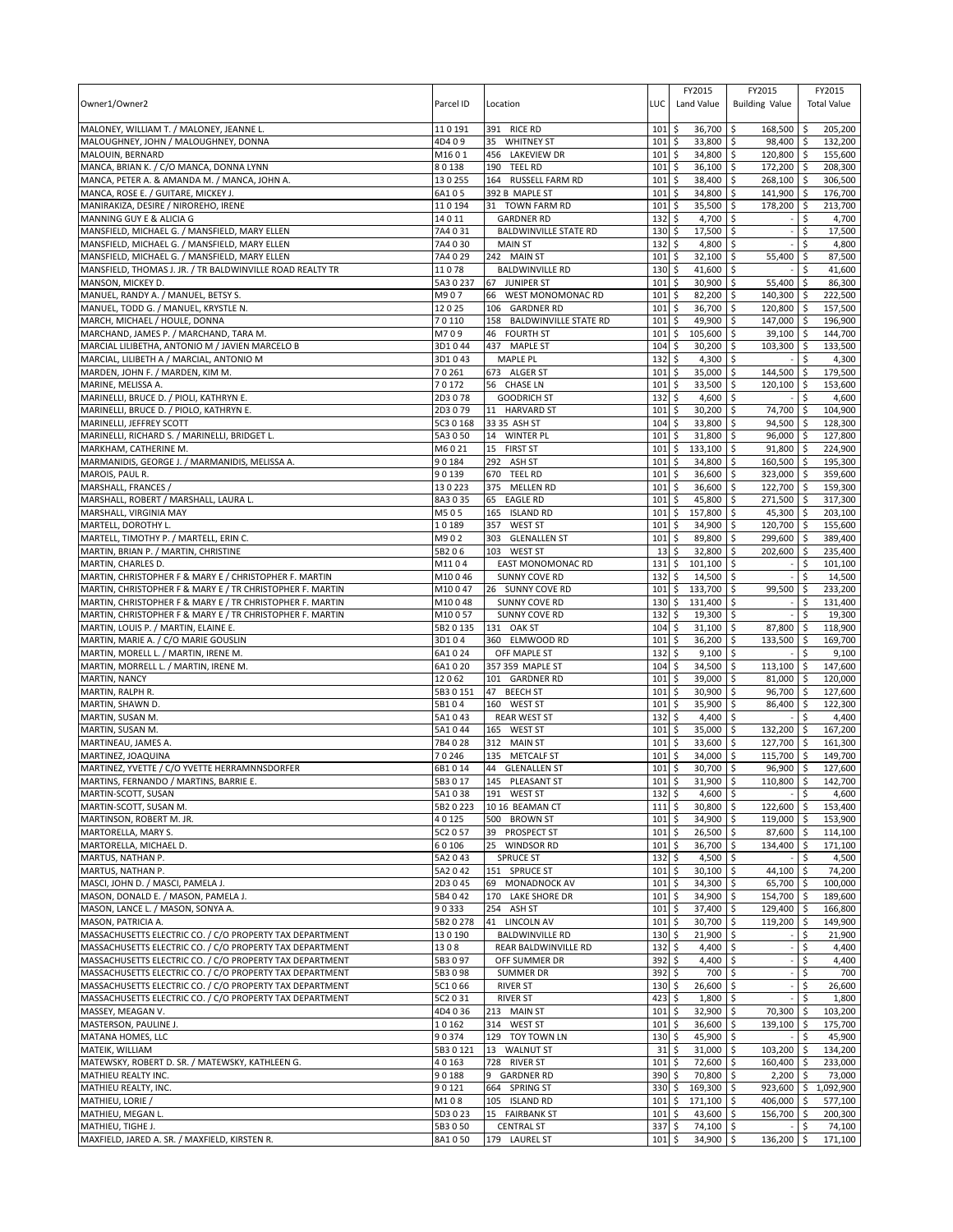| Owner1/Owner2 | Parcel ID | Location | LUC | FY2015 Land Value | FY2015 Building Value | FY2015 Total Value |
|---|---|---|---|---|---|---|
| MALONEY, WILLIAM T. / MALONEY, JEANNE L. | 11 0 191 | 391 RICE RD | 101 | $ 36,700 | $ 168,500 | $ 205,200 |
| MALOUGHNEY, JOHN / MALOUGHNEY, DONNA | 4D4 0 9 | 35 WHITNEY ST | 101 | $ 33,800 | $ 98,400 | $ 132,200 |
| MALOUIN, BERNARD | M16 0 1 | 456 LAKEVIEW DR | 101 | $ 34,800 | $ 120,800 | $ 155,600 |
| MANCA, BRIAN K. / C/O MANCA, DONNA LYNN | 8 0 138 | 190 TEEL RD | 101 | $ 36,100 | $ 172,200 | $ 208,300 |
| MANCA, PETER A. & AMANDA M. / MANCA, JOHN A. | 13 0 255 | 164 RUSSELL FARM RD | 101 | $ 38,400 | $ 268,100 | $ 306,500 |
| MANCA, ROSE E. / GUITARE, MICKEY J. | 6A1 0 5 | 392 B MAPLE ST | 101 | $ 34,800 | $ 141,900 | $ 176,700 |
| MANIRAKIZA, DESIRE / NIROREHO, IRENE | 11 0 194 | 31 TOWN FARM RD | 101 | $ 35,500 | $ 178,200 | $ 213,700 |
| MANNING GUY E & ALICIA G | 14 0 11 | GARDNER RD | 132 | $ 4,700 | $ - | $ 4,700 |
| MANSFIELD, MICHAEL G. / MANSFIELD, MARY ELLEN | 7A4 0 31 | BALDWINVILLE STATE RD | 130 | $ 17,500 | $ - | $ 17,500 |
| MANSFIELD, MICHAEL G. / MANSFIELD, MARY ELLEN | 7A4 0 30 | MAIN ST | 132 | $ 4,800 | $ - | $ 4,800 |
| MANSFIELD, MICHAEL G. / MANSFIELD, MARY ELLEN | 7A4 0 29 | 242 MAIN ST | 101 | $ 32,100 | $ 55,400 | $ 87,500 |
| MANSFIELD, THOMAS J. JR. / TR BALDWINVILLE ROAD REALTY TR | 11 0 78 | BALDWINVILLE RD | 130 | $ 41,600 | $ - | $ 41,600 |
| MANSON, MICKEY D. | 5A3 0 237 | 67 JUNIPER ST | 101 | $ 30,900 | $ 55,400 | $ 86,300 |
| MANUEL, RANDY A. / MANUEL, BETSY S. | M9 0 7 | 66 WEST MONOMONAC RD | 101 | $ 82,200 | $ 140,300 | $ 222,500 |
| MANUEL, TODD G. / MANUEL, KRYSTLE N. | 12 0 25 | 106 GARDNER RD | 101 | $ 36,700 | $ 120,800 | $ 157,500 |
| MARCH, MICHAEL / HOULE, DONNA | 7 0 110 | 158 BALDWINVILLE STATE RD | 101 | $ 49,900 | $ 147,000 | $ 196,900 |
| MARCHAND, JAMES P. / MARCHAND, TARA M. | M7 0 9 | 46 FOURTH ST | 101 | $ 105,600 | $ 39,100 | $ 144,700 |
| MARCIAL LILIBETHA, ANTONIO M / JAVIEN MARCELO B | 3D1 0 44 | 437 MAPLE ST | 104 | $ 30,200 | $ 103,300 | $ 133,500 |
| MARCIAL, LILIBETH A / MARCIAL, ANTONIO M | 3D1 0 43 | MAPLE PL | 132 | $ 4,300 | $ - | $ 4,300 |
| MARDEN, JOHN F. / MARDEN, KIM M. | 7 0 261 | 673 ALGER ST | 101 | $ 35,000 | $ 144,500 | $ 179,500 |
| MARINE, MELISSA A. | 7 0 172 | 56 CHASE LN | 101 | $ 33,500 | $ 120,100 | $ 153,600 |
| MARINELLI, BRUCE D. / PIOLI, KATHRYN E. | 2D3 0 78 | GOODRICH ST | 132 | $ 4,600 | $ - | $ 4,600 |
| MARINELLI, BRUCE D. / PIOLO, KATHRYN E. | 2D3 0 79 | 11 HARVARD ST | 101 | $ 30,200 | $ 74,700 | $ 104,900 |
| MARINELLI, JEFFREY SCOTT | 5C3 0 168 | 33 35 ASH ST | 104 | $ 33,800 | $ 94,500 | $ 128,300 |
| MARINELLI, RICHARD S. / MARINELLI, BRIDGET L. | 5A3 0 50 | 14 WINTER PL | 101 | $ 31,800 | $ 96,000 | $ 127,800 |
| MARKHAM, CATHERINE M. | M6 0 21 | 15 FIRST ST | 101 | $ 133,100 | $ 91,800 | $ 224,900 |
| MARMANIDIS, GEORGE J. / MARMANIDIS, MELISSA A. | 9 0 184 | 292 ASH ST | 101 | $ 34,800 | $ 160,500 | $ 195,300 |
| MAROIS, PAUL R. | 9 0 139 | 670 TEEL RD | 101 | $ 36,600 | $ 323,000 | $ 359,600 |
| MARSHALL, FRANCES / | 13 0 223 | 375 MELLEN RD | 101 | $ 36,600 | $ 122,700 | $ 159,300 |
| MARSHALL, ROBERT / MARSHALL, LAURA L. | 8A3 0 35 | 65 EAGLE RD | 101 | $ 45,800 | $ 271,500 | $ 317,300 |
| MARSHALL, VIRGINIA MAY | M5 0 5 | 165 ISLAND RD | 101 | $ 157,800 | $ 45,300 | $ 203,100 |
| MARTELL, DOROTHY L. | 1 0 189 | 357 WEST ST | 101 | $ 34,900 | $ 120,700 | $ 155,600 |
| MARTELL, TIMOTHY P. / MARTELL, ERIN C. | M9 0 2 | 303 GLENALLEN ST | 101 | $ 89,800 | $ 299,600 | $ 389,400 |
| MARTIN, BRIAN P. / MARTIN, CHRISTINE | 5B2 0 6 | 103 WEST ST | 13 | $ 32,800 | $ 202,600 | $ 235,400 |
| MARTIN, CHARLES D. | M11 0 4 | EAST MONOMONAC RD | 131 | $ 101,100 | $ - | $ 101,100 |
| MARTIN, CHRISTOPHER F & MARY E / CHRISTOPHER F. MARTIN | M10 0 46 | SUNNY COVE RD | 132 | $ 14,500 | $ - | $ 14,500 |
| MARTIN, CHRISTOPHER F & MARY E / TR CHRISTOPHER F. MARTIN | M10 0 47 | 26 SUNNY COVE RD | 101 | $ 133,700 | $ 99,500 | $ 233,200 |
| MARTIN, CHRISTOPHER F & MARY E / TR CHRISTOPHER F. MARTIN | M10 0 48 | SUNNY COVE RD | 130 | $ 131,400 | $ - | $ 131,400 |
| MARTIN, CHRISTOPHER F & MARY E / TR CHRISTOPHER F. MARTIN | M10 0 57 | SUNNY COVE RD | 132 | $ 19,300 | $ - | $ 19,300 |
| MARTIN, LOUIS P. / MARTIN, ELAINE E. | 5B2 0 135 | 131 OAK ST | 104 | $ 31,100 | $ 87,800 | $ 118,900 |
| MARTIN, MARIE A. / C/O MARIE GOUSLIN | 3D1 0 4 | 360 ELMWOOD RD | 101 | $ 36,200 | $ 133,500 | $ 169,700 |
| MARTIN, MORELL L. / MARTIN, IRENE M. | 6A1 0 24 | OFF MAPLE ST | 132 | $ 9,100 | $ - | $ 9,100 |
| MARTIN, MORRELL L. / MARTIN, IRENE M. | 6A1 0 20 | 357 359 MAPLE ST | 104 | $ 34,500 | $ 113,100 | $ 147,600 |
| MARTIN, NANCY | 12 0 62 | 101 GARDNER RD | 101 | $ 39,000 | $ 81,000 | $ 120,000 |
| MARTIN, RALPH R. | 5B3 0 151 | 47 BEECH ST | 101 | $ 30,900 | $ 96,700 | $ 127,600 |
| MARTIN, SHAWN D. | 5B1 0 4 | 160 WEST ST | 101 | $ 35,900 | $ 86,400 | $ 122,300 |
| MARTIN, SUSAN M. | 5A1 0 43 | REAR WEST ST | 132 | $ 4,400 | $ - | $ 4,400 |
| MARTIN, SUSAN M. | 5A1 0 44 | 165 WEST ST | 101 | $ 35,000 | $ 132,200 | $ 167,200 |
| MARTINEAU, JAMES A. | 7B4 0 28 | 312 MAIN ST | 101 | $ 33,600 | $ 127,700 | $ 161,300 |
| MARTINEZ, JOAQUINA | 7 0 246 | 135 METCALF ST | 101 | $ 34,000 | $ 115,700 | $ 149,700 |
| MARTINEZ, YVETTE / C/O YVETTE HERRAMNNSDORFER | 6B1 0 14 | 44 GLENALLEN ST | 101 | $ 30,700 | $ 96,900 | $ 127,600 |
| MARTINS, FERNANDO / MARTINS, BARRIE E. | 5B3 0 17 | 145 PLEASANT ST | 101 | $ 31,900 | $ 110,800 | $ 142,700 |
| MARTIN-SCOTT, SUSAN | 5A1 0 38 | 191 WEST ST | 132 | $ 4,600 | $ - | $ 4,600 |
| MARTIN-SCOTT, SUSAN M. | 5B2 0 223 | 10 16 BEAMAN CT | 111 | $ 30,800 | $ 122,600 | $ 153,400 |
| MARTINSON, ROBERT M. JR. | 4 0 125 | 500 BROWN ST | 101 | $ 34,900 | $ 119,000 | $ 153,900 |
| MARTORELLA, MARY S. | 5C2 0 57 | 39 PROSPECT ST | 101 | $ 26,500 | $ 87,600 | $ 114,100 |
| MARTORELLA, MICHAEL D. | 6 0 106 | 25 WINDSOR RD | 101 | $ 36,700 | $ 134,400 | $ 171,100 |
| MARTUS, NATHAN P. | 5A2 0 43 | SPRUCE ST | 132 | $ 4,500 | $ - | $ 4,500 |
| MARTUS, NATHAN P. | 5A2 0 42 | 151 SPRUCE ST | 101 | $ 30,100 | $ 44,100 | $ 74,200 |
| MASCI, JOHN D. / MASCI, PAMELA J. | 2D3 0 45 | 69 MONADNOCK AV | 101 | $ 34,300 | $ 65,700 | $ 100,000 |
| MASON, DONALD E. / MASON, PAMELA J. | 5B4 0 42 | 170 LAKE SHORE DR | 101 | $ 34,900 | $ 154,700 | $ 189,600 |
| MASON, LANCE L. / MASON, SONYA A. | 9 0 333 | 254 ASH ST | 101 | $ 37,400 | $ 129,400 | $ 166,800 |
| MASON, PATRICIA A. | 5B2 0 278 | 41 LINCOLN AV | 101 | $ 30,700 | $ 119,200 | $ 149,900 |
| MASSACHUSETTS ELECTRIC CO. / C/O PROPERTY TAX DEPARTMENT | 13 0 190 | BALDWINVILLE RD | 130 | $ 21,900 | $ - | $ 21,900 |
| MASSACHUSETTS ELECTRIC CO. / C/O PROPERTY TAX DEPARTMENT | 13 0 8 | REAR BALDWINVILLE RD | 132 | $ 4,400 | $ - | $ 4,400 |
| MASSACHUSETTS ELECTRIC CO. / C/O PROPERTY TAX DEPARTMENT | 5B3 0 97 | OFF SUMMER DR | 392 | $ 4,400 | $ - | $ 4,400 |
| MASSACHUSETTS ELECTRIC CO. / C/O PROPERTY TAX DEPARTMENT | 5B3 0 98 | SUMMER DR | 392 | $ 700 | $ - | $ 700 |
| MASSACHUSETTS ELECTRIC CO. / C/O PROPERTY TAX DEPARTMENT | 5C1 0 66 | RIVER ST | 130 | $ 26,600 | $ - | $ 26,600 |
| MASSACHUSETTS ELECTRIC CO. / C/O PROPERTY TAX DEPARTMENT | 5C2 0 31 | RIVER ST | 423 | $ 1,800 | $ - | $ 1,800 |
| MASSEY, MEAGAN V. | 4D4 0 36 | 213 MAIN ST | 101 | $ 32,900 | $ 70,300 | $ 103,200 |
| MASTERSON, PAULINE J. | 1 0 162 | 314 WEST ST | 101 | $ 36,600 | $ 139,100 | $ 175,700 |
| MATANA HOMES, LLC | 9 0 374 | 129 TOY TOWN LN | 130 | $ 45,900 | $ - | $ 45,900 |
| MATEIK, WILLIAM | 5B3 0 121 | 13 WALNUT ST | 31 | $ 31,000 | $ 103,200 | $ 134,200 |
| MATEWSKY, ROBERT D. SR. / MATEWSKY, KATHLEEN G. | 4 0 163 | 728 RIVER ST | 101 | $ 72,600 | $ 160,400 | $ 233,000 |
| MATHIEU REALTY INC. | 9 0 188 | 9 GARDNER RD | 390 | $ 70,800 | $ 2,200 | $ 73,000 |
| MATHIEU REALTY, INC. | 9 0 121 | 664 SPRING ST | 330 | $ 169,300 | $ 923,600 | $ 1,092,900 |
| MATHIEU, LORIE / | M1 0 8 | 105 ISLAND RD | 101 | $ 171,100 | $ 406,000 | $ 577,100 |
| MATHIEU, MEGAN L. | 5D3 0 23 | 15 FAIRBANK ST | 101 | $ 43,600 | $ 156,700 | $ 200,300 |
| MATHIEU, TIGHE J. | 5B3 0 50 | CENTRAL ST | 337 | $ 74,100 | $ - | $ 74,100 |
| MAXFIELD, JARED A. SR. / MAXFIELD, KIRSTEN R. | 8A1 0 50 | 179 LAUREL ST | 101 | $ 34,900 | $ 136,200 | $ 171,100 |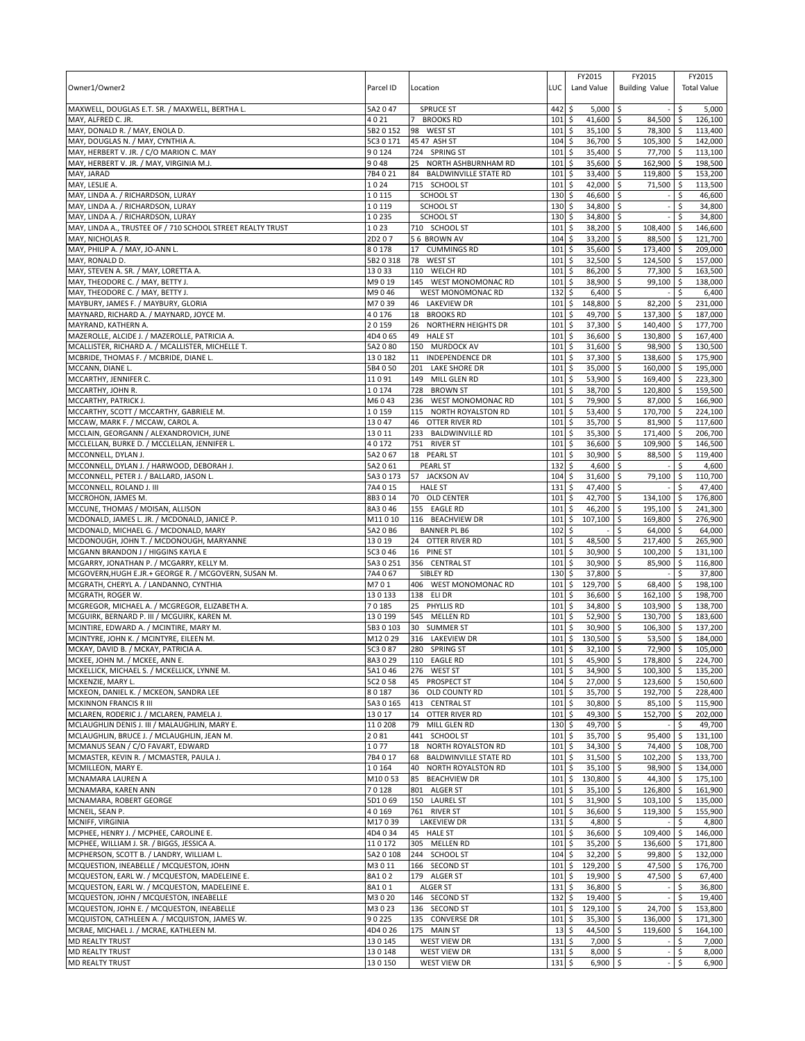| Owner1/Owner2 | Parcel ID | Location | LUC | FY2015 Land Value | FY2015 Building Value | FY2015 Total Value |
|---|---|---|---|---|---|---|
| MAXWELL, DOUGLAS E.T. SR. / MAXWELL, BERTHA L. | 5A2 0 47 | SPRUCE ST | 442 | $ 5,000 | $ - | $ 5,000 |
| MAY, ALFRED C. JR. | 4 0 21 | 7 BROOKS RD | 101 | $ 41,600 | $ 84,500 | $ 126,100 |
| MAY, DONALD R. / MAY, ENOLA D. | 5B2 0 152 | 98 WEST ST | 101 | $ 35,100 | $ 78,300 | $ 113,400 |
| MAY, DOUGLAS N. / MAY, CYNTHIA A. | 5C3 0 171 | 45 47 ASH ST | 104 | $ 36,700 | $ 105,300 | $ 142,000 |
| MAY, HERBERT V. JR. / C/O MARION C. MAY | 9 0 124 | 724 SPRING ST | 101 | $ 35,400 | $ 77,700 | $ 113,100 |
| MAY, HERBERT V. JR. / MAY, VIRGINIA M.J. | 9 0 48 | 25 NORTH ASHBURNHAM RD | 101 | $ 35,600 | $ 162,900 | $ 198,500 |
| MAY, JARAD | 7B4 0 21 | 84 BALDWINVILLE STATE RD | 101 | $ 33,400 | $ 119,800 | $ 153,200 |
| MAY, LESLIE A. | 1 0 24 | 715 SCHOOL ST | 101 | $ 42,000 | $ 71,500 | $ 113,500 |
| MAY, LINDA A. / RICHARDSON, LURAY | 1 0 115 | SCHOOL ST | 130 | $ 46,600 | $ - | $ 46,600 |
| MAY, LINDA A. / RICHARDSON, LURAY | 1 0 119 | SCHOOL ST | 130 | $ 34,800 | $ - | $ 34,800 |
| MAY, LINDA A. / RICHARDSON, LURAY | 1 0 235 | SCHOOL ST | 130 | $ 34,800 | $ - | $ 34,800 |
| MAY, LINDA A., TRUSTEE OF / 710 SCHOOL STREET REALTY TRUST | 1 0 23 | 710 SCHOOL ST | 101 | $ 38,200 | $ 108,400 | $ 146,600 |
| MAY, NICHOLAS R. | 2D2 0 7 | 5 6 BROWN AV | 104 | $ 33,200 | $ 88,500 | $ 121,700 |
| MAY, PHILIP A. / MAY, JO-ANN L. | 8 0 178 | 17 CUMMINGS RD | 101 | $ 35,600 | $ 173,400 | $ 209,000 |
| MAY, RONALD D. | 5B2 0 318 | 78 WEST ST | 101 | $ 32,500 | $ 124,500 | $ 157,000 |
| MAY, STEVEN A. SR. / MAY, LORETTA A. | 13 0 33 | 110 WELCH RD | 101 | $ 86,200 | $ 77,300 | $ 163,500 |
| MAY, THEODORE C. / MAY, BETTY J. | M9 0 19 | 145 WEST MONOMONAC RD | 101 | $ 38,900 | $ 99,100 | $ 138,000 |
| MAY, THEODORE C. / MAY, BETTY J. | M9 0 46 | WEST MONOMONAC RD | 132 | $ 6,400 | $ - | $ 6,400 |
| MAYBURY, JAMES F. / MAYBURY, GLORIA | M7 0 39 | 46 LAKEVIEW DR | 101 | $ 148,800 | $ 82,200 | $ 231,000 |
| MAYNARD, RICHARD A. / MAYNARD, JOYCE M. | 4 0 176 | 18 BROOKS RD | 101 | $ 49,700 | $ 137,300 | $ 187,000 |
| MAYRAND, KATHERN A. | 2 0 159 | 26 NORTHERN HEIGHTS DR | 101 | $ 37,300 | $ 140,400 | $ 177,700 |
| MAZEROLLE, ALCIDE J. / MAZEROLLE, PATRICIA A. | 4D4 0 65 | 49 HALE ST | 101 | $ 36,600 | $ 130,800 | $ 167,400 |
| MCALLISTER, RICHARD A. / MCALLISTER, MICHELLE T. | 5A2 0 80 | 150 MURDOCK AV | 101 | $ 31,600 | $ 98,900 | $ 130,500 |
| MCBRIDE, THOMAS F. / MCBRIDE, DIANE L. | 13 0 182 | 11 INDEPENDENCE DR | 101 | $ 37,300 | $ 138,600 | $ 175,900 |
| MCCANN, DIANE L. | 5B4 0 50 | 201 LAKE SHORE DR | 101 | $ 35,000 | $ 160,000 | $ 195,000 |
| MCCARTHY, JENNIFER C. | 11 0 91 | 149 MILL GLEN RD | 101 | $ 53,900 | $ 169,400 | $ 223,300 |
| MCCARTHY, JOHN R. | 1 0 174 | 728 BROWN ST | 101 | $ 38,700 | $ 120,800 | $ 159,500 |
| MCCARTHY, PATRICK J. | M6 0 43 | 236 WEST MONOMONAC RD | 101 | $ 79,900 | $ 87,000 | $ 166,900 |
| MCCARTHY, SCOTT / MCCARTHY, GABRIELE M. | 1 0 159 | 115 NORTH ROYALSTON RD | 101 | $ 53,400 | $ 170,700 | $ 224,100 |
| MCCAW, MARK F. / MCCAW, CAROL A. | 13 0 47 | 46 OTTER RIVER RD | 101 | $ 35,700 | $ 81,900 | $ 117,600 |
| MCCLAIN, GEORGANN / ALEXANDROVICH, JUNE | 13 0 11 | 233 BALDWINVILLE RD | 101 | $ 35,300 | $ 171,400 | $ 206,700 |
| MCCLELLAN, BURKE D. / MCCLELLAN, JENNIFER L. | 4 0 172 | 751 RIVER ST | 101 | $ 36,600 | $ 109,900 | $ 146,500 |
| MCCONNELL, DYLAN J. | 5A2 0 67 | 18 PEARL ST | 101 | $ 30,900 | $ 88,500 | $ 119,400 |
| MCCONNELL, DYLAN J. / HARWOOD, DEBORAH J. | 5A2 0 61 | PEARL ST | 132 | $ 4,600 | $ - | $ 4,600 |
| MCCONNELL, PETER J. / BALLARD, JASON L. | 5A3 0 173 | 57 JACKSON AV | 104 | $ 31,600 | $ 79,100 | $ 110,700 |
| MCCONNELL, ROLAND J. III | 7A4 0 15 | HALE ST | 131 | $ 47,400 | $ - | $ 47,400 |
| MCCROHON, JAMES M. | 8B3 0 14 | 70 OLD CENTER | 101 | $ 42,700 | $ 134,100 | $ 176,800 |
| MCCUNE, THOMAS / MOISAN, ALLISON | 8A3 0 46 | 155 EAGLE RD | 101 | $ 46,200 | $ 195,100 | $ 241,300 |
| MCDONALD, JAMES L. JR. / MCDONALD, JANICE P. | M11 0 10 | 116 BEACHVIEW DR | 101 | $ 107,100 | $ 169,800 | $ 276,900 |
| MCDONALD, MICHAEL G. / MCDONALD, MARY | 5A2 0 B6 | BANNER PL B6 | 102 | $ - | $ 64,000 | $ 64,000 |
| MCDONOUGH, JOHN T. / MCDONOUGH, MARYANNE | 13 0 19 | 24 OTTER RIVER RD | 101 | $ 48,500 | $ 217,400 | $ 265,900 |
| MCGANN BRANDON J / HIGGINS KAYLA E | 5C3 0 46 | 16 PINE ST | 101 | $ 30,900 | $ 100,200 | $ 131,100 |
| MCGARRY, JONATHAN P. / MCGARRY, KELLY M. | 5A3 0 251 | 356 CENTRAL ST | 101 | $ 30,900 | $ 85,900 | $ 116,800 |
| MCGOVERN,HUGH E.JR.+ GEORGE R. / MCGOVERN, SUSAN M. | 7A4 0 67 | SIBLEY RD | 130 | $ 37,800 | $ - | $ 37,800 |
| MCGRATH, CHERYL A. / LANDANNO, CYNTHIA | M7 0 1 | 406 WEST MONOMONAC RD | 101 | $ 129,700 | $ 68,400 | $ 198,100 |
| MCGRATH, ROGER W. | 13 0 133 | 138 ELI DR | 101 | $ 36,600 | $ 162,100 | $ 198,700 |
| MCGREGOR, MICHAEL A. / MCGREGOR, ELIZABETH A. | 7 0 185 | 25 PHYLLIS RD | 101 | $ 34,800 | $ 103,900 | $ 138,700 |
| MCGUIRK, BERNARD P. III / MCGUIRK, KAREN M. | 13 0 199 | 545 MELLEN RD | 101 | $ 52,900 | $ 130,700 | $ 183,600 |
| MCINTIRE, EDWARD A. / MCINTIRE, MARY M. | 5B3 0 103 | 30 SUMMER ST | 101 | $ 30,900 | $ 106,300 | $ 137,200 |
| MCINTYRE, JOHN K. / MCINTYRE, EILEEN M. | M12 0 29 | 316 LAKEVIEW DR | 101 | $ 130,500 | $ 53,500 | $ 184,000 |
| MCKAY, DAVID B. / MCKAY, PATRICIA A. | 5C3 0 87 | 280 SPRING ST | 101 | $ 32,100 | $ 72,900 | $ 105,000 |
| MCKEE, JOHN M. / MCKEE, ANN E. | 8A3 0 29 | 110 EAGLE RD | 101 | $ 45,900 | $ 178,800 | $ 224,700 |
| MCKELLICK, MICHAEL S. / MCKELLICK, LYNNE M. | 5A1 0 46 | 276 WEST ST | 101 | $ 34,900 | $ 100,300 | $ 135,200 |
| MCKENZIE, MARY L. | 5C2 0 58 | 45 PROSPECT ST | 104 | $ 27,000 | $ 123,600 | $ 150,600 |
| MCKEON, DANIEL K. / MCKEON, SANDRA LEE | 8 0 187 | 36 OLD COUNTY RD | 101 | $ 35,700 | $ 192,700 | $ 228,400 |
| MCKINNON FRANCIS R III | 5A3 0 165 | 413 CENTRAL ST | 101 | $ 30,800 | $ 85,100 | $ 115,900 |
| MCLAREN, RODERIC J. / MCLAREN, PAMELA J. | 13 0 17 | 14 OTTER RIVER RD | 101 | $ 49,300 | $ 152,700 | $ 202,000 |
| MCLAUGHLIN DENIS J. III / MALAUGHLIN, MARY E. | 11 0 208 | 79 MILL GLEN RD | 130 | $ 49,700 | $ - | $ 49,700 |
| MCLAUGHLIN, BRUCE J. / MCLAUGHLIN, JEAN M. | 2 0 81 | 441 SCHOOL ST | 101 | $ 35,700 | $ 95,400 | $ 131,100 |
| MCMANUS SEAN / C/O FAVART, EDWARD | 1 0 77 | 18 NORTH ROYALSTON RD | 101 | $ 34,300 | $ 74,400 | $ 108,700 |
| MCMASTER, KEVIN R. / MCMASTER, PAULA J. | 7B4 0 17 | 68 BALDWINVILLE STATE RD | 101 | $ 31,500 | $ 102,200 | $ 133,700 |
| MCMILLEON, MARY E. | 1 0 164 | 40 NORTH ROYALSTON RD | 101 | $ 35,100 | $ 98,900 | $ 134,000 |
| MCNAMARA LAUREN A | M10 0 53 | 85 BEACHVIEW DR | 101 | $ 130,800 | $ 44,300 | $ 175,100 |
| MCNAMARA, KAREN ANN | 7 0 128 | 801 ALGER ST | 101 | $ 35,100 | $ 126,800 | $ 161,900 |
| MCNAMARA, ROBERT GEORGE | 5D1 0 69 | 150 LAUREL ST | 101 | $ 31,900 | $ 103,100 | $ 135,000 |
| MCNEIL, SEAN P. | 4 0 169 | 761 RIVER ST | 101 | $ 36,600 | $ 119,300 | $ 155,900 |
| MCNIFF, VIRGINIA | M17 0 39 | LAKEVIEW DR | 131 | $ 4,800 | $ - | $ 4,800 |
| MCPHEE, HENRY J. / MCPHEE, CAROLINE E. | 4D4 0 34 | 45 HALE ST | 101 | $ 36,600 | $ 109,400 | $ 146,000 |
| MCPHEE, WILLIAM J. SR. / BIGGS, JESSICA A. | 11 0 172 | 305 MELLEN RD | 101 | $ 35,200 | $ 136,600 | $ 171,800 |
| MCPHERSON, SCOTT B. / LANDRY, WILLIAM L. | 5A2 0 108 | 244 SCHOOL ST | 104 | $ 32,200 | $ 99,800 | $ 132,000 |
| MCQUESTION, INEABELLE / MCQUESTON, JOHN | M3 0 11 | 166 SECOND ST | 101 | $ 129,200 | $ 47,500 | $ 176,700 |
| MCQUESTON, EARL W. / MCQUESTON, MADELEINE E. | 8A1 0 2 | 179 ALGER ST | 101 | $ 19,900 | $ 47,500 | $ 67,400 |
| MCQUESTON, EARL W. / MCQUESTON, MADELEINE E. | 8A1 0 1 | ALGER ST | 131 | $ 36,800 | $ - | $ 36,800 |
| MCQUESTON, JOHN / MCQUESTON, INEABELLE | M3 0 20 | 146 SECOND ST | 132 | $ 19,400 | $ - | $ 19,400 |
| MCQUESTON, JOHN E. / MCQUESTON, INEABELLE | M3 0 23 | 136 SECOND ST | 101 | $ 129,100 | $ 24,700 | $ 153,800 |
| MCQUISTON, CATHLEEN A. / MCQUISTON, JAMES W. | 9 0 225 | 135 CONVERSE DR | 101 | $ 35,300 | $ 136,000 | $ 171,300 |
| MCRAE, MICHAEL J. / MCRAE, KATHLEEN M. | 4D4 0 26 | 175 MAIN ST | 13 | $ 44,500 | $ 119,600 | $ 164,100 |
| MD REALTY TRUST | 13 0 145 | WEST VIEW DR | 131 | $ 7,000 | $ - | $ 7,000 |
| MD REALTY TRUST | 13 0 148 | WEST VIEW DR | 131 | $ 8,000 | $ - | $ 8,000 |
| MD REALTY TRUST | 13 0 150 | WEST VIEW DR | 131 | $ 6,900 | $ - | $ 6,900 |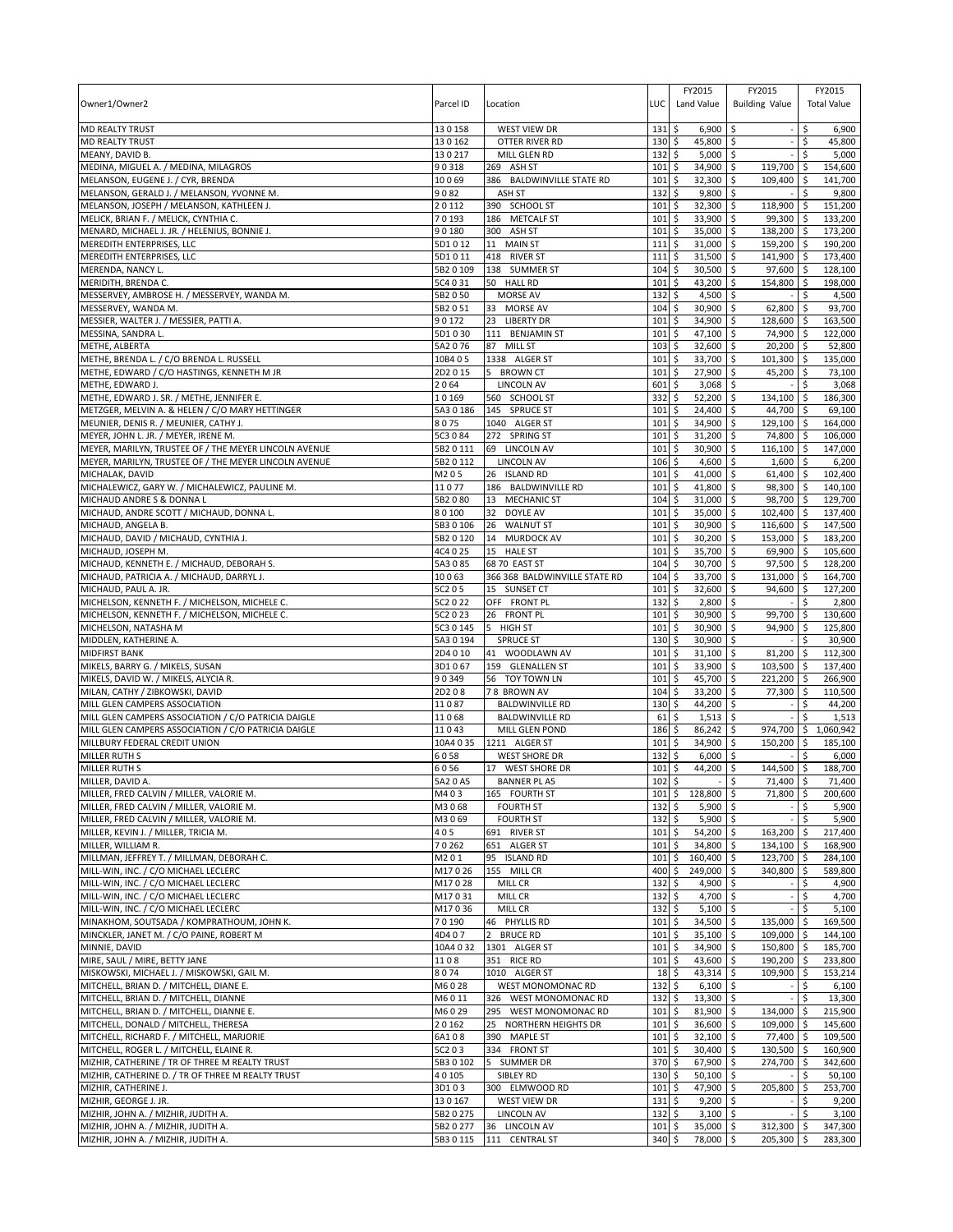| Owner1/Owner2 | Parcel ID | Location | LUC | FY2015 Land Value | FY2015 Building Value | FY2015 Total Value |
|---|---|---|---|---|---|---|
| MD REALTY TRUST | 13 0 158 | WEST VIEW DR | 131 | $ 6,900 | $ - | $ 6,900 |
| MD REALTY TRUST | 13 0 162 | OTTER RIVER RD | 130 | $ 45,800 | $ - | $ 45,800 |
| MEANY, DAVID B. | 13 0 217 | MILL GLEN RD | 132 | $ 5,000 | $ - | $ 5,000 |
| MEDINA, MIGUEL A. / MEDINA, MILAGROS | 9 0 318 | 269 ASH ST | 101 | $ 34,900 | $ 119,700 | $ 154,600 |
| MELANSON, EUGENE J. / CYR, BRENDA | 10 0 69 | 386 BALDWINVILLE STATE RD | 101 | $ 32,300 | $ 109,400 | $ 141,700 |
| MELANSON, GERALD J. / MELANSON, YVONNE M. | 9 0 82 | ASH ST | 132 | $ 9,800 | $ - | $ 9,800 |
| MELANSON, JOSEPH / MELANSON, KATHLEEN J. | 2 0 112 | 390 SCHOOL ST | 101 | $ 32,300 | $ 118,900 | $ 151,200 |
| MELICK, BRIAN F. / MELICK, CYNTHIA C. | 7 0 193 | 186 METCALF ST | 101 | $ 33,900 | $ 99,300 | $ 133,200 |
| MENARD, MICHAEL J. JR. / HELENIUS, BONNIE J. | 9 0 180 | 300 ASH ST | 101 | $ 35,000 | $ 138,200 | $ 173,200 |
| MEREDITH ENTERPRISES, LLC | 5D1 0 12 | 11 MAIN ST | 111 | $ 31,000 | $ 159,200 | $ 190,200 |
| MEREDITH ENTERPRISES, LLC | 5D1 0 11 | 418 RIVER ST | 111 | $ 31,500 | $ 141,900 | $ 173,400 |
| MERENDA, NANCY L. | 5B2 0 109 | 138 SUMMER ST | 104 | $ 30,500 | $ 97,600 | $ 128,100 |
| MERIDITH, BRENDA C. | 5C4 0 31 | 50 HALL RD | 101 | $ 43,200 | $ 154,800 | $ 198,000 |
| MESSERVEY, AMBROSE H. / MESSERVEY, WANDA M. | 5B2 0 50 | MORSE AV | 132 | $ 4,500 | $ - | $ 4,500 |
| MESSERVEY, WANDA M. | 5B2 0 51 | 33 MORSE AV | 104 | $ 30,900 | $ 62,800 | $ 93,700 |
| MESSIER, WALTER J. / MESSIER, PATTI A. | 9 0 172 | 23 LIBERTY DR | 101 | $ 34,900 | $ 128,600 | $ 163,500 |
| MESSINA, SANDRA L. | 5D1 0 30 | 111 BENJAMIN ST | 101 | $ 47,100 | $ 74,900 | $ 122,000 |
| METHE, ALBERTA | 5A2 0 76 | 87 MILL ST | 103 | $ 32,600 | $ 20,200 | $ 52,800 |
| METHE, BRENDA L. / C/O BRENDA L. RUSSELL | 10B4 0 5 | 1338 ALGER ST | 101 | $ 33,700 | $ 101,300 | $ 135,000 |
| METHE, EDWARD / C/O HASTINGS, KENNETH M JR | 2D2 0 15 | 5 BROWN CT | 101 | $ 27,900 | $ 45,200 | $ 73,100 |
| METHE, EDWARD J. | 2 0 64 | LINCOLN AV | 601 | $ 3,068 | $ - | $ 3,068 |
| METHE, EDWARD J. SR. / METHE, JENNIFER E. | 1 0 169 | 560 SCHOOL ST | 332 | $ 52,200 | $ 134,100 | $ 186,300 |
| METZGER, MELVIN A. & HELEN / C/O MARY HETTINGER | 5A3 0 186 | 145 SPRUCE ST | 101 | $ 24,400 | $ 44,700 | $ 69,100 |
| MEUNIER, DENIS R. / MEUNIER, CATHY J. | 8 0 75 | 1040 ALGER ST | 101 | $ 34,900 | $ 129,100 | $ 164,000 |
| MEYER, JOHN L. JR. / MEYER, IRENE M. | 5C3 0 84 | 272 SPRING ST | 101 | $ 31,200 | $ 74,800 | $ 106,000 |
| MEYER, MARILYN, TRUSTEE OF / THE MEYER LINCOLN AVENUE | 5B2 0 111 | 69 LINCOLN AV | 101 | $ 30,900 | $ 116,100 | $ 147,000 |
| MEYER, MARILYN, TRUSTEE OF / THE MEYER LINCOLN AVENUE | 5B2 0 112 | LINCOLN AV | 106 | $ 4,600 | $ 1,600 | $ 6,200 |
| MICHALAK, DAVID | M2 0 5 | 26 ISLAND RD | 101 | $ 41,000 | $ 61,400 | $ 102,400 |
| MICHALEWICZ, GARY W. / MICHALEWICZ, PAULINE M. | 11 0 77 | 186 BALDWINVILLE RD | 101 | $ 41,800 | $ 98,300 | $ 140,100 |
| MICHAUD ANDRE S & DONNA L | 5B2 0 80 | 13 MECHANIC ST | 104 | $ 31,000 | $ 98,700 | $ 129,700 |
| MICHAUD, ANDRE SCOTT / MICHAUD, DONNA L. | 8 0 100 | 32 DOYLE AV | 101 | $ 35,000 | $ 102,400 | $ 137,400 |
| MICHAUD, ANGELA B. | 5B3 0 106 | 26 WALNUT ST | 101 | $ 30,900 | $ 116,600 | $ 147,500 |
| MICHAUD, DAVID / MICHAUD, CYNTHIA J. | 5B2 0 120 | 14 MURDOCK AV | 101 | $ 30,200 | $ 153,000 | $ 183,200 |
| MICHAUD, JOSEPH M. | 4C4 0 25 | 15 HALE ST | 101 | $ 35,700 | $ 69,900 | $ 105,600 |
| MICHAUD, KENNETH E. / MICHAUD, DEBORAH S. | 5A3 0 85 | 68 70 EAST ST | 104 | $ 30,700 | $ 97,500 | $ 128,200 |
| MICHAUD, PATRICIA A. / MICHAUD, DARRYL J. | 10 0 63 | 366 368 BALDWINVILLE STATE RD | 104 | $ 33,700 | $ 131,000 | $ 164,700 |
| MICHAUD, PAUL A. JR. | 5C2 0 5 | 15 SUNSET CT | 101 | $ 32,600 | $ 94,600 | $ 127,200 |
| MICHELSON, KENNETH F. / MICHELSON, MICHELE C. | 5C2 0 22 | OFF FRONT PL | 132 | $ 2,800 | $ - | $ 2,800 |
| MICHELSON, KENNETH F. / MICHELSON, MICHELE C. | 5C2 0 23 | 26 FRONT PL | 101 | $ 30,900 | $ 99,700 | $ 130,600 |
| MICHELSON, NATASHA M | 5C3 0 145 | 5 HIGH ST | 101 | $ 30,900 | $ 94,900 | $ 125,800 |
| MIDDLEN, KATHERINE A. | 5A3 0 194 | SPRUCE ST | 130 | $ 30,900 | $ - | $ 30,900 |
| MIDFIRST BANK | 2D4 0 10 | 41 WOODLAWN AV | 101 | $ 31,100 | $ 81,200 | $ 112,300 |
| MIKELS, BARRY G. / MIKELS, SUSAN | 3D1 0 67 | 159 GLENALLEN ST | 101 | $ 33,900 | $ 103,500 | $ 137,400 |
| MIKELS, DAVID W. / MIKELS, ALYCIA R. | 9 0 349 | 56 TOY TOWN LN | 101 | $ 45,700 | $ 221,200 | $ 266,900 |
| MILAN, CATHY / ZIBKOWSKI, DAVID | 2D2 0 8 | 7 8 BROWN AV | 104 | $ 33,200 | $ 77,300 | $ 110,500 |
| MILL GLEN CAMPERS ASSOCIATION | 11 0 87 | BALDWINVILLE RD | 130 | $ 44,200 | $ - | $ 44,200 |
| MILL GLEN CAMPERS ASSOCIATION / C/O PATRICIA DAIGLE | 11 0 68 | BALDWINVILLE RD | 61 | $ 1,513 | $ - | $ 1,513 |
| MILL GLEN CAMPERS ASSOCIATION / C/O PATRICIA DAIGLE | 11 0 43 | MILL GLEN POND | 186 | $ 86,242 | $ 974,700 | $ 1,060,942 |
| MILLBURY FEDERAL CREDIT UNION | 10A4 0 35 | 1211 ALGER ST | 101 | $ 34,900 | $ 150,200 | $ 185,100 |
| MILLER RUTH S | 6 0 58 | WEST SHORE DR | 132 | $ 6,000 | $ - | $ 6,000 |
| MILLER RUTH S | 6 0 56 | 17 WEST SHORE DR | 101 | $ 44,200 | $ 144,500 | $ 188,700 |
| MILLER, DAVID A. | 5A2 0 A5 | BANNER PL A5 | 102 | $ - | $ 71,400 | $ 71,400 |
| MILLER, FRED CALVIN / MILLER, VALORIE M. | M4 0 3 | 165 FOURTH ST | 101 | $ 128,800 | $ 71,800 | $ 200,600 |
| MILLER, FRED CALVIN / MILLER, VALORIE M. | M3 0 68 | FOURTH ST | 132 | $ 5,900 | $ - | $ 5,900 |
| MILLER, FRED CALVIN / MILLER, VALORIE M. | M3 0 69 | FOURTH ST | 132 | $ 5,900 | $ - | $ 5,900 |
| MILLER, KEVIN J. / MILLER, TRICIA M. | 4 0 5 | 691 RIVER ST | 101 | $ 54,200 | $ 163,200 | $ 217,400 |
| MILLER, WILLIAM R. | 7 0 262 | 651 ALGER ST | 101 | $ 34,800 | $ 134,100 | $ 168,900 |
| MILLMAN, JEFFREY T. / MILLMAN, DEBORAH C. | M2 0 1 | 95 ISLAND RD | 101 | $ 160,400 | $ 123,700 | $ 284,100 |
| MILL-WIN, INC. / C/O MICHAEL LECLERC | M17 0 26 | 155 MILL CR | 400 | $ 249,000 | $ 340,800 | $ 589,800 |
| MILL-WIN, INC. / C/O MICHAEL LECLERC | M17 0 28 | MILL CR | 132 | $ 4,900 | $ - | $ 4,900 |
| MILL-WIN, INC. / C/O MICHAEL LECLERC | M17 0 31 | MILL CR | 132 | $ 4,700 | $ - | $ 4,700 |
| MILL-WIN, INC. / C/O MICHAEL LECLERC | M17 0 36 | MILL CR | 132 | $ 5,100 | $ - | $ 5,100 |
| MINAKHOM, SOUTSADA / KOMPRATHOUM, JOHN K. | 7 0 190 | 46 PHYLLIS RD | 101 | $ 34,500 | $ 135,000 | $ 169,500 |
| MINCKLER, JANET M. / C/O PAINE, ROBERT M | 4D4 0 7 | 2 BRUCE RD | 101 | $ 35,100 | $ 109,000 | $ 144,100 |
| MINNIE, DAVID | 10A4 0 32 | 1301 ALGER ST | 101 | $ 34,900 | $ 150,800 | $ 185,700 |
| MIRE, SAUL / MIRE, BETTY JANE | 11 0 8 | 351 RICE RD | 101 | $ 43,600 | $ 190,200 | $ 233,800 |
| MISKOWSKI, MICHAEL J. / MISKOWSKI, GAIL M. | 8 0 74 | 1010 ALGER ST | 18 | $ 43,314 | $ 109,900 | $ 153,214 |
| MITCHELL, BRIAN D. / MITCHELL, DIANE E. | M6 0 28 | WEST MONOMONAC RD | 132 | $ 6,100 | $ - | $ 6,100 |
| MITCHELL, BRIAN D. / MITCHELL, DIANNE | M6 0 11 | 326 WEST MONOMONAC RD | 132 | $ 13,300 | $ - | $ 13,300 |
| MITCHELL, BRIAN D. / MITCHELL, DIANNE E. | M6 0 29 | 295 WEST MONOMONAC RD | 101 | $ 81,900 | $ 134,000 | $ 215,900 |
| MITCHELL, DONALD / MITCHELL, THERESA | 2 0 162 | 25 NORTHERN HEIGHTS DR | 101 | $ 36,600 | $ 109,000 | $ 145,600 |
| MITCHELL, RICHARD F. / MITCHELL, MARJORIE | 6A1 0 8 | 390 MAPLE ST | 101 | $ 32,100 | $ 77,400 | $ 109,500 |
| MITCHELL, ROGER L. / MITCHELL, ELAINE R. | 5C2 0 3 | 334 FRONT ST | 101 | $ 30,400 | $ 130,500 | $ 160,900 |
| MIZHIR, CATHERINE / TR OF THREE M REALTY TRUST | 5B3 0 102 | 5 SUMMER DR | 370 | $ 67,900 | $ 274,700 | $ 342,600 |
| MIZHIR, CATHERINE D. / TR OF THREE M REALTY TRUST | 4 0 105 | SIBLEY RD | 130 | $ 50,100 | $ - | $ 50,100 |
| MIZHIR, CATHERINE J. | 3D1 0 3 | 300 ELMWOOD RD | 101 | $ 47,900 | $ 205,800 | $ 253,700 |
| MIZHIR, GEORGE J. JR. | 13 0 167 | WEST VIEW DR | 131 | $ 9,200 | $ - | $ 9,200 |
| MIZHIR, JOHN A. / MIZHIR, JUDITH A. | 5B2 0 275 | LINCOLN AV | 132 | $ 3,100 | $ - | $ 3,100 |
| MIZHIR, JOHN A. / MIZHIR, JUDITH A. | 5B2 0 277 | 36 LINCOLN AV | 101 | $ 35,000 | $ 312,300 | $ 347,300 |
| MIZHIR, JOHN A. / MIZHIR, JUDITH A. | 5B3 0 115 | 111 CENTRAL ST | 340 | $ 78,000 | $ 205,300 | $ 283,300 |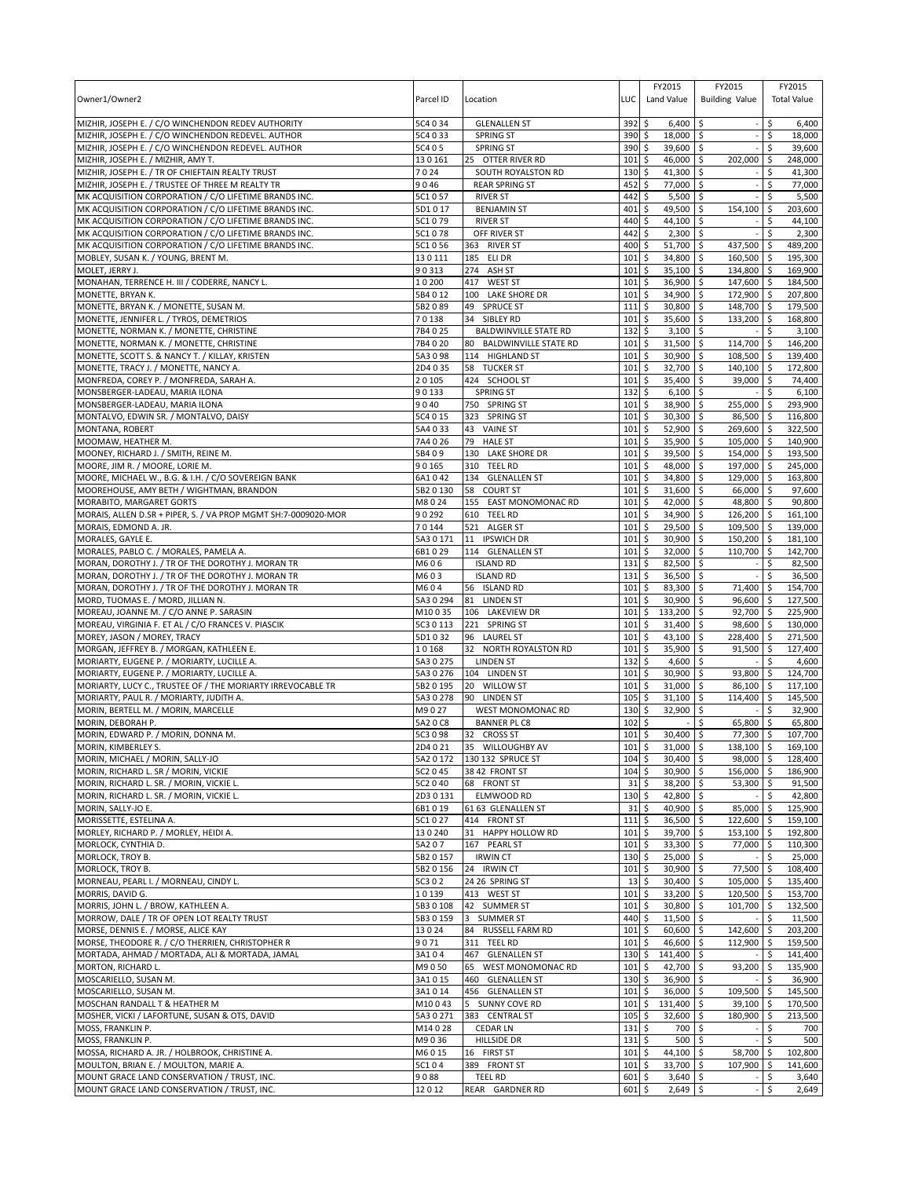| Owner1/Owner2 | Parcel ID | Location | LUC | FY2015 Land Value | FY2015 Building Value | FY2015 Total Value |
|---|---|---|---|---|---|---|
| MIZHIR, JOSEPH E. / C/O WINCHENDON REDEV AUTHORITY | 5C4 0 34 | GLENALLEN ST | 392 | $ 6,400 | $ - | $ 6,400 |
| MIZHIR, JOSEPH E. / C/O WINCHENDON REDEVEL. AUTHOR | 5C4 0 33 | SPRING ST | 390 | $ 18,000 | $ - | $ 18,000 |
| MIZHIR, JOSEPH E. / C/O WINCHENDON REDEVEL. AUTHOR | 5C4 0 5 | SPRING ST | 390 | $ 39,600 | $ - | $ 39,600 |
| MIZHIR, JOSEPH E. / MIZHIR, AMY T. | 13 0 161 | 25 OTTER RIVER RD | 101 | $ 46,000 | $ 202,000 | $ 248,000 |
| MIZHIR, JOSEPH E. / TR OF CHIEFTAIN REALTY TRUST | 7 0 24 | SOUTH ROYALSTON RD | 130 | $ 41,300 | $ - | $ 41,300 |
| MIZHIR, JOSEPH E. / TRUSTEE OF THREE M REALTY TR | 9 0 46 | REAR SPRING ST | 452 | $ 77,000 | $ - | $ 77,000 |
| MK ACQUISITION CORPORATION / C/O LIFETIME BRANDS INC. | 5C1 0 57 | RIVER ST | 442 | $ 5,500 | $ - | $ 5,500 |
| MK ACQUISITION CORPORATION / C/O LIFETIME BRANDS INC. | 5D1 0 17 | BENJAMIN ST | 401 | $ 49,500 | $ 154,100 | $ 203,600 |
| MK ACQUISITION CORPORATION / C/O LIFETIME BRANDS INC. | 5C1 0 79 | RIVER ST | 440 | $ 44,100 | $ - | $ 44,100 |
| MK ACQUISITION CORPORATION / C/O LIFETIME BRANDS INC. | 5C1 0 78 | OFF RIVER ST | 442 | $ 2,300 | $ - | $ 2,300 |
| MK ACQUISITION CORPORATION / C/O LIFETIME BRANDS INC. | 5C1 0 56 | 363 RIVER ST | 400 | $ 51,700 | $ 437,500 | $ 489,200 |
| MOBLEY, SUSAN K. / YOUNG, BRENT M. | 13 0 111 | 185 ELI DR | 101 | $ 34,800 | $ 160,500 | $ 195,300 |
| MOLET, JERRY J. | 9 0 313 | 274 ASH ST | 101 | $ 35,100 | $ 134,800 | $ 169,900 |
| MONAHAN, TERRENCE H. III / CODERRE, NANCY L. | 1 0 200 | 417 WEST ST | 101 | $ 36,900 | $ 147,600 | $ 184,500 |
| MONETTE, BRYAN K. | 5B4 0 12 | 100 LAKE SHORE DR | 101 | $ 34,900 | $ 172,900 | $ 207,800 |
| MONETTE, BRYAN K. / MONETTE, SUSAN M. | 5B2 0 89 | 49 SPRUCE ST | 111 | $ 30,800 | $ 148,700 | $ 179,500 |
| MONETTE, JENNIFER L. / TYROS, DEMETRIOS | 7 0 138 | 34 SIBLEY RD | 101 | $ 35,600 | $ 133,200 | $ 168,800 |
| MONETTE, NORMAN K. / MONETTE, CHRISTINE | 7B4 0 25 | BALDWINVILLE STATE RD | 132 | $ 3,100 | $ - | $ 3,100 |
| MONETTE, NORMAN K. / MONETTE, CHRISTINE | 7B4 0 20 | 80 BALDWINVILLE STATE RD | 101 | $ 31,500 | $ 114,700 | $ 146,200 |
| MONETTE, SCOTT S. & NANCY T. / KILLAY, KRISTEN | 5A3 0 98 | 114 HIGHLAND ST | 101 | $ 30,900 | $ 108,500 | $ 139,400 |
| MONETTE, TRACY J. / MONETTE, NANCY A. | 2D4 0 35 | 58 TUCKER ST | 101 | $ 32,700 | $ 140,100 | $ 172,800 |
| MONFREDA, COREY P. / MONFREDA, SARAH A. | 2 0 105 | 424 SCHOOL ST | 101 | $ 35,400 | $ 39,000 | $ 74,400 |
| MONSBERGER-LADEAU, MARIA ILONA | 9 0 133 | SPRING ST | 132 | $ 6,100 | $ - | $ 6,100 |
| MONSBERGER-LADEAU, MARIA ILONA | 9 0 40 | 750 SPRING ST | 101 | $ 38,900 | $ 255,000 | $ 293,900 |
| MONTALVO, EDWIN SR. / MONTALVO, DAISY | 5C4 0 15 | 323 SPRING ST | 101 | $ 30,300 | $ 86,500 | $ 116,800 |
| MONTANA, ROBERT | 5A4 0 33 | 43 VAINE ST | 101 | $ 52,900 | $ 269,600 | $ 322,500 |
| MOOMAW, HEATHER M. | 7A4 0 26 | 79 HALE ST | 101 | $ 35,900 | $ 105,000 | $ 140,900 |
| MOONEY, RICHARD J. / SMITH, REINE M. | 5B4 0 9 | 130 LAKE SHORE DR | 101 | $ 39,500 | $ 154,000 | $ 193,500 |
| MOORE, JIM R. / MOORE, LORIE M. | 9 0 165 | 310 TEEL RD | 101 | $ 48,000 | $ 197,000 | $ 245,000 |
| MOORE, MICHAEL W., B.G. & I.H. / C/O SOVEREIGN BANK | 6A1 0 42 | 134 GLENALLEN ST | 101 | $ 34,800 | $ 129,000 | $ 163,800 |
| MOOREHOUSE, AMY BETH / WIGHTMAN, BRANDON | 5B2 0 130 | 58 COURT ST | 101 | $ 31,600 | $ 66,000 | $ 97,600 |
| MORABITO, MARGARET GORTS | M8 0 24 | 155 EAST MONOMONAC RD | 101 | $ 42,000 | $ 48,800 | $ 90,800 |
| MORAIS, ALLEN D.SR + PIPER, S. / VA PROP MGMT SH:7-0009020-MOR | 9 0 292 | 610 TEEL RD | 101 | $ 34,900 | $ 126,200 | $ 161,100 |
| MORAIS, EDMOND A. JR. | 7 0 144 | 521 ALGER ST | 101 | $ 29,500 | $ 109,500 | $ 139,000 |
| MORALES, GAYLE E. | 5A3 0 171 | 11 IPSWICH DR | 101 | $ 30,900 | $ 150,200 | $ 181,100 |
| MORALES, PABLO C. / MORALES, PAMELA A. | 6B1 0 29 | 114 GLENALLEN ST | 101 | $ 32,000 | $ 110,700 | $ 142,700 |
| MORAN, DOROTHY J. / TR OF THE DOROTHY J. MORAN TR | M6 0 6 | ISLAND RD | 131 | $ 82,500 | $ - | $ 82,500 |
| MORAN, DOROTHY J. / TR OF THE DOROTHY J. MORAN TR | M6 0 3 | ISLAND RD | 131 | $ 36,500 | $ - | $ 36,500 |
| MORAN, DOROTHY J. / TR OF THE DOROTHY J. MORAN TR | M6 0 4 | 56 ISLAND RD | 101 | $ 83,300 | $ 71,400 | $ 154,700 |
| MORD, TUOMAS E. / MORD, JILLIAN N. | 5A3 0 294 | 81 LINDEN ST | 101 | $ 30,900 | $ 96,600 | $ 127,500 |
| MOREAU, JOANNE M. / C/O ANNE P. SARASIN | M10 0 35 | 106 LAKEVIEW DR | 101 | $ 133,200 | $ 92,700 | $ 225,900 |
| MOREAU, VIRGINIA F. ET AL / C/O FRANCES V. PIASCIK | 5C3 0 113 | 221 SPRING ST | 101 | $ 31,400 | $ 98,600 | $ 130,000 |
| MOREY, JASON / MOREY, TRACY | 5D1 0 32 | 96 LAUREL ST | 101 | $ 43,100 | $ 228,400 | $ 271,500 |
| MORGAN, JEFFREY B. / MORGAN, KATHLEEN E. | 1 0 168 | 32 NORTH ROYALSTON RD | 101 | $ 35,900 | $ 91,500 | $ 127,400 |
| MORIARTY, EUGENE P. / MORIARTY, LUCILLE A. | 5A3 0 275 | LINDEN ST | 132 | $ 4,600 | $ - | $ 4,600 |
| MORIARTY, EUGENE P. / MORIARTY, LUCILLE A. | 5A3 0 276 | 104 LINDEN ST | 101 | $ 30,900 | $ 93,800 | $ 124,700 |
| MORIARTY, LUCY C., TRUSTEE OF / THE MORIARTY IRREVOCABLE TR | 5B2 0 195 | 20 WILLOW ST | 101 | $ 31,000 | $ 86,100 | $ 117,100 |
| MORIARTY, PAUL R. / MORIARTY, JUDITH A. | 5A3 0 278 | 90 LINDEN ST | 105 | $ 31,100 | $ 114,400 | $ 145,500 |
| MORIN, BERTELL M. / MORIN, MARCELLE | M9 0 27 | WEST MONOMONAC RD | 130 | $ 32,900 | $ - | $ 32,900 |
| MORIN, DEBORAH P. | 5A2 0 C8 | BANNER PL C8 | 102 | $ - | $ 65,800 | $ 65,800 |
| MORIN, EDWARD P. / MORIN, DONNA M. | 5C3 0 98 | 32 CROSS ST | 101 | $ 30,400 | $ 77,300 | $ 107,700 |
| MORIN, KIMBERLEY S. | 2D4 0 21 | 35 WILLOUGHBY AV | 101 | $ 31,000 | $ 138,100 | $ 169,100 |
| MORIN, MICHAEL / MORIN, SALLY-JO | 5A2 0 172 | 130 132 SPRUCE ST | 104 | $ 30,400 | $ 98,000 | $ 128,400 |
| MORIN, RICHARD L. SR / MORIN, VICKIE | 5C2 0 45 | 38 42 FRONT ST | 104 | $ 30,900 | $ 156,000 | $ 186,900 |
| MORIN, RICHARD L. SR. / MORIN, VICKIE L. | 5C2 0 40 | 68 FRONT ST | 31 | $ 38,200 | $ 53,300 | $ 91,500 |
| MORIN, RICHARD L. SR. / MORIN, VICKIE L. | 2D3 0 131 | ELMWOOD RD | 130 | $ 42,800 | $ - | $ 42,800 |
| MORIN, SALLY-JO E. | 6B1 0 19 | 61 63 GLENALLEN ST | 31 | $ 40,900 | $ 85,000 | $ 125,900 |
| MORISSETTE, ESTELINA A. | 5C1 0 27 | 414 FRONT ST | 111 | $ 36,500 | $ 122,600 | $ 159,100 |
| MORLEY, RICHARD P. / MORLEY, HEIDI A. | 13 0 240 | 31 HAPPY HOLLOW RD | 101 | $ 39,700 | $ 153,100 | $ 192,800 |
| MORLOCK, CYNTHIA D. | 5A2 0 7 | 167 PEARL ST | 101 | $ 33,300 | $ 77,000 | $ 110,300 |
| MORLOCK, TROY B. | 5B2 0 157 | IRWIN CT | 130 | $ 25,000 | $ - | $ 25,000 |
| MORLOCK, TROY B. | 5B2 0 156 | 24 IRWIN CT | 101 | $ 30,900 | $ 77,500 | $ 108,400 |
| MORNEAU, PEARL I. / MORNEAU, CINDY L. | 5C3 0 2 | 24 26 SPRING ST | 13 | $ 30,400 | $ 105,000 | $ 135,400 |
| MORRIS, DAVID G. | 1 0 139 | 413 WEST ST | 101 | $ 33,200 | $ 120,500 | $ 153,700 |
| MORRIS, JOHN L. / BROW, KATHLEEN A. | 5B3 0 108 | 42 SUMMER ST | 101 | $ 30,800 | $ 101,700 | $ 132,500 |
| MORROW, DALE / TR OF OPEN LOT REALTY TRUST | 5B3 0 159 | 3 SUMMER ST | 440 | $ 11,500 | $ - | $ 11,500 |
| MORSE, DENNIS E. / MORSE, ALICE KAY | 13 0 24 | 84 RUSSELL FARM RD | 101 | $ 60,600 | $ 142,600 | $ 203,200 |
| MORSE, THEODORE R. / C/O THERRIEN, CHRISTOPHER R | 9 0 71 | 311 TEEL RD | 101 | $ 46,600 | $ 112,900 | $ 159,500 |
| MORTADA, AHMAD / MORTADA, ALI & MORTADA, JAMAL | 3A1 0 4 | 467 GLENALLEN ST | 130 | $ 141,400 | $ - | $ 141,400 |
| MORTON, RICHARD L. | M9 0 50 | 65 WEST MONOMONAC RD | 101 | $ 42,700 | $ 93,200 | $ 135,900 |
| MOSCARIELLO, SUSAN M. | 3A1 0 15 | 460 GLENALLEN ST | 130 | $ 36,900 | $ - | $ 36,900 |
| MOSCARIELLO, SUSAN M. | 3A1 0 14 | 456 GLENALLEN ST | 101 | $ 36,000 | $ 109,500 | $ 145,500 |
| MOSCHAN RANDALL T & HEATHER M | M10 0 43 | 5 SUNNY COVE RD | 101 | $ 131,400 | $ 39,100 | $ 170,500 |
| MOSHER, VICKI / LAFORTUNE, SUSAN & OTS, DAVID | 5A3 0 271 | 383 CENTRAL ST | 105 | $ 32,600 | $ 180,900 | $ 213,500 |
| MOSS, FRANKLIN P. | M14 0 28 | CEDAR LN | 131 | $ 700 | $ - | $ 700 |
| MOSS, FRANKLIN P. | M9 0 36 | HILLSIDE DR | 131 | $ 500 | $ - | $ 500 |
| MOSSA, RICHARD A. JR. / HOLBROOK, CHRISTINE A. | M6 0 15 | 16 FIRST ST | 101 | $ 44,100 | $ 58,700 | $ 102,800 |
| MOULTON, BRIAN E. / MOULTON, MARIE A. | 5C1 0 4 | 389 FRONT ST | 101 | $ 33,700 | $ 107,900 | $ 141,600 |
| MOUNT GRACE LAND CONSERVATION / TRUST, INC. | 9 0 88 | TEEL RD | 601 | $ 3,640 | $ - | $ 3,640 |
| MOUNT GRACE LAND CONSERVATION / TRUST, INC. | 12 0 12 | REAR GARDNER RD | 601 | $ 2,649 | $ - | $ 2,649 |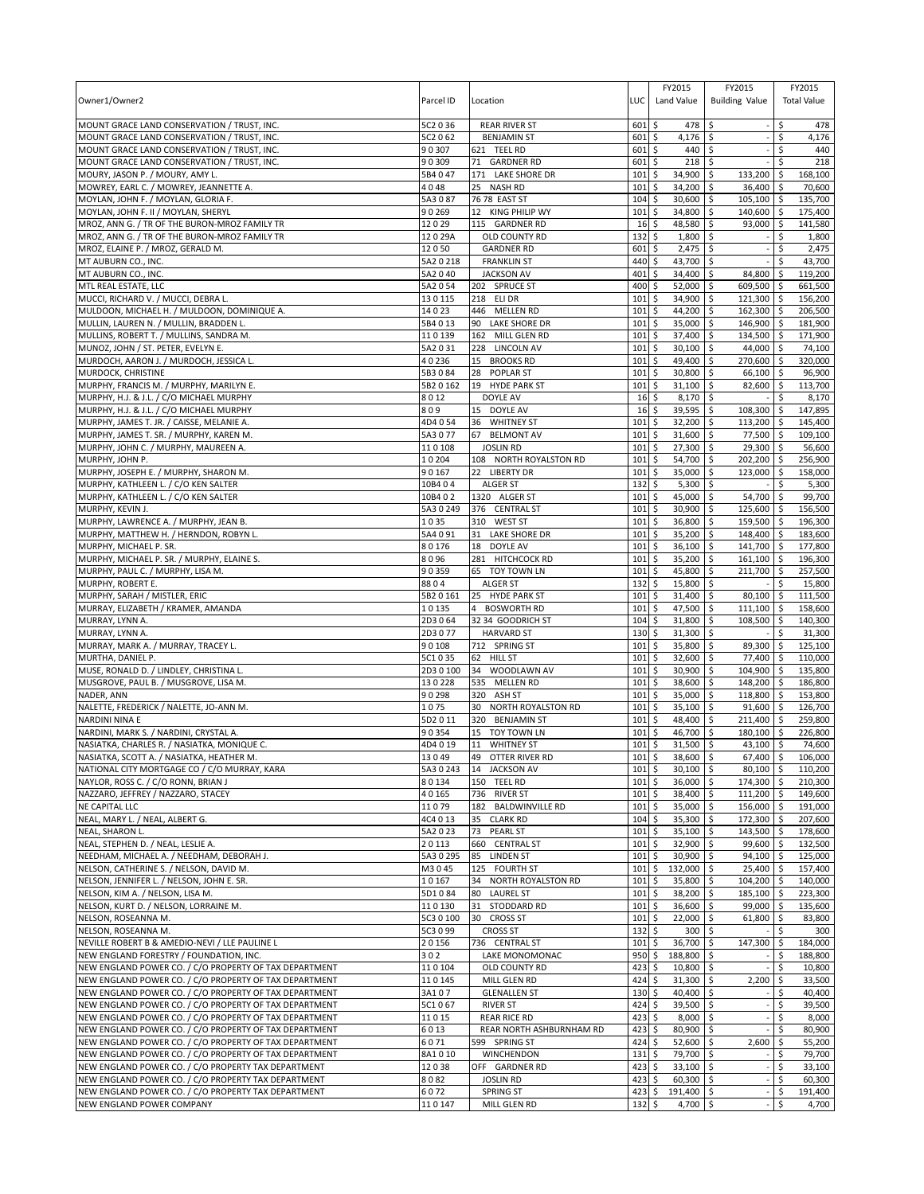| Owner1/Owner2 | Parcel ID | Location | LUC | FY2015 Land Value | FY2015 Building Value | FY2015 Total Value |
|---|---|---|---|---|---|---|
| MOUNT GRACE LAND CONSERVATION / TRUST, INC. | 5C2 0 36 | REAR RIVER ST | 601 | $ 478 | $ - | $ 478 |
| MOUNT GRACE LAND CONSERVATION / TRUST, INC. | 5C2 0 62 | BENJAMIN ST | 601 | $ 4,176 | $ - | $ 4,176 |
| MOUNT GRACE LAND CONSERVATION / TRUST, INC. | 9 0 307 | 621 TEEL RD | 601 | $ 440 | $ - | $ 440 |
| MOUNT GRACE LAND CONSERVATION / TRUST, INC. | 9 0 309 | 71 GARDNER RD | 601 | $ 218 | $ - | $ 218 |
| MOURY, JASON P. / MOURY, AMY L. | 5B4 0 47 | 171 LAKE SHORE DR | 101 | $ 34,900 | $ 133,200 | $ 168,100 |
| MOWREY, EARL C. / MOWREY, JEANNETTE A. | 4 0 48 | 25 NASH RD | 101 | $ 34,200 | $ 36,400 | $ 70,600 |
| MOYLAN, JOHN F. / MOYLAN, GLORIA F. | 5A3 0 87 | 76 78 EAST ST | 104 | $ 30,600 | $ 105,100 | $ 135,700 |
| MOYLAN, JOHN F. II / MOYLAN, SHERYL | 9 0 269 | 12 KING PHILIP WY | 101 | $ 34,800 | $ 140,600 | $ 175,400 |
| MROZ, ANN G. / TR OF THE BURON-MROZ FAMILY TR | 12 0 29 | 115 GARDNER RD | 16 | $ 48,580 | $ 93,000 | $ 141,580 |
| MROZ, ANN G. / TR OF THE BURON-MROZ FAMILY TR | 12 0 29A | OLD COUNTY RD | 132 | $ 1,800 | $ - | $ 1,800 |
| MROZ, ELAINE P. / MROZ, GERALD M. | 12 0 50 | GARDNER RD | 601 | $ 2,475 | $ - | $ 2,475 |
| MT AUBURN CO., INC. | 5A2 0 218 | FRANKLIN ST | 440 | $ 43,700 | $ - | $ 43,700 |
| MT AUBURN CO., INC. | 5A2 0 40 | JACKSON AV | 401 | $ 34,400 | $ 84,800 | $ 119,200 |
| MTL REAL ESTATE, LLC | 5A2 0 54 | 202 SPRUCE ST | 400 | $ 52,000 | $ 609,500 | $ 661,500 |
| MUCCI, RICHARD V. / MUCCI, DEBRA L. | 13 0 115 | 218 ELI DR | 101 | $ 34,900 | $ 121,300 | $ 156,200 |
| MULDOON, MICHAEL H. / MULDOON, DOMINIQUE A. | 14 0 23 | 446 MELLEN RD | 101 | $ 44,200 | $ 162,300 | $ 206,500 |
| MULLIN, LAUREN N. / MULLIN, BRADDEN L. | 5B4 0 13 | 90 LAKE SHORE DR | 101 | $ 35,000 | $ 146,900 | $ 181,900 |
| MULLINS, ROBERT T. / MULLINS, SANDRA M. | 11 0 139 | 162 MILL GLEN RD | 101 | $ 37,400 | $ 134,500 | $ 171,900 |
| MUNOZ, JOHN / ST. PETER, EVELYN E. | 5A2 0 31 | 228 LINCOLN AV | 101 | $ 30,100 | $ 44,000 | $ 74,100 |
| MURDOCH, AARON J. / MURDOCH, JESSICA L. | 4 0 236 | 15 BROOKS RD | 101 | $ 49,400 | $ 270,600 | $ 320,000 |
| MURDOCK, CHRISTINE | 5B3 0 84 | 28 POPLAR ST | 101 | $ 30,800 | $ 66,100 | $ 96,900 |
| MURPHY, FRANCIS M. / MURPHY, MARILYN E. | 5B2 0 162 | 19 HYDE PARK ST | 101 | $ 31,100 | $ 82,600 | $ 113,700 |
| MURPHY, H.J. & J.L. / C/O MICHAEL MURPHY | 8 0 12 | DOYLE AV | 16 | $ 8,170 | $ - | $ 8,170 |
| MURPHY, H.J. & J.L. / C/O MICHAEL MURPHY | 8 0 9 | 15 DOYLE AV | 16 | $ 39,595 | $ 108,300 | $ 147,895 |
| MURPHY, JAMES T. JR. / CAISSE, MELANIE A. | 4D4 0 54 | 36 WHITNEY ST | 101 | $ 32,200 | $ 113,200 | $ 145,400 |
| MURPHY, JAMES T. SR. / MURPHY, KAREN M. | 5A3 0 77 | 67 BELMONT AV | 101 | $ 31,600 | $ 77,500 | $ 109,100 |
| MURPHY, JOHN C. / MURPHY, MAUREEN A. | 11 0 108 | JOSLIN RD | 101 | $ 27,300 | $ 29,300 | $ 56,600 |
| MURPHY, JOHN P. | 1 0 204 | 108 NORTH ROYALSTON RD | 101 | $ 54,700 | $ 202,200 | $ 256,900 |
| MURPHY, JOSEPH E. / MURPHY, SHARON M. | 9 0 167 | 22 LIBERTY DR | 101 | $ 35,000 | $ 123,000 | $ 158,000 |
| MURPHY, KATHLEEN L. / C/O KEN SALTER | 10B4 0 4 | ALGER ST | 132 | $ 5,300 | $ - | $ 5,300 |
| MURPHY, KATHLEEN L. / C/O KEN SALTER | 10B4 0 2 | 1320 ALGER ST | 101 | $ 45,000 | $ 54,700 | $ 99,700 |
| MURPHY, KEVIN J. | 5A3 0 249 | 376 CENTRAL ST | 101 | $ 30,900 | $ 125,600 | $ 156,500 |
| MURPHY, LAWRENCE A. / MURPHY, JEAN B. | 1 0 35 | 310 WEST ST | 101 | $ 36,800 | $ 159,500 | $ 196,300 |
| MURPHY, MATTHEW H. / HERNDON, ROBYN L. | 5A4 0 91 | 31 LAKE SHORE DR | 101 | $ 35,200 | $ 148,400 | $ 183,600 |
| MURPHY, MICHAEL P. SR. | 8 0 176 | 18 DOYLE AV | 101 | $ 36,100 | $ 141,700 | $ 177,800 |
| MURPHY, MICHAEL P. SR. / MURPHY, ELAINE S. | 8 0 96 | 281 HITCHCOCK RD | 101 | $ 35,200 | $ 161,100 | $ 196,300 |
| MURPHY, PAUL C. / MURPHY, LISA M. | 9 0 359 | 65 TOY TOWN LN | 101 | $ 45,800 | $ 211,700 | $ 257,500 |
| MURPHY, ROBERT E. | 88 0 4 | ALGER ST | 132 | $ 15,800 | $ - | $ 15,800 |
| MURPHY, SARAH / MISTLER, ERIC | 5B2 0 161 | 25 HYDE PARK ST | 101 | $ 31,400 | $ 80,100 | $ 111,500 |
| MURRAY, ELIZABETH / KRAMER, AMANDA | 1 0 135 | 4 BOSWORTH RD | 101 | $ 47,500 | $ 111,100 | $ 158,600 |
| MURRAY, LYNN A. | 2D3 0 64 | 32 34 GOODRICH ST | 104 | $ 31,800 | $ 108,500 | $ 140,300 |
| MURRAY, LYNN A. | 2D3 0 77 | HARVARD ST | 130 | $ 31,300 | $ - | $ 31,300 |
| MURRAY, MARK A. / MURRAY, TRACEY L. | 9 0 108 | 712 SPRING ST | 101 | $ 35,800 | $ 89,300 | $ 125,100 |
| MURTHA, DANIEL P. | 5C1 0 35 | 62 HILL ST | 101 | $ 32,600 | $ 77,400 | $ 110,000 |
| MUSE, RONALD D. / LINDLEY, CHRISTINA L. | 2D3 0 100 | 34 WOODLAWN AV | 101 | $ 30,900 | $ 104,900 | $ 135,800 |
| MUSGROVE, PAUL B. / MUSGROVE, LISA M. | 13 0 228 | 535 MELLEN RD | 101 | $ 38,600 | $ 148,200 | $ 186,800 |
| NADER, ANN | 9 0 298 | 320 ASH ST | 101 | $ 35,000 | $ 118,800 | $ 153,800 |
| NALETTE, FREDERICK / NALETTE, JO-ANN M. | 1 0 75 | 30 NORTH ROYALSTON RD | 101 | $ 35,100 | $ 91,600 | $ 126,700 |
| NARDINI NINA E | 5D2 0 11 | 320 BENJAMIN ST | 101 | $ 48,400 | $ 211,400 | $ 259,800 |
| NARDINI, MARK S. / NARDINI, CRYSTAL A. | 9 0 354 | 15 TOY TOWN LN | 101 | $ 46,700 | $ 180,100 | $ 226,800 |
| NASIATKA, CHARLES R. / NASIATKA, MONIQUE C. | 4D4 0 19 | 11 WHITNEY ST | 101 | $ 31,500 | $ 43,100 | $ 74,600 |
| NASIATKA, SCOTT A. / NASIATKA, HEATHER M. | 13 0 49 | 49 OTTER RIVER RD | 101 | $ 38,600 | $ 67,400 | $ 106,000 |
| NATIONAL CITY MORTGAGE CO / C/O MURRAY, KARA | 5A3 0 243 | 14 JACKSON AV | 101 | $ 30,100 | $ 80,100 | $ 110,200 |
| NAYLOR, ROSS C. / C/O RONN, BRIAN J | 8 0 134 | 150 TEEL RD | 101 | $ 36,000 | $ 174,300 | $ 210,300 |
| NAZZARO, JEFFREY / NAZZARO, STACEY | 4 0 165 | 736 RIVER ST | 101 | $ 38,400 | $ 111,200 | $ 149,600 |
| NE CAPITAL LLC | 11 0 79 | 182 BALDWINVILLE RD | 101 | $ 35,000 | $ 156,000 | $ 191,000 |
| NEAL, MARY L. / NEAL, ALBERT G. | 4C4 0 13 | 35 CLARK RD | 104 | $ 35,300 | $ 172,300 | $ 207,600 |
| NEAL, SHARON L. | 5A2 0 23 | 73 PEARL ST | 101 | $ 35,100 | $ 143,500 | $ 178,600 |
| NEAL, STEPHEN D. / NEAL, LESLIE A. | 2 0 113 | 660 CENTRAL ST | 101 | $ 32,900 | $ 99,600 | $ 132,500 |
| NEEDHAM, MICHAEL A. / NEEDHAM, DEBORAH J. | 5A3 0 295 | 85 LINDEN ST | 101 | $ 30,900 | $ 94,100 | $ 125,000 |
| NELSON, CATHERINE S. / NELSON, DAVID M. | M3 0 45 | 125 FOURTH ST | 101 | $ 132,000 | $ 25,400 | $ 157,400 |
| NELSON, JENNIFER L. / NELSON, JOHN E. SR. | 1 0 167 | 34 NORTH ROYALSTON RD | 101 | $ 35,800 | $ 104,200 | $ 140,000 |
| NELSON, KIM A. / NELSON, LISA M. | 5D1 0 84 | 80 LAUREL ST | 101 | $ 38,200 | $ 185,100 | $ 223,300 |
| NELSON, KURT D. / NELSON, LORRAINE M. | 11 0 130 | 31 STODDARD RD | 101 | $ 36,600 | $ 99,000 | $ 135,600 |
| NELSON, ROSEANNA M. | 5C3 0 100 | 30 CROSS ST | 101 | $ 22,000 | $ 61,800 | $ 83,800 |
| NELSON, ROSEANNA M. | 5C3 0 99 | CROSS ST | 132 | $ 300 | $ - | $ 300 |
| NEVILLE ROBERT B & AMEDIO-NEVI / LLE PAULINE L | 2 0 156 | 736 CENTRAL ST | 101 | $ 36,700 | $ 147,300 | $ 184,000 |
| NEW ENGLAND FORESTRY / FOUNDATION, INC. | 3 0 2 | LAKE MONOMONAC | 950 | $ 188,800 | $ - | $ 188,800 |
| NEW ENGLAND POWER CO. / C/O PROPERTY OF TAX DEPARTMENT | 11 0 104 | OLD COUNTY RD | 423 | $ 10,800 | $ - | $ 10,800 |
| NEW ENGLAND POWER CO. / C/O PROPERTY OF TAX DEPARTMENT | 11 0 145 | MILL GLEN RD | 424 | $ 31,300 | $ 2,200 | $ 33,500 |
| NEW ENGLAND POWER CO. / C/O PROPERTY OF TAX DEPARTMENT | 3A1 0 7 | GLENALLEN ST | 130 | $ 40,400 | $ - | $ 40,400 |
| NEW ENGLAND POWER CO. / C/O PROPERTY OF TAX DEPARTMENT | 5C1 0 67 | RIVER ST | 424 | $ 39,500 | $ - | $ 39,500 |
| NEW ENGLAND POWER CO. / C/O PROPERTY OF TAX DEPARTMENT | 11 0 15 | REAR RICE RD | 423 | $ 8,000 | $ - | $ 8,000 |
| NEW ENGLAND POWER CO. / C/O PROPERTY OF TAX DEPARTMENT | 6 0 13 | REAR NORTH ASHBURNHAM RD | 423 | $ 80,900 | $ - | $ 80,900 |
| NEW ENGLAND POWER CO. / C/O PROPERTY OF TAX DEPARTMENT | 6 0 71 | 599 SPRING ST | 424 | $ 52,600 | $ 2,600 | $ 55,200 |
| NEW ENGLAND POWER CO. / C/O PROPERTY OF TAX DEPARTMENT | 8A1 0 10 | WINCHENDON | 131 | $ 79,700 | $ - | $ 79,700 |
| NEW ENGLAND POWER CO. / C/O PROPERTY TAX DEPARTMENT | 12 0 38 | OFF GARDNER RD | 423 | $ 33,100 | $ - | $ 33,100 |
| NEW ENGLAND POWER CO. / C/O PROPERTY TAX DEPARTMENT | 8 0 82 | JOSLIN RD | 423 | $ 60,300 | $ - | $ 60,300 |
| NEW ENGLAND POWER CO. / C/O PROPERTY TAX DEPARTMENT | 6 0 72 | SPRING ST | 423 | $ 191,400 | $ - | $ 191,400 |
| NEW ENGLAND POWER COMPANY | 11 0 147 | MILL GLEN RD | 132 | $ 4,700 | $ - | $ 4,700 |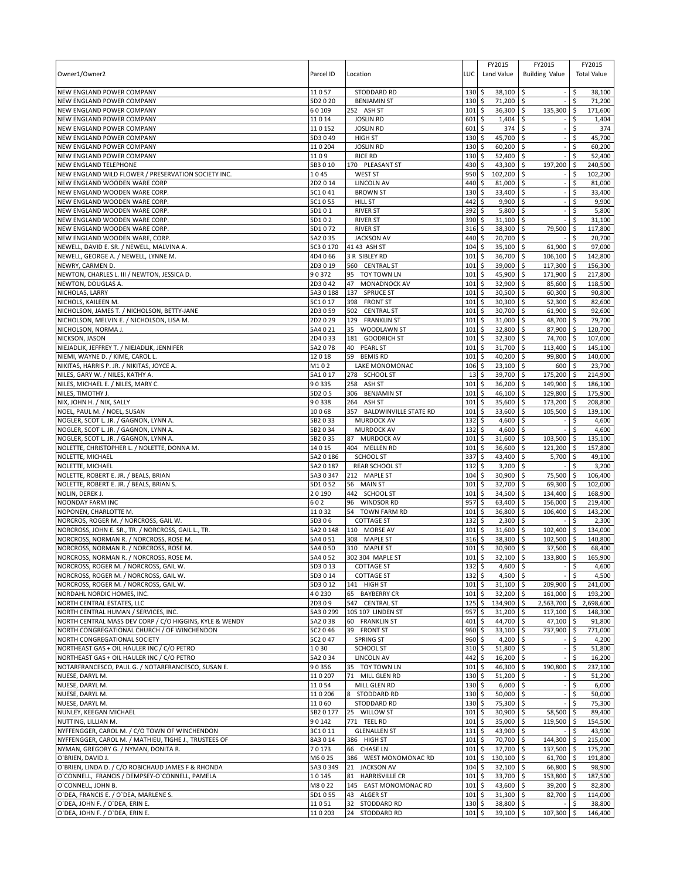| Owner1/Owner2 | Parcel ID | Location | LUC | FY2015 Land Value | FY2015 Building Value | FY2015 Total Value |
|---|---|---|---|---|---|---|
| NEW ENGLAND POWER COMPANY | 11 0 57 | STODDARD RD | 130 | $ 38,100 | $ - | $ 38,100 |
| NEW ENGLAND POWER COMPANY | 5D2 0 20 | BENJAMIN ST | 130 | $ 71,200 | $ - | $ 71,200 |
| NEW ENGLAND POWER COMPANY | 6 0 109 | 252 ASH ST | 101 | $ 36,300 | $ 135,300 | $ 171,600 |
| NEW ENGLAND POWER COMPANY | 11 0 14 | JOSLIN RD | 601 | $ 1,404 | $ - | $ 1,404 |
| NEW ENGLAND POWER COMPANY | 11 0 152 | JOSLIN RD | 601 | $ 374 | $ - | $ 374 |
| NEW ENGLAND POWER COMPANY | 5D3 0 49 | HIGH ST | 130 | $ 45,700 | $ - | $ 45,700 |
| NEW ENGLAND POWER COMPANY | 11 0 204 | JOSLIN RD | 130 | $ 60,200 | $ - | $ 60,200 |
| NEW ENGLAND POWER COMPANY | 11 0 9 | RICE RD | 130 | $ 52,400 | $ - | $ 52,400 |
| NEW ENGLAND TELEPHONE | 5B3 0 10 | 170 PLEASANT ST | 430 | $ 43,300 | $ 197,200 | $ 240,500 |
| NEW ENGLAND WILD FLOWER / PRESERVATION SOCIETY INC. | 1 0 45 | WEST ST | 950 | $ 102,200 | $ - | $ 102,200 |
| NEW ENGLAND WOODEN WARE CORP | 2D2 0 14 | LINCOLN AV | 440 | $ 81,000 | $ - | $ 81,000 |
| NEW ENGLAND WOODEN WARE CORP. | 5C1 0 41 | BROWN ST | 130 | $ 33,400 | $ - | $ 33,400 |
| NEW ENGLAND WOODEN WARE CORP. | 5C1 0 55 | HILL ST | 442 | $ 9,900 | $ - | $ 9,900 |
| NEW ENGLAND WOODEN WARE CORP. | 5D1 0 1 | RIVER ST | 392 | $ 5,800 | $ - | $ 5,800 |
| NEW ENGLAND WOODEN WARE CORP. | 5D1 0 2 | RIVER ST | 390 | $ 31,100 | $ - | $ 31,100 |
| NEW ENGLAND WOODEN WARE CORP. | 5D1 0 72 | RIVER ST | 316 | $ 38,300 | $ 79,500 | $ 117,800 |
| NEW ENGLAND WOODEN WARE, CORP. | 5A2 0 35 | JACKSON AV | 440 | $ 20,700 | $ - | $ 20,700 |
| NEWELL, DAVID E. SR. / NEWELL, MALVINA A. | 5C3 0 170 | 41 43 ASH ST | 104 | $ 35,100 | $ 61,900 | $ 97,000 |
| NEWELL, GEORGE A. / NEWELL, LYNNE M. | 4D4 0 66 | 3 R SIBLEY RD | 101 | $ 36,700 | $ 106,100 | $ 142,800 |
| NEWRY, CARMEN D. | 2D3 0 19 | 560 CENTRAL ST | 101 | $ 39,000 | $ 117,300 | $ 156,300 |
| NEWTON, CHARLES L. III / NEWTON, JESSICA D. | 9 0 372 | 95 TOY TOWN LN | 101 | $ 45,900 | $ 171,900 | $ 217,800 |
| NEWTON, DOUGLAS A. | 2D3 0 42 | 47 MONADNOCK AV | 101 | $ 32,900 | $ 85,600 | $ 118,500 |
| NICHOLAS, LARRY | 5A3 0 188 | 137 SPRUCE ST | 101 | $ 30,500 | $ 60,300 | $ 90,800 |
| NICHOLS, KAILEEN M. | 5C1 0 17 | 398 FRONT ST | 101 | $ 30,300 | $ 52,300 | $ 82,600 |
| NICHOLSON, JAMES T. / NICHOLSON, BETTY-JANE | 2D3 0 59 | 502 CENTRAL ST | 101 | $ 30,700 | $ 61,900 | $ 92,600 |
| NICHOLSON, MELVIN E. / NICHOLSON, LISA M. | 2D2 0 29 | 129 FRANKLIN ST | 101 | $ 31,000 | $ 48,700 | $ 79,700 |
| NICHOLSON, NORMA J. | 5A4 0 21 | 35 WOODLAWN ST | 101 | $ 32,800 | $ 87,900 | $ 120,700 |
| NICKSON, JASON | 2D4 0 33 | 181 GOODRICH ST | 101 | $ 32,300 | $ 74,700 | $ 107,000 |
| NIEJADLIK, JEFFREY T. / NIEJADLIK, JENNIFER | 5A2 0 78 | 40 PEARL ST | 101 | $ 31,700 | $ 113,400 | $ 145,100 |
| NIEMI, WAYNE D. / KIME, CAROL L. | 12 0 18 | 59 BEMIS RD | 101 | $ 40,200 | $ 99,800 | $ 140,000 |
| NIKITAS, HARRIS P. JR. / NIKITAS, JOYCE A. | M1 0 2 | LAKE MONOMONAC | 106 | $ 23,100 | $ 600 | $ 23,700 |
| NILES, GARY W. / NILES, KATHY A. | 5A1 0 17 | 278 SCHOOL ST | 13 | $ 39,700 | $ 175,200 | $ 214,900 |
| NILES, MICHAEL E. / NILES, MARY C. | 9 0 335 | 258 ASH ST | 101 | $ 36,200 | $ 149,900 | $ 186,100 |
| NILES, TIMOTHY J. | 5D2 0 5 | 306 BENJAMIN ST | 101 | $ 46,100 | $ 129,800 | $ 175,900 |
| NIX, JOHN H. / NIX, SALLY | 9 0 338 | 264 ASH ST | 101 | $ 35,600 | $ 173,200 | $ 208,800 |
| NOEL, PAUL M. / NOEL, SUSAN | 10 0 68 | 357 BALDWINVILLE STATE RD | 101 | $ 33,600 | $ 105,500 | $ 139,100 |
| NOGLER, SCOT L. JR. / GAGNON, LYNN A. | 5B2 0 33 | MURDOCK AV | 132 | $ 4,600 | $ - | $ 4,600 |
| NOGLER, SCOT L. JR. / GAGNON, LYNN A. | 5B2 0 34 | MURDOCK AV | 132 | $ 4,600 | $ - | $ 4,600 |
| NOGLER, SCOT L. JR. / GAGNON, LYNN A. | 5B2 0 35 | 87 MURDOCK AV | 101 | $ 31,600 | $ 103,500 | $ 135,100 |
| NOLETTE, CHRISTOPHER L. / NOLETTE, DONNA M. | 14 0 15 | 404 MELLEN RD | 101 | $ 36,600 | $ 121,200 | $ 157,800 |
| NOLETTE, MICHAEL | 5A2 0 186 | SCHOOL ST | 337 | $ 43,400 | $ 5,700 | $ 49,100 |
| NOLETTE, MICHAEL | 5A2 0 187 | REAR SCHOOL ST | 132 | $ 3,200 | $ - | $ 3,200 |
| NOLETTE, ROBERT E. JR. / BEALS, BRIAN | 5A3 0 347 | 212 MAPLE ST | 104 | $ 30,900 | $ 75,500 | $ 106,400 |
| NOLETTE, ROBERT E. JR. / BEALS, BRIAN S. | 5D1 0 52 | 56 MAIN ST | 101 | $ 32,700 | $ 69,300 | $ 102,000 |
| NOLIN, DEREK J. | 2 0 190 | 442 SCHOOL ST | 101 | $ 34,500 | $ 134,400 | $ 168,900 |
| NOONDAY FARM INC | 6 0 2 | 96 WINDSOR RD | 957 | $ 63,400 | $ 156,000 | $ 219,400 |
| NOPONEN, CHARLOTTE M. | 11 0 32 | 54 TOWN FARM RD | 101 | $ 36,800 | $ 106,400 | $ 143,200 |
| NORCROS, ROGER M. / NORCROSS, GAIL W. | 5D3 0 6 | COTTAGE ST | 132 | $ 2,300 | $ - | $ 2,300 |
| NORCROSS, JOHN E. SR., TR. / NORCROSS, GAIL L., TR. | 5A2 0 148 | 110 MORSE AV | 101 | $ 31,600 | $ 102,400 | $ 134,000 |
| NORCROSS, NORMAN R. / NORCROSS, ROSE M. | 5A4 0 51 | 308 MAPLE ST | 316 | $ 38,300 | $ 102,500 | $ 140,800 |
| NORCROSS, NORMAN R. / NORCROSS, ROSE M. | 5A4 0 50 | 310 MAPLE ST | 101 | $ 30,900 | $ 37,500 | $ 68,400 |
| NORCROSS, NORMAN R. / NORCROSS, ROSE M. | 5A4 0 52 | 302 304 MAPLE ST | 101 | $ 32,100 | $ 133,800 | $ 165,900 |
| NORCROSS, ROGER M. / NORCROSS, GAIL W. | 5D3 0 13 | COTTAGE ST | 132 | $ 4,600 | $ - | $ 4,600 |
| NORCROSS, ROGER M. / NORCROSS, GAIL W. | 5D3 0 14 | COTTAGE ST | 132 | $ 4,500 | $ - | $ 4,500 |
| NORCROSS, ROGER M. / NORCROSS, GAIL W. | 5D3 0 12 | 141 HIGH ST | 101 | $ 31,100 | $ 209,900 | $ 241,000 |
| NORDAHL NORDIC HOMES, INC. | 4 0 230 | 65 BAYBERRY CR | 101 | $ 32,200 | $ 161,000 | $ 193,200 |
| NORTH CENTRAL ESTATES, LLC | 2D3 0 9 | 547 CENTRAL ST | 125 | $ 134,900 | $ 2,563,700 | $ 2,698,600 |
| NORTH CENTRAL HUMAN / SERVICES, INC. | 5A3 0 299 | 105 107 LINDEN ST | 957 | $ 31,200 | $ 117,100 | $ 148,300 |
| NORTH CENTRAL MASS DEV CORP / C/O HIGGINS, KYLE & WENDY | 5A2 0 38 | 60 FRANKLIN ST | 401 | $ 44,700 | $ 47,100 | $ 91,800 |
| NORTH CONGREGATIONAL CHURCH / OF WINCHENDON | 5C2 0 46 | 39 FRONT ST | 960 | $ 33,100 | $ 737,900 | $ 771,000 |
| NORTH CONGREGATIONAL SOCIETY | 5C2 0 47 | SPRING ST | 960 | $ 4,200 | $ - | $ 4,200 |
| NORTHEAST GAS + OIL HAULER INC / C/O PETRO | 1 0 30 | SCHOOL ST | 310 | $ 51,800 | $ - | $ 51,800 |
| NORTHEAST GAS + OIL HAULER INC / C/O PETRO | 5A2 0 34 | LINCOLN AV | 442 | $ 16,200 | $ - | $ 16,200 |
| NOTARFRANCESCO, PAUL G. / NOTARFRANCESCO, SUSAN E. | 9 0 356 | 35 TOY TOWN LN | 101 | $ 46,300 | $ 190,800 | $ 237,100 |
| NUESE, DARYL M. | 11 0 207 | 71 MILL GLEN RD | 130 | $ 51,200 | $ - | $ 51,200 |
| NUESE, DARYL M. | 11 0 54 | MILL GLEN RD | 130 | $ 6,000 | $ - | $ 6,000 |
| NUESE, DARYL M. | 11 0 206 | 8 STODDARD RD | 130 | $ 50,000 | $ - | $ 50,000 |
| NUESE, DARYL M. | 11 0 60 | STODDARD RD | 130 | $ 75,300 | $ - | $ 75,300 |
| NUNLEY, KEEGAN MICHAEL | 5B2 0 177 | 25 WILLOW ST | 101 | $ 30,900 | $ 58,500 | $ 89,400 |
| NUTTING, LILLIAN M. | 9 0 142 | 771 TEEL RD | 101 | $ 35,000 | $ 119,500 | $ 154,500 |
| NYFFENGGER, CAROL M. / C/O TOWN OF WINCHENDON | 3C1 0 11 | GLENALLEN ST | 131 | $ 43,900 | $ - | $ 43,900 |
| NYFFENGGER, CAROL M. / MATHIEU, TIGHE J., TRUSTEES OF | 8A3 0 14 | 386 HIGH ST | 101 | $ 70,700 | $ 144,300 | $ 215,000 |
| NYMAN, GREGORY G. / NYMAN, DONITA R. | 7 0 173 | 66 CHASE LN | 101 | $ 37,700 | $ 137,500 | $ 175,200 |
| O`BRIEN, DAVID J. | M6 0 25 | 386 WEST MONOMONAC RD | 101 | $ 130,100 | $ 61,700 | $ 191,800 |
| O`BRIEN, LINDA D. / C/O ROBICHAUD JAMES F & RHONDA | 5A3 0 349 | 21 JACKSON AV | 104 | $ 32,100 | $ 66,800 | $ 98,900 |
| O`CONNELL, FRANCIS / DEMPSEY-O`CONNELL, PAMELA | 1 0 145 | 81 HARRISVILLE CR | 101 | $ 33,700 | $ 153,800 | $ 187,500 |
| O`CONNELL, JOHN B. | M8 0 22 | 145 EAST MONOMONAC RD | 101 | $ 43,600 | $ 39,200 | $ 82,800 |
| O`DEA, FRANCIS E. / O`DEA, MARLENE S. | 5D1 0 55 | 43 ALGER ST | 101 | $ 31,300 | $ 82,700 | $ 114,000 |
| O`DEA, JOHN F. / O`DEA, ERIN E. | 11 0 51 | 32 STODDARD RD | 130 | $ 38,800 | $ - | $ 38,800 |
| O`DEA, JOHN F. / O`DEA, ERIN E. | 11 0 203 | 24 STODDARD RD | 101 | $ 39,100 | $ 107,300 | $ 146,400 |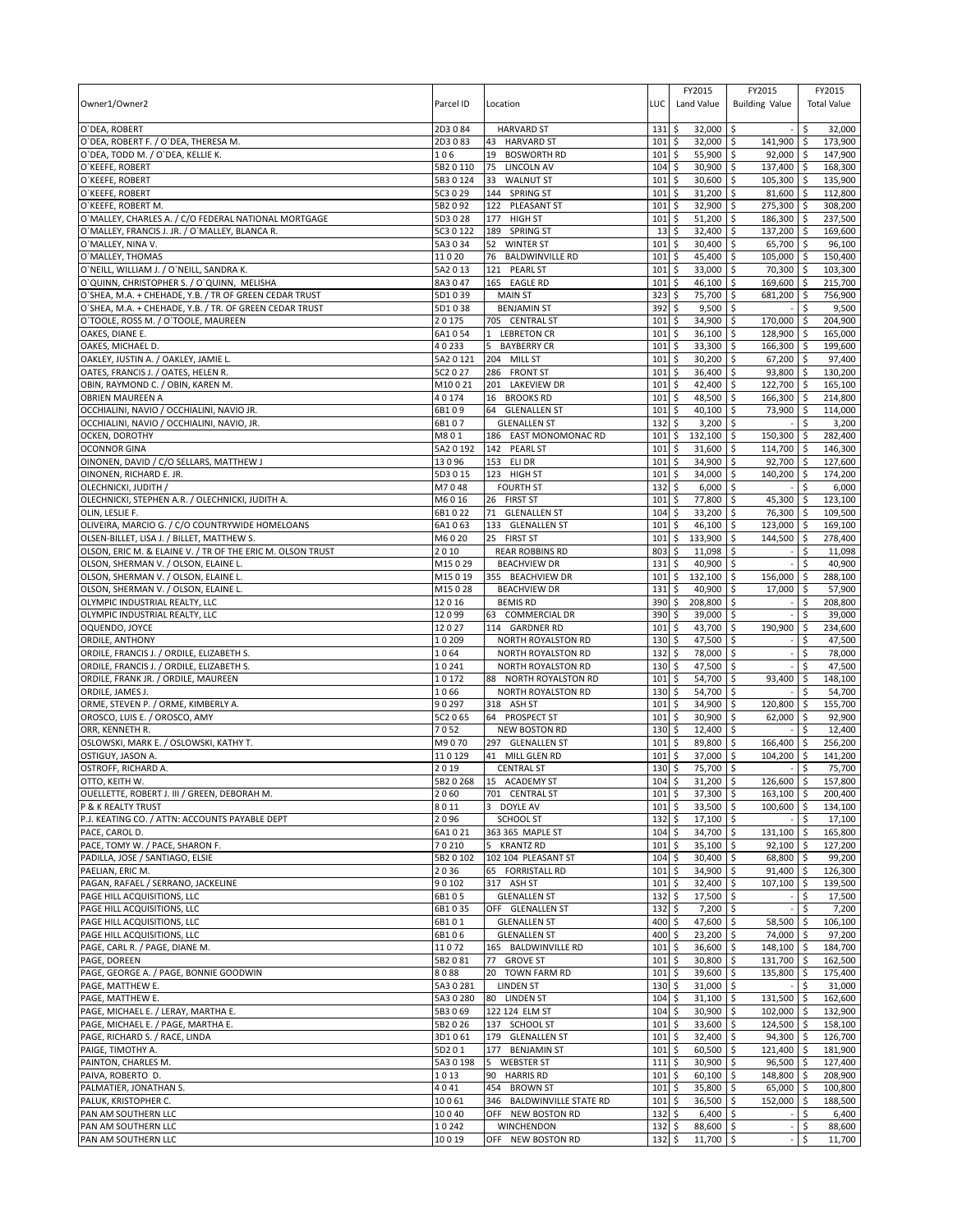| Owner1/Owner2 | Parcel ID | Location | LUC | FY2015 Land Value | FY2015 Building Value | FY2015 Total Value |
|---|---|---|---|---|---|---|
| O`DEA, ROBERT | 2D3 0 84 | HARVARD ST | 131 | $ 32,000 | $ - | $ 32,000 |
| O`DEA, ROBERT F. / O`DEA, THERESA M. | 2D3 0 83 | 43 HARVARD ST | 101 | $ 32,000 | $ 141,900 | $ 173,900 |
| O`DEA, TODD M. / O`DEA, KELLIE K. | 1 0 6 | 19 BOSWORTH RD | 101 | $ 55,900 | $ 92,000 | $ 147,900 |
| O`KEEFE, ROBERT | 5B2 0 110 | 75 LINCOLN AV | 104 | $ 30,900 | $ 137,400 | $ 168,300 |
| O`KEEFE, ROBERT | 5B3 0 124 | 33 WALNUT ST | 101 | $ 30,600 | $ 105,300 | $ 135,900 |
| O`KEEFE, ROBERT | 5C3 0 29 | 144 SPRING ST | 101 | $ 31,200 | $ 81,600 | $ 112,800 |
| O`KEEFE, ROBERT M. | 5B2 0 92 | 122 PLEASANT ST | 101 | $ 32,900 | $ 275,300 | $ 308,200 |
| O`MALLEY, CHARLES A. / C/O FEDERAL NATIONAL MORTGAGE | 5D3 0 28 | 177 HIGH ST | 101 | $ 51,200 | $ 186,300 | $ 237,500 |
| O`MALLEY, FRANCIS J. JR. / O`MALLEY, BLANCA R. | 5C3 0 122 | 189 SPRING ST | 13 | $ 32,400 | $ 137,200 | $ 169,600 |
| O`MALLEY, NINA V. | 5A3 0 34 | 52 WINTER ST | 101 | $ 30,400 | $ 65,700 | $ 96,100 |
| O`MALLEY, THOMAS | 11 0 20 | 76 BALDWINVILLE RD | 101 | $ 45,400 | $ 105,000 | $ 150,400 |
| O`NEILL, WILLIAM J. / O`NEILL, SANDRA K. | 5A2 0 13 | 121 PEARL ST | 101 | $ 33,000 | $ 70,300 | $ 103,300 |
| O`QUINN, CHRISTOPHER S. / O`QUINN, MELISHA | 8A3 0 47 | 165 EAGLE RD | 101 | $ 46,100 | $ 169,600 | $ 215,700 |
| O`SHEA, M.A. + CHEHADE, Y.B. / TR OF GREEN CEDAR TRUST | 5D1 0 39 | MAIN ST | 323 | $ 75,700 | $ 681,200 | $ 756,900 |
| O`SHEA, M.A. + CHEHADE, Y.B. / TR. OF GREEN CEDAR TRUST | 5D1 0 38 | BENJAMIN ST | 392 | $ 9,500 | $ - | $ 9,500 |
| O`TOOLE, ROSS M. / O`TOOLE, MAUREEN | 2 0 175 | 705 CENTRAL ST | 101 | $ 34,900 | $ 170,000 | $ 204,900 |
| OAKES, DIANE E. | 6A1 0 54 | 1 LEBRETON CR | 101 | $ 36,100 | $ 128,900 | $ 165,000 |
| OAKES, MICHAEL D. | 4 0 233 | 5 BAYBERRY CR | 101 | $ 33,300 | $ 166,300 | $ 199,600 |
| OAKLEY, JUSTIN A. / OAKLEY, JAMIE L. | 5A2 0 121 | 204 MILL ST | 101 | $ 30,200 | $ 67,200 | $ 97,400 |
| OATES, FRANCIS J. / OATES, HELEN R. | 5C2 0 27 | 286 FRONT ST | 101 | $ 36,400 | $ 93,800 | $ 130,200 |
| OBIN, RAYMOND C. / OBIN, KAREN M. | M10 0 21 | 201 LAKEVIEW DR | 101 | $ 42,400 | $ 122,700 | $ 165,100 |
| OBRIEN MAUREEN A | 4 0 174 | 16 BROOKS RD | 101 | $ 48,500 | $ 166,300 | $ 214,800 |
| OCCHIALINI, NAVIO / OCCHIALINI, NAVIO JR. | 6B1 0 9 | 64 GLENALLEN ST | 101 | $ 40,100 | $ 73,900 | $ 114,000 |
| OCCHIALINI, NAVIO / OCCHIALINI, NAVIO, JR. | 6B1 0 7 | GLENALLEN ST | 132 | $ 3,200 | $ - | $ 3,200 |
| OCKEN, DOROTHY | M8 0 1 | 186 EAST MONOMONAC RD | 101 | $ 132,100 | $ 150,300 | $ 282,400 |
| OCONNOR GINA | 5A2 0 192 | 142 PEARL ST | 101 | $ 31,600 | $ 114,700 | $ 146,300 |
| OINONEN, DAVID / C/O SELLARS, MATTHEW J | 13 0 96 | 153 ELI DR | 101 | $ 34,900 | $ 92,700 | $ 127,600 |
| OINONEN, RICHARD E. JR. | 5D3 0 15 | 123 HIGH ST | 101 | $ 34,000 | $ 140,200 | $ 174,200 |
| OLECHNICKI, JUDITH / | M7 0 48 | FOURTH ST | 132 | $ 6,000 | $ - | $ 6,000 |
| OLECHNICKI, STEPHEN A.R. / OLECHNICKI, JUDITH A. | M6 0 16 | 26 FIRST ST | 101 | $ 77,800 | $ 45,300 | $ 123,100 |
| OLIN, LESLIE F. | 6B1 0 22 | 71 GLENALLEN ST | 104 | $ 33,200 | $ 76,300 | $ 109,500 |
| OLIVEIRA, MARCIO G. / C/O COUNTRYWIDE HOMELOANS | 6A1 0 63 | 133 GLENALLEN ST | 101 | $ 46,100 | $ 123,000 | $ 169,100 |
| OLSEN-BILLET, LISA J. / BILLET, MATTHEW S. | M6 0 20 | 25 FIRST ST | 101 | $ 133,900 | $ 144,500 | $ 278,400 |
| OLSON, ERIC M. & ELAINE V. / TR OF THE ERIC M. OLSON TRUST | 2 0 10 | REAR ROBBINS RD | 803 | $ 11,098 | $ - | $ 11,098 |
| OLSON, SHERMAN V. / OLSON, ELAINE L. | M15 0 29 | BEACHVIEW DR | 131 | $ 40,900 | $ - | $ 40,900 |
| OLSON, SHERMAN V. / OLSON, ELAINE L. | M15 0 19 | 355 BEACHVIEW DR | 101 | $ 132,100 | $ 156,000 | $ 288,100 |
| OLSON, SHERMAN V. / OLSON, ELAINE L. | M15 0 28 | BEACHVIEW DR | 131 | $ 40,900 | $ 17,000 | $ 57,900 |
| OLYMPIC INDUSTRIAL REALTY, LLC | 12 0 16 | BEMIS RD | 390 | $ 208,800 | $ - | $ 208,800 |
| OLYMPIC INDUSTRIAL REALTY, LLC | 12 0 99 | 63 COMMERCIAL DR | 390 | $ 39,000 | $ - | $ 39,000 |
| OQUENDO, JOYCE | 12 0 27 | 114 GARDNER RD | 101 | $ 43,700 | $ 190,900 | $ 234,600 |
| ORDILE, ANTHONY | 1 0 209 | NORTH ROYALSTON RD | 130 | $ 47,500 | $ - | $ 47,500 |
| ORDILE, FRANCIS J. / ORDILE, ELIZABETH S. | 1 0 64 | NORTH ROYALSTON RD | 132 | $ 78,000 | $ - | $ 78,000 |
| ORDILE, FRANCIS J. / ORDILE, ELIZABETH S. | 1 0 241 | NORTH ROYALSTON RD | 130 | $ 47,500 | $ - | $ 47,500 |
| ORDILE, FRANK JR. / ORDILE, MAUREEN | 1 0 172 | 88 NORTH ROYALSTON RD | 101 | $ 54,700 | $ 93,400 | $ 148,100 |
| ORDILE, JAMES J. | 1 0 66 | NORTH ROYALSTON RD | 130 | $ 54,700 | $ - | $ 54,700 |
| ORME, STEVEN P. / ORME, KIMBERLY A. | 9 0 297 | 318 ASH ST | 101 | $ 34,900 | $ 120,800 | $ 155,700 |
| OROSCO, LUIS E. / OROSCO, AMY | 5C2 0 65 | 64 PROSPECT ST | 101 | $ 30,900 | $ 62,000 | $ 92,900 |
| ORR, KENNETH R. | 7 0 52 | NEW BOSTON RD | 130 | $ 12,400 | $ - | $ 12,400 |
| OSLOWSKI, MARK E. / OSLOWSKI, KATHY T. | M9 0 70 | 297 GLENALLEN ST | 101 | $ 89,800 | $ 166,400 | $ 256,200 |
| OSTIGUY, JASON A. | 11 0 129 | 41 MILL GLEN RD | 101 | $ 37,000 | $ 104,200 | $ 141,200 |
| OSTROFF, RICHARD A. | 2 0 19 | CENTRAL ST | 130 | $ 75,700 | $ - | $ 75,700 |
| OTTO, KEITH W. | 5B2 0 268 | 15 ACADEMY ST | 104 | $ 31,200 | $ 126,600 | $ 157,800 |
| OUELLETTE, ROBERT J. III / GREEN, DEBORAH M. | 2 0 60 | 701 CENTRAL ST | 101 | $ 37,300 | $ 163,100 | $ 200,400 |
| P & K REALTY TRUST | 8 0 11 | 3 DOYLE AV | 101 | $ 33,500 | $ 100,600 | $ 134,100 |
| P.J. KEATING CO. / ATTN: ACCOUNTS PAYABLE DEPT | 2 0 96 | SCHOOL ST | 132 | $ 17,100 | $ - | $ 17,100 |
| PACE, CAROL D. | 6A1 0 21 | 363 365 MAPLE ST | 104 | $ 34,700 | $ 131,100 | $ 165,800 |
| PACE, TOMY W. / PACE, SHARON F. | 7 0 210 | 5 KRANTZ RD | 101 | $ 35,100 | $ 92,100 | $ 127,200 |
| PADILLA, JOSE / SANTIAGO, ELSIE | 5B2 0 102 | 102 104 PLEASANT ST | 104 | $ 30,400 | $ 68,800 | $ 99,200 |
| PAELIAN, ERIC M. | 2 0 36 | 65 FORRISTALL RD | 101 | $ 34,900 | $ 91,400 | $ 126,300 |
| PAGAN, RAFAEL / SERRANO, JACKELINE | 9 0 102 | 317 ASH ST | 101 | $ 32,400 | $ 107,100 | $ 139,500 |
| PAGE HILL ACQUISITIONS, LLC | 6B1 0 5 | GLENALLEN ST | 132 | $ 17,500 | $ - | $ 17,500 |
| PAGE HILL ACQUISITIONS, LLC | 6B1 0 35 | OFF GLENALLEN ST | 132 | $ 7,200 | $ - | $ 7,200 |
| PAGE HILL ACQUISITIONS, LLC | 6B1 0 1 | GLENALLEN ST | 400 | $ 47,600 | $ 58,500 | $ 106,100 |
| PAGE HILL ACQUISITIONS, LLC | 6B1 0 6 | GLENALLEN ST | 400 | $ 23,200 | $ 74,000 | $ 97,200 |
| PAGE, CARL R. / PAGE, DIANE M. | 11 0 72 | 165 BALDWINVILLE RD | 101 | $ 36,600 | $ 148,100 | $ 184,700 |
| PAGE, DOREEN | 5B2 0 81 | 77 GROVE ST | 101 | $ 30,800 | $ 131,700 | $ 162,500 |
| PAGE, GEORGE A. / PAGE, BONNIE GOODWIN | 8 0 88 | 20 TOWN FARM RD | 101 | $ 39,600 | $ 135,800 | $ 175,400 |
| PAGE, MATTHEW E. | 5A3 0 281 | LINDEN ST | 130 | $ 31,000 | $ - | $ 31,000 |
| PAGE, MATTHEW E. | 5A3 0 280 | 80 LINDEN ST | 104 | $ 31,100 | $ 131,500 | $ 162,600 |
| PAGE, MICHAEL E. / LERAY, MARTHA E. | 5B3 0 69 | 122 124 ELM ST | 104 | $ 30,900 | $ 102,000 | $ 132,900 |
| PAGE, MICHAEL E. / PAGE, MARTHA E. | 5B2 0 26 | 137 SCHOOL ST | 101 | $ 33,600 | $ 124,500 | $ 158,100 |
| PAGE, RICHARD S. / RACE, LINDA | 3D1 0 61 | 179 GLENALLEN ST | 101 | $ 32,400 | $ 94,300 | $ 126,700 |
| PAIGE, TIMOTHY A. | 5D2 0 1 | 177 BENJAMIN ST | 101 | $ 60,500 | $ 121,400 | $ 181,900 |
| PAINTON, CHARLES M. | 5A3 0 198 | 5 WEBSTER ST | 111 | $ 30,900 | $ 96,500 | $ 127,400 |
| PAIVA, ROBERTO D. | 1 0 13 | 90 HARRIS RD | 101 | $ 60,100 | $ 148,800 | $ 208,900 |
| PALMATIER, JONATHAN S. | 4 0 41 | 454 BROWN ST | 101 | $ 35,800 | $ 65,000 | $ 100,800 |
| PALUK, KRISTOPHER C. | 10 0 61 | 346 BALDWINVILLE STATE RD | 101 | $ 36,500 | $ 152,000 | $ 188,500 |
| PAN AM SOUTHERN LLC | 10 0 40 | OFF NEW BOSTON RD | 132 | $ 6,400 | $ - | $ 6,400 |
| PAN AM SOUTHERN LLC | 1 0 242 | WINCHENDON | 132 | $ 88,600 | $ - | $ 88,600 |
| PAN AM SOUTHERN LLC | 10 0 19 | OFF NEW BOSTON RD | 132 | $ 11,700 | $ - | $ 11,700 |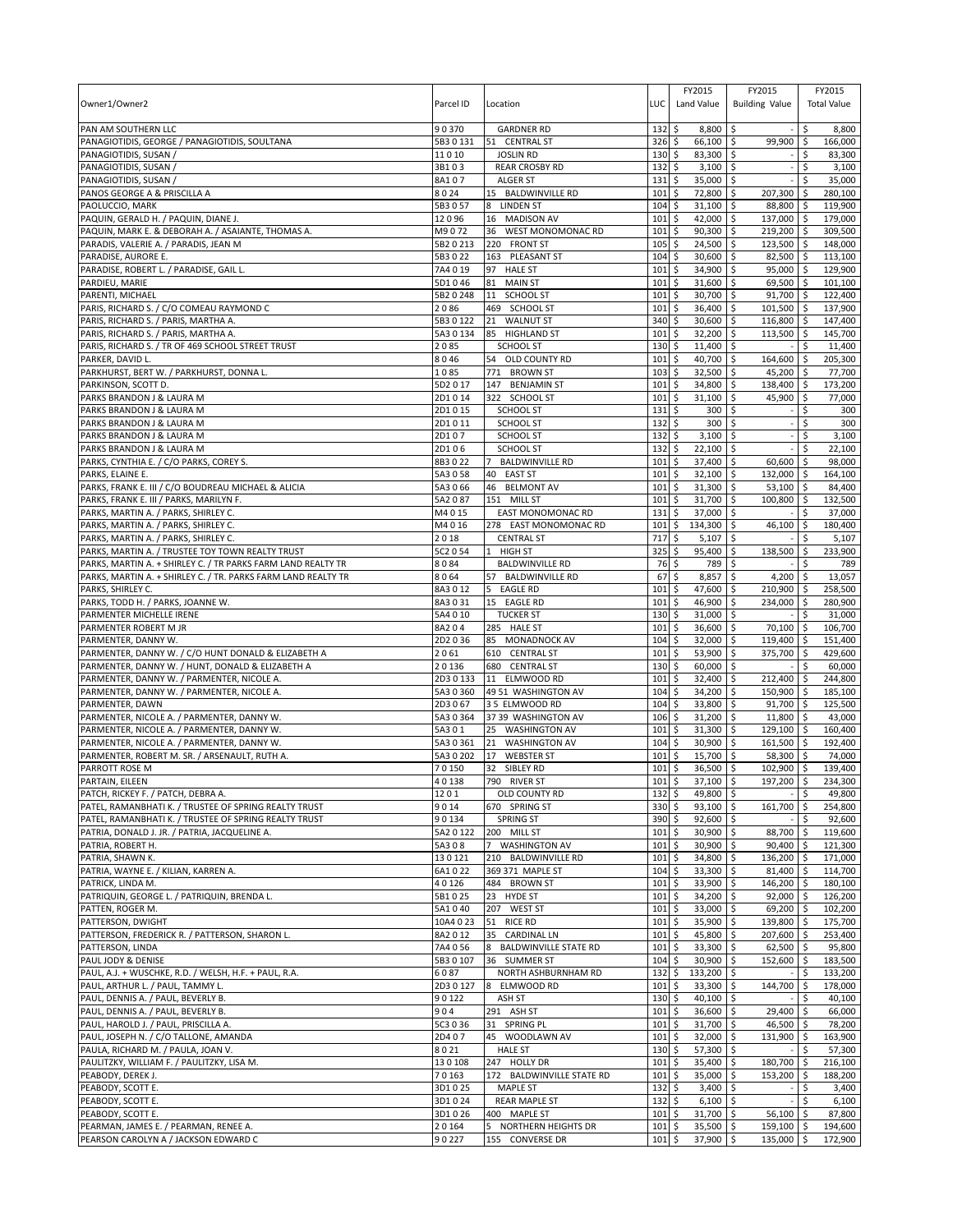| Owner1/Owner2 | Parcel ID | Location | LUC | FY2015 Land Value | FY2015 Building Value | FY2015 Total Value |
|---|---|---|---|---|---|---|
| PAN AM SOUTHERN LLC | 9 0 370 | GARDNER RD | 132 | $ 8,800 | $ - | $ 8,800 |
| PANAGIOTIDIS, GEORGE / PANAGIOTIDIS, SOULTANA | 5B3 0 131 | 51 CENTRAL ST | 326 | $ 66,100 | $ 99,900 | $ 166,000 |
| PANAGIOTIDIS, SUSAN / | 11 0 10 | JOSLIN RD | 130 | $ 83,300 | $ - | $ 83,300 |
| PANAGIOTIDIS, SUSAN / | 3B1 0 3 | REAR CROSBY RD | 132 | $ 3,100 | $ - | $ 3,100 |
| PANAGIOTIDIS, SUSAN / | 8A1 0 7 | ALGER ST | 131 | $ 35,000 | $ - | $ 35,000 |
| PANOS GEORGE A & PRISCILLA A | 8 0 24 | 15 BALDWINVILLE RD | 101 | $ 72,800 | $ 207,300 | $ 280,100 |
| PAOLUCCIO, MARK | 5B3 0 57 | 8 LINDEN ST | 104 | $ 31,100 | $ 88,800 | $ 119,900 |
| PAQUIN, GERALD H. / PAQUIN, DIANE J. | 12 0 96 | 16 MADISON AV | 101 | $ 42,000 | $ 137,000 | $ 179,000 |
| PAQUIN, MARK E. & DEBORAH A. / ASAIANTE, THOMAS A. | M9 0 72 | 36 WEST MONOMONAC RD | 101 | $ 90,300 | $ 219,200 | $ 309,500 |
| PARADIS, VALERIE A. / PARADIS, JEAN M | 5B2 0 213 | 220 FRONT ST | 105 | $ 24,500 | $ 123,500 | $ 148,000 |
| PARADISE, AURORE E. | 5B3 0 22 | 163 PLEASANT ST | 104 | $ 30,600 | $ 82,500 | $ 113,100 |
| PARADISE, ROBERT L. / PARADISE, GAIL L. | 7A4 0 19 | 97 HALE ST | 101 | $ 34,900 | $ 95,000 | $ 129,900 |
| PARDIEU, MARIE | 5D1 0 46 | 81 MAIN ST | 101 | $ 31,600 | $ 69,500 | $ 101,100 |
| PARENTI, MICHAEL | 5B2 0 248 | 11 SCHOOL ST | 101 | $ 30,700 | $ 91,700 | $ 122,400 |
| PARIS, RICHARD S. / C/O COMEAU RAYMOND C | 2 0 86 | 469 SCHOOL ST | 101 | $ 36,400 | $ 101,500 | $ 137,900 |
| PARIS, RICHARD S. / PARIS, MARTHA A. | 5B3 0 122 | 21 WALNUT ST | 340 | $ 30,600 | $ 116,800 | $ 147,400 |
| PARIS, RICHARD S. / PARIS, MARTHA A. | 5A3 0 134 | 85 HIGHLAND ST | 101 | $ 32,200 | $ 113,500 | $ 145,700 |
| PARIS, RICHARD S. / TR OF 469 SCHOOL STREET TRUST | 2 0 85 | SCHOOL ST | 130 | $ 11,400 | $ - | $ 11,400 |
| PARKER, DAVID L. | 8 0 46 | 54 OLD COUNTY RD | 101 | $ 40,700 | $ 164,600 | $ 205,300 |
| PARKHURST, BERT W. / PARKHURST, DONNA L. | 1 0 85 | 771 BROWN ST | 103 | $ 32,500 | $ 45,200 | $ 77,700 |
| PARKINSON, SCOTT D. | 5D2 0 17 | 147 BENJAMIN ST | 101 | $ 34,800 | $ 138,400 | $ 173,200 |
| PARKS BRANDON J & LAURA M | 2D1 0 14 | 322 SCHOOL ST | 101 | $ 31,100 | $ 45,900 | $ 77,000 |
| PARKS BRANDON J & LAURA M | 2D1 0 15 | SCHOOL ST | 131 | $ 300 | $ - | $ 300 |
| PARKS BRANDON J & LAURA M | 2D1 0 11 | SCHOOL ST | 132 | $ 300 | $ - | $ 300 |
| PARKS BRANDON J & LAURA M | 2D1 0 7 | SCHOOL ST | 132 | $ 3,100 | $ - | $ 3,100 |
| PARKS BRANDON J & LAURA M | 2D1 0 6 | SCHOOL ST | 132 | $ 22,100 | $ - | $ 22,100 |
| PARKS, CYNTHIA E. / C/O PARKS, COREY S. | 8B3 0 22 | 7 BALDWINVILLE RD | 101 | $ 37,400 | $ 60,600 | $ 98,000 |
| PARKS, ELAINE E. | 5A3 0 58 | 40 EAST ST | 101 | $ 32,100 | $ 132,000 | $ 164,100 |
| PARKS, FRANK E. III / C/O BOUDREAU MICHAEL & ALICIA | 5A3 0 66 | 46 BELMONT AV | 101 | $ 31,300 | $ 53,100 | $ 84,400 |
| PARKS, FRANK E. III / PARKS, MARILYN F. | 5A2 0 87 | 151 MILL ST | 101 | $ 31,700 | $ 100,800 | $ 132,500 |
| PARKS, MARTIN A. / PARKS, SHIRLEY C. | M4 0 15 | EAST MONOMONAC RD | 131 | $ 37,000 | $ - | $ 37,000 |
| PARKS, MARTIN A. / PARKS, SHIRLEY C. | M4 0 16 | 278 EAST MONOMONAC RD | 101 | $ 134,300 | $ 46,100 | $ 180,400 |
| PARKS, MARTIN A. / PARKS, SHIRLEY C. | 2 0 18 | CENTRAL ST | 717 | $ 5,107 | $ - | $ 5,107 |
| PARKS, MARTIN A. / TRUSTEE TOY TOWN REALTY TRUST | 5C2 0 54 | 1 HIGH ST | 325 | $ 95,400 | $ 138,500 | $ 233,900 |
| PARKS, MARTIN A. + SHIRLEY C. / TR PARKS FARM LAND REALTY TR | 8 0 84 | BALDWINVILLE RD | 76 | $ 789 | $ - | $ 789 |
| PARKS, MARTIN A. + SHIRLEY C. / TR. PARKS FARM LAND REALTY TR | 8 0 64 | 57 BALDWINVILLE RD | 67 | $ 8,857 | $ 4,200 | $ 13,057 |
| PARKS, SHIRLEY C. | 8A3 0 12 | 5 EAGLE RD | 101 | $ 47,600 | $ 210,900 | $ 258,500 |
| PARKS, TODD H. / PARKS, JOANNE W. | 8A3 0 31 | 15 EAGLE RD | 101 | $ 46,900 | $ 234,000 | $ 280,900 |
| PARMENTER MICHELLE IRENE | 5A4 0 10 | TUCKER ST | 130 | $ 31,000 | $ - | $ 31,000 |
| PARMENTER ROBERT M JR | 8A2 0 4 | 285 HALE ST | 101 | $ 36,600 | $ 70,100 | $ 106,700 |
| PARMENTER, DANNY W. | 2D2 0 36 | 85 MONADNOCK AV | 104 | $ 32,000 | $ 119,400 | $ 151,400 |
| PARMENTER, DANNY W. / C/O HUNT DONALD & ELIZABETH A | 2 0 61 | 610 CENTRAL ST | 101 | $ 53,900 | $ 375,700 | $ 429,600 |
| PARMENTER, DANNY W. / HUNT, DONALD & ELIZABETH A | 2 0 136 | 680 CENTRAL ST | 130 | $ 60,000 | $ - | $ 60,000 |
| PARMENTER, DANNY W. / PARMENTER, NICOLE A. | 2D3 0 133 | 11 ELMWOOD RD | 101 | $ 32,400 | $ 212,400 | $ 244,800 |
| PARMENTER, DANNY W. / PARMENTER, NICOLE A. | 5A3 0 360 | 49 51 WASHINGTON AV | 104 | $ 34,200 | $ 150,900 | $ 185,100 |
| PARMENTER, DAWN | 2D3 0 67 | 3 5 ELMWOOD RD | 104 | $ 33,800 | $ 91,700 | $ 125,500 |
| PARMENTER, NICOLE A. / PARMENTER, DANNY W. | 5A3 0 364 | 37 39 WASHINGTON AV | 106 | $ 31,200 | $ 11,800 | $ 43,000 |
| PARMENTER, NICOLE A. / PARMENTER, DANNY W. | 5A3 0 1 | 25 WASHINGTON AV | 101 | $ 31,300 | $ 129,100 | $ 160,400 |
| PARMENTER, NICOLE A. / PARMENTER, DANNY W. | 5A3 0 361 | 21 WASHINGTON AV | 104 | $ 30,900 | $ 161,500 | $ 192,400 |
| PARMENTER, ROBERT M. SR. / ARSENAULT, RUTH A. | 5A3 0 202 | 17 WEBSTER ST | 101 | $ 15,700 | $ 58,300 | $ 74,000 |
| PARROTT ROSE M | 7 0 150 | 32 SIBLEY RD | 101 | $ 36,500 | $ 102,900 | $ 139,400 |
| PARTAIN, EILEEN | 4 0 138 | 790 RIVER ST | 101 | $ 37,100 | $ 197,200 | $ 234,300 |
| PATCH, RICKEY F. / PATCH, DEBRA A. | 12 0 1 | OLD COUNTY RD | 132 | $ 49,800 | $ - | $ 49,800 |
| PATEL, RAMANBHATI K. / TRUSTEE OF SPRING REALTY TRUST | 9 0 14 | 670 SPRING ST | 330 | $ 93,100 | $ 161,700 | $ 254,800 |
| PATEL, RAMANBHATI K. / TRUSTEE OF SPRING REALTY TRUST | 9 0 134 | SPRING ST | 390 | $ 92,600 | $ - | $ 92,600 |
| PATRIA, DONALD J. JR. / PATRIA, JACQUELINE A. | 5A2 0 122 | 200 MILL ST | 101 | $ 30,900 | $ 88,700 | $ 119,600 |
| PATRIA, ROBERT H. | 5A3 0 8 | 7 WASHINGTON AV | 101 | $ 30,900 | $ 90,400 | $ 121,300 |
| PATRIA, SHAWN K. | 13 0 121 | 210 BALDWINVILLE RD | 101 | $ 34,800 | $ 136,200 | $ 171,000 |
| PATRIA, WAYNE E. / KILIAN, KARREN A. | 6A1 0 22 | 369 371 MAPLE ST | 104 | $ 33,300 | $ 81,400 | $ 114,700 |
| PATRICK, LINDA M. | 4 0 126 | 484 BROWN ST | 101 | $ 33,900 | $ 146,200 | $ 180,100 |
| PATRIQUIN, GEORGE L. / PATRIQUIN, BRENDA L. | 5B1 0 25 | 23 HYDE ST | 101 | $ 34,200 | $ 92,000 | $ 126,200 |
| PATTEN, ROGER M. | 5A1 0 40 | 207 WEST ST | 101 | $ 33,000 | $ 69,200 | $ 102,200 |
| PATTERSON, DWIGHT | 10A4 0 23 | 51 RICE RD | 101 | $ 35,900 | $ 139,800 | $ 175,700 |
| PATTERSON, FREDERICK R. / PATTERSON, SHARON L. | 8A2 0 12 | 35 CARDINAL LN | 101 | $ 45,800 | $ 207,600 | $ 253,400 |
| PATTERSON, LINDA | 7A4 0 56 | 8 BALDWINVILLE STATE RD | 101 | $ 33,300 | $ 62,500 | $ 95,800 |
| PAUL JODY & DENISE | 5B3 0 107 | 36 SUMMER ST | 104 | $ 30,900 | $ 152,600 | $ 183,500 |
| PAUL, A.J. + WUSCHKE, R.D. / WELSH, H.F. + PAUL, R.A. | 6 0 87 | NORTH ASHBURNHAM RD | 132 | $ 133,200 | $ - | $ 133,200 |
| PAUL, ARTHUR L. / PAUL, TAMMY L. | 2D3 0 127 | 8 ELMWOOD RD | 101 | $ 33,300 | $ 144,700 | $ 178,000 |
| PAUL, DENNIS A. / PAUL, BEVERLY B. | 9 0 122 | ASH ST | 130 | $ 40,100 | $ - | $ 40,100 |
| PAUL, DENNIS A. / PAUL, BEVERLY B. | 9 0 4 | 291 ASH ST | 101 | $ 36,600 | $ 29,400 | $ 66,000 |
| PAUL, HAROLD J. / PAUL, PRISCILLA A. | 5C3 0 36 | 31 SPRING PL | 101 | $ 31,700 | $ 46,500 | $ 78,200 |
| PAUL, JOSEPH N. / C/O TALLONE, AMANDA | 2D4 0 7 | 45 WOODLAWN AV | 101 | $ 32,000 | $ 131,900 | $ 163,900 |
| PAULA, RICHARD M. / PAULA, JOAN V. | 8 0 21 | HALE ST | 130 | $ 57,300 | $ - | $ 57,300 |
| PAULITZKY, WILLIAM F. / PAULITZKY, LISA M. | 13 0 108 | 247 HOLLY DR | 101 | $ 35,400 | $ 180,700 | $ 216,100 |
| PEABODY, DEREK J. | 7 0 163 | 172 BALDWINVILLE STATE RD | 101 | $ 35,000 | $ 153,200 | $ 188,200 |
| PEABODY, SCOTT E. | 3D1 0 25 | MAPLE ST | 132 | $ 3,400 | $ - | $ 3,400 |
| PEABODY, SCOTT E. | 3D1 0 24 | REAR MAPLE ST | 132 | $ 6,100 | $ - | $ 6,100 |
| PEABODY, SCOTT E. | 3D1 0 26 | 400 MAPLE ST | 101 | $ 31,700 | $ 56,100 | $ 87,800 |
| PEARMAN, JAMES E. / PEARMAN, RENEE A. | 2 0 164 | 5 NORTHERN HEIGHTS DR | 101 | $ 35,500 | $ 159,100 | $ 194,600 |
| PEARSON CAROLYN A / JACKSON EDWARD C | 9 0 227 | 155 CONVERSE DR | 101 | $ 37,900 | $ 135,000 | $ 172,900 |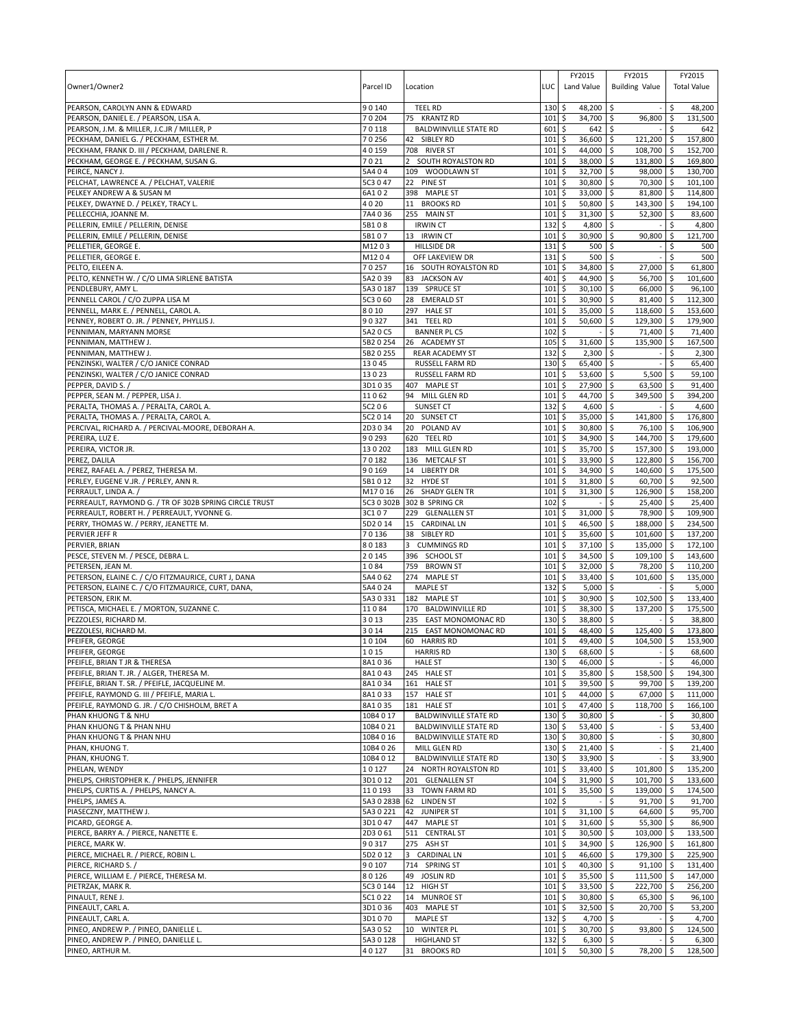| Owner1/Owner2 | Parcel ID | Location | LUC | FY2015 Land Value | FY2015 Building Value | FY2015 Total Value |
|---|---|---|---|---|---|---|
| PEARSON, CAROLYN ANN & EDWARD | 9 0 140 | TEEL RD | 130 | $ 48,200 | $ - | $ 48,200 |
| PEARSON, DANIEL E. / PEARSON, LISA A. | 7 0 204 | 75 KRANTZ RD | 101 | $ 34,700 | $ 96,800 | $ 131,500 |
| PEARSON, J.M. & MILLER, J.C.JR / MILLER, P | 7 0 118 | BALDWINVILLE STATE RD | 601 | $ 642 | $ - | $ 642 |
| PECKHAM, DANIEL G. / PECKHAM, ESTHER M. | 7 0 256 | 42 SIBLEY RD | 101 | $ 36,600 | $ 121,200 | $ 157,800 |
| PECKHAM, FRANK D. III / PECKHAM, DARLENE R. | 4 0 159 | 708 RIVER ST | 101 | $ 44,000 | $ 108,700 | $ 152,700 |
| PECKHAM, GEORGE E. / PECKHAM, SUSAN G. | 7 0 21 | 2 SOUTH ROYALSTON RD | 101 | $ 38,000 | $ 131,800 | $ 169,800 |
| PEIRCE, NANCY J. | 5A4 0 4 | 109 WOODLAWN ST | 101 | $ 32,700 | $ 98,000 | $ 130,700 |
| PELCHAT, LAWRENCE A. / PELCHAT, VALERIE | 5C3 0 47 | 22 PINE ST | 101 | $ 30,800 | $ 70,300 | $ 101,100 |
| PELKEY ANDREW A & SUSAN M | 6A1 0 2 | 398 MAPLE ST | 101 | $ 33,000 | $ 81,800 | $ 114,800 |
| PELKEY, DWAYNE D. / PELKEY, TRACY L. | 4 0 20 | 11 BROOKS RD | 101 | $ 50,800 | $ 143,300 | $ 194,100 |
| PELLECCHIA, JOANNE M. | 7A4 0 36 | 255 MAIN ST | 101 | $ 31,300 | $ 52,300 | $ 83,600 |
| PELLERIN, EMILE / PELLERIN, DENISE | 5B1 0 8 | IRWIN CT | 132 | $ 4,800 | $ - | $ 4,800 |
| PELLERIN, EMILE / PELLERIN, DENISE | 5B1 0 7 | 13 IRWIN CT | 101 | $ 30,900 | $ 90,800 | $ 121,700 |
| PELLETIER, GEORGE E. | M12 0 3 | HILLSIDE DR | 131 | $ 500 | $ - | $ 500 |
| PELLETIER, GEORGE E. | M12 0 4 | OFF LAKEVIEW DR | 131 | $ 500 | $ - | $ 500 |
| PELTO, EILEEN A. | 7 0 257 | 16 SOUTH ROYALSTON RD | 101 | $ 34,800 | $ 27,000 | $ 61,800 |
| PELTO, KENNETH W. / C/O LIMA SIRLENE BATISTA | 5A2 0 39 | 83 JACKSON AV | 401 | $ 44,900 | $ 56,700 | $ 101,600 |
| PENDLEBURY, AMY L. | 5A3 0 187 | 139 SPRUCE ST | 101 | $ 30,100 | $ 66,000 | $ 96,100 |
| PENNELL CAROL / C/O ZUPPA LISA M | 5C3 0 60 | 28 EMERALD ST | 101 | $ 30,900 | $ 81,400 | $ 112,300 |
| PENNELL, MARK E. / PENNELL, CAROL A. | 8 0 10 | 297 HALE ST | 101 | $ 35,000 | $ 118,600 | $ 153,600 |
| PENNEY, ROBERT O. JR. / PENNEY, PHYLLIS J. | 9 0 327 | 341 TEEL RD | 101 | $ 50,600 | $ 129,300 | $ 179,900 |
| PENNIMAN, MARYANN MORSE | 5A2 0 C5 | BANNER PL C5 | 102 | $ - | $ 71,400 | $ 71,400 |
| PENNIMAN, MATTHEW J. | 5B2 0 254 | 26 ACADEMY ST | 105 | $ 31,600 | $ 135,900 | $ 167,500 |
| PENNIMAN, MATTHEW J. | 5B2 0 255 | REAR ACADEMY ST | 132 | $ 2,300 | $ - | $ 2,300 |
| PENZINSKI, WALTER / C/O JANICE CONRAD | 13 0 45 | RUSSELL FARM RD | 130 | $ 65,400 | $ - | $ 65,400 |
| PENZINSKI, WALTER / C/O JANICE CONRAD | 13 0 23 | RUSSELL FARM RD | 101 | $ 53,600 | $ 5,500 | $ 59,100 |
| PEPPER, DAVID S. / | 3D1 0 35 | 407 MAPLE ST | 101 | $ 27,900 | $ 63,500 | $ 91,400 |
| PEPPER, SEAN M. / PEPPER, LISA J. | 11 0 62 | 94 MILL GLEN RD | 101 | $ 44,700 | $ 349,500 | $ 394,200 |
| PERALTA, THOMAS A. / PERALTA, CAROL A. | 5C2 0 6 | SUNSET CT | 132 | $ 4,600 | $ - | $ 4,600 |
| PERALTA, THOMAS A. / PERALTA, CAROL A. | 5C2 0 14 | 20 SUNSET CT | 101 | $ 35,000 | $ 141,800 | $ 176,800 |
| PERCIVAL, RICHARD A. / PERCIVAL-MOORE, DEBORAH A. | 2D3 0 34 | 20 POLAND AV | 101 | $ 30,800 | $ 76,100 | $ 106,900 |
| PEREIRA, LUZ E. | 9 0 293 | 620 TEEL RD | 101 | $ 34,900 | $ 144,700 | $ 179,600 |
| PEREIRA, VICTOR JR. | 13 0 202 | 183 MILL GLEN RD | 101 | $ 35,700 | $ 157,300 | $ 193,000 |
| PEREZ, DALILA | 7 0 182 | 136 METCALF ST | 101 | $ 33,900 | $ 122,800 | $ 156,700 |
| PEREZ, RAFAEL A. / PEREZ, THERESA M. | 9 0 169 | 14 LIBERTY DR | 101 | $ 34,900 | $ 140,600 | $ 175,500 |
| PERLEY, EUGENE V.JR. / PERLEY, ANN R. | 5B1 0 12 | 32 HYDE ST | 101 | $ 31,800 | $ 60,700 | $ 92,500 |
| PERRAULT, LINDA A. / | M17 0 16 | 26 SHADY GLEN TR | 101 | $ 31,300 | $ 126,900 | $ 158,200 |
| PERREAULT, RAYMOND G. / TR OF 302B SPRING CIRCLE TRUST | 5C3 0 302B | 302 B SPRING CR | 102 | $ - | $ 25,400 | $ 25,400 |
| PERREAULT, ROBERT H. / PERREAULT, YVONNE G. | 3C1 0 7 | 229 GLENALLEN ST | 101 | $ 31,000 | $ 78,900 | $ 109,900 |
| PERRY, THOMAS W. / PERRY, JEANETTE M. | 5D2 0 14 | 15 CARDINAL LN | 101 | $ 46,500 | $ 188,000 | $ 234,500 |
| PERVIER JEFF R | 7 0 136 | 38 SIBLEY RD | 101 | $ 35,600 | $ 101,600 | $ 137,200 |
| PERVIER, BRIAN | 8 0 183 | 3 CUMMINGS RD | 101 | $ 37,100 | $ 135,000 | $ 172,100 |
| PESCE, STEVEN M. / PESCE, DEBRA L. | 2 0 145 | 396 SCHOOL ST | 101 | $ 34,500 | $ 109,100 | $ 143,600 |
| PETERSEN, JEAN M. | 1 0 84 | 759 BROWN ST | 101 | $ 32,000 | $ 78,200 | $ 110,200 |
| PETERSON, ELAINE C. / C/O FITZMAURICE, CURT J, DANA | 5A4 0 62 | 274 MAPLE ST | 101 | $ 33,400 | $ 101,600 | $ 135,000 |
| PETERSON, ELAINE C. / C/O FITZMAURICE, CURT, DANA, | 5A4 0 24 | MAPLE ST | 132 | $ 5,000 | $ - | $ 5,000 |
| PETERSON, ERIK M. | 5A3 0 331 | 182 MAPLE ST | 101 | $ 30,900 | $ 102,500 | $ 133,400 |
| PETISCA, MICHAEL E. / MORTON, SUZANNE C. | 11 0 84 | 170 BALDWINVILLE RD | 101 | $ 38,300 | $ 137,200 | $ 175,500 |
| PEZZOLESI, RICHARD M. | 3 0 13 | 235 EAST MONOMONAC RD | 130 | $ 38,800 | $ - | $ 38,800 |
| PEZZOLESI, RICHARD M. | 3 0 14 | 215 EAST MONOMONAC RD | 101 | $ 48,400 | $ 125,400 | $ 173,800 |
| PFEIFER, GEORGE | 1 0 104 | 60 HARRIS RD | 101 | $ 49,400 | $ 104,500 | $ 153,900 |
| PFEIFER, GEORGE | 1 0 15 | HARRIS RD | 130 | $ 68,600 | $ - | $ 68,600 |
| PFEIFLE, BRIAN T JR & THERESA | 8A1 0 36 | HALE ST | 130 | $ 46,000 | $ - | $ 46,000 |
| PFEIFLE, BRIAN T. JR. / ALGER, THERESA M. | 8A1 0 43 | 245 HALE ST | 101 | $ 35,800 | $ 158,500 | $ 194,300 |
| PFEIFLE, BRIAN T. SR. / PFEIFLE, JACQUELINE M. | 8A1 0 34 | 161 HALE ST | 101 | $ 39,500 | $ 99,700 | $ 139,200 |
| PFEIFLE, RAYMOND G. III / PFEIFLE, MARIA L. | 8A1 0 33 | 157 HALE ST | 101 | $ 44,000 | $ 67,000 | $ 111,000 |
| PFEIFLE, RAYMOND G. JR. / C/O CHISHOLM, BRET A | 8A1 0 35 | 181 HALE ST | 101 | $ 47,400 | $ 118,700 | $ 166,100 |
| PHAN KHUONG T & NHU | 10B4 0 17 | BALDWINVILLE STATE RD | 130 | $ 30,800 | $ - | $ 30,800 |
| PHAN KHUONG T & PHAN NHU | 10B4 0 21 | BALDWINVILLE STATE RD | 130 | $ 53,400 | $ - | $ 53,400 |
| PHAN KHUONG T & PHAN NHU | 10B4 0 16 | BALDWINVILLE STATE RD | 130 | $ 30,800 | $ - | $ 30,800 |
| PHAN, KHUONG T. | 10B4 0 26 | MILL GLEN RD | 130 | $ 21,400 | $ - | $ 21,400 |
| PHAN, KHUONG T. | 10B4 0 12 | BALDWINVILLE STATE RD | 130 | $ 33,900 | $ - | $ 33,900 |
| PHELAN, WENDY | 1 0 127 | 24 NORTH ROYALSTON RD | 101 | $ 33,400 | $ 101,800 | $ 135,200 |
| PHELPS, CHRISTOPHER K. / PHELPS, JENNIFER | 3D1 0 12 | 201 GLENALLEN ST | 104 | $ 31,900 | $ 101,700 | $ 133,600 |
| PHELPS, CURTIS A. / PHELPS, NANCY A. | 11 0 193 | 33 TOWN FARM RD | 101 | $ 35,500 | $ 139,000 | $ 174,500 |
| PHELPS, JAMES A. | 5A3 0 283B | 62 LINDEN ST | 102 | $ - | $ 91,700 | $ 91,700 |
| PIASECZNY, MATTHEW J. | 5A3 0 221 | 42 JUNIPER ST | 101 | $ 31,100 | $ 64,600 | $ 95,700 |
| PICARD, GEORGE A. | 3D1 0 47 | 447 MAPLE ST | 101 | $ 31,600 | $ 55,300 | $ 86,900 |
| PIERCE, BARRY A. / PIERCE, NANETTE E. | 2D3 0 61 | 511 CENTRAL ST | 101 | $ 30,500 | $ 103,000 | $ 133,500 |
| PIERCE, MARK W. | 9 0 317 | 275 ASH ST | 101 | $ 34,900 | $ 126,900 | $ 161,800 |
| PIERCE, MICHAEL R. / PIERCE, ROBIN L. | 5D2 0 12 | 3 CARDINAL LN | 101 | $ 46,600 | $ 179,300 | $ 225,900 |
| PIERCE, RICHARD S. / | 9 0 107 | 714 SPRING ST | 101 | $ 40,300 | $ 91,100 | $ 131,400 |
| PIERCE, WILLIAM E. / PIERCE, THERESA M. | 8 0 126 | 49 JOSLIN RD | 101 | $ 35,500 | $ 111,500 | $ 147,000 |
| PIETRZAK, MARK R. | 5C3 0 144 | 12 HIGH ST | 101 | $ 33,500 | $ 222,700 | $ 256,200 |
| PINAULT, RENE J. | 5C1 0 22 | 14 MUNROE ST | 101 | $ 30,800 | $ 65,300 | $ 96,100 |
| PINEAULT, CARL A. | 3D1 0 36 | 403 MAPLE ST | 101 | $ 32,500 | $ 20,700 | $ 53,200 |
| PINEAULT, CARL A. | 3D1 0 70 | MAPLE ST | 132 | $ 4,700 | $ - | $ 4,700 |
| PINEO, ANDREW P. / PINEO, DANIELLE L. | 5A3 0 52 | 10 WINTER PL | 101 | $ 30,700 | $ 93,800 | $ 124,500 |
| PINEO, ANDREW P. / PINEO, DANIELLE L. | 5A3 0 128 | HIGHLAND ST | 132 | $ 6,300 | $ - | $ 6,300 |
| PINEO, ARTHUR M. | 4 0 127 | 31 BROOKS RD | 101 | $ 50,300 | $ 78,200 | $ 128,500 |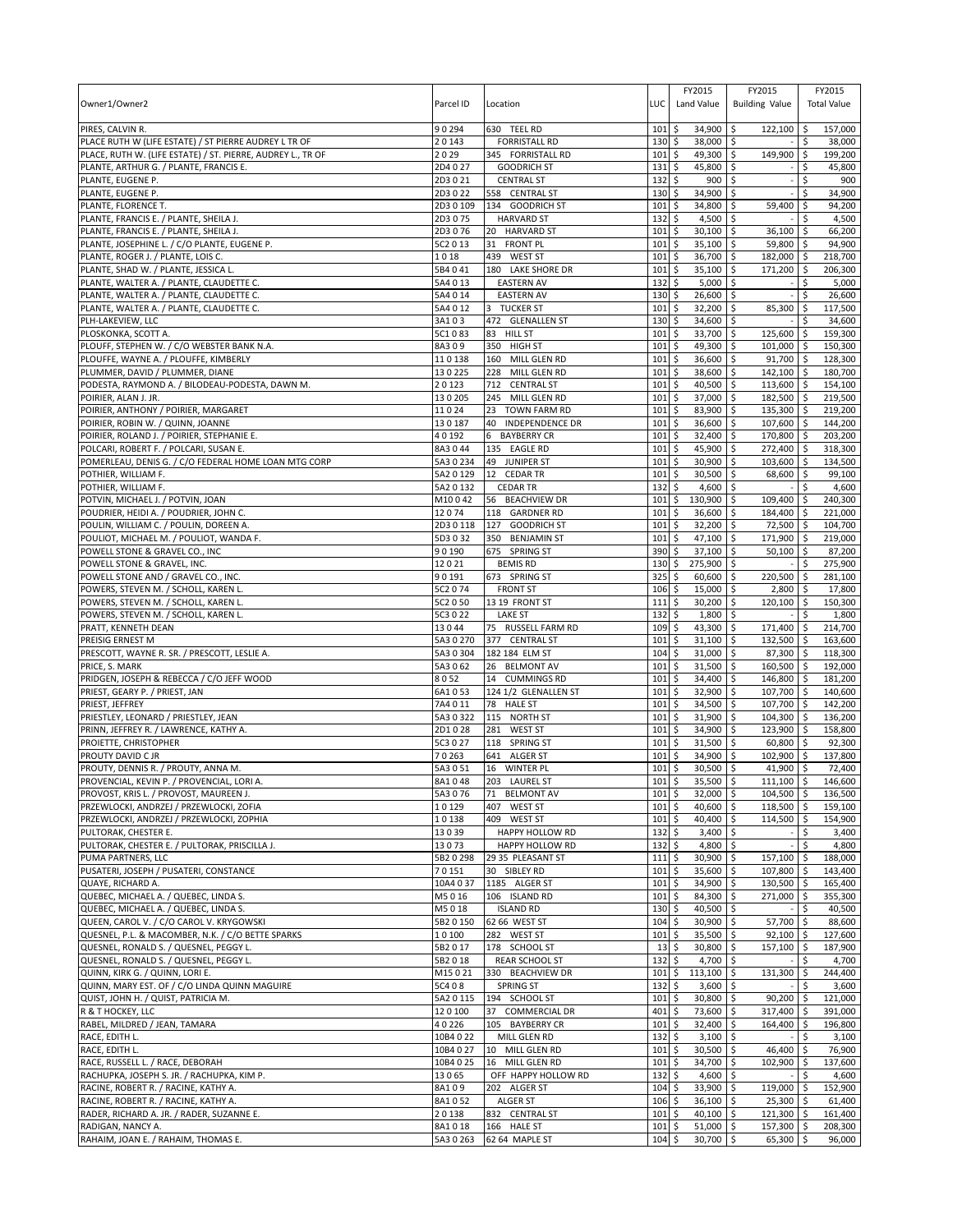| Owner1/Owner2 | Parcel ID | Location | LUC | FY2015 Land Value | FY2015 Building Value | FY2015 Total Value |
|---|---|---|---|---|---|---|
| PIRES, CALVIN R. | 9 0 294 | 630 TEEL RD | 101 | $ 34,900 | $ 122,100 | $ 157,000 |
| PLACE RUTH W (LIFE ESTATE) / ST PIERRE AUDREY L TR OF | 2 0 143 | FORRISTALL RD | 130 | $ 38,000 | $ - | $ 38,000 |
| PLACE, RUTH W. (LIFE ESTATE) / ST. PIERRE, AUDREY L., TR OF | 2 0 29 | 345 FORRISTALL RD | 101 | $ 49,300 | $ 149,900 | $ 199,200 |
| PLANTE, ARTHUR G. / PLANTE, FRANCIS E. | 2D4 0 27 | GOODRICH ST | 131 | $ 45,800 | $ - | $ 45,800 |
| PLANTE, EUGENE P. | 2D3 0 21 | CENTRAL ST | 132 | $ 900 | $ - | $ 900 |
| PLANTE, EUGENE P. | 2D3 0 22 | 558 CENTRAL ST | 130 | $ 34,900 | $ - | $ 34,900 |
| PLANTE, FLORENCE T. | 2D3 0 109 | 134 GOODRICH ST | 101 | $ 34,800 | $ 59,400 | $ 94,200 |
| PLANTE, FRANCIS E. / PLANTE, SHEILA J. | 2D3 0 75 | HARVARD ST | 132 | $ 4,500 | $ - | $ 4,500 |
| PLANTE, FRANCIS E. / PLANTE, SHEILA J. | 2D3 0 76 | 20 HARVARD ST | 101 | $ 30,100 | $ 36,100 | $ 66,200 |
| PLANTE, JOSEPHINE L. / C/O PLANTE, EUGENE P. | 5C2 0 13 | 31 FRONT PL | 101 | $ 35,100 | $ 59,800 | $ 94,900 |
| PLANTE, ROGER J. / PLANTE, LOIS C. | 1 0 18 | 439 WEST ST | 101 | $ 36,700 | $ 182,000 | $ 218,700 |
| PLANTE, SHAD W. / PLANTE, JESSICA L. | 5B4 0 41 | 180 LAKE SHORE DR | 101 | $ 35,100 | $ 171,200 | $ 206,300 |
| PLANTE, WALTER A. / PLANTE, CLAUDETTE C. | 5A4 0 13 | EASTERN AV | 132 | $ 5,000 | $ - | $ 5,000 |
| PLANTE, WALTER A. / PLANTE, CLAUDETTE C. | 5A4 0 14 | EASTERN AV | 130 | $ 26,600 | $ - | $ 26,600 |
| PLANTE, WALTER A. / PLANTE, CLAUDETTE C. | 5A4 0 12 | 3 TUCKER ST | 101 | $ 32,200 | $ 85,300 | $ 117,500 |
| PLH-LAKEVIEW, LLC | 3A1 0 3 | 472 GLENALLEN ST | 130 | $ 34,600 | $ - | $ 34,600 |
| PLOSKONKA, SCOTT A. | 5C1 0 83 | 83 HILL ST | 101 | $ 33,700 | $ 125,600 | $ 159,300 |
| PLOUFF, STEPHEN W. / C/O WEBSTER BANK N.A. | 8A3 0 9 | 350 HIGH ST | 101 | $ 49,300 | $ 101,000 | $ 150,300 |
| PLOUFFE, WAYNE A. / PLOUFFE, KIMBERLY | 11 0 138 | 160 MILL GLEN RD | 101 | $ 36,600 | $ 91,700 | $ 128,300 |
| PLUMMER, DAVID / PLUMMER, DIANE | 13 0 225 | 228 MILL GLEN RD | 101 | $ 38,600 | $ 142,100 | $ 180,700 |
| PODESTA, RAYMOND A. / BILODEAU-PODESTA, DAWN M. | 2 0 123 | 712 CENTRAL ST | 101 | $ 40,500 | $ 113,600 | $ 154,100 |
| POIRIER, ALAN J. JR. | 13 0 205 | 245 MILL GLEN RD | 101 | $ 37,000 | $ 182,500 | $ 219,500 |
| POIRIER, ANTHONY / POIRIER, MARGARET | 11 0 24 | 23 TOWN FARM RD | 101 | $ 83,900 | $ 135,300 | $ 219,200 |
| POIRIER, ROBIN W. / QUINN, JOANNE | 13 0 187 | 40 INDEPENDENCE DR | 101 | $ 36,600 | $ 107,600 | $ 144,200 |
| POIRIER, ROLAND J. / POIRIER, STEPHANIE E. | 4 0 192 | 6 BAYBERRY CR | 101 | $ 32,400 | $ 170,800 | $ 203,200 |
| POLCARI, ROBERT F. / POLCARI, SUSAN E. | 8A3 0 44 | 135 EAGLE RD | 101 | $ 45,900 | $ 272,400 | $ 318,300 |
| POMERLEAU, DENIS G. / C/O FEDERAL HOME LOAN MTG CORP | 5A3 0 234 | 49 JUNIPER ST | 101 | $ 30,900 | $ 103,600 | $ 134,500 |
| POTHIER, WILLIAM F. | 5A2 0 129 | 12 CEDAR TR | 101 | $ 30,500 | $ 68,600 | $ 99,100 |
| POTHIER, WILLIAM F. | 5A2 0 132 | CEDAR TR | 132 | $ 4,600 | $ - | $ 4,600 |
| POTVIN, MICHAEL J. / POTVIN, JOAN | M10 0 42 | 56 BEACHVIEW DR | 101 | $ 130,900 | $ 109,400 | $ 240,300 |
| POUDRIER, HEIDI A. / POUDRIER, JOHN C. | 12 0 74 | 118 GARDNER RD | 101 | $ 36,600 | $ 184,400 | $ 221,000 |
| POULIN, WILLIAM C. / POULIN, DOREEN A. | 2D3 0 118 | 127 GOODRICH ST | 101 | $ 32,200 | $ 72,500 | $ 104,700 |
| POULIOT, MICHAEL M. / POULIOT, WANDA F. | 5D3 0 32 | 350 BENJAMIN ST | 101 | $ 47,100 | $ 171,900 | $ 219,000 |
| POWELL STONE & GRAVEL CO., INC | 9 0 190 | 675 SPRING ST | 390 | $ 37,100 | $ 50,100 | $ 87,200 |
| POWELL STONE & GRAVEL, INC. | 12 0 21 | BEMIS RD | 130 | $ 275,900 | $ - | $ 275,900 |
| POWELL STONE AND / GRAVEL CO., INC. | 9 0 191 | 673 SPRING ST | 325 | $ 60,600 | $ 220,500 | $ 281,100 |
| POWERS, STEVEN M. / SCHOLL, KAREN L. | 5C2 0 74 | FRONT ST | 106 | $ 15,000 | $ 2,800 | $ 17,800 |
| POWERS, STEVEN M. / SCHOLL, KAREN L. | 5C2 0 50 | 13 19 FRONT ST | 111 | $ 30,200 | $ 120,100 | $ 150,300 |
| POWERS, STEVEN M. / SCHOLL, KAREN L. | 5C3 0 22 | LAKE ST | 132 | $ 1,800 | $ - | $ 1,800 |
| PRATT, KENNETH DEAN | 13 0 44 | 75 RUSSELL FARM RD | 109 | $ 43,300 | $ 171,400 | $ 214,700 |
| PREISIG ERNEST M | 5A3 0 270 | 377 CENTRAL ST | 101 | $ 31,100 | $ 132,500 | $ 163,600 |
| PRESCOTT, WAYNE R. SR. / PRESCOTT, LESLIE A. | 5A3 0 304 | 182 184 ELM ST | 104 | $ 31,000 | $ 87,300 | $ 118,300 |
| PRICE, S. MARK | 5A3 0 62 | 26 BELMONT AV | 101 | $ 31,500 | $ 160,500 | $ 192,000 |
| PRIDGEN, JOSEPH & REBECCA / C/O JEFF WOOD | 8 0 52 | 14 CUMMINGS RD | 101 | $ 34,400 | $ 146,800 | $ 181,200 |
| PRIEST, GEARY P. / PRIEST, JAN | 6A1 0 53 | 124 1/2 GLENALLEN ST | 101 | $ 32,900 | $ 107,700 | $ 140,600 |
| PRIEST, JEFFREY | 7A4 0 11 | 78 HALE ST | 101 | $ 34,500 | $ 107,700 | $ 142,200 |
| PRIESTLEY, LEONARD / PRIESTLEY, JEAN | 5A3 0 322 | 115 NORTH ST | 101 | $ 31,900 | $ 104,300 | $ 136,200 |
| PRINN, JEFFREY R. / LAWRENCE, KATHY A. | 2D1 0 28 | 281 WEST ST | 101 | $ 34,900 | $ 123,900 | $ 158,800 |
| PROIETTE, CHRISTOPHER | 5C3 0 27 | 118 SPRING ST | 101 | $ 31,500 | $ 60,800 | $ 92,300 |
| PROUTY DAVID C JR | 7 0 263 | 641 ALGER ST | 101 | $ 34,900 | $ 102,900 | $ 137,800 |
| PROUTY, DENNIS R. / PROUTY, ANNA M. | 5A3 0 51 | 16 WINTER PL | 101 | $ 30,500 | $ 41,900 | $ 72,400 |
| PROVENCIAL, KEVIN P. / PROVENCIAL, LORI A. | 8A1 0 48 | 203 LAUREL ST | 101 | $ 35,500 | $ 111,100 | $ 146,600 |
| PROVOST, KRIS L. / PROVOST, MAUREEN J. | 5A3 0 76 | 71 BELMONT AV | 101 | $ 32,000 | $ 104,500 | $ 136,500 |
| PRZEWLOCKI, ANDRZEJ / PRZEWLOCKI, ZOFIA | 1 0 129 | 407 WEST ST | 101 | $ 40,600 | $ 118,500 | $ 159,100 |
| PRZEWLOCKI, ANDRZEJ / PRZEWLOCKI, ZOPHIA | 1 0 138 | 409 WEST ST | 101 | $ 40,400 | $ 114,500 | $ 154,900 |
| PULTORAK, CHESTER E. | 13 0 39 | HAPPY HOLLOW RD | 132 | $ 3,400 | $ - | $ 3,400 |
| PULTORAK, CHESTER E. / PULTORAK, PRISCILLA J. | 13 0 73 | HAPPY HOLLOW RD | 132 | $ 4,800 | $ - | $ 4,800 |
| PUMA PARTNERS, LLC | 5B2 0 298 | 29 35 PLEASANT ST | 111 | $ 30,900 | $ 157,100 | $ 188,000 |
| PUSATERI, JOSEPH / PUSATERI, CONSTANCE | 7 0 151 | 30 SIBLEY RD | 101 | $ 35,600 | $ 107,800 | $ 143,400 |
| QUAYE, RICHARD A. | 10A4 0 37 | 1185 ALGER ST | 101 | $ 34,900 | $ 130,500 | $ 165,400 |
| QUEBEC, MICHAEL A. / QUEBEC, LINDA S. | M5 0 16 | 106 ISLAND RD | 101 | $ 84,300 | $ 271,000 | $ 355,300 |
| QUEBEC, MICHAEL A. / QUEBEC, LINDA S. | M5 0 18 | ISLAND RD | 130 | $ 40,500 | $ - | $ 40,500 |
| QUEEN, CAROL V. / C/O CAROL V. KRYGOWSKI | 5B2 0 150 | 62 66 WEST ST | 104 | $ 30,900 | $ 57,700 | $ 88,600 |
| QUESNEL, P.L. & MACOMBER, N.K. / C/O BETTE SPARKS | 1 0 100 | 282 WEST ST | 101 | $ 35,500 | $ 92,100 | $ 127,600 |
| QUESNEL, RONALD S. / QUESNEL, PEGGY L. | 5B2 0 17 | 178 SCHOOL ST | 13 | $ 30,800 | $ 157,100 | $ 187,900 |
| QUESNEL, RONALD S. / QUESNEL, PEGGY L. | 5B2 0 18 | REAR SCHOOL ST | 132 | $ 4,700 | $ - | $ 4,700 |
| QUINN, KIRK G. / QUINN, LORI E. | M15 0 21 | 330 BEACHVIEW DR | 101 | $ 113,100 | $ 131,300 | $ 244,400 |
| QUINN, MARY EST. OF / C/O LINDA QUINN MAGUIRE | 5C4 0 8 | SPRING ST | 132 | $ 3,600 | $ - | $ 3,600 |
| QUIST, JOHN H. / QUIST, PATRICIA M. | 5A2 0 115 | 194 SCHOOL ST | 101 | $ 30,800 | $ 90,200 | $ 121,000 |
| R & T HOCKEY, LLC | 12 0 100 | 37 COMMERCIAL DR | 401 | $ 73,600 | $ 317,400 | $ 391,000 |
| RABEL, MILDRED / JEAN, TAMARA | 4 0 226 | 105 BAYBERRY CR | 101 | $ 32,400 | $ 164,400 | $ 196,800 |
| RACE, EDITH L. | 10B4 0 22 | MILL GLEN RD | 132 | $ 3,100 | $ - | $ 3,100 |
| RACE, EDITH L. | 10B4 0 27 | 10 MILL GLEN RD | 101 | $ 30,500 | $ 46,400 | $ 76,900 |
| RACE, RUSSELL L. / RACE, DEBORAH | 10B4 0 25 | 16 MILL GLEN RD | 101 | $ 34,700 | $ 102,900 | $ 137,600 |
| RACHUPKA, JOSEPH S. JR. / RACHUPKA, KIM P. | 13 0 65 | OFF HAPPY HOLLOW RD | 132 | $ 4,600 | $ - | $ 4,600 |
| RACINE, ROBERT R. / RACINE, KATHY A. | 8A1 0 9 | 202 ALGER ST | 104 | $ 33,900 | $ 119,000 | $ 152,900 |
| RACINE, ROBERT R. / RACINE, KATHY A. | 8A1 0 52 | ALGER ST | 106 | $ 36,100 | $ 25,300 | $ 61,400 |
| RADER, RICHARD A. JR. / RADER, SUZANNE E. | 2 0 138 | 832 CENTRAL ST | 101 | $ 40,100 | $ 121,300 | $ 161,400 |
| RADIGAN, NANCY A. | 8A1 0 18 | 166 HALE ST | 101 | $ 51,000 | $ 157,300 | $ 208,300 |
| RAHAIM, JOAN E. / RAHAIM, THOMAS E. | 5A3 0 263 | 62 64 MAPLE ST | 104 | $ 30,700 | $ 65,300 | $ 96,000 |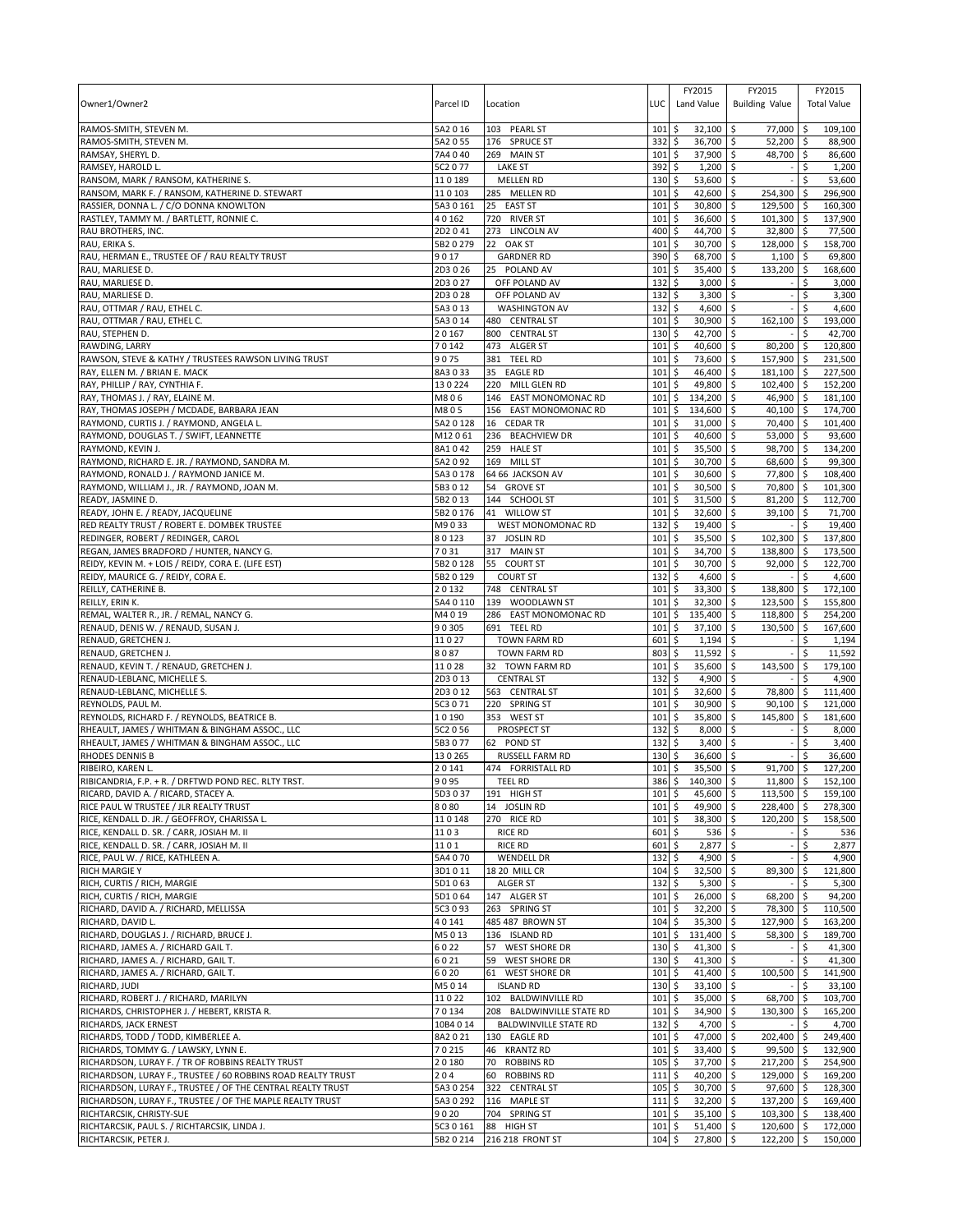| Owner1/Owner2 | Parcel ID | Location | LUC | FY2015 Land Value | FY2015 Building Value | FY2015 Total Value |
|---|---|---|---|---|---|---|
| RAMOS-SMITH, STEVEN M. | 5A2 0 16 | 103 PEARL ST | 101 | $ 32,100 | $ 77,000 | $ 109,100 |
| RAMOS-SMITH, STEVEN M. | 5A2 0 55 | 176 SPRUCE ST | 332 | $ 36,700 | $ 52,200 | $ 88,900 |
| RAMSAY, SHERYL D. | 7A4 0 40 | 269 MAIN ST | 101 | $ 37,900 | $ 48,700 | $ 86,600 |
| RAMSEY, HAROLD L. | 5C2 0 77 | LAKE ST | 392 | $ 1,200 | $ - | $ 1,200 |
| RANSOM, MARK / RANSOM, KATHERINE S. | 11 0 189 | MELLEN RD | 130 | $ 53,600 | $ - | $ 53,600 |
| RANSOM, MARK F. / RANSOM, KATHERINE D. STEWART | 11 0 103 | 285 MELLEN RD | 101 | $ 42,600 | $ 254,300 | $ 296,900 |
| RASSIER, DONNA L. / C/O DONNA KNOWLTON | 5A3 0 161 | 25 EAST ST | 101 | $ 30,800 | $ 129,500 | $ 160,300 |
| RASTLEY, TAMMY M. / BARTLETT, RONNIE C. | 4 0 162 | 720 RIVER ST | 101 | $ 36,600 | $ 101,300 | $ 137,900 |
| RAU BROTHERS, INC. | 2D2 0 41 | 273 LINCOLN AV | 400 | $ 44,700 | $ 32,800 | $ 77,500 |
| RAU, ERIKA S. | 5B2 0 279 | 22 OAK ST | 101 | $ 30,700 | $ 128,000 | $ 158,700 |
| RAU, HERMAN E., TRUSTEE OF / RAU REALTY TRUST | 9 0 17 | GARDNER RD | 390 | $ 68,700 | $ 1,100 | $ 69,800 |
| RAU, MARLIESE D. | 2D3 0 26 | 25 POLAND AV | 101 | $ 35,400 | $ 133,200 | $ 168,600 |
| RAU, MARLIESE D. | 2D3 0 27 | OFF POLAND AV | 132 | $ 3,000 | $ - | $ 3,000 |
| RAU, MARLIESE D. | 2D3 0 28 | OFF POLAND AV | 132 | $ 3,300 | $ - | $ 3,300 |
| RAU, OTTMAR / RAU, ETHEL C. | 5A3 0 13 | WASHINGTON AV | 132 | $ 4,600 | $ - | $ 4,600 |
| RAU, OTTMAR / RAU, ETHEL C. | 5A3 0 14 | 480 CENTRAL ST | 101 | $ 30,900 | $ 162,100 | $ 193,000 |
| RAU, STEPHEN D. | 2 0 167 | 800 CENTRAL ST | 130 | $ 42,700 | $ - | $ 42,700 |
| RAWDING, LARRY | 7 0 142 | 473 ALGER ST | 101 | $ 40,600 | $ 80,200 | $ 120,800 |
| RAWSON, STEVE & KATHY / TRUSTEES RAWSON LIVING TRUST | 9 0 75 | 381 TEEL RD | 101 | $ 73,600 | $ 157,900 | $ 231,500 |
| RAY, ELLEN M. / BRIAN E. MACK | 8A3 0 33 | 35 EAGLE RD | 101 | $ 46,400 | $ 181,100 | $ 227,500 |
| RAY, PHILLIP / RAY, CYNTHIA F. | 13 0 224 | 220 MILL GLEN RD | 101 | $ 49,800 | $ 102,400 | $ 152,200 |
| RAY, THOMAS J. / RAY, ELAINE M. | M8 0 6 | 146 EAST MONOMONAC RD | 101 | $ 134,200 | $ 46,900 | $ 181,100 |
| RAY, THOMAS JOSEPH / MCDADE, BARBARA JEAN | M8 0 5 | 156 EAST MONOMONAC RD | 101 | $ 134,600 | $ 40,100 | $ 174,700 |
| RAYMOND, CURTIS J. / RAYMOND, ANGELA L. | 5A2 0 128 | 16 CEDAR TR | 101 | $ 31,000 | $ 70,400 | $ 101,400 |
| RAYMOND, DOUGLAS T. / SWIFT, LEANNETTE | M12 0 61 | 236 BEACHVIEW DR | 101 | $ 40,600 | $ 53,000 | $ 93,600 |
| RAYMOND, KEVIN J. | 8A1 0 42 | 259 HALE ST | 101 | $ 35,500 | $ 98,700 | $ 134,200 |
| RAYMOND, RICHARD E. JR. / RAYMOND, SANDRA M. | 5A2 0 92 | 169 MILL ST | 101 | $ 30,700 | $ 68,600 | $ 99,300 |
| RAYMOND, RONALD J. / RAYMOND JANICE M. | 5A3 0 178 | 64 66 JACKSON AV | 101 | $ 30,600 | $ 77,800 | $ 108,400 |
| RAYMOND, WILLIAM J., JR. / RAYMOND, JOAN M. | 5B3 0 12 | 54 GROVE ST | 101 | $ 30,500 | $ 70,800 | $ 101,300 |
| READY, JASMINE D. | 5B2 0 13 | 144 SCHOOL ST | 101 | $ 31,500 | $ 81,200 | $ 112,700 |
| READY, JOHN E. / READY, JACQUELINE | 5B2 0 176 | 41 WILLOW ST | 101 | $ 32,600 | $ 39,100 | $ 71,700 |
| RED REALTY TRUST / ROBERT E. DOMBEK TRUSTEE | M9 0 33 | WEST MONOMONAC RD | 132 | $ 19,400 | $ - | $ 19,400 |
| REDINGER, ROBERT / REDINGER, CAROL | 8 0 123 | 37 JOSLIN RD | 101 | $ 35,500 | $ 102,300 | $ 137,800 |
| REGAN, JAMES BRADFORD / HUNTER, NANCY G. | 7 0 31 | 317 MAIN ST | 101 | $ 34,700 | $ 138,800 | $ 173,500 |
| REIDY, KEVIN M. + LOIS / REIDY, CORA E. (LIFE EST) | 5B2 0 128 | 55 COURT ST | 101 | $ 30,700 | $ 92,000 | $ 122,700 |
| REIDY, MAURICE G. / REIDY, CORA E. | 5B2 0 129 | COURT ST | 132 | $ 4,600 | $ - | $ 4,600 |
| REILLY, CATHERINE B. | 2 0 132 | 748 CENTRAL ST | 101 | $ 33,300 | $ 138,800 | $ 172,100 |
| REILLY, ERIN K. | 5A4 0 110 | 139 WOODLAWN ST | 101 | $ 32,300 | $ 123,500 | $ 155,800 |
| REMAL, WALTER R., JR. / REMAL, NANCY G. | M4 0 19 | 286 EAST MONOMONAC RD | 101 | $ 135,400 | $ 118,800 | $ 254,200 |
| RENAUD, DENIS W. / RENAUD, SUSAN J. | 9 0 305 | 691 TEEL RD | 101 | $ 37,100 | $ 130,500 | $ 167,600 |
| RENAUD, GRETCHEN J. | 11 0 27 | TOWN FARM RD | 601 | $ 1,194 | $ - | $ 1,194 |
| RENAUD, GRETCHEN J. | 8 0 87 | TOWN FARM RD | 803 | $ 11,592 | $ - | $ 11,592 |
| RENAUD, KEVIN T. / RENAUD, GRETCHEN J. | 11 0 28 | 32 TOWN FARM RD | 101 | $ 35,600 | $ 143,500 | $ 179,100 |
| RENAUD-LEBLANC, MICHELLE S. | 2D3 0 13 | CENTRAL ST | 132 | $ 4,900 | $ - | $ 4,900 |
| RENAUD-LEBLANC, MICHELLE S. | 2D3 0 12 | 563 CENTRAL ST | 101 | $ 32,600 | $ 78,800 | $ 111,400 |
| REYNOLDS, PAUL M. | 5C3 0 71 | 220 SPRING ST | 101 | $ 30,900 | $ 90,100 | $ 121,000 |
| REYNOLDS, RICHARD F. / REYNOLDS, BEATRICE B. | 1 0 190 | 353 WEST ST | 101 | $ 35,800 | $ 145,800 | $ 181,600 |
| RHEAULT, JAMES / WHITMAN & BINGHAM ASSOC., LLC | 5C2 0 56 | PROSPECT ST | 132 | $ 8,000 | $ - | $ 8,000 |
| RHEAULT, JAMES / WHITMAN & BINGHAM ASSOC., LLC | 5B3 0 77 | 62 POND ST | 132 | $ 3,400 | $ - | $ 3,400 |
| RHODES DENNIS B | 13 0 265 | RUSSELL FARM RD | 130 | $ 36,600 | $ - | $ 36,600 |
| RIBEIRO, KAREN L. | 2 0 141 | 474 FORRISTALL RD | 101 | $ 35,500 | $ 91,700 | $ 127,200 |
| RIBICANDRIA, F.P. + R. / DRFTWD POND REC. RLTY TRST. | 9 0 95 | TEEL RD | 386 | $ 140,300 | $ 11,800 | $ 152,100 |
| RICARD, DAVID A. / RICARD, STACEY A. | 5D3 0 37 | 191 HIGH ST | 101 | $ 45,600 | $ 113,500 | $ 159,100 |
| RICE PAUL W TRUSTEE / JLR REALTY TRUST | 8 0 80 | 14 JOSLIN RD | 101 | $ 49,900 | $ 228,400 | $ 278,300 |
| RICE, KENDALL D. JR. / GEOFFROY, CHARISSA L. | 11 0 148 | 270 RICE RD | 101 | $ 38,300 | $ 120,200 | $ 158,500 |
| RICE, KENDALL D. SR. / CARR, JOSIAH M. II | 11 0 3 | RICE RD | 601 | $ 536 | $ - | $ 536 |
| RICE, KENDALL D. SR. / CARR, JOSIAH M. II | 11 0 1 | RICE RD | 601 | $ 2,877 | $ - | $ 2,877 |
| RICE, PAUL W. / RICE, KATHLEEN A. | 5A4 0 70 | WENDELL DR | 132 | $ 4,900 | $ - | $ 4,900 |
| RICH MARGIE Y | 3D1 0 11 | 18 20 MILL CR | 104 | $ 32,500 | $ 89,300 | $ 121,800 |
| RICH, CURTIS / RICH, MARGIE | 5D1 0 63 | ALGER ST | 132 | $ 5,300 | $ - | $ 5,300 |
| RICH, CURTIS / RICH, MARGIE | 5D1 0 64 | 147 ALGER ST | 101 | $ 26,000 | $ 68,200 | $ 94,200 |
| RICHARD, DAVID A. / RICHARD, MELLISSA | 5C3 0 93 | 263 SPRING ST | 101 | $ 32,200 | $ 78,300 | $ 110,500 |
| RICHARD, DAVID L. | 4 0 141 | 485 487 BROWN ST | 104 | $ 35,300 | $ 127,900 | $ 163,200 |
| RICHARD, DOUGLAS J. / RICHARD, BRUCE J. | M5 0 13 | 136 ISLAND RD | 101 | $ 131,400 | $ 58,300 | $ 189,700 |
| RICHARD, JAMES A. / RICHARD GAIL T. | 6 0 22 | 57 WEST SHORE DR | 130 | $ 41,300 | $ - | $ 41,300 |
| RICHARD, JAMES A. / RICHARD, GAIL T. | 6 0 21 | 59 WEST SHORE DR | 130 | $ 41,300 | $ - | $ 41,300 |
| RICHARD, JAMES A. / RICHARD, GAIL T. | 6 0 20 | 61 WEST SHORE DR | 101 | $ 41,400 | $ 100,500 | $ 141,900 |
| RICHARD, JUDI | M5 0 14 | ISLAND RD | 130 | $ 33,100 | $ - | $ 33,100 |
| RICHARD, ROBERT J. / RICHARD, MARILYN | 11 0 22 | 102 BALDWINVILLE RD | 101 | $ 35,000 | $ 68,700 | $ 103,700 |
| RICHARDS, CHRISTOPHER J. / HEBERT, KRISTA R. | 7 0 134 | 208 BALDWINVILLE STATE RD | 101 | $ 34,900 | $ 130,300 | $ 165,200 |
| RICHARDS, JACK ERNEST | 10B4 0 14 | BALDWINVILLE STATE RD | 132 | $ 4,700 | $ - | $ 4,700 |
| RICHARDS, TODD / TODD, KIMBERLEE A. | 8A2 0 21 | 130 EAGLE RD | 101 | $ 47,000 | $ 202,400 | $ 249,400 |
| RICHARDS, TOMMY G. / LAWSKY, LYNN E. | 7 0 215 | 46 KRANTZ RD | 101 | $ 33,400 | $ 99,500 | $ 132,900 |
| RICHARDSON, LURAY F. / TR OF ROBBINS REALTY TRUST | 2 0 180 | 70 ROBBINS RD | 105 | $ 37,700 | $ 217,200 | $ 254,900 |
| RICHARDSON, LURAY F., TRUSTEE / 60 ROBBINS ROAD REALTY TRUST | 2 0 4 | 60 ROBBINS RD | 111 | $ 40,200 | $ 129,000 | $ 169,200 |
| RICHARDSON, LURAY F., TRUSTEE / OF THE CENTRAL REALTY TRUST | 5A3 0 254 | 322 CENTRAL ST | 105 | $ 30,700 | $ 97,600 | $ 128,300 |
| RICHARDSON, LURAY F., TRUSTEE / OF THE MAPLE REALTY TRUST | 5A3 0 292 | 116 MAPLE ST | 111 | $ 32,200 | $ 137,200 | $ 169,400 |
| RICHTARCSIK, CHRISTY-SUE | 9 0 20 | 704 SPRING ST | 101 | $ 35,100 | $ 103,300 | $ 138,400 |
| RICHTARCSIK, PAUL S. / RICHTARCSIK, LINDA J. | 5C3 0 161 | 88 HIGH ST | 101 | $ 51,400 | $ 120,600 | $ 172,000 |
| RICHTARCSIK, PETER J. | 5B2 0 214 | 216 218 FRONT ST | 104 | $ 27,800 | $ 122,200 | $ 150,000 |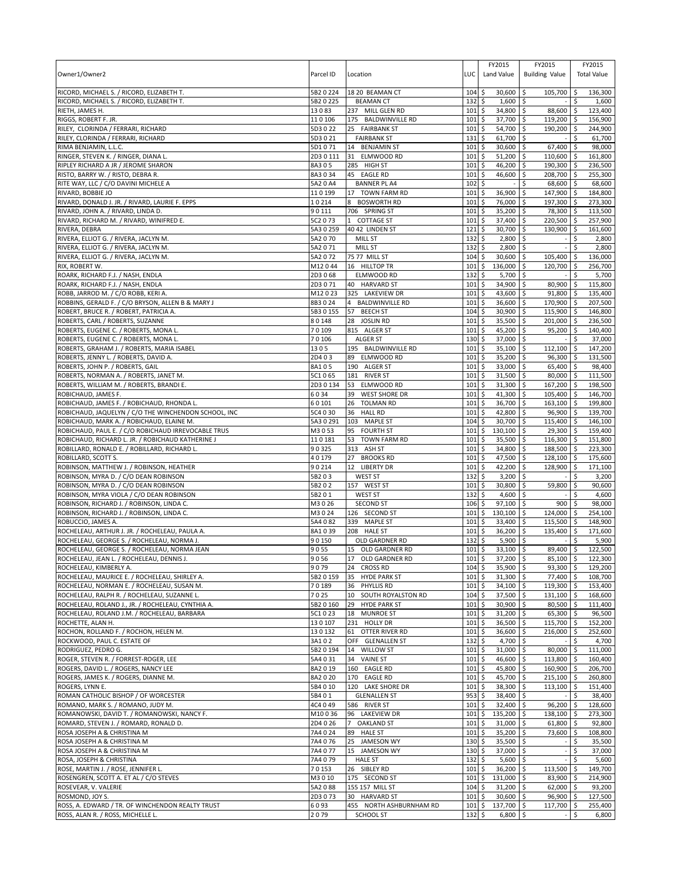| Owner1/Owner2 | Parcel ID | Location | LUC | FY2015 Land Value | FY2015 Building Value | FY2015 Total Value |
|---|---|---|---|---|---|---|
| RICORD, MICHAEL S. / RICORD, ELIZABETH T. | 5B2 0 224 | 18 20 BEAMAN CT | 104 | $ 30,600 | $ 105,700 | $ 136,300 |
| RICORD, MICHAEL S. / RICORD, ELIZABETH T. | 5B2 0 225 | BEAMAN CT | 132 | $ 1,600 | $ - | $ 1,600 |
| RIETH, JAMES H. | 13 0 83 | 237 MILL GLEN RD | 101 | $ 34,800 | $ 88,600 | $ 123,400 |
| RIGGS, ROBERT F. JR. | 11 0 106 | 175 BALDWINVILLE RD | 101 | $ 37,700 | $ 119,200 | $ 156,900 |
| RILEY, CLORINDA / FERRARI, RICHARD | 5D3 0 22 | 25 FAIRBANK ST | 101 | $ 54,700 | $ 190,200 | $ 244,900 |
| RILEY, CLORINDA / FERRARI, RICHARD | 5D3 0 21 | FAIRBANK ST | 131 | $ 61,700 | $ - | $ 61,700 |
| RIMA BENJAMIN, L.L.C. | 5D1 0 71 | 14 BENJAMIN ST | 101 | $ 30,600 | $ 67,400 | $ 98,000 |
| RINGER, STEVEN K. / RINGER, DIANA L. | 2D3 0 111 | 31 ELMWOOD RD | 101 | $ 51,200 | $ 110,600 | $ 161,800 |
| RIPLEY RICHARD A JR / JEROME SHARON | 8A3 0 5 | 285 HIGH ST | 101 | $ 46,200 | $ 190,300 | $ 236,500 |
| RISTO, BARRY W. / RISTO, DEBRA R. | 8A3 0 34 | 45 EAGLE RD | 101 | $ 46,600 | $ 208,700 | $ 255,300 |
| RITE WAY, LLC / C/O DAVINI MICHELE A | 5A2 0 A4 | BANNER PL A4 | 102 | $ - | $ 68,600 | $ 68,600 |
| RIVARD, BOBBIE JO | 11 0 199 | 17 TOWN FARM RD | 101 | $ 36,900 | $ 147,900 | $ 184,800 |
| RIVARD, DONALD J. JR. / RIVARD, LAURIE F. EPPS | 1 0 214 | 8 BOSWORTH RD | 101 | $ 76,000 | $ 197,300 | $ 273,300 |
| RIVARD, JOHN A. / RIVARD, LINDA D. | 9 0 111 | 706 SPRING ST | 101 | $ 35,200 | $ 78,300 | $ 113,500 |
| RIVARD, RICHARD M. / RIVARD, WINIFRED E. | 5C2 0 73 | 1 COTTAGE ST | 101 | $ 37,400 | $ 220,500 | $ 257,900 |
| RIVERA, DEBRA | 5A3 0 259 | 40 42 LINDEN ST | 121 | $ 30,700 | $ 130,900 | $ 161,600 |
| RIVERA, ELLIOT G. / RIVERA, JACLYN M. | 5A2 0 70 | MILL ST | 132 | $ 2,800 | $ - | $ 2,800 |
| RIVERA, ELLIOT G. / RIVERA, JACLYN M. | 5A2 0 71 | MILL ST | 132 | $ 2,800 | $ - | $ 2,800 |
| RIVERA, ELLIOT G. / RIVERA, JACLYN M. | 5A2 0 72 | 75 77 MILL ST | 104 | $ 30,600 | $ 105,400 | $ 136,000 |
| RIX, ROBERT W. | M12 0 44 | 16 HILLTOP TR | 101 | $ 136,000 | $ 120,700 | $ 256,700 |
| ROARK, RICHARD F.J. / NASH, ENDLA | 2D3 0 68 | ELMWOOD RD | 132 | $ 5,700 | $ - | $ 5,700 |
| ROARK, RICHARD F.J. / NASH, ENDLA | 2D3 0 71 | 40 HARVARD ST | 101 | $ 34,900 | $ 80,900 | $ 115,800 |
| ROBB, JARROD M. / C/O ROBB, KERI A. | M12 0 23 | 325 LAKEVIEW DR | 101 | $ 43,600 | $ 91,800 | $ 135,400 |
| ROBBINS, GERALD F. / C/O BRYSON, ALLEN B & MARY J | 8B3 0 24 | 4 BALDWINVILLE RD | 101 | $ 36,600 | $ 170,900 | $ 207,500 |
| ROBERT, BRUCE R. / ROBERT, PATRICIA A. | 5B3 0 155 | 57 BEECH ST | 104 | $ 30,900 | $ 115,900 | $ 146,800 |
| ROBERTS, CARL / ROBERTS, SUZANNE | 8 0 148 | 28 JOSLIN RD | 101 | $ 35,500 | $ 201,000 | $ 236,500 |
| ROBERTS, EUGENE C. / ROBERTS, MONA L. | 7 0 109 | 815 ALGER ST | 101 | $ 45,200 | $ 95,200 | $ 140,400 |
| ROBERTS, EUGENE C. / ROBERTS, MONA L. | 7 0 106 | ALGER ST | 130 | $ 37,000 | $ - | $ 37,000 |
| ROBERTS, GRAHAM J. / ROBERTS, MARIA ISABEL | 13 0 5 | 195 BALDWINVILLE RD | 101 | $ 35,100 | $ 112,100 | $ 147,200 |
| ROBERTS, JENNY L. / ROBERTS, DAVID A. | 2D4 0 3 | 89 ELMWOOD RD | 101 | $ 35,200 | $ 96,300 | $ 131,500 |
| ROBERTS, JOHN P. / ROBERTS, GAIL | 8A1 0 5 | 190 ALGER ST | 101 | $ 33,000 | $ 65,400 | $ 98,400 |
| ROBERTS, NORMAN A. / ROBERTS, JANET M. | 5C1 0 65 | 181 RIVER ST | 101 | $ 31,500 | $ 80,000 | $ 111,500 |
| ROBERTS, WILLIAM M. / ROBERTS, BRANDI E. | 2D3 0 134 | 53 ELMWOOD RD | 101 | $ 31,300 | $ 167,200 | $ 198,500 |
| ROBICHAUD, JAMES F. | 6 0 34 | 39 WEST SHORE DR | 101 | $ 41,300 | $ 105,400 | $ 146,700 |
| ROBICHAUD, JAMES F. / ROBICHAUD, RHONDA L. | 6 0 101 | 26 TOLMAN RD | 101 | $ 36,700 | $ 163,100 | $ 199,800 |
| ROBICHAUD, JAQUELYN / C/O THE WINCHENDON SCHOOL, INC | 5C4 0 30 | 36 HALL RD | 101 | $ 42,800 | $ 96,900 | $ 139,700 |
| ROBICHAUD, MARK A. / ROBICHAUD, ELAINE M. | 5A3 0 291 | 103 MAPLE ST | 104 | $ 30,700 | $ 115,400 | $ 146,100 |
| ROBICHAUD, PAUL E. / C/O ROBICHAUD IRREVOCABLE TRUS | M3 0 53 | 95 FOURTH ST | 101 | $ 130,100 | $ 29,300 | $ 159,400 |
| ROBICHAUD, RICHARD L. JR. / ROBICHAUD KATHERINE J | 11 0 181 | 53 TOWN FARM RD | 101 | $ 35,500 | $ 116,300 | $ 151,800 |
| ROBILLARD, RONALD E. / ROBILLARD, RICHARD L. | 9 0 325 | 313 ASH ST | 101 | $ 34,800 | $ 188,500 | $ 223,300 |
| ROBILLARD, SCOTT S. | 4 0 179 | 27 BROOKS RD | 101 | $ 47,500 | $ 128,100 | $ 175,600 |
| ROBINSON, MATTHEW J. / ROBINSON, HEATHER | 9 0 214 | 12 LIBERTY DR | 101 | $ 42,200 | $ 128,900 | $ 171,100 |
| ROBINSON, MYRA D. / C/O DEAN ROBINSON | 5B2 0 3 | WEST ST | 132 | $ 3,200 | $ - | $ 3,200 |
| ROBINSON, MYRA D. / C/O DEAN ROBINSON | 5B2 0 2 | 157 WEST ST | 101 | $ 30,800 | $ 59,800 | $ 90,600 |
| ROBINSON, MYRA VIOLA / C/O DEAN ROBINSON | 5B2 0 1 | WEST ST | 132 | $ 4,600 | $ - | $ 4,600 |
| ROBINSON, RICHARD J. / ROBINSON, LINDA C. | M3 0 26 | SECOND ST | 106 | $ 97,100 | $ 900 | $ 98,000 |
| ROBINSON, RICHARD J. / ROBINSON, LINDA C. | M3 0 24 | 126 SECOND ST | 101 | $ 130,100 | $ 124,000 | $ 254,100 |
| ROBUCCIO, JAMES A. | 5A4 0 82 | 339 MAPLE ST | 101 | $ 33,400 | $ 115,500 | $ 148,900 |
| ROCHELEAU, ARTHUR J. JR. / ROCHELEAU, PAULA A. | 8A1 0 39 | 208 HALE ST | 101 | $ 36,200 | $ 135,400 | $ 171,600 |
| ROCHELEAU, GEORGE S. / ROCHELEAU, NORMA J. | 9 0 150 | OLD GARDNER RD | 132 | $ 5,900 | $ - | $ 5,900 |
| ROCHELEAU, GEORGE S. / ROCHELEAU, NORMA JEAN | 9 0 55 | 15 OLD GARDNER RD | 101 | $ 33,100 | $ 89,400 | $ 122,500 |
| ROCHELEAU, JEAN L. / ROCHELEAU, DENNIS J. | 9 0 56 | 17 OLD GARDNER RD | 101 | $ 37,200 | $ 85,100 | $ 122,300 |
| ROCHELEAU, KIMBERLY A. | 9 0 79 | 24 CROSS RD | 104 | $ 35,900 | $ 93,300 | $ 129,200 |
| ROCHELEAU, MAURICE E. / ROCHELEAU, SHIRLEY A. | 5B2 0 159 | 35 HYDE PARK ST | 101 | $ 31,300 | $ 77,400 | $ 108,700 |
| ROCHELEAU, NORMAN E. / ROCHELEAU, SUSAN M. | 7 0 189 | 36 PHYLLIS RD | 101 | $ 34,100 | $ 119,300 | $ 153,400 |
| ROCHELEAU, RALPH R. / ROCHELEAU, SUZANNE L. | 7 0 25 | 10 SOUTH ROYALSTON RD | 104 | $ 37,500 | $ 131,100 | $ 168,600 |
| ROCHELEAU, ROLAND J., JR. / ROCHELEAU, CYNTHIA A. | 5B2 0 160 | 29 HYDE PARK ST | 101 | $ 30,900 | $ 80,500 | $ 111,400 |
| ROCHELEAU, ROLAND J.M. / ROCHELEAU, BARBARA | 5C1 0 23 | 18 MUNROE ST | 101 | $ 31,200 | $ 65,300 | $ 96,500 |
| ROCHETTE, ALAN H. | 13 0 107 | 231 HOLLY DR | 101 | $ 36,500 | $ 115,700 | $ 152,200 |
| ROCHON, ROLLAND F. / ROCHON, HELEN M. | 13 0 132 | 61 OTTER RIVER RD | 101 | $ 36,600 | $ 216,000 | $ 252,600 |
| ROCKWOOD, PAUL C. ESTATE OF | 3A1 0 2 | OFF GLENALLEN ST | 132 | $ 4,700 | $ - | $ 4,700 |
| RODRIGUEZ, PEDRO G. | 5B2 0 194 | 14 WILLOW ST | 101 | $ 31,000 | $ 80,000 | $ 111,000 |
| ROGER, STEVEN R. / FORREST-ROGER, LEE | 5A4 0 31 | 34 VAINE ST | 101 | $ 46,600 | $ 113,800 | $ 160,400 |
| ROGERS, DAVID L. / ROGERS, NANCY LEE | 8A2 0 19 | 160 EAGLE RD | 101 | $ 45,800 | $ 160,900 | $ 206,700 |
| ROGERS, JAMES K. / ROGERS, DIANNE M. | 8A2 0 20 | 170 EAGLE RD | 101 | $ 45,700 | $ 215,100 | $ 260,800 |
| ROGERS, LYNN E. | 5B4 0 10 | 120 LAKE SHORE DR | 101 | $ 38,300 | $ 113,100 | $ 151,400 |
| ROMAN CATHOLIC BISHOP / OF WORCESTER | 5B4 0 1 | GLENALLEN ST | 953 | $ 38,400 | $ - | $ 38,400 |
| ROMANO, MARK S. / ROMANO, JUDY M. | 4C4 0 49 | 586 RIVER ST | 101 | $ 32,400 | $ 96,200 | $ 128,600 |
| ROMANOWSKI, DAVID T. / ROMANOWSKI, NANCY F. | M10 0 36 | 96 LAKEVIEW DR | 101 | $ 135,200 | $ 138,100 | $ 273,300 |
| ROMARD, STEVEN J. / ROMARD, RONALD D. | 2D4 0 26 | 7 OAKLAND ST | 101 | $ 31,000 | $ 61,800 | $ 92,800 |
| ROSA JOSEPH A & CHRISTINA M | 7A4 0 24 | 89 HALE ST | 101 | $ 35,200 | $ 73,600 | $ 108,800 |
| ROSA JOSEPH A & CHRISTINA M | 7A4 0 76 | 25 JAMESON WY | 130 | $ 35,500 | $ - | $ 35,500 |
| ROSA JOSEPH A & CHRISTINA M | 7A4 0 77 | 15 JAMESON WY | 130 | $ 37,000 | $ - | $ 37,000 |
| ROSA, JOSEPH & CHRISTINA | 7A4 0 79 | HALE ST | 132 | $ 5,600 | $ - | $ 5,600 |
| ROSE, MARTIN J. / ROSE, JENNIFER L. | 7 0 153 | 26 SIBLEY RD | 101 | $ 36,200 | $ 113,500 | $ 149,700 |
| ROSENGREN, SCOTT A. ET AL / C/O STEVES | M3 0 10 | 175 SECOND ST | 101 | $ 131,000 | $ 83,900 | $ 214,900 |
| ROSEVEAR, V. VALERIE | 5A2 0 88 | 155 157 MILL ST | 104 | $ 31,200 | $ 62,000 | $ 93,200 |
| ROSMOND, JOY S. | 2D3 0 73 | 30 HARVARD ST | 101 | $ 30,600 | $ 96,900 | $ 127,500 |
| ROSS, A. EDWARD / TR. OF WINCHENDON REALTY TRUST | 6 0 93 | 455 NORTH ASHBURNHAM RD | 101 | $ 137,700 | $ 117,700 | $ 255,400 |
| ROSS, ALAN R. / ROSS, MICHELLE L. | 2 0 79 | SCHOOL ST | 132 | $ 6,800 | $ - | $ 6,800 |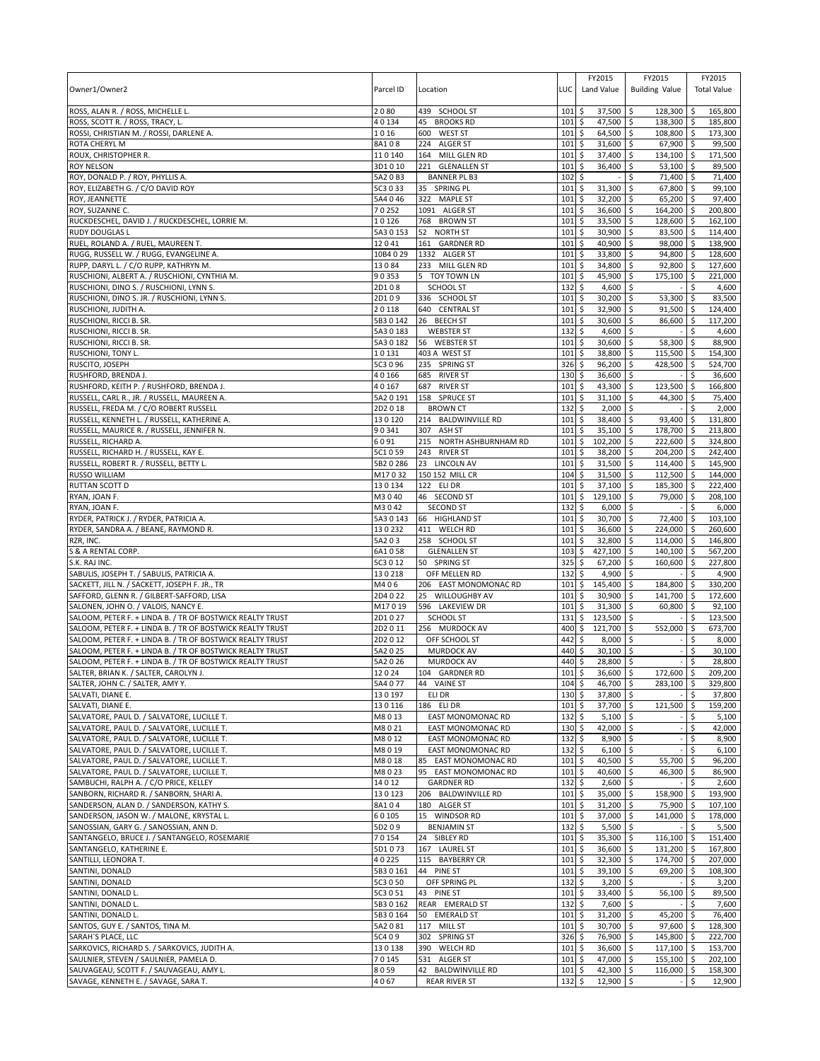| Owner1/Owner2 | Parcel ID | Location | LUC | FY2015 Land Value | FY2015 Building Value | FY2015 Total Value |
|---|---|---|---|---|---|---|
| ROSS, ALAN R. / ROSS, MICHELLE L. | 2 0 80 | 439 SCHOOL ST | 101 | $ 37,500 | $ 128,300 | $ 165,800 |
| ROSS, SCOTT R. / ROSS, TRACY, L. | 4 0 134 | 45 BROOKS RD | 101 | $ 47,500 | $ 138,300 | $ 185,800 |
| ROSSI, CHRISTIAN M. / ROSSI, DARLENE A. | 1 0 16 | 600 WEST ST | 101 | $ 64,500 | $ 108,800 | $ 173,300 |
| ROTA CHERYL M | 8A1 0 8 | 224 ALGER ST | 101 | $ 31,600 | $ 67,900 | $ 99,500 |
| ROUX, CHRISTOPHER R. | 11 0 140 | 164 MILL GLEN RD | 101 | $ 37,400 | $ 134,100 | $ 171,500 |
| ROY NELSON | 3D1 0 10 | 221 GLENALLEN ST | 101 | $ 36,400 | $ 53,100 | $ 89,500 |
| ROY, DONALD P. / ROY, PHYLLIS A. | 5A2 0 B3 | BANNER PL B3 | 102 | $ - | $ 71,400 | $ 71,400 |
| ROY, ELIZABETH G. / C/O DAVID ROY | 5C3 0 33 | 35 SPRING PL | 101 | $ 31,300 | $ 67,800 | $ 99,100 |
| ROY, JEANNETTE | 5A4 0 46 | 322 MAPLE ST | 101 | $ 32,200 | $ 65,200 | $ 97,400 |
| ROY, SUZANNE C. | 7 0 252 | 1091 ALGER ST | 101 | $ 36,600 | $ 164,200 | $ 200,800 |
| RUCKDESCHEL, DAVID J. / RUCKDESCHEL, LORRIE M. | 1 0 126 | 768 BROWN ST | 101 | $ 33,500 | $ 128,600 | $ 162,100 |
| RUDY DOUGLAS L | 5A3 0 153 | 52 NORTH ST | 101 | $ 30,900 | $ 83,500 | $ 114,400 |
| RUEL, ROLAND A. / RUEL, MAUREEN T. | 12 0 41 | 161 GARDNER RD | 101 | $ 40,900 | $ 98,000 | $ 138,900 |
| RUGG, RUSSELL W. / RUGG, EVANGELINE A. | 10B4 0 29 | 1332 ALGER ST | 101 | $ 33,800 | $ 94,800 | $ 128,600 |
| RUPP, DARYL L. / C/O RUPP, KATHRYN M. | 13 0 84 | 233 MILL GLEN RD | 101 | $ 34,800 | $ 92,800 | $ 127,600 |
| RUSCHIONI, ALBERT A. / RUSCHIONI, CYNTHIA M. | 9 0 353 | 5 TOY TOWN LN | 101 | $ 45,900 | $ 175,100 | $ 221,000 |
| RUSCHIONI, DINO S. / RUSCHIONI, LYNN S. | 2D1 0 8 | SCHOOL ST | 132 | $ 4,600 | $ - | $ 4,600 |
| RUSCHIONI, DINO S. JR. / RUSCHIONI, LYNN S. | 2D1 0 9 | 336 SCHOOL ST | 101 | $ 30,200 | $ 53,300 | $ 83,500 |
| RUSCHIONI, JUDITH A. | 2 0 118 | 640 CENTRAL ST | 101 | $ 32,900 | $ 91,500 | $ 124,400 |
| RUSCHIONI, RICCI B. SR. | 5B3 0 142 | 26 BEECH ST | 101 | $ 30,600 | $ 86,600 | $ 117,200 |
| RUSCHIONI, RICCI B. SR. | 5A3 0 183 | WEBSTER ST | 132 | $ 4,600 | $ - | $ 4,600 |
| RUSCHIONI, RICCI B. SR. | 5A3 0 182 | 56 WEBSTER ST | 101 | $ 30,600 | $ 58,300 | $ 88,900 |
| RUSCHIONI, TONY L. | 1 0 131 | 403 A WEST ST | 101 | $ 38,800 | $ 115,500 | $ 154,300 |
| RUSCITO, JOSEPH | 5C3 0 96 | 235 SPRING ST | 326 | $ 96,200 | $ 428,500 | $ 524,700 |
| RUSHFORD, BRENDA J. | 4 0 166 | 685 RIVER ST | 130 | $ 36,600 | $ - | $ 36,600 |
| RUSHFORD, KEITH P. / RUSHFORD, BRENDA J. | 4 0 167 | 687 RIVER ST | 101 | $ 43,300 | $ 123,500 | $ 166,800 |
| RUSSELL, CARL R., JR. / RUSSELL, MAUREEN A. | 5A2 0 191 | 158 SPRUCE ST | 101 | $ 31,100 | $ 44,300 | $ 75,400 |
| RUSSELL, FREDA M. / C/O ROBERT RUSSELL | 2D2 0 18 | BROWN CT | 132 | $ 2,000 | $ - | $ 2,000 |
| RUSSELL, KENNETH L. / RUSSELL, KATHERINE A. | 13 0 120 | 214 BALDWINVILLE RD | 101 | $ 38,400 | $ 93,400 | $ 131,800 |
| RUSSELL, MAURICE R. / RUSSELL, JENNIFER N. | 9 0 341 | 307 ASH ST | 101 | $ 35,100 | $ 178,700 | $ 213,800 |
| RUSSELL, RICHARD A. | 6 0 91 | 215 NORTH ASHBURNHAM RD | 101 | $ 102,200 | $ 222,600 | $ 324,800 |
| RUSSELL, RICHARD H. / RUSSELL, KAY E. | 5C1 0 59 | 243 RIVER ST | 101 | $ 38,200 | $ 204,200 | $ 242,400 |
| RUSSELL, ROBERT R. / RUSSELL, BETTY L. | 5B2 0 286 | 23 LINCOLN AV | 101 | $ 31,500 | $ 114,400 | $ 145,900 |
| RUSSO WILLIAM | M17 0 32 | 150 152 MILL CR | 104 | $ 31,500 | $ 112,500 | $ 144,000 |
| RUTTAN SCOTT D | 13 0 134 | 122 ELI DR | 101 | $ 37,100 | $ 185,300 | $ 222,400 |
| RYAN, JOAN F. | M3 0 40 | 46 SECOND ST | 101 | $ 129,100 | $ 79,000 | $ 208,100 |
| RYAN, JOAN F. | M3 0 42 | SECOND ST | 132 | $ 6,000 | $ - | $ 6,000 |
| RYDER, PATRICK J. / RYDER, PATRICIA A. | 5A3 0 143 | 66 HIGHLAND ST | 101 | $ 30,700 | $ 72,400 | $ 103,100 |
| RYDER, SANDRA A. / BEANE, RAYMOND R. | 13 0 232 | 411 WELCH RD | 101 | $ 36,600 | $ 224,000 | $ 260,600 |
| RZR, INC. | 5A2 0 3 | 258 SCHOOL ST | 101 | $ 32,800 | $ 114,000 | $ 146,800 |
| S & A RENTAL CORP. | 6A1 0 58 | GLENALLEN ST | 103 | $ 427,100 | $ 140,100 | $ 567,200 |
| S.K. RAJ INC. | 5C3 0 12 | 50 SPRING ST | 325 | $ 67,200 | $ 160,600 | $ 227,800 |
| SABULIS, JOSEPH T. / SABULIS, PATRICIA A. | 13 0 218 | OFF MELLEN RD | 132 | $ 4,900 | $ - | $ 4,900 |
| SACKETT, JILL N. / SACKETT, JOSEPH F. JR., TR | M4 0 6 | 206 EAST MONOMONAC RD | 101 | $ 145,400 | $ 184,800 | $ 330,200 |
| SAFFORD, GLENN R. / GILBERT-SAFFORD, LISA | 2D4 0 22 | 25 WILLOUGHBY AV | 101 | $ 30,900 | $ 141,700 | $ 172,600 |
| SALONEN, JOHN O. / VALOIS, NANCY E. | M17 0 19 | 596 LAKEVIEW DR | 101 | $ 31,300 | $ 60,800 | $ 92,100 |
| SALOOM, PETER F. + LINDA B. / TR OF BOSTWICK REALTY TRUST | 2D1 0 27 | SCHOOL ST | 131 | $ 123,500 | $ - | $ 123,500 |
| SALOOM, PETER F. + LINDA B. / TR OF BOSTWICK REALTY TRUST | 2D2 0 11 | 256 MURDOCK AV | 400 | $ 121,700 | $ 552,000 | $ 673,700 |
| SALOOM, PETER F. + LINDA B. / TR OF BOSTWICK REALTY TRUST | 2D2 0 12 | OFF SCHOOL ST | 442 | $ 8,000 | $ - | $ 8,000 |
| SALOOM, PETER F. + LINDA B. / TR OF BOSTWICK REALTY TRUST | 5A2 0 25 | MURDOCK AV | 440 | $ 30,100 | $ - | $ 30,100 |
| SALOOM, PETER F. + LINDA B. / TR OF BOSTWICK REALTY TRUST | 5A2 0 26 | MURDOCK AV | 440 | $ 28,800 | $ - | $ 28,800 |
| SALTER, BRIAN K. / SALTER, CAROLYN J. | 12 0 24 | 104 GARDNER RD | 101 | $ 36,600 | $ 172,600 | $ 209,200 |
| SALTER, JOHN C. / SALTER, AMY Y. | 5A4 0 77 | 44 VAINE ST | 104 | $ 46,700 | $ 283,100 | $ 329,800 |
| SALVATI, DIANE E. | 13 0 197 | ELI DR | 130 | $ 37,800 | $ - | $ 37,800 |
| SALVATI, DIANE E. | 13 0 116 | 186 ELI DR | 101 | $ 37,700 | $ 121,500 | $ 159,200 |
| SALVATORE, PAUL D. / SALVATORE, LUCILLE T. | M8 0 13 | EAST MONOMONAC RD | 132 | $ 5,100 | $ - | $ 5,100 |
| SALVATORE, PAUL D. / SALVATORE, LUCILLE T. | M8 0 21 | EAST MONOMONAC RD | 130 | $ 42,000 | $ - | $ 42,000 |
| SALVATORE, PAUL D. / SALVATORE, LUCILLE T. | M8 0 12 | EAST MONOMONAC RD | 132 | $ 8,900 | $ - | $ 8,900 |
| SALVATORE, PAUL D. / SALVATORE, LUCILLE T. | M8 0 19 | EAST MONOMONAC RD | 132 | $ 6,100 | $ - | $ 6,100 |
| SALVATORE, PAUL D. / SALVATORE, LUCILLE T. | M8 0 18 | 85 EAST MONOMONAC RD | 101 | $ 40,500 | $ 55,700 | $ 96,200 |
| SALVATORE, PAUL D. / SALVATORE, LUCILLE T. | M8 0 23 | 95 EAST MONOMONAC RD | 101 | $ 40,600 | $ 46,300 | $ 86,900 |
| SAMBUCHI, RALPH A. / C/O PRICE, KELLEY | 14 0 12 | GARDNER RD | 132 | $ 2,600 | $ - | $ 2,600 |
| SANBORN, RICHARD R. / SANBORN, SHARI A. | 13 0 123 | 206 BALDWINVILLE RD | 101 | $ 35,000 | $ 158,900 | $ 193,900 |
| SANDERSON, ALAN D. / SANDERSON, KATHY S. | 8A1 0 4 | 180 ALGER ST | 101 | $ 31,200 | $ 75,900 | $ 107,100 |
| SANDERSON, JASON W. / MALONE, KRYSTAL L. | 6 0 105 | 15 WINDSOR RD | 101 | $ 37,000 | $ 141,000 | $ 178,000 |
| SANOSSIAN, GARY G. / SANOSSIAN, ANN D. | 5D2 0 9 | BENJAMIN ST | 132 | $ 5,500 | $ - | $ 5,500 |
| SANTANGELO, BRUCE J. / SANTANGELO, ROSEMARIE | 7 0 154 | 24 SIBLEY RD | 101 | $ 35,300 | $ 116,100 | $ 151,400 |
| SANTANGELO, KATHERINE E. | 5D1 0 73 | 167 LAUREL ST | 101 | $ 36,600 | $ 131,200 | $ 167,800 |
| SANTILLI, LEONORA T. | 4 0 225 | 115 BAYBERRY CR | 101 | $ 32,300 | $ 174,700 | $ 207,000 |
| SANTINI, DONALD | 5B3 0 161 | 44 PINE ST | 101 | $ 39,100 | $ 69,200 | $ 108,300 |
| SANTINI, DONALD | 5C3 0 50 | OFF SPRING PL | 132 | $ 3,200 | $ - | $ 3,200 |
| SANTINI, DONALD L. | 5C3 0 51 | 43 PINE ST | 101 | $ 33,400 | $ 56,100 | $ 89,500 |
| SANTINI, DONALD L. | 5B3 0 162 | REAR EMERALD ST | 132 | $ 7,600 | $ - | $ 7,600 |
| SANTINI, DONALD L. | 5B3 0 164 | 50 EMERALD ST | 101 | $ 31,200 | $ 45,200 | $ 76,400 |
| SANTOS, GUY E. / SANTOS, TINA M. | 5A2 0 81 | 117 MILL ST | 101 | $ 30,700 | $ 97,600 | $ 128,300 |
| SARAH`S PLACE, LLC | 5C4 0 9 | 302 SPRING ST | 326 | $ 76,900 | $ 145,800 | $ 222,700 |
| SARKOVICS, RICHARD S. / SARKOVICS, JUDITH A. | 13 0 138 | 390 WELCH RD | 101 | $ 36,600 | $ 117,100 | $ 153,700 |
| SAULNIER, STEVEN / SAULNIER, PAMELA D. | 7 0 145 | 531 ALGER ST | 101 | $ 47,000 | $ 155,100 | $ 202,100 |
| SAUVAGEAU, SCOTT F. / SAUVAGEAU, AMY L. | 8 0 59 | 42 BALDWINVILLE RD | 101 | $ 42,300 | $ 116,000 | $ 158,300 |
| SAVAGE, KENNETH E. / SAVAGE, SARA T. | 4 0 67 | REAR RIVER ST | 132 | $ 12,900 | $ - | $ 12,900 |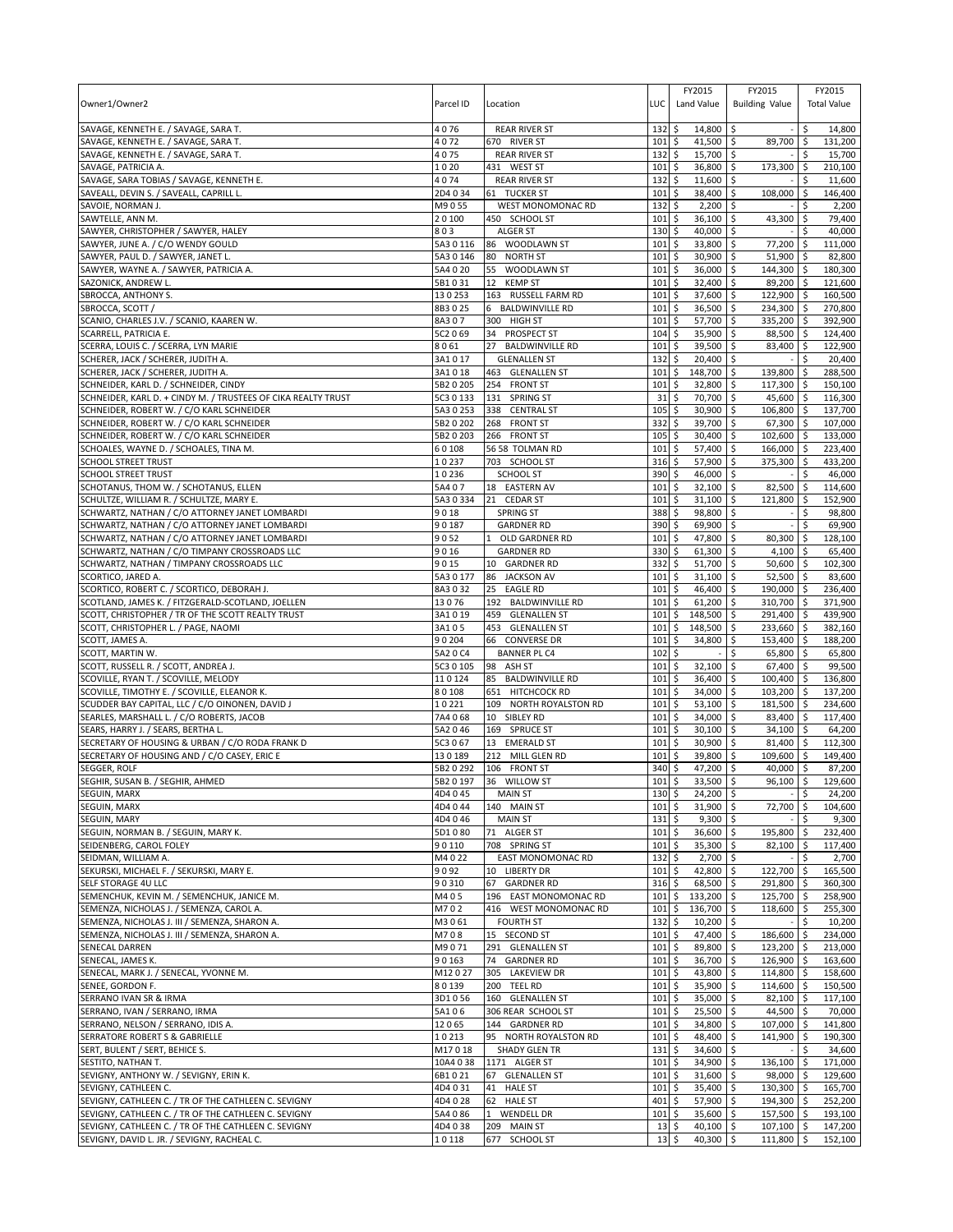| Owner1/Owner2 | Parcel ID | Location | LUC | FY2015 Land Value | FY2015 Building Value | FY2015 Total Value |
|---|---|---|---|---|---|---|
| SAVAGE, KENNETH E. / SAVAGE, SARA T. | 4 0 76 | REAR RIVER ST | 132 | $ 14,800 | $ - | $ 14,800 |
| SAVAGE, KENNETH E. / SAVAGE, SARA T. | 4 0 72 | 670 RIVER ST | 101 | $ 41,500 | $ 89,700 | $ 131,200 |
| SAVAGE, KENNETH E. / SAVAGE, SARA T. | 4 0 75 | REAR RIVER ST | 132 | $ 15,700 | $ - | $ 15,700 |
| SAVAGE, PATRICIA A. | 1 0 20 | 431 WEST ST | 101 | $ 36,800 | $ 173,300 | $ 210,100 |
| SAVAGE, SARA TOBIAS / SAVAGE, KENNETH E. | 4 0 74 | REAR RIVER ST | 132 | $ 11,600 | $ - | $ 11,600 |
| SAVEALL, DEVIN S. / SAVEALL, CAPRILL L. | 2D4 0 34 | 61 TUCKER ST | 101 | $ 38,400 | $ 108,000 | $ 146,400 |
| SAVOIE, NORMAN J. | M9 0 55 | WEST MONOMONAC RD | 132 | $ 2,200 | $ - | $ 2,200 |
| SAWTELLE, ANN M. | 2 0 100 | 450 SCHOOL ST | 101 | $ 36,100 | $ 43,300 | $ 79,400 |
| SAWYER, CHRISTOPHER / SAWYER, HALEY | 8 0 3 | ALGER ST | 130 | $ 40,000 | $ - | $ 40,000 |
| SAWYER, JUNE A. / C/O WENDY GOULD | 5A3 0 116 | 86 WOODLAWN ST | 101 | $ 33,800 | $ 77,200 | $ 111,000 |
| SAWYER, PAUL D. / SAWYER, JANET L. | 5A3 0 146 | 80 NORTH ST | 101 | $ 30,900 | $ 51,900 | $ 82,800 |
| SAWYER, WAYNE A. / SAWYER, PATRICIA A. | 5A4 0 20 | 55 WOODLAWN ST | 101 | $ 36,000 | $ 144,300 | $ 180,300 |
| SAZONICK, ANDREW L. | 5B1 0 31 | 12 KEMP ST | 101 | $ 32,400 | $ 89,200 | $ 121,600 |
| SBROCCA, ANTHONY S. | 13 0 253 | 163 RUSSELL FARM RD | 101 | $ 37,600 | $ 122,900 | $ 160,500 |
| SBROCCA, SCOTT / | 8B3 0 25 | 6 BALDWINVILLE RD | 101 | $ 36,500 | $ 234,300 | $ 270,800 |
| SCANIO, CHARLES J.V. / SCANIO, KAAREN W. | 8A3 0 7 | 300 HIGH ST | 101 | $ 57,700 | $ 335,200 | $ 392,900 |
| SCARRELL, PATRICIA E. | 5C2 0 69 | 34 PROSPECT ST | 104 | $ 35,900 | $ 88,500 | $ 124,400 |
| SCERRA, LOUIS C. / SCERRA, LYN MARIE | 8 0 61 | 27 BALDWINVILLE RD | 101 | $ 39,500 | $ 83,400 | $ 122,900 |
| SCHERER, JACK / SCHERER, JUDITH A. | 3A1 0 17 | GLENALLEN ST | 132 | $ 20,400 | $ - | $ 20,400 |
| SCHERER, JACK / SCHERER, JUDITH A. | 3A1 0 18 | 463 GLENALLEN ST | 101 | $ 148,700 | $ 139,800 | $ 288,500 |
| SCHNEIDER, KARL D. / SCHNEIDER, CINDY | 5B2 0 205 | 254 FRONT ST | 101 | $ 32,800 | $ 117,300 | $ 150,100 |
| SCHNEIDER, KARL D. + CINDY M. / TRUSTEES OF CIKA REALTY TRUST | 5C3 0 133 | 131 SPRING ST | 31 | $ 70,700 | $ 45,600 | $ 116,300 |
| SCHNEIDER, ROBERT W. / C/O KARL SCHNEIDER | 5A3 0 253 | 338 CENTRAL ST | 105 | $ 30,900 | $ 106,800 | $ 137,700 |
| SCHNEIDER, ROBERT W. / C/O KARL SCHNEIDER | 5B2 0 202 | 268 FRONT ST | 332 | $ 39,700 | $ 67,300 | $ 107,000 |
| SCHNEIDER, ROBERT W. / C/O KARL SCHNEIDER | 5B2 0 203 | 266 FRONT ST | 105 | $ 30,400 | $ 102,600 | $ 133,000 |
| SCHOALES, WAYNE D. / SCHOALES, TINA M. | 6 0 108 | 56 58 TOLMAN RD | 101 | $ 57,400 | $ 166,000 | $ 223,400 |
| SCHOOL STREET TRUST | 1 0 237 | 703 SCHOOL ST | 316 | $ 57,900 | $ 375,300 | $ 433,200 |
| SCHOOL STREET TRUST | 1 0 236 | SCHOOL ST | 390 | $ 46,000 | $ - | $ 46,000 |
| SCHOTANUS, THOM W. / SCHOTANUS, ELLEN | 5A4 0 7 | 18 EASTERN AV | 101 | $ 32,100 | $ 82,500 | $ 114,600 |
| SCHULTZE, WILLIAM R. / SCHULTZE, MARY E. | 5A3 0 334 | 21 CEDAR ST | 101 | $ 31,100 | $ 121,800 | $ 152,900 |
| SCHWARTZ, NATHAN / C/O ATTORNEY JANET LOMBARDI | 9 0 18 | SPRING ST | 388 | $ 98,800 | $ - | $ 98,800 |
| SCHWARTZ, NATHAN / C/O ATTORNEY JANET LOMBARDI | 9 0 187 | GARDNER RD | 390 | $ 69,900 | $ - | $ 69,900 |
| SCHWARTZ, NATHAN / C/O ATTORNEY JANET LOMBARDI | 9 0 52 | 1 OLD GARDNER RD | 101 | $ 47,800 | $ 80,300 | $ 128,100 |
| SCHWARTZ, NATHAN / C/O TIMPANY CROSSROADS LLC | 9 0 16 | GARDNER RD | 330 | $ 61,300 | $ 4,100 | $ 65,400 |
| SCHWARTZ, NATHAN / TIMPANY CROSSROADS LLC | 9 0 15 | 10 GARDNER RD | 332 | $ 51,700 | $ 50,600 | $ 102,300 |
| SCORTICO, JARED A. | 5A3 0 177 | 86 JACKSON AV | 101 | $ 31,100 | $ 52,500 | $ 83,600 |
| SCORTICO, ROBERT C. / SCORTICO, DEBORAH J. | 8A3 0 32 | 25 EAGLE RD | 101 | $ 46,400 | $ 190,000 | $ 236,400 |
| SCOTLAND, JAMES K. / FITZGERALD-SCOTLAND, JOELLEN | 13 0 76 | 192 BALDWINVILLE RD | 101 | $ 61,200 | $ 310,700 | $ 371,900 |
| SCOTT, CHRISTOPHER / TR OF THE SCOTT REALTY TRUST | 3A1 0 19 | 459 GLENALLEN ST | 101 | $ 148,500 | $ 291,400 | $ 439,900 |
| SCOTT, CHRISTOPHER L. / PAGE, NAOMI | 3A1 0 5 | 453 GLENALLEN ST | 101 | $ 148,500 | $ 233,660 | $ 382,160 |
| SCOTT, JAMES A. | 9 0 204 | 66 CONVERSE DR | 101 | $ 34,800 | $ 153,400 | $ 188,200 |
| SCOTT, MARTIN W. | 5A2 0 C4 | BANNER PL C4 | 102 | $ - | $ 65,800 | $ 65,800 |
| SCOTT, RUSSELL R. / SCOTT, ANDREA J. | 5C3 0 105 | 98 ASH ST | 101 | $ 32,100 | $ 67,400 | $ 99,500 |
| SCOVILLE, RYAN T. / SCOVILLE, MELODY | 11 0 124 | 85 BALDWINVILLE RD | 101 | $ 36,400 | $ 100,400 | $ 136,800 |
| SCOVILLE, TIMOTHY E. / SCOVILLE, ELEANOR K. | 8 0 108 | 651 HITCHCOCK RD | 101 | $ 34,000 | $ 103,200 | $ 137,200 |
| SCUDDER BAY CAPITAL, LLC / C/O OINONEN, DAVID J | 1 0 221 | 109 NORTH ROYALSTON RD | 101 | $ 53,100 | $ 181,500 | $ 234,600 |
| SEARLES, MARSHALL L. / C/O ROBERTS, JACOB | 7A4 0 68 | 10 SIBLEY RD | 101 | $ 34,000 | $ 83,400 | $ 117,400 |
| SEARS, HARRY J. / SEARS, BERTHA L. | 5A2 0 46 | 169 SPRUCE ST | 101 | $ 30,100 | $ 34,100 | $ 64,200 |
| SECRETARY OF HOUSING & URBAN / C/O RODA FRANK D | 5C3 0 67 | 13 EMERALD ST | 101 | $ 30,900 | $ 81,400 | $ 112,300 |
| SECRETARY OF HOUSING AND / C/O CASEY, ERIC E | 13 0 189 | 212 MILL GLEN RD | 101 | $ 39,800 | $ 109,600 | $ 149,400 |
| SEGGER, ROLF | 5B2 0 292 | 106 FRONT ST | 340 | $ 47,200 | $ 40,000 | $ 87,200 |
| SEGHIR, SUSAN B. / SEGHIR, AHMED | 5B2 0 197 | 36 WILLOW ST | 101 | $ 33,500 | $ 96,100 | $ 129,600 |
| SEGUIN, MARX | 4D4 0 45 | MAIN ST | 130 | $ 24,200 | $ - | $ 24,200 |
| SEGUIN, MARX | 4D4 0 44 | 140 MAIN ST | 101 | $ 31,900 | $ 72,700 | $ 104,600 |
| SEGUIN, MARY | 4D4 0 46 | MAIN ST | 131 | $ 9,300 | $ - | $ 9,300 |
| SEGUIN, NORMAN B. / SEGUIN, MARY K. | 5D1 0 80 | 71 ALGER ST | 101 | $ 36,600 | $ 195,800 | $ 232,400 |
| SEIDENBERG, CAROL FOLEY | 9 0 110 | 708 SPRING ST | 101 | $ 35,300 | $ 82,100 | $ 117,400 |
| SEIDMAN, WILLIAM A. | M4 0 22 | EAST MONOMONAC RD | 132 | $ 2,700 | $ - | $ 2,700 |
| SEKURSKI, MICHAEL F. / SEKURSKI, MARY E. | 9 0 92 | 10 LIBERTY DR | 101 | $ 42,800 | $ 122,700 | $ 165,500 |
| SELF STORAGE 4U LLC | 9 0 310 | 67 GARDNER RD | 316 | $ 68,500 | $ 291,800 | $ 360,300 |
| SEMENCHUK, KEVIN M. / SEMENCHUK, JANICE M. | M4 0 5 | 196 EAST MONOMONAC RD | 101 | $ 133,200 | $ 125,700 | $ 258,900 |
| SEMENZA, NICHOLAS J. / SEMENZA, CAROL A. | M7 0 2 | 416 WEST MONOMONAC RD | 101 | $ 136,700 | $ 118,600 | $ 255,300 |
| SEMENZA, NICHOLAS J. III / SEMENZA, SHARON A. | M3 0 61 | FOURTH ST | 132 | $ 10,200 | $ - | $ 10,200 |
| SEMENZA, NICHOLAS J. III / SEMENZA, SHARON A. | M7 0 8 | 15 SECOND ST | 101 | $ 47,400 | $ 186,600 | $ 234,000 |
| SENECAL DARREN | M9 0 71 | 291 GLENALLEN ST | 101 | $ 89,800 | $ 123,200 | $ 213,000 |
| SENECAL, JAMES K. | 9 0 163 | 74 GARDNER RD | 101 | $ 36,700 | $ 126,900 | $ 163,600 |
| SENECAL, MARK J. / SENECAL, YVONNE M. | M12 0 27 | 305 LAKEVIEW DR | 101 | $ 43,800 | $ 114,800 | $ 158,600 |
| SENEE, GORDON F. | 8 0 139 | 200 TEEL RD | 101 | $ 35,900 | $ 114,600 | $ 150,500 |
| SERRANO IVAN SR & IRMA | 3D1 0 56 | 160 GLENALLEN ST | 101 | $ 35,000 | $ 82,100 | $ 117,100 |
| SERRANO, IVAN / SERRANO, IRMA | 5A1 0 6 | 306 REAR SCHOOL ST | 101 | $ 25,500 | $ 44,500 | $ 70,000 |
| SERRANO, NELSON / SERRANO, IDIS A. | 12 0 65 | 144 GARDNER RD | 101 | $ 34,800 | $ 107,000 | $ 141,800 |
| SERRATORE ROBERT S & GABRIELLE | 1 0 213 | 95 NORTH ROYALSTON RD | 101 | $ 48,400 | $ 141,900 | $ 190,300 |
| SERT, BULENT / SERT, BEHICE S. | M17 0 18 | SHADY GLEN TR | 131 | $ 34,600 | $ - | $ 34,600 |
| SESTITO, NATHAN T. | 10A4 0 38 | 1171 ALGER ST | 101 | $ 34,900 | $ 136,100 | $ 171,000 |
| SEVIGNY, ANTHONY W. / SEVIGNY, ERIN K. | 6B1 0 21 | 67 GLENALLEN ST | 101 | $ 31,600 | $ 98,000 | $ 129,600 |
| SEVIGNY, CATHLEEN C. | 4D4 0 31 | 41 HALE ST | 101 | $ 35,400 | $ 130,300 | $ 165,700 |
| SEVIGNY, CATHLEEN C. / TR OF THE CATHLEEN C. SEVIGNY | 4D4 0 28 | 62 HALE ST | 401 | $ 57,900 | $ 194,300 | $ 252,200 |
| SEVIGNY, CATHLEEN C. / TR OF THE CATHLEEN C. SEVIGNY | 5A4 0 86 | 1 WENDELL DR | 101 | $ 35,600 | $ 157,500 | $ 193,100 |
| SEVIGNY, CATHLEEN C. / TR OF THE CATHLEEN C. SEVIGNY | 4D4 0 38 | 209 MAIN ST | 13 | $ 40,100 | $ 107,100 | $ 147,200 |
| SEVIGNY, DAVID L. JR. / SEVIGNY, RACHEAL C. | 1 0 118 | 677 SCHOOL ST | 13 | $ 40,300 | $ 111,800 | $ 152,100 |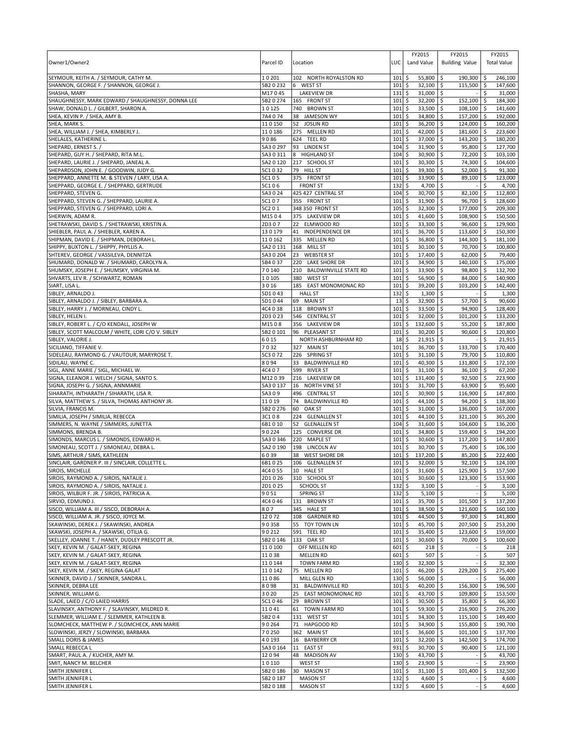| Owner1/Owner2 | Parcel ID | Location | LUC | FY2015 Land Value | FY2015 Building Value | FY2015 Total Value |
|---|---|---|---|---|---|---|
| SEYMOUR, KEITH A. / SEYMOUR, CATHY M. | 1 0 201 | 102 NORTH ROYALSTON RD | 101 | $ 55,800 | $ 190,300 | $ 246,100 |
| SHANNON, GEORGE F. / SHANNON, GEORGE J. | 5B2 0 232 | 6 WEST ST | 101 | $ 32,100 | $ 115,500 | $ 147,600 |
| SHASHA, MARY | M17 0 45 | LAKEVIEW DR | 131 | $ 31,000 | $ - | $ 31,000 |
| SHAUGHNESSY, MARK EDWARD / SHAUGHNESSY, DONNA LEE | 5B2 0 274 | 165 FRONT ST | 101 | $ 32,200 | $ 152,100 | $ 184,300 |
| SHAW, DONALD L. / GILBERT, SHARON A. | 1 0 125 | 740 BROWN ST | 101 | $ 33,500 | $ 108,100 | $ 141,600 |
| SHEA, KEVIN P. / SHEA, AMY B. | 7A4 0 74 | 38 JAMESON WY | 101 | $ 34,800 | $ 157,200 | $ 192,000 |
| SHEA, MARK S. | 11 0 150 | 52 JOSLIN RD | 101 | $ 36,200 | $ 124,000 | $ 160,200 |
| SHEA, WILLIAM J. / SHEA, KIMBERLY J. | 11 0 186 | 275 MELLEN RD | 101 | $ 42,000 | $ 181,600 | $ 223,600 |
| SHELALES, KATHERINE L. | 9 0 86 | 624 TEEL RD | 101 | $ 37,000 | $ 143,200 | $ 180,200 |
| SHEPARD, ERNEST S. / | 5A3 0 297 | 93 LINDEN ST | 104 | $ 31,900 | $ 95,800 | $ 127,700 |
| SHEPARD, GUY H. / SHEPARD, RITA M.L. | 5A3 0 311 | 8 HIGHLAND ST | 104 | $ 30,900 | $ 72,200 | $ 103,100 |
| SHEPARD, LAURIE J. / SHEPARD, JANEAL A. | 5A2 0 120 | 217 SCHOOL ST | 101 | $ 30,300 | $ 74,300 | $ 104,600 |
| SHEPARDSON, JOHN E. / GOODWIN, JUDY G. | 5C1 0 32 | 79 HILL ST | 101 | $ 39,300 | $ 52,000 | $ 91,300 |
| SHEPPARD, ANNETTE M. & STEVEN / LARY, LISA A. | 5C1 0 5 | 375 FRONT ST | 101 | $ 33,900 | $ 89,100 | $ 123,000 |
| SHEPPARD, GEORGE E. / SHEPPARD, GERTRUDE | 5C1 0 6 | FRONT ST | 132 | $ 4,700 | $ - | $ 4,700 |
| SHEPPARD, STEVEN G. | 5A3 0 24 | 425 427 CENTRAL ST | 104 | $ 30,700 | $ 82,100 | $ 112,800 |
| SHEPPARD, STEVEN G. / SHEPPARD, LAURIE A. | 5C1 0 7 | 355 FRONT ST | 101 | $ 31,900 | $ 96,700 | $ 128,600 |
| SHEPPARD, STEVEN G. / SHEPPARD, LORI A. | 5C2 0 1 | 348 350 FRONT ST | 105 | $ 32,300 | $ 177,000 | $ 209,300 |
| SHERWIN, ADAM R. | M15 0 4 | 375 LAKEVIEW DR | 101 | $ 41,600 | $ 108,900 | $ 150,500 |
| SHETRAWSKI, DAVID S. / SHETRAWSKI, KRISTIN A. | 2D3 0 7 | 22 ELMWOOD RD | 101 | $ 33,300 | $ 96,600 | $ 129,900 |
| SHIEBLER, PAUL A. / SHIEBLER, KAREN A. | 13 0 179 | 41 INDEPENDENCE DR | 101 | $ 36,700 | $ 113,600 | $ 150,300 |
| SHIPMAN, DAVID E. / SHIPMAN, DEBORAH L. | 11 0 162 | 335 MELLEN RD | 101 | $ 36,800 | $ 144,300 | $ 181,100 |
| SHIPPY, BUXTON L. / SHIPPY, PHYLLIS A. | 5A2 0 131 | 168 MILL ST | 101 | $ 30,100 | $ 70,700 | $ 100,800 |
| SHTEREV, GEORGE / VASSILEVA, DENNITZA | 5A3 0 204 | 23 WEBSTER ST | 101 | $ 17,400 | $ 62,000 | $ 79,400 |
| SHUMARD, DONALD W. / SHUMARD, CAROLYN A. | 5B4 0 37 | 220 LAKE SHORE DR | 101 | $ 34,900 | $ 140,100 | $ 175,000 |
| SHUMSKY, JOSEPH E. / SHUMSKY, VIRGINIA M. | 7 0 140 | 210 BALDWINVILLE STATE RD | 101 | $ 33,900 | $ 98,800 | $ 132,700 |
| SHVARTS, LEV R. / SCHWARTZ, ROMAN | 1 0 105 | 380 WEST ST | 101 | $ 56,900 | $ 84,000 | $ 140,900 |
| SIART, LISA L. | 3 0 16 | 185 EAST MONOMONAC RD | 101 | $ 39,200 | $ 103,200 | $ 142,400 |
| SIBLEY, ARNALDO J. | 5D1 0 43 | HALL ST | 132 | $ 1,300 | $ - | $ 1,300 |
| SIBLEY, ARNALDO J. / SIBLEY, BARBARA A. | 5D1 0 44 | 69 MAIN ST | 13 | $ 32,900 | $ 57,700 | $ 90,600 |
| SIBLEY, HARRY J. / MORNEAU, CINDY L. | 4C4 0 38 | 118 BROWN ST | 101 | $ 33,500 | $ 94,900 | $ 128,400 |
| SIBLEY, HELEN I. | 2D3 0 23 | 546 CENTRAL ST | 101 | $ 32,000 | $ 101,200 | $ 133,200 |
| SIBLEY, ROBERT L. / C/O KENDALL, JOSEPH W | M15 0 8 | 356 LAKEVIEW DR | 101 | $ 132,600 | $ 55,200 | $ 187,800 |
| SIBLEY, SCOTT MALCOLM / WHITE, LORI C/O V. SIBLEY | 5B2 0 101 | 96 PLEASANT ST | 101 | $ 30,200 | $ 90,600 | $ 120,800 |
| SIBLEY, VALORIE J. | 6 0 15 | NORTH ASHBURNHAM RD | 18 | $ 21,915 | $ - | $ 21,915 |
| SICILIANO, TIFFANIE V. | 7 0 32 | 327 MAIN ST | 101 | $ 36,700 | $ 133,700 | $ 170,400 |
| SIDELEAU, RAYMOND G. / VAUTOUR, MARYROSE T. | 5C3 0 72 | 226 SPRING ST | 101 | $ 31,100 | $ 79,700 | $ 110,800 |
| SIDILAU, WAYNE C. | 8 0 94 | 33 BALDWINVILLE RD | 101 | $ 40,300 | $ 131,800 | $ 172,100 |
| SIGL, ANNE MARIE / SIGL, MICHAEL W. | 4C4 0 7 | 599 RIVER ST | 101 | $ 31,100 | $ 36,100 | $ 67,200 |
| SIGNA, ELEANOR J. WELCH / SIGNA, SANTO S. | M12 0 39 | 216 LAKEVIEW DR | 101 | $ 131,400 | $ 92,500 | $ 223,900 |
| SIGNA, JOSEPH G. / SIGNA, ANNMARIE | 5A3 0 137 | 16 NORTH VINE ST | 101 | $ 31,700 | $ 63,900 | $ 95,600 |
| SIHARATH, INTHARATH / SIHARATH, LISA R. | 5A3 0 9 | 496 CENTRAL ST | 101 | $ 30,900 | $ 116,900 | $ 147,800 |
| SILVA, MATTHEW S. / SILVA, THOMAS ANTHONY JR. | 11 0 19 | 74 BALDWINVILLE RD | 101 | $ 44,100 | $ 94,200 | $ 138,300 |
| SILVIA, FRANCIS M. | 5B2 0 276 | 60 OAK ST | 101 | $ 31,000 | $ 136,000 | $ 167,000 |
| SIMILIA, JOSEPH / SIMILIA, REBECCA | 3C1 0 8 | 224 GLENALLEN ST | 101 | $ 44,100 | $ 321,100 | $ 365,200 |
| SIMMERS, N. WAYNE / SIMMERS, JUNETTA | 6B1 0 10 | 52 GLENALLEN ST | 104 | $ 31,600 | $ 104,600 | $ 136,200 |
| SIMMONS, BRENDA B. | 9 0 224 | 125 CONVERSE DR | 101 | $ 34,800 | $ 159,400 | $ 194,200 |
| SIMONDS, MARCUS L. / SIMONDS, EDWARD H. | 5A3 0 346 | 220 MAPLE ST | 101 | $ 30,600 | $ 117,200 | $ 147,800 |
| SIMONEAU, SCOTT J. / SIMONEAU, DEBRA L. | 5A2 0 190 | 198 LINCOLN AV | 101 | $ 30,700 | $ 75,400 | $ 106,100 |
| SIMS, ARTHUR / SIMS, KATHLEEN | 6 0 39 | 38 WEST SHORE DR | 101 | $ 137,200 | $ 85,200 | $ 222,400 |
| SINCLAIR, GARDNER P. III / SINCLAIR, COLLETTE L. | 6B1 0 25 | 106 GLENALLEN ST | 101 | $ 32,000 | $ 92,100 | $ 124,100 |
| SIROIS, MICHELLE | 4C4 0 55 | 10 HALE ST | 101 | $ 31,600 | $ 125,900 | $ 157,500 |
| SIROIS, RAYMOND A. / SIROIS, NATALIE J. | 2D1 0 26 | 310 SCHOOL ST | 101 | $ 30,600 | $ 123,300 | $ 153,900 |
| SIROIS, RAYMOND A. / SIROIS, NATALIE J. | 2D1 0 25 | SCHOOL ST | 132 | $ 3,100 | $ - | $ 3,100 |
| SIROIS, WILBUR F. JR. / SIROIS, PATRICIA A. | 9 0 51 | SPRING ST | 132 | $ 5,100 | $ - | $ 5,100 |
| SIRVIO, EDMUND J. | 4C4 0 46 | 131 BROWN ST | 101 | $ 35,700 | $ 101,500 | $ 137,200 |
| SISCO, WILLIAM A. III / SISCO, DEBORAH A. | 8 0 7 | 345 HALE ST | 101 | $ 38,500 | $ 121,600 | $ 160,100 |
| SISCO, WILLIAM A. JR. / SISCO, JOYCE M. | 12 0 72 | 108 GARDNER RD | 101 | $ 44,500 | $ 97,300 | $ 141,800 |
| SKAWINSKI, DEREK J. / SKAWINSKI, ANDREA | 9 0 358 | 55 TOY TOWN LN | 101 | $ 45,700 | $ 207,500 | $ 253,200 |
| SKAWSKI, JOSEPH A. / SKAWSKI, OTILIA G. | 9 0 212 | 591 TEEL RD | 101 | $ 35,400 | $ 123,600 | $ 159,000 |
| SKELLEY, JOANNE T. / HANEY, DUDLEY PRESCOTT JR. | 5B2 0 146 | 133 OAK ST | 101 | $ 30,600 | $ 70,000 | $ 100,600 |
| SKEY, KEVIN M. / GALAT-SKEY, REGINA | 11 0 100 | OFF MELLEN RD | 601 | $ 218 | $ - | $ 218 |
| SKEY, KEVIN M. / GALAT-SKEY, REGINA | 11 0 38 | MELLEN RD | 601 | $ 507 | $ - | $ 507 |
| SKEY, KEVIN M. / GALAT-SKEY, REGINA | 11 0 144 | TOWN FARM RD | 130 | $ 32,300 | $ - | $ 32,300 |
| SKEY, KEVIN M. / SKEY, REGINA GALAT | 11 0 142 | 75 MELLEN RD | 101 | $ 46,200 | $ 229,200 | $ 275,400 |
| SKINNER, DAVID J. / SKINNER, SANDRA L. | 11 0 86 | MILL GLEN RD | 130 | $ 56,000 | $ - | $ 56,000 |
| SKINNER, DEBRA LEE | 8 0 98 | 31 BALDWINVILLE RD | 101 | $ 40,200 | $ 156,300 | $ 196,500 |
| SKINNER, WILLIAM G. | 3 0 20 | 25 EAST MONOMONAC RD | 101 | $ 43,700 | $ 109,800 | $ 153,500 |
| SLADE, LAIED / C/O LAIED HARRIS | 5C1 0 46 | 29 BROWN ST | 101 | $ 30,500 | $ 35,800 | $ 66,300 |
| SLAVINSKY, ANTHONY F. / SLAVINSKY, MILDRED R. | 11 0 41 | 61 TOWN FARM RD | 101 | $ 59,300 | $ 216,900 | $ 276,200 |
| SLEMMER, WILLIAM E. / SLEMMER, KATHLEEN B. | 5B2 0 4 | 131 WEST ST | 101 | $ 34,300 | $ 115,100 | $ 149,400 |
| SLOMCHECK, MATTHEW P. / SLOMCHECK, ANN MARIE | 9 0 264 | 71 HAPGOOD RD | 101 | $ 34,900 | $ 155,800 | $ 190,700 |
| SLOWINSKI, JERZY / SLOWINSKI, BARBARA | 7 0 250 | 362 MAIN ST | 101 | $ 36,600 | $ 101,100 | $ 137,700 |
| SMALL DORIS & JAMES | 4 0 193 | 16 BAYBERRY CR | 101 | $ 32,200 | $ 142,500 | $ 174,700 |
| SMALL REBECCA L | 5A3 0 164 | 11 EAST ST | 931 | $ 30,700 | $ 90,400 | $ 121,100 |
| SMART, PAUL A. / KUCHER, AMY M. | 12 0 94 | 48 MADISON AV | 130 | $ 43,700 | $ - | $ 43,700 |
| SMIT, NANCY M. BELCHER | 1 0 110 | WEST ST | 130 | $ 23,900 | $ - | $ 23,900 |
| SMITH JENNIFER L | 5B2 0 186 | 30 MASON ST | 101 | $ 31,100 | $ 101,400 | $ 132,500 |
| SMITH JENNIFER L | 5B2 0 187 | MASON ST | 132 | $ 4,600 | $ - | $ 4,600 |
| SMITH JENNIFER L | 5B2 0 188 | MASON ST | 132 | $ 4,600 | $ - | $ 4,600 |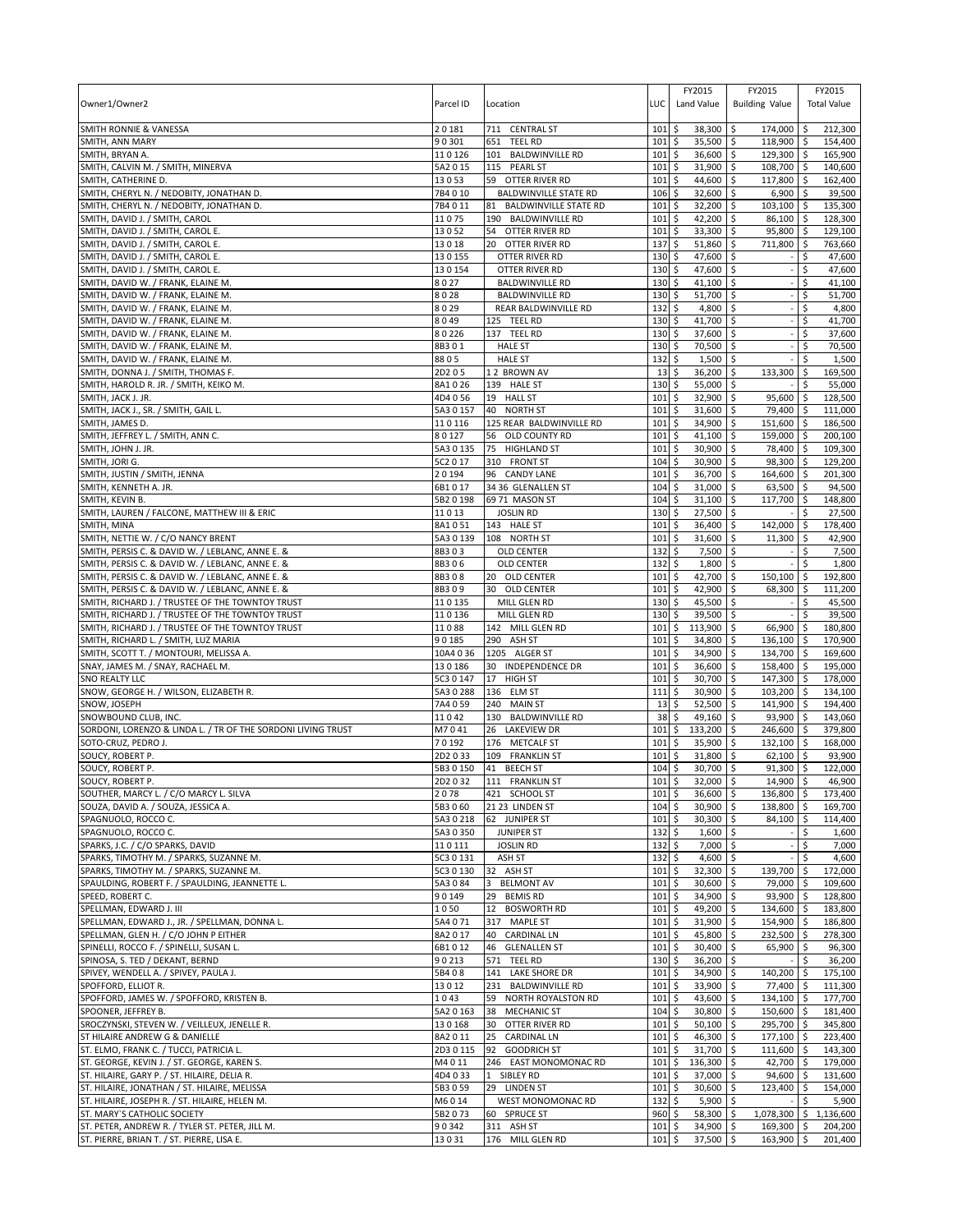| Owner1/Owner2 | Parcel ID | Location | LUC | FY2015 Land Value | FY2015 Building Value | FY2015 Total Value |
|---|---|---|---|---|---|---|
| SMITH RONNIE & VANESSA | 2 0 181 | 711 CENTRAL ST | 101 | $ 38,300 | $ 174,000 | $ 212,300 |
| SMITH, ANN MARY | 9 0 301 | 651 TEEL RD | 101 | $ 35,500 | $ 118,900 | $ 154,400 |
| SMITH, BRYAN A. | 11 0 126 | 101 BALDWINVILLE RD | 101 | $ 36,600 | $ 129,300 | $ 165,900 |
| SMITH, CALVIN M. / SMITH, MINERVA | 5A2 0 15 | 115 PEARL ST | 101 | $ 31,900 | $ 108,700 | $ 140,600 |
| SMITH, CATHERINE D. | 13 0 53 | 59 OTTER RIVER RD | 101 | $ 44,600 | $ 117,800 | $ 162,400 |
| SMITH, CHERYL N. / NEDOBITY, JONATHAN D. | 7B4 0 10 | BALDWINVILLE STATE RD | 106 | $ 32,600 | $ 6,900 | $ 39,500 |
| SMITH, CHERYL N. / NEDOBITY, JONATHAN D. | 7B4 0 11 | 81 BALDWINVILLE STATE RD | 101 | $ 32,200 | $ 103,100 | $ 135,300 |
| SMITH, DAVID J. / SMITH, CAROL | 11 0 75 | 190 BALDWINVILLE RD | 101 | $ 42,200 | $ 86,100 | $ 128,300 |
| SMITH, DAVID J. / SMITH, CAROL E. | 13 0 52 | 54 OTTER RIVER RD | 101 | $ 33,300 | $ 95,800 | $ 129,100 |
| SMITH, DAVID J. / SMITH, CAROL E. | 13 0 18 | 20 OTTER RIVER RD | 137 | $ 51,860 | $ 711,800 | $ 763,660 |
| SMITH, DAVID J. / SMITH, CAROL E. | 13 0 155 | OTTER RIVER RD | 130 | $ 47,600 | $ - | $ 47,600 |
| SMITH, DAVID J. / SMITH, CAROL E. | 13 0 154 | OTTER RIVER RD | 130 | $ 47,600 | $ - | $ 47,600 |
| SMITH, DAVID W. / FRANK, ELAINE M. | 8 0 27 | BALDWINVILLE RD | 130 | $ 41,100 | $ - | $ 41,100 |
| SMITH, DAVID W. / FRANK, ELAINE M. | 8 0 28 | BALDWINVILLE RD | 130 | $ 51,700 | $ - | $ 51,700 |
| SMITH, DAVID W. / FRANK, ELAINE M. | 8 0 29 | REAR BALDWINVILLE RD | 132 | $ 4,800 | $ - | $ 4,800 |
| SMITH, DAVID W. / FRANK, ELAINE M. | 8 0 49 | 125 TEEL RD | 130 | $ 41,700 | $ - | $ 41,700 |
| SMITH, DAVID W. / FRANK, ELAINE M. | 8 0 226 | 137 TEEL RD | 130 | $ 37,600 | $ - | $ 37,600 |
| SMITH, DAVID W. / FRANK, ELAINE M. | 8B3 0 1 | HALE ST | 130 | $ 70,500 | $ - | $ 70,500 |
| SMITH, DAVID W. / FRANK, ELAINE M. | 8B 0 5 | HALE ST | 132 | $ 1,500 | $ - | $ 1,500 |
| SMITH, DONNA J. / SMITH, THOMAS F. | 2D2 0 5 | 1 2 BROWN AV | 13 | $ 36,200 | $ 133,300 | $ 169,500 |
| SMITH, HAROLD R. JR. / SMITH, KEIKO M. | 8A1 0 26 | 139 HALE ST | 130 | $ 55,000 | $ - | $ 55,000 |
| SMITH, JACK J. JR. | 4D4 0 56 | 19 HALL ST | 101 | $ 32,900 | $ 95,600 | $ 128,500 |
| SMITH, JACK J., SR. / SMITH, GAIL L. | 5A3 0 157 | 40 NORTH ST | 101 | $ 31,600 | $ 79,400 | $ 111,000 |
| SMITH, JAMES D. | 11 0 116 | 125 REAR BALDWINVILLE RD | 101 | $ 34,900 | $ 151,600 | $ 186,500 |
| SMITH, JEFFREY L. / SMITH, ANN C. | 8 0 127 | 56 OLD COUNTY RD | 101 | $ 41,100 | $ 159,000 | $ 200,100 |
| SMITH, JOHN J. JR. | 5A3 0 135 | 75 HIGHLAND ST | 101 | $ 30,900 | $ 78,400 | $ 109,300 |
| SMITH, JORI G. | 5C2 0 17 | 310 FRONT ST | 104 | $ 30,900 | $ 98,300 | $ 129,200 |
| SMITH, JUSTIN / SMITH, JENNA | 2 0 194 | 96 CANDY LANE | 101 | $ 36,700 | $ 164,600 | $ 201,300 |
| SMITH, KENNETH A. JR. | 6B1 0 17 | 34 36 GLENALLEN ST | 104 | $ 31,000 | $ 63,500 | $ 94,500 |
| SMITH, KEVIN B. | 5B2 0 198 | 69 71 MASON ST | 104 | $ 31,100 | $ 117,700 | $ 148,800 |
| SMITH, LAUREN / FALCONE, MATTHEW III & ERIC | 11 0 13 | JOSLIN RD | 130 | $ 27,500 | $ - | $ 27,500 |
| SMITH, MINA | 8A1 0 51 | 143 HALE ST | 101 | $ 36,400 | $ 142,000 | $ 178,400 |
| SMITH, NETTIE W. / C/O NANCY BRENT | 5A3 0 139 | 108 NORTH ST | 101 | $ 31,600 | $ 11,300 | $ 42,900 |
| SMITH, PERSIS C. & DAVID W. / LEBLANC, ANNE E. & | 8B3 0 3 | OLD CENTER | 132 | $ 7,500 | $ - | $ 7,500 |
| SMITH, PERSIS C. & DAVID W. / LEBLANC, ANNE E. & | 8B3 0 6 | OLD CENTER | 132 | $ 1,800 | $ - | $ 1,800 |
| SMITH, PERSIS C. & DAVID W. / LEBLANC, ANNE E. & | 8B3 0 8 | 20 OLD CENTER | 101 | $ 42,700 | $ 150,100 | $ 192,800 |
| SMITH, PERSIS C. & DAVID W. / LEBLANC, ANNE E. & | 8B3 0 9 | 30 OLD CENTER | 101 | $ 42,900 | $ 68,300 | $ 111,200 |
| SMITH, RICHARD J. / TRUSTEE OF THE TOWNTOY TRUST | 11 0 135 | MILL GLEN RD | 130 | $ 45,500 | $ - | $ 45,500 |
| SMITH, RICHARD J. / TRUSTEE OF THE TOWNTOY TRUST | 11 0 136 | MILL GLEN RD | 130 | $ 39,500 | $ - | $ 39,500 |
| SMITH, RICHARD J. / TRUSTEE OF THE TOWNTOY TRUST | 11 0 88 | 142 MILL GLEN RD | 101 | $ 113,900 | $ 66,900 | $ 180,800 |
| SMITH, RICHARD L. / SMITH, LUZ MARIA | 9 0 185 | 290 ASH ST | 101 | $ 34,800 | $ 136,100 | $ 170,900 |
| SMITH, SCOTT T. / MONTOURI, MELISSA A. | 10A4 0 36 | 1205 ALGER ST | 101 | $ 34,900 | $ 134,700 | $ 169,600 |
| SNAY, JAMES M. / SNAY, RACHAEL M. | 13 0 186 | 30 INDEPENDENCE DR | 101 | $ 36,600 | $ 158,400 | $ 195,000 |
| SNO REALTY LLC | 5C3 0 147 | 17 HIGH ST | 101 | $ 30,700 | $ 147,300 | $ 178,000 |
| SNOW, GEORGE H. / WILSON, ELIZABETH R. | 5A3 0 288 | 136 ELM ST | 111 | $ 30,900 | $ 103,200 | $ 134,100 |
| SNOW, JOSEPH | 7A4 0 59 | 240 MAIN ST | 13 | $ 52,500 | $ 141,900 | $ 194,400 |
| SNOWBOUND CLUB, INC. | 11 0 42 | 130 BALDWINVILLE RD | 38 | $ 49,160 | $ 93,900 | $ 143,060 |
| SORDONI, LORENZO & LINDA L. / TR OF THE SORDONI LIVING TRUST | M7 0 41 | 26 LAKEVIEW DR | 101 | $ 133,200 | $ 246,600 | $ 379,800 |
| SOTO-CRUZ, PEDRO J. | 7 0 192 | 176 METCALF ST | 101 | $ 35,900 | $ 132,100 | $ 168,000 |
| SOUCY, ROBERT P. | 2D2 0 33 | 109 FRANKLIN ST | 101 | $ 31,800 | $ 62,100 | $ 93,900 |
| SOUCY, ROBERT P. | 5B3 0 150 | 41 BEECH ST | 104 | $ 30,700 | $ 91,300 | $ 122,000 |
| SOUCY, ROBERT P. | 2D2 0 32 | 111 FRANKLIN ST | 101 | $ 32,000 | $ 14,900 | $ 46,900 |
| SOUTHER, MARCY L. / C/O MARCY L. SILVA | 2 0 78 | 421 SCHOOL ST | 101 | $ 36,600 | $ 136,800 | $ 173,400 |
| SOUZA, DAVID A. / SOUZA, JESSICA A. | 5B3 0 60 | 21 23 LINDEN ST | 104 | $ 30,900 | $ 138,800 | $ 169,700 |
| SPAGNUOLO, ROCCO C. | 5A3 0 218 | 62 JUNIPER ST | 101 | $ 30,300 | $ 84,100 | $ 114,400 |
| SPAGNUOLO, ROCCO C. | 5A3 0 350 | JUNIPER ST | 132 | $ 1,600 | $ - | $ 1,600 |
| SPARKS, J.C. / C/O SPARKS, DAVID | 11 0 111 | JOSLIN RD | 132 | $ 7,000 | $ - | $ 7,000 |
| SPARKS, TIMOTHY M. / SPARKS, SUZANNE M. | 5C3 0 131 | ASH ST | 132 | $ 4,600 | $ - | $ 4,600 |
| SPARKS, TIMOTHY M. / SPARKS, SUZANNE M. | 5C3 0 130 | 32 ASH ST | 101 | $ 32,300 | $ 139,700 | $ 172,000 |
| SPAULDING, ROBERT F. / SPAULDING, JEANNETTE L. | 5A3 0 84 | 3 BELMONT AV | 101 | $ 30,600 | $ 79,000 | $ 109,600 |
| SPEED, ROBERT C. | 9 0 149 | 29 BEMIS RD | 101 | $ 34,900 | $ 93,900 | $ 128,800 |
| SPELLMAN, EDWARD J. III | 1 0 50 | 12 BOSWORTH RD | 101 | $ 49,200 | $ 134,600 | $ 183,800 |
| SPELLMAN, EDWARD J., JR. / SPELLMAN, DONNA L. | 5A4 0 71 | 317 MAPLE ST | 101 | $ 31,900 | $ 154,900 | $ 186,800 |
| SPELLMAN, GLEN H. / C/O JOHN P EITHER | 8A2 0 17 | 40 CARDINAL LN | 101 | $ 45,800 | $ 232,500 | $ 278,300 |
| SPINELLI, ROCCO F. / SPINELLI, SUSAN L. | 6B1 0 12 | 46 GLENALLEN ST | 101 | $ 30,400 | $ 65,900 | $ 96,300 |
| SPINOSA, S. TED / DEKANT, BERND | 9 0 213 | 571 TEEL RD | 130 | $ 36,200 | $ - | $ 36,200 |
| SPIVEY, WENDELL A. / SPIVEY, PAULA J. | 5B4 0 8 | 141 LAKE SHORE DR | 101 | $ 34,900 | $ 140,200 | $ 175,100 |
| SPOFFORD, ELLIOT R. | 13 0 12 | 231 BALDWINVILLE RD | 101 | $ 33,900 | $ 77,400 | $ 111,300 |
| SPOFFORD, JAMES W. / SPOFFORD, KRISTEN B. | 1 0 43 | 59 NORTH ROYALSTON RD | 101 | $ 43,600 | $ 134,100 | $ 177,700 |
| SPOONER, JEFFREY B. | 5A2 0 163 | 38 MECHANIC ST | 104 | $ 30,800 | $ 150,600 | $ 181,400 |
| SROCZYNSKI, STEVEN W. / VEILLEUX, JENELLE R. | 13 0 168 | 30 OTTER RIVER RD | 101 | $ 50,100 | $ 295,700 | $ 345,800 |
| ST HILAIRE ANDREW G & DANIELLE | 8A2 0 11 | 25 CARDINAL LN | 101 | $ 46,300 | $ 177,100 | $ 223,400 |
| ST. ELMO, FRANK C. / TUCCI, PATRICIA L. | 2D3 0 115 | 92 GOODRICH ST | 101 | $ 31,700 | $ 111,600 | $ 143,300 |
| ST. GEORGE, KEVIN J. / ST. GEORGE, KAREN S. | M4 0 11 | 246 EAST MONOMONAC RD | 101 | $ 136,300 | $ 42,700 | $ 179,000 |
| ST. HILAIRE, GARY P. / ST. HILAIRE, DELIA R. | 4D4 0 33 | 1 SIBLEY RD | 101 | $ 37,000 | $ 94,600 | $ 131,600 |
| ST. HILAIRE, JONATHAN / ST. HILAIRE, MELISSA | 5B3 0 59 | 29 LINDEN ST | 101 | $ 30,600 | $ 123,400 | $ 154,000 |
| ST. HILAIRE, JOSEPH R. / ST. HILAIRE, HELEN M. | M6 0 14 | WEST MONOMONAC RD | 132 | $ 5,900 | $ - | $ 5,900 |
| ST. MARY`S CATHOLIC SOCIETY | 5B2 0 73 | 60 SPRUCE ST | 960 | $ 58,300 | $ 1,078,300 | $ 1,136,600 |
| ST. PETER, ANDREW R. / TYLER ST. PETER, JILL M. | 9 0 342 | 311 ASH ST | 101 | $ 34,900 | $ 169,300 | $ 204,200 |
| ST. PIERRE, BRIAN T. / ST. PIERRE, LISA E. | 13 0 31 | 176 MILL GLEN RD | 101 | $ 37,500 | $ 163,900 | $ 201,400 |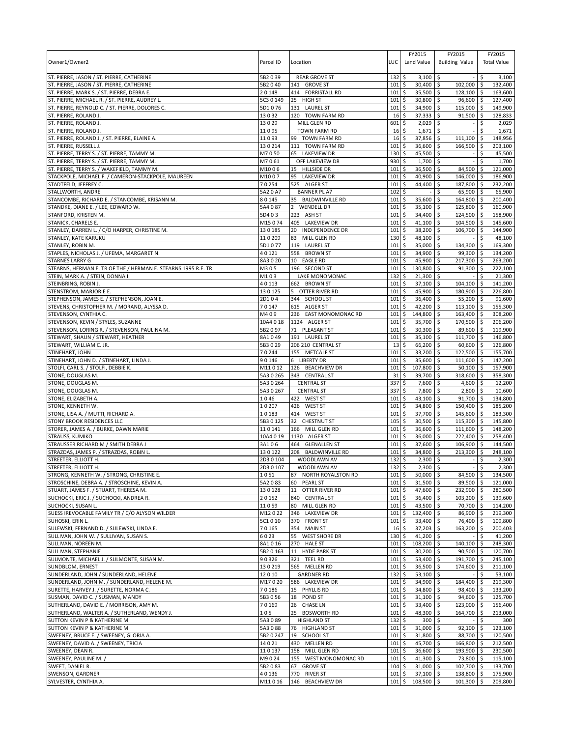| Owner1/Owner2 | Parcel ID | Location | LUC | FY2015 Land Value | FY2015 Building Value | FY2015 Total Value |
|---|---|---|---|---|---|---|
| ST. PIERRE, JASON / ST. PIERRE, CATHERINE | 5B2 0 39 | REAR GROVE ST | 132 | $ 3,100 | $ - | $ 3,100 |
| ST. PIERRE, JASON / ST. PIERRE, CATHERINE | 5B2 0 40 | 141 GROVE ST | 101 | $ 30,400 | $ 102,000 | $ 132,400 |
| ST. PIERRE, MARK S. / ST. PIERRE, DEBRA E. | 2 0 148 | 414 FORRISTALL RD | 101 | $ 35,500 | $ 128,100 | $ 163,600 |
| ST. PIERRE, MICHAEL R. / ST. PIERRE, AUDREY L. | 5C3 0 149 | 25 HIGH ST | 101 | $ 30,800 | $ 96,600 | $ 127,400 |
| ST. PIERRE, REYNOLD C. / ST. PIERRE, DOLORES C. | 5D1 0 76 | 131 LAUREL ST | 101 | $ 34,900 | $ 115,000 | $ 149,900 |
| ST. PIERRE, ROLAND J. | 13 0 32 | 120 TOWN FARM RD | 16 | $ 37,333 | $ 91,500 | $ 128,833 |
| ST. PIERRE, ROLAND J. | 13 0 29 | MILL GLEN RD | 601 | $ 2,029 | $ - | $ 2,029 |
| ST. PIERRE, ROLAND J. | 11 0 95 | TOWN FARM RD | 16 | $ 1,671 | $ - | $ 1,671 |
| ST. PIERRE, ROLAND J. / ST. PIERRE, ELAINE A. | 11 0 93 | 99 TOWN FARM RD | 16 | $ 37,856 | $ 111,100 | $ 148,956 |
| ST. PIERRE, RUSSELL J. | 13 0 214 | 111 TOWN FARM RD | 101 | $ 36,600 | $ 166,500 | $ 203,100 |
| ST. PIERRE, TERRY S. / ST. PIERRE, TAMMY M. | M7 0 50 | 65 LAKEVIEW DR | 130 | $ 45,500 | $ - | $ 45,500 |
| ST. PIERRE, TERRY S. / ST. PIERRE, TAMMY M. | M7 0 61 | OFF LAKEVIEW DR | 930 | $ 1,700 | $ - | $ 1,700 |
| ST. PIERRE, TERRY S. / WAKEFIELD, TAMMY M. | M10 0 6 | 15 HILLSIDE DR | 101 | $ 36,500 | $ 84,500 | $ 121,000 |
| STACKPOLE, MICHAEL F. / CAMERON-STACKPOLE, MAUREEN | M10 0 7 | 95 LAKEVIEW DR | 101 | $ 40,900 | $ 146,000 | $ 186,900 |
| STADTFELD, JEFFREY C. | 7 0 254 | 525 ALGER ST | 101 | $ 44,400 | $ 187,800 | $ 232,200 |
| STALLWORTH, ANDRE | 5A2 0 A7 | BANNER PL A7 | 102 | $ - | $ 65,900 | $ 65,900 |
| STANCOMBE, RICHARD E. / STANCOMBE, KRISANN M. | 8 0 145 | 35 BALDWINVILLE RD | 101 | $ 35,600 | $ 164,800 | $ 200,400 |
| STANDKE, DIANE E. / LEE, EDWARD W. | 5A4 0 87 | 2 WENDELL DR | 101 | $ 35,100 | $ 125,800 | $ 160,900 |
| STANFORD, KRISTEN M. | 5D4 0 3 | 223 ASH ST | 101 | $ 34,400 | $ 124,500 | $ 158,900 |
| STANICK, CHARELS E. | M15 0 74 | 405 LAKEVIEW DR | 101 | $ 41,100 | $ 104,500 | $ 145,600 |
| STANLEY, DARREN L. / C/O HARPER, CHRISTINE M. | 13 0 185 | 20 INDEPENDENCE DR | 101 | $ 38,200 | $ 106,700 | $ 144,900 |
| STANLEY, KATE KARUKU | 11 0 209 | 83 MILL GLEN RD | 130 | $ 48,100 | $ - | $ 48,100 |
| STANLEY, ROBIN M. | 5D1 0 77 | 119 LAUREL ST | 101 | $ 35,000 | $ 134,300 | $ 169,300 |
| STAPLES, NICHOLAS J. / UFEMA, MARGARET N. | 4 0 121 | 558 BROWN ST | 101 | $ 34,900 | $ 99,300 | $ 134,200 |
| STARNES LARRY G | 8A3 0 20 | 10 EAGLE RD | 101 | $ 45,900 | $ 217,300 | $ 263,200 |
| STEARNS, HERMAN E. TR OF THE / HERMAN E. STEARNS 1995 R.E. TR | M3 0 5 | 196 SECOND ST | 101 | $ 130,800 | $ 91,300 | $ 222,100 |
| STEIN, MARK A. / STEIN, DONNA I. | M1 0 3 | LAKE MONOMONAC | 132 | $ 21,300 | $ - | $ 21,300 |
| STEINBRING, ROBIN J. | 4 0 113 | 662 BROWN ST | 101 | $ 37,100 | $ 104,100 | $ 141,200 |
| STENSTROM, MARJORIE E. | 13 0 125 | 5 OTTER RIVER RD | 101 | $ 45,900 | $ 180,900 | $ 226,800 |
| STEPHENSON, JAMES E. / STEPHENSON, JOAN E. | 2D1 0 4 | 344 SCHOOL ST | 101 | $ 36,400 | $ 55,200 | $ 91,600 |
| STEVENS, CHRISTOPHER M. / MORAND, ALYSSA D. | 7 0 147 | 615 ALGER ST | 101 | $ 42,200 | $ 113,100 | $ 155,300 |
| STEVENSON, CYNTHIA C. | M4 0 9 | 236 EAST MONOMONAC RD | 101 | $ 144,800 | $ 163,400 | $ 308,200 |
| STEVENSON, KEVIN / STYLES, SUZANNE | 10A4 0 18 | 1124 ALGER ST | 101 | $ 35,700 | $ 170,500 | $ 206,200 |
| STEVENSON, LORING R. / STEVENSON, PAULINA M. | 5B2 0 97 | 71 PLEASANT ST | 101 | $ 30,300 | $ 89,600 | $ 119,900 |
| STEWART, SHAUN / STEWART, HEATHER | 8A1 0 49 | 191 LAUREL ST | 101 | $ 35,100 | $ 111,700 | $ 146,800 |
| STEWART, WILLIAM C. JR. | 5B3 0 29 | 206 210 CENTRAL ST | 13 | $ 66,200 | $ 60,600 | $ 126,800 |
| STINEHART, JOHN | 7 0 244 | 155 METCALF ST | 101 | $ 33,200 | $ 122,500 | $ 155,700 |
| STINEHART, JOHN D. / STINEHART, LINDA J. | 9 0 146 | 6 LIBERTY DR | 101 | $ 35,600 | $ 111,600 | $ 147,200 |
| STOLFI, CARL S. / STOLFI, DEBBIE K. | M11 0 12 | 126 BEACHVIEW DR | 101 | $ 107,800 | $ 50,100 | $ 157,900 |
| STONE, DOUGLAS M. | 5A3 0 265 | 343 CENTRAL ST | 31 | $ 39,700 | $ 318,600 | $ 358,300 |
| STONE, DOUGLAS M. | 5A3 0 264 | CENTRAL ST | 337 | $ 7,600 | $ 4,600 | $ 12,200 |
| STONE, DOUGLAS M. | 5A3 0 267 | CENTRAL ST | 337 | $ 7,800 | $ 2,800 | $ 10,600 |
| STONE, ELIZABETH A. | 1 0 46 | 422 WEST ST | 101 | $ 43,100 | $ 91,700 | $ 134,800 |
| STONE, KENNETH W. | 1 0 207 | 426 WEST ST | 101 | $ 34,800 | $ 150,400 | $ 185,200 |
| STONE, LISA A. / MUTTI, RICHARD A. | 1 0 183 | 414 WEST ST | 101 | $ 37,700 | $ 145,600 | $ 183,300 |
| STONY BROOK RESIDENCES LLC | 5B3 0 125 | 32 CHESTNUT ST | 105 | $ 30,500 | $ 115,300 | $ 145,800 |
| STORER, JAMES A. / BURKE, DAWN MARIE | 11 0 141 | 166 MILL GLEN RD | 101 | $ 36,600 | $ 111,600 | $ 148,200 |
| STRAUSS, KUMIKO | 10A4 0 19 | 1130 ALGER ST | 101 | $ 36,000 | $ 222,400 | $ 258,400 |
| STRAUSSER RICHARD M / SMITH DEBRA J | 3A1 0 6 | 464 GLENALLEN ST | 101 | $ 37,600 | $ 106,900 | $ 144,500 |
| STRAZDAS, JAMES P. / STRAZDAS, ROBIN L. | 13 0 122 | 208 BALDWINVILLE RD | 101 | $ 34,800 | $ 213,300 | $ 248,100 |
| STREETER, ELLIOTT H. | 2D3 0 104 | WOODLAWN AV | 132 | $ 2,300 | $ - | $ 2,300 |
| STREETER, ELLIOTT H. | 2D3 0 107 | WOODLAWN AV | 132 | $ 2,300 | $ - | $ 2,300 |
| STRONG, KENNETH W. / STRONG, CHRISTINE E. | 1 0 51 | 87 NORTH ROYALSTON RD | 101 | $ 50,000 | $ 84,500 | $ 134,500 |
| STROSCHINE, DEBRA A. / STROSCHINE, KEVIN A. | 5A2 0 83 | 60 PEARL ST | 101 | $ 31,500 | $ 89,500 | $ 121,000 |
| STUART, JAMES F. / STUART, THERESA M. | 13 0 128 | 11 OTTER RIVER RD | 101 | $ 47,600 | $ 232,900 | $ 280,500 |
| SUCHOCKI, ERIC J. / SUCHOCKI, ANDREA R. | 2 0 152 | 840 CENTRAL ST | 101 | $ 36,400 | $ 103,200 | $ 139,600 |
| SUCHOCKI, SUSAN L. | 11 0 59 | 80 MILL GLEN RD | 101 | $ 43,500 | $ 70,700 | $ 114,200 |
| SUESS IREVOCABLE FAMILY TR / C/O ALYSON WILDER | M12 0 22 | 346 LAKEVIEW DR | 101 | $ 132,400 | $ 86,900 | $ 219,300 |
| SUHOSKI, ERIN L. | 5C1 0 10 | 370 FRONT ST | 101 | $ 33,400 | $ 76,400 | $ 109,800 |
| SULEWSKI, FERNAND D. / SULEWSKI, LINDA E. | 7 0 165 | 354 MAIN ST | 16 | $ 37,203 | $ 163,200 | $ 200,403 |
| SULLIVAN, JOHN W. / SULLIVAN, SUSAN S. | 6 0 23 | 55 WEST SHORE DR | 130 | $ 41,200 | $ - | $ 41,200 |
| SULLIVAN, NOREEN M. | 8A1 0 16 | 270 HALE ST | 101 | $ 108,200 | $ 140,100 | $ 248,300 |
| SULLIVAN, STEPHANIE | 5B2 0 163 | 11 HYDE PARK ST | 101 | $ 30,200 | $ 90,500 | $ 120,700 |
| SULMONTE, MICHAEL J. / SULMONTE, SUSAN M. | 9 0 326 | 321 TEEL RD | 101 | $ 53,400 | $ 191,700 | $ 245,100 |
| SUNDBLOM, ERNEST | 13 0 219 | 565 MELLEN RD | 101 | $ 36,500 | $ 174,600 | $ 211,100 |
| SUNDERLAND, JOHN / SUNDERLAND, HELENE | 12 0 10 | GARDNER RD | 132 | $ 53,100 | $ - | $ 53,100 |
| SUNDERLAND, JOHN M. / SUNDERLAND, HELENE M. | M17 0 20 | 586 LAKEVIEW DR | 101 | $ 34,900 | $ 184,400 | $ 219,300 |
| SURETTE, HARVEY J. / SURETTE, NORMA C. | 7 0 186 | 15 PHYLLIS RD | 101 | $ 34,800 | $ 98,400 | $ 133,200 |
| SUSMAN, DAVID C. / SUSMAN, MANDY | 5B3 0 56 | 18 POND ST | 101 | $ 31,100 | $ 94,600 | $ 125,700 |
| SUTHERLAND, DAVID E. / MORRISON, AMY M. | 7 0 169 | 26 CHASE LN | 101 | $ 33,400 | $ 123,000 | $ 156,400 |
| SUTHERLAND, WALTER A. / SUTHERLAND, WENDY J. | 1 0 5 | 25 BOSWORTH RD | 101 | $ 48,300 | $ 164,700 | $ 213,000 |
| SUTTON KEVIN P & KATHERINE M | 5A3 0 89 | HIGHLAND ST | 132 | $ 300 | $ - | $ 300 |
| SUTTON KEVIN P & KATHERINE M | 5A3 0 88 | 76 HIGHLAND ST | 101 | $ 31,000 | $ 92,100 | $ 123,100 |
| SWEENEY, BRUCE E. / SWEENEY, GLORIA A. | 5B2 0 247 | 19 SCHOOL ST | 101 | $ 31,800 | $ 88,700 | $ 120,500 |
| SWEENEY, DAVID A. / SWEENEY, TRICIA | 14 0 21 | 430 MELLEN RD | 101 | $ 45,700 | $ 166,800 | $ 212,500 |
| SWEENEY, DEAN R. | 11 0 137 | 158 MILL GLEN RD | 101 | $ 36,600 | $ 193,900 | $ 230,500 |
| SWEENEY, PAULINE M. / | M9 0 24 | 155 WEST MONOMONAC RD | 101 | $ 41,300 | $ 73,800 | $ 115,100 |
| SWEET, DANIEL R. | 5B2 0 83 | 67 GROVE ST | 104 | $ 31,000 | $ 102,700 | $ 133,700 |
| SWENSON, GARDNER | 4 0 136 | 770 RIVER ST | 101 | $ 37,100 | $ 138,800 | $ 175,900 |
| SYLVESTER, CYNTHIA A. | M11 0 16 | 146 BEACHVIEW DR | 101 | $ 108,500 | $ 101,300 | $ 209,800 |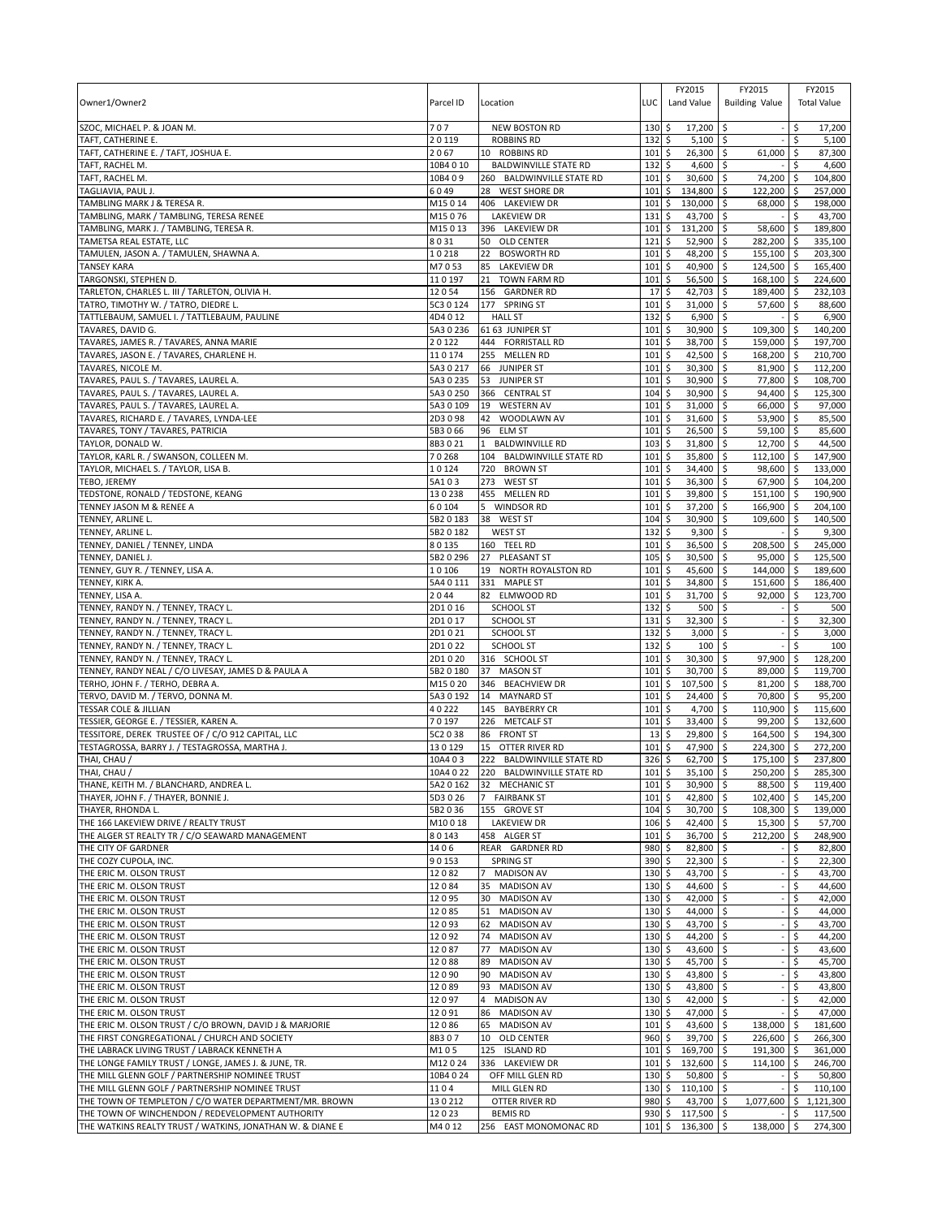| Owner1/Owner2 | Parcel ID | Location | LUC | FY2015 Land Value | FY2015 Building Value | FY2015 Total Value |
|---|---|---|---|---|---|---|
| SZOC, MICHAEL P. & JOAN M. | 7 0 7 | NEW BOSTON RD | 130 | $ 17,200 | $ - | $ 17,200 |
| TAFT, CATHERINE E. | 2 0 119 | ROBBINS RD | 132 | $ 5,100 | $ - | $ 5,100 |
| TAFT, CATHERINE E. / TAFT, JOSHUA E. | 2 0 67 | 10 ROBBINS RD | 101 | $ 26,300 | $ 61,000 | $ 87,300 |
| TAFT, RACHEL M. | 10B4 0 10 | BALDWINVILLE STATE RD | 132 | $ 4,600 | $ - | $ 4,600 |
| TAFT, RACHEL M. | 10B4 0 9 | 260 BALDWINVILLE STATE RD | 101 | $ 30,600 | $ 74,200 | $ 104,800 |
| TAGLIAVIA, PAUL J. | 6 0 49 | 28 WEST SHORE DR | 101 | $ 134,800 | $ 122,200 | $ 257,000 |
| TAMBLING MARK J & TERESA R. | M15 0 14 | 406 LAKEVIEW DR | 101 | $ 130,000 | $ 68,000 | $ 198,000 |
| TAMBLING, MARK / TAMBLING, TERESA RENEE | M15 0 76 | LAKEVIEW DR | 131 | $ 43,700 | $ - | $ 43,700 |
| TAMBLING, MARK J. / TAMBLING, TERESA R. | M15 0 13 | 396 LAKEVIEW DR | 101 | $ 131,200 | $ 58,600 | $ 189,800 |
| TAMETSA REAL ESTATE, LLC | 8 0 31 | 50 OLD CENTER | 121 | $ 52,900 | $ 282,200 | $ 335,100 |
| TAMULEN, JASON A. / TAMULEN, SHAWNA A. | 1 0 218 | 22 BOSWORTH RD | 101 | $ 48,200 | $ 155,100 | $ 203,300 |
| TANSEY KARA | M7 0 53 | 85 LAKEVIEW DR | 101 | $ 40,900 | $ 124,500 | $ 165,400 |
| TARGONSKI, STEPHEN D. | 11 0 197 | 21 TOWN FARM RD | 101 | $ 56,500 | $ 168,100 | $ 224,600 |
| TARLETON, CHARLES L. III / TARLETON, OLIVIA H. | 12 0 54 | 156 GARDNER RD | 17 | $ 42,703 | $ 189,400 | $ 232,103 |
| TATRO, TIMOTHY W. / TATRO, DIEDRE L. | 5C3 0 124 | 177 SPRING ST | 101 | $ 31,000 | $ 57,600 | $ 88,600 |
| TATTLEBAUM, SAMUEL I. / TATTLEBAUM, PAULINE | 4D4 0 12 | HALL ST | 132 | $ 6,900 | $ - | $ 6,900 |
| TAVARES, DAVID G. | 5A3 0 236 | 61 63 JUNIPER ST | 101 | $ 30,900 | $ 109,300 | $ 140,200 |
| TAVARES, JAMES R. / TAVARES, ANNA MARIE | 2 0 122 | 444 FORRISTALL RD | 101 | $ 38,700 | $ 159,000 | $ 197,700 |
| TAVARES, JASON E. / TAVARES, CHARLENE H. | 11 0 174 | 255 MELLEN RD | 101 | $ 42,500 | $ 168,200 | $ 210,700 |
| TAVARES, NICOLE M. | 5A3 0 217 | 66 JUNIPER ST | 101 | $ 30,300 | $ 81,900 | $ 112,200 |
| TAVARES, PAUL S. / TAVARES, LAUREL A. | 5A3 0 235 | 53 JUNIPER ST | 101 | $ 30,900 | $ 77,800 | $ 108,700 |
| TAVARES, PAUL S. / TAVARES, LAUREL A. | 5A3 0 250 | 366 CENTRAL ST | 104 | $ 30,900 | $ 94,400 | $ 125,300 |
| TAVARES, PAUL S. / TAVARES, LAUREL A. | 5A3 0 109 | 19 WESTERN AV | 101 | $ 31,000 | $ 66,000 | $ 97,000 |
| TAVARES, RICHARD E. / TAVARES, LYNDA-LEE | 2D3 0 98 | 42 WOODLAWN AV | 101 | $ 31,600 | $ 53,900 | $ 85,500 |
| TAVARES, TONY / TAVARES, PATRICIA | 5B3 0 66 | 96 ELM ST | 101 | $ 26,500 | $ 59,100 | $ 85,600 |
| TAYLOR, DONALD W. | 8B3 0 21 | 1 BALDWINVILLE RD | 103 | $ 31,800 | $ 12,700 | $ 44,500 |
| TAYLOR, KARL R. / SWANSON, COLLEEN M. | 7 0 268 | 104 BALDWINVILLE STATE RD | 101 | $ 35,800 | $ 112,100 | $ 147,900 |
| TAYLOR, MICHAEL S. / TAYLOR, LISA B. | 1 0 124 | 720 BROWN ST | 101 | $ 34,400 | $ 98,600 | $ 133,000 |
| TEBO, JEREMY | 5A1 0 3 | 273 WEST ST | 101 | $ 36,300 | $ 67,900 | $ 104,200 |
| TEDSTONE, RONALD / TEDSTONE, KEANG | 13 0 238 | 455 MELLEN RD | 101 | $ 39,800 | $ 151,100 | $ 190,900 |
| TENNEY JASON M & RENEE A | 6 0 104 | 5 WINDSOR RD | 101 | $ 37,200 | $ 166,900 | $ 204,100 |
| TENNEY, ARLINE L. | 5B2 0 183 | 38 WEST ST | 104 | $ 30,900 | $ 109,600 | $ 140,500 |
| TENNEY, ARLINE L. | 5B2 0 182 | WEST ST | 132 | $ 9,300 | $ - | $ 9,300 |
| TENNEY, DANIEL / TENNEY, LINDA | 8 0 135 | 160 TEEL RD | 101 | $ 36,500 | $ 208,500 | $ 245,000 |
| TENNEY, DANIEL J. | 5B2 0 296 | 27 PLEASANT ST | 105 | $ 30,500 | $ 95,000 | $ 125,500 |
| TENNEY, GUY R. / TENNEY, LISA A. | 1 0 106 | 19 NORTH ROYALSTON RD | 101 | $ 45,600 | $ 144,000 | $ 189,600 |
| TENNEY, KIRK A. | 5A4 0 111 | 331 MAPLE ST | 101 | $ 34,800 | $ 151,600 | $ 186,400 |
| TENNEY, LISA A. | 2 0 44 | 82 ELMWOOD RD | 101 | $ 31,700 | $ 92,000 | $ 123,700 |
| TENNEY, RANDY N. / TENNEY, TRACY L. | 2D1 0 16 | SCHOOL ST | 132 | $ 500 | $ - | $ 500 |
| TENNEY, RANDY N. / TENNEY, TRACY L. | 2D1 0 17 | SCHOOL ST | 131 | $ 32,300 | $ - | $ 32,300 |
| TENNEY, RANDY N. / TENNEY, TRACY L. | 2D1 0 21 | SCHOOL ST | 132 | $ 3,000 | $ - | $ 3,000 |
| TENNEY, RANDY N. / TENNEY, TRACY L. | 2D1 0 22 | SCHOOL ST | 132 | $ 100 | $ - | $ 100 |
| TENNEY, RANDY N. / TENNEY, TRACY L. | 2D1 0 20 | 316 SCHOOL ST | 101 | $ 30,300 | $ 97,900 | $ 128,200 |
| TENNEY, RANDY NEAL / C/O LIVESAY, JAMES D & PAULA A | 5B2 0 180 | 37 MASON ST | 101 | $ 30,700 | $ 89,000 | $ 119,700 |
| TERHO, JOHN F. / TERHO, DEBRA A. | M15 0 20 | 346 BEACHVIEW DR | 101 | $ 107,500 | $ 81,200 | $ 188,700 |
| TERVO, DAVID M. / TERVO, DONNA M. | 5A3 0 192 | 14 MAYNARD ST | 101 | $ 24,400 | $ 70,800 | $ 95,200 |
| TESSAR COLE & JILLIAN | 4 0 222 | 145 BAYBERRY CR | 101 | $ 4,700 | $ 110,900 | $ 115,600 |
| TESSIER, GEORGE E. / TESSIER, KAREN A. | 7 0 197 | 226 METCALF ST | 101 | $ 33,400 | $ 99,200 | $ 132,600 |
| TESSITORE, DEREK TRUSTEE OF / C/O 912 CAPITAL, LLC | 5C2 0 38 | 86 FRONT ST | 13 | $ 29,800 | $ 164,500 | $ 194,300 |
| TESTAGROSSA, BARRY J. / TESTAGROSSA, MARTHA J. | 13 0 129 | 15 OTTER RIVER RD | 101 | $ 47,900 | $ 224,300 | $ 272,200 |
| THAI, CHAU / | 10A4 0 3 | 222 BALDWINVILLE STATE RD | 326 | $ 62,700 | $ 175,100 | $ 237,800 |
| THAI, CHAU / | 10A4 0 22 | 220 BALDWINVILLE STATE RD | 101 | $ 35,100 | $ 250,200 | $ 285,300 |
| THANE, KEITH M. / BLANCHARD, ANDREA L. | 5A2 0 162 | 32 MECHANIC ST | 101 | $ 30,900 | $ 88,500 | $ 119,400 |
| THAYER, JOHN F. / THAYER, BONNIE J. | 5D3 0 26 | 7 FAIRBANK ST | 101 | $ 42,800 | $ 102,400 | $ 145,200 |
| THAYER, RHONDA L. | 5B2 0 36 | 155 GROVE ST | 104 | $ 30,700 | $ 108,300 | $ 139,000 |
| THE 166 LAKEVIEW DRIVE / REALTY TRUST | M10 0 18 | LAKEVIEW DR | 106 | $ 42,400 | $ 15,300 | $ 57,700 |
| THE ALGER ST REALTY TR / C/O SEAWARD MANAGEMENT | 8 0 143 | 458 ALGER ST | 101 | $ 36,700 | $ 212,200 | $ 248,900 |
| THE CITY OF GARDNER | 14 0 6 | REAR GARDNER RD | 980 | $ 82,800 | $ - | $ 82,800 |
| THE COZY CUPOLA, INC. | 9 0 153 | SPRING ST | 390 | $ 22,300 | $ - | $ 22,300 |
| THE ERIC M. OLSON TRUST | 12 0 82 | 7 MADISON AV | 130 | $ 43,700 | $ - | $ 43,700 |
| THE ERIC M. OLSON TRUST | 12 0 84 | 35 MADISON AV | 130 | $ 44,600 | $ - | $ 44,600 |
| THE ERIC M. OLSON TRUST | 12 0 95 | 30 MADISON AV | 130 | $ 42,000 | $ - | $ 42,000 |
| THE ERIC M. OLSON TRUST | 12 0 85 | 51 MADISON AV | 130 | $ 44,000 | $ - | $ 44,000 |
| THE ERIC M. OLSON TRUST | 12 0 93 | 62 MADISON AV | 130 | $ 43,700 | $ - | $ 43,700 |
| THE ERIC M. OLSON TRUST | 12 0 92 | 74 MADISON AV | 130 | $ 44,200 | $ - | $ 44,200 |
| THE ERIC M. OLSON TRUST | 12 0 87 | 77 MADISON AV | 130 | $ 43,600 | $ - | $ 43,600 |
| THE ERIC M. OLSON TRUST | 12 0 88 | 89 MADISON AV | 130 | $ 45,700 | $ - | $ 45,700 |
| THE ERIC M. OLSON TRUST | 12 0 90 | 90 MADISON AV | 130 | $ 43,800 | $ - | $ 43,800 |
| THE ERIC M. OLSON TRUST | 12 0 89 | 93 MADISON AV | 130 | $ 43,800 | $ - | $ 43,800 |
| THE ERIC M. OLSON TRUST | 12 0 97 | 4 MADISON AV | 130 | $ 42,000 | $ - | $ 42,000 |
| THE ERIC M. OLSON TRUST | 12 0 91 | 86 MADISON AV | 130 | $ 47,000 | $ - | $ 47,000 |
| THE ERIC M. OLSON TRUST / C/O BROWN, DAVID J & MARJORIE | 12 0 86 | 65 MADISON AV | 101 | $ 43,600 | $ 138,000 | $ 181,600 |
| THE FIRST CONGREGATIONAL / CHURCH AND SOCIETY | 8B3 0 7 | 10 OLD CENTER | 960 | $ 39,700 | $ 226,600 | $ 266,300 |
| THE LABRACK LIVING TRUST / LABRACK KENNETH A | M1 0 5 | 125 ISLAND RD | 101 | $ 169,700 | $ 191,300 | $ 361,000 |
| THE LONGE FAMILY TRUST / LONGE, JAMES J. & JUNE, TR. | M12 0 24 | 336 LAKEVIEW DR | 101 | $ 132,600 | $ 114,100 | $ 246,700 |
| THE MILL GLENN GOLF / PARTNERSHIP NOMINEE TRUST | 10B4 0 24 | OFF MILL GLEN RD | 130 | $ 50,800 | $ - | $ 50,800 |
| THE MILL GLENN GOLF / PARTNERSHIP NOMINEE TRUST | 11 0 4 | MILL GLEN RD | 130 | $ 110,100 | $ - | $ 110,100 |
| THE TOWN OF TEMPLETON / C/O WATER DEPARTMENT/MR. BROWN | 13 0 212 | OTTER RIVER RD | 980 | $ 43,700 | $ 1,077,600 | $ 1,121,300 |
| THE TOWN OF WINCHENDON / REDEVELOPMENT AUTHORITY | 12 0 23 | BEMIS RD | 930 | $ 117,500 | $ - | $ 117,500 |
| THE WATKINS REALTY TRUST / WATKINS, JONATHAN W. & DIANE E | M4 0 12 | 256 EAST MONOMONAC RD | 101 | $ 136,300 | $ 138,000 | $ 274,300 |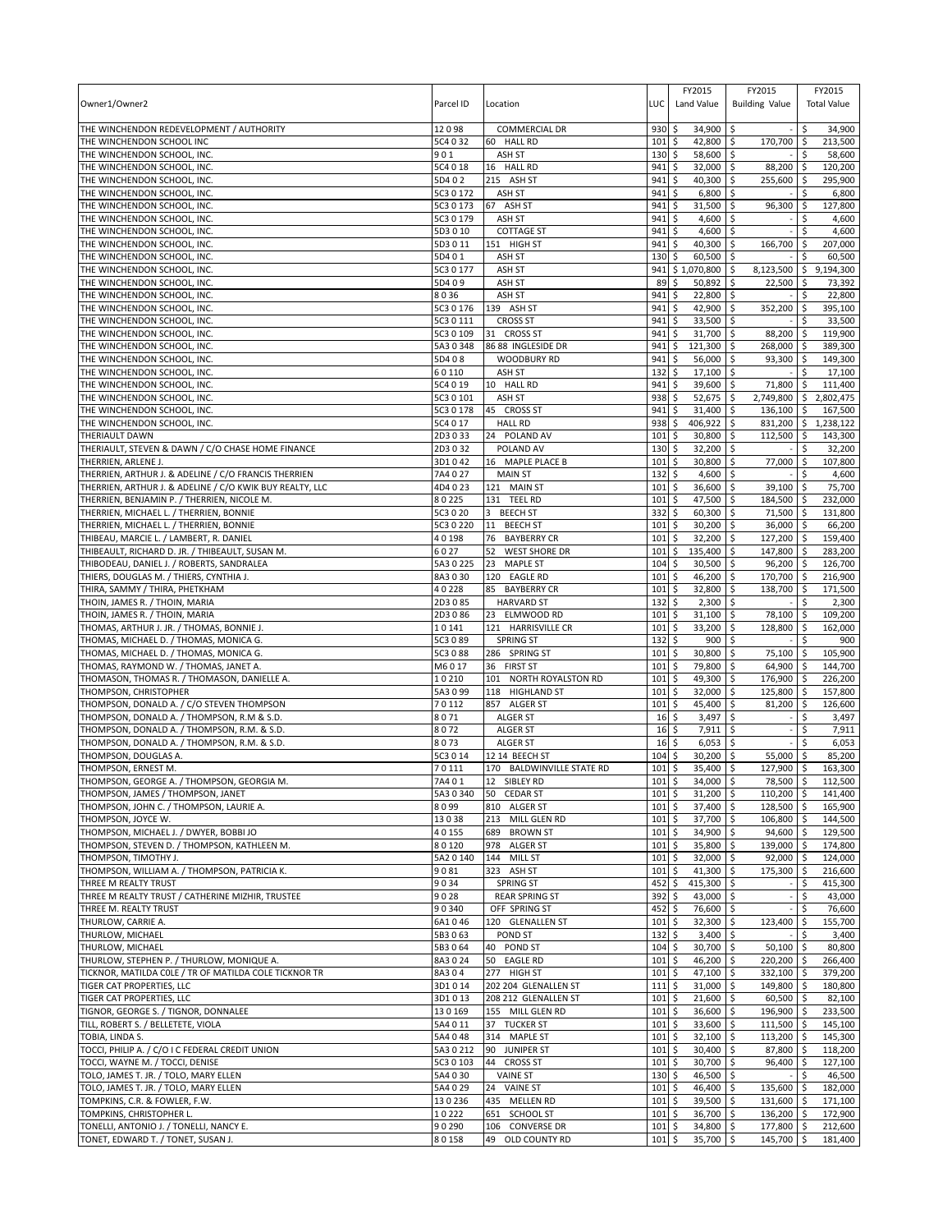| Owner1/Owner2 | Parcel ID | Location | LUC | FY2015 Land Value | FY2015 Building Value | FY2015 Total Value |
|---|---|---|---|---|---|---|
| THE WINCHENDON REDEVELOPMENT / AUTHORITY | 12 0 98 | COMMERCIAL DR | 930 | $ 34,900 | $ - | $ 34,900 |
| THE WINCHENDON SCHOOL INC | 5C4 0 32 | 60 HALL RD | 101 | $ 42,800 | $ 170,700 | $ 213,500 |
| THE WINCHENDON SCHOOL, INC. | 9 0 1 | ASH ST | 130 | $ 58,600 | $ - | $ 58,600 |
| THE WINCHENDON SCHOOL, INC. | 5C4 0 18 | 16 HALL RD | 941 | $ 32,000 | $ 88,200 | $ 120,200 |
| THE WINCHENDON SCHOOL, INC. | 5D4 0 2 | 215 ASH ST | 941 | $ 40,300 | $ 255,600 | $ 295,900 |
| THE WINCHENDON SCHOOL, INC. | 5C3 0 172 | ASH ST | 941 | $ 6,800 | $ - | $ 6,800 |
| THE WINCHENDON SCHOOL, INC. | 5C3 0 173 | 67 ASH ST | 941 | $ 31,500 | $ 96,300 | $ 127,800 |
| THE WINCHENDON SCHOOL, INC. | 5C3 0 179 | ASH ST | 941 | $ 4,600 | $ - | $ 4,600 |
| THE WINCHENDON SCHOOL, INC. | 5D3 0 10 | COTTAGE ST | 941 | $ 4,600 | $ - | $ 4,600 |
| THE WINCHENDON SCHOOL, INC. | 5D3 0 11 | 151 HIGH ST | 941 | $ 40,300 | $ 166,700 | $ 207,000 |
| THE WINCHENDON SCHOOL, INC. | 5D4 0 1 | ASH ST | 130 | $ 60,500 | $ - | $ 60,500 |
| THE WINCHENDON SCHOOL, INC. | 5C3 0 177 | ASH ST | 941 | $ 1,070,800 | $ 8,123,500 | $ 9,194,300 |
| THE WINCHENDON SCHOOL, INC. | 5D4 0 9 | ASH ST | 89 | $ 50,892 | $ 22,500 | $ 73,392 |
| THE WINCHENDON SCHOOL, INC. | 8 0 36 | ASH ST | 941 | $ 22,800 | $ - | $ 22,800 |
| THE WINCHENDON SCHOOL, INC. | 5C3 0 176 | 139 ASH ST | 941 | $ 42,900 | $ 352,200 | $ 395,100 |
| THE WINCHENDON SCHOOL, INC. | 5C3 0 111 | CROSS ST | 941 | $ 33,500 | $ - | $ 33,500 |
| THE WINCHENDON SCHOOL, INC. | 5C3 0 109 | 31 CROSS ST | 941 | $ 31,700 | $ 88,200 | $ 119,900 |
| THE WINCHENDON SCHOOL, INC. | 5A3 0 348 | 86 88 INGLESIDE DR | 941 | $ 121,300 | $ 268,000 | $ 389,300 |
| THE WINCHENDON SCHOOL, INC. | 5D4 0 8 | WOODBURY RD | 941 | $ 56,000 | $ 93,300 | $ 149,300 |
| THE WINCHENDON SCHOOL, INC. | 6 0 110 | ASH ST | 132 | $ 17,100 | $ - | $ 17,100 |
| THE WINCHENDON SCHOOL, INC. | 5C4 0 19 | 10 HALL RD | 941 | $ 39,600 | $ 71,800 | $ 111,400 |
| THE WINCHENDON SCHOOL, INC. | 5C3 0 101 | ASH ST | 938 | $ 52,675 | $ 2,749,800 | $ 2,802,475 |
| THE WINCHENDON SCHOOL, INC. | 5C3 0 178 | 45 CROSS ST | 941 | $ 31,400 | $ 136,100 | $ 167,500 |
| THE WINCHENDON SCHOOL, INC. | 5C4 0 17 | HALL RD | 938 | $ 406,922 | $ 831,200 | $ 1,238,122 |
| THERIAULT DAWN | 2D3 0 33 | 24 POLAND AV | 101 | $ 30,800 | $ 112,500 | $ 143,300 |
| THERIAULT, STEVEN & DAWN / C/O CHASE HOME FINANCE | 2D3 0 32 | POLAND AV | 130 | $ 32,200 | $ - | $ 32,200 |
| THERRIEN, ARLENE J. | 3D1 0 42 | 16 MAPLE PLACE B | 101 | $ 30,800 | $ 77,000 | $ 107,800 |
| THERRIEN, ARTHUR J. & ADELINE / C/O FRANCIS THERRIEN | 7A4 0 27 | MAIN ST | 132 | $ 4,600 | $ - | $ 4,600 |
| THERRIEN, ARTHUR J. & ADELINE / C/O KWIK BUY REALTY, LLC | 4D4 0 23 | 121 MAIN ST | 101 | $ 36,600 | $ 39,100 | $ 75,700 |
| THERRIEN, BENJAMIN P. / THERRIEN, NICOLE M. | 8 0 225 | 131 TEEL RD | 101 | $ 47,500 | $ 184,500 | $ 232,000 |
| THERRIEN, MICHAEL L. / THERRIEN, BONNIE | 5C3 0 20 | 3 BEECH ST | 332 | $ 60,300 | $ 71,500 | $ 131,800 |
| THERRIEN, MICHAEL L. / THERRIEN, BONNIE | 5C3 0 220 | 11 BEECH ST | 101 | $ 30,200 | $ 36,000 | $ 66,200 |
| THIBEAU, MARCIE L. / LAMBERT, R. DANIEL | 4 0 198 | 76 BAYBERRY CR | 101 | $ 32,200 | $ 127,200 | $ 159,400 |
| THIBEAULT, RICHARD D. JR. / THIBEAULT, SUSAN M. | 6 0 27 | 52 WEST SHORE DR | 101 | $ 135,400 | $ 147,800 | $ 283,200 |
| THIBODEAU, DANIEL J. / ROBERTS, SANDRALEA | 5A3 0 225 | 23 MAPLE ST | 104 | $ 30,500 | $ 96,200 | $ 126,700 |
| THIERS, DOUGLAS M. / THIERS, CYNTHIA J. | 8A3 0 30 | 120 EAGLE RD | 101 | $ 46,200 | $ 170,700 | $ 216,900 |
| THIRA, SAMMY / THIRA, PHETKHAM | 4 0 228 | 85 BAYBERRY CR | 101 | $ 32,800 | $ 138,700 | $ 171,500 |
| THOIN, JAMES R. / THOIN, MARIA | 2D3 0 85 | HARVARD ST | 132 | $ 2,300 | $ - | $ 2,300 |
| THOIN, JAMES R. / THOIN, MARIA | 2D3 0 86 | 23 ELMWOOD RD | 101 | $ 31,100 | $ 78,100 | $ 109,200 |
| THOMAS, ARTHUR J. JR. / THOMAS, BONNIE J. | 1 0 141 | 121 HARRISVILLE CR | 101 | $ 33,200 | $ 128,800 | $ 162,000 |
| THOMAS, MICHAEL D. / THOMAS, MONICA G. | 5C3 0 89 | SPRING ST | 132 | $ 900 | $ - | $ 900 |
| THOMAS, MICHAEL D. / THOMAS, MONICA G. | 5C3 0 88 | 286 SPRING ST | 101 | $ 30,800 | $ 75,100 | $ 105,900 |
| THOMAS, RAYMOND W. / THOMAS, JANET A. | M6 0 17 | 36 FIRST ST | 101 | $ 79,800 | $ 64,900 | $ 144,700 |
| THOMASON, THOMAS R. / THOMASON, DANIELLE A. | 1 0 210 | 101 NORTH ROYALSTON RD | 101 | $ 49,300 | $ 176,900 | $ 226,200 |
| THOMPSON, CHRISTOPHER | 5A3 0 99 | 118 HIGHLAND ST | 101 | $ 32,000 | $ 125,800 | $ 157,800 |
| THOMPSON, DONALD A. / C/O STEVEN THOMPSON | 7 0 112 | 857 ALGER ST | 101 | $ 45,400 | $ 81,200 | $ 126,600 |
| THOMPSON, DONALD A. / THOMPSON, R.M & S.D. | 8 0 71 | ALGER ST | 16 | $ 3,497 | $ - | $ 3,497 |
| THOMPSON, DONALD A. / THOMPSON, R.M. & S.D. | 8 0 72 | ALGER ST | 16 | $ 7,911 | $ - | $ 7,911 |
| THOMPSON, DONALD A. / THOMPSON, R.M. & S.D. | 8 0 73 | ALGER ST | 16 | $ 6,053 | $ - | $ 6,053 |
| THOMPSON, DOUGLAS A. | 5C3 0 14 | 12 14 BEECH ST | 104 | $ 30,200 | $ 55,000 | $ 85,200 |
| THOMPSON, ERNEST M. | 7 0 111 | 170 BALDWINVILLE STATE RD | 101 | $ 35,400 | $ 127,900 | $ 163,300 |
| THOMPSON, GEORGE A. / THOMPSON, GEORGIA M. | 7A4 0 1 | 12 SIBLEY RD | 101 | $ 34,000 | $ 78,500 | $ 112,500 |
| THOMPSON, JAMES / THOMPSON, JANET | 5A3 0 340 | 50 CEDAR ST | 101 | $ 31,200 | $ 110,200 | $ 141,400 |
| THOMPSON, JOHN C. / THOMPSON, LAURIE A. | 8 0 99 | 810 ALGER ST | 101 | $ 37,400 | $ 128,500 | $ 165,900 |
| THOMPSON, JOYCE W. | 13 0 38 | 213 MILL GLEN RD | 101 | $ 37,700 | $ 106,800 | $ 144,500 |
| THOMPSON, MICHAEL J. / DWYER, BOBBI JO | 4 0 155 | 689 BROWN ST | 101 | $ 34,900 | $ 94,600 | $ 129,500 |
| THOMPSON, STEVEN D. / THOMPSON, KATHLEEN M. | 8 0 120 | 978 ALGER ST | 101 | $ 35,800 | $ 139,000 | $ 174,800 |
| THOMPSON, TIMOTHY J. | 5A2 0 140 | 144 MILL ST | 101 | $ 32,000 | $ 92,000 | $ 124,000 |
| THOMPSON, WILLIAM A. / THOMPSON, PATRICIA K. | 9 0 81 | 323 ASH ST | 101 | $ 41,300 | $ 175,300 | $ 216,600 |
| THREE M REALTY TRUST | 9 0 34 | SPRING ST | 452 | $ 415,300 | $ - | $ 415,300 |
| THREE M REALTY TRUST / CATHERINE MIZHIR, TRUSTEE | 9 0 28 | REAR SPRING ST | 392 | $ 43,000 | $ - | $ 43,000 |
| THREE M. REALTY TRUST | 9 0 340 | OFF SPRING ST | 452 | $ 76,600 | $ - | $ 76,600 |
| THURLOW, CARRIE A. | 6A1 0 46 | 120 GLENALLEN ST | 101 | $ 32,300 | $ 123,400 | $ 155,700 |
| THURLOW, MICHAEL | 5B3 0 63 | POND ST | 132 | $ 3,400 | $ - | $ 3,400 |
| THURLOW, MICHAEL | 5B3 0 64 | 40 POND ST | 104 | $ 30,700 | $ 50,100 | $ 80,800 |
| THURLOW, STEPHEN P. / THURLOW, MONIQUE A. | 8A3 0 24 | 50 EAGLE RD | 101 | $ 46,200 | $ 220,200 | $ 266,400 |
| TICKNOR, MATILDA COLE / TR OF MATILDA COLE TICKNOR TR | 8A3 0 4 | 277 HIGH ST | 101 | $ 47,100 | $ 332,100 | $ 379,200 |
| TIGER CAT PROPERTIES, LLC | 3D1 0 14 | 202 204 GLENALLEN ST | 111 | $ 31,000 | $ 149,800 | $ 180,800 |
| TIGER CAT PROPERTIES, LLC | 3D1 0 13 | 208 212 GLENALLEN ST | 101 | $ 21,600 | $ 60,500 | $ 82,100 |
| TIGNOR, GEORGE S. / TIGNOR, DONNALEE | 13 0 169 | 155 MILL GLEN RD | 101 | $ 36,600 | $ 196,900 | $ 233,500 |
| TILL, ROBERT S. / BELLETETE, VIOLA | 5A4 0 11 | 37 TUCKER ST | 101 | $ 33,600 | $ 111,500 | $ 145,100 |
| TOBIA, LINDA S. | 5A4 0 48 | 314 MAPLE ST | 101 | $ 32,100 | $ 113,200 | $ 145,300 |
| TOCCI, PHILIP A. / C/O I C FEDERAL CREDIT UNION | 5A3 0 212 | 90 JUNIPER ST | 101 | $ 30,400 | $ 87,800 | $ 118,200 |
| TOCCI, WAYNE M. / TOCCI, DENISE | 5C3 0 103 | 44 CROSS ST | 101 | $ 30,700 | $ 96,400 | $ 127,100 |
| TOLO, JAMES T. JR. / TOLO, MARY ELLEN | 5A4 0 30 | VAINE ST | 130 | $ 46,500 | $ - | $ 46,500 |
| TOLO, JAMES T. JR. / TOLO, MARY ELLEN | 5A4 0 29 | 24 VAINE ST | 101 | $ 46,400 | $ 135,600 | $ 182,000 |
| TOMPKINS, C.R. & FOWLER, F.W. | 13 0 236 | 435 MELLEN RD | 101 | $ 39,500 | $ 131,600 | $ 171,100 |
| TOMPKINS, CHRISTOPHER L. | 1 0 222 | 651 SCHOOL ST | 101 | $ 36,700 | $ 136,200 | $ 172,900 |
| TONELLI, ANTONIO J. / TONELLI, NANCY E. | 9 0 290 | 106 CONVERSE DR | 101 | $ 34,800 | $ 177,800 | $ 212,600 |
| TONET, EDWARD T. / TONET, SUSAN J. | 8 0 158 | 49 OLD COUNTY RD | 101 | $ 35,700 | $ 145,700 | $ 181,400 |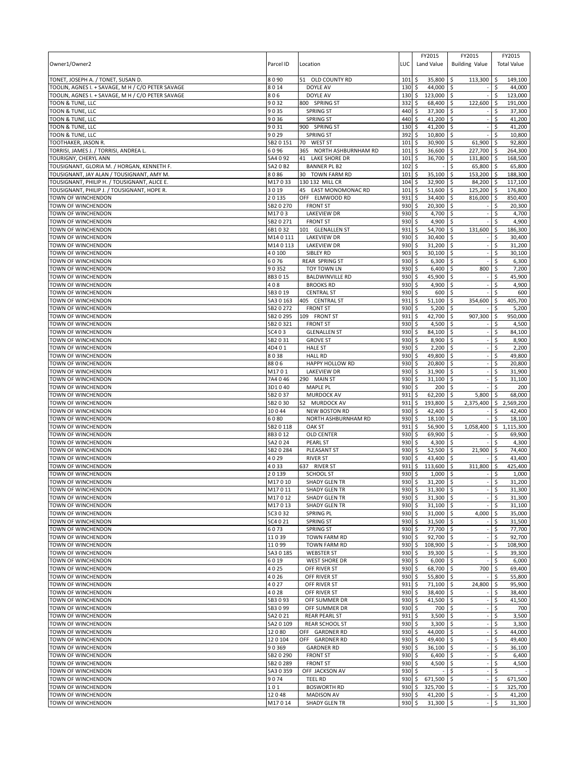| Owner1/Owner2 | Parcel ID | Location | LUC | FY2015 Land Value | FY2015 Building Value | FY2015 Total Value |
|---|---|---|---|---|---|---|
| TONET, JOSEPH A. / TONET, SUSAN D. | 8 0 90 | 51 OLD COUNTY RD | 101 | $ 35,800 | $ 113,300 | $ 149,100 |
| TOOLIN, AGNES I. + SAVAGE, M H / C/O PETER SAVAGE | 8 0 14 | DOYLE AV | 130 | $ 44,000 | $ - | $ 44,000 |
| TOOLIN, AGNES I. + SAVAGE, M H / C/O PETER SAVAGE | 8 0 6 | DOYLE AV | 130 | $ 123,000 | $ - | $ 123,000 |
| TOON & TUNE, LLC | 9 0 32 | 800 SPRING ST | 332 | $ 68,400 | $ 122,600 | $ 191,000 |
| TOON & TUNE, LLC | 9 0 35 | SPRING ST | 440 | $ 37,300 | $ - | $ 37,300 |
| TOON & TUNE, LLC | 9 0 36 | SPRING ST | 440 | $ 41,200 | $ - | $ 41,200 |
| TOON & TUNE, LLC | 9 0 31 | 900 SPRING ST | 130 | $ 41,200 | $ - | $ 41,200 |
| TOON & TUNE, LLC | 9 0 29 | SPRING ST | 392 | $ 10,800 | $ - | $ 10,800 |
| TOOTHAKER, JASON R. | 5B2 0 151 | 70 WEST ST | 101 | $ 30,900 | $ 61,900 | $ 92,800 |
| TORRISI, JAMES J. / TORRISI, ANDREA L. | 6 0 96 | 365 NORTH ASHBURNHAM RD | 101 | $ 36,600 | $ 227,700 | $ 264,300 |
| TOURIGNY, CHERYL ANN | 5A4 0 92 | 41 LAKE SHORE DR | 101 | $ 36,700 | $ 131,800 | $ 168,500 |
| TOUSIGNANT, GLORIA M. / HORGAN, KENNETH F. | 5A2 0 B2 | BANNER PL B2 | 102 | $ - | $ 65,800 | $ 65,800 |
| TOUSIGNANT, JAY ALAN / TOUSIGNANT, AMY M. | 8 0 86 | 30 TOWN FARM RD | 101 | $ 35,100 | $ 153,200 | $ 188,300 |
| TOUSIGNANT, PHILIP H. / TOUSIGNANT, ALICE E. | M17 0 33 | 130 132 MILL CR | 104 | $ 32,900 | $ 84,200 | $ 117,100 |
| TOUSIGNANT, PHILIP J. / TOUSIGNANT, HOPE R. | 3 0 19 | 45 EAST MONOMONAC RD | 101 | $ 51,600 | $ 125,200 | $ 176,800 |
| TOWN OF WINCHENDON | 2 0 135 | OFF ELMWOOD RD | 931 | $ 34,400 | $ 816,000 | $ 850,400 |
| TOWN OF WINCHENDON | 5B2 0 270 | FRONT ST | 930 | $ 20,300 | $ - | $ 20,300 |
| TOWN OF WINCHENDON | M17 0 3 | LAKEVIEW DR | 930 | $ 4,700 | $ - | $ 4,700 |
| TOWN OF WINCHENDON | 5B2 0 271 | FRONT ST | 930 | $ 4,900 | $ - | $ 4,900 |
| TOWN OF WINCHENDON | 6B1 0 32 | 101 GLENALLEN ST | 931 | $ 54,700 | $ 131,600 | $ 186,300 |
| TOWN OF WINCHENDON | M14 0 111 | LAKEVIEW DR | 930 | $ 30,400 | $ - | $ 30,400 |
| TOWN OF WINCHENDON | M14 0 113 | LAKEVIEW DR | 930 | $ 31,200 | $ - | $ 31,200 |
| TOWN OF WINCHENDON | 4 0 100 | SIBLEY RD | 903 | $ 30,100 | $ - | $ 30,100 |
| TOWN OF WINCHENDON | 6 0 76 | REAR SPRING ST | 930 | $ 6,300 | $ - | $ 6,300 |
| TOWN OF WINCHENDON | 9 0 352 | TOY TOWN LN | 930 | $ 6,400 | $ 800 | $ 7,200 |
| TOWN OF WINCHENDON | 8B3 0 15 | BALDWINVILLE RD | 930 | $ 45,900 | $ - | $ 45,900 |
| TOWN OF WINCHENDON | 4 0 8 | BROOKS RD | 930 | $ 4,900 | $ - | $ 4,900 |
| TOWN OF WINCHENDON | 5B3 0 19 | CENTRAL ST | 930 | $ 600 | $ - | $ 600 |
| TOWN OF WINCHENDON | 5A3 0 163 | 405 CENTRAL ST | 931 | $ 51,100 | $ 354,600 | $ 405,700 |
| TOWN OF WINCHENDON | 5B2 0 272 | FRONT ST | 930 | $ 5,200 | $ - | $ 5,200 |
| TOWN OF WINCHENDON | 5B2 0 295 | 109 FRONT ST | 931 | $ 42,700 | $ 907,300 | $ 950,000 |
| TOWN OF WINCHENDON | 5B2 0 321 | FRONT ST | 930 | $ 4,500 | $ - | $ 4,500 |
| TOWN OF WINCHENDON | 5C4 0 3 | GLENALLEN ST | 930 | $ 84,100 | $ - | $ 84,100 |
| TOWN OF WINCHENDON | 5B2 0 31 | GROVE ST | 930 | $ 8,900 | $ - | $ 8,900 |
| TOWN OF WINCHENDON | 4D4 0 1 | HALE ST | 930 | $ 2,200 | $ - | $ 2,200 |
| TOWN OF WINCHENDON | 8 0 38 | HALL RD | 930 | $ 49,800 | $ - | $ 49,800 |
| TOWN OF WINCHENDON | 88 0 6 | HAPPY HOLLOW RD | 930 | $ 20,800 | $ - | $ 20,800 |
| TOWN OF WINCHENDON | M17 0 1 | LAKEVIEW DR | 930 | $ 31,900 | $ - | $ 31,900 |
| TOWN OF WINCHENDON | 7A4 0 46 | 290 MAIN ST | 930 | $ 31,100 | $ - | $ 31,100 |
| TOWN OF WINCHENDON | 3D1 0 40 | MAPLE PL | 930 | $ 200 | $ - | $ 200 |
| TOWN OF WINCHENDON | 5B2 0 37 | MURDOCK AV | 931 | $ 62,200 | $ 5,800 | $ 68,000 |
| TOWN OF WINCHENDON | 5B2 0 30 | 52 MURDOCK AV | 931 | $ 193,800 | $ 2,375,400 | $ 2,569,200 |
| TOWN OF WINCHENDON | 10 0 44 | NEW BOSTON RD | 930 | $ 42,400 | $ - | $ 42,400 |
| TOWN OF WINCHENDON | 6 0 80 | NORTH ASHBURNHAM RD | 930 | $ 18,100 | $ - | $ 18,100 |
| TOWN OF WINCHENDON | 5B2 0 118 | OAK ST | 931 | $ 56,900 | $ 1,058,400 | $ 1,115,300 |
| TOWN OF WINCHENDON | 8B3 0 12 | OLD CENTER | 930 | $ 69,900 | $ - | $ 69,900 |
| TOWN OF WINCHENDON | 5A2 0 24 | PEARL ST | 930 | $ 4,300 | $ - | $ 4,300 |
| TOWN OF WINCHENDON | 5B2 0 284 | PLEASANT ST | 930 | $ 52,500 | $ 21,900 | $ 74,400 |
| TOWN OF WINCHENDON | 4 0 29 | RIVER ST | 930 | $ 43,400 | $ - | $ 43,400 |
| TOWN OF WINCHENDON | 4 0 33 | 637 RIVER ST | 931 | $ 113,600 | $ 311,800 | $ 425,400 |
| TOWN OF WINCHENDON | 2 0 139 | SCHOOL ST | 930 | $ 1,000 | $ - | $ 1,000 |
| TOWN OF WINCHENDON | M17 0 10 | SHADY GLEN TR | 930 | $ 31,200 | $ - | $ 31,200 |
| TOWN OF WINCHENDON | M17 0 11 | SHADY GLEN TR | 930 | $ 31,300 | $ - | $ 31,300 |
| TOWN OF WINCHENDON | M17 0 12 | SHADY GLEN TR | 930 | $ 31,300 | $ - | $ 31,300 |
| TOWN OF WINCHENDON | M17 0 13 | SHADY GLEN TR | 930 | $ 31,100 | $ - | $ 31,100 |
| TOWN OF WINCHENDON | 5C3 0 32 | SPRING PL | 930 | $ 31,000 | $ 4,000 | $ 35,000 |
| TOWN OF WINCHENDON | 5C4 0 21 | SPRING ST | 930 | $ 31,500 | $ - | $ 31,500 |
| TOWN OF WINCHENDON | 6 0 73 | SPRING ST | 930 | $ 77,700 | $ - | $ 77,700 |
| TOWN OF WINCHENDON | 11 0 39 | TOWN FARM RD | 930 | $ 92,700 | $ - | $ 92,700 |
| TOWN OF WINCHENDON | 11 0 99 | TOWN FARM RD | 930 | $ 108,900 | $ - | $ 108,900 |
| TOWN OF WINCHENDON | 5A3 0 185 | WEBSTER ST | 930 | $ 39,300 | $ - | $ 39,300 |
| TOWN OF WINCHENDON | 6 0 19 | WEST SHORE DR | 930 | $ 6,000 | $ - | $ 6,000 |
| TOWN OF WINCHENDON | 4 0 25 | OFF RIVER ST | 930 | $ 68,700 | $ 700 | $ 69,400 |
| TOWN OF WINCHENDON | 4 0 26 | OFF RIVER ST | 930 | $ 55,800 | $ - | $ 55,800 |
| TOWN OF WINCHENDON | 4 0 27 | OFF RIVER ST | 931 | $ 71,100 | $ 24,800 | $ 95,900 |
| TOWN OF WINCHENDON | 4 0 28 | OFF RIVER ST | 930 | $ 38,400 | $ - | $ 38,400 |
| TOWN OF WINCHENDON | 5B3 0 93 | OFF SUMMER DR | 930 | $ 41,500 | $ - | $ 41,500 |
| TOWN OF WINCHENDON | 5B3 0 99 | OFF SUMMER DR | 930 | $ 700 | $ - | $ 700 |
| TOWN OF WINCHENDON | 5A2 0 21 | REAR PEARL ST | 931 | $ 3,500 | $ - | $ 3,500 |
| TOWN OF WINCHENDON | 5A2 0 109 | REAR SCHOOL ST | 930 | $ 3,300 | $ - | $ 3,300 |
| TOWN OF WINCHENDON | 12 0 80 | OFF GARDNER RD | 930 | $ 44,000 | $ - | $ 44,000 |
| TOWN OF WINCHENDON | 12 0 104 | OFF GARDNER RD | 930 | $ 49,400 | $ - | $ 49,400 |
| TOWN OF WINCHENDON | 9 0 369 | GARDNER RD | 930 | $ 36,100 | $ - | $ 36,100 |
| TOWN OF WINCHENDON | 5B2 0 290 | FRONT ST | 930 | $ 6,400 | $ - | $ 6,400 |
| TOWN OF WINCHENDON | 5B2 0 289 | FRONT ST | 930 | $ 4,500 | $ - | $ 4,500 |
| TOWN OF WINCHENDON | 5A3 0 359 | OFF JACKSON AV | 930 | $ - | $ - | $ - |
| TOWN OF WINCHENDON | 9 0 74 | TEEL RD | 930 | $ 671,500 | $ - | $ 671,500 |
| TOWN OF WINCHENDON | 1 0 1 | BOSWORTH RD | 930 | $ 325,700 | $ - | $ 325,700 |
| TOWN OF WINCHENDON | 12 0 48 | MADISON AV | 930 | $ 41,200 | $ - | $ 41,200 |
| TOWN OF WINCHENDON | M17 0 14 | SHADY GLEN TR | 930 | $ 31,300 | $ - | $ 31,300 |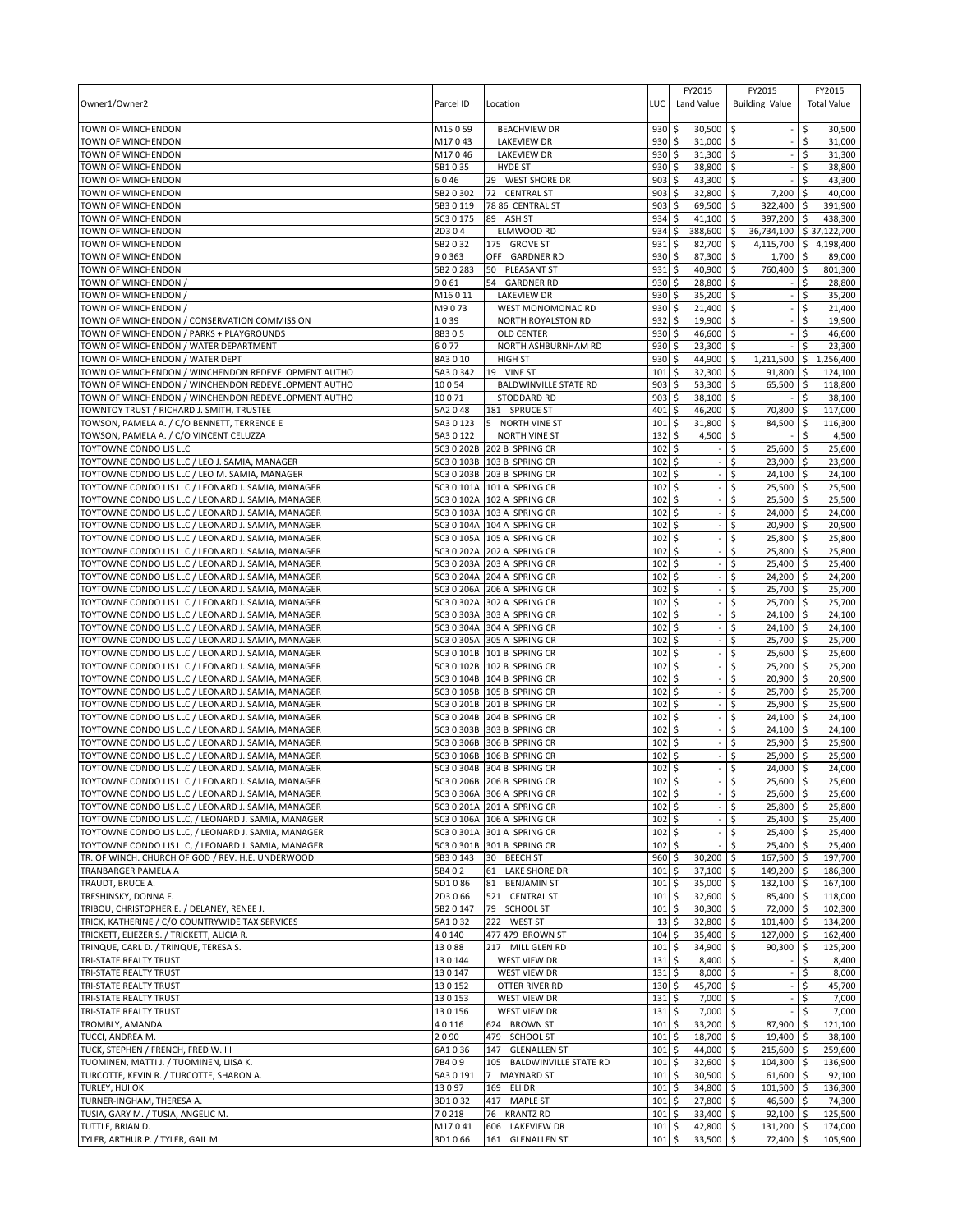| Owner1/Owner2 | Parcel ID | Location | LUC | FY2015 Land Value | FY2015 Building Value | FY2015 Total Value |
|---|---|---|---|---|---|---|
| TOWN OF WINCHENDON | M15 0 59 | BEACHVIEW DR | 930 | $ 30,500 | $ - | $ 30,500 |
| TOWN OF WINCHENDON | M17 0 43 | LAKEVIEW DR | 930 | $ 31,000 | $ - | $ 31,000 |
| TOWN OF WINCHENDON | M17 0 46 | LAKEVIEW DR | 930 | $ 31,300 | $ - | $ 31,300 |
| TOWN OF WINCHENDON | 5B1 0 35 | HYDE ST | 930 | $ 38,800 | $ - | $ 38,800 |
| TOWN OF WINCHENDON | 6 0 46 | 29 WEST SHORE DR | 903 | $ 43,300 | $ - | $ 43,300 |
| TOWN OF WINCHENDON | 5B2 0 302 | 72 CENTRAL ST | 903 | $ 32,800 | $ 7,200 | $ 40,000 |
| TOWN OF WINCHENDON | 5B3 0 119 | 78 86 CENTRAL ST | 903 | $ 69,500 | $ 322,400 | $ 391,900 |
| TOWN OF WINCHENDON | 5C3 0 175 | 89 ASH ST | 934 | $ 41,100 | $ 397,200 | $ 438,300 |
| TOWN OF WINCHENDON | 2D3 0 4 | ELMWOOD RD | 934 | $ 388,600 | $ 36,734,100 | $ 37,122,700 |
| TOWN OF WINCHENDON | 5B2 0 32 | 175 GROVE ST | 931 | $ 82,700 | $ 4,115,700 | $ 4,198,400 |
| TOWN OF WINCHENDON | 9 0 363 | OFF GARDNER RD | 930 | $ 87,300 | $ 1,700 | $ 89,000 |
| TOWN OF WINCHENDON | 5B2 0 283 | 50 PLEASANT ST | 931 | $ 40,900 | $ 760,400 | $ 801,300 |
| TOWN OF WINCHENDON / | 9 0 61 | 54 GARDNER RD | 930 | $ 28,800 | $ - | $ 28,800 |
| TOWN OF WINCHENDON / | M16 0 11 | LAKEVIEW DR | 930 | $ 35,200 | $ - | $ 35,200 |
| TOWN OF WINCHENDON / | M9 0 73 | WEST MONOMONAC RD | 930 | $ 21,400 | $ - | $ 21,400 |
| TOWN OF WINCHENDON / CONSERVATION COMMISSION | 1 0 39 | NORTH ROYALSTON RD | 932 | $ 19,900 | $ - | $ 19,900 |
| TOWN OF WINCHENDON / PARKS + PLAYGROUNDS | 8B3 0 5 | OLD CENTER | 930 | $ 46,600 | $ - | $ 46,600 |
| TOWN OF WINCHENDON / WATER DEPARTMENT | 6 0 77 | NORTH ASHBURNHAM RD | 930 | $ 23,300 | $ - | $ 23,300 |
| TOWN OF WINCHENDON / WATER DEPT | 8A3 0 10 | HIGH ST | 930 | $ 44,900 | $ 1,211,500 | $ 1,256,400 |
| TOWN OF WINCHENDON / WINCHENDON REDEVELOPMENT AUTHO | 5A3 0 342 | 19 VINE ST | 101 | $ 32,300 | $ 91,800 | $ 124,100 |
| TOWN OF WINCHENDON / WINCHENDON REDEVELOPMENT AUTHO | 10 0 54 | BALDWINVILLE STATE RD | 903 | $ 53,300 | $ 65,500 | $ 118,800 |
| TOWN OF WINCHENDON / WINCHENDON REDEVELOPMENT AUTHO | 10 0 71 | STODDARD RD | 903 | $ 38,100 | $ - | $ 38,100 |
| TOWNTOY TRUST / RICHARD J. SMITH, TRUSTEE | 5A2 0 48 | 181 SPRUCE ST | 401 | $ 46,200 | $ 70,800 | $ 117,000 |
| TOWSON, PAMELA A. / C/O BENNETT, TERRENCE E | 5A3 0 123 | 5 NORTH VINE ST | 101 | $ 31,800 | $ 84,500 | $ 116,300 |
| TOWSON, PAMELA A. / C/O VINCENT CELUZZA | 5A3 0 122 | NORTH VINE ST | 132 | $ 4,500 | $ - | $ 4,500 |
| TOYTOWNE CONDO LJS LLC | 5C3 0 202B | 202 B SPRING CR | 102 | $ - | $ 25,600 | $ 25,600 |
| TOYTOWNE CONDO LJS LLC / LEO J. SAMIA, MANAGER | 5C3 0 103B | 103 B SPRING CR | 102 | $ - | $ 23,900 | $ 23,900 |
| TOYTOWNE CONDO LJS LLC / LEO M. SAMIA, MANAGER | 5C3 0 203B | 203 B SPRING CR | 102 | $ - | $ 24,100 | $ 24,100 |
| TOYTOWNE CONDO LJS LLC / LEONARD J. SAMIA, MANAGER | 5C3 0 101A | 101 A SPRING CR | 102 | $ - | $ 25,500 | $ 25,500 |
| TOYTOWNE CONDO LJS LLC / LEONARD J. SAMIA, MANAGER | 5C3 0 102A | 102 A SPRING CR | 102 | $ - | $ 25,500 | $ 25,500 |
| TOYTOWNE CONDO LJS LLC / LEONARD J. SAMIA, MANAGER | 5C3 0 103A | 103 A SPRING CR | 102 | $ - | $ 24,000 | $ 24,000 |
| TOYTOWNE CONDO LJS LLC / LEONARD J. SAMIA, MANAGER | 5C3 0 104A | 104 A SPRING CR | 102 | $ - | $ 20,900 | $ 20,900 |
| TOYTOWNE CONDO LJS LLC / LEONARD J. SAMIA, MANAGER | 5C3 0 105A | 105 A SPRING CR | 102 | $ - | $ 25,800 | $ 25,800 |
| TOYTOWNE CONDO LJS LLC / LEONARD J. SAMIA, MANAGER | 5C3 0 202A | 202 A SPRING CR | 102 | $ - | $ 25,800 | $ 25,800 |
| TOYTOWNE CONDO LJS LLC / LEONARD J. SAMIA, MANAGER | 5C3 0 203A | 203 A SPRING CR | 102 | $ - | $ 25,400 | $ 25,400 |
| TOYTOWNE CONDO LJS LLC / LEONARD J. SAMIA, MANAGER | 5C3 0 204A | 204 A SPRING CR | 102 | $ - | $ 24,200 | $ 24,200 |
| TOYTOWNE CONDO LJS LLC / LEONARD J. SAMIA, MANAGER | 5C3 0 206A | 206 A SPRING CR | 102 | $ - | $ 25,700 | $ 25,700 |
| TOYTOWNE CONDO LJS LLC / LEONARD J. SAMIA, MANAGER | 5C3 0 302A | 302 A SPRING CR | 102 | $ - | $ 25,700 | $ 25,700 |
| TOYTOWNE CONDO LJS LLC / LEONARD J. SAMIA, MANAGER | 5C3 0 303A | 303 A SPRING CR | 102 | $ - | $ 24,100 | $ 24,100 |
| TOYTOWNE CONDO LJS LLC / LEONARD J. SAMIA, MANAGER | 5C3 0 304A | 304 A SPRING CR | 102 | $ - | $ 24,100 | $ 24,100 |
| TOYTOWNE CONDO LJS LLC / LEONARD J. SAMIA, MANAGER | 5C3 0 305A | 305 A SPRING CR | 102 | $ - | $ 25,700 | $ 25,700 |
| TOYTOWNE CONDO LJS LLC / LEONARD J. SAMIA, MANAGER | 5C3 0 101B | 101 B SPRING CR | 102 | $ - | $ 25,600 | $ 25,600 |
| TOYTOWNE CONDO LJS LLC / LEONARD J. SAMIA, MANAGER | 5C3 0 102B | 102 B SPRING CR | 102 | $ - | $ 25,200 | $ 25,200 |
| TOYTOWNE CONDO LJS LLC / LEONARD J. SAMIA, MANAGER | 5C3 0 104B | 104 B SPRING CR | 102 | $ - | $ 20,900 | $ 20,900 |
| TOYTOWNE CONDO LJS LLC / LEONARD J. SAMIA, MANAGER | 5C3 0 105B | 105 B SPRING CR | 102 | $ - | $ 25,700 | $ 25,700 |
| TOYTOWNE CONDO LJS LLC / LEONARD J. SAMIA, MANAGER | 5C3 0 201B | 201 B SPRING CR | 102 | $ - | $ 25,900 | $ 25,900 |
| TOYTOWNE CONDO LJS LLC / LEONARD J. SAMIA, MANAGER | 5C3 0 204B | 204 B SPRING CR | 102 | $ - | $ 24,100 | $ 24,100 |
| TOYTOWNE CONDO LJS LLC / LEONARD J. SAMIA, MANAGER | 5C3 0 303B | 303 B SPRING CR | 102 | $ - | $ 24,100 | $ 24,100 |
| TOYTOWNE CONDO LJS LLC / LEONARD J. SAMIA, MANAGER | 5C3 0 306B | 306 B SPRING CR | 102 | $ - | $ 25,900 | $ 25,900 |
| TOYTOWNE CONDO LJS LLC / LEONARD J. SAMIA, MANAGER | 5C3 0 106B | 106 B SPRING CR | 102 | $ - | $ 25,900 | $ 25,900 |
| TOYTOWNE CONDO LJS LLC / LEONARD J. SAMIA, MANAGER | 5C3 0 304B | 304 B SPRING CR | 102 | $ - | $ 24,000 | $ 24,000 |
| TOYTOWNE CONDO LJS LLC / LEONARD J. SAMIA, MANAGER | 5C3 0 206B | 206 B SPRING CR | 102 | $ - | $ 25,600 | $ 25,600 |
| TOYTOWNE CONDO LJS LLC / LEONARD J. SAMIA, MANAGER | 5C3 0 306A | 306 A SPRING CR | 102 | $ - | $ 25,600 | $ 25,600 |
| TOYTOWNE CONDO LJS LLC / LEONARD J. SAMIA, MANAGER | 5C3 0 201A | 201 A SPRING CR | 102 | $ - | $ 25,800 | $ 25,800 |
| TOYTOWNE CONDO LJS LLC, / LEONARD J. SAMIA, MANAGER | 5C3 0 106A | 106 A SPRING CR | 102 | $ - | $ 25,400 | $ 25,400 |
| TOYTOWNE CONDO LJS LLC, / LEONARD J. SAMIA, MANAGER | 5C3 0 301A | 301 A SPRING CR | 102 | $ - | $ 25,400 | $ 25,400 |
| TOYTOWNE CONDO LJS LLC, / LEONARD J. SAMIA, MANAGER | 5C3 0 301B | 301 B SPRING CR | 102 | $ - | $ 25,400 | $ 25,400 |
| TR. OF WINCH. CHURCH OF GOD / REV. H.E. UNDERWOOD | 5B3 0 143 | 30 BEECH ST | 960 | $ 30,200 | $ 167,500 | $ 197,700 |
| TRANBARGER PAMELA A | 5B4 0 2 | 61 LAKE SHORE DR | 101 | $ 37,100 | $ 149,200 | $ 186,300 |
| TRAUDT, BRUCE A. | 5D1 0 86 | 81 BENJAMIN ST | 101 | $ 35,000 | $ 132,100 | $ 167,100 |
| TRESHINSKY, DONNA F. | 2D3 0 66 | 521 CENTRAL ST | 101 | $ 32,600 | $ 85,400 | $ 118,000 |
| TRIBOU, CHRISTOPHER E. / DELANEY, RENEE J. | 5B2 0 147 | 79 SCHOOL ST | 101 | $ 30,300 | $ 72,000 | $ 102,300 |
| TRICK, KATHERINE / C/O COUNTRYWIDE TAX SERVICES | 5A1 0 32 | 222 WEST ST | 13 | $ 32,800 | $ 101,400 | $ 134,200 |
| TRICKETT, ELIEZER S. / TRICKETT, ALICIA R. | 4 0 140 | 477 479 BROWN ST | 104 | $ 35,400 | $ 127,000 | $ 162,400 |
| TRINQUE, CARL D. / TRINQUE, TERESA S. | 13 0 88 | 217 MILL GLEN RD | 101 | $ 34,900 | $ 90,300 | $ 125,200 |
| TRI-STATE REALTY TRUST | 13 0 144 | WEST VIEW DR | 131 | $ 8,400 | $ - | $ 8,400 |
| TRI-STATE REALTY TRUST | 13 0 147 | WEST VIEW DR | 131 | $ 8,000 | $ - | $ 8,000 |
| TRI-STATE REALTY TRUST | 13 0 152 | OTTER RIVER RD | 130 | $ 45,700 | $ - | $ 45,700 |
| TRI-STATE REALTY TRUST | 13 0 153 | WEST VIEW DR | 131 | $ 7,000 | $ - | $ 7,000 |
| TRI-STATE REALTY TRUST | 13 0 156 | WEST VIEW DR | 131 | $ 7,000 | $ - | $ 7,000 |
| TROMBLY, AMANDA | 4 0 116 | 624 BROWN ST | 101 | $ 33,200 | $ 87,900 | $ 121,100 |
| TUCCI, ANDREA M. | 2 0 90 | 479 SCHOOL ST | 101 | $ 18,700 | $ 19,400 | $ 38,100 |
| TUCK, STEPHEN / FRENCH, FRED W. III | 6A1 0 36 | 147 GLENALLEN ST | 101 | $ 44,000 | $ 215,600 | $ 259,600 |
| TUOMINEN, MATTI J. / TUOMINEN, LIISA K. | 7B4 0 9 | 105 BALDWINVILLE STATE RD | 101 | $ 32,600 | $ 104,300 | $ 136,900 |
| TURCOTTE, KEVIN R. / TURCOTTE, SHARON A. | 5A3 0 191 | 7 MAYNARD ST | 101 | $ 30,500 | $ 61,600 | $ 92,100 |
| TURLEY, HUI OK | 13 0 97 | 169 ELI DR | 101 | $ 34,800 | $ 101,500 | $ 136,300 |
| TURNER-INGHAM, THERESA A. | 3D1 0 32 | 417 MAPLE ST | 101 | $ 27,800 | $ 46,500 | $ 74,300 |
| TUSIA, GARY M. / TUSIA, ANGELIC M. | 7 0 218 | 76 KRANTZ RD | 101 | $ 33,400 | $ 92,100 | $ 125,500 |
| TUTTLE, BRIAN D. | M17 0 41 | 606 LAKEVIEW DR | 101 | $ 42,800 | $ 131,200 | $ 174,000 |
| TYLER, ARTHUR P. / TYLER, GAIL M. | 3D1 0 66 | 161 GLENALLEN ST | 101 | $ 33,500 | $ 72,400 | $ 105,900 |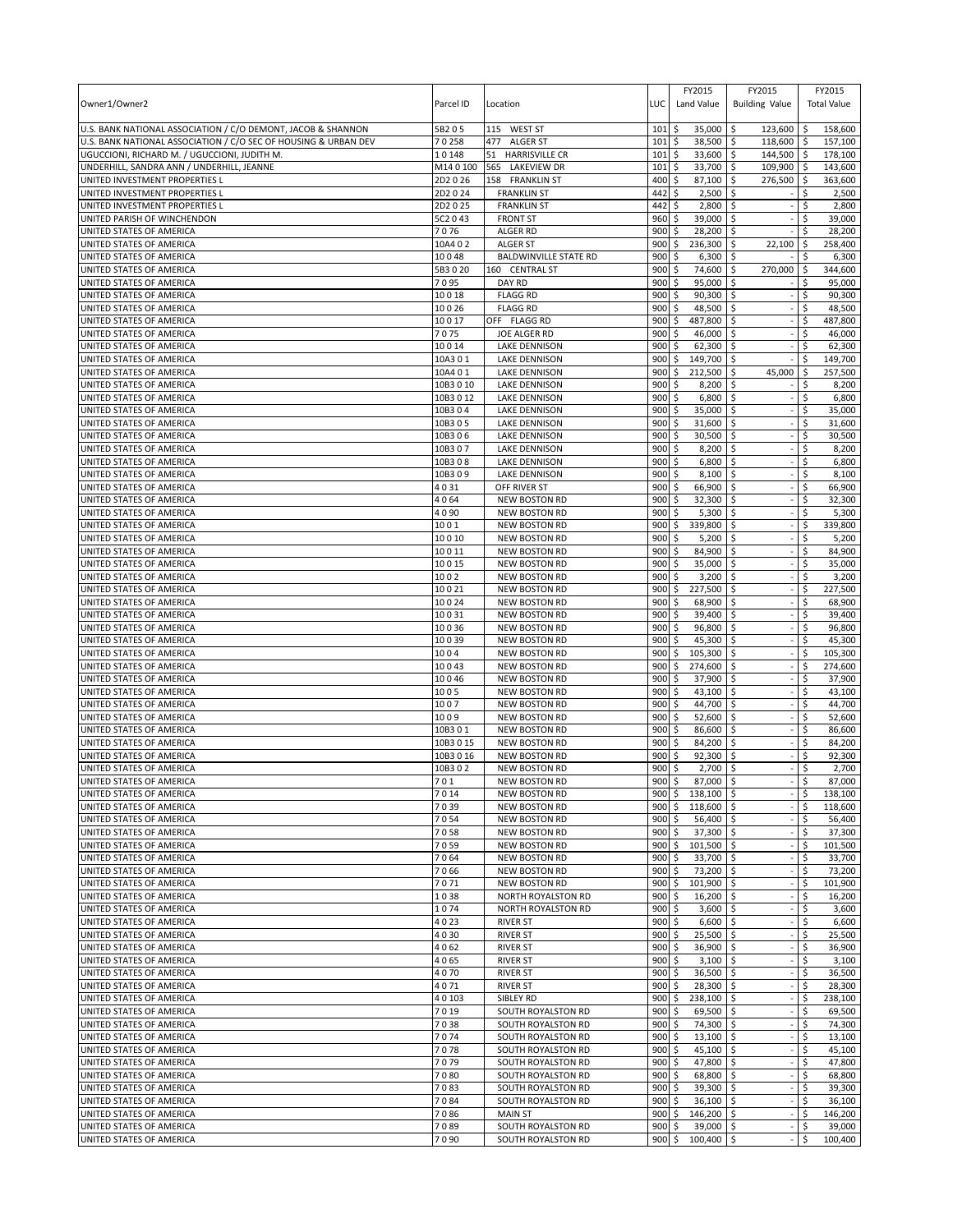| Owner1/Owner2 | Parcel ID | Location | LUC | FY2015 Land Value | FY2015 Building Value | FY2015 Total Value |
|---|---|---|---|---|---|---|
| U.S. BANK NATIONAL ASSOCIATION / C/O DEMONT, JACOB & SHANNON | 5B2 0 5 | 115 WEST ST | 101 | $ 35,000 | $ 123,600 | $ 158,600 |
| U.S. BANK NATIONAL ASSOCIATION / C/O SEC OF HOUSING & URBAN DEV | 7 0 258 | 477 ALGER ST | 101 | $ 38,500 | $ 118,600 | $ 157,100 |
| UGUCCIONI, RICHARD M. / UGUCCIONI, JUDITH M. | 1 0 148 | 51 HARRISVILLE CR | 101 | $ 33,600 | $ 144,500 | $ 178,100 |
| UNDERHILL, SANDRA ANN / UNDERHILL, JEANNE | M14 0 100 | 565 LAKEVIEW DR | 101 | $ 33,700 | $ 109,900 | $ 143,600 |
| UNITED INVESTMENT PROPERTIES L | 2D2 0 26 | 158 FRANKLIN ST | 400 | $ 87,100 | $ 276,500 | $ 363,600 |
| UNITED INVESTMENT PROPERTIES L | 2D2 0 24 | FRANKLIN ST | 442 | $ 2,500 | $ - | $ 2,500 |
| UNITED INVESTMENT PROPERTIES L | 2D2 0 25 | FRANKLIN ST | 442 | $ 2,800 | $ - | $ 2,800 |
| UNITED PARISH OF WINCHENDON | 5C2 0 43 | FRONT ST | 960 | $ 39,000 | $ - | $ 39,000 |
| UNITED STATES OF AMERICA | 7 0 76 | ALGER RD | 900 | $ 28,200 | $ - | $ 28,200 |
| UNITED STATES OF AMERICA | 10A4 0 2 | ALGER ST | 900 | $ 236,300 | $ 22,100 | $ 258,400 |
| UNITED STATES OF AMERICA | 10 0 48 | BALDWINVILLE STATE RD | 900 | $ 6,300 | $ - | $ 6,300 |
| UNITED STATES OF AMERICA | 5B3 0 20 | 160 CENTRAL ST | 900 | $ 74,600 | $ 270,000 | $ 344,600 |
| UNITED STATES OF AMERICA | 7 0 95 | DAY RD | 900 | $ 95,000 | $ - | $ 95,000 |
| UNITED STATES OF AMERICA | 10 0 18 | FLAGG RD | 900 | $ 90,300 | $ - | $ 90,300 |
| UNITED STATES OF AMERICA | 10 0 26 | FLAGG RD | 900 | $ 48,500 | $ - | $ 48,500 |
| UNITED STATES OF AMERICA | 10 0 17 | OFF FLAGG RD | 900 | $ 487,800 | $ - | $ 487,800 |
| UNITED STATES OF AMERICA | 7 0 75 | JOE ALGER RD | 900 | $ 46,000 | $ - | $ 46,000 |
| UNITED STATES OF AMERICA | 10 0 14 | LAKE DENNISON | 900 | $ 62,300 | $ - | $ 62,300 |
| UNITED STATES OF AMERICA | 10A3 0 1 | LAKE DENNISON | 900 | $ 149,700 | $ - | $ 149,700 |
| UNITED STATES OF AMERICA | 10A4 0 1 | LAKE DENNISON | 900 | $ 212,500 | $ 45,000 | $ 257,500 |
| UNITED STATES OF AMERICA | 10B3 0 10 | LAKE DENNISON | 900 | $ 8,200 | $ - | $ 8,200 |
| UNITED STATES OF AMERICA | 10B3 0 12 | LAKE DENNISON | 900 | $ 6,800 | $ - | $ 6,800 |
| UNITED STATES OF AMERICA | 10B3 0 4 | LAKE DENNISON | 900 | $ 35,000 | $ - | $ 35,000 |
| UNITED STATES OF AMERICA | 10B3 0 5 | LAKE DENNISON | 900 | $ 31,600 | $ - | $ 31,600 |
| UNITED STATES OF AMERICA | 10B3 0 6 | LAKE DENNISON | 900 | $ 30,500 | $ - | $ 30,500 |
| UNITED STATES OF AMERICA | 10B3 0 7 | LAKE DENNISON | 900 | $ 8,200 | $ - | $ 8,200 |
| UNITED STATES OF AMERICA | 10B3 0 8 | LAKE DENNISON | 900 | $ 6,800 | $ - | $ 6,800 |
| UNITED STATES OF AMERICA | 10B3 0 9 | LAKE DENNISON | 900 | $ 8,100 | $ - | $ 8,100 |
| UNITED STATES OF AMERICA | 4 0 31 | OFF RIVER ST | 900 | $ 66,900 | $ - | $ 66,900 |
| UNITED STATES OF AMERICA | 4 0 64 | NEW BOSTON RD | 900 | $ 32,300 | $ - | $ 32,300 |
| UNITED STATES OF AMERICA | 4 0 90 | NEW BOSTON RD | 900 | $ 5,300 | $ - | $ 5,300 |
| UNITED STATES OF AMERICA | 10 0 1 | NEW BOSTON RD | 900 | $ 339,800 | $ - | $ 339,800 |
| UNITED STATES OF AMERICA | 10 0 10 | NEW BOSTON RD | 900 | $ 5,200 | $ - | $ 5,200 |
| UNITED STATES OF AMERICA | 10 0 11 | NEW BOSTON RD | 900 | $ 84,900 | $ - | $ 84,900 |
| UNITED STATES OF AMERICA | 10 0 15 | NEW BOSTON RD | 900 | $ 35,000 | $ - | $ 35,000 |
| UNITED STATES OF AMERICA | 10 0 2 | NEW BOSTON RD | 900 | $ 3,200 | $ - | $ 3,200 |
| UNITED STATES OF AMERICA | 10 0 21 | NEW BOSTON RD | 900 | $ 227,500 | $ - | $ 227,500 |
| UNITED STATES OF AMERICA | 10 0 24 | NEW BOSTON RD | 900 | $ 68,900 | $ - | $ 68,900 |
| UNITED STATES OF AMERICA | 10 0 31 | NEW BOSTON RD | 900 | $ 39,400 | $ - | $ 39,400 |
| UNITED STATES OF AMERICA | 10 0 36 | NEW BOSTON RD | 900 | $ 96,800 | $ - | $ 96,800 |
| UNITED STATES OF AMERICA | 10 0 39 | NEW BOSTON RD | 900 | $ 45,300 | $ - | $ 45,300 |
| UNITED STATES OF AMERICA | 10 0 4 | NEW BOSTON RD | 900 | $ 105,300 | $ - | $ 105,300 |
| UNITED STATES OF AMERICA | 10 0 43 | NEW BOSTON RD | 900 | $ 274,600 | $ - | $ 274,600 |
| UNITED STATES OF AMERICA | 10 0 46 | NEW BOSTON RD | 900 | $ 37,900 | $ - | $ 37,900 |
| UNITED STATES OF AMERICA | 10 0 5 | NEW BOSTON RD | 900 | $ 43,100 | $ - | $ 43,100 |
| UNITED STATES OF AMERICA | 10 0 7 | NEW BOSTON RD | 900 | $ 44,700 | $ - | $ 44,700 |
| UNITED STATES OF AMERICA | 10 0 9 | NEW BOSTON RD | 900 | $ 52,600 | $ - | $ 52,600 |
| UNITED STATES OF AMERICA | 10B3 0 1 | NEW BOSTON RD | 900 | $ 86,600 | $ - | $ 86,600 |
| UNITED STATES OF AMERICA | 10B3 0 15 | NEW BOSTON RD | 900 | $ 84,200 | $ - | $ 84,200 |
| UNITED STATES OF AMERICA | 10B3 0 16 | NEW BOSTON RD | 900 | $ 92,300 | $ - | $ 92,300 |
| UNITED STATES OF AMERICA | 10B3 0 2 | NEW BOSTON RD | 900 | $ 2,700 | $ - | $ 2,700 |
| UNITED STATES OF AMERICA | 7 0 1 | NEW BOSTON RD | 900 | $ 87,000 | $ - | $ 87,000 |
| UNITED STATES OF AMERICA | 7 0 14 | NEW BOSTON RD | 900 | $ 138,100 | $ - | $ 138,100 |
| UNITED STATES OF AMERICA | 7 0 39 | NEW BOSTON RD | 900 | $ 118,600 | $ - | $ 118,600 |
| UNITED STATES OF AMERICA | 7 0 54 | NEW BOSTON RD | 900 | $ 56,400 | $ - | $ 56,400 |
| UNITED STATES OF AMERICA | 7 0 58 | NEW BOSTON RD | 900 | $ 37,300 | $ - | $ 37,300 |
| UNITED STATES OF AMERICA | 7 0 59 | NEW BOSTON RD | 900 | $ 101,500 | $ - | $ 101,500 |
| UNITED STATES OF AMERICA | 7 0 64 | NEW BOSTON RD | 900 | $ 33,700 | $ - | $ 33,700 |
| UNITED STATES OF AMERICA | 7 0 66 | NEW BOSTON RD | 900 | $ 73,200 | $ - | $ 73,200 |
| UNITED STATES OF AMERICA | 7 0 71 | NEW BOSTON RD | 900 | $ 101,900 | $ - | $ 101,900 |
| UNITED STATES OF AMERICA | 1 0 38 | NORTH ROYALSTON RD | 900 | $ 16,200 | $ - | $ 16,200 |
| UNITED STATES OF AMERICA | 1 0 74 | NORTH ROYALSTON RD | 900 | $ 3,600 | $ - | $ 3,600 |
| UNITED STATES OF AMERICA | 4 0 23 | RIVER ST | 900 | $ 6,600 | $ - | $ 6,600 |
| UNITED STATES OF AMERICA | 4 0 30 | RIVER ST | 900 | $ 25,500 | $ - | $ 25,500 |
| UNITED STATES OF AMERICA | 4 0 62 | RIVER ST | 900 | $ 36,900 | $ - | $ 36,900 |
| UNITED STATES OF AMERICA | 4 0 65 | RIVER ST | 900 | $ 3,100 | $ - | $ 3,100 |
| UNITED STATES OF AMERICA | 4 0 70 | RIVER ST | 900 | $ 36,500 | $ - | $ 36,500 |
| UNITED STATES OF AMERICA | 4 0 71 | RIVER ST | 900 | $ 28,300 | $ - | $ 28,300 |
| UNITED STATES OF AMERICA | 4 0 103 | SIBLEY RD | 900 | $ 238,100 | $ - | $ 238,100 |
| UNITED STATES OF AMERICA | 7 0 19 | SOUTH ROYALSTON RD | 900 | $ 69,500 | $ - | $ 69,500 |
| UNITED STATES OF AMERICA | 7 0 38 | SOUTH ROYALSTON RD | 900 | $ 74,300 | $ - | $ 74,300 |
| UNITED STATES OF AMERICA | 7 0 74 | SOUTH ROYALSTON RD | 900 | $ 13,100 | $ - | $ 13,100 |
| UNITED STATES OF AMERICA | 7 0 78 | SOUTH ROYALSTON RD | 900 | $ 45,100 | $ - | $ 45,100 |
| UNITED STATES OF AMERICA | 7 0 79 | SOUTH ROYALSTON RD | 900 | $ 47,800 | $ - | $ 47,800 |
| UNITED STATES OF AMERICA | 7 0 80 | SOUTH ROYALSTON RD | 900 | $ 68,800 | $ - | $ 68,800 |
| UNITED STATES OF AMERICA | 7 0 83 | SOUTH ROYALSTON RD | 900 | $ 39,300 | $ - | $ 39,300 |
| UNITED STATES OF AMERICA | 7 0 84 | SOUTH ROYALSTON RD | 900 | $ 36,100 | $ - | $ 36,100 |
| UNITED STATES OF AMERICA | 7 0 86 | MAIN ST | 900 | $ 146,200 | $ - | $ 146,200 |
| UNITED STATES OF AMERICA | 7 0 89 | SOUTH ROYALSTON RD | 900 | $ 39,000 | $ - | $ 39,000 |
| UNITED STATES OF AMERICA | 7 0 90 | SOUTH ROYALSTON RD | 900 | $ 100,400 | $ - | $ 100,400 |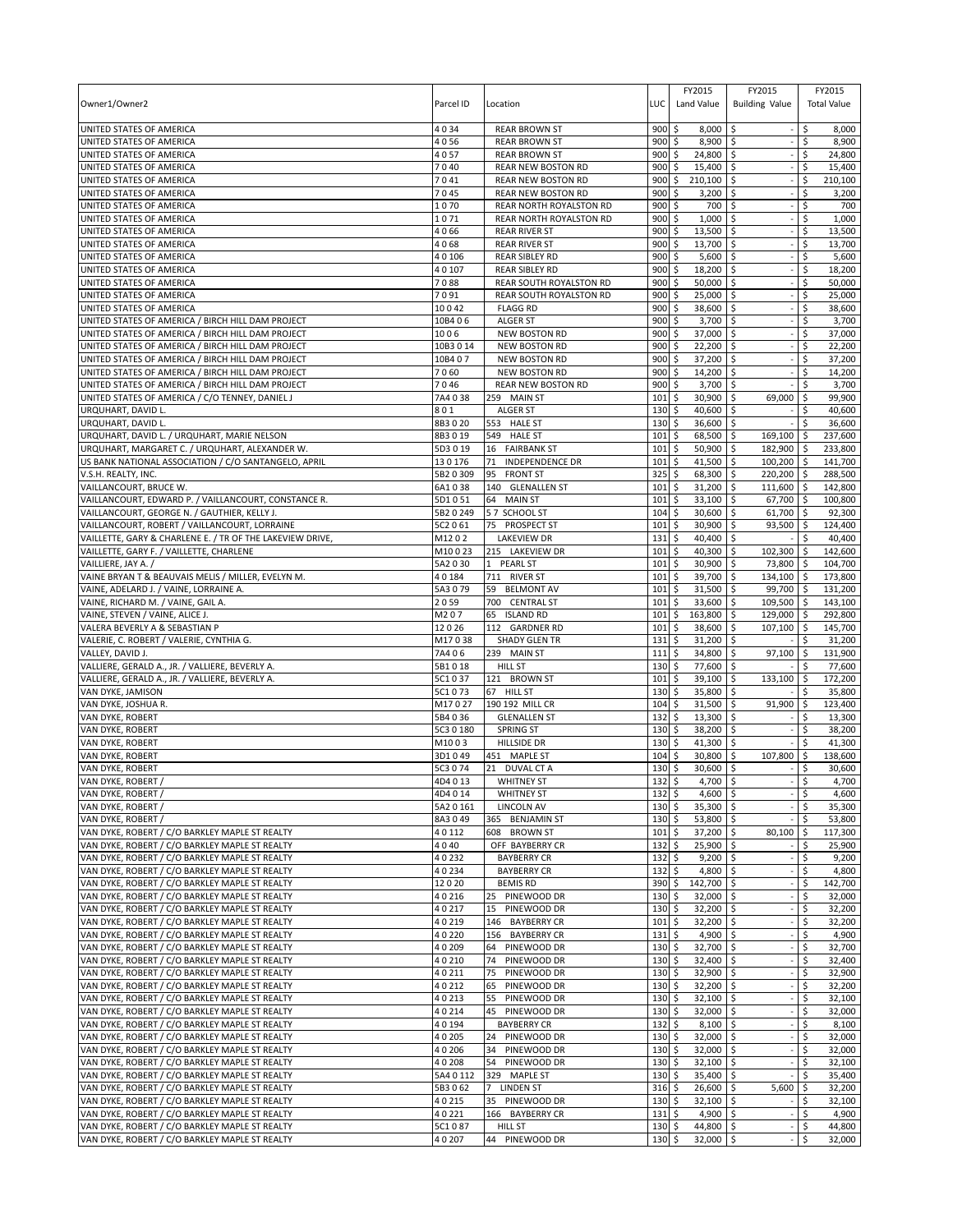| Owner1/Owner2 | Parcel ID | Location | LUC | FY2015 Land Value | FY2015 Building Value | FY2015 Total Value |
|---|---|---|---|---|---|---|
| UNITED STATES OF AMERICA | 4 0 34 | REAR BROWN ST | 900 | $ 8,000 | $ - | $ 8,000 |
| UNITED STATES OF AMERICA | 4 0 56 | REAR BROWN ST | 900 | $ 8,900 | $ - | $ 8,900 |
| UNITED STATES OF AMERICA | 4 0 57 | REAR BROWN ST | 900 | $ 24,800 | $ - | $ 24,800 |
| UNITED STATES OF AMERICA | 7 0 40 | REAR NEW BOSTON RD | 900 | $ 15,400 | $ - | $ 15,400 |
| UNITED STATES OF AMERICA | 7 0 41 | REAR NEW BOSTON RD | 900 | $ 210,100 | $ - | $ 210,100 |
| UNITED STATES OF AMERICA | 7 0 45 | REAR NEW BOSTON RD | 900 | $ 3,200 | $ - | $ 3,200 |
| UNITED STATES OF AMERICA | 1 0 70 | REAR NORTH ROYALSTON RD | 900 | $ 700 | $ - | $ 700 |
| UNITED STATES OF AMERICA | 1 0 71 | REAR NORTH ROYALSTON RD | 900 | $ 1,000 | $ - | $ 1,000 |
| UNITED STATES OF AMERICA | 4 0 66 | REAR RIVER ST | 900 | $ 13,500 | $ - | $ 13,500 |
| UNITED STATES OF AMERICA | 4 0 68 | REAR RIVER ST | 900 | $ 13,700 | $ - | $ 13,700 |
| UNITED STATES OF AMERICA | 4 0 106 | REAR SIBLEY RD | 900 | $ 5,600 | $ - | $ 5,600 |
| UNITED STATES OF AMERICA | 4 0 107 | REAR SIBLEY RD | 900 | $ 18,200 | $ - | $ 18,200 |
| UNITED STATES OF AMERICA | 7 0 88 | REAR SOUTH ROYALSTON RD | 900 | $ 50,000 | $ - | $ 50,000 |
| UNITED STATES OF AMERICA | 7 0 91 | REAR SOUTH ROYALSTON RD | 900 | $ 25,000 | $ - | $ 25,000 |
| UNITED STATES OF AMERICA | 10 0 42 | FLAGG RD | 900 | $ 38,600 | $ - | $ 38,600 |
| UNITED STATES OF AMERICA / BIRCH HILL DAM PROJECT | 10B4 0 6 | ALGER ST | 900 | $ 3,700 | $ - | $ 3,700 |
| UNITED STATES OF AMERICA / BIRCH HILL DAM PROJECT | 10 0 6 | NEW BOSTON RD | 900 | $ 37,000 | $ - | $ 37,000 |
| UNITED STATES OF AMERICA / BIRCH HILL DAM PROJECT | 10B3 0 14 | NEW BOSTON RD | 900 | $ 22,200 | $ - | $ 22,200 |
| UNITED STATES OF AMERICA / BIRCH HILL DAM PROJECT | 10B4 0 7 | NEW BOSTON RD | 900 | $ 37,200 | $ - | $ 37,200 |
| UNITED STATES OF AMERICA / BIRCH HILL DAM PROJECT | 7 0 60 | NEW BOSTON RD | 900 | $ 14,200 | $ - | $ 14,200 |
| UNITED STATES OF AMERICA / BIRCH HILL DAM PROJECT | 7 0 46 | REAR NEW BOSTON RD | 900 | $ 3,700 | $ - | $ 3,700 |
| UNITED STATES OF AMERICA / C/O TENNEY, DANIEL J | 7A4 0 38 | 259 MAIN ST | 101 | $ 30,900 | $ 69,000 | $ 99,900 |
| URQUHART, DAVID L. | 8 0 1 | ALGER ST | 130 | $ 40,600 | $ - | $ 40,600 |
| URQUHART, DAVID L. | 8B3 0 20 | 553 HALE ST | 130 | $ 36,600 | $ - | $ 36,600 |
| URQUHART, DAVID L. / URQUHART, MARIE NELSON | 8B3 0 19 | 549 HALE ST | 101 | $ 68,500 | $ 169,100 | $ 237,600 |
| URQUHART, MARGARET C. / URQUHART, ALEXANDER W. | 5D3 0 19 | 16 FAIRBANK ST | 101 | $ 50,900 | $ 182,900 | $ 233,800 |
| US BANK NATIONAL ASSOCIATION / C/O SANTANGELO, APRIL | 13 0 176 | 71 INDEPENDENCE DR | 101 | $ 41,500 | $ 100,200 | $ 141,700 |
| V.S.H. REALTY, INC. | 5B2 0 309 | 95 FRONT ST | 325 | $ 68,300 | $ 220,200 | $ 288,500 |
| VAILLANCOURT, BRUCE W. | 6A1 0 38 | 140 GLENALLEN ST | 101 | $ 31,200 | $ 111,600 | $ 142,800 |
| VAILLANCOURT, EDWARD P. / VAILLANCOURT, CONSTANCE R. | 5D1 0 51 | 64 MAIN ST | 101 | $ 33,100 | $ 67,700 | $ 100,800 |
| VAILLANCOURT, GEORGE N. / GAUTHIER, KELLY J. | 5B2 0 249 | 5 7 SCHOOL ST | 104 | $ 30,600 | $ 61,700 | $ 92,300 |
| VAILLANCOURT, ROBERT / VAILLANCOURT, LORRAINE | 5C2 0 61 | 75 PROSPECT ST | 101 | $ 30,900 | $ 93,500 | $ 124,400 |
| VAILLETTE, GARY & CHARLENE E. / TR OF THE LAKEVIEW DRIVE, | M12 0 2 | LAKEVIEW DR | 131 | $ 40,400 | $ - | $ 40,400 |
| VAILLETTE, GARY F. / VAILLETTE, CHARLENE | M10 0 23 | 215 LAKEVIEW DR | 101 | $ 40,300 | $ 102,300 | $ 142,600 |
| VAILLIERE, JAY A. / | 5A2 0 30 | 1 PEARL ST | 101 | $ 30,900 | $ 73,800 | $ 104,700 |
| VAINE BRYAN T & BEAUVAIS MELIS / MILLER, EVELYN M. | 4 0 184 | 711 RIVER ST | 101 | $ 39,700 | $ 134,100 | $ 173,800 |
| VAINE, ADELARD J. / VAINE, LORRAINE A. | 5A3 0 79 | 59 BELMONT AV | 101 | $ 31,500 | $ 99,700 | $ 131,200 |
| VAINE, RICHARD M. / VAINE, GAIL A. | 2 0 59 | 700 CENTRAL ST | 101 | $ 33,600 | $ 109,500 | $ 143,100 |
| VAINE, STEVEN / VAINE, ALICE J. | M2 0 7 | 65 ISLAND RD | 101 | $ 163,800 | $ 129,000 | $ 292,800 |
| VALERA BEVERLY A & SEBASTIAN P | 12 0 26 | 112 GARDNER RD | 101 | $ 38,600 | $ 107,100 | $ 145,700 |
| VALERIE, C. ROBERT / VALERIE, CYNTHIA G. | M17 0 38 | SHADY GLEN TR | 131 | $ 31,200 | $ - | $ 31,200 |
| VALLEY, DAVID J. | 7A4 0 6 | 239 MAIN ST | 111 | $ 34,800 | $ 97,100 | $ 131,900 |
| VALLIERE, GERALD A., JR. / VALLIERE, BEVERLY A. | 5B1 0 18 | HILL ST | 130 | $ 77,600 | $ - | $ 77,600 |
| VALLIERE, GERALD A., JR. / VALLIERE, BEVERLY A. | 5C1 0 37 | 121 BROWN ST | 101 | $ 39,100 | $ 133,100 | $ 172,200 |
| VAN DYKE, JAMISON | 5C1 0 73 | 67 HILL ST | 130 | $ 35,800 | $ - | $ 35,800 |
| VAN DYKE, JOSHUA R. | M17 0 27 | 190 192 MILL CR | 104 | $ 31,500 | $ 91,900 | $ 123,400 |
| VAN DYKE, ROBERT | 5B4 0 36 | GLENALLEN ST | 132 | $ 13,300 | $ - | $ 13,300 |
| VAN DYKE, ROBERT | 5C3 0 180 | SPRING ST | 130 | $ 38,200 | $ - | $ 38,200 |
| VAN DYKE, ROBERT | M10 0 3 | HILLSIDE DR | 130 | $ 41,300 | $ - | $ 41,300 |
| VAN DYKE, ROBERT | 3D1 0 49 | 451 MAPLE ST | 104 | $ 30,800 | $ 107,800 | $ 138,600 |
| VAN DYKE, ROBERT | 5C3 0 74 | 21 DUVAL CT A | 130 | $ 30,600 | $ - | $ 30,600 |
| VAN DYKE, ROBERT / | 4D4 0 13 | WHITNEY ST | 132 | $ 4,700 | $ - | $ 4,700 |
| VAN DYKE, ROBERT / | 4D4 0 14 | WHITNEY ST | 132 | $ 4,600 | $ - | $ 4,600 |
| VAN DYKE, ROBERT / | 5A2 0 161 | LINCOLN AV | 130 | $ 35,300 | $ - | $ 35,300 |
| VAN DYKE, ROBERT / | 8A3 0 49 | 365 BENJAMIN ST | 130 | $ 53,800 | $ - | $ 53,800 |
| VAN DYKE, ROBERT / C/O BARKLEY MAPLE ST REALTY | 4 0 112 | 608 BROWN ST | 101 | $ 37,200 | $ 80,100 | $ 117,300 |
| VAN DYKE, ROBERT / C/O BARKLEY MAPLE ST REALTY | 4 0 40 | OFF BAYBERRY CR | 132 | $ 25,900 | $ - | $ 25,900 |
| VAN DYKE, ROBERT / C/O BARKLEY MAPLE ST REALTY | 4 0 232 | BAYBERRY CR | 132 | $ 9,200 | $ - | $ 9,200 |
| VAN DYKE, ROBERT / C/O BARKLEY MAPLE ST REALTY | 4 0 234 | BAYBERRY CR | 132 | $ 4,800 | $ - | $ 4,800 |
| VAN DYKE, ROBERT / C/O BARKLEY MAPLE ST REALTY | 12 0 20 | BEMIS RD | 390 | $ 142,700 | $ - | $ 142,700 |
| VAN DYKE, ROBERT / C/O BARKLEY MAPLE ST REALTY | 4 0 216 | 25 PINEWOOD DR | 130 | $ 32,000 | $ - | $ 32,000 |
| VAN DYKE, ROBERT / C/O BARKLEY MAPLE ST REALTY | 4 0 217 | 15 PINEWOOD DR | 130 | $ 32,200 | $ - | $ 32,200 |
| VAN DYKE, ROBERT / C/O BARKLEY MAPLE ST REALTY | 4 0 219 | 146 BAYBERRY CR | 101 | $ 32,200 | $ - | $ 32,200 |
| VAN DYKE, ROBERT / C/O BARKLEY MAPLE ST REALTY | 4 0 220 | 156 BAYBERRY CR | 131 | $ 4,900 | $ - | $ 4,900 |
| VAN DYKE, ROBERT / C/O BARKLEY MAPLE ST REALTY | 4 0 209 | 64 PINEWOOD DR | 130 | $ 32,700 | $ - | $ 32,700 |
| VAN DYKE, ROBERT / C/O BARKLEY MAPLE ST REALTY | 4 0 210 | 74 PINEWOOD DR | 130 | $ 32,400 | $ - | $ 32,400 |
| VAN DYKE, ROBERT / C/O BARKLEY MAPLE ST REALTY | 4 0 211 | 75 PINEWOOD DR | 130 | $ 32,900 | $ - | $ 32,900 |
| VAN DYKE, ROBERT / C/O BARKLEY MAPLE ST REALTY | 4 0 212 | 65 PINEWOOD DR | 130 | $ 32,200 | $ - | $ 32,200 |
| VAN DYKE, ROBERT / C/O BARKLEY MAPLE ST REALTY | 4 0 213 | 55 PINEWOOD DR | 130 | $ 32,100 | $ - | $ 32,100 |
| VAN DYKE, ROBERT / C/O BARKLEY MAPLE ST REALTY | 4 0 214 | 45 PINEWOOD DR | 130 | $ 32,000 | $ - | $ 32,000 |
| VAN DYKE, ROBERT / C/O BARKLEY MAPLE ST REALTY | 4 0 194 | BAYBERRY CR | 132 | $ 8,100 | $ - | $ 8,100 |
| VAN DYKE, ROBERT / C/O BARKLEY MAPLE ST REALTY | 4 0 205 | 24 PINEWOOD DR | 130 | $ 32,000 | $ - | $ 32,000 |
| VAN DYKE, ROBERT / C/O BARKLEY MAPLE ST REALTY | 4 0 206 | 34 PINEWOOD DR | 130 | $ 32,000 | $ - | $ 32,000 |
| VAN DYKE, ROBERT / C/O BARKLEY MAPLE ST REALTY | 4 0 208 | 54 PINEWOOD DR | 130 | $ 32,100 | $ - | $ 32,100 |
| VAN DYKE, ROBERT / C/O BARKLEY MAPLE ST REALTY | 5A4 0 112 | 329 MAPLE ST | 130 | $ 35,400 | $ - | $ 35,400 |
| VAN DYKE, ROBERT / C/O BARKLEY MAPLE ST REALTY | 5B3 0 62 | 7 LINDEN ST | 316 | $ 26,600 | $ 5,600 | $ 32,200 |
| VAN DYKE, ROBERT / C/O BARKLEY MAPLE ST REALTY | 4 0 215 | 35 PINEWOOD DR | 130 | $ 32,100 | $ - | $ 32,100 |
| VAN DYKE, ROBERT / C/O BARKLEY MAPLE ST REALTY | 4 0 221 | 166 BAYBERRY CR | 131 | $ 4,900 | $ - | $ 4,900 |
| VAN DYKE, ROBERT / C/O BARKLEY MAPLE ST REALTY | 5C1 0 87 | HILL ST | 130 | $ 44,800 | $ - | $ 44,800 |
| VAN DYKE, ROBERT / C/O BARKLEY MAPLE ST REALTY | 4 0 207 | 44 PINEWOOD DR | 130 | $ 32,000 | $ - | $ 32,000 |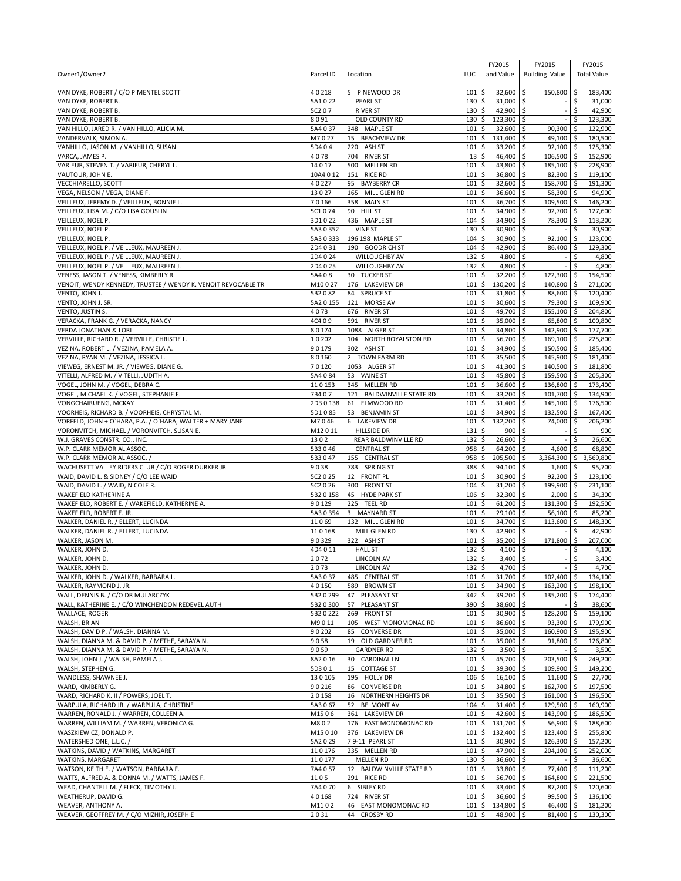| Owner1/Owner2 | Parcel ID | Location | LUC | FY2015 Land Value | FY2015 Building Value | FY2015 Total Value |
|---|---|---|---|---|---|---|
| VAN DYKE, ROBERT / C/O PIMENTEL SCOTT | 4 0 218 | 5 PINEWOOD DR | 101 | $ 32,600 | $ 150,800 | $ 183,400 |
| VAN DYKE, ROBERT B. | 5A1 0 22 | PEARL ST | 130 | $ 31,000 | $ - | $ 31,000 |
| VAN DYKE, ROBERT B. | 5C2 0 7 | RIVER ST | 130 | $ 42,900 | $ - | $ 42,900 |
| VAN DYKE, ROBERT B. | 8 0 91 | OLD COUNTY RD | 130 | $ 123,300 | $ - | $ 123,300 |
| VAN HILLO, JARED R. / VAN HILLO, ALICIA M. | 5A4 0 37 | 348 MAPLE ST | 101 | $ 32,600 | $ 90,300 | $ 122,900 |
| VANDERVALK, SIMON A. | M7 0 27 | 15 BEACHVIEW DR | 101 | $ 131,400 | $ 49,100 | $ 180,500 |
| VANHILLO, JASON M. / VANHILLO, SUSAN | 5D4 0 4 | 220 ASH ST | 101 | $ 33,200 | $ 92,100 | $ 125,300 |
| VARCA, JAMES P. | 4 0 78 | 704 RIVER ST | 13 | $ 46,400 | $ 106,500 | $ 152,900 |
| VARIEUR, STEVEN T. / VARIEUR, CHERYL L. | 14 0 17 | 500 MELLEN RD | 101 | $ 43,800 | $ 185,100 | $ 228,900 |
| VAUTOUR, JOHN E. | 10A4 0 12 | 151 RICE RD | 101 | $ 36,800 | $ 82,300 | $ 119,100 |
| VECCHIARELLO, SCOTT | 4 0 227 | 95 BAYBERRY CR | 101 | $ 32,600 | $ 158,700 | $ 191,300 |
| VEGA, NELSON / VEGA, DIANE F. | 13 0 27 | 165 MILL GLEN RD | 101 | $ 36,600 | $ 58,300 | $ 94,900 |
| VEILLEUX, JEREMY D. / VEILLEUX, BONNIE L. | 7 0 166 | 358 MAIN ST | 101 | $ 36,700 | $ 109,500 | $ 146,200 |
| VEILLEUX, LISA M. / C/O LISA GOUSLIN | 5C1 0 74 | 90 HILL ST | 101 | $ 34,900 | $ 92,700 | $ 127,600 |
| VEILLEUX, NOEL P. | 3D1 0 22 | 436 MAPLE ST | 104 | $ 34,900 | $ 78,300 | $ 113,200 |
| VEILLEUX, NOEL P. | 5A3 0 352 | VINE ST | 130 | $ 30,900 | $ - | $ 30,900 |
| VEILLEUX, NOEL P. | 5A3 0 333 | 196 198 MAPLE ST | 104 | $ 30,900 | $ 92,100 | $ 123,000 |
| VEILLEUX, NOEL P. / VEILLEUX, MAUREEN J. | 2D4 0 31 | 190 GOODRICH ST | 104 | $ 42,900 | $ 86,400 | $ 129,300 |
| VEILLEUX, NOEL P. / VEILLEUX, MAUREEN J. | 2D4 0 24 | WILLOUGHBY AV | 132 | $ 4,800 | $ - | $ 4,800 |
| VEILLEUX, NOEL P. / VEILLEUX, MAUREEN J. | 2D4 0 25 | WILLOUGHBY AV | 132 | $ 4,800 | $ - | $ 4,800 |
| VENESS, JASON T. / VENESS, KIMBERLY R. | 5A4 0 8 | 30 TUCKER ST | 101 | $ 32,200 | $ 122,300 | $ 154,500 |
| VENOIT, WENDY KENNEDY, TRUSTEE / WENDY K. VENOIT REVOCABLE TR | M10 0 27 | 176 LAKEVIEW DR | 101 | $ 130,200 | $ 140,800 | $ 271,000 |
| VENTO, JOHN J. | 5B2 0 82 | 84 SPRUCE ST | 101 | $ 31,800 | $ 88,600 | $ 120,400 |
| VENTO, JOHN J. SR. | 5A2 0 155 | 121 MORSE AV | 101 | $ 30,600 | $ 79,300 | $ 109,900 |
| VENTO, JUSTIN S. | 4 0 73 | 676 RIVER ST | 101 | $ 49,700 | $ 155,100 | $ 204,800 |
| VERACKA, FRANK G. / VERACKA, NANCY | 4C4 0 9 | 591 RIVER ST | 101 | $ 35,000 | $ 65,800 | $ 100,800 |
| VERDA JONATHAN & LORI | 8 0 174 | 1088 ALGER ST | 101 | $ 34,800 | $ 142,900 | $ 177,700 |
| VERVILLE, RICHARD R. / VERVILLE, CHRISTIE L. | 1 0 202 | 104 NORTH ROYALSTON RD | 101 | $ 56,700 | $ 169,100 | $ 225,800 |
| VEZINA, ROBERT L. / VEZINA, PAMELA A. | 9 0 179 | 302 ASH ST | 101 | $ 34,900 | $ 150,500 | $ 185,400 |
| VEZINA, RYAN M. / VEZINA, JESSICA L. | 8 0 160 | 2 TOWN FARM RD | 101 | $ 35,500 | $ 145,900 | $ 181,400 |
| VIEWEG, ERNEST M. JR. / VIEWEG, DIANE G. | 7 0 120 | 1053 ALGER ST | 101 | $ 41,300 | $ 140,500 | $ 181,800 |
| VITELLI, ALFRED M. / VITELLI, JUDITH A. | 5A4 0 84 | 53 VAINE ST | 101 | $ 45,800 | $ 159,500 | $ 205,300 |
| VOGEL, JOHN M. / VOGEL, DEBRA C. | 11 0 153 | 345 MELLEN RD | 101 | $ 36,600 | $ 136,800 | $ 173,400 |
| VOGEL, MICHAEL K. / VOGEL, STEPHANIE E. | 7B4 0 7 | 121 BALDWINVILLE STATE RD | 101 | $ 33,200 | $ 101,700 | $ 134,900 |
| VONGCHAIRUENG, MCKAY | 2D3 0 138 | 61 ELMWOOD RD | 101 | $ 31,400 | $ 145,100 | $ 176,500 |
| VOORHEIS, RICHARD B. / VOORHEIS, CHRYSTAL M. | 5D1 0 85 | 53 BENJAMIN ST | 101 | $ 34,900 | $ 132,500 | $ 167,400 |
| VORFELD, JOHN + O`HARA, P.A. / O`HARA, WALTER + MARY JANE | M7 0 46 | 6 LAKEVIEW DR | 101 | $ 132,200 | $ 74,000 | $ 206,200 |
| VORONVITCH, MICHAEL / VORONVITCH, SUSAN E. | M12 0 11 | HILLSIDE DR | 131 | $ 900 | $ - | $ 900 |
| W.J. GRAVES CONSTR. CO., INC. | 13 0 2 | REAR BALDWINVILLE RD | 132 | $ 26,600 | $ - | $ 26,600 |
| W.P. CLARK MEMORIAL ASSOC. | 5B3 0 46 | CENTRAL ST | 958 | $ 64,200 | $ 4,600 | $ 68,800 |
| W.P. CLARK MEMORIAL ASSOC. / | 5B3 0 47 | 155 CENTRAL ST | 958 | $ 205,500 | $ 3,364,300 | $ 3,569,800 |
| WACHUSETT VALLEY RIDERS CLUB / C/O ROGER DURKER JR | 9 0 38 | 783 SPRING ST | 388 | $ 94,100 | $ 1,600 | $ 95,700 |
| WAID, DAVID L. & SIDNEY / C/O LEE WAID | 5C2 0 25 | 12 FRONT PL | 101 | $ 30,900 | $ 92,200 | $ 123,100 |
| WAID, DAVID L. / WAID, NICOLE R. | 5C2 0 26 | 300 FRONT ST | 104 | $ 31,200 | $ 199,900 | $ 231,100 |
| WAKEFIELD KATHERINE A | 5B2 0 158 | 45 HYDE PARK ST | 106 | $ 32,300 | $ 2,000 | $ 34,300 |
| WAKEFIELD, ROBERT E. / WAKEFIELD, KATHERINE A. | 9 0 129 | 225 TEEL RD | 101 | $ 61,200 | $ 131,300 | $ 192,500 |
| WAKEFIELD, ROBERT E. JR. | 5A3 0 354 | 3 MAYNARD ST | 101 | $ 29,100 | $ 56,100 | $ 85,200 |
| WALKER, DANIEL R. / ELLERT, LUCINDA | 11 0 69 | 132 MILL GLEN RD | 101 | $ 34,700 | $ 113,600 | $ 148,300 |
| WALKER, DANIEL R. / ELLERT, LUCINDA | 11 0 168 | MILL GLEN RD | 130 | $ 42,900 | $ - | $ 42,900 |
| WALKER, JASON M. | 9 0 329 | 322 ASH ST | 101 | $ 35,200 | $ 171,800 | $ 207,000 |
| WALKER, JOHN D. | 4D4 0 11 | HALL ST | 132 | $ 4,100 | $ - | $ 4,100 |
| WALKER, JOHN D. | 2 0 72 | LINCOLN AV | 132 | $ 3,400 | $ - | $ 3,400 |
| WALKER, JOHN D. | 2 0 73 | LINCOLN AV | 132 | $ 4,700 | $ - | $ 4,700 |
| WALKER, JOHN D. / WALKER, BARBARA L. | 5A3 0 37 | 485 CENTRAL ST | 101 | $ 31,700 | $ 102,400 | $ 134,100 |
| WALKER, RAYMOND J. JR. | 4 0 150 | 589 BROWN ST | 101 | $ 34,900 | $ 163,200 | $ 198,100 |
| WALL, DENNIS B. / C/O DR MULARCZYK | 5B2 0 299 | 47 PLEASANT ST | 342 | $ 39,200 | $ 135,200 | $ 174,400 |
| WALL, KATHERINE E. / C/O WINCHENDON REDEVEL AUTH | 5B2 0 300 | 57 PLEASANT ST | 390 | $ 38,600 | $ - | $ 38,600 |
| WALLACE, ROGER | 5B2 0 222 | 269 FRONT ST | 101 | $ 30,900 | $ 128,200 | $ 159,100 |
| WALSH, BRIAN | M9 0 11 | 105 WEST MONOMONAC RD | 101 | $ 86,600 | $ 93,300 | $ 179,900 |
| WALSH, DAVID P. / WALSH, DIANNA M. | 9 0 202 | 85 CONVERSE DR | 101 | $ 35,000 | $ 160,900 | $ 195,900 |
| WALSH, DIANNA M. & DAVID P. / METHE, SARAYA N. | 9 0 58 | 19 OLD GARDNER RD | 101 | $ 35,000 | $ 91,800 | $ 126,800 |
| WALSH, DIANNA M. & DAVID P. / METHE, SARAYA N. | 9 0 59 | GARDNER RD | 132 | $ 3,500 | $ - | $ 3,500 |
| WALSH, JOHN J. / WALSH, PAMELA J. | 8A2 0 16 | 30 CARDINAL LN | 101 | $ 45,700 | $ 203,500 | $ 249,200 |
| WALSH, STEPHEN G. | 5D3 0 1 | 15 COTTAGE ST | 101 | $ 39,300 | $ 109,900 | $ 149,200 |
| WANDLESS, SHAWNEE J. | 13 0 105 | 195 HOLLY DR | 106 | $ 16,100 | $ 11,600 | $ 27,700 |
| WARD, KIMBERLY G. | 9 0 216 | 86 CONVERSE DR | 101 | $ 34,800 | $ 162,700 | $ 197,500 |
| WARD, RICHARD K. II / POWERS, JOEL T. | 2 0 158 | 16 NORTHERN HEIGHTS DR | 101 | $ 35,500 | $ 161,000 | $ 196,500 |
| WARPULA, RICHARD JR. / WARPULA, CHRISTINE | 5A3 0 67 | 52 BELMONT AV | 104 | $ 31,400 | $ 129,500 | $ 160,900 |
| WARREN, RONALD J. / WARREN, COLLEEN A. | M15 0 6 | 361 LAKEVIEW DR | 101 | $ 42,600 | $ 143,900 | $ 186,500 |
| WARREN, WILLIAM M. / WARREN, VERONICA G. | M8 0 2 | 176 EAST MONOMONAC RD | 101 | $ 131,700 | $ 56,900 | $ 188,600 |
| WASZKIEWICZ, DONALD P. | M15 0 10 | 376 LAKEVIEW DR | 101 | $ 132,400 | $ 123,400 | $ 255,800 |
| WATERSHED ONE, L.L.C. / | 5A2 0 29 | 7 9-11 PEARL ST | 111 | $ 30,900 | $ 126,300 | $ 157,200 |
| WATKINS, DAVID / WATKINS, MARGARET | 11 0 176 | 235 MELLEN RD | 101 | $ 47,900 | $ 204,100 | $ 252,000 |
| WATKINS, MARGARET | 11 0 177 | MELLEN RD | 130 | $ 36,600 | $ - | $ 36,600 |
| WATSON, KEITH E. / WATSON, BARBARA F. | 7A4 0 57 | 12 BALDWINVILLE STATE RD | 101 | $ 33,800 | $ 77,400 | $ 111,200 |
| WATTS, ALFRED A. & DONNA M. / WATTS, JAMES F. | 11 0 5 | 291 RICE RD | 101 | $ 56,700 | $ 164,800 | $ 221,500 |
| WEAD, CHANTELL M. / FLECK, TIMOTHY J. | 7A4 0 70 | 6 SIBLEY RD | 101 | $ 33,400 | $ 87,200 | $ 120,600 |
| WEATHERUP, DAVID G. | 4 0 168 | 724 RIVER ST | 101 | $ 36,600 | $ 99,500 | $ 136,100 |
| WEAVER, ANTHONY A. | M11 0 2 | 46 EAST MONOMONAC RD | 101 | $ 134,800 | $ 46,400 | $ 181,200 |
| WEAVER, GEOFFREY M. / C/O MIZHIR, JOSEPH E | 2 0 31 | 44 CROSBY RD | 101 | $ 48,900 | $ 81,400 | $ 130,300 |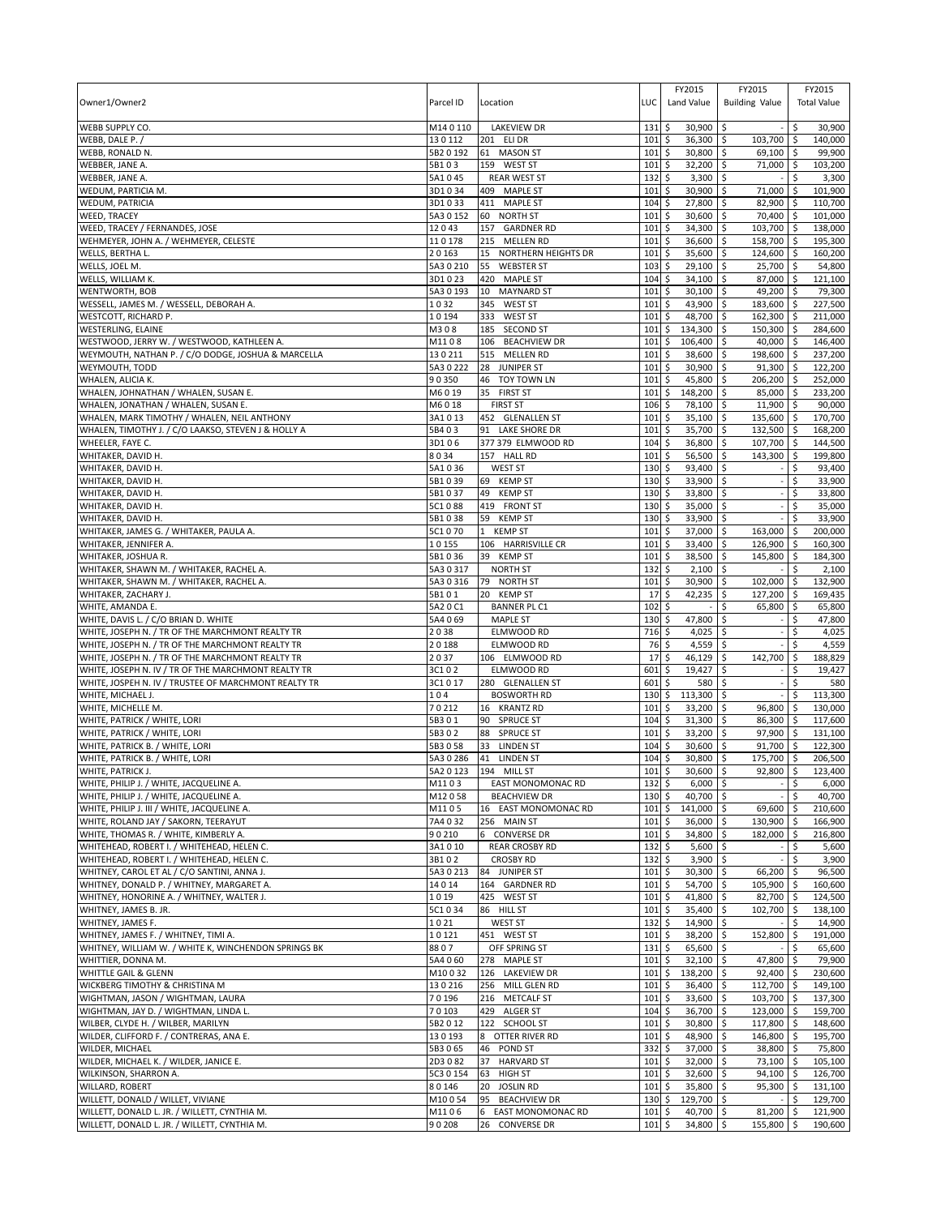| Owner1/Owner2 | Parcel ID | Location | LUC | FY2015 Land Value | FY2015 Building Value | FY2015 Total Value |
|---|---|---|---|---|---|---|
| WEBB SUPPLY CO. | M14 0 110 | LAKEVIEW DR | 131 | $ 30,900 | $ - | $ 30,900 |
| WEBB, DALE P. / | 13 0 112 | 201 ELI DR | 101 | $ 36,300 | $ 103,700 | $ 140,000 |
| WEBB, RONALD N. | 5B2 0 192 | 61 MASON ST | 101 | $ 30,800 | $ 69,100 | $ 99,900 |
| WEBBER, JANE A. | 5B1 0 3 | 159 WEST ST | 101 | $ 32,200 | $ 71,000 | $ 103,200 |
| WEBBER, JANE A. | 5A1 0 45 | REAR WEST ST | 132 | $ 3,300 | $ - | $ 3,300 |
| WEDUM, PARTICIA M. | 3D1 0 34 | 409 MAPLE ST | 101 | $ 30,900 | $ 71,000 | $ 101,900 |
| WEDUM, PATRICIA | 3D1 0 33 | 411 MAPLE ST | 104 | $ 27,800 | $ 82,900 | $ 110,700 |
| WEED, TRACEY | 5A3 0 152 | 60 NORTH ST | 101 | $ 30,600 | $ 70,400 | $ 101,000 |
| WEED, TRACEY / FERNANDES, JOSE | 12 0 43 | 157 GARDNER RD | 101 | $ 34,300 | $ 103,700 | $ 138,000 |
| WEHMEYER, JOHN A. / WEHMEYER, CELESTE | 11 0 178 | 215 MELLEN RD | 101 | $ 36,600 | $ 158,700 | $ 195,300 |
| WELLS, BERTHA L. | 2 0 163 | 15 NORTHERN HEIGHTS DR | 101 | $ 35,600 | $ 124,600 | $ 160,200 |
| WELLS, JOEL M. | 5A3 0 210 | 55 WEBSTER ST | 103 | $ 29,100 | $ 25,700 | $ 54,800 |
| WELLS, WILLIAM K. | 3D1 0 23 | 420 MAPLE ST | 104 | $ 34,100 | $ 87,000 | $ 121,100 |
| WENTWORTH, BOB | 5A3 0 193 | 10 MAYNARD ST | 101 | $ 30,100 | $ 49,200 | $ 79,300 |
| WESSELL, JAMES M. / WESSELL, DEBORAH A. | 1 0 32 | 345 WEST ST | 101 | $ 43,900 | $ 183,600 | $ 227,500 |
| WESTCOTT, RICHARD P. | 1 0 194 | 333 WEST ST | 101 | $ 48,700 | $ 162,300 | $ 211,000 |
| WESTERLING, ELAINE | M3 0 8 | 185 SECOND ST | 101 | $ 134,300 | $ 150,300 | $ 284,600 |
| WESTWOOD, JERRY W. / WESTWOOD, KATHLEEN A. | M11 0 8 | 106 BEACHVIEW DR | 101 | $ 106,400 | $ 40,000 | $ 146,400 |
| WEYMOUTH, NATHAN P. / C/O DODGE, JOSHUA & MARCELLA | 13 0 211 | 515 MELLEN RD | 101 | $ 38,600 | $ 198,600 | $ 237,200 |
| WEYMOUTH, TODD | 5A3 0 222 | 28 JUNIPER ST | 101 | $ 30,900 | $ 91,300 | $ 122,200 |
| WHALEN, ALICIA K. | 9 0 350 | 46 TOY TOWN LN | 101 | $ 45,800 | $ 206,200 | $ 252,000 |
| WHALEN, JOHNATHAN / WHALEN, SUSAN E. | M6 0 19 | 35 FIRST ST | 101 | $ 148,200 | $ 85,000 | $ 233,200 |
| WHALEN, JONATHAN / WHALEN, SUSAN E. | M6 0 18 | FIRST ST | 106 | $ 78,100 | $ 11,900 | $ 90,000 |
| WHALEN, MARK TIMOTHY / WHALEN, NEIL ANTHONY | 3A1 0 13 | 452 GLENALLEN ST | 101 | $ 35,100 | $ 135,600 | $ 170,700 |
| WHALEN, TIMOTHY J. / C/O LAAKSO, STEVEN J & HOLLY A | 5B4 0 3 | 91 LAKE SHORE DR | 101 | $ 35,700 | $ 132,500 | $ 168,200 |
| WHEELER, FAYE C. | 3D1 0 6 | 377 379 ELMWOOD RD | 104 | $ 36,800 | $ 107,700 | $ 144,500 |
| WHITAKER, DAVID H. | 8 0 34 | 157 HALL RD | 101 | $ 56,500 | $ 143,300 | $ 199,800 |
| WHITAKER, DAVID H. | 5A1 0 36 | WEST ST | 130 | $ 93,400 | $ - | $ 93,400 |
| WHITAKER, DAVID H. | 5B1 0 39 | 69 KEMP ST | 130 | $ 33,900 | $ - | $ 33,900 |
| WHITAKER, DAVID H. | 5B1 0 37 | 49 KEMP ST | 130 | $ 33,800 | $ - | $ 33,800 |
| WHITAKER, DAVID H. | 5C1 0 88 | 419 FRONT ST | 130 | $ 35,000 | $ - | $ 35,000 |
| WHITAKER, DAVID H. | 5B1 0 38 | 59 KEMP ST | 130 | $ 33,900 | $ - | $ 33,900 |
| WHITAKER, JAMES G. / WHITAKER, PAULA A. | 5C1 0 70 | 1 KEMP ST | 101 | $ 37,000 | $ 163,000 | $ 200,000 |
| WHITAKER, JENNIFER A. | 1 0 155 | 106 HARRISVILLE CR | 101 | $ 33,400 | $ 126,900 | $ 160,300 |
| WHITAKER, JOSHUA R. | 5B1 0 36 | 39 KEMP ST | 101 | $ 38,500 | $ 145,800 | $ 184,300 |
| WHITAKER, SHAWN M. / WHITAKER, RACHEL A. | 5A3 0 317 | NORTH ST | 132 | $ 2,100 | $ - | $ 2,100 |
| WHITAKER, SHAWN M. / WHITAKER, RACHEL A. | 5A3 0 316 | 79 NORTH ST | 101 | $ 30,900 | $ 102,000 | $ 132,900 |
| WHITAKER, ZACHARY J. | 5B1 0 1 | 20 KEMP ST | 17 | $ 42,235 | $ 127,200 | $ 169,435 |
| WHITE, AMANDA E. | 5A2 0 C1 | BANNER PL C1 | 102 | $ - | $ 65,800 | $ 65,800 |
| WHITE, DAVIS L. / C/O BRIAN D. WHITE | 5A4 0 69 | MAPLE ST | 130 | $ 47,800 | $ - | $ 47,800 |
| WHITE, JOSEPH N. / TR OF THE MARCHMONT REALTY TR | 2 0 38 | ELMWOOD RD | 716 | $ 4,025 | $ - | $ 4,025 |
| WHITE, JOSEPH N. / TR OF THE MARCHMONT REALTY TR | 2 0 188 | ELMWOOD RD | 76 | $ 4,559 | $ - | $ 4,559 |
| WHITE, JOSEPH N. / TR OF THE MARCHMONT REALTY TR | 2 0 37 | 106 ELMWOOD RD | 17 | $ 46,129 | $ 142,700 | $ 188,829 |
| WHITE, JOSEPH N. IV / TR OF THE MARCHMONT REALTY TR | 3C1 0 2 | ELMWOOD RD | 601 | $ 19,427 | $ - | $ 19,427 |
| WHITE, JOSPEH N. IV / TRUSTEE OF MARCHMONT REALTY TR | 3C1 0 17 | 280 GLENALLEN ST | 601 | $ 580 | $ - | $ 580 |
| WHITE, MICHAEL J. | 1 0 4 | BOSWORTH RD | 130 | $ 113,300 | $ - | $ 113,300 |
| WHITE, MICHELLE M. | 7 0 212 | 16 KRANTZ RD | 101 | $ 33,200 | $ 96,800 | $ 130,000 |
| WHITE, PATRICK / WHITE, LORI | 5B3 0 1 | 90 SPRUCE ST | 104 | $ 31,300 | $ 86,300 | $ 117,600 |
| WHITE, PATRICK / WHITE, LORI | 5B3 0 2 | 88 SPRUCE ST | 101 | $ 33,200 | $ 97,900 | $ 131,100 |
| WHITE, PATRICK B. / WHITE, LORI | 5B3 0 58 | 33 LINDEN ST | 104 | $ 30,600 | $ 91,700 | $ 122,300 |
| WHITE, PATRICK B. / WHITE, LORI | 5A3 0 286 | 41 LINDEN ST | 104 | $ 30,800 | $ 175,700 | $ 206,500 |
| WHITE, PATRICK J. | 5A2 0 123 | 194 MILL ST | 101 | $ 30,600 | $ 92,800 | $ 123,400 |
| WHITE, PHILIP J. / WHITE, JACQUELINE A. | M11 0 3 | EAST MONOMONAC RD | 132 | $ 6,000 | $ - | $ 6,000 |
| WHITE, PHILIP J. / WHITE, JACQUELINE A. | M12 0 58 | BEACHVIEW DR | 130 | $ 40,700 | $ - | $ 40,700 |
| WHITE, PHILIP J. III / WHITE, JACQUELINE A. | M11 0 5 | 16 EAST MONOMONAC RD | 101 | $ 141,000 | $ 69,600 | $ 210,600 |
| WHITE, ROLAND JAY / SAKORN, TEERAYUT | 7A4 0 32 | 256 MAIN ST | 101 | $ 36,000 | $ 130,900 | $ 166,900 |
| WHITE, THOMAS R. / WHITE, KIMBERLY A. | 9 0 210 | 6 CONVERSE DR | 101 | $ 34,800 | $ 182,000 | $ 216,800 |
| WHITEHEAD, ROBERT I. / WHITEHEAD, HELEN C. | 3A1 0 10 | REAR CROSBY RD | 132 | $ 5,600 | $ - | $ 5,600 |
| WHITEHEAD, ROBERT I. / WHITEHEAD, HELEN C. | 3B1 0 2 | CROSBY RD | 132 | $ 3,900 | $ - | $ 3,900 |
| WHITNEY, CAROL ET AL / C/O SANTINI, ANNA J. | 5A3 0 213 | 84 JUNIPER ST | 101 | $ 30,300 | $ 66,200 | $ 96,500 |
| WHITNEY, DONALD P. / WHITNEY, MARGARET A. | 14 0 14 | 164 GARDNER RD | 101 | $ 54,700 | $ 105,900 | $ 160,600 |
| WHITNEY, HONORINE A. / WHITNEY, WALTER J. | 1 0 19 | 425 WEST ST | 101 | $ 41,800 | $ 82,700 | $ 124,500 |
| WHITNEY, JAMES B. JR. | 5C1 0 34 | 86 HILL ST | 101 | $ 35,400 | $ 102,700 | $ 138,100 |
| WHITNEY, JAMES F. | 1 0 21 | WEST ST | 132 | $ 14,900 | $ - | $ 14,900 |
| WHITNEY, JAMES F. / WHITNEY, TIMI A. | 1 0 121 | 451 WEST ST | 101 | $ 38,200 | $ 152,800 | $ 191,000 |
| WHITNEY, WILLIAM W. / WHITE K, WINCHENDON SPRINGS BK | 8 8 0 7 | OFF SPRING ST | 131 | $ 65,600 | $ - | $ 65,600 |
| WHITTIER, DONNA M. | 5A4 0 60 | 278 MAPLE ST | 101 | $ 32,100 | $ 47,800 | $ 79,900 |
| WHITTLE GAIL & GLENN | M10 0 32 | 126 LAKEVIEW DR | 101 | $ 138,200 | $ 92,400 | $ 230,600 |
| WICKBERG TIMOTHY & CHRISTINA M | 13 0 216 | 256 MILL GLEN RD | 101 | $ 36,400 | $ 112,700 | $ 149,100 |
| WIGHTMAN, JASON / WIGHTMAN, LAURA | 7 0 196 | 216 METCALF ST | 101 | $ 33,600 | $ 103,700 | $ 137,300 |
| WIGHTMAN, JAY D. / WIGHTMAN, LINDA L. | 7 0 103 | 429 ALGER ST | 104 | $ 36,700 | $ 123,000 | $ 159,700 |
| WILBER, CLYDE H. / WILBER, MARILYN | 5B2 0 12 | 122 SCHOOL ST | 101 | $ 30,800 | $ 117,800 | $ 148,600 |
| WILDER, CLIFFORD F. / CONTRERAS, ANA E. | 13 0 193 | 8 OTTER RIVER RD | 101 | $ 48,900 | $ 146,800 | $ 195,700 |
| WILDER, MICHAEL | 5B3 0 65 | 46 POND ST | 332 | $ 37,000 | $ 38,800 | $ 75,800 |
| WILDER, MICHAEL K. / WILDER, JANICE E. | 2D3 0 82 | 37 HARVARD ST | 101 | $ 32,000 | $ 73,100 | $ 105,100 |
| WILKINSON, SHARRON A. | 5C3 0 154 | 63 HIGH ST | 101 | $ 32,600 | $ 94,100 | $ 126,700 |
| WILLARD, ROBERT | 8 0 146 | 20 JOSLIN RD | 101 | $ 35,800 | $ 95,300 | $ 131,100 |
| WILLETT, DONALD / WILLET, VIVIANE | M10 0 54 | 95 BEACHVIEW DR | 130 | $ 129,700 | $ - | $ 129,700 |
| WILLETT, DONALD L. JR. / WILLETT, CYNTHIA M. | M11 0 6 | 6 EAST MONOMONAC RD | 101 | $ 40,700 | $ 81,200 | $ 121,900 |
| WILLETT, DONALD L. JR. / WILLETT, CYNTHIA M. | 9 0 208 | 26 CONVERSE DR | 101 | $ 34,800 | $ 155,800 | $ 190,600 |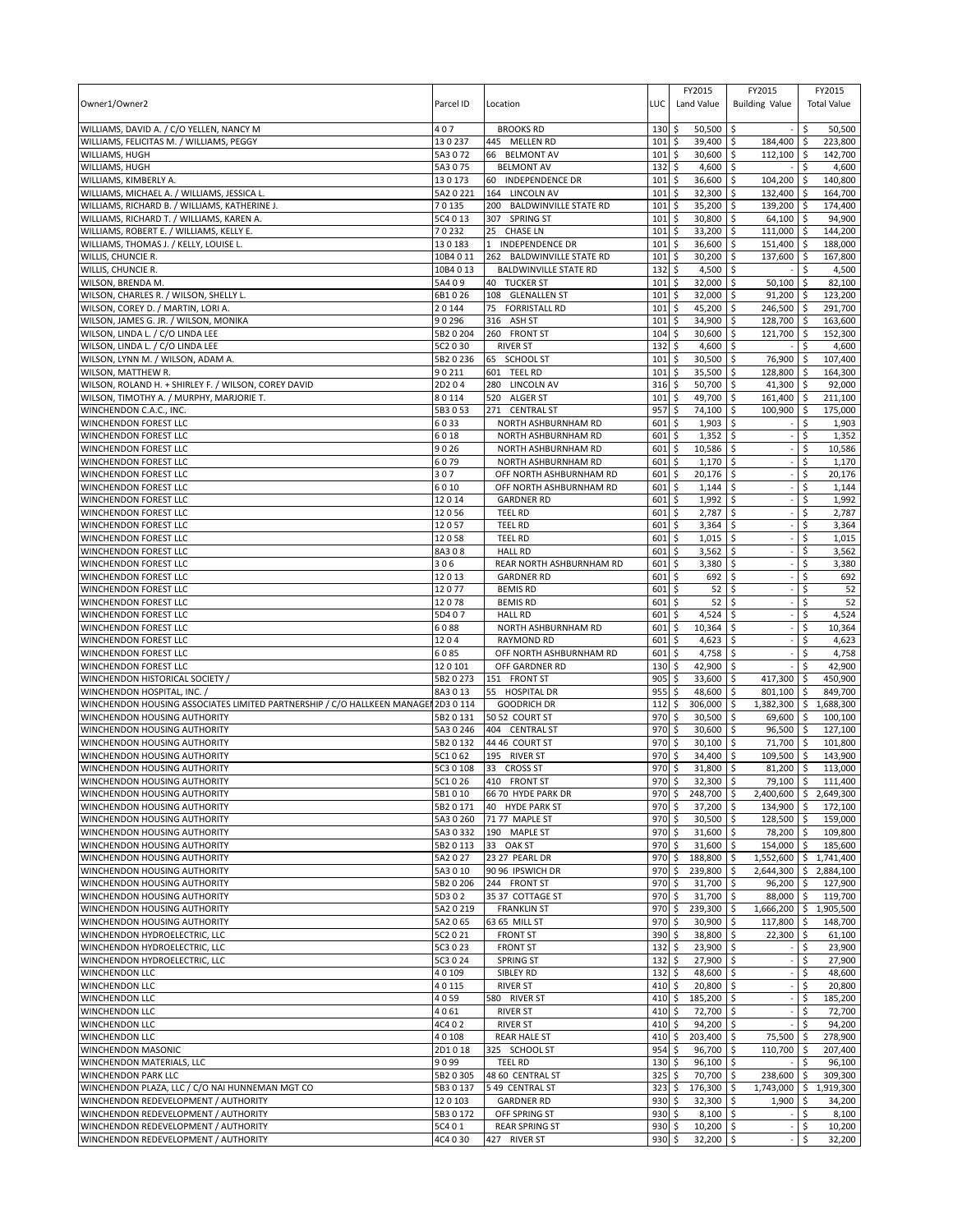| Owner1/Owner2 | Parcel ID | Location | LUC | FY2015 Land Value | FY2015 Building Value | FY2015 Total Value |
|---|---|---|---|---|---|---|
| WILLIAMS, DAVID A. / C/O YELLEN, NANCY M | 4 0 7 | BROOKS RD | 130 | $ 50,500 | $ - | $ 50,500 |
| WILLIAMS, FELICITAS M. / WILLIAMS, PEGGY | 13 0 237 | 445 MELLEN RD | 101 | $ 39,400 | $ 184,400 | $ 223,800 |
| WILLIAMS, HUGH | 5A3 0 72 | 66 BELMONT AV | 101 | $ 30,600 | $ 112,100 | $ 142,700 |
| WILLIAMS, HUGH | 5A3 0 75 | BELMONT AV | 132 | $ 4,600 | $ - | $ 4,600 |
| WILLIAMS, KIMBERLY A. | 13 0 173 | 60 INDEPENDENCE DR | 101 | $ 36,600 | $ 104,200 | $ 140,800 |
| WILLIAMS, MICHAEL A. / WILLIAMS, JESSICA L. | 5A2 0 221 | 164 LINCOLN AV | 101 | $ 32,300 | $ 132,400 | $ 164,700 |
| WILLIAMS, RICHARD B. / WILLIAMS, KATHERINE J. | 7 0 135 | 200 BALDWINVILLE STATE RD | 101 | $ 35,200 | $ 139,200 | $ 174,400 |
| WILLIAMS, RICHARD T. / WILLIAMS, KAREN A. | 5C4 0 13 | 307 SPRING ST | 101 | $ 30,800 | $ 64,100 | $ 94,900 |
| WILLIAMS, ROBERT E. / WILLIAMS, KELLY E. | 7 0 232 | 25 CHASE LN | 101 | $ 33,200 | $ 111,000 | $ 144,200 |
| WILLIAMS, THOMAS J. / KELLY, LOUISE L. | 13 0 183 | 1 INDEPENDENCE DR | 101 | $ 36,600 | $ 151,400 | $ 188,000 |
| WILLIS, CHUNCIE R. | 10B4 0 11 | 262 BALDWINVILLE STATE RD | 101 | $ 30,200 | $ 137,600 | $ 167,800 |
| WILLIS, CHUNCIE R. | 10B4 0 13 | BALDWINVILLE STATE RD | 132 | $ 4,500 | $ - | $ 4,500 |
| WILSON, BRENDA M. | 5A4 0 9 | 40 TUCKER ST | 101 | $ 32,000 | $ 50,100 | $ 82,100 |
| WILSON, CHARLES R. / WILSON, SHELLY L. | 6B1 0 26 | 108 GLENALLEN ST | 101 | $ 32,000 | $ 91,200 | $ 123,200 |
| WILSON, COREY D. / MARTIN, LORI A. | 2 0 144 | 75 FORRISTALL RD | 101 | $ 45,200 | $ 246,500 | $ 291,700 |
| WILSON, JAMES G. JR. / WILSON, MONIKA | 9 0 296 | 316 ASH ST | 101 | $ 34,900 | $ 128,700 | $ 163,600 |
| WILSON, LINDA L. / C/O LINDA LEE | 5B2 0 204 | 260 FRONT ST | 104 | $ 30,600 | $ 121,700 | $ 152,300 |
| WILSON, LINDA L. / C/O LINDA LEE | 5C2 0 30 | RIVER ST | 132 | $ 4,600 | $ - | $ 4,600 |
| WILSON, LYNN M. / WILSON, ADAM A. | 5B2 0 236 | 65 SCHOOL ST | 101 | $ 30,500 | $ 76,900 | $ 107,400 |
| WILSON, MATTHEW R. | 9 0 211 | 601 TEEL RD | 101 | $ 35,500 | $ 128,800 | $ 164,300 |
| WILSON, ROLAND H. + SHIRLEY F. / WILSON, COREY DAVID | 2D2 0 4 | 280 LINCOLN AV | 316 | $ 50,700 | $ 41,300 | $ 92,000 |
| WILSON, TIMOTHY A. / MURPHY, MARJORIE T. | 8 0 114 | 520 ALGER ST | 101 | $ 49,700 | $ 161,400 | $ 211,100 |
| WINCHENDON C.A.C., INC. | 5B3 0 53 | 271 CENTRAL ST | 957 | $ 74,100 | $ 100,900 | $ 175,000 |
| WINCHENDON FOREST LLC | 6 0 33 | NORTH ASHBURNHAM RD | 601 | $ 1,903 | $ - | $ 1,903 |
| WINCHENDON FOREST LLC | 6 0 18 | NORTH ASHBURNHAM RD | 601 | $ 1,352 | $ - | $ 1,352 |
| WINCHENDON FOREST LLC | 9 0 26 | NORTH ASHBURNHAM RD | 601 | $ 10,586 | $ - | $ 10,586 |
| WINCHENDON FOREST LLC | 6 0 79 | NORTH ASHBURNHAM RD | 601 | $ 1,170 | $ - | $ 1,170 |
| WINCHENDON FOREST LLC | 3 0 7 | OFF NORTH ASHBURNHAM RD | 601 | $ 20,176 | $ - | $ 20,176 |
| WINCHENDON FOREST LLC | 6 0 10 | OFF NORTH ASHBURNHAM RD | 601 | $ 1,144 | $ - | $ 1,144 |
| WINCHENDON FOREST LLC | 12 0 14 | GARDNER RD | 601 | $ 1,992 | $ - | $ 1,992 |
| WINCHENDON FOREST LLC | 12 0 56 | TEEL RD | 601 | $ 2,787 | $ - | $ 2,787 |
| WINCHENDON FOREST LLC | 12 0 57 | TEEL RD | 601 | $ 3,364 | $ - | $ 3,364 |
| WINCHENDON FOREST LLC | 12 0 58 | TEEL RD | 601 | $ 1,015 | $ - | $ 1,015 |
| WINCHENDON FOREST LLC | 8A3 0 8 | HALL RD | 601 | $ 3,562 | $ - | $ 3,562 |
| WINCHENDON FOREST LLC | 3 0 6 | REAR NORTH ASHBURNHAM RD | 601 | $ 3,380 | $ - | $ 3,380 |
| WINCHENDON FOREST LLC | 12 0 13 | GARDNER RD | 601 | $ 692 | $ - | $ 692 |
| WINCHENDON FOREST LLC | 12 0 77 | BEMIS RD | 601 | $ 52 | $ - | $ 52 |
| WINCHENDON FOREST LLC | 12 0 78 | BEMIS RD | 601 | $ 52 | $ - | $ 52 |
| WINCHENDON FOREST LLC | 5D4 0 7 | HALL RD | 601 | $ 4,524 | $ - | $ 4,524 |
| WINCHENDON FOREST LLC | 6 0 88 | NORTH ASHBURNHAM RD | 601 | $ 10,364 | $ - | $ 10,364 |
| WINCHENDON FOREST LLC | 12 0 4 | RAYMOND RD | 601 | $ 4,623 | $ - | $ 4,623 |
| WINCHENDON FOREST LLC | 6 0 85 | OFF NORTH ASHBURNHAM RD | 601 | $ 4,758 | $ - | $ 4,758 |
| WINCHENDON FOREST LLC | 12 0 101 | OFF GARDNER RD | 130 | $ 42,900 | $ - | $ 42,900 |
| WINCHENDON HISTORICAL SOCIETY / | 5B2 0 273 | 151 FRONT ST | 905 | $ 33,600 | $ 417,300 | $ 450,900 |
| WINCHENDON HOSPITAL, INC. / | 8A3 0 13 | 55 HOSPITAL DR | 955 | $ 48,600 | $ 801,100 | $ 849,700 |
| WINCHENDON HOUSING ASSOCIATES LIMITED PARTNERSHIP / C/O HALLKEEN MANAGEI | 2D3 0 114 | GOODRICH DR | 112 | $ 306,000 | $ 1,382,300 | $ 1,688,300 |
| WINCHENDON HOUSING AUTHORITY | 5B2 0 131 | 50 52 COURT ST | 970 | $ 30,500 | $ 69,600 | $ 100,100 |
| WINCHENDON HOUSING AUTHORITY | 5A3 0 246 | 404 CENTRAL ST | 970 | $ 30,600 | $ 96,500 | $ 127,100 |
| WINCHENDON HOUSING AUTHORITY | 5B2 0 132 | 44 46 COURT ST | 970 | $ 30,100 | $ 71,700 | $ 101,800 |
| WINCHENDON HOUSING AUTHORITY | 5C1 0 62 | 195 RIVER ST | 970 | $ 34,400 | $ 109,500 | $ 143,900 |
| WINCHENDON HOUSING AUTHORITY | 5C3 0 108 | 33 CROSS ST | 970 | $ 31,800 | $ 81,200 | $ 113,000 |
| WINCHENDON HOUSING AUTHORITY | 5C1 0 26 | 410 FRONT ST | 970 | $ 32,300 | $ 79,100 | $ 111,400 |
| WINCHENDON HOUSING AUTHORITY | 5B1 0 10 | 66 70 HYDE PARK DR | 970 | $ 248,700 | $ 2,400,600 | $ 2,649,300 |
| WINCHENDON HOUSING AUTHORITY | 5B2 0 171 | 40 HYDE PARK ST | 970 | $ 37,200 | $ 134,900 | $ 172,100 |
| WINCHENDON HOUSING AUTHORITY | 5A3 0 260 | 71 77 MAPLE ST | 970 | $ 30,500 | $ 128,500 | $ 159,000 |
| WINCHENDON HOUSING AUTHORITY | 5A3 0 332 | 190 MAPLE ST | 970 | $ 31,600 | $ 78,200 | $ 109,800 |
| WINCHENDON HOUSING AUTHORITY | 5B2 0 113 | 33 OAK ST | 970 | $ 31,600 | $ 154,000 | $ 185,600 |
| WINCHENDON HOUSING AUTHORITY | 5A2 0 27 | 23 27 PEARL DR | 970 | $ 188,800 | $ 1,552,600 | $ 1,741,400 |
| WINCHENDON HOUSING AUTHORITY | 5A3 0 10 | 90 96 IPSWICH DR | 970 | $ 239,800 | $ 2,644,300 | $ 2,884,100 |
| WINCHENDON HOUSING AUTHORITY | 5B2 0 206 | 244 FRONT ST | 970 | $ 31,700 | $ 96,200 | $ 127,900 |
| WINCHENDON HOUSING AUTHORITY | 5D3 0 2 | 35 37 COTTAGE ST | 970 | $ 31,700 | $ 88,000 | $ 119,700 |
| WINCHENDON HOUSING AUTHORITY | 5A2 0 219 | FRANKLIN ST | 970 | $ 239,300 | $ 1,666,200 | $ 1,905,500 |
| WINCHENDON HOUSING AUTHORITY | 5A2 0 65 | 63 65 MILL ST | 970 | $ 30,900 | $ 117,800 | $ 148,700 |
| WINCHENDON HYDROELECTRIC, LLC | 5C2 0 21 | FRONT ST | 390 | $ 38,800 | $ 22,300 | $ 61,100 |
| WINCHENDON HYDROELECTRIC, LLC | 5C3 0 23 | FRONT ST | 132 | $ 23,900 | $ - | $ 23,900 |
| WINCHENDON HYDROELECTRIC, LLC | 5C3 0 24 | SPRING ST | 132 | $ 27,900 | $ - | $ 27,900 |
| WINCHENDON LLC | 4 0 109 | SIBLEY RD | 132 | $ 48,600 | $ - | $ 48,600 |
| WINCHENDON LLC | 4 0 115 | RIVER ST | 410 | $ 20,800 | $ - | $ 20,800 |
| WINCHENDON LLC | 4 0 59 | 580 RIVER ST | 410 | $ 185,200 | $ - | $ 185,200 |
| WINCHENDON LLC | 4 0 61 | RIVER ST | 410 | $ 72,700 | $ - | $ 72,700 |
| WINCHENDON LLC | 4C4 0 2 | RIVER ST | 410 | $ 94,200 | $ - | $ 94,200 |
| WINCHENDON LLC | 4 0 108 | REAR HALE ST | 410 | $ 203,400 | $ 75,500 | $ 278,900 |
| WINCHENDON MASONIC | 2D1 0 18 | 325 SCHOOL ST | 954 | $ 96,700 | $ 110,700 | $ 207,400 |
| WINCHENDON MATERIALS, LLC | 9 0 99 | TEEL RD | 130 | $ 96,100 | $ - | $ 96,100 |
| WINCHENDON PARK LLC | 5B2 0 305 | 48 60 CENTRAL ST | 325 | $ 70,700 | $ 238,600 | $ 309,300 |
| WINCHENDON PLAZA, LLC / C/O NAI HUNNEMAN MGT CO | 5B3 0 137 | 5 49 CENTRAL ST | 323 | $ 176,300 | $ 1,743,000 | $ 1,919,300 |
| WINCHENDON REDEVELOPMENT / AUTHORITY | 12 0 103 | GARDNER RD | 930 | $ 32,300 | $ 1,900 | $ 34,200 |
| WINCHENDON REDEVELOPMENT / AUTHORITY | 5B3 0 172 | OFF SPRING ST | 930 | $ 8,100 | $ - | $ 8,100 |
| WINCHENDON REDEVELOPMENT / AUTHORITY | 5C4 0 1 | REAR SPRING ST | 930 | $ 10,200 | $ - | $ 10,200 |
| WINCHENDON REDEVELOPMENT / AUTHORITY | 4C4 0 30 | 427 RIVER ST | 930 | $ 32,200 | $ - | $ 32,200 |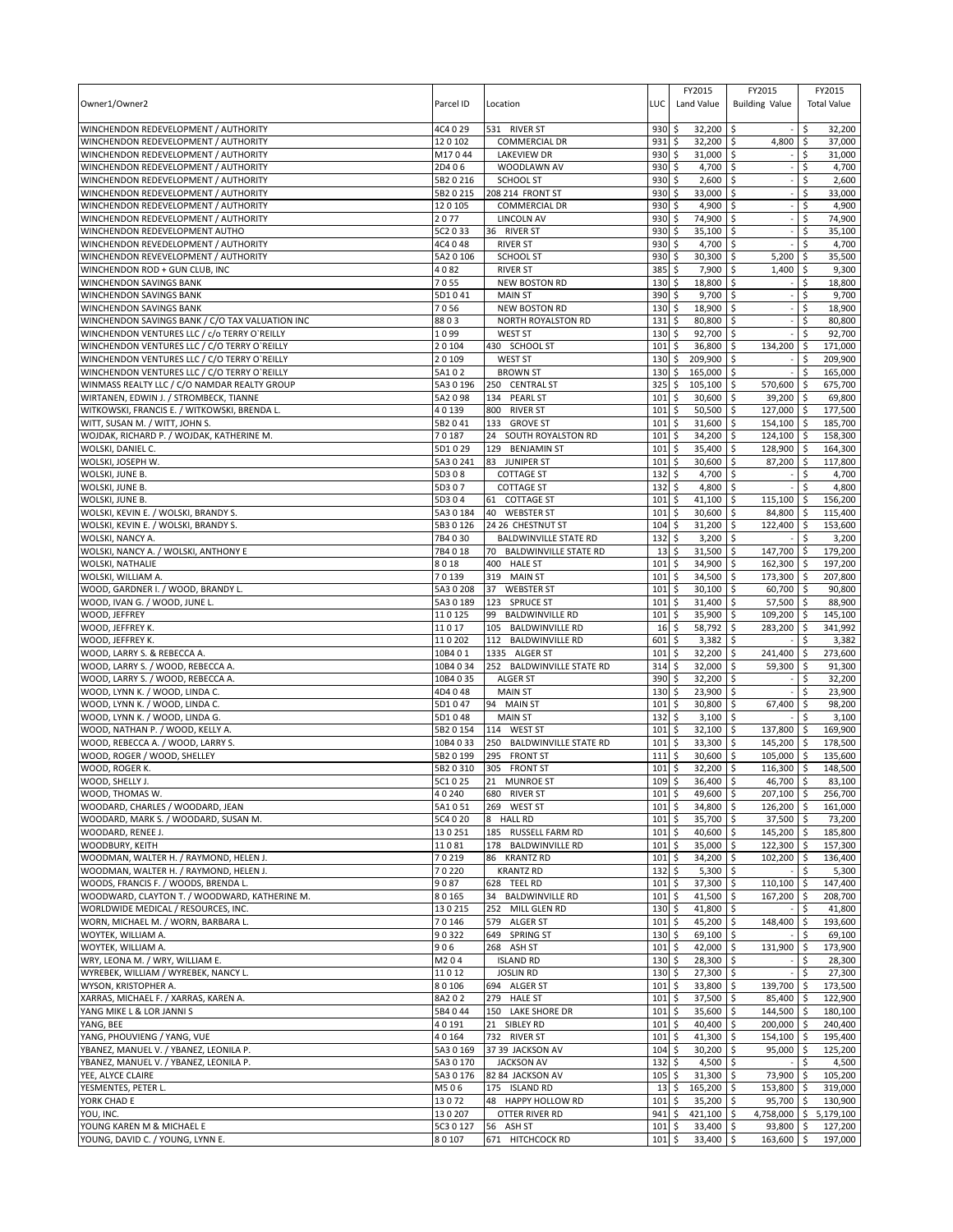| Owner1/Owner2 | Parcel ID | Location | LUC | FY2015 Land Value | FY2015 Building Value | FY2015 Total Value |
|---|---|---|---|---|---|---|
| WINCHENDON REDEVELOPMENT / AUTHORITY | 4C4 0 29 | 531 RIVER ST | 930 | $ 32,200 | $ - | $ 32,200 |
| WINCHENDON REDEVELOPMENT / AUTHORITY | 12 0 102 | COMMERCIAL DR | 931 | $ 32,200 | $ 4,800 | $ 37,000 |
| WINCHENDON REDEVELOPMENT / AUTHORITY | M17 0 44 | LAKEVIEW DR | 930 | $ 31,000 | $ - | $ 31,000 |
| WINCHENDON REDEVELOPMENT / AUTHORITY | 2D4 0 6 | WOODLAWN AV | 930 | $ 4,700 | $ - | $ 4,700 |
| WINCHENDON REDEVELOPMENT / AUTHORITY | 5B2 0 216 | SCHOOL ST | 930 | $ 2,600 | $ - | $ 2,600 |
| WINCHENDON REDEVELOPMENT / AUTHORITY | 5B2 0 215 | 208 214 FRONT ST | 930 | $ 33,000 | $ - | $ 33,000 |
| WINCHENDON REDEVELOPMENT / AUTHORITY | 12 0 105 | COMMERCIAL DR | 930 | $ 4,900 | $ - | $ 4,900 |
| WINCHENDON REDEVELOPMENT / AUTHORITY | 2 0 77 | LINCOLN AV | 930 | $ 74,900 | $ - | $ 74,900 |
| WINCHENDON REDEVELOPMENT AUTHO | 5C2 0 33 | 36 RIVER ST | 930 | $ 35,100 | $ - | $ 35,100 |
| WINCHENDON REVEDELOPMENT / AUTHORITY | 4C4 0 48 | RIVER ST | 930 | $ 4,700 | $ - | $ 4,700 |
| WINCHENDON REVEVELOPMENT / AUTHORITY | 5A2 0 106 | SCHOOL ST | 930 | $ 30,300 | $ 5,200 | $ 35,500 |
| WINCHENDON ROD + GUN CLUB, INC | 4 0 82 | RIVER ST | 385 | $ 7,900 | $ 1,400 | $ 9,300 |
| WINCHENDON SAVINGS BANK | 7 0 55 | NEW BOSTON RD | 130 | $ 18,800 | $ - | $ 18,800 |
| WINCHENDON SAVINGS BANK | 5D1 0 41 | MAIN ST | 390 | $ 9,700 | $ - | $ 9,700 |
| WINCHENDON SAVINGS BANK | 7 0 56 | NEW BOSTON RD | 130 | $ 18,900 | $ - | $ 18,900 |
| WINCHENDON SAVINGS BANK / C/O TAX VALUATION INC | 88 0 3 | NORTH ROYALSTON RD | 131 | $ 80,800 | $ - | $ 80,800 |
| WINCHENDON VENTURES LLC / c/o TERRY O`REILLY | 1 0 99 | WEST ST | 130 | $ 92,700 | $ - | $ 92,700 |
| WINCHENDON VENTURES LLC / C/O TERRY O`REILLY | 2 0 104 | 430 SCHOOL ST | 101 | $ 36,800 | $ 134,200 | $ 171,000 |
| WINCHENDON VENTURES LLC / C/O TERRY O`REILLY | 2 0 109 | WEST ST | 130 | $ 209,900 | $ - | $ 209,900 |
| WINCHENDON VENTURES LLC / C/O TERRY O`REILLY | 5A1 0 2 | BROWN ST | 130 | $ 165,000 | $ - | $ 165,000 |
| WINMASS REALTY LLC / C/O NAMDAR REALTY GROUP | 5A3 0 196 | 250 CENTRAL ST | 325 | $ 105,100 | $ 570,600 | $ 675,700 |
| WIRTANEN, EDWIN J. / STROMBECK, TIANNE | 5A2 0 98 | 134 PEARL ST | 101 | $ 30,600 | $ 39,200 | $ 69,800 |
| WITKOWSKI, FRANCIS E. / WITKOWSKI, BRENDA L. | 4 0 139 | 800 RIVER ST | 101 | $ 50,500 | $ 127,000 | $ 177,500 |
| WITT, SUSAN M. / WITT, JOHN S. | 5B2 0 41 | 133 GROVE ST | 101 | $ 31,600 | $ 154,100 | $ 185,700 |
| WOJDAK, RICHARD P. / WOJDAK, KATHERINE M. | 7 0 187 | 24 SOUTH ROYALSTON RD | 101 | $ 34,200 | $ 124,100 | $ 158,300 |
| WOLSKI, DANIEL C. | 5D1 0 29 | 129 BENJAMIN ST | 101 | $ 35,400 | $ 128,900 | $ 164,300 |
| WOLSKI, JOSEPH W. | 5A3 0 241 | 83 JUNIPER ST | 101 | $ 30,600 | $ 87,200 | $ 117,800 |
| WOLSKI, JUNE B. | 5D3 0 8 | COTTAGE ST | 132 | $ 4,700 | $ - | $ 4,700 |
| WOLSKI, JUNE B. | 5D3 0 7 | COTTAGE ST | 132 | $ 4,800 | $ - | $ 4,800 |
| WOLSKI, JUNE B. | 5D3 0 4 | 61 COTTAGE ST | 101 | $ 41,100 | $ 115,100 | $ 156,200 |
| WOLSKI, KEVIN E. / WOLSKI, BRANDY S. | 5A3 0 184 | 40 WEBSTER ST | 101 | $ 30,600 | $ 84,800 | $ 115,400 |
| WOLSKI, KEVIN E. / WOLSKI, BRANDY S. | 5B3 0 126 | 24 26 CHESTNUT ST | 104 | $ 31,200 | $ 122,400 | $ 153,600 |
| WOLSKI, NANCY A. | 7B4 0 30 | BALDWINVILLE STATE RD | 132 | $ 3,200 | $ - | $ 3,200 |
| WOLSKI, NANCY A. / WOLSKI, ANTHONY E | 7B4 0 18 | 70 BALDWINVILLE STATE RD | 13 | $ 31,500 | $ 147,700 | $ 179,200 |
| WOLSKI, NATHALIE | 8 0 18 | 400 HALE ST | 101 | $ 34,900 | $ 162,300 | $ 197,200 |
| WOLSKI, WILLIAM A. | 7 0 139 | 319 MAIN ST | 101 | $ 34,500 | $ 173,300 | $ 207,800 |
| WOOD, GARDNER I. / WOOD, BRANDY L. | 5A3 0 208 | 37 WEBSTER ST | 101 | $ 30,100 | $ 60,700 | $ 90,800 |
| WOOD, IVAN G. / WOOD, JUNE L. | 5A3 0 189 | 123 SPRUCE ST | 101 | $ 31,400 | $ 57,500 | $ 88,900 |
| WOOD, JEFFREY | 11 0 125 | 99 BALDWINVILLE RD | 101 | $ 35,900 | $ 109,200 | $ 145,100 |
| WOOD, JEFFREY K. | 11 0 17 | 105 BALDWINVILLE RD | 16 | $ 58,792 | $ 283,200 | $ 341,992 |
| WOOD, JEFFREY K. | 11 0 202 | 112 BALDWINVILLE RD | 601 | $ 3,382 | $ - | $ 3,382 |
| WOOD, LARRY S. & REBECCA A. | 10B4 0 1 | 1335 ALGER ST | 101 | $ 32,200 | $ 241,400 | $ 273,600 |
| WOOD, LARRY S. / WOOD, REBECCA A. | 10B4 0 34 | 252 BALDWINVILLE STATE RD | 314 | $ 32,000 | $ 59,300 | $ 91,300 |
| WOOD, LARRY S. / WOOD, REBECCA A. | 10B4 0 35 | ALGER ST | 390 | $ 32,200 | $ - | $ 32,200 |
| WOOD, LYNN K. / WOOD, LINDA C. | 4D4 0 48 | MAIN ST | 130 | $ 23,900 | $ - | $ 23,900 |
| WOOD, LYNN K. / WOOD, LINDA C. | 5D1 0 47 | 94 MAIN ST | 101 | $ 30,800 | $ 67,400 | $ 98,200 |
| WOOD, LYNN K. / WOOD, LINDA G. | 5D1 0 48 | MAIN ST | 132 | $ 3,100 | $ - | $ 3,100 |
| WOOD, NATHAN P. / WOOD, KELLY A. | 5B2 0 154 | 114 WEST ST | 101 | $ 32,100 | $ 137,800 | $ 169,900 |
| WOOD, REBECCA A. / WOOD, LARRY S. | 10B4 0 33 | 250 BALDWINVILLE STATE RD | 101 | $ 33,300 | $ 145,200 | $ 178,500 |
| WOOD, ROGER / WOOD, SHELLEY | 5B2 0 199 | 295 FRONT ST | 111 | $ 30,600 | $ 105,000 | $ 135,600 |
| WOOD, ROGER K. | 5B2 0 310 | 305 FRONT ST | 101 | $ 32,200 | $ 116,300 | $ 148,500 |
| WOOD, SHELLY J. | 5C1 0 25 | 21 MUNROE ST | 109 | $ 36,400 | $ 46,700 | $ 83,100 |
| WOOD, THOMAS W. | 4 0 240 | 680 RIVER ST | 101 | $ 49,600 | $ 207,100 | $ 256,700 |
| WOODARD, CHARLES / WOODARD, JEAN | 5A1 0 51 | 269 WEST ST | 101 | $ 34,800 | $ 126,200 | $ 161,000 |
| WOODARD, MARK S. / WOODARD, SUSAN M. | 5C4 0 20 | 8 HALL RD | 101 | $ 35,700 | $ 37,500 | $ 73,200 |
| WOODARD, RENEE J. | 13 0 251 | 185 RUSSELL FARM RD | 101 | $ 40,600 | $ 145,200 | $ 185,800 |
| WOODBURY, KEITH | 11 0 81 | 178 BALDWINVILLE RD | 101 | $ 35,000 | $ 122,300 | $ 157,300 |
| WOODMAN, WALTER H. / RAYMOND, HELEN J. | 7 0 219 | 86 KRANTZ RD | 101 | $ 34,200 | $ 102,200 | $ 136,400 |
| WOODMAN, WALTER H. / RAYMOND, HELEN J. | 7 0 220 | KRANTZ RD | 132 | $ 5,300 | $ - | $ 5,300 |
| WOODS, FRANCIS F. / WOODS, BRENDA L. | 9 0 87 | 628 TEEL RD | 101 | $ 37,300 | $ 110,100 | $ 147,400 |
| WOODWARD, CLAYTON T. / WOODWARD, KATHERINE M. | 8 0 165 | 34 BALDWINVILLE RD | 101 | $ 41,500 | $ 167,200 | $ 208,700 |
| WORLDWIDE MEDICAL / RESOURCES, INC. | 13 0 215 | 252 MILL GLEN RD | 130 | $ 41,800 | $ - | $ 41,800 |
| WORN, MICHAEL M. / WORN, BARBARA L. | 7 0 146 | 579 ALGER ST | 101 | $ 45,200 | $ 148,400 | $ 193,600 |
| WOYTEK, WILLIAM A. | 9 0 322 | 649 SPRING ST | 130 | $ 69,100 | $ - | $ 69,100 |
| WOYTEK, WILLIAM A. | 9 0 6 | 268 ASH ST | 101 | $ 42,000 | $ 131,900 | $ 173,900 |
| WRY, LEONA M. / WRY, WILLIAM E. | M2 0 4 | ISLAND RD | 130 | $ 28,300 | $ - | $ 28,300 |
| WYREBEK, WILLIAM / WYREBEK, NANCY L. | 11 0 12 | JOSLIN RD | 130 | $ 27,300 | $ - | $ 27,300 |
| WYSON, KRISTOPHER A. | 8 0 106 | 694 ALGER ST | 101 | $ 33,800 | $ 139,700 | $ 173,500 |
| XARRAS, MICHAEL F. / XARRAS, KAREN A. | 8A2 0 2 | 279 HALE ST | 101 | $ 37,500 | $ 85,400 | $ 122,900 |
| YANG MIKE L & LOR JANNI S | 5B4 0 44 | 150 LAKE SHORE DR | 101 | $ 35,600 | $ 144,500 | $ 180,100 |
| YANG, BEE | 4 0 191 | 21 SIBLEY RD | 101 | $ 40,400 | $ 200,000 | $ 240,400 |
| YANG, PHOUVIENG / YANG, VUE | 4 0 164 | 732 RIVER ST | 101 | $ 41,300 | $ 154,100 | $ 195,400 |
| YBANEZ, MANUEL V. / YBANEZ, LEONILA P. | 5A3 0 169 | 37 39 JACKSON AV | 104 | $ 30,200 | $ 95,000 | $ 125,200 |
| YBANEZ, MANUEL V. / YBANEZ, LEONILA P. | 5A3 0 170 | JACKSON AV | 132 | $ 4,500 | $ - | $ 4,500 |
| YEE, ALYCE CLAIRE | 5A3 0 176 | 82 84 JACKSON AV | 105 | $ 31,300 | $ 73,900 | $ 105,200 |
| YESMENTES, PETER L. | M5 0 6 | 175 ISLAND RD | 13 | $ 165,200 | $ 153,800 | $ 319,000 |
| YORK CHAD E | 13 0 72 | 48 HAPPY HOLLOW RD | 101 | $ 35,200 | $ 95,700 | $ 130,900 |
| YOU, INC. | 13 0 207 | OTTER RIVER RD | 941 | $ 421,100 | $ 4,758,000 | $ 5,179,100 |
| YOUNG KAREN M & MICHAEL E | 5C3 0 127 | 56 ASH ST | 101 | $ 33,400 | $ 93,800 | $ 127,200 |
| YOUNG, DAVID C. / YOUNG, LYNN E. | 8 0 107 | 671 HITCHCOCK RD | 101 | $ 33,400 | $ 163,600 | $ 197,000 |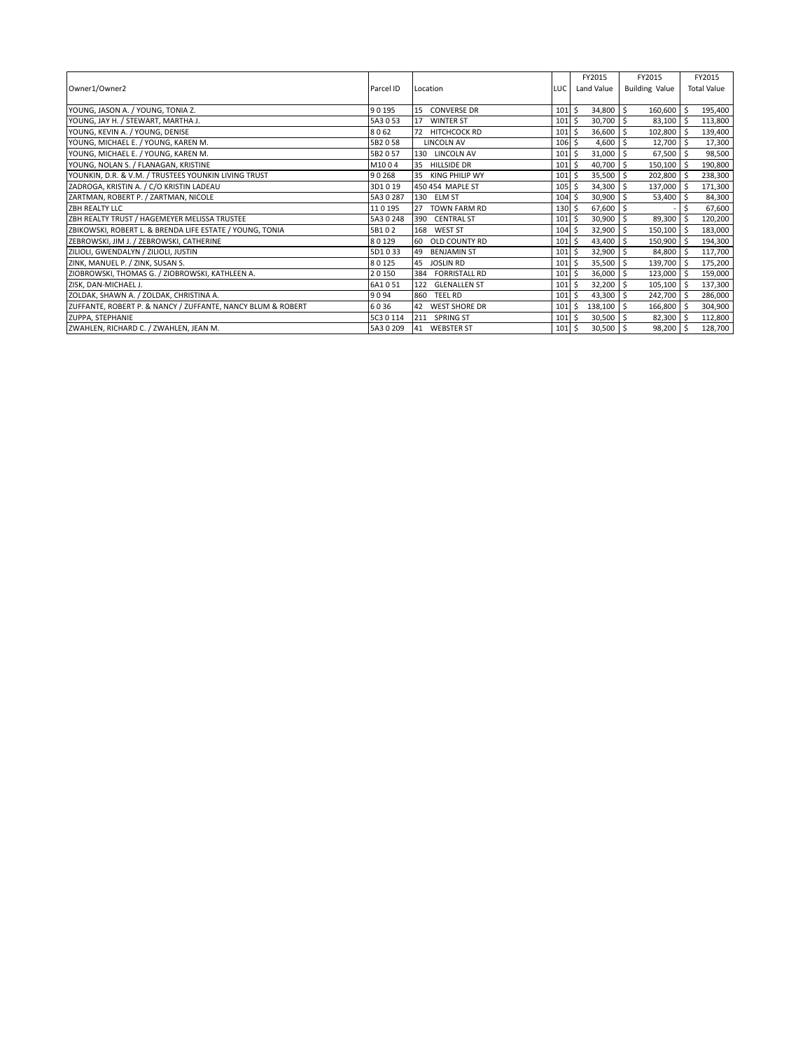| Owner1/Owner2 | Parcel ID | Location | LUC | FY2015 Land Value | FY2015 Building Value | FY2015 Total Value |
|---|---|---|---|---|---|---|
| YOUNG, JASON A. / YOUNG, TONIA Z. | 9 0 195 | 15 CONVERSE DR | 101 | $ 34,800 | $ 160,600 | $ 195,400 |
| YOUNG, JAY H. / STEWART, MARTHA J. | 5A3 0 53 | 17 WINTER ST | 101 | $ 30,700 | $ 83,100 | $ 113,800 |
| YOUNG, KEVIN A. / YOUNG, DENISE | 8 0 62 | 72 HITCHCOCK RD | 101 | $ 36,600 | $ 102,800 | $ 139,400 |
| YOUNG, MICHAEL E. / YOUNG, KAREN M. | 5B2 0 58 | LINCOLN AV | 106 | $ 4,600 | $ 12,700 | $ 17,300 |
| YOUNG, MICHAEL E. / YOUNG, KAREN M. | 5B2 0 57 | 130 LINCOLN AV | 101 | $ 31,000 | $ 67,500 | $ 98,500 |
| YOUNG, NOLAN S. / FLANAGAN, KRISTINE | M10 0 4 | 35 HILLSIDE DR | 101 | $ 40,700 | $ 150,100 | $ 190,800 |
| YOUNKIN, D.R. & V.M. / TRUSTEES YOUNKIN LIVING TRUST | 9 0 268 | 35 KING PHILIP WY | 101 | $ 35,500 | $ 202,800 | $ 238,300 |
| ZADROGA, KRISTIN A. / C/O KRISTIN LADEAU | 3D1 0 19 | 450 454 MAPLE ST | 105 | $ 34,300 | $ 137,000 | $ 171,300 |
| ZARTMAN, ROBERT P. / ZARTMAN, NICOLE | 5A3 0 287 | 130 ELM ST | 104 | $ 30,900 | $ 53,400 | $ 84,300 |
| ZBH REALTY LLC | 11 0 195 | 27 TOWN FARM RD | 130 | $ 67,600 | $ - | $ 67,600 |
| ZBH REALTY TRUST / HAGEMEYER MELISSA TRUSTEE | 5A3 0 248 | 390 CENTRAL ST | 101 | $ 30,900 | $ 89,300 | $ 120,200 |
| ZBIKOWSKI, ROBERT L. & BRENDA LIFE ESTATE / YOUNG, TONIA | 5B1 0 2 | 168 WEST ST | 104 | $ 32,900 | $ 150,100 | $ 183,000 |
| ZEBROWSKI, JIM J. / ZEBROWSKI, CATHERINE | 8 0 129 | 60 OLD COUNTY RD | 101 | $ 43,400 | $ 150,900 | $ 194,300 |
| ZILIOLI, GWENDALYN / ZILIOLI, JUSTIN | 5D1 0 33 | 49 BENJAMIN ST | 101 | $ 32,900 | $ 84,800 | $ 117,700 |
| ZINK, MANUEL P. / ZINK, SUSAN S. | 8 0 125 | 45 JOSLIN RD | 101 | $ 35,500 | $ 139,700 | $ 175,200 |
| ZIOBROWSKI, THOMAS G. / ZIOBROWSKI, KATHLEEN A. | 2 0 150 | 384 FORRISTALL RD | 101 | $ 36,000 | $ 123,000 | $ 159,000 |
| ZISK, DAN-MICHAEL J. | 6A1 0 51 | 122 GLENALLEN ST | 101 | $ 32,200 | $ 105,100 | $ 137,300 |
| ZOLDAK, SHAWN A. / ZOLDAK, CHRISTINA A. | 9 0 94 | 860 TEEL RD | 101 | $ 43,300 | $ 242,700 | $ 286,000 |
| ZUFFANTE, ROBERT P. & NANCY / ZUFFANTE, NANCY BLUM & ROBERT | 6 0 36 | 42 WEST SHORE DR | 101 | $ 138,100 | $ 166,800 | $ 304,900 |
| ZUPPA, STEPHANIE | 5C3 0 114 | 211 SPRING ST | 101 | $ 30,500 | $ 82,300 | $ 112,800 |
| ZWAHLEN, RICHARD C. / ZWAHLEN, JEAN M. | 5A3 0 209 | 41 WEBSTER ST | 101 | $ 30,500 | $ 98,200 | $ 128,700 |